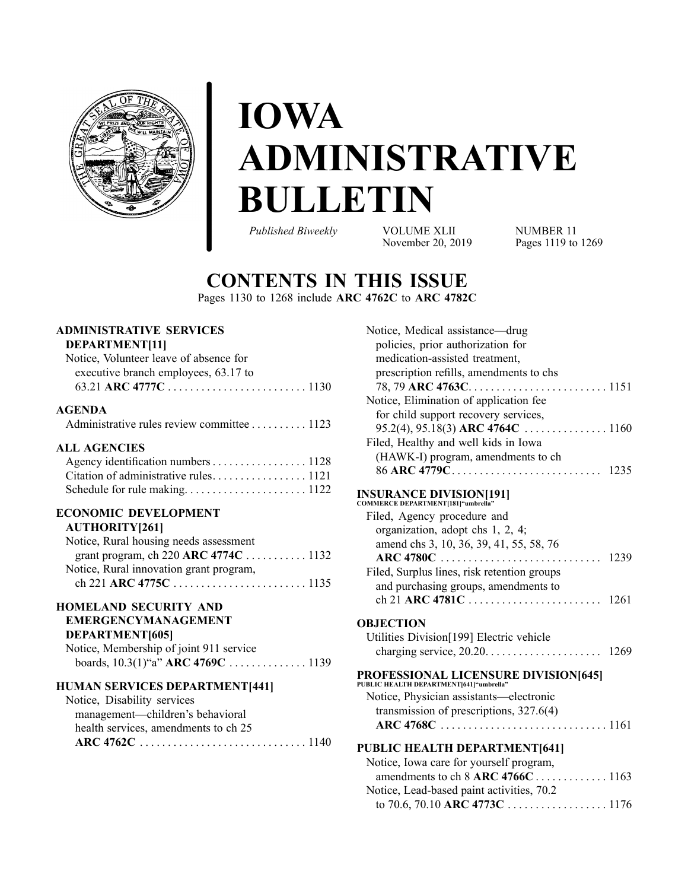# IOWA ADMINISTRATIVE BULLETIN

*Published Biweekly* VOLUME XLII NUMBER 11
November 20, 2019 Pages 1119 to 1269

## CONTENTS IN THIS ISSUE

Pages 1130 to 1268 include **ARC 4762C** to **ARC 4782C**

**ADMINISTRATIVE SERVICES DEPARTMENT[11]**

Notice, Volunteer leave of absence for executive branch employees, 63.17 to 63.21 **ARC 4777C** . . . . . . . . . . . . . . . . . . . . . . . . 1130

**AGENDA**

Administrative rules review committee . . . . . . . . . . 1123

**ALL AGENCIES**

Agency identification numbers . . . . . . . . . . . . . . . . . 1128
Citation of administrative rules. . . . . . . . . . . . . . . . . 1121
Schedule for rule making. . . . . . . . . . . . . . . . . . . . . 1122

**ECONOMIC DEVELOPMENT AUTHORITY[261]**

Notice, Rural housing needs assessment grant program, ch 220 **ARC 4774C** . . . . . . . . . . . 1132
Notice, Rural innovation grant program, ch 221 **ARC 4775C** . . . . . . . . . . . . . . . . . . . . . . . . 1135

**HOMELAND SECURITY AND EMERGENCYMANAGEMENT DEPARTMENT[605]**

Notice, Membership of joint 911 service boards, 10.3(1)"a" **ARC 4769C** . . . . . . . . . . . . . . 1139

**HUMAN SERVICES DEPARTMENT[441]**

Notice, Disability services management—children's behavioral health services, amendments to ch 25 **ARC 4762C** . . . . . . . . . . . . . . . . . . . . . . . . . . . . . . 1140
Notice, Medical assistance—drug policies, prior authorization for medication-assisted treatment, prescription refills, amendments to chs 78, 79 **ARC 4763C**. . . . . . . . . . . . . . . . . . . . . . . . . 1151
Notice, Elimination of application fee for child support recovery services, 95.2(4), 95.18(3) **ARC 4764C** . . . . . . . . . . . . . . . 1160
Filed, Healthy and well kids in Iowa (HAWK-I) program, amendments to ch 86 **ARC 4779C**. . . . . . . . . . . . . . . . . . . . . . . . . . . 1235

**INSURANCE DIVISION[191]**
COMMERCE DEPARTMENT[181]"umbrella"

Filed, Agency procedure and organization, adopt chs 1, 2, 4; amend chs 3, 10, 36, 39, 41, 55, 58, 76 **ARC 4780C** . . . . . . . . . . . . . . . . . . . . . . . . . . . . 1239
Filed, Surplus lines, risk retention groups and purchasing groups, amendments to ch 21 **ARC 4781C** . . . . . . . . . . . . . . . . . . . . . . . . 1261

**OBJECTION**

Utilities Division[199] Electric vehicle charging service, 20.20. . . . . . . . . . . . . . . . . . . . . 1269

**PROFESSIONAL LICENSURE DIVISION[645]**
PUBLIC HEALTH DEPARTMENT[641]"umbrella"

Notice, Physician assistants—electronic transmission of prescriptions, 327.6(4) **ARC 4768C** . . . . . . . . . . . . . . . . . . . . . . . . . . . . . 1161

**PUBLIC HEALTH DEPARTMENT[641]**

Notice, Iowa care for yourself program, amendments to ch 8 **ARC 4766C** . . . . . . . . . . . . . 1163
Notice, Lead-based paint activities, 70.2 to 70.6, 70.10 **ARC 4773C** . . . . . . . . . . . . . . . . . 1176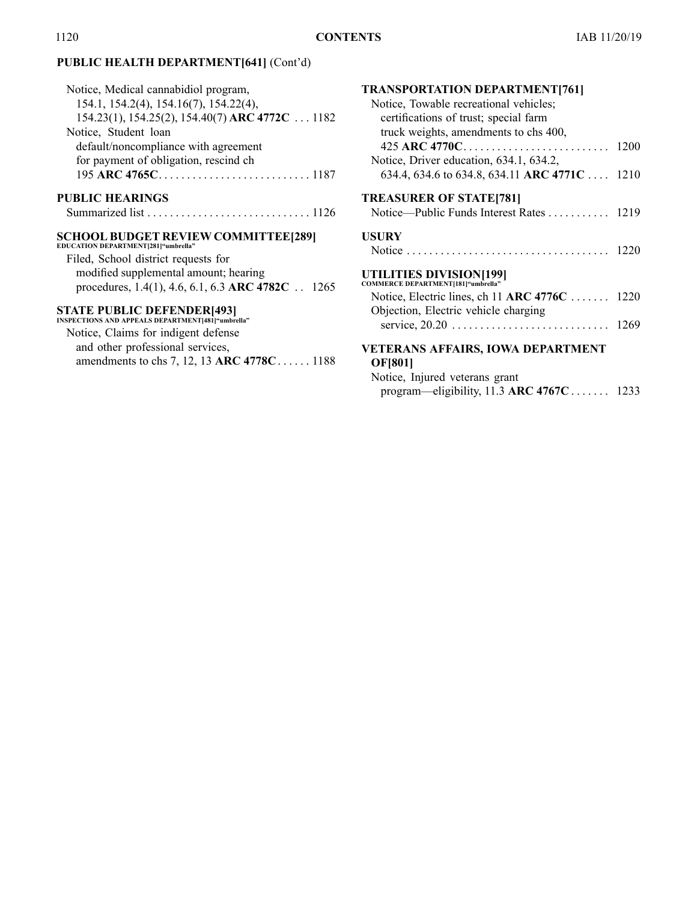**PUBLIC HEALTH DEPARTMENT[641]** (Cont'd)

Notice, Medical cannabidiol program, 154.1, 154.2(4), 154.16(7), 154.22(4), 154.23(1), 154.25(2), 154.40(7) **ARC 4772C** . . . 1182

Notice, Student loan default/noncompliance with agreement for payment of obligation, rescind ch 195 **ARC 4765C** . . . . . . . . . . . . . . . . . . . . . . . . . . . 1187

**PUBLIC HEARINGS**

Summarized list . . . . . . . . . . . . . . . . . . . . . . . . . . . . . 1126

**SCHOOL BUDGET REVIEW COMMITTEE[289]**
EDUCATION DEPARTMENT[281]"umbrella"

Filed, School district requests for modified supplemental amount; hearing procedures, 1.4(1), 4.6, 6.1, 6.3 **ARC 4782C** . . 1265

**STATE PUBLIC DEFENDER[493]**
INSPECTIONS AND APPEALS DEPARTMENT[481]"umbrella"

Notice, Claims for indigent defense and other professional services, amendments to chs 7, 12, 13 **ARC 4778C** . . . . . . 1188

**TRANSPORTATION DEPARTMENT[761]**

Notice, Towable recreational vehicles; certifications of trust; special farm truck weights, amendments to chs 400, 425 **ARC 4770C** . . . . . . . . . . . . . . . . . . . . . . . . . . 1200

Notice, Driver education, 634.1, 634.2, 634.4, 634.6 to 634.8, 634.11 **ARC 4771C** . . . . 1210

**TREASURER OF STATE[781]**

Notice—Public Funds Interest Rates . . . . . . . . . . . 1219

**USURY**

Notice . . . . . . . . . . . . . . . . . . . . . . . . . . . . . . . . . . . . 1220

**UTILITIES DIVISION[199]**
COMMERCE DEPARTMENT[181]"umbrella"

Notice, Electric lines, ch 11 **ARC 4776C** . . . . . . . 1220

Objection, Electric vehicle charging service, 20.20 . . . . . . . . . . . . . . . . . . . . . . . . . . . . 1269

**VETERANS AFFAIRS, IOWA DEPARTMENT OF[801]**

Notice, Injured veterans grant program—eligibility, 11.3 **ARC 4767C** . . . . . . . 1233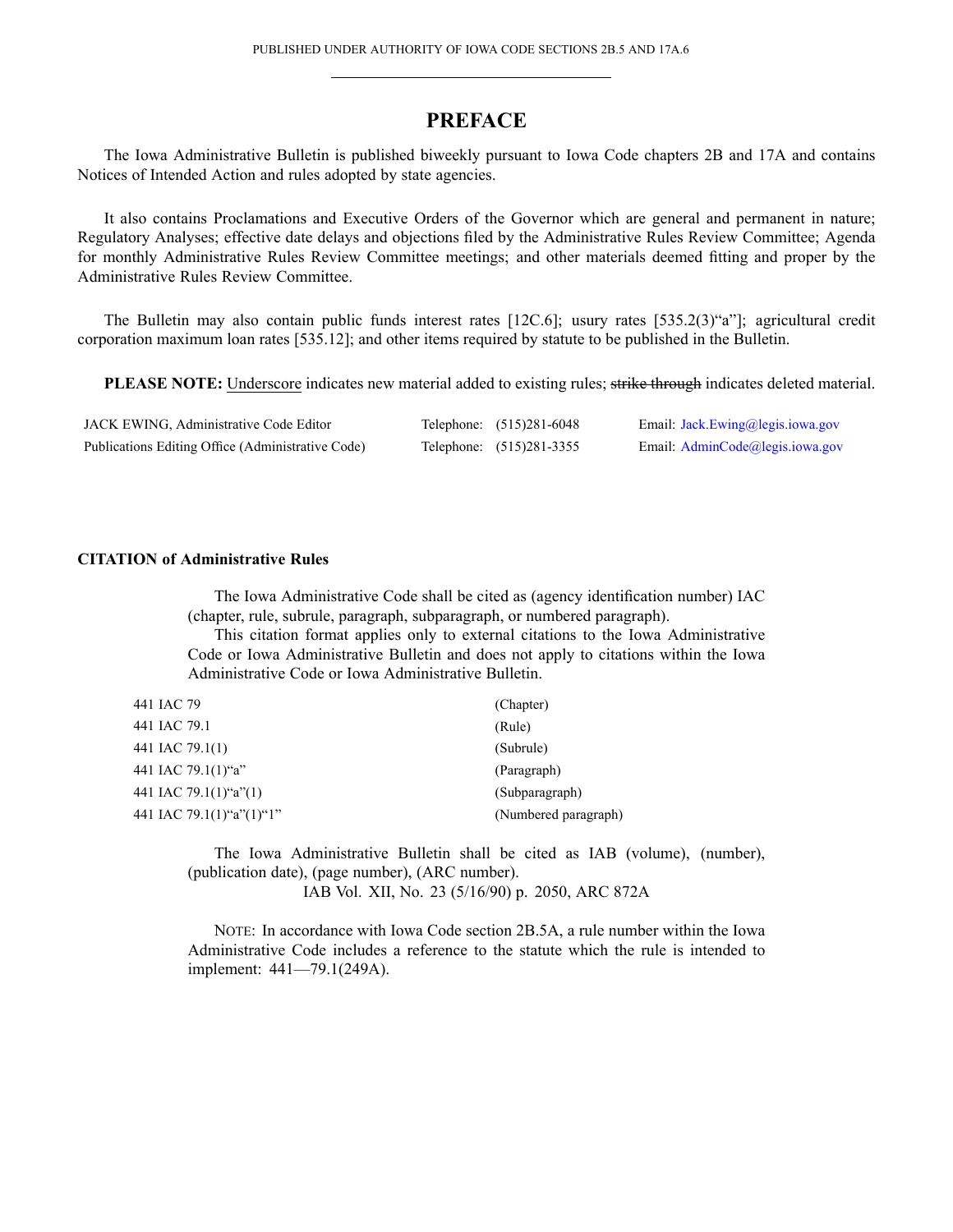PUBLISHED UNDER AUTHORITY OF IOWA CODE SECTIONS 2B.5 AND 17A.6

# PREFACE

The Iowa Administrative Bulletin is published biweekly pursuant to Iowa Code chapters 2B and 17A and contains Notices of Intended Action and rules adopted by state agencies.

It also contains Proclamations and Executive Orders of the Governor which are general and permanent in nature; Regulatory Analyses; effective date delays and objections filed by the Administrative Rules Review Committee; Agenda for monthly Administrative Rules Review Committee meetings; and other materials deemed fitting and proper by the Administrative Rules Review Committee.

The Bulletin may also contain public funds interest rates [12C.6]; usury rates [535.2(3)"a"]; agricultural credit corporation maximum loan rates [535.12]; and other items required by statute to be published in the Bulletin.

**PLEASE NOTE:** <u>Underscore</u> indicates new material added to existing rules; ~~strike through~~ indicates deleted material.

| | | |
|---|---|---|
| JACK EWING, Administrative Code Editor | Telephone: (515)281-6048 | Email: Jack.Ewing@legis.iowa.gov |
| Publications Editing Office (Administrative Code) | Telephone: (515)281-3355 | Email: AdminCode@legis.iowa.gov |

**CITATION of Administrative Rules**

The Iowa Administrative Code shall be cited as (agency identification number) IAC (chapter, rule, subrule, paragraph, subparagraph, or numbered paragraph).

This citation format applies only to external citations to the Iowa Administrative Code or Iowa Administrative Bulletin and does not apply to citations within the Iowa Administrative Code or Iowa Administrative Bulletin.

| | |
|---|---|
| 441 IAC 79 | (Chapter) |
| 441 IAC 79.1 | (Rule) |
| 441 IAC 79.1(1) | (Subrule) |
| 441 IAC 79.1(1)"a" | (Paragraph) |
| 441 IAC 79.1(1)"a"(1) | (Subparagraph) |
| 441 IAC 79.1(1)"a"(1)"1" | (Numbered paragraph) |

The Iowa Administrative Bulletin shall be cited as IAB (volume), (number), (publication date), (page number), (ARC number).

IAB Vol. XII, No. 23 (5/16/90) p. 2050, ARC 872A

NOTE: In accordance with Iowa Code section 2B.5A, a rule number within the Iowa Administrative Code includes a reference to the statute which the rule is intended to implement: 441—79.1(249A).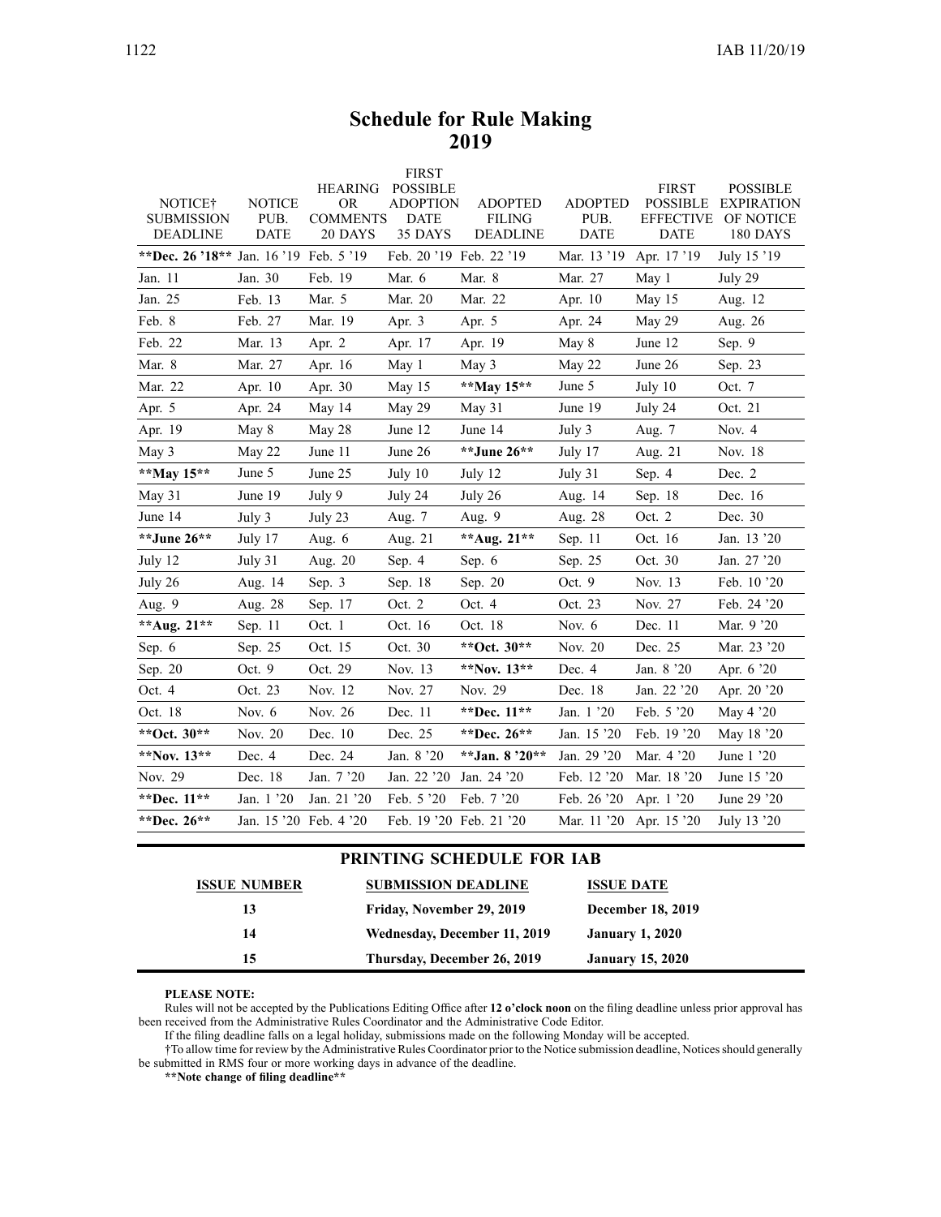# Schedule for Rule Making
## 2019

| NOTICE† SUBMISSION DEADLINE | NOTICE PUB. DATE | HEARING OR COMMENTS 20 DAYS | FIRST POSSIBLE ADOPTION DATE 35 DAYS | ADOPTED FILING DEADLINE | ADOPTED PUB. DATE | FIRST POSSIBLE EFFECTIVE DATE | POSSIBLE EXPIRATION OF NOTICE 180 DAYS |
|---|---|---|---|---|---|---|---|
| **\*\*Dec. 26 '18\*\*** | Jan. 16 '19 | Feb. 5 '19 | Feb. 20 '19 | Feb. 22 '19 | Mar. 13 '19 | Apr. 17 '19 | July 15 '19 |
| Jan. 11 | Jan. 30 | Feb. 19 | Mar. 6 | Mar. 8 | Mar. 27 | May 1 | July 29 |
| Jan. 25 | Feb. 13 | Mar. 5 | Mar. 20 | Mar. 22 | Apr. 10 | May 15 | Aug. 12 |
| Feb. 8 | Feb. 27 | Mar. 19 | Apr. 3 | Apr. 5 | Apr. 24 | May 29 | Aug. 26 |
| Feb. 22 | Mar. 13 | Apr. 2 | Apr. 17 | Apr. 19 | May 8 | June 12 | Sep. 9 |
| Mar. 8 | Mar. 27 | Apr. 16 | May 1 | May 3 | May 22 | June 26 | Sep. 23 |
| Mar. 22 | Apr. 10 | Apr. 30 | May 15 | **\*\*May 15\*\*** | June 5 | July 10 | Oct. 7 |
| Apr. 5 | Apr. 24 | May 14 | May 29 | May 31 | June 19 | July 24 | Oct. 21 |
| Apr. 19 | May 8 | May 28 | June 12 | June 14 | July 3 | Aug. 7 | Nov. 4 |
| May 3 | May 22 | June 11 | June 26 | **\*\*June 26\*\*** | July 17 | Aug. 21 | Nov. 18 |
| **\*\*May 15\*\*** | June 5 | June 25 | July 10 | July 12 | July 31 | Sep. 4 | Dec. 2 |
| May 31 | June 19 | July 9 | July 24 | July 26 | Aug. 14 | Sep. 18 | Dec. 16 |
| June 14 | July 3 | July 23 | Aug. 7 | Aug. 9 | Aug. 28 | Oct. 2 | Dec. 30 |
| **\*\*June 26\*\*** | July 17 | Aug. 6 | Aug. 21 | **\*\*Aug. 21\*\*** | Sep. 11 | Oct. 16 | Jan. 13 '20 |
| July 12 | July 31 | Aug. 20 | Sep. 4 | Sep. 6 | Sep. 25 | Oct. 30 | Jan. 27 '20 |
| July 26 | Aug. 14 | Sep. 3 | Sep. 18 | Sep. 20 | Oct. 9 | Nov. 13 | Feb. 10 '20 |
| Aug. 9 | Aug. 28 | Sep. 17 | Oct. 2 | Oct. 4 | Oct. 23 | Nov. 27 | Feb. 24 '20 |
| **\*\*Aug. 21\*\*** | Sep. 11 | Oct. 1 | Oct. 16 | Oct. 18 | Nov. 6 | Dec. 11 | Mar. 9 '20 |
| Sep. 6 | Sep. 25 | Oct. 15 | Oct. 30 | **\*\*Oct. 30\*\*** | Nov. 20 | Dec. 25 | Mar. 23 '20 |
| Sep. 20 | Oct. 9 | Oct. 29 | Nov. 13 | **\*\*Nov. 13\*\*** | Dec. 4 | Jan. 8 '20 | Apr. 6 '20 |
| Oct. 4 | Oct. 23 | Nov. 12 | Nov. 27 | Nov. 29 | Dec. 18 | Jan. 22 '20 | Apr. 20 '20 |
| Oct. 18 | Nov. 6 | Nov. 26 | Dec. 11 | **\*\*Dec. 11\*\*** | Jan. 1 '20 | Feb. 5 '20 | May 4 '20 |
| **\*\*Oct. 30\*\*** | Nov. 20 | Dec. 10 | Dec. 25 | **\*\*Dec. 26\*\*** | Jan. 15 '20 | Feb. 19 '20 | May 18 '20 |
| **\*\*Nov. 13\*\*** | Dec. 4 | Dec. 24 | Jan. 8 '20 | **\*\*Jan. 8 '20\*\*** | Jan. 29 '20 | Mar. 4 '20 | June 1 '20 |
| Nov. 29 | Dec. 18 | Jan. 7 '20 | Jan. 22 '20 | Jan. 24 '20 | Feb. 12 '20 | Mar. 18 '20 | June 15 '20 |
| **\*\*Dec. 11\*\*** | Jan. 1 '20 | Jan. 21 '20 | Feb. 5 '20 | Feb. 7 '20 | Feb. 26 '20 | Apr. 1 '20 | June 29 '20 |
| **\*\*Dec. 26\*\*** | Jan. 15 '20 | Feb. 4 '20 | Feb. 19 '20 | Feb. 21 '20 | Mar. 11 '20 | Apr. 15 '20 | July 13 '20 |

## PRINTING SCHEDULE FOR IAB

| ISSUE NUMBER | SUBMISSION DEADLINE | ISSUE DATE |
|---|---|---|
| **13** | **Friday, November 29, 2019** | **December 18, 2019** |
| **14** | **Wednesday, December 11, 2019** | **January 1, 2020** |
| **15** | **Thursday, December 26, 2019** | **January 15, 2020** |

**PLEASE NOTE:**

Rules will not be accepted by the Publications Editing Office after **12 o'clock noon** on the filing deadline unless prior approval has been received from the Administrative Rules Coordinator and the Administrative Code Editor.

If the filing deadline falls on a legal holiday, submissions made on the following Monday will be accepted.

†To allow time for review by the Administrative Rules Coordinator prior to the Notice submission deadline, Notices should generally be submitted in RMS four or more working days in advance of the deadline.

**\*\*Note change of filing deadline\*\***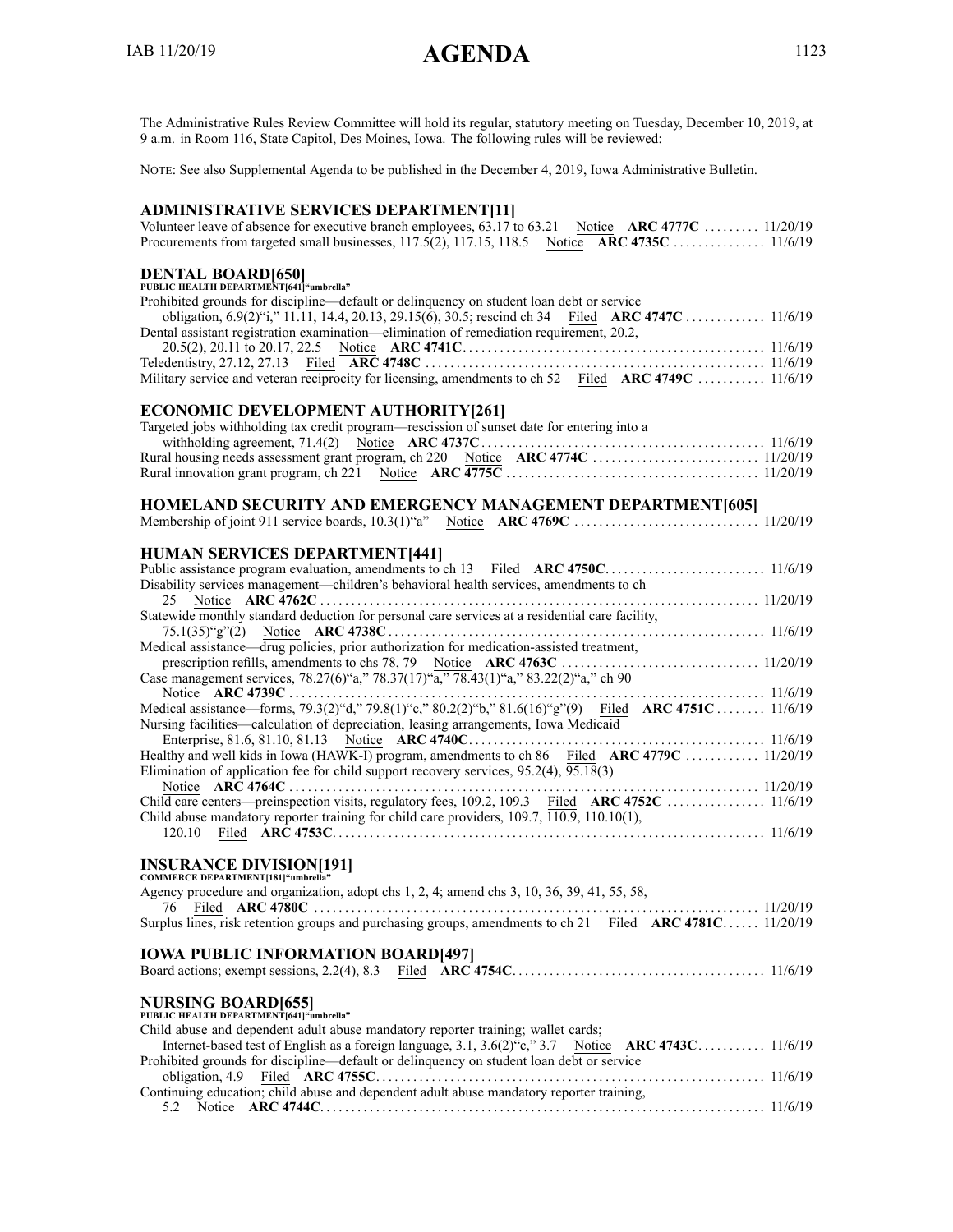# AGENDA

The Administrative Rules Review Committee will hold its regular, statutory meeting on Tuesday, December 10, 2019, at 9 a.m. in Room 116, State Capitol, Des Moines, Iowa. The following rules will be reviewed:

NOTE: See also Supplemental Agenda to be published in the December 4, 2019, Iowa Administrative Bulletin.

## ADMINISTRATIVE SERVICES DEPARTMENT[11]

Volunteer leave of absence for executive branch employees, 63.17 to 63.21 Notice **ARC 4777C** ......... 11/20/19
Procurements from targeted small businesses, 117.5(2), 117.15, 118.5 Notice **ARC 4735C** ............... 11/6/19

## DENTAL BOARD[650]

**PUBLIC HEALTH DEPARTMENT[641]"umbrella"**

Prohibited grounds for discipline—default or delinquency on student loan debt or service obligation, 6.9(2)"i," 11.11, 14.4, 20.13, 29.15(6), 30.5; rescind ch 34 Filed **ARC 4747C** ............. 11/6/19
Dental assistant registration examination—elimination of remediation requirement, 20.2, 20.5(2), 20.11 to 20.17, 22.5 Notice **ARC 4741C** ................................................ 11/6/19
Teledentistry, 27.12, 27.13 Filed **ARC 4748C** ...................................................... 11/6/19
Military service and veteran reciprocity for licensing, amendments to ch 52 Filed **ARC 4749C** ........... 11/6/19

## ECONOMIC DEVELOPMENT AUTHORITY[261]

Targeted jobs withholding tax credit program—rescission of sunset date for entering into a withholding agreement, 71.4(2) Notice **ARC 4737C** ............................................. 11/6/19
Rural housing needs assessment grant program, ch 220 Notice **ARC 4774C** ........................... 11/20/19
Rural innovation grant program, ch 221 Notice **ARC 4775C** ........................................ 11/20/19

## HOMELAND SECURITY AND EMERGENCY MANAGEMENT DEPARTMENT[605]

Membership of joint 911 service boards, 10.3(1)"a" Notice **ARC 4769C** .............................. 11/20/19

## HUMAN SERVICES DEPARTMENT[441]

Public assistance program evaluation, amendments to ch 13 Filed **ARC 4750C**.......................... 11/6/19
Disability services management—children's behavioral health services, amendments to ch 25 Notice **ARC 4762C** ....................................................................... 11/20/19
Statewide monthly standard deduction for personal care services at a residential care facility, 75.1(35)"g"(2) Notice **ARC 4738C** ............................................................. 11/6/19
Medical assistance—drug policies, prior authorization for medication-assisted treatment, prescription refills, amendments to chs 78, 79 Notice **ARC 4763C** ................................ 11/20/19
Case management services, 78.27(6)"a," 78.37(17)"a," 78.43(1)"a," 83.22(2)"a," ch 90 Notice **ARC 4739C** ........................................................................... 11/6/19
Medical assistance—forms, 79.3(2)"d," 79.8(1)"c," 80.2(2)"b," 81.6(16)"g"(9) Filed **ARC 4751C** ........ 11/6/19
Nursing facilities—calculation of depreciation, leasing arrangements, Iowa Medicaid Enterprise, 81.6, 81.10, 81.13 Notice **ARC 4740C**............................................... 11/6/19
Healthy and well kids in Iowa (HAWK-I) program, amendments to ch 86 Filed **ARC 4779C** ............ 11/20/19
Elimination of application fee for child support recovery services, 95.2(4), 95.18(3) Notice **ARC 4764C** ........................................................................... 11/20/19
Child care centers—preinspection visits, regulatory fees, 109.2, 109.3 Filed **ARC 4752C** ................ 11/6/19
Child abuse mandatory reporter training for child care providers, 109.7, 110.9, 110.10(1), 120.10 Filed **ARC 4753C**.................................................................... 11/6/19

## INSURANCE DIVISION[191]

**COMMERCE DEPARTMENT[181]"umbrella"**

Agency procedure and organization, adopt chs 1, 2, 4; amend chs 3, 10, 36, 39, 41, 55, 58, 76 Filed **ARC 4780C** ....................................................................... 11/20/19
Surplus lines, risk retention groups and purchasing groups, amendments to ch 21 Filed **ARC 4781C**...... 11/20/19

## IOWA PUBLIC INFORMATION BOARD[497]

Board actions; exempt sessions, 2.2(4), 8.3 Filed **ARC 4754C**........................................ 11/6/19

## NURSING BOARD[655]

**PUBLIC HEALTH DEPARTMENT[641]"umbrella"**

Child abuse and dependent adult abuse mandatory reporter training; wallet cards; Internet-based test of English as a foreign language, 3.1, 3.6(2)"c," 3.7 Notice **ARC 4743C**........... 11/6/19
Prohibited grounds for discipline—default or delinquency on student loan debt or service obligation, 4.9 Filed **ARC 4755C**.............................................................. 11/6/19
Continuing education; child abuse and dependent adult abuse mandatory reporter training, 5.2 Notice **ARC 4744C**....................................................................... 11/6/19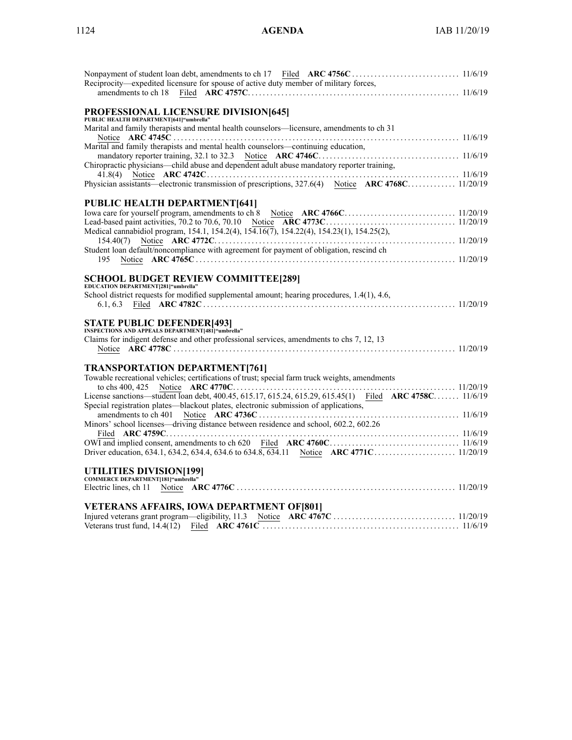Nonpayment of student loan debt, amendments to ch 17 Filed **ARC 4756C** . . . . . . . . . . . . . . . . . . . . . . . . . . . . . 11/6/19
Reciprocity—expedited licensure for spouse of active duty member of military forces, amendments to ch 18 Filed **ARC 4757C**. . . . . . . . . . . . . . . . . . . . . . . . . . . . . . . . . . . . . . . . . . . . . . . . . . . . . . . . 11/6/19

### PROFESSIONAL LICENSURE DIVISION[645]

**PUBLIC HEALTH DEPARTMENT[641]"umbrella"**

Marital and family therapists and mental health counselors—licensure, amendments to ch 31 Notice **ARC 4745C** . . . . . . . . . . . . . . . . . . . . . . . . . . . . . . . . . . . . . . . . . . . . . . . . . . . . . . . . . . . . . . . . . . . . . . . . . . . . 11/6/19
Marital and family therapists and mental health counselors—continuing education, mandatory reporter training, 32.1 to 32.3 Notice **ARC 4746C**. . . . . . . . . . . . . . . . . . . . . . . . . . . . . . . . . . . . . . 11/6/19
Chiropractic physicians—child abuse and dependent adult abuse mandatory reporter training, 41.8(4) Notice **ARC 4742C**. . . . . . . . . . . . . . . . . . . . . . . . . . . . . . . . . . . . . . . . . . . . . . . . . . . . . . . . . . . . . . . . . . . 11/6/19
Physician assistants—electronic transmission of prescriptions, 327.6(4) Notice **ARC 4768C**. . . . . . . . . . . . . 11/20/19

### PUBLIC HEALTH DEPARTMENT[641]

Iowa care for yourself program, amendments to ch 8 Notice **ARC 4766C**. . . . . . . . . . . . . . . . . . . . . . . . . . . . . . 11/20/19
Lead-based paint activities, 70.2 to 70.6, 70.10 Notice **ARC 4773C**. . . . . . . . . . . . . . . . . . . . . . . . . . . . . . . . . . . 11/20/19
Medical cannabidiol program, 154.1, 154.2(4), 154.16(7), 154.22(4), 154.23(1), 154.25(2), 154.40(7) Notice **ARC 4772C**. . . . . . . . . . . . . . . . . . . . . . . . . . . . . . . . . . . . . . . . . . . . . . . . . . . . . . . . . . . . . . . . . 11/20/19
Student loan default/noncompliance with agreement for payment of obligation, rescind ch 195 Notice **ARC 4765C** . . . . . . . . . . . . . . . . . . . . . . . . . . . . . . . . . . . . . . . . . . . . . . . . . . . . . . . . . . . . . . . . . . . . 11/20/19

### SCHOOL BUDGET REVIEW COMMITTEE[289]

**EDUCATION DEPARTMENT[281]"umbrella"**

School district requests for modified supplemental amount; hearing procedures, 1.4(1), 4.6, 6.1, 6.3 Filed **ARC 4782C** . . . . . . . . . . . . . . . . . . . . . . . . . . . . . . . . . . . . . . . . . . . . . . . . . . . . . . . . . . . . . . . . . . 11/20/19

### STATE PUBLIC DEFENDER[493]

**INSPECTIONS AND APPEALS DEPARTMENT[481]"umbrella"**

Claims for indigent defense and other professional services, amendments to chs 7, 12, 13 Notice **ARC 4778C** . . . . . . . . . . . . . . . . . . . . . . . . . . . . . . . . . . . . . . . . . . . . . . . . . . . . . . . . . . . . . . . . . . . . . . . . . . 11/20/19

### TRANSPORTATION DEPARTMENT[761]

Towable recreational vehicles; certifications of trust; special farm truck weights, amendments to chs 400, 425 Notice **ARC 4770C**. . . . . . . . . . . . . . . . . . . . . . . . . . . . . . . . . . . . . . . . . . . . . . . . . . . . . . . . . . . 11/20/19
License sanctions—student loan debt, 400.45, 615.17, 615.24, 615.29, 615.45(1) Filed **ARC 4758C**. . . . . . . 11/6/19
Special registration plates—blackout plates, electronic submission of applications, amendments to ch 401 Notice **ARC 4736C** . . . . . . . . . . . . . . . . . . . . . . . . . . . . . . . . . . . . . . . . . . . . . . . . . . . . . 11/6/19
Minors' school licenses—driving distance between residence and school, 602.2, 602.26 Filed **ARC 4759C**. . . . . . . . . . . . . . . . . . . . . . . . . . . . . . . . . . . . . . . . . . . . . . . . . . . . . . . . . . . . . . . . . . . . . . . . . . . . 11/6/19
OWI and implied consent, amendments to ch 620 Filed **ARC 4760C**. . . . . . . . . . . . . . . . . . . . . . . . . . . . . . . . . . 11/6/19
Driver education, 634.1, 634.2, 634.4, 634.6 to 634.8, 634.11 Notice **ARC 4771C**. . . . . . . . . . . . . . . . . . . . . . 11/20/19

### UTILITIES DIVISION[199]

**COMMERCE DEPARTMENT[181]"umbrella"**

Electric lines, ch 11 Notice **ARC 4776C** . . . . . . . . . . . . . . . . . . . . . . . . . . . . . . . . . . . . . . . . . . . . . . . . . . . . . . . . . 11/20/19

### VETERANS AFFAIRS, IOWA DEPARTMENT OF[801]

Injured veterans grant program—eligibility, 11.3 Notice **ARC 4767C** . . . . . . . . . . . . . . . . . . . . . . . . . . . . . . . . 11/20/19
Veterans trust fund, 14.4(12) Filed **ARC 4761C** . . . . . . . . . . . . . . . . . . . . . . . . . . . . . . . . . . . . . . . . . . . . . . . . . . . . 11/6/19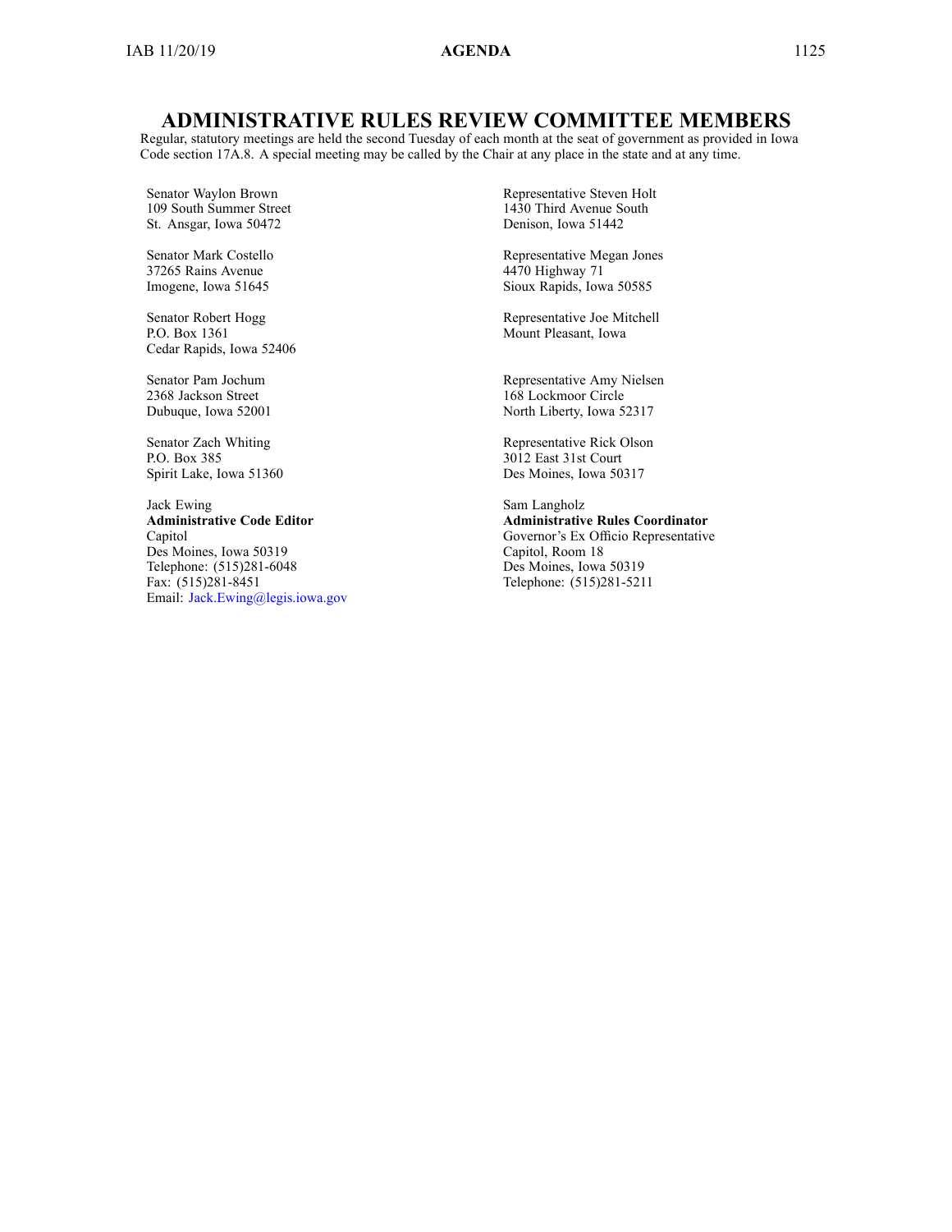# ADMINISTRATIVE RULES REVIEW COMMITTEE MEMBERS

Regular, statutory meetings are held the second Tuesday of each month at the seat of government as provided in Iowa Code section 17A.8. A special meeting may be called by the Chair at any place in the state and at any time.

Senator Waylon Brown
109 South Summer Street
St. Ansgar, Iowa 50472

Senator Mark Costello
37265 Rains Avenue
Imogene, Iowa 51645

Senator Robert Hogg
P.O. Box 1361
Cedar Rapids, Iowa 52406

Senator Pam Jochum
2368 Jackson Street
Dubuque, Iowa 52001

Senator Zach Whiting
P.O. Box 385
Spirit Lake, Iowa 51360

Jack Ewing
**Administrative Code Editor**
Capitol
Des Moines, Iowa 50319
Telephone: (515)281-6048
Fax: (515)281-8451
Email: Jack.Ewing@legis.iowa.gov

Representative Steven Holt
1430 Third Avenue South
Denison, Iowa 51442

Representative Megan Jones
4470 Highway 71
Sioux Rapids, Iowa 50585

Representative Joe Mitchell
Mount Pleasant, Iowa

Representative Amy Nielsen
168 Lockmoor Circle
North Liberty, Iowa 52317

Representative Rick Olson
3012 East 31st Court
Des Moines, Iowa 50317

Sam Langholz
**Administrative Rules Coordinator**
Governor's Ex Officio Representative
Capitol, Room 18
Des Moines, Iowa 50319
Telephone: (515)281-5211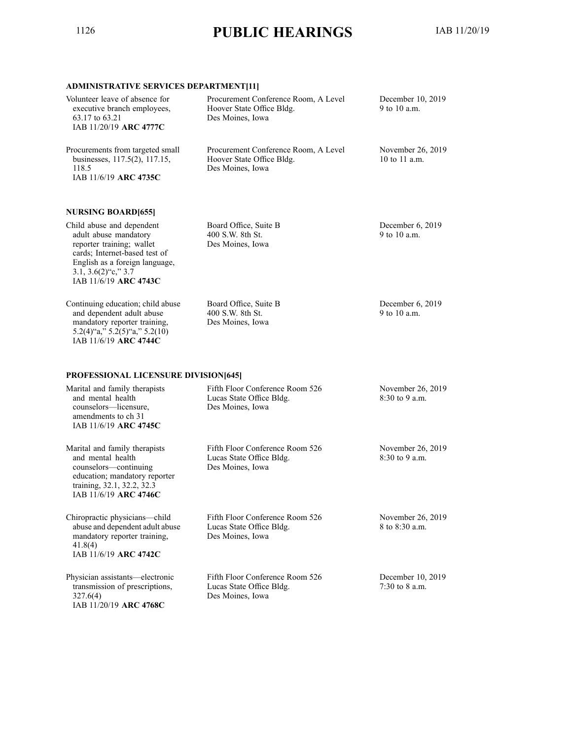# PUBLIC HEARINGS

**ADMINISTRATIVE SERVICES DEPARTMENT[11]**

| | | |
|---|---|---|
| Volunteer leave of absence for executive branch employees, 63.17 to 63.21<br>IAB 11/20/19 **ARC 4777C** | Procurement Conference Room, A Level<br>Hoover State Office Bldg.<br>Des Moines, Iowa | December 10, 2019<br>9 to 10 a.m. |
| Procurements from targeted small businesses, 117.5(2), 117.15, 118.5<br>IAB 11/6/19 **ARC 4735C** | Procurement Conference Room, A Level<br>Hoover State Office Bldg.<br>Des Moines, Iowa | November 26, 2019<br>10 to 11 a.m. |

**NURSING BOARD[655]**

| | | |
|---|---|---|
| Child abuse and dependent adult abuse mandatory reporter training; wallet cards; Internet-based test of English as a foreign language, 3.1, 3.6(2)"c," 3.7<br>IAB 11/6/19 **ARC 4743C** | Board Office, Suite B<br>400 S.W. 8th St.<br>Des Moines, Iowa | December 6, 2019<br>9 to 10 a.m. |
| Continuing education; child abuse and dependent adult abuse mandatory reporter training, 5.2(4)"a," 5.2(5)"a," 5.2(10)<br>IAB 11/6/19 **ARC 4744C** | Board Office, Suite B<br>400 S.W. 8th St.<br>Des Moines, Iowa | December 6, 2019<br>9 to 10 a.m. |

**PROFESSIONAL LICENSURE DIVISION[645]**

| | | |
|---|---|---|
| Marital and family therapists and mental health counselors—licensure, amendments to ch 31<br>IAB 11/6/19 **ARC 4745C** | Fifth Floor Conference Room 526<br>Lucas State Office Bldg.<br>Des Moines, Iowa | November 26, 2019<br>8:30 to 9 a.m. |
| Marital and family therapists and mental health counselors—continuing education; mandatory reporter training, 32.1, 32.2, 32.3<br>IAB 11/6/19 **ARC 4746C** | Fifth Floor Conference Room 526<br>Lucas State Office Bldg.<br>Des Moines, Iowa | November 26, 2019<br>8:30 to 9 a.m. |
| Chiropractic physicians—child abuse and dependent adult abuse mandatory reporter training, 41.8(4)<br>IAB 11/6/19 **ARC 4742C** | Fifth Floor Conference Room 526<br>Lucas State Office Bldg.<br>Des Moines, Iowa | November 26, 2019<br>8 to 8:30 a.m. |
| Physician assistants—electronic transmission of prescriptions, 327.6(4)<br>IAB 11/20/19 **ARC 4768C** | Fifth Floor Conference Room 526<br>Lucas State Office Bldg.<br>Des Moines, Iowa | December 10, 2019<br>7:30 to 8 a.m. |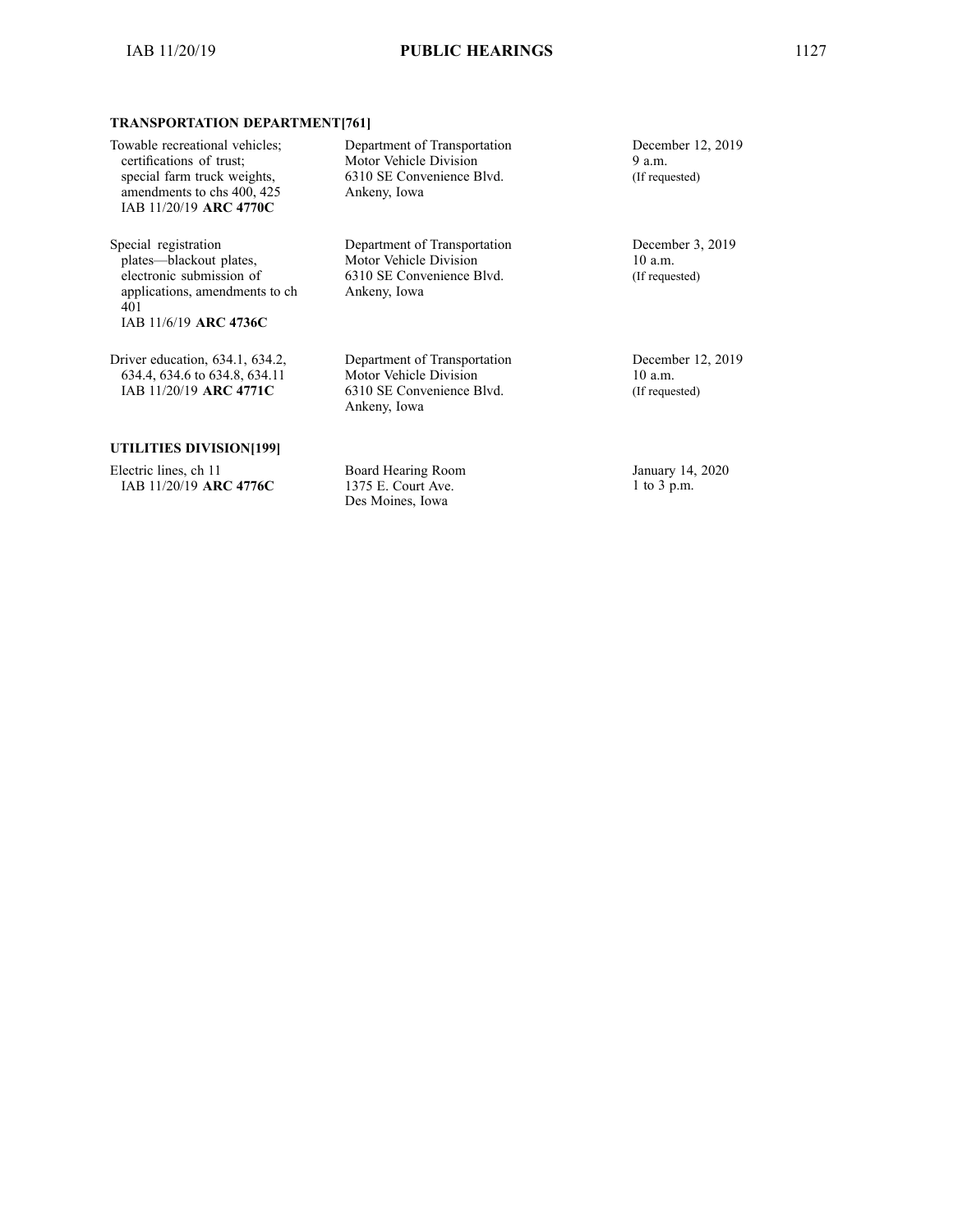### TRANSPORTATION DEPARTMENT[761]

| | | |
|---|---|---|
| Towable recreational vehicles; certifications of trust; special farm truck weights, amendments to chs 400, 425<br>IAB 11/20/19 **ARC 4770C** | Department of Transportation<br>Motor Vehicle Division<br>6310 SE Convenience Blvd.<br>Ankeny, Iowa | December 12, 2019<br>9 a.m.<br>(If requested) |
| Special registration plates—blackout plates, electronic submission of applications, amendments to ch 401<br>IAB 11/6/19 **ARC 4736C** | Department of Transportation<br>Motor Vehicle Division<br>6310 SE Convenience Blvd.<br>Ankeny, Iowa | December 3, 2019<br>10 a.m.<br>(If requested) |
| Driver education, 634.1, 634.2, 634.4, 634.6 to 634.8, 634.11<br>IAB 11/20/19 **ARC 4771C** | Department of Transportation<br>Motor Vehicle Division<br>6310 SE Convenience Blvd.<br>Ankeny, Iowa | December 12, 2019<br>10 a.m.<br>(If requested) |

### UTILITIES DIVISION[199]

| | | |
|---|---|---|
| Electric lines, ch 11<br>IAB 11/20/19 **ARC 4776C** | Board Hearing Room<br>1375 E. Court Ave.<br>Des Moines, Iowa | January 14, 2020<br>1 to 3 p.m. |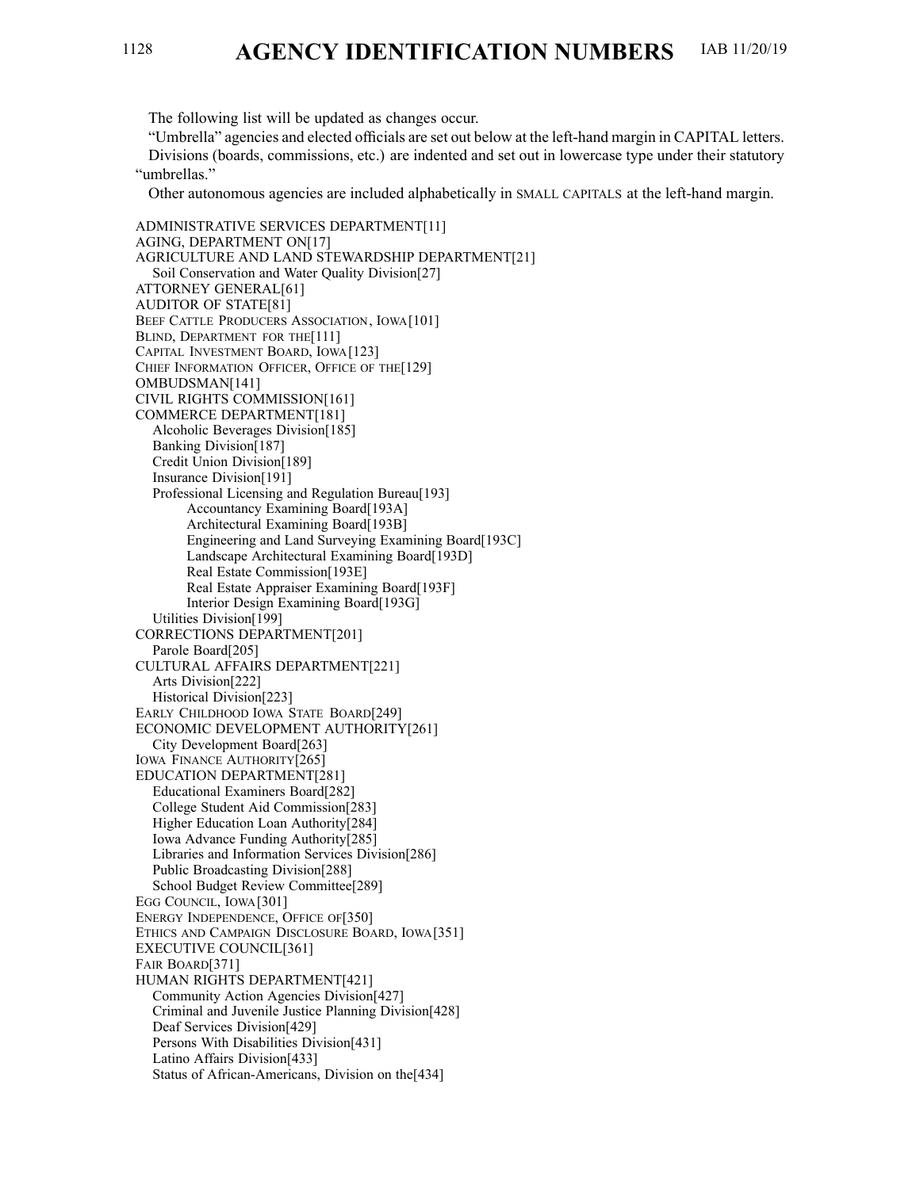# AGENCY IDENTIFICATION NUMBERS

The following list will be updated as changes occur.

"Umbrella" agencies and elected officials are set out below at the left-hand margin in CAPITAL letters.

Divisions (boards, commissions, etc.) are indented and set out in lowercase type under their statutory "umbrellas."

Other autonomous agencies are included alphabetically in SMALL CAPITALS at the left-hand margin.

ADMINISTRATIVE SERVICES DEPARTMENT[11]
AGING, DEPARTMENT ON[17]
AGRICULTURE AND LAND STEWARDSHIP DEPARTMENT[21]
 Soil Conservation and Water Quality Division[27]
ATTORNEY GENERAL[61]
AUDITOR OF STATE[81]
BEEF CATTLE PRODUCERS ASSOCIATION, IOWA[101]
BLIND, DEPARTMENT FOR THE[111]
CAPITAL INVESTMENT BOARD, IOWA[123]
CHIEF INFORMATION OFFICER, OFFICE OF THE[129]
OMBUDSMAN[141]
CIVIL RIGHTS COMMISSION[161]
COMMERCE DEPARTMENT[181]
 Alcoholic Beverages Division[185]
 Banking Division[187]
 Credit Union Division[189]
 Insurance Division[191]
 Professional Licensing and Regulation Bureau[193]
  Accountancy Examining Board[193A]
  Architectural Examining Board[193B]
  Engineering and Land Surveying Examining Board[193C]
  Landscape Architectural Examining Board[193D]
  Real Estate Commission[193E]
  Real Estate Appraiser Examining Board[193F]
  Interior Design Examining Board[193G]
 Utilities Division[199]
CORRECTIONS DEPARTMENT[201]
 Parole Board[205]
CULTURAL AFFAIRS DEPARTMENT[221]
 Arts Division[222]
 Historical Division[223]
EARLY CHILDHOOD IOWA STATE BOARD[249]
ECONOMIC DEVELOPMENT AUTHORITY[261]
 City Development Board[263]
IOWA FINANCE AUTHORITY[265]
EDUCATION DEPARTMENT[281]
 Educational Examiners Board[282]
 College Student Aid Commission[283]
 Higher Education Loan Authority[284]
 Iowa Advance Funding Authority[285]
 Libraries and Information Services Division[286]
 Public Broadcasting Division[288]
 School Budget Review Committee[289]
EGG COUNCIL, IOWA[301]
ENERGY INDEPENDENCE, OFFICE OF[350]
ETHICS AND CAMPAIGN DISCLOSURE BOARD, IOWA[351]
EXECUTIVE COUNCIL[361]
FAIR BOARD[371]
HUMAN RIGHTS DEPARTMENT[421]
 Community Action Agencies Division[427]
 Criminal and Juvenile Justice Planning Division[428]
 Deaf Services Division[429]
 Persons With Disabilities Division[431]
 Latino Affairs Division[433]
 Status of African-Americans, Division on the[434]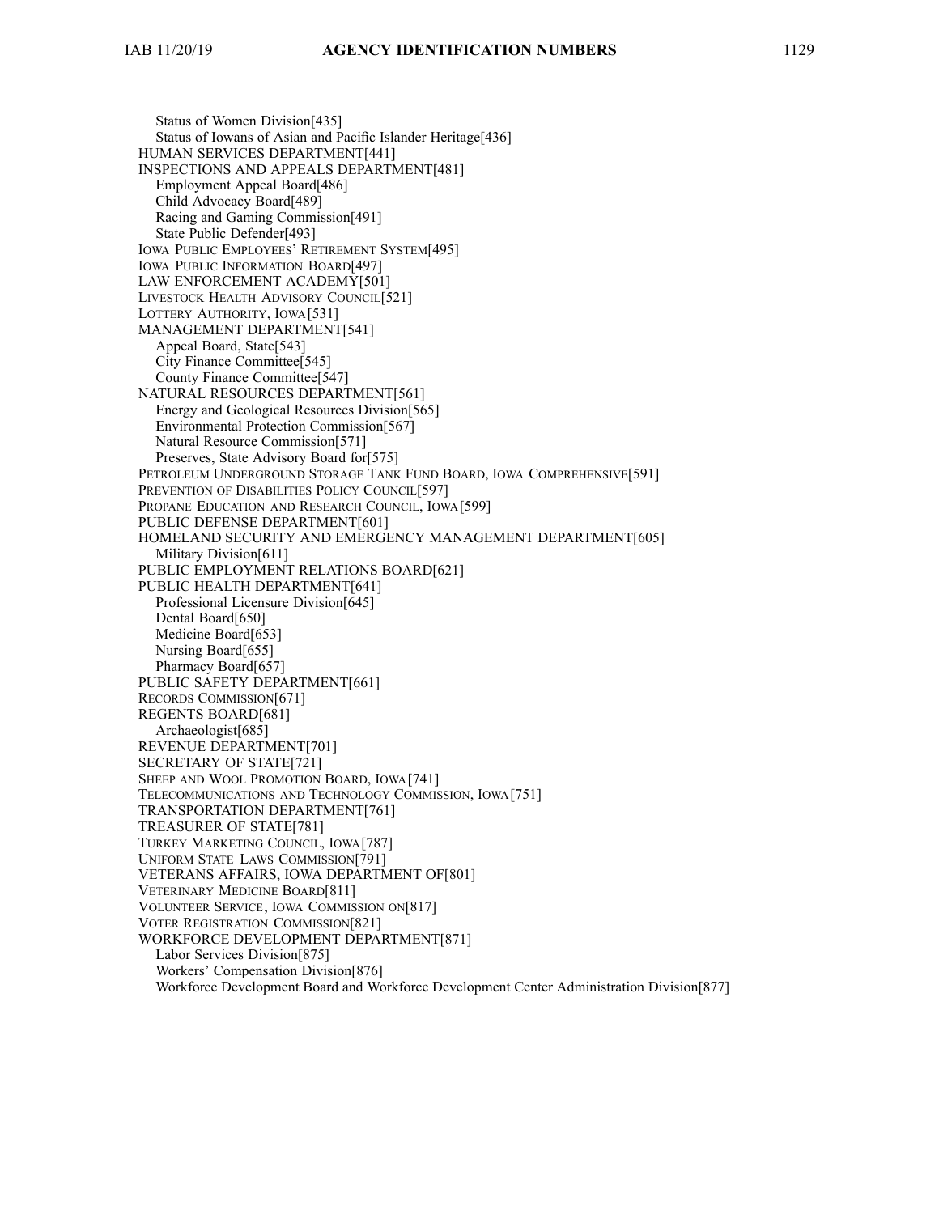Status of Women Division[435]
Status of Iowans of Asian and Pacific Islander Heritage[436]
HUMAN SERVICES DEPARTMENT[441]
INSPECTIONS AND APPEALS DEPARTMENT[481]
Employment Appeal Board[486]
Child Advocacy Board[489]
Racing and Gaming Commission[491]
State Public Defender[493]
IOWA PUBLIC EMPLOYEES' RETIREMENT SYSTEM[495]
IOWA PUBLIC INFORMATION BOARD[497]
LAW ENFORCEMENT ACADEMY[501]
LIVESTOCK HEALTH ADVISORY COUNCIL[521]
LOTTERY AUTHORITY, IOWA[531]
MANAGEMENT DEPARTMENT[541]
Appeal Board, State[543]
City Finance Committee[545]
County Finance Committee[547]
NATURAL RESOURCES DEPARTMENT[561]
Energy and Geological Resources Division[565]
Environmental Protection Commission[567]
Natural Resource Commission[571]
Preserves, State Advisory Board for[575]
PETROLEUM UNDERGROUND STORAGE TANK FUND BOARD, IOWA COMPREHENSIVE[591]
PREVENTION OF DISABILITIES POLICY COUNCIL[597]
PROPANE EDUCATION AND RESEARCH COUNCIL, IOWA[599]
PUBLIC DEFENSE DEPARTMENT[601]
HOMELAND SECURITY AND EMERGENCY MANAGEMENT DEPARTMENT[605]
Military Division[611]
PUBLIC EMPLOYMENT RELATIONS BOARD[621]
PUBLIC HEALTH DEPARTMENT[641]
Professional Licensure Division[645]
Dental Board[650]
Medicine Board[653]
Nursing Board[655]
Pharmacy Board[657]
PUBLIC SAFETY DEPARTMENT[661]
RECORDS COMMISSION[671]
REGENTS BOARD[681]
Archaeologist[685]
REVENUE DEPARTMENT[701]
SECRETARY OF STATE[721]
SHEEP AND WOOL PROMOTION BOARD, IOWA[741]
TELECOMMUNICATIONS AND TECHNOLOGY COMMISSION, IOWA[751]
TRANSPORTATION DEPARTMENT[761]
TREASURER OF STATE[781]
TURKEY MARKETING COUNCIL, IOWA[787]
UNIFORM STATE LAWS COMMISSION[791]
VETERANS AFFAIRS, IOWA DEPARTMENT OF[801]
VETERINARY MEDICINE BOARD[811]
VOLUNTEER SERVICE, IOWA COMMISSION ON[817]
VOTER REGISTRATION COMMISSION[821]
WORKFORCE DEVELOPMENT DEPARTMENT[871]
Labor Services Division[875]
Workers' Compensation Division[876]
Workforce Development Board and Workforce Development Center Administration Division[877]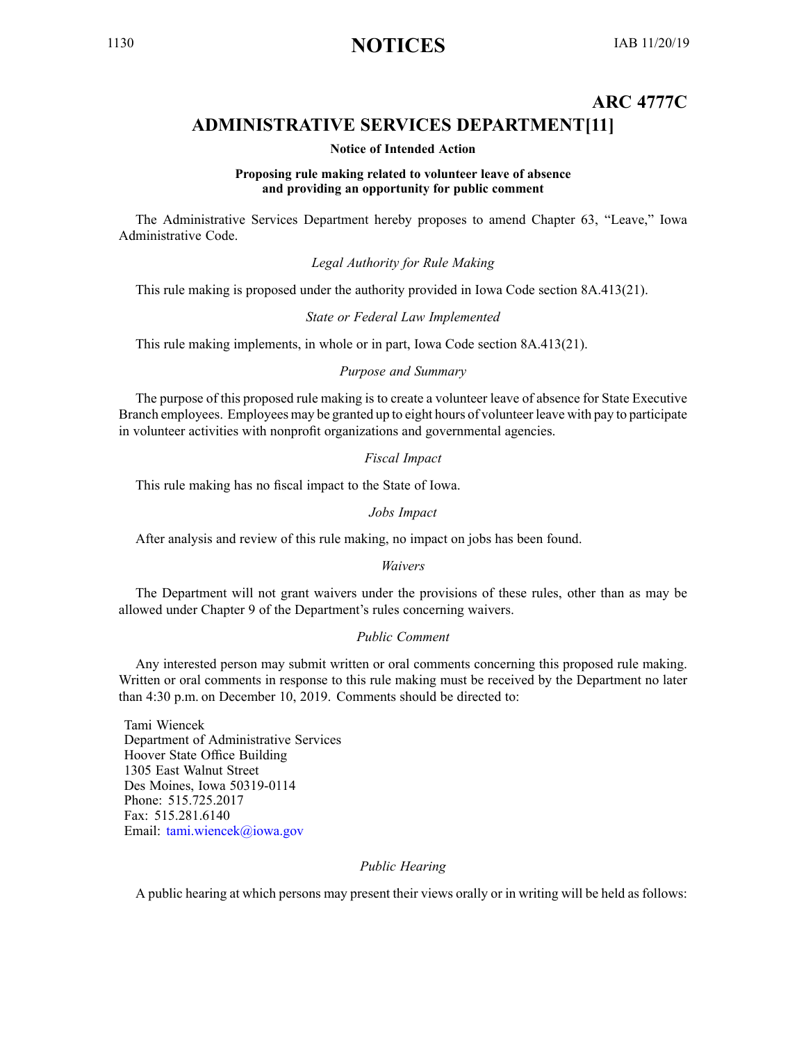# ARC 4777C

## ADMINISTRATIVE SERVICES DEPARTMENT[11]

**Notice of Intended Action**

**Proposing rule making related to volunteer leave of absence and providing an opportunity for public comment**

The Administrative Services Department hereby proposes to amend Chapter 63, "Leave," Iowa Administrative Code.

*Legal Authority for Rule Making*

This rule making is proposed under the authority provided in Iowa Code section 8A.413(21).

*State or Federal Law Implemented*

This rule making implements, in whole or in part, Iowa Code section 8A.413(21).

*Purpose and Summary*

The purpose of this proposed rule making is to create a volunteer leave of absence for State Executive Branch employees. Employees may be granted up to eight hours of volunteer leave with pay to participate in volunteer activities with nonprofit organizations and governmental agencies.

*Fiscal Impact*

This rule making has no fiscal impact to the State of Iowa.

*Jobs Impact*

After analysis and review of this rule making, no impact on jobs has been found.

*Waivers*

The Department will not grant waivers under the provisions of these rules, other than as may be allowed under Chapter 9 of the Department's rules concerning waivers.

*Public Comment*

Any interested person may submit written or oral comments concerning this proposed rule making. Written or oral comments in response to this rule making must be received by the Department no later than 4:30 p.m. on December 10, 2019. Comments should be directed to:

Tami Wiencek
Department of Administrative Services
Hoover State Office Building
1305 East Walnut Street
Des Moines, Iowa 50319-0114
Phone: 515.725.2017
Fax: 515.281.6140
Email: tami.wiencek@iowa.gov

*Public Hearing*

A public hearing at which persons may present their views orally or in writing will be held as follows: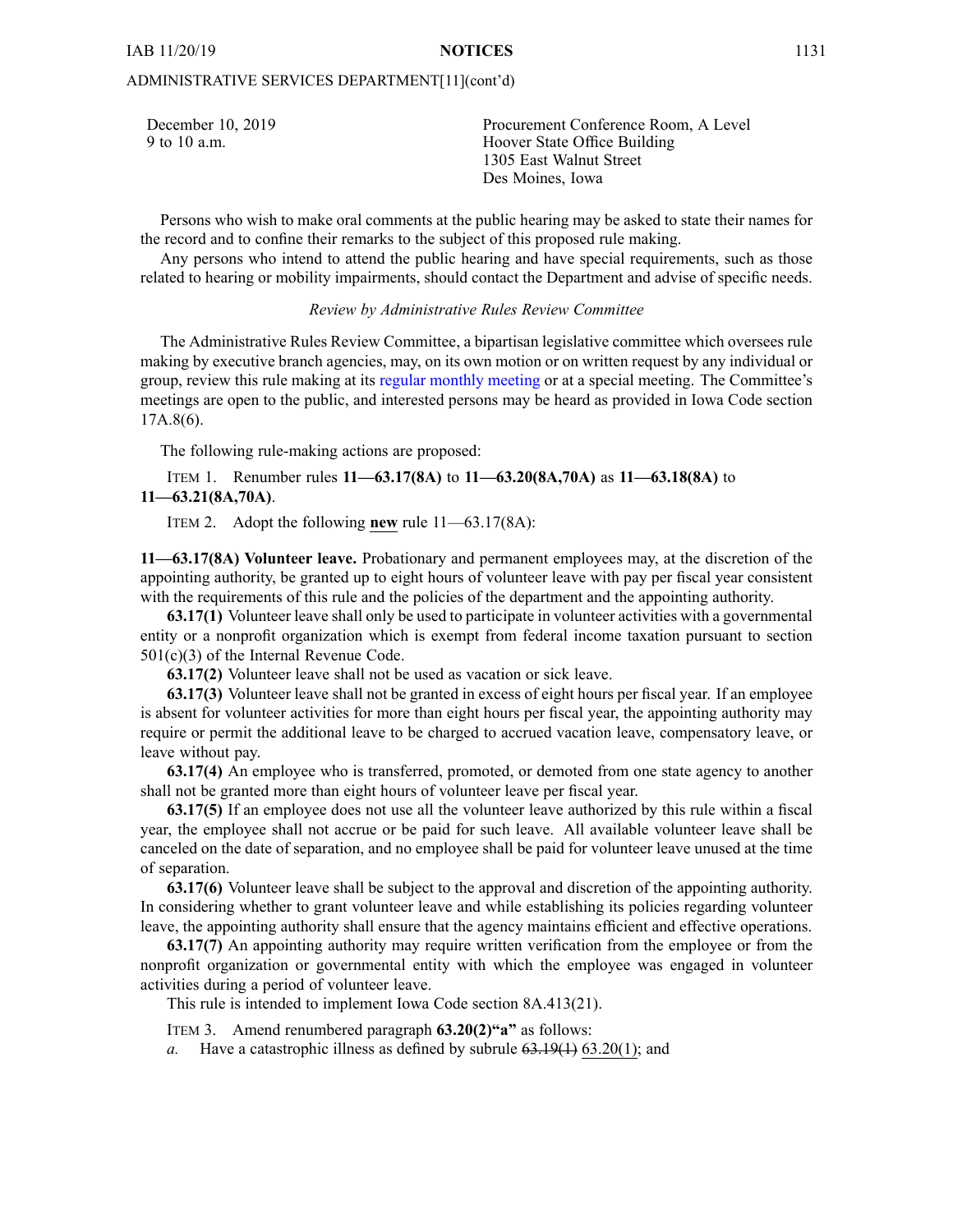ADMINISTRATIVE SERVICES DEPARTMENT[11](cont'd)

| | |
|---|---|
| December 10, 2019<br>9 to 10 a.m. | Procurement Conference Room, A Level<br>Hoover State Office Building<br>1305 East Walnut Street<br>Des Moines, Iowa |

Persons who wish to make oral comments at the public hearing may be asked to state their names for the record and to confine their remarks to the subject of this proposed rule making.

Any persons who intend to attend the public hearing and have special requirements, such as those related to hearing or mobility impairments, should contact the Department and advise of specific needs.

*Review by Administrative Rules Review Committee*

The Administrative Rules Review Committee, a bipartisan legislative committee which oversees rule making by executive branch agencies, may, on its own motion or on written request by any individual or group, review this rule making at its regular monthly meeting or at a special meeting. The Committee's meetings are open to the public, and interested persons may be heard as provided in Iowa Code section 17A.8(6).

The following rule-making actions are proposed:

ITEM 1. Renumber rules **11—63.17(8A)** to **11—63.20(8A,70A)** as **11—63.18(8A)** to **11—63.21(8A,70A)**.

ITEM 2. Adopt the following **new** rule 11—63.17(8A):

**11—63.17(8A) Volunteer leave.** Probationary and permanent employees may, at the discretion of the appointing authority, be granted up to eight hours of volunteer leave with pay per fiscal year consistent with the requirements of this rule and the policies of the department and the appointing authority.

**63.17(1)** Volunteer leave shall only be used to participate in volunteer activities with a governmental entity or a nonprofit organization which is exempt from federal income taxation pursuant to section 501(c)(3) of the Internal Revenue Code.

**63.17(2)** Volunteer leave shall not be used as vacation or sick leave.

**63.17(3)** Volunteer leave shall not be granted in excess of eight hours per fiscal year. If an employee is absent for volunteer activities for more than eight hours per fiscal year, the appointing authority may require or permit the additional leave to be charged to accrued vacation leave, compensatory leave, or leave without pay.

**63.17(4)** An employee who is transferred, promoted, or demoted from one state agency to another shall not be granted more than eight hours of volunteer leave per fiscal year.

**63.17(5)** If an employee does not use all the volunteer leave authorized by this rule within a fiscal year, the employee shall not accrue or be paid for such leave. All available volunteer leave shall be canceled on the date of separation, and no employee shall be paid for volunteer leave unused at the time of separation.

**63.17(6)** Volunteer leave shall be subject to the approval and discretion of the appointing authority. In considering whether to grant volunteer leave and while establishing its policies regarding volunteer leave, the appointing authority shall ensure that the agency maintains efficient and effective operations.

**63.17(7)** An appointing authority may require written verification from the employee or from the nonprofit organization or governmental entity with which the employee was engaged in volunteer activities during a period of volunteer leave.

This rule is intended to implement Iowa Code section 8A.413(21).

ITEM 3. Amend renumbered paragraph **63.20(2)"a"** as follows:

*a.* Have a catastrophic illness as defined by subrule ~~63.19(1)~~ 63.20(1); and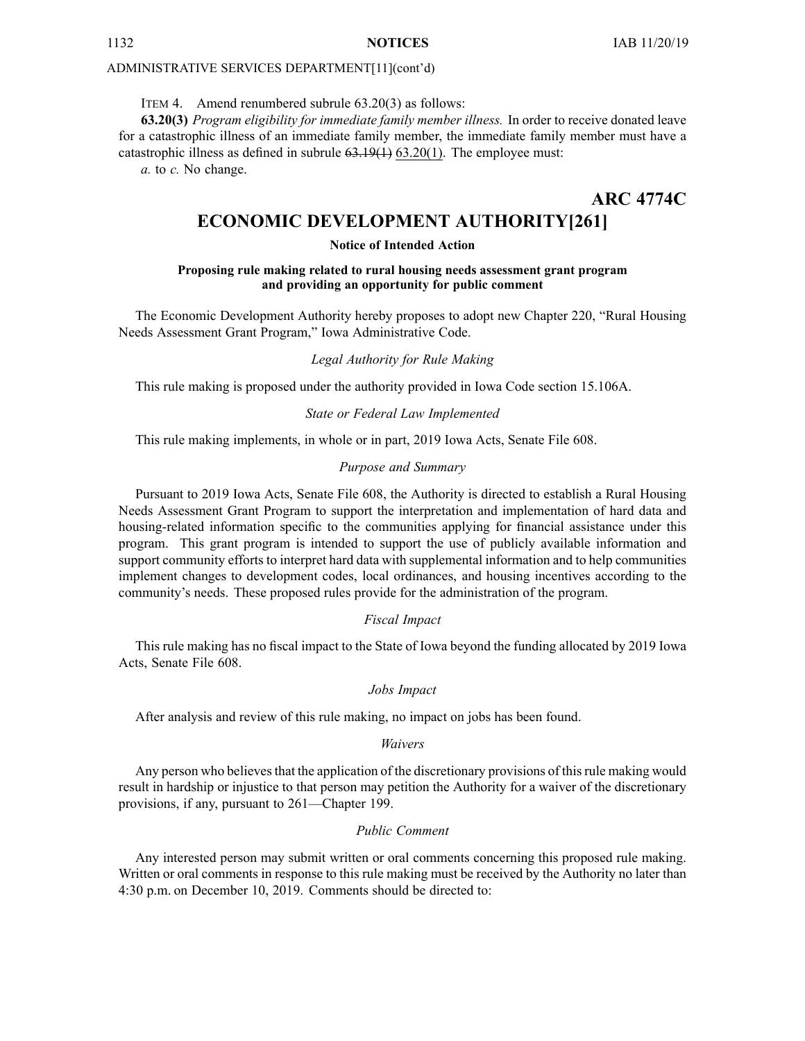ADMINISTRATIVE SERVICES DEPARTMENT[11](cont'd)

ITEM 4. Amend renumbered subrule 63.20(3) as follows:

**63.20(3)** *Program eligibility for immediate family member illness.* In order to receive donated leave for a catastrophic illness of an immediate family member, the immediate family member must have a catastrophic illness as defined in subrule ~~63.19(1)~~ 63.20(1). The employee must:

*a.* to *c.* No change.

**ARC 4774C**

# ECONOMIC DEVELOPMENT AUTHORITY[261]

**Notice of Intended Action**

**Proposing rule making related to rural housing needs assessment grant program and providing an opportunity for public comment**

The Economic Development Authority hereby proposes to adopt new Chapter 220, "Rural Housing Needs Assessment Grant Program," Iowa Administrative Code.

*Legal Authority for Rule Making*

This rule making is proposed under the authority provided in Iowa Code section 15.106A.

*State or Federal Law Implemented*

This rule making implements, in whole or in part, 2019 Iowa Acts, Senate File 608.

*Purpose and Summary*

Pursuant to 2019 Iowa Acts, Senate File 608, the Authority is directed to establish a Rural Housing Needs Assessment Grant Program to support the interpretation and implementation of hard data and housing-related information specific to the communities applying for financial assistance under this program. This grant program is intended to support the use of publicly available information and support community efforts to interpret hard data with supplemental information and to help communities implement changes to development codes, local ordinances, and housing incentives according to the community's needs. These proposed rules provide for the administration of the program.

*Fiscal Impact*

This rule making has no fiscal impact to the State of Iowa beyond the funding allocated by 2019 Iowa Acts, Senate File 608.

*Jobs Impact*

After analysis and review of this rule making, no impact on jobs has been found.

*Waivers*

Any person who believes that the application of the discretionary provisions of this rule making would result in hardship or injustice to that person may petition the Authority for a waiver of the discretionary provisions, if any, pursuant to 261—Chapter 199.

*Public Comment*

Any interested person may submit written or oral comments concerning this proposed rule making. Written or oral comments in response to this rule making must be received by the Authority no later than 4:30 p.m. on December 10, 2019. Comments should be directed to: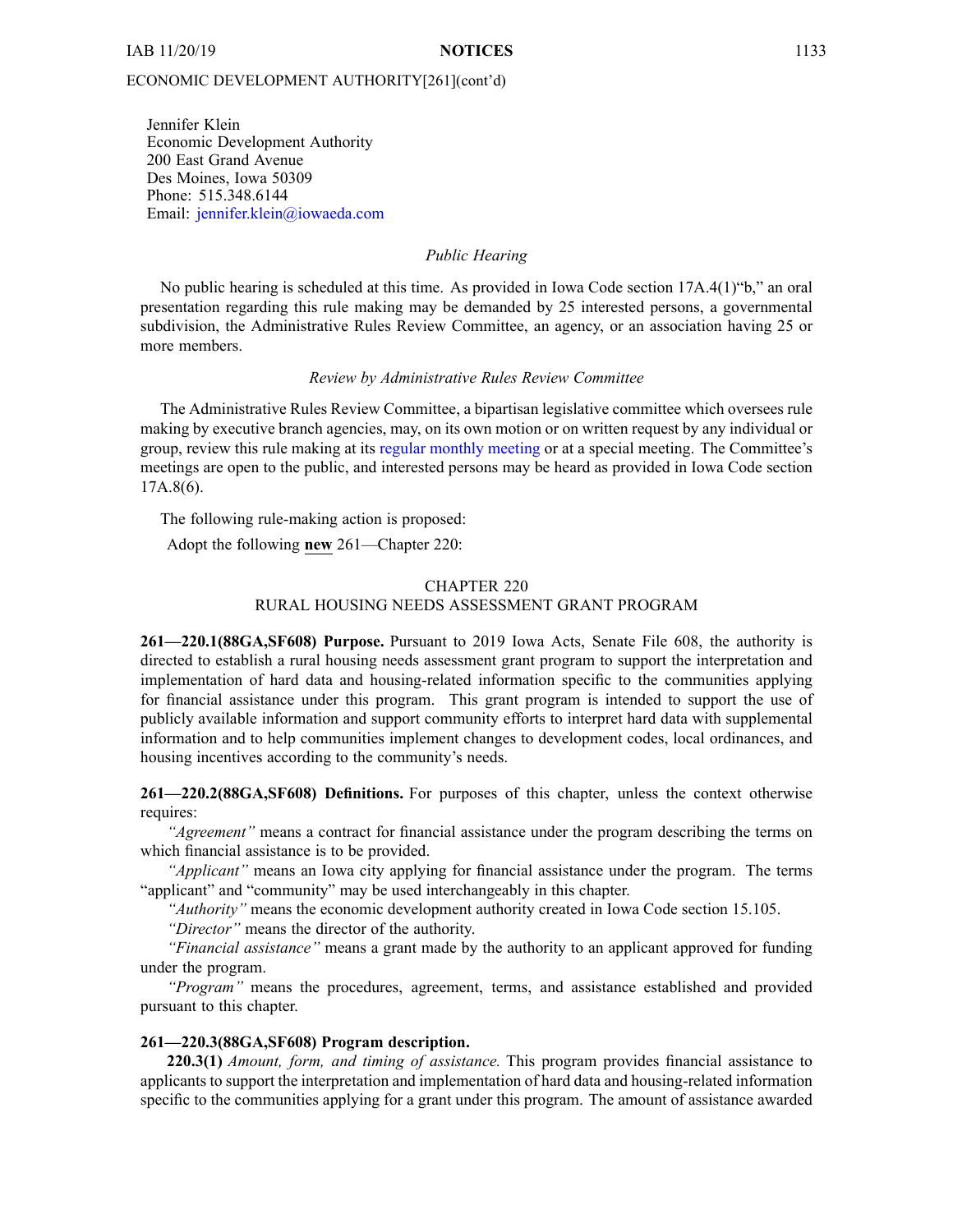ECONOMIC DEVELOPMENT AUTHORITY[261](cont'd)

Jennifer Klein
Economic Development Authority
200 East Grand Avenue
Des Moines, Iowa 50309
Phone: 515.348.6144
Email: jennifer.klein@iowaeda.com

*Public Hearing*

No public hearing is scheduled at this time. As provided in Iowa Code section 17A.4(1)"b," an oral presentation regarding this rule making may be demanded by 25 interested persons, a governmental subdivision, the Administrative Rules Review Committee, an agency, or an association having 25 or more members.

*Review by Administrative Rules Review Committee*

The Administrative Rules Review Committee, a bipartisan legislative committee which oversees rule making by executive branch agencies, may, on its own motion or on written request by any individual or group, review this rule making at its regular monthly meeting or at a special meeting. The Committee's meetings are open to the public, and interested persons may be heard as provided in Iowa Code section 17A.8(6).

The following rule-making action is proposed:

Adopt the following **new** 261—Chapter 220:

CHAPTER 220
RURAL HOUSING NEEDS ASSESSMENT GRANT PROGRAM

**261—220.1(88GA,SF608) Purpose.** Pursuant to 2019 Iowa Acts, Senate File 608, the authority is directed to establish a rural housing needs assessment grant program to support the interpretation and implementation of hard data and housing-related information specific to the communities applying for financial assistance under this program. This grant program is intended to support the use of publicly available information and support community efforts to interpret hard data with supplemental information and to help communities implement changes to development codes, local ordinances, and housing incentives according to the community's needs.

**261—220.2(88GA,SF608) Definitions.** For purposes of this chapter, unless the context otherwise requires:

*"Agreement"* means a contract for financial assistance under the program describing the terms on which financial assistance is to be provided.

*"Applicant"* means an Iowa city applying for financial assistance under the program. The terms "applicant" and "community" may be used interchangeably in this chapter.

*"Authority"* means the economic development authority created in Iowa Code section 15.105.

*"Director"* means the director of the authority.

*"Financial assistance"* means a grant made by the authority to an applicant approved for funding under the program.

*"Program"* means the procedures, agreement, terms, and assistance established and provided pursuant to this chapter.

**261—220.3(88GA,SF608) Program description.**

**220.3(1)** *Amount, form, and timing of assistance.* This program provides financial assistance to applicants to support the interpretation and implementation of hard data and housing-related information specific to the communities applying for a grant under this program. The amount of assistance awarded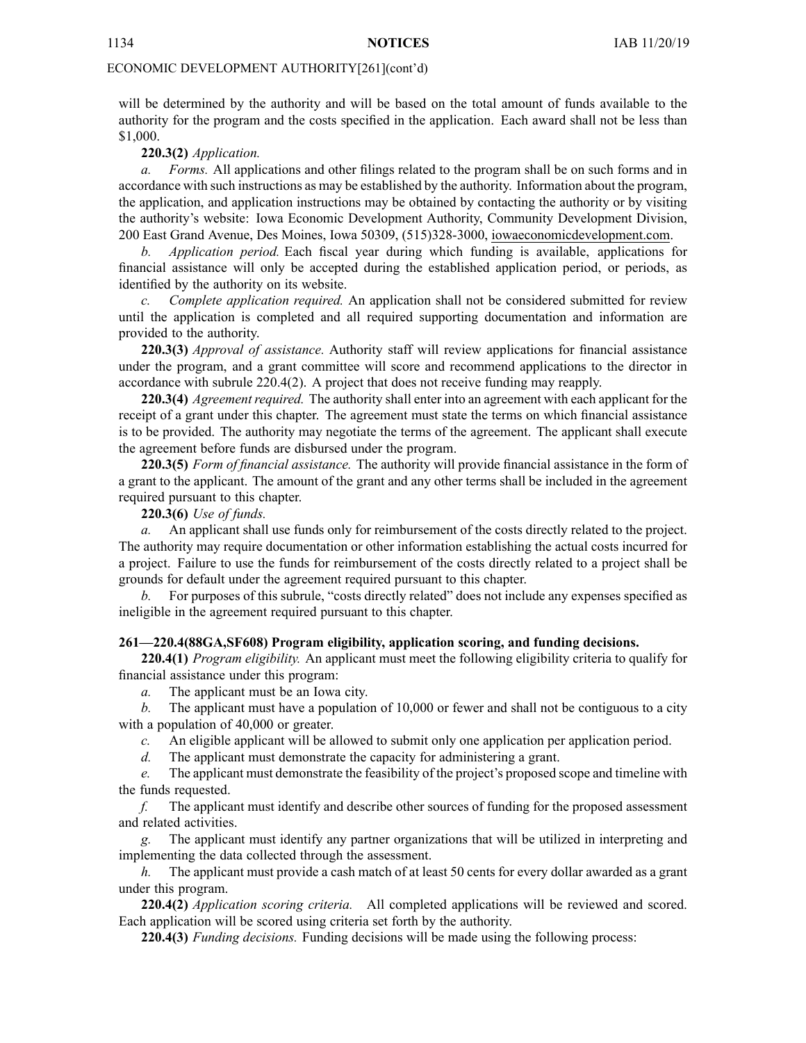ECONOMIC DEVELOPMENT AUTHORITY[261](cont'd)

will be determined by the authority and will be based on the total amount of funds available to the authority for the program and the costs specified in the application. Each award shall not be less than $1,000.

**220.3(2)** *Application.*

*a.* *Forms.* All applications and other filings related to the program shall be on such forms and in accordance with such instructions as may be established by the authority. Information about the program, the application, and application instructions may be obtained by contacting the authority or by visiting the authority's website: Iowa Economic Development Authority, Community Development Division, 200 East Grand Avenue, Des Moines, Iowa 50309, (515)328-3000, iowaeconomicdevelopment.com.

*b.* *Application period.* Each fiscal year during which funding is available, applications for financial assistance will only be accepted during the established application period, or periods, as identified by the authority on its website.

*c.* *Complete application required.* An application shall not be considered submitted for review until the application is completed and all required supporting documentation and information are provided to the authority.

**220.3(3)** *Approval of assistance.* Authority staff will review applications for financial assistance under the program, and a grant committee will score and recommend applications to the director in accordance with subrule 220.4(2). A project that does not receive funding may reapply.

**220.3(4)** *Agreement required.* The authority shall enter into an agreement with each applicant for the receipt of a grant under this chapter. The agreement must state the terms on which financial assistance is to be provided. The authority may negotiate the terms of the agreement. The applicant shall execute the agreement before funds are disbursed under the program.

**220.3(5)** *Form of financial assistance.* The authority will provide financial assistance in the form of a grant to the applicant. The amount of the grant and any other terms shall be included in the agreement required pursuant to this chapter.

**220.3(6)** *Use of funds.*

*a.* An applicant shall use funds only for reimbursement of the costs directly related to the project. The authority may require documentation or other information establishing the actual costs incurred for a project. Failure to use the funds for reimbursement of the costs directly related to a project shall be grounds for default under the agreement required pursuant to this chapter.

*b.* For purposes of this subrule, "costs directly related" does not include any expenses specified as ineligible in the agreement required pursuant to this chapter.

**261—220.4(88GA,SF608) Program eligibility, application scoring, and funding decisions.**

**220.4(1)** *Program eligibility.* An applicant must meet the following eligibility criteria to qualify for financial assistance under this program:

*a.* The applicant must be an Iowa city.

*b.* The applicant must have a population of 10,000 or fewer and shall not be contiguous to a city with a population of 40,000 or greater.

*c.* An eligible applicant will be allowed to submit only one application per application period.

*d.* The applicant must demonstrate the capacity for administering a grant.

*e.* The applicant must demonstrate the feasibility of the project's proposed scope and timeline with the funds requested.

*f.* The applicant must identify and describe other sources of funding for the proposed assessment and related activities.

*g.* The applicant must identify any partner organizations that will be utilized in interpreting and implementing the data collected through the assessment.

*h.* The applicant must provide a cash match of at least 50 cents for every dollar awarded as a grant under this program.

**220.4(2)** *Application scoring criteria.* All completed applications will be reviewed and scored. Each application will be scored using criteria set forth by the authority.

**220.4(3)** *Funding decisions.* Funding decisions will be made using the following process: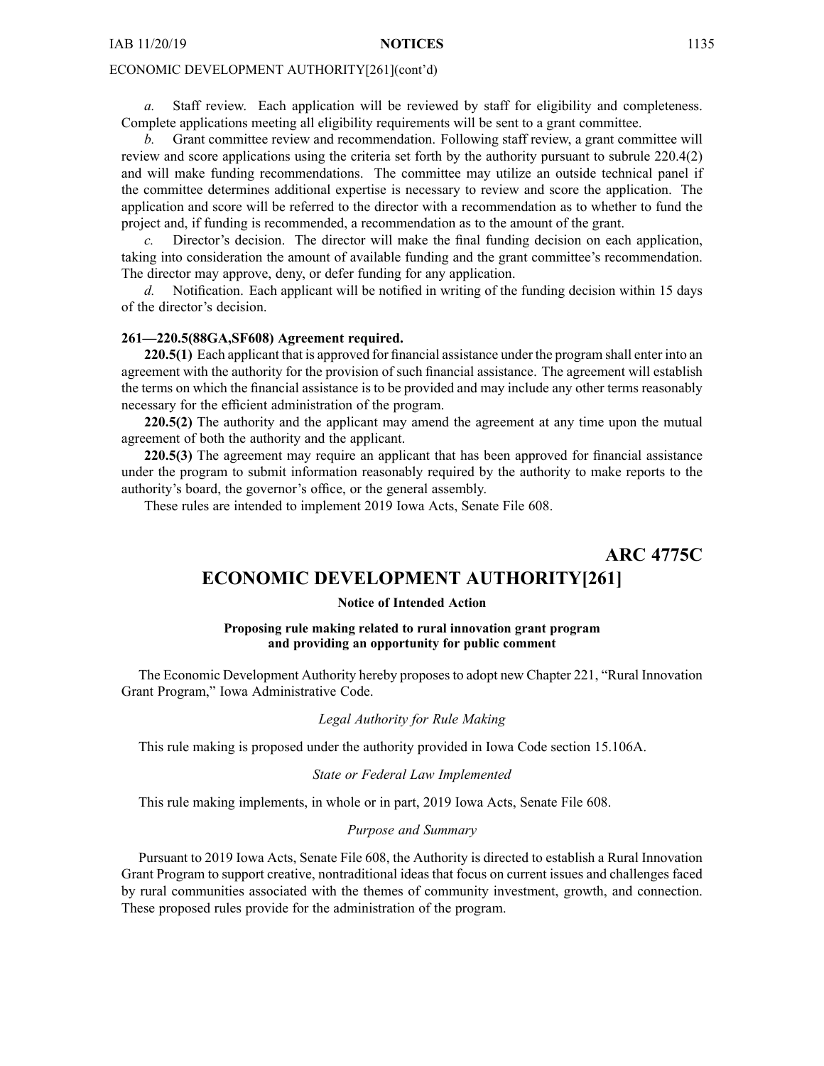ECONOMIC DEVELOPMENT AUTHORITY[261](cont'd)

*a.* Staff review. Each application will be reviewed by staff for eligibility and completeness. Complete applications meeting all eligibility requirements will be sent to a grant committee.

*b.* Grant committee review and recommendation. Following staff review, a grant committee will review and score applications using the criteria set forth by the authority pursuant to subrule 220.4(2) and will make funding recommendations. The committee may utilize an outside technical panel if the committee determines additional expertise is necessary to review and score the application. The application and score will be referred to the director with a recommendation as to whether to fund the project and, if funding is recommended, a recommendation as to the amount of the grant.

*c.* Director's decision. The director will make the final funding decision on each application, taking into consideration the amount of available funding and the grant committee's recommendation. The director may approve, deny, or defer funding for any application.

*d.* Notification. Each applicant will be notified in writing of the funding decision within 15 days of the director's decision.

**261—220.5(88GA,SF608) Agreement required.**

**220.5(1)** Each applicant that is approved for financial assistance under the program shall enter into an agreement with the authority for the provision of such financial assistance. The agreement will establish the terms on which the financial assistance is to be provided and may include any other terms reasonably necessary for the efficient administration of the program.

**220.5(2)** The authority and the applicant may amend the agreement at any time upon the mutual agreement of both the authority and the applicant.

**220.5(3)** The agreement may require an applicant that has been approved for financial assistance under the program to submit information reasonably required by the authority to make reports to the authority's board, the governor's office, or the general assembly.

These rules are intended to implement 2019 Iowa Acts, Senate File 608.

**ARC 4775C**

# ECONOMIC DEVELOPMENT AUTHORITY[261]

**Notice of Intended Action**

**Proposing rule making related to rural innovation grant program and providing an opportunity for public comment**

The Economic Development Authority hereby proposes to adopt new Chapter 221, "Rural Innovation Grant Program," Iowa Administrative Code.

*Legal Authority for Rule Making*

This rule making is proposed under the authority provided in Iowa Code section 15.106A.

*State or Federal Law Implemented*

This rule making implements, in whole or in part, 2019 Iowa Acts, Senate File 608.

*Purpose and Summary*

Pursuant to 2019 Iowa Acts, Senate File 608, the Authority is directed to establish a Rural Innovation Grant Program to support creative, nontraditional ideas that focus on current issues and challenges faced by rural communities associated with the themes of community investment, growth, and connection. These proposed rules provide for the administration of the program.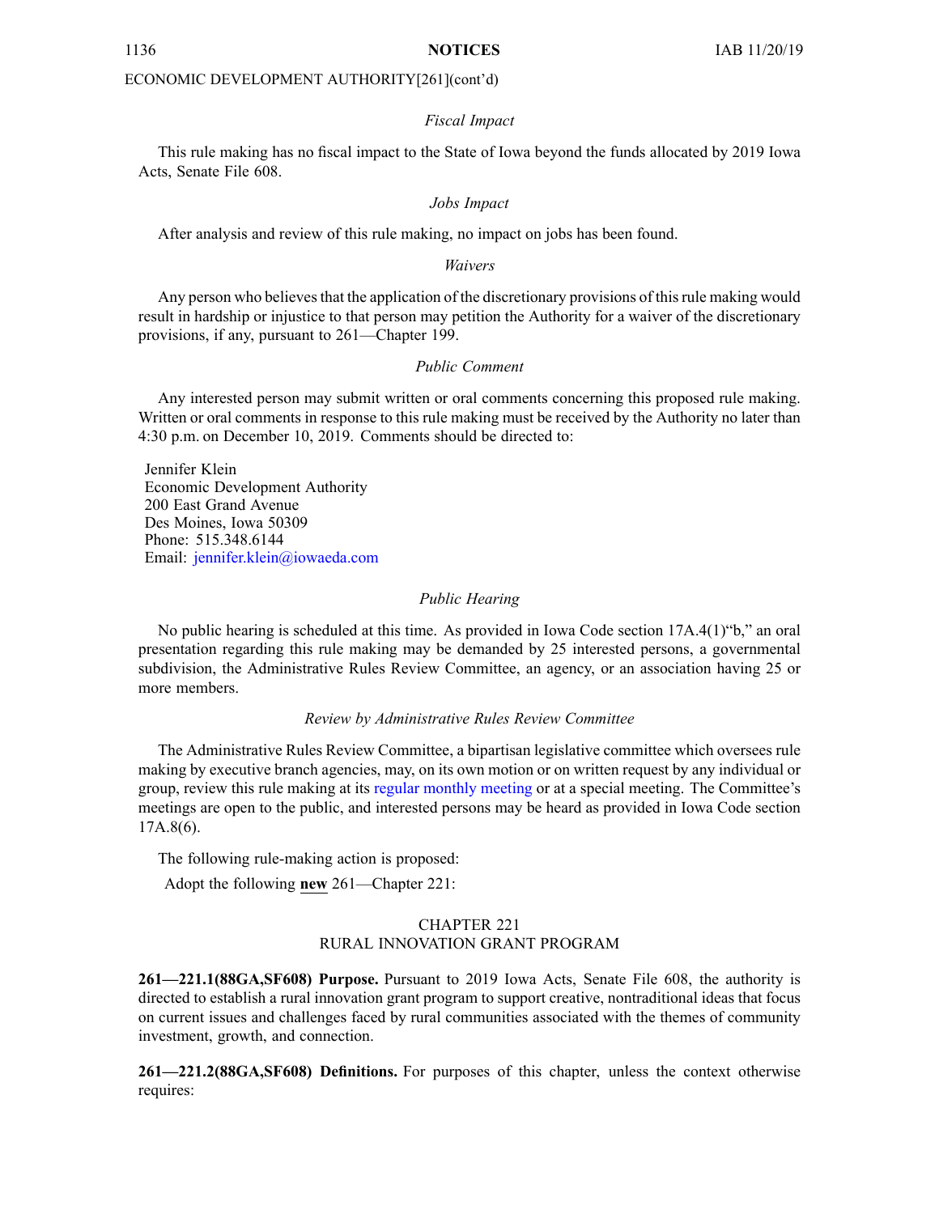ECONOMIC DEVELOPMENT AUTHORITY[261](cont'd)

*Fiscal Impact*

This rule making has no fiscal impact to the State of Iowa beyond the funds allocated by 2019 Iowa Acts, Senate File 608.

*Jobs Impact*

After analysis and review of this rule making, no impact on jobs has been found.

*Waivers*

Any person who believes that the application of the discretionary provisions of this rule making would result in hardship or injustice to that person may petition the Authority for a waiver of the discretionary provisions, if any, pursuant to 261—Chapter 199.

*Public Comment*

Any interested person may submit written or oral comments concerning this proposed rule making. Written or oral comments in response to this rule making must be received by the Authority no later than 4:30 p.m. on December 10, 2019. Comments should be directed to:

Jennifer Klein
Economic Development Authority
200 East Grand Avenue
Des Moines, Iowa 50309
Phone: 515.348.6144
Email: jennifer.klein@iowaeda.com

*Public Hearing*

No public hearing is scheduled at this time. As provided in Iowa Code section 17A.4(1)"b," an oral presentation regarding this rule making may be demanded by 25 interested persons, a governmental subdivision, the Administrative Rules Review Committee, an agency, or an association having 25 or more members.

*Review by Administrative Rules Review Committee*

The Administrative Rules Review Committee, a bipartisan legislative committee which oversees rule making by executive branch agencies, may, on its own motion or on written request by any individual or group, review this rule making at its regular monthly meeting or at a special meeting. The Committee's meetings are open to the public, and interested persons may be heard as provided in Iowa Code section 17A.8(6).

The following rule-making action is proposed:

Adopt the following **new** 261—Chapter 221:

CHAPTER 221
RURAL INNOVATION GRANT PROGRAM

**261—221.1(88GA,SF608) Purpose.** Pursuant to 2019 Iowa Acts, Senate File 608, the authority is directed to establish a rural innovation grant program to support creative, nontraditional ideas that focus on current issues and challenges faced by rural communities associated with the themes of community investment, growth, and connection.

**261—221.2(88GA,SF608) Definitions.** For purposes of this chapter, unless the context otherwise requires: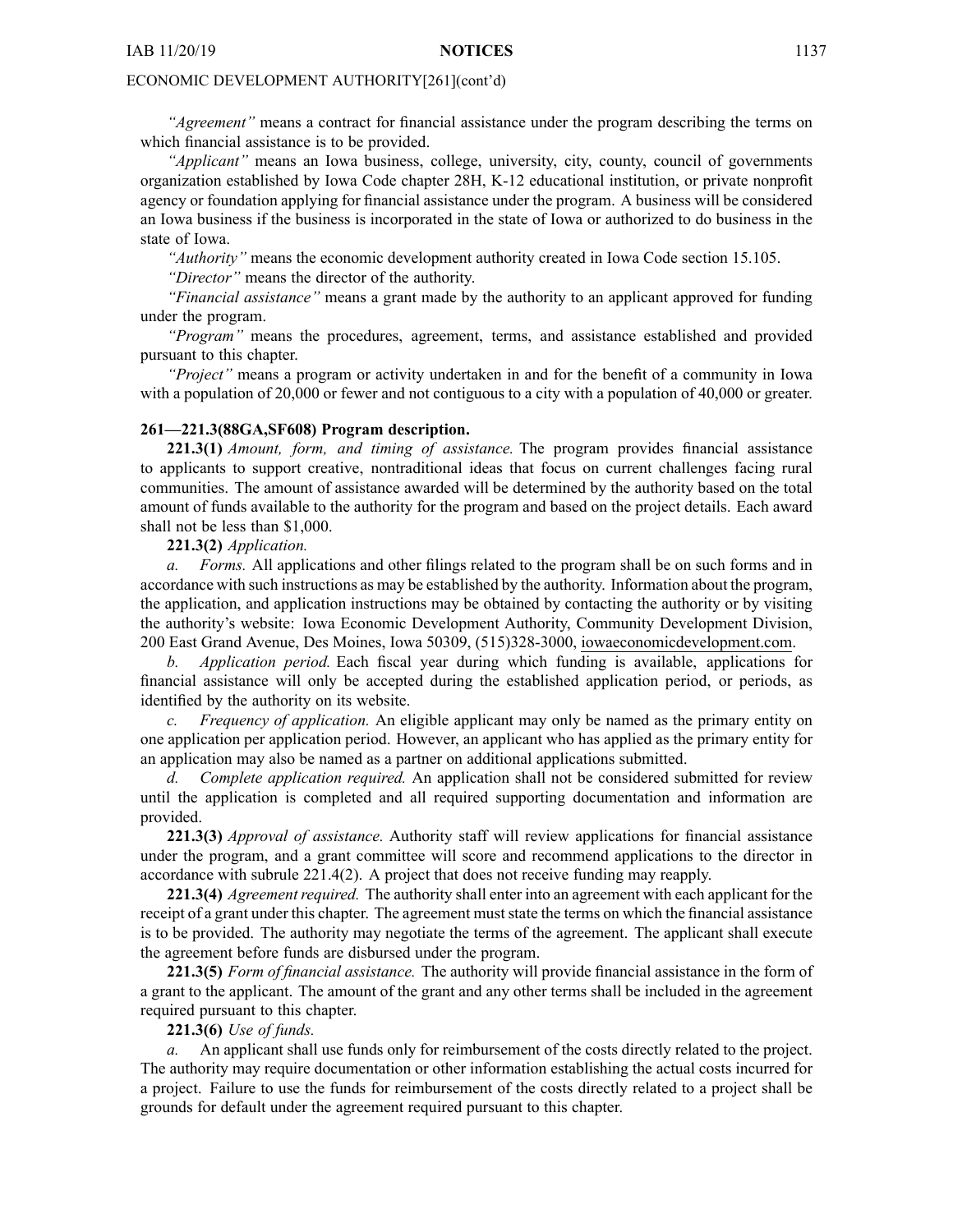ECONOMIC DEVELOPMENT AUTHORITY[261](cont'd)

*"Agreement"* means a contract for financial assistance under the program describing the terms on which financial assistance is to be provided.

*"Applicant"* means an Iowa business, college, university, city, county, council of governments organization established by Iowa Code chapter 28H, K-12 educational institution, or private nonprofit agency or foundation applying for financial assistance under the program. A business will be considered an Iowa business if the business is incorporated in the state of Iowa or authorized to do business in the state of Iowa.

*"Authority"* means the economic development authority created in Iowa Code section 15.105.

*"Director"* means the director of the authority.

*"Financial assistance"* means a grant made by the authority to an applicant approved for funding under the program.

*"Program"* means the procedures, agreement, terms, and assistance established and provided pursuant to this chapter.

*"Project"* means a program or activity undertaken in and for the benefit of a community in Iowa with a population of 20,000 or fewer and not contiguous to a city with a population of 40,000 or greater.

**261—221.3(88GA,SF608) Program description.**

**221.3(1)** *Amount, form, and timing of assistance.* The program provides financial assistance to applicants to support creative, nontraditional ideas that focus on current challenges facing rural communities. The amount of assistance awarded will be determined by the authority based on the total amount of funds available to the authority for the program and based on the project details. Each award shall not be less than $1,000.

**221.3(2)** *Application.*

*a. Forms.* All applications and other filings related to the program shall be on such forms and in accordance with such instructions as may be established by the authority. Information about the program, the application, and application instructions may be obtained by contacting the authority or by visiting the authority's website: Iowa Economic Development Authority, Community Development Division, 200 East Grand Avenue, Des Moines, Iowa 50309, (515)328-3000, iowaeconomicdevelopment.com.

*b. Application period.* Each fiscal year during which funding is available, applications for financial assistance will only be accepted during the established application period, or periods, as identified by the authority on its website.

*c. Frequency of application.* An eligible applicant may only be named as the primary entity on one application per application period. However, an applicant who has applied as the primary entity for an application may also be named as a partner on additional applications submitted.

*d. Complete application required.* An application shall not be considered submitted for review until the application is completed and all required supporting documentation and information are provided.

**221.3(3)** *Approval of assistance.* Authority staff will review applications for financial assistance under the program, and a grant committee will score and recommend applications to the director in accordance with subrule 221.4(2). A project that does not receive funding may reapply.

**221.3(4)** *Agreement required.* The authority shall enter into an agreement with each applicant for the receipt of a grant under this chapter. The agreement must state the terms on which the financial assistance is to be provided. The authority may negotiate the terms of the agreement. The applicant shall execute the agreement before funds are disbursed under the program.

**221.3(5)** *Form of financial assistance.* The authority will provide financial assistance in the form of a grant to the applicant. The amount of the grant and any other terms shall be included in the agreement required pursuant to this chapter.

**221.3(6)** *Use of funds.*

*a.* An applicant shall use funds only for reimbursement of the costs directly related to the project. The authority may require documentation or other information establishing the actual costs incurred for a project. Failure to use the funds for reimbursement of the costs directly related to a project shall be grounds for default under the agreement required pursuant to this chapter.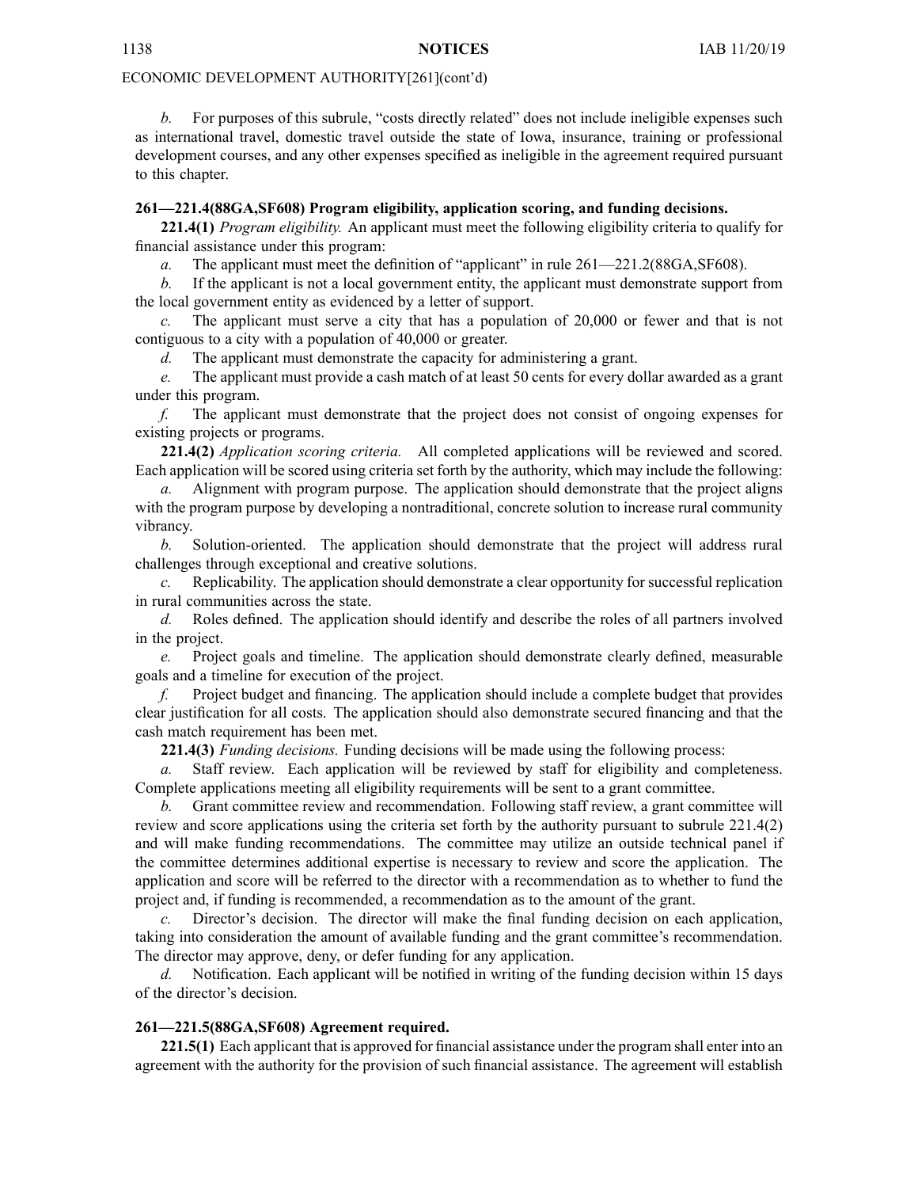ECONOMIC DEVELOPMENT AUTHORITY[261](cont'd)

*b.* For purposes of this subrule, "costs directly related" does not include ineligible expenses such as international travel, domestic travel outside the state of Iowa, insurance, training or professional development courses, and any other expenses specified as ineligible in the agreement required pursuant to this chapter.

**261—221.4(88GA,SF608) Program eligibility, application scoring, and funding decisions.**

**221.4(1)** *Program eligibility.* An applicant must meet the following eligibility criteria to qualify for financial assistance under this program:

*a.* The applicant must meet the definition of "applicant" in rule 261—221.2(88GA,SF608).

*b.* If the applicant is not a local government entity, the applicant must demonstrate support from the local government entity as evidenced by a letter of support.

*c.* The applicant must serve a city that has a population of 20,000 or fewer and that is not contiguous to a city with a population of 40,000 or greater.

*d.* The applicant must demonstrate the capacity for administering a grant.

*e.* The applicant must provide a cash match of at least 50 cents for every dollar awarded as a grant under this program.

*f.* The applicant must demonstrate that the project does not consist of ongoing expenses for existing projects or programs.

**221.4(2)** *Application scoring criteria.* All completed applications will be reviewed and scored. Each application will be scored using criteria set forth by the authority, which may include the following:

*a.* Alignment with program purpose. The application should demonstrate that the project aligns with the program purpose by developing a nontraditional, concrete solution to increase rural community vibrancy.

*b.* Solution-oriented. The application should demonstrate that the project will address rural challenges through exceptional and creative solutions.

*c.* Replicability. The application should demonstrate a clear opportunity for successful replication in rural communities across the state.

*d.* Roles defined. The application should identify and describe the roles of all partners involved in the project.

*e.* Project goals and timeline. The application should demonstrate clearly defined, measurable goals and a timeline for execution of the project.

*f.* Project budget and financing. The application should include a complete budget that provides clear justification for all costs. The application should also demonstrate secured financing and that the cash match requirement has been met.

**221.4(3)** *Funding decisions.* Funding decisions will be made using the following process:

*a.* Staff review. Each application will be reviewed by staff for eligibility and completeness. Complete applications meeting all eligibility requirements will be sent to a grant committee.

*b.* Grant committee review and recommendation. Following staff review, a grant committee will review and score applications using the criteria set forth by the authority pursuant to subrule 221.4(2) and will make funding recommendations. The committee may utilize an outside technical panel if the committee determines additional expertise is necessary to review and score the application. The application and score will be referred to the director with a recommendation as to whether to fund the project and, if funding is recommended, a recommendation as to the amount of the grant.

*c.* Director's decision. The director will make the final funding decision on each application, taking into consideration the amount of available funding and the grant committee's recommendation. The director may approve, deny, or defer funding for any application.

*d.* Notification. Each applicant will be notified in writing of the funding decision within 15 days of the director's decision.

**261—221.5(88GA,SF608) Agreement required.**

**221.5(1)** Each applicant that is approved for financial assistance under the program shall enter into an agreement with the authority for the provision of such financial assistance. The agreement will establish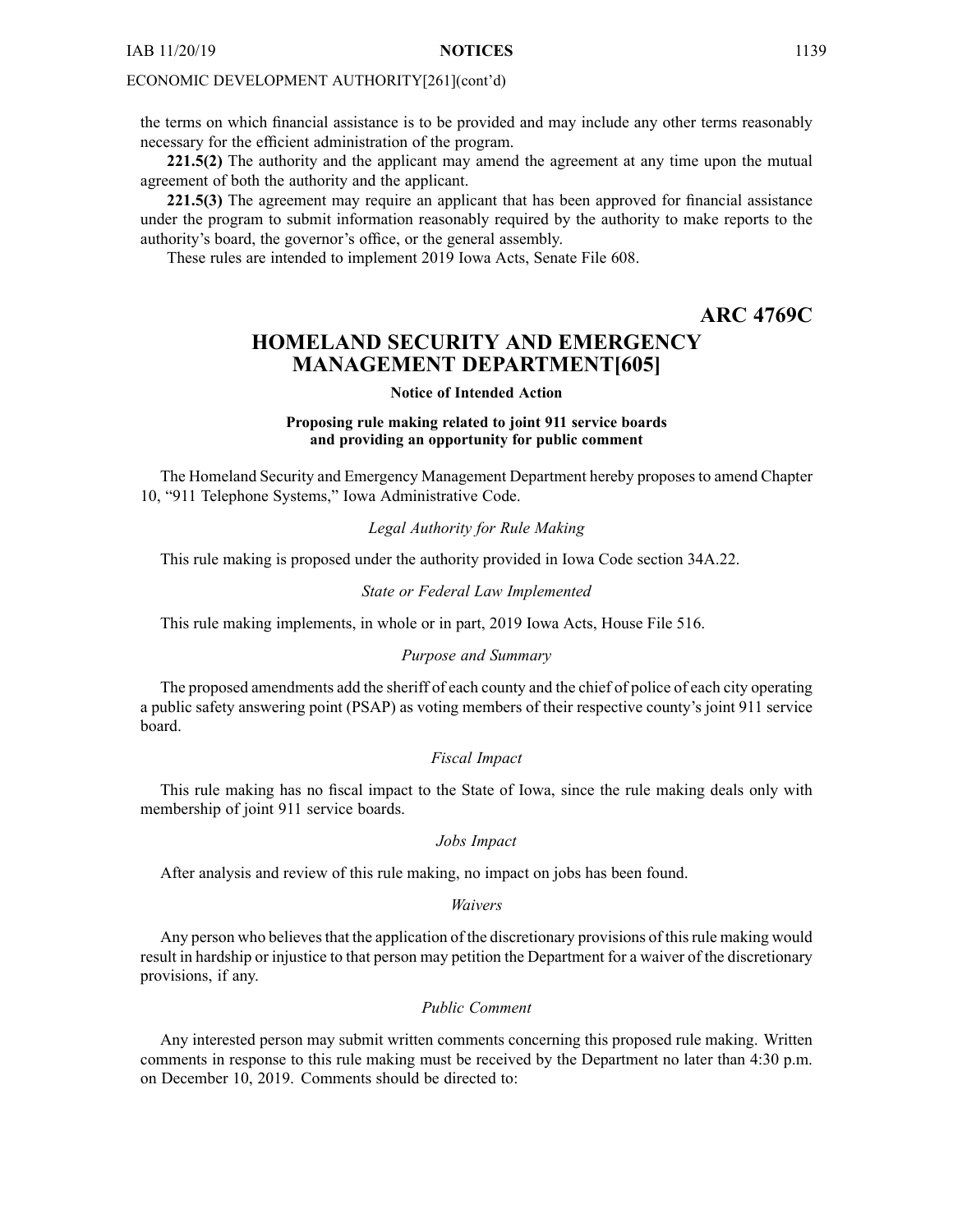ECONOMIC DEVELOPMENT AUTHORITY[261](cont'd)

the terms on which financial assistance is to be provided and may include any other terms reasonably necessary for the efficient administration of the program.

**221.5(2)** The authority and the applicant may amend the agreement at any time upon the mutual agreement of both the authority and the applicant.

**221.5(3)** The agreement may require an applicant that has been approved for financial assistance under the program to submit information reasonably required by the authority to make reports to the authority's board, the governor's office, or the general assembly.

These rules are intended to implement 2019 Iowa Acts, Senate File 608.

**ARC 4769C**

# HOMELAND SECURITY AND EMERGENCY MANAGEMENT DEPARTMENT[605]

**Notice of Intended Action**

**Proposing rule making related to joint 911 service boards and providing an opportunity for public comment**

The Homeland Security and Emergency Management Department hereby proposes to amend Chapter 10, "911 Telephone Systems," Iowa Administrative Code.

*Legal Authority for Rule Making*

This rule making is proposed under the authority provided in Iowa Code section 34A.22.

*State or Federal Law Implemented*

This rule making implements, in whole or in part, 2019 Iowa Acts, House File 516.

*Purpose and Summary*

The proposed amendments add the sheriff of each county and the chief of police of each city operating a public safety answering point (PSAP) as voting members of their respective county's joint 911 service board.

*Fiscal Impact*

This rule making has no fiscal impact to the State of Iowa, since the rule making deals only with membership of joint 911 service boards.

*Jobs Impact*

After analysis and review of this rule making, no impact on jobs has been found.

*Waivers*

Any person who believes that the application of the discretionary provisions of this rule making would result in hardship or injustice to that person may petition the Department for a waiver of the discretionary provisions, if any.

*Public Comment*

Any interested person may submit written comments concerning this proposed rule making. Written comments in response to this rule making must be received by the Department no later than 4:30 p.m. on December 10, 2019. Comments should be directed to: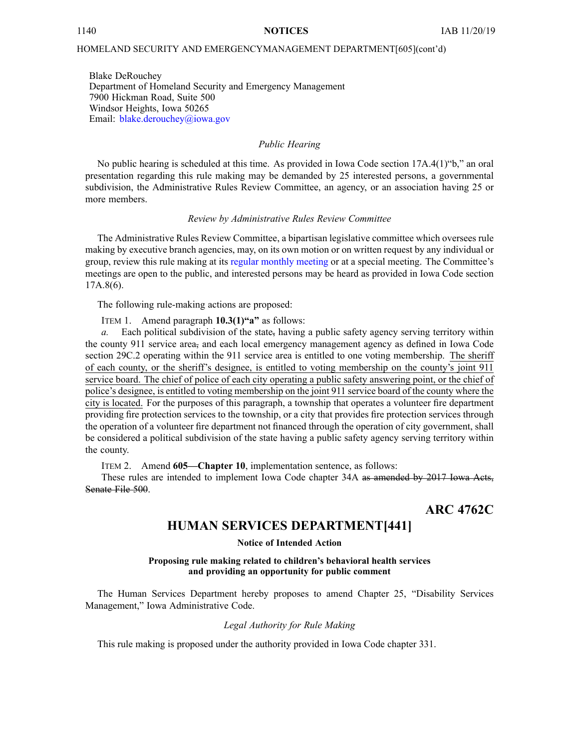HOMELAND SECURITY AND EMERGENCYMANAGEMENT DEPARTMENT[605](cont'd)

Blake DeRouchey
Department of Homeland Security and Emergency Management
7900 Hickman Road, Suite 500
Windsor Heights, Iowa 50265
Email: blake.derouchey@iowa.gov

*Public Hearing*

No public hearing is scheduled at this time. As provided in Iowa Code section 17A.4(1)"b," an oral presentation regarding this rule making may be demanded by 25 interested persons, a governmental subdivision, the Administrative Rules Review Committee, an agency, or an association having 25 or more members.

*Review by Administrative Rules Review Committee*

The Administrative Rules Review Committee, a bipartisan legislative committee which oversees rule making by executive branch agencies, may, on its own motion or on written request by any individual or group, review this rule making at its regular monthly meeting or at a special meeting. The Committee's meetings are open to the public, and interested persons may be heard as provided in Iowa Code section 17A.8(6).

The following rule-making actions are proposed:

ITEM 1. Amend paragraph **10.3(1)"a"** as follows:

*a.* Each political subdivision of the state~~,~~ having a public safety agency serving territory within the county 911 service area~~,~~ and each local emergency management agency as defined in Iowa Code section 29C.2 operating within the 911 service area is entitled to one voting membership. <u>The sheriff of each county, or the sheriff's designee, is entitled to voting membership on the county's joint 911 service board. The chief of police of each city operating a public safety answering point, or the chief of police's designee, is entitled to voting membership on the joint 911 service board of the county where the city is located.</u> For the purposes of this paragraph, a township that operates a volunteer fire department providing fire protection services to the township, or a city that provides fire protection services through the operation of a volunteer fire department not financed through the operation of city government, shall be considered a political subdivision of the state having a public safety agency serving territory within the county.

ITEM 2. Amend **605—Chapter 10**, implementation sentence, as follows:

These rules are intended to implement Iowa Code chapter 34A ~~as amended by 2017 Iowa Acts, Senate File 500~~.

**ARC 4762C**

## HUMAN SERVICES DEPARTMENT[441]

**Notice of Intended Action**

**Proposing rule making related to children's behavioral health services and providing an opportunity for public comment**

The Human Services Department hereby proposes to amend Chapter 25, "Disability Services Management," Iowa Administrative Code.

*Legal Authority for Rule Making*

This rule making is proposed under the authority provided in Iowa Code chapter 331.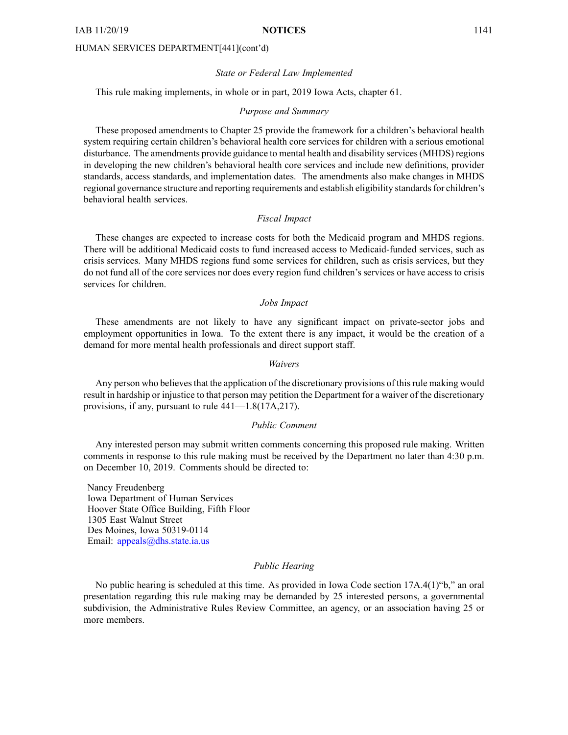HUMAN SERVICES DEPARTMENT[441](cont'd)

*State or Federal Law Implemented*

This rule making implements, in whole or in part, 2019 Iowa Acts, chapter 61.

*Purpose and Summary*

These proposed amendments to Chapter 25 provide the framework for a children's behavioral health system requiring certain children's behavioral health core services for children with a serious emotional disturbance. The amendments provide guidance to mental health and disability services (MHDS) regions in developing the new children's behavioral health core services and include new definitions, provider standards, access standards, and implementation dates. The amendments also make changes in MHDS regional governance structure and reporting requirements and establish eligibility standards for children's behavioral health services.

*Fiscal Impact*

These changes are expected to increase costs for both the Medicaid program and MHDS regions. There will be additional Medicaid costs to fund increased access to Medicaid-funded services, such as crisis services. Many MHDS regions fund some services for children, such as crisis services, but they do not fund all of the core services nor does every region fund children's services or have access to crisis services for children.

*Jobs Impact*

These amendments are not likely to have any significant impact on private-sector jobs and employment opportunities in Iowa. To the extent there is any impact, it would be the creation of a demand for more mental health professionals and direct support staff.

*Waivers*

Any person who believes that the application of the discretionary provisions of this rule making would result in hardship or injustice to that person may petition the Department for a waiver of the discretionary provisions, if any, pursuant to rule 441—1.8(17A,217).

*Public Comment*

Any interested person may submit written comments concerning this proposed rule making. Written comments in response to this rule making must be received by the Department no later than 4:30 p.m. on December 10, 2019. Comments should be directed to:

Nancy Freudenberg
Iowa Department of Human Services
Hoover State Office Building, Fifth Floor
1305 East Walnut Street
Des Moines, Iowa 50319-0114
Email: appeals@dhs.state.ia.us

*Public Hearing*

No public hearing is scheduled at this time. As provided in Iowa Code section 17A.4(1)"b," an oral presentation regarding this rule making may be demanded by 25 interested persons, a governmental subdivision, the Administrative Rules Review Committee, an agency, or an association having 25 or more members.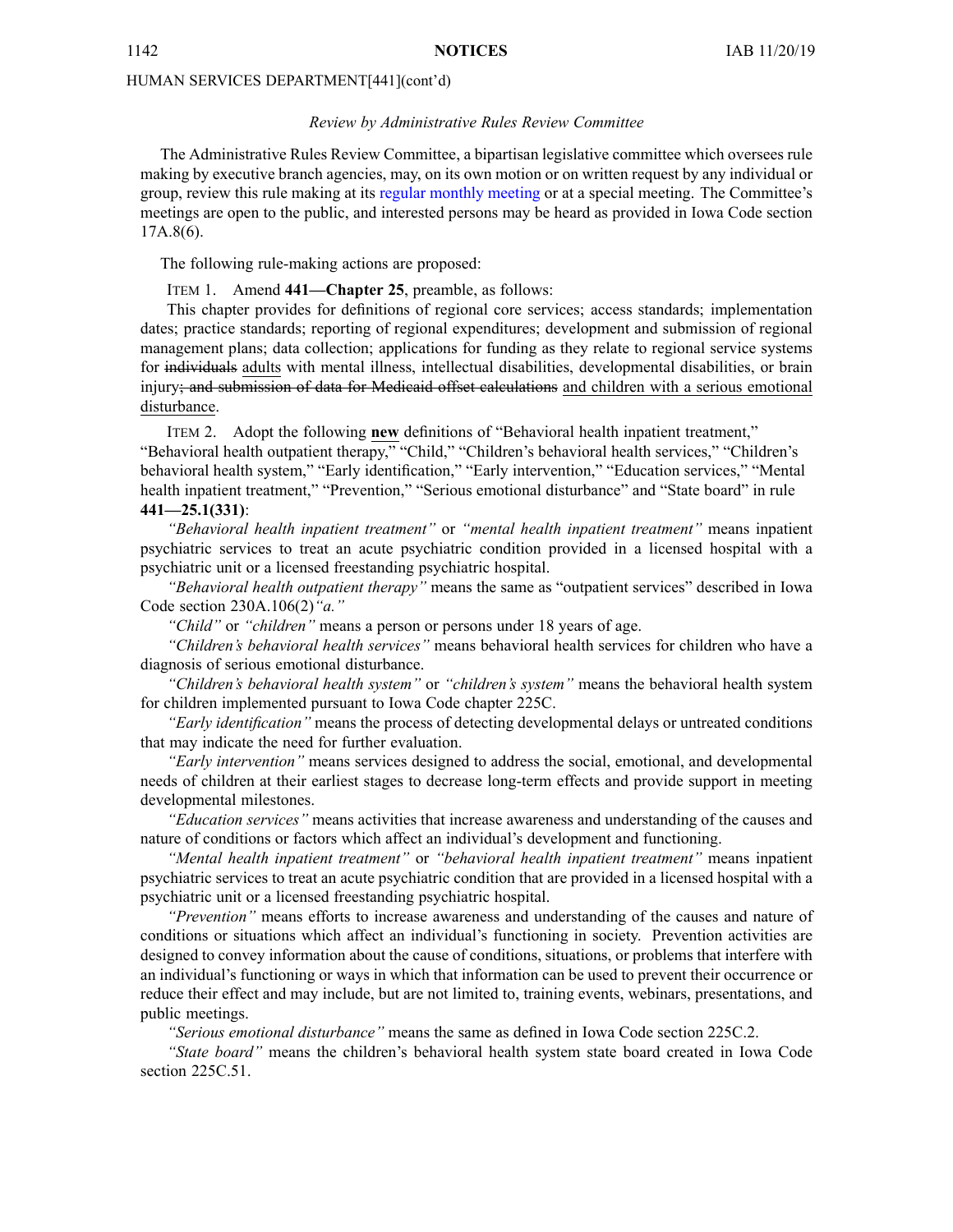HUMAN SERVICES DEPARTMENT[441](cont'd)

*Review by Administrative Rules Review Committee*

The Administrative Rules Review Committee, a bipartisan legislative committee which oversees rule making by executive branch agencies, may, on its own motion or on written request by any individual or group, review this rule making at its regular monthly meeting or at a special meeting. The Committee's meetings are open to the public, and interested persons may be heard as provided in Iowa Code section 17A.8(6).

The following rule-making actions are proposed:

ITEM 1. Amend **441—Chapter 25**, preamble, as follows:

This chapter provides for definitions of regional core services; access standards; implementation dates; practice standards; reporting of regional expenditures; development and submission of regional management plans; data collection; applications for funding as they relate to regional service systems for ~~individuals~~ adults with mental illness, intellectual disabilities, developmental disabilities, or brain injury~~; and submission of data for Medicaid offset calculations~~ and children with a serious emotional disturbance.

ITEM 2. Adopt the following **new** definitions of "Behavioral health inpatient treatment," "Behavioral health outpatient therapy," "Child," "Children's behavioral health services," "Children's behavioral health system," "Early identification," "Early intervention," "Education services," "Mental health inpatient treatment," "Prevention," "Serious emotional disturbance" and "State board" in rule **441—25.1(331)**:

*"Behavioral health inpatient treatment"* or *"mental health inpatient treatment"* means inpatient psychiatric services to treat an acute psychiatric condition provided in a licensed hospital with a psychiatric unit or a licensed freestanding psychiatric hospital.

*"Behavioral health outpatient therapy"* means the same as "outpatient services" described in Iowa Code section 230A.106(2)*"a."*

*"Child"* or *"children"* means a person or persons under 18 years of age.

*"Children's behavioral health services"* means behavioral health services for children who have a diagnosis of serious emotional disturbance.

*"Children's behavioral health system"* or *"children's system"* means the behavioral health system for children implemented pursuant to Iowa Code chapter 225C.

*"Early identification"* means the process of detecting developmental delays or untreated conditions that may indicate the need for further evaluation.

*"Early intervention"* means services designed to address the social, emotional, and developmental needs of children at their earliest stages to decrease long-term effects and provide support in meeting developmental milestones.

*"Education services"* means activities that increase awareness and understanding of the causes and nature of conditions or factors which affect an individual's development and functioning.

*"Mental health inpatient treatment"* or *"behavioral health inpatient treatment"* means inpatient psychiatric services to treat an acute psychiatric condition that are provided in a licensed hospital with a psychiatric unit or a licensed freestanding psychiatric hospital.

*"Prevention"* means efforts to increase awareness and understanding of the causes and nature of conditions or situations which affect an individual's functioning in society. Prevention activities are designed to convey information about the cause of conditions, situations, or problems that interfere with an individual's functioning or ways in which that information can be used to prevent their occurrence or reduce their effect and may include, but are not limited to, training events, webinars, presentations, and public meetings.

*"Serious emotional disturbance"* means the same as defined in Iowa Code section 225C.2.

*"State board"* means the children's behavioral health system state board created in Iowa Code section 225C.51.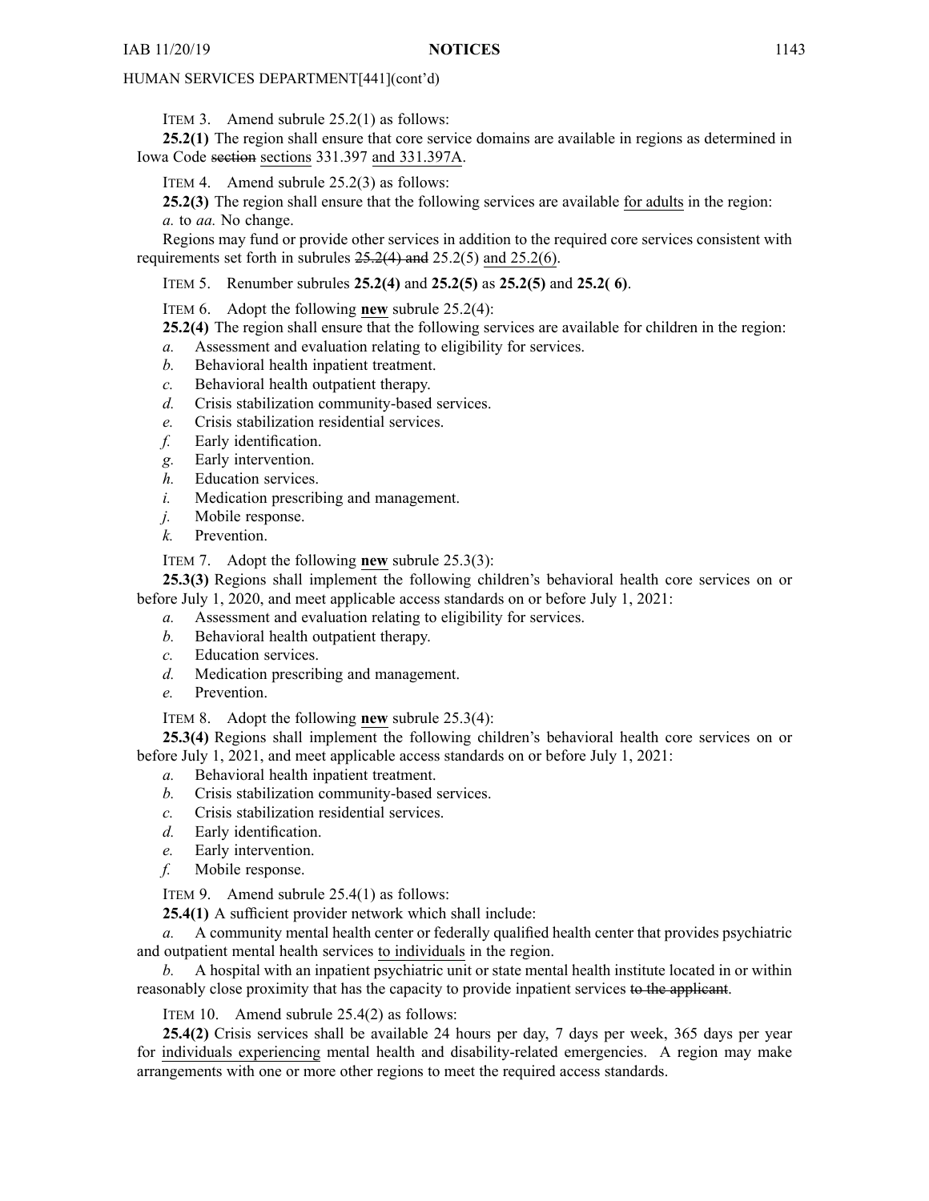HUMAN SERVICES DEPARTMENT[441](cont'd)

ITEM 3. Amend subrule 25.2(1) as follows:

**25.2(1)** The region shall ensure that core service domains are available in regions as determined in Iowa Code ~~section~~ sections 331.397 and 331.397A.

ITEM 4. Amend subrule 25.2(3) as follows:

**25.2(3)** The region shall ensure that the following services are available for adults in the region:

*a.* to *aa.* No change.

Regions may fund or provide other services in addition to the required core services consistent with requirements set forth in subrules ~~25.2(4) and~~ 25.2(5) and 25.2(6).

ITEM 5. Renumber subrules **25.2(4)** and **25.2(5)** as **25.2(5)** and **25.2( 6)**.

ITEM 6. Adopt the following **new** subrule 25.2(4):

**25.2(4)** The region shall ensure that the following services are available for children in the region:

*a.* Assessment and evaluation relating to eligibility for services.

*b.* Behavioral health inpatient treatment.

*c.* Behavioral health outpatient therapy.

*d.* Crisis stabilization community-based services.

*e.* Crisis stabilization residential services.

*f.* Early identification.

*g.* Early intervention.

*h.* Education services.

*i.* Medication prescribing and management.

*j.* Mobile response.

*k.* Prevention.

ITEM 7. Adopt the following **new** subrule 25.3(3):

**25.3(3)** Regions shall implement the following children's behavioral health core services on or before July 1, 2020, and meet applicable access standards on or before July 1, 2021:

*a.* Assessment and evaluation relating to eligibility for services.

*b.* Behavioral health outpatient therapy.

*c.* Education services.

*d.* Medication prescribing and management.

*e.* Prevention.

ITEM 8. Adopt the following **new** subrule 25.3(4):

**25.3(4)** Regions shall implement the following children's behavioral health core services on or before July 1, 2021, and meet applicable access standards on or before July 1, 2021:

*a.* Behavioral health inpatient treatment.

*b.* Crisis stabilization community-based services.

*c.* Crisis stabilization residential services.

*d.* Early identification.

*e.* Early intervention.

*f.* Mobile response.

ITEM 9. Amend subrule 25.4(1) as follows:

**25.4(1)** A sufficient provider network which shall include:

*a.* A community mental health center or federally qualified health center that provides psychiatric and outpatient mental health services to individuals in the region.

*b.* A hospital with an inpatient psychiatric unit or state mental health institute located in or within reasonably close proximity that has the capacity to provide inpatient services ~~to the applicant~~.

ITEM 10. Amend subrule 25.4(2) as follows:

**25.4(2)** Crisis services shall be available 24 hours per day, 7 days per week, 365 days per year for individuals experiencing mental health and disability-related emergencies. A region may make arrangements with one or more other regions to meet the required access standards.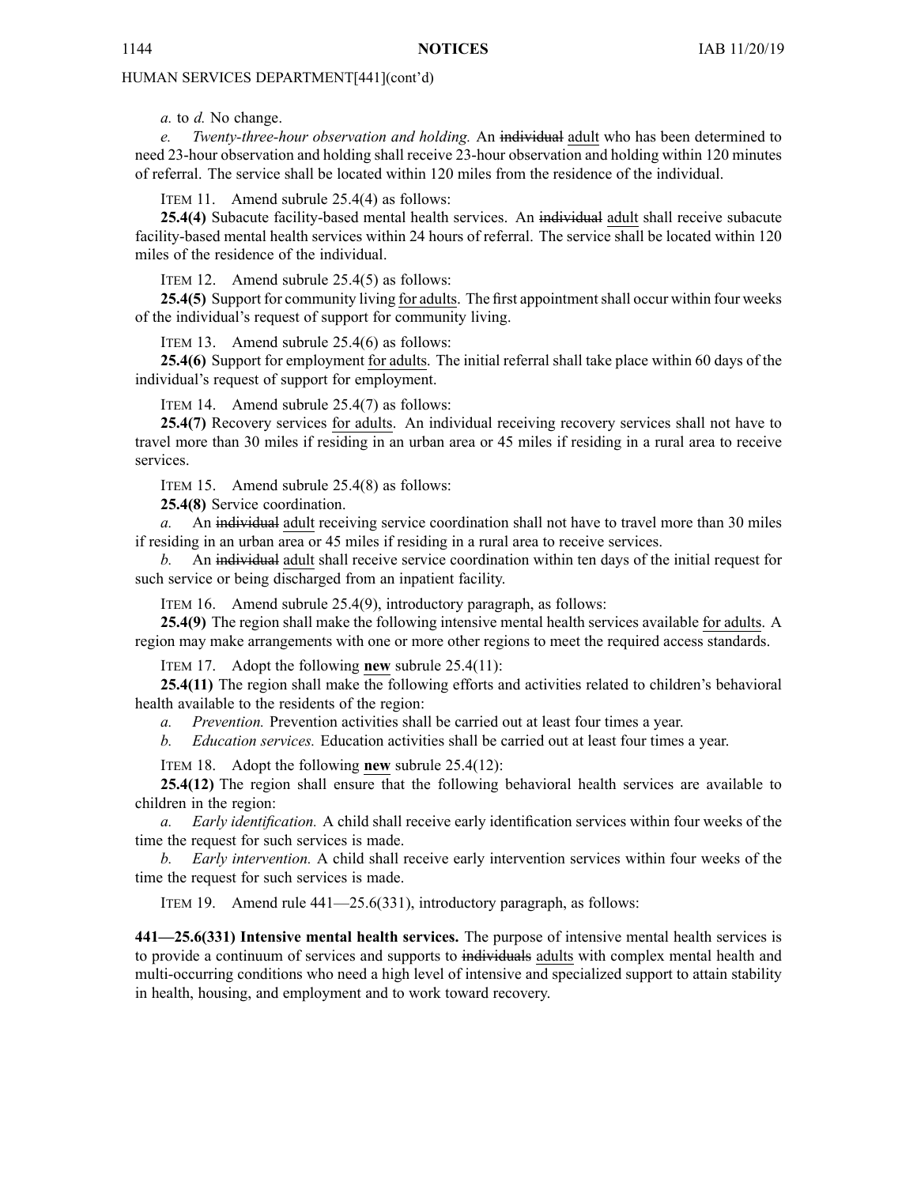*a.* to *d.* No change.

*e.* *Twenty-three-hour observation and holding.* An ~~individual~~ <u>adult</u> who has been determined to need 23-hour observation and holding shall receive 23-hour observation and holding within 120 minutes of referral. The service shall be located within 120 miles from the residence of the individual.

ITEM 11. Amend subrule 25.4(4) as follows:

**25.4(4)** Subacute facility-based mental health services. An ~~individual~~ <u>adult</u> shall receive subacute facility-based mental health services within 24 hours of referral. The service shall be located within 120 miles of the residence of the individual.

ITEM 12. Amend subrule 25.4(5) as follows:

**25.4(5)** Support for community living <u>for adults</u>. The first appointment shall occur within four weeks of the individual's request of support for community living.

ITEM 13. Amend subrule 25.4(6) as follows:

**25.4(6)** Support for employment <u>for adults</u>. The initial referral shall take place within 60 days of the individual's request of support for employment.

ITEM 14. Amend subrule 25.4(7) as follows:

**25.4(7)** Recovery services <u>for adults</u>. An individual receiving recovery services shall not have to travel more than 30 miles if residing in an urban area or 45 miles if residing in a rural area to receive services.

ITEM 15. Amend subrule 25.4(8) as follows:

**25.4(8)** Service coordination.

*a.* An ~~individual~~ <u>adult</u> receiving service coordination shall not have to travel more than 30 miles if residing in an urban area or 45 miles if residing in a rural area to receive services.

*b.* An ~~individual~~ <u>adult</u> shall receive service coordination within ten days of the initial request for such service or being discharged from an inpatient facility.

ITEM 16. Amend subrule 25.4(9), introductory paragraph, as follows:

**25.4(9)** The region shall make the following intensive mental health services available <u>for adults</u>. A region may make arrangements with one or more other regions to meet the required access standards.

ITEM 17. Adopt the following **new** subrule 25.4(11):

**25.4(11)** The region shall make the following efforts and activities related to children's behavioral health available to the residents of the region:

*a.* *Prevention.* Prevention activities shall be carried out at least four times a year.

*b.* *Education services.* Education activities shall be carried out at least four times a year.

ITEM 18. Adopt the following **new** subrule 25.4(12):

**25.4(12)** The region shall ensure that the following behavioral health services are available to children in the region:

*a.* *Early identification.* A child shall receive early identification services within four weeks of the time the request for such services is made.

*b.* *Early intervention.* A child shall receive early intervention services within four weeks of the time the request for such services is made.

ITEM 19. Amend rule 441—25.6(331), introductory paragraph, as follows:

**441—25.6(331) Intensive mental health services.** The purpose of intensive mental health services is to provide a continuum of services and supports to ~~individuals~~ <u>adults</u> with complex mental health and multi-occurring conditions who need a high level of intensive and specialized support to attain stability in health, housing, and employment and to work toward recovery.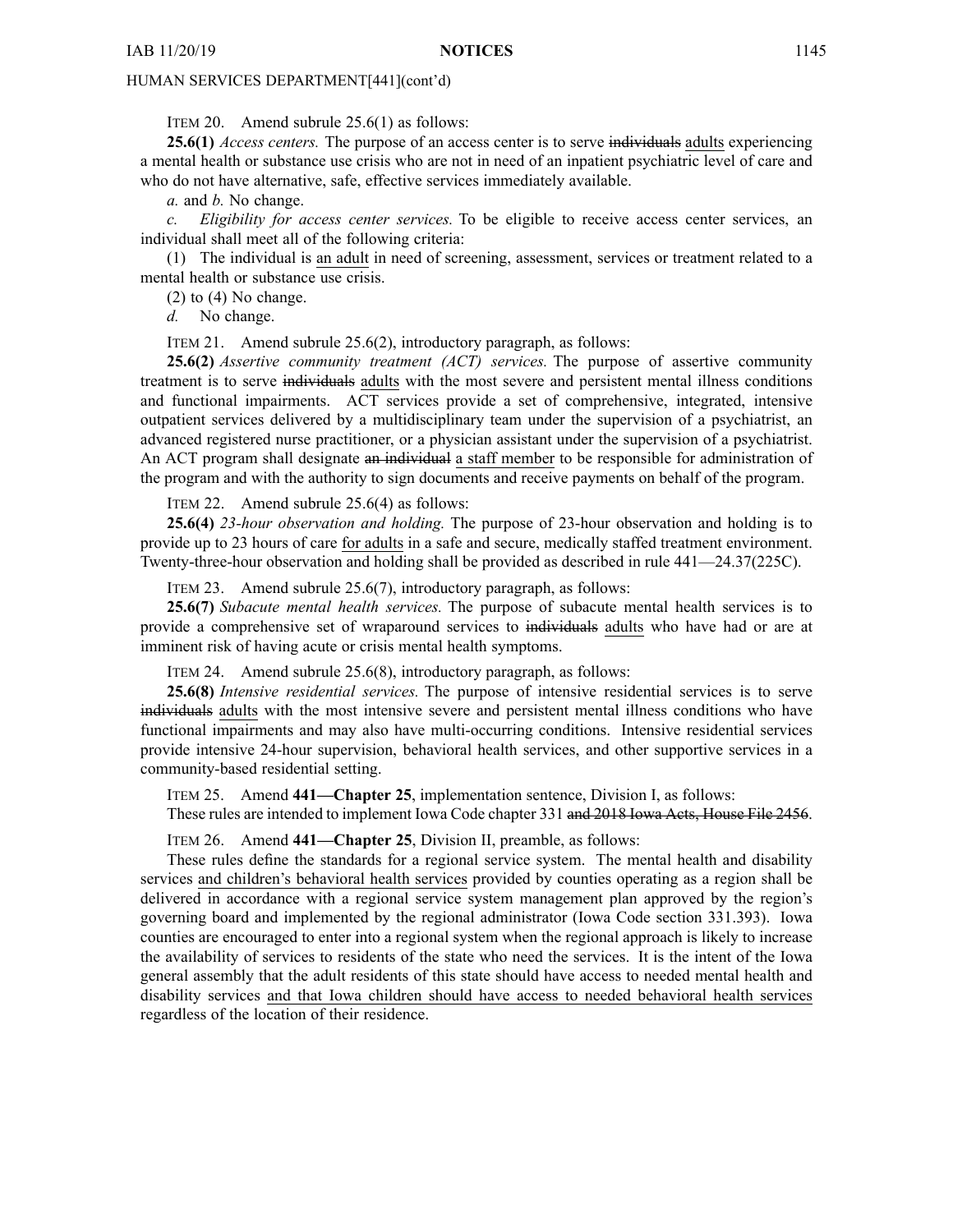ITEM 20. Amend subrule 25.6(1) as follows:

**25.6(1)** *Access centers.* The purpose of an access center is to serve ~~individuals~~ <u>adults</u> experiencing a mental health or substance use crisis who are not in need of an inpatient psychiatric level of care and who do not have alternative, safe, effective services immediately available.

*a.* and *b.* No change.

*c. Eligibility for access center services.* To be eligible to receive access center services, an individual shall meet all of the following criteria:

(1) The individual is <u>an adult</u> in need of screening, assessment, services or treatment related to a mental health or substance use crisis.

(2) to (4) No change.

*d.* No change.

ITEM 21. Amend subrule 25.6(2), introductory paragraph, as follows:

**25.6(2)** *Assertive community treatment (ACT) services.* The purpose of assertive community treatment is to serve ~~individuals~~ <u>adults</u> with the most severe and persistent mental illness conditions and functional impairments. ACT services provide a set of comprehensive, integrated, intensive outpatient services delivered by a multidisciplinary team under the supervision of a psychiatrist, an advanced registered nurse practitioner, or a physician assistant under the supervision of a psychiatrist. An ACT program shall designate ~~an individual~~ <u>a staff member</u> to be responsible for administration of the program and with the authority to sign documents and receive payments on behalf of the program.

ITEM 22. Amend subrule 25.6(4) as follows:

**25.6(4)** *23-hour observation and holding.* The purpose of 23-hour observation and holding is to provide up to 23 hours of care <u>for adults</u> in a safe and secure, medically staffed treatment environment. Twenty-three-hour observation and holding shall be provided as described in rule 441—24.37(225C).

ITEM 23. Amend subrule 25.6(7), introductory paragraph, as follows:

**25.6(7)** *Subacute mental health services.* The purpose of subacute mental health services is to provide a comprehensive set of wraparound services to ~~individuals~~ <u>adults</u> who have had or are at imminent risk of having acute or crisis mental health symptoms.

ITEM 24. Amend subrule 25.6(8), introductory paragraph, as follows:

**25.6(8)** *Intensive residential services.* The purpose of intensive residential services is to serve ~~individuals~~ <u>adults</u> with the most intensive severe and persistent mental illness conditions who have functional impairments and may also have multi-occurring conditions. Intensive residential services provide intensive 24-hour supervision, behavioral health services, and other supportive services in a community-based residential setting.

ITEM 25. Amend **441—Chapter 25**, implementation sentence, Division I, as follows:

These rules are intended to implement Iowa Code chapter 331 ~~and 2018 Iowa Acts, House File 2456~~.

ITEM 26. Amend **441—Chapter 25**, Division II, preamble, as follows:

These rules define the standards for a regional service system. The mental health and disability services <u>and children's behavioral health services</u> provided by counties operating as a region shall be delivered in accordance with a regional service system management plan approved by the region's governing board and implemented by the regional administrator (Iowa Code section 331.393). Iowa counties are encouraged to enter into a regional system when the regional approach is likely to increase the availability of services to residents of the state who need the services. It is the intent of the Iowa general assembly that the adult residents of this state should have access to needed mental health and disability services <u>and that Iowa children should have access to needed behavioral health services</u> regardless of the location of their residence.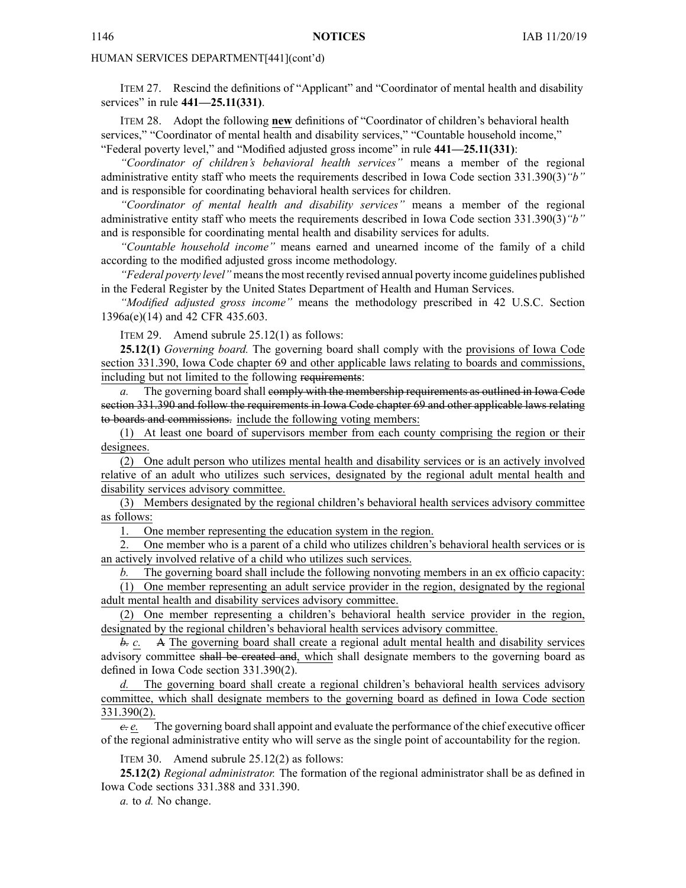ITEM 27. Rescind the definitions of "Applicant" and "Coordinator of mental health and disability services" in rule **441—25.11(331)**.

ITEM 28. Adopt the following **new** definitions of "Coordinator of children's behavioral health services," "Coordinator of mental health and disability services," "Countable household income," "Federal poverty level," and "Modified adjusted gross income" in rule **441—25.11(331)**:

*"Coordinator of children's behavioral health services"* means a member of the regional administrative entity staff who meets the requirements described in Iowa Code section 331.390(3)*"b"* and is responsible for coordinating behavioral health services for children.

*"Coordinator of mental health and disability services"* means a member of the regional administrative entity staff who meets the requirements described in Iowa Code section 331.390(3)*"b"* and is responsible for coordinating mental health and disability services for adults.

*"Countable household income"* means earned and unearned income of the family of a child according to the modified adjusted gross income methodology.

*"Federal poverty level"* means the most recently revised annual poverty income guidelines published in the Federal Register by the United States Department of Health and Human Services.

*"Modified adjusted gross income"* means the methodology prescribed in 42 U.S.C. Section 1396a(e)(14) and 42 CFR 435.603.

ITEM 29. Amend subrule 25.12(1) as follows:

**25.12(1)** *Governing board.* The governing board shall comply with the provisions of Iowa Code section 331.390, Iowa Code chapter 69 and other applicable laws relating to boards and commissions, including but not limited to the following ~~requirements~~:

*a.* The governing board shall ~~comply with the membership requirements as outlined in Iowa Code section 331.390 and follow the requirements in Iowa Code chapter 69 and other applicable laws relating to boards and commissions.~~ include the following voting members:

(1) At least one board of supervisors member from each county comprising the region or their designees.

(2) One adult person who utilizes mental health and disability services or is an actively involved relative of an adult who utilizes such services, designated by the regional adult mental health and disability services advisory committee.

(3) Members designated by the regional children's behavioral health services advisory committee as follows:

1. One member representing the education system in the region.

2. One member who is a parent of a child who utilizes children's behavioral health services or is an actively involved relative of a child who utilizes such services.

*b.* The governing board shall include the following nonvoting members in an ex officio capacity:

(1) One member representing an adult service provider in the region, designated by the regional adult mental health and disability services advisory committee.

(2) One member representing a children's behavioral health service provider in the region, designated by the regional children's behavioral health services advisory committee.

~~*b.*~~ *c.* ~~A~~ The governing board shall create a regional adult mental health and disability services advisory committee ~~shall be created and~~, which shall designate members to the governing board as defined in Iowa Code section 331.390(2).

*d.* The governing board shall create a regional children's behavioral health services advisory committee, which shall designate members to the governing board as defined in Iowa Code section 331.390(2).

~~*c.*~~ *e.* The governing board shall appoint and evaluate the performance of the chief executive officer of the regional administrative entity who will serve as the single point of accountability for the region.

ITEM 30. Amend subrule 25.12(2) as follows:

**25.12(2)** *Regional administrator.* The formation of the regional administrator shall be as defined in Iowa Code sections 331.388 and 331.390.

*a.* to *d.* No change.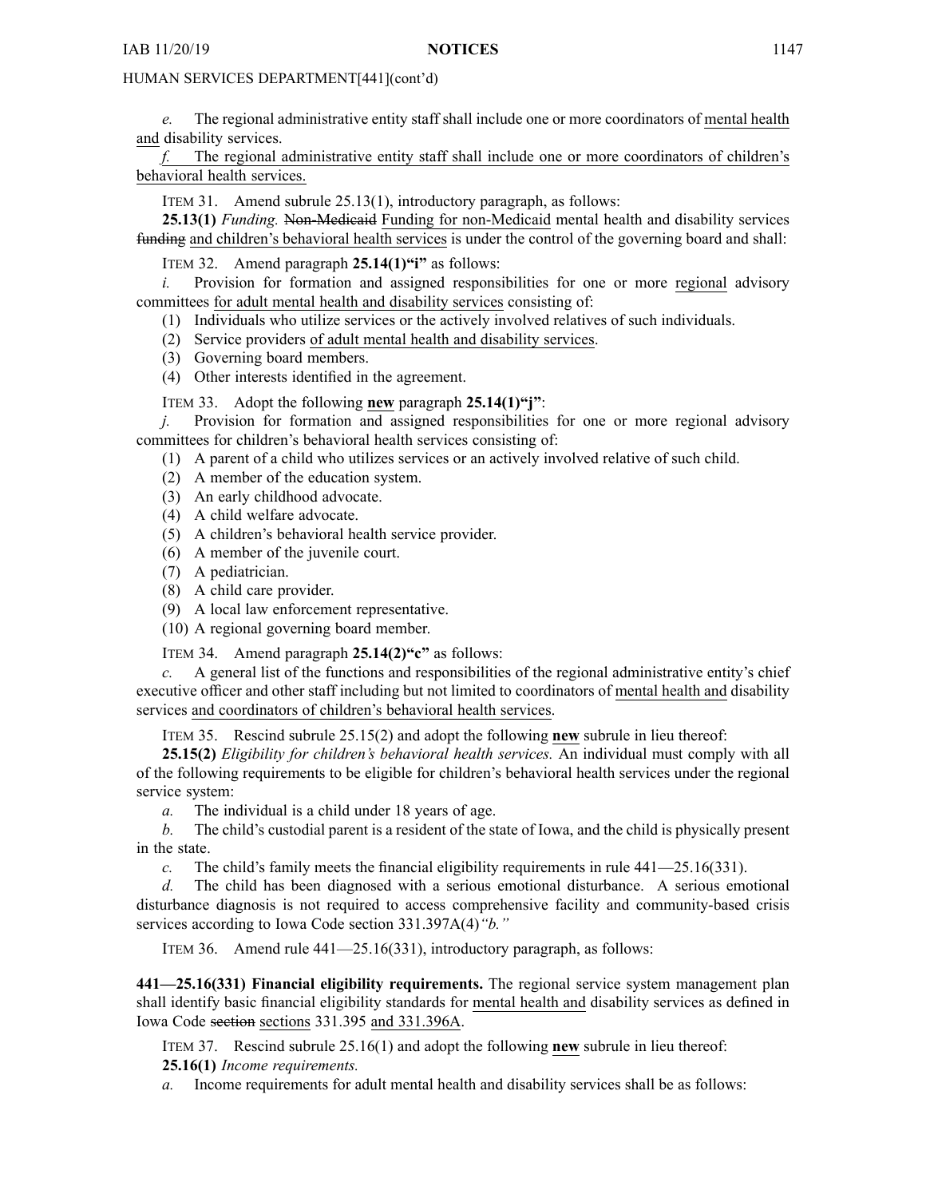*e.* The regional administrative entity staff shall include one or more coordinators of mental health and disability services.

*f.* The regional administrative entity staff shall include one or more coordinators of children's behavioral health services.

ITEM 31. Amend subrule 25.13(1), introductory paragraph, as follows:

**25.13(1)** *Funding.* ~~Non-Medicaid~~ Funding for non-Medicaid mental health and disability services ~~funding~~ and children's behavioral health services is under the control of the governing board and shall:

ITEM 32. Amend paragraph **25.14(1)"i"** as follows:

*i.* Provision for formation and assigned responsibilities for one or more regional advisory committees for adult mental health and disability services consisting of:

(1) Individuals who utilize services or the actively involved relatives of such individuals.

(2) Service providers of adult mental health and disability services.

(3) Governing board members.

(4) Other interests identified in the agreement.

ITEM 33. Adopt the following **new** paragraph **25.14(1)"j"**:

*j.* Provision for formation and assigned responsibilities for one or more regional advisory committees for children's behavioral health services consisting of:

(1) A parent of a child who utilizes services or an actively involved relative of such child.

(2) A member of the education system.

(3) An early childhood advocate.

(4) A child welfare advocate.

(5) A children's behavioral health service provider.

(6) A member of the juvenile court.

(7) A pediatrician.

(8) A child care provider.

(9) A local law enforcement representative.

(10) A regional governing board member.

ITEM 34. Amend paragraph **25.14(2)"c"** as follows:

*c.* A general list of the functions and responsibilities of the regional administrative entity's chief executive officer and other staff including but not limited to coordinators of mental health and disability services and coordinators of children's behavioral health services.

ITEM 35. Rescind subrule 25.15(2) and adopt the following **new** subrule in lieu thereof:

**25.15(2)** *Eligibility for children's behavioral health services.* An individual must comply with all of the following requirements to be eligible for children's behavioral health services under the regional service system:

*a.* The individual is a child under 18 years of age.

*b.* The child's custodial parent is a resident of the state of Iowa, and the child is physically present in the state.

*c.* The child's family meets the financial eligibility requirements in rule 441—25.16(331).

*d.* The child has been diagnosed with a serious emotional disturbance. A serious emotional disturbance diagnosis is not required to access comprehensive facility and community-based crisis services according to Iowa Code section 331.397A(4)*"b."*

ITEM 36. Amend rule 441—25.16(331), introductory paragraph, as follows:

**441—25.16(331) Financial eligibility requirements.** The regional service system management plan shall identify basic financial eligibility standards for mental health and disability services as defined in Iowa Code ~~section~~ sections 331.395 and 331.396A.

ITEM 37. Rescind subrule 25.16(1) and adopt the following **new** subrule in lieu thereof:

**25.16(1)** *Income requirements.*

*a.* Income requirements for adult mental health and disability services shall be as follows: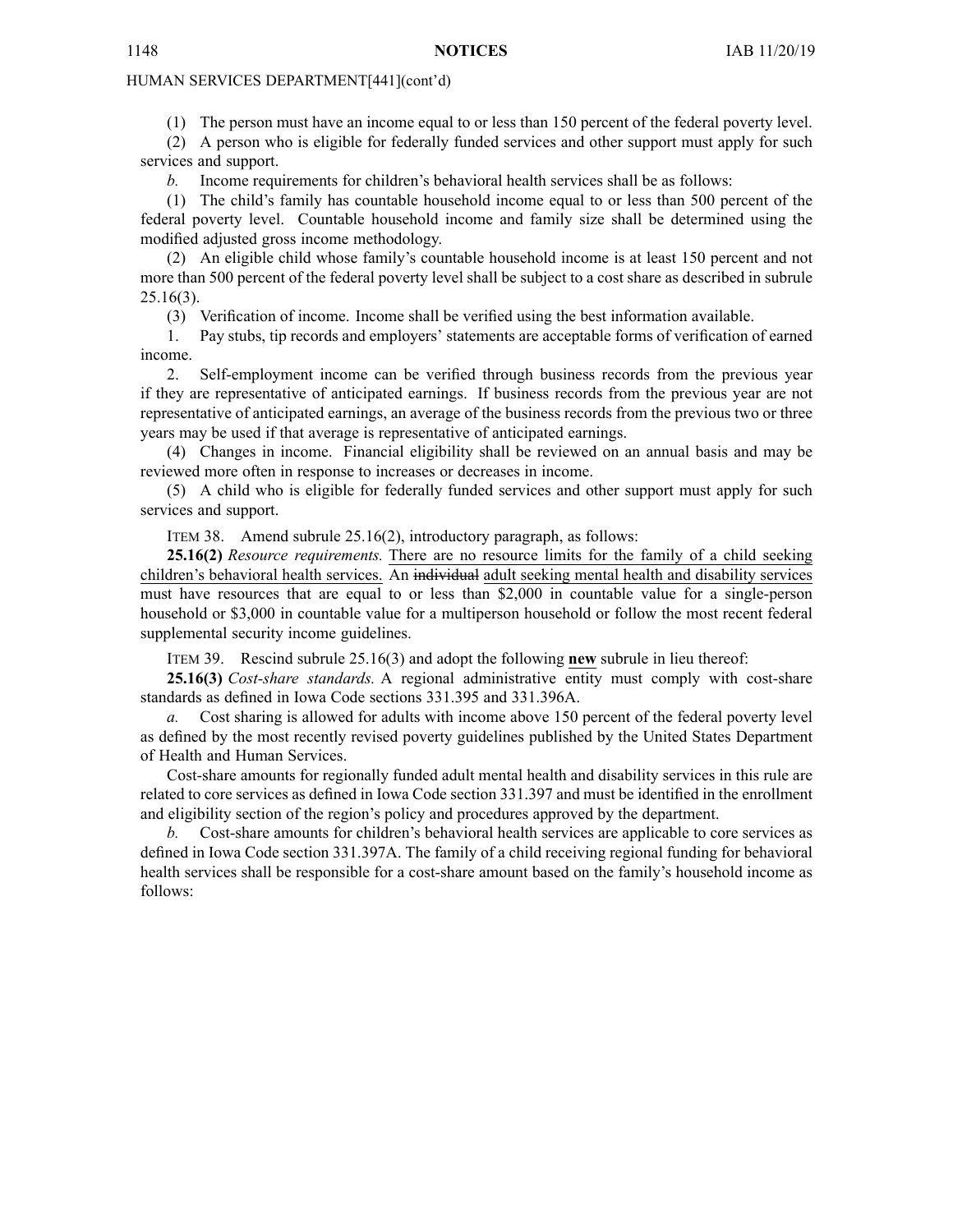HUMAN SERVICES DEPARTMENT[441](cont'd)

(1) The person must have an income equal to or less than 150 percent of the federal poverty level.

(2) A person who is eligible for federally funded services and other support must apply for such services and support.

*b.* Income requirements for children's behavioral health services shall be as follows:

(1) The child's family has countable household income equal to or less than 500 percent of the federal poverty level. Countable household income and family size shall be determined using the modified adjusted gross income methodology.

(2) An eligible child whose family's countable household income is at least 150 percent and not more than 500 percent of the federal poverty level shall be subject to a cost share as described in subrule 25.16(3).

(3) Verification of income. Income shall be verified using the best information available.

1. Pay stubs, tip records and employers' statements are acceptable forms of verification of earned income.

2. Self-employment income can be verified through business records from the previous year if they are representative of anticipated earnings. If business records from the previous year are not representative of anticipated earnings, an average of the business records from the previous two or three years may be used if that average is representative of anticipated earnings.

(4) Changes in income. Financial eligibility shall be reviewed on an annual basis and may be reviewed more often in response to increases or decreases in income.

(5) A child who is eligible for federally funded services and other support must apply for such services and support.

ITEM 38. Amend subrule 25.16(2), introductory paragraph, as follows:

**25.16(2)** *Resource requirements.* There are no resource limits for the family of a child seeking children's behavioral health services. An ~~individual~~ adult seeking mental health and disability services must have resources that are equal to or less than $2,000 in countable value for a single-person household or $3,000 in countable value for a multiperson household or follow the most recent federal supplemental security income guidelines.

ITEM 39. Rescind subrule 25.16(3) and adopt the following **new** subrule in lieu thereof:

**25.16(3)** *Cost-share standards.* A regional administrative entity must comply with cost-share standards as defined in Iowa Code sections 331.395 and 331.396A.

*a.* Cost sharing is allowed for adults with income above 150 percent of the federal poverty level as defined by the most recently revised poverty guidelines published by the United States Department of Health and Human Services.

Cost-share amounts for regionally funded adult mental health and disability services in this rule are related to core services as defined in Iowa Code section 331.397 and must be identified in the enrollment and eligibility section of the region's policy and procedures approved by the department.

*b.* Cost-share amounts for children's behavioral health services are applicable to core services as defined in Iowa Code section 331.397A. The family of a child receiving regional funding for behavioral health services shall be responsible for a cost-share amount based on the family's household income as follows: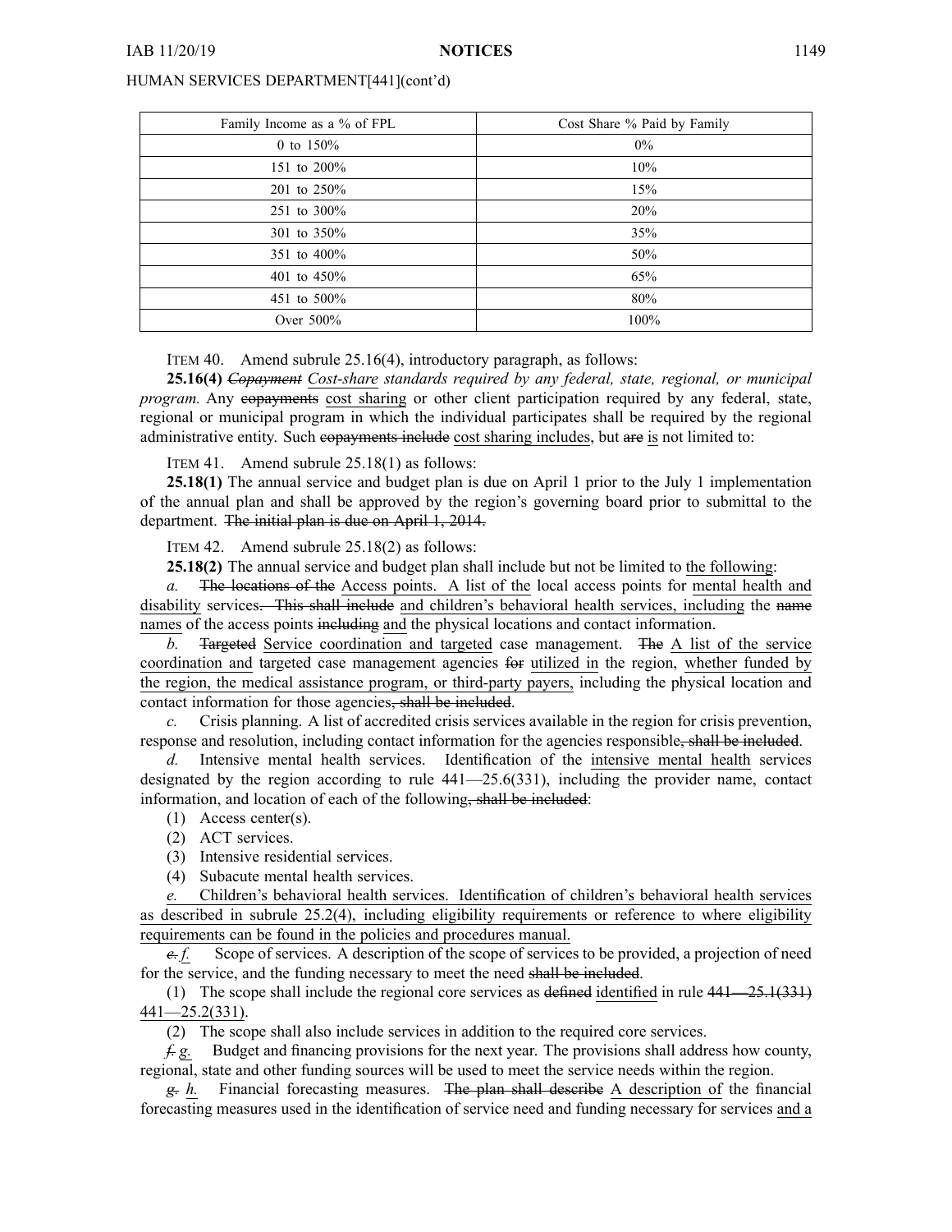| Family Income as a % of FPL | Cost Share % Paid by Family |
|---|---|
| 0 to 150% | 0% |
| 151 to 200% | 10% |
| 201 to 250% | 15% |
| 251 to 300% | 20% |
| 301 to 350% | 35% |
| 351 to 400% | 50% |
| 401 to 450% | 65% |
| 451 to 500% | 80% |
| Over 500% | 100% |

ITEM 40. Amend subrule 25.16(4), introductory paragraph, as follows:

**25.16(4)** *~~Copayment~~ <u>Cost-share</u> standards required by any federal, state, regional, or municipal program.* Any ~~copayments~~ <u>cost sharing</u> or other client participation required by any federal, state, regional or municipal program in which the individual participates shall be required by the regional administrative entity. Such ~~copayments include~~ <u>cost sharing includes</u>, but ~~are~~ <u>is</u> not limited to:

ITEM 41. Amend subrule 25.18(1) as follows:

**25.18(1)** The annual service and budget plan is due on April 1 prior to the July 1 implementation of the annual plan and shall be approved by the region's governing board prior to submittal to the department. ~~The initial plan is due on April 1, 2014.~~

ITEM 42. Amend subrule 25.18(2) as follows:

**25.18(2)** The annual service and budget plan shall include but not be limited to <u>the following</u>:

*a.* ~~The locations of the~~ <u>Access points. A list of the</u> local access points for <u>mental health and disability</u> services~~. This shall include~~ <u>and children's behavioral health services, including</u> the ~~name~~ <u>names</u> of the access points ~~including~~ <u>and</u> the physical locations and contact information.

*b.* ~~Targeted~~ <u>Service coordination and targeted</u> case management. ~~The~~ <u>A list of the service coordination and</u> targeted case management agencies ~~for~~ <u>utilized in</u> the region, <u>whether funded by the region, the medical assistance program, or third-party payers,</u> including the physical location and contact information for those agencies~~, shall be included~~.

*c.* Crisis planning. A list of accredited crisis services available in the region for crisis prevention, response and resolution, including contact information for the agencies responsible~~, shall be included~~.

*d.* Intensive mental health services. Identification of the <u>intensive mental health</u> services designated by the region according to rule 441—25.6(331), including the provider name, contact information, and location of each of the following~~, shall be included~~:

(1) Access center(s).

(2) ACT services.

(3) Intensive residential services.

(4) Subacute mental health services.

<u>*e.* Children's behavioral health services. Identification of children's behavioral health services as described in subrule 25.2(4), including eligibility requirements or reference to where eligibility requirements can be found in the policies and procedures manual.</u>

~~*e.*~~ <u>*f.*</u> Scope of services. A description of the scope of services to be provided, a projection of need for the service, and the funding necessary to meet the need ~~shall be included~~.

(1) The scope shall include the regional core services as ~~defined~~ <u>identified</u> in rule ~~441—25.1(331)~~ <u>441—25.2(331)</u>.

(2) The scope shall also include services in addition to the required core services.

~~*f.*~~ <u>*g.*</u> Budget and financing provisions for the next year. The provisions shall address how county, regional, state and other funding sources will be used to meet the service needs within the region.

~~*g.*~~ <u>*h.*</u> Financial forecasting measures. ~~The plan shall describe~~ <u>A description of</u> the financial forecasting measures used in the identification of service need and funding necessary for services <u>and a</u>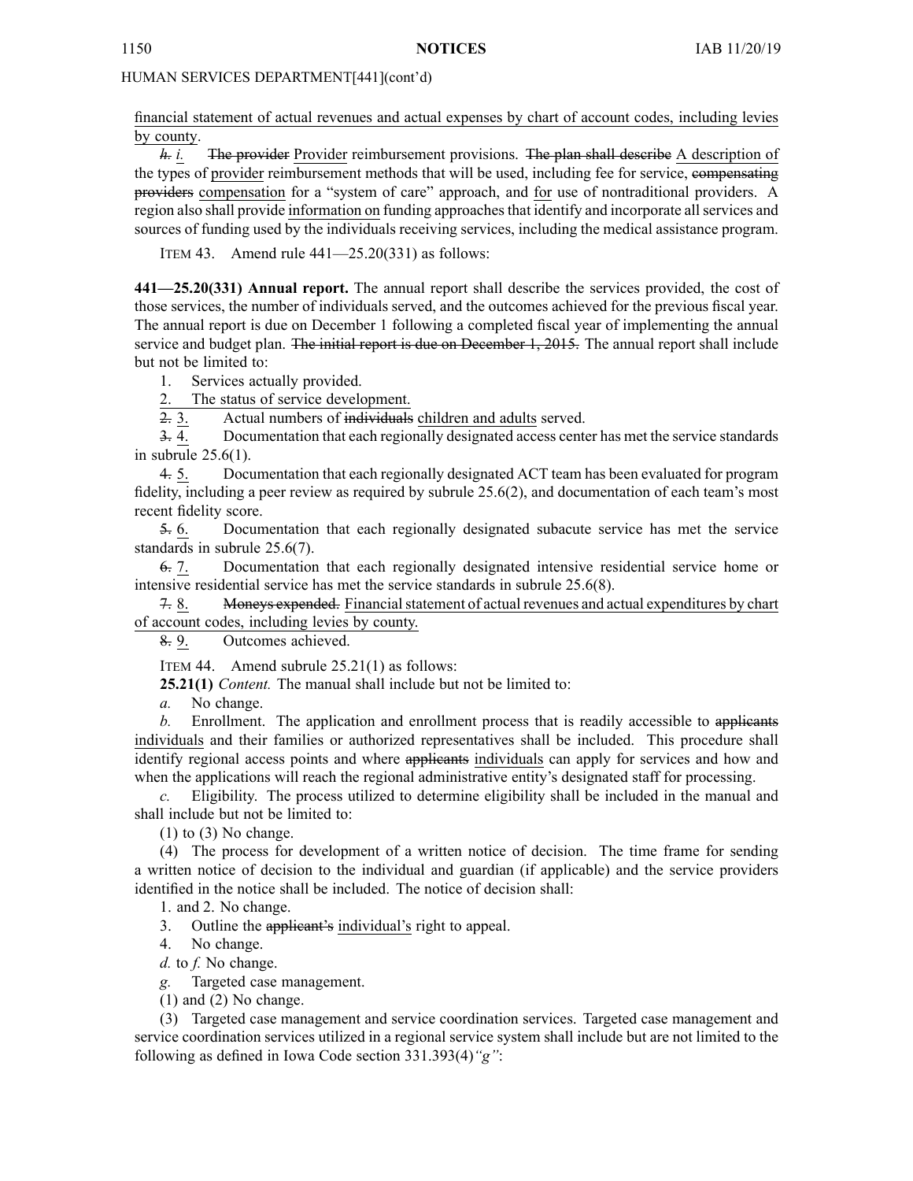HUMAN SERVICES DEPARTMENT[441](cont'd)

financial statement of actual revenues and actual expenses by chart of account codes, including levies by county.

~~*h.*~~ *i.* ~~The provider~~ Provider reimbursement provisions. ~~The plan shall describe~~ A description of the types of provider reimbursement methods that will be used, including fee for service, ~~compensating providers~~ compensation for a "system of care" approach, and for use of nontraditional providers. A region also shall provide information on funding approaches that identify and incorporate all services and sources of funding used by the individuals receiving services, including the medical assistance program.

ITEM 43. Amend rule 441—25.20(331) as follows:

**441—25.20(331) Annual report.** The annual report shall describe the services provided, the cost of those services, the number of individuals served, and the outcomes achieved for the previous fiscal year. The annual report is due on December 1 following a completed fiscal year of implementing the annual service and budget plan. ~~The initial report is due on December 1, 2015.~~ The annual report shall include but not be limited to:

1. Services actually provided.

2. The status of service development.

~~2.~~ 3. Actual numbers of ~~individuals~~ children and adults served.

~~3.~~ 4. Documentation that each regionally designated access center has met the service standards in subrule 25.6(1).

~~4.~~ 5. Documentation that each regionally designated ACT team has been evaluated for program fidelity, including a peer review as required by subrule 25.6(2), and documentation of each team's most recent fidelity score.

~~5.~~ 6. Documentation that each regionally designated subacute service has met the service standards in subrule 25.6(7).

~~6.~~ 7. Documentation that each regionally designated intensive residential service home or intensive residential service has met the service standards in subrule 25.6(8).

~~7.~~ 8. ~~Moneys expended.~~ Financial statement of actual revenues and actual expenditures by chart of account codes, including levies by county.

~~8.~~ 9. Outcomes achieved.

ITEM 44. Amend subrule 25.21(1) as follows:

**25.21(1)** *Content.* The manual shall include but not be limited to:

*a.* No change.

*b.* Enrollment. The application and enrollment process that is readily accessible to ~~applicants~~ individuals and their families or authorized representatives shall be included. This procedure shall identify regional access points and where ~~applicants~~ individuals can apply for services and how and when the applications will reach the regional administrative entity's designated staff for processing.

*c.* Eligibility. The process utilized to determine eligibility shall be included in the manual and shall include but not be limited to:

(1) to (3) No change.

(4) The process for development of a written notice of decision. The time frame for sending a written notice of decision to the individual and guardian (if applicable) and the service providers identified in the notice shall be included. The notice of decision shall:

1. and 2. No change.

3. Outline the ~~applicant's~~ individual's right to appeal.

4. No change.

*d.* to *f.* No change.

*g.* Targeted case management.

(1) and (2) No change.

(3) Targeted case management and service coordination services. Targeted case management and service coordination services utilized in a regional service system shall include but are not limited to the following as defined in Iowa Code section 331.393(4)*"g"*: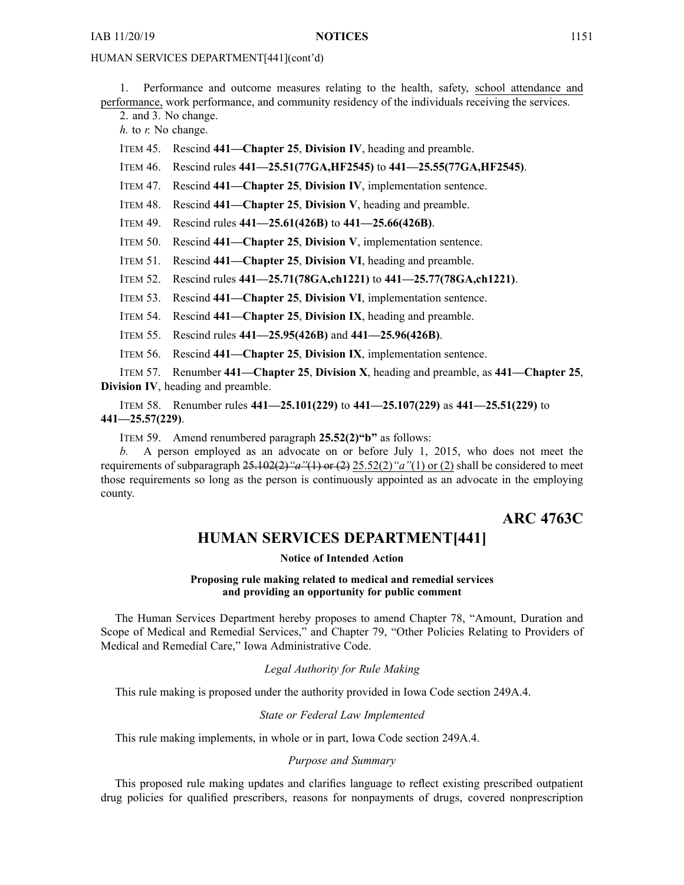HUMAN SERVICES DEPARTMENT[441](cont'd)

1. Performance and outcome measures relating to the health, safety, school attendance and performance, work performance, and community residency of the individuals receiving the services.

2. and 3. No change.

*h.* to *r.* No change.

ITEM 45. Rescind **441—Chapter 25**, **Division IV**, heading and preamble.

ITEM 46. Rescind rules **441—25.51(77GA,HF2545)** to **441—25.55(77GA,HF2545)**.

ITEM 47. Rescind **441—Chapter 25**, **Division IV**, implementation sentence.

ITEM 48. Rescind **441—Chapter 25**, **Division V**, heading and preamble.

ITEM 49. Rescind rules **441—25.61(426B)** to **441—25.66(426B)**.

ITEM 50. Rescind **441—Chapter 25**, **Division V**, implementation sentence.

ITEM 51. Rescind **441—Chapter 25**, **Division VI**, heading and preamble.

ITEM 52. Rescind rules **441—25.71(78GA,ch1221)** to **441—25.77(78GA,ch1221)**.

ITEM 53. Rescind **441—Chapter 25**, **Division VI**, implementation sentence.

ITEM 54. Rescind **441—Chapter 25**, **Division IX**, heading and preamble.

ITEM 55. Rescind rules **441—25.95(426B)** and **441—25.96(426B)**.

ITEM 56. Rescind **441—Chapter 25**, **Division IX**, implementation sentence.

ITEM 57. Renumber **441—Chapter 25**, **Division X**, heading and preamble, as **441—Chapter 25**, **Division IV**, heading and preamble.

ITEM 58. Renumber rules **441—25.101(229)** to **441—25.107(229)** as **441—25.51(229)** to **441—25.57(229)**.

ITEM 59. Amend renumbered paragraph **25.52(2)"b"** as follows:

*b.* A person employed as an advocate on or before July 1, 2015, who does not meet the requirements of subparagraph ~~25.102(2)*"a"*(1) or (2)~~ 25.52(2)*"a"*(1) or (2) shall be considered to meet those requirements so long as the person is continuously appointed as an advocate in the employing county.

## ARC 4763C

# HUMAN SERVICES DEPARTMENT[441]

**Notice of Intended Action**

**Proposing rule making related to medical and remedial services and providing an opportunity for public comment**

The Human Services Department hereby proposes to amend Chapter 78, "Amount, Duration and Scope of Medical and Remedial Services," and Chapter 79, "Other Policies Relating to Providers of Medical and Remedial Care," Iowa Administrative Code.

*Legal Authority for Rule Making*

This rule making is proposed under the authority provided in Iowa Code section 249A.4.

*State or Federal Law Implemented*

This rule making implements, in whole or in part, Iowa Code section 249A.4.

*Purpose and Summary*

This proposed rule making updates and clarifies language to reflect existing prescribed outpatient drug policies for qualified prescribers, reasons for nonpayments of drugs, covered nonprescription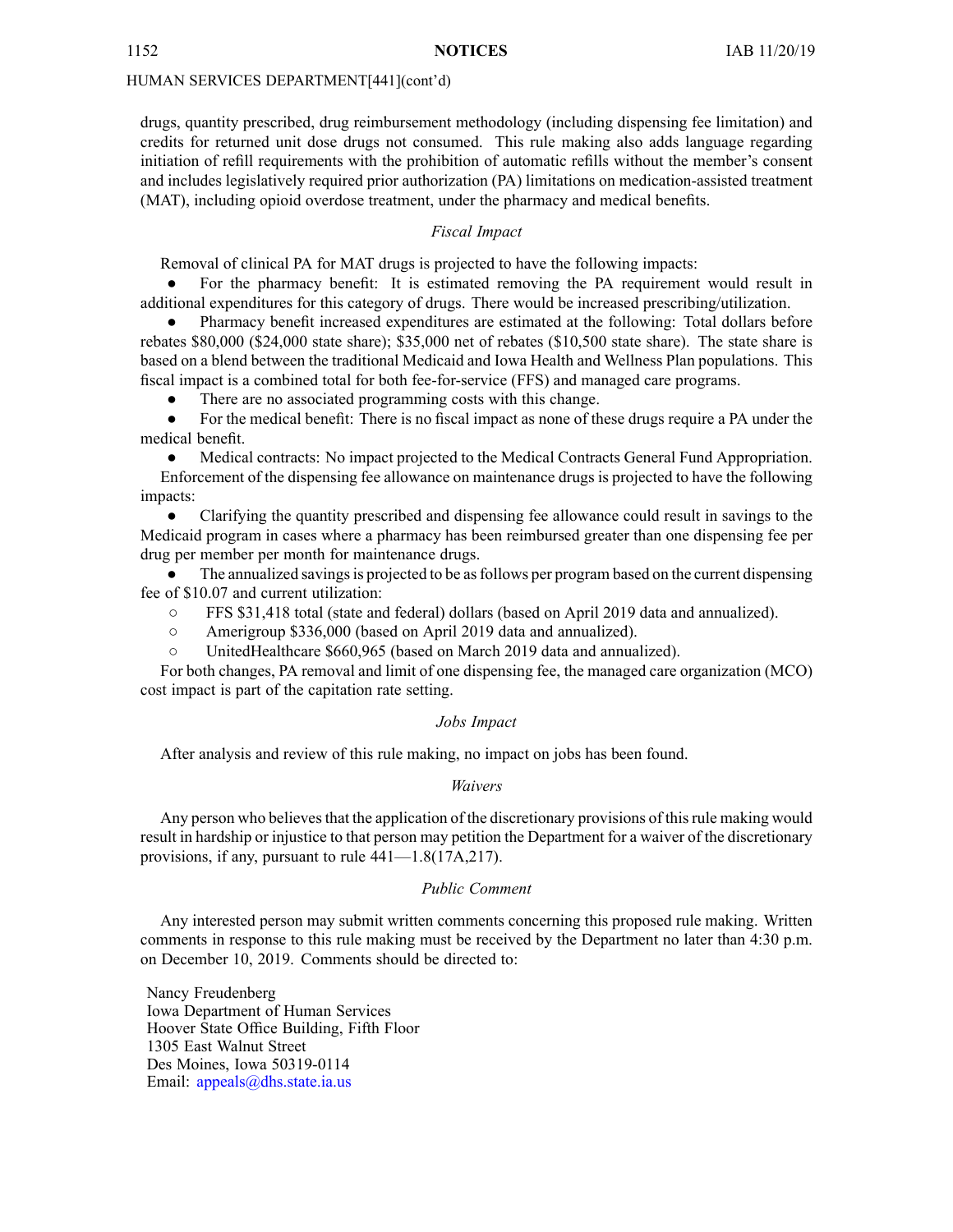HUMAN SERVICES DEPARTMENT[441](cont'd)

drugs, quantity prescribed, drug reimbursement methodology (including dispensing fee limitation) and credits for returned unit dose drugs not consumed. This rule making also adds language regarding initiation of refill requirements with the prohibition of automatic refills without the member's consent and includes legislatively required prior authorization (PA) limitations on medication-assisted treatment (MAT), including opioid overdose treatment, under the pharmacy and medical benefits.

*Fiscal Impact*

Removal of clinical PA for MAT drugs is projected to have the following impacts:

- For the pharmacy benefit: It is estimated removing the PA requirement would result in additional expenditures for this category of drugs. There would be increased prescribing/utilization.
- Pharmacy benefit increased expenditures are estimated at the following: Total dollars before rebates $80,000 ($24,000 state share); $35,000 net of rebates ($10,500 state share). The state share is based on a blend between the traditional Medicaid and Iowa Health and Wellness Plan populations. This fiscal impact is a combined total for both fee-for-service (FFS) and managed care programs.
- There are no associated programming costs with this change.
- For the medical benefit: There is no fiscal impact as none of these drugs require a PA under the medical benefit.
- Medical contracts: No impact projected to the Medical Contracts General Fund Appropriation.

Enforcement of the dispensing fee allowance on maintenance drugs is projected to have the following impacts:

- Clarifying the quantity prescribed and dispensing fee allowance could result in savings to the Medicaid program in cases where a pharmacy has been reimbursed greater than one dispensing fee per drug per member per month for maintenance drugs.
- The annualized savings is projected to be as follows per program based on the current dispensing fee of $10.07 and current utilization:
  - FFS $31,418 total (state and federal) dollars (based on April 2019 data and annualized).
  - Amerigroup $336,000 (based on April 2019 data and annualized).
  - UnitedHealthcare $660,965 (based on March 2019 data and annualized).

For both changes, PA removal and limit of one dispensing fee, the managed care organization (MCO) cost impact is part of the capitation rate setting.

*Jobs Impact*

After analysis and review of this rule making, no impact on jobs has been found.

*Waivers*

Any person who believes that the application of the discretionary provisions of this rule making would result in hardship or injustice to that person may petition the Department for a waiver of the discretionary provisions, if any, pursuant to rule 441—1.8(17A,217).

*Public Comment*

Any interested person may submit written comments concerning this proposed rule making. Written comments in response to this rule making must be received by the Department no later than 4:30 p.m. on December 10, 2019. Comments should be directed to:

Nancy Freudenberg
Iowa Department of Human Services
Hoover State Office Building, Fifth Floor
1305 East Walnut Street
Des Moines, Iowa 50319-0114
Email: appeals@dhs.state.ia.us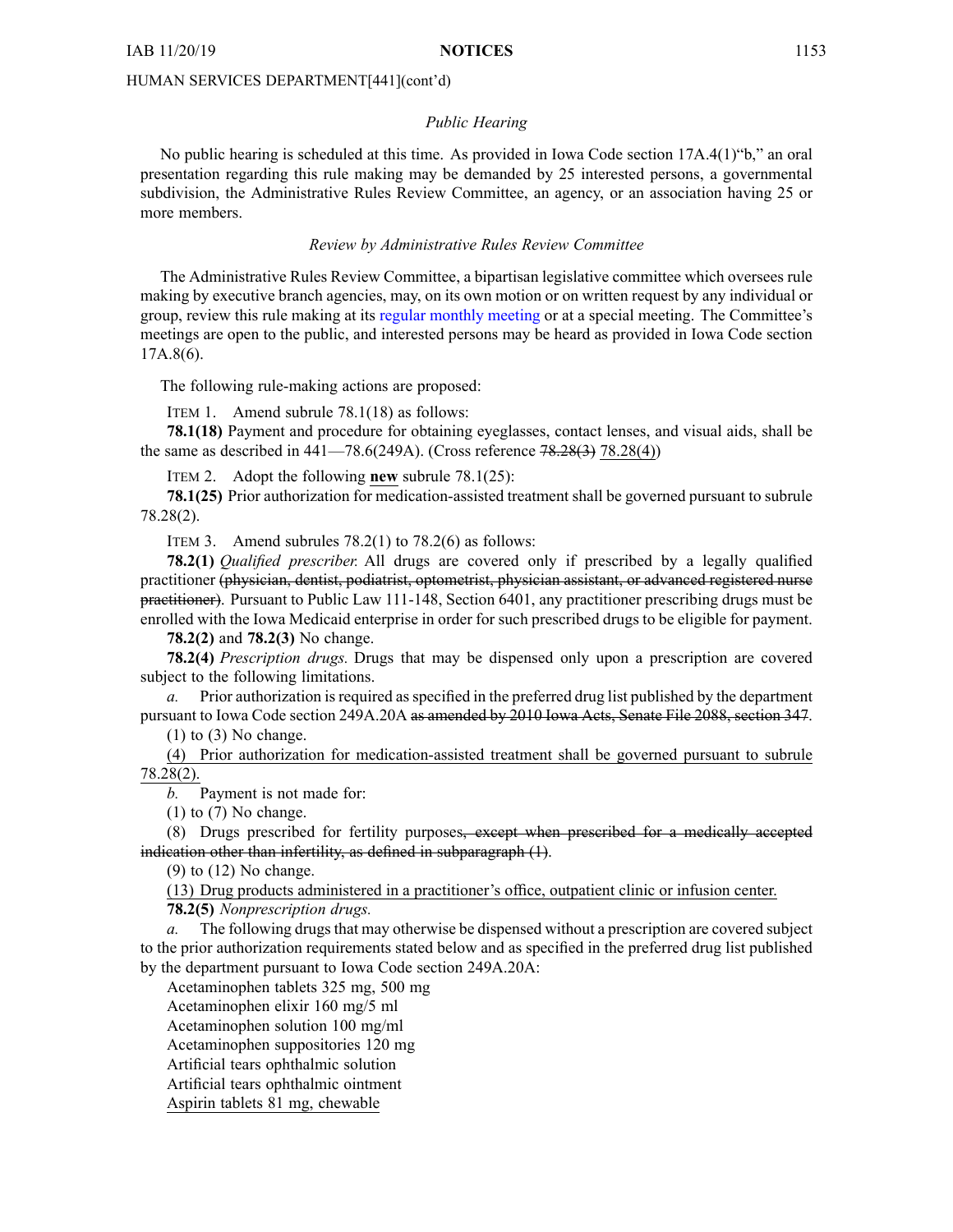HUMAN SERVICES DEPARTMENT[441](cont'd)

*Public Hearing*

No public hearing is scheduled at this time. As provided in Iowa Code section 17A.4(1)"b," an oral presentation regarding this rule making may be demanded by 25 interested persons, a governmental subdivision, the Administrative Rules Review Committee, an agency, or an association having 25 or more members.

*Review by Administrative Rules Review Committee*

The Administrative Rules Review Committee, a bipartisan legislative committee which oversees rule making by executive branch agencies, may, on its own motion or on written request by any individual or group, review this rule making at its regular monthly meeting or at a special meeting. The Committee's meetings are open to the public, and interested persons may be heard as provided in Iowa Code section 17A.8(6).

The following rule-making actions are proposed:

ITEM 1. Amend subrule 78.1(18) as follows:

**78.1(18)** Payment and procedure for obtaining eyeglasses, contact lenses, and visual aids, shall be the same as described in 441—78.6(249A). (Cross reference ~~78.28(3)~~ 78.28(4))

ITEM 2. Adopt the following **new** subrule 78.1(25):

**78.1(25)** Prior authorization for medication-assisted treatment shall be governed pursuant to subrule 78.28(2).

ITEM 3. Amend subrules 78.2(1) to 78.2(6) as follows:

**78.2(1)** *Qualified prescriber.* All drugs are covered only if prescribed by a legally qualified practitioner ~~(physician, dentist, podiatrist, optometrist, physician assistant, or advanced registered nurse practitioner)~~. Pursuant to Public Law 111-148, Section 6401, any practitioner prescribing drugs must be enrolled with the Iowa Medicaid enterprise in order for such prescribed drugs to be eligible for payment.

**78.2(2)** and **78.2(3)** No change.

**78.2(4)** *Prescription drugs.* Drugs that may be dispensed only upon a prescription are covered subject to the following limitations.

*a.* Prior authorization is required as specified in the preferred drug list published by the department pursuant to Iowa Code section 249A.20A ~~as amended by 2010 Iowa Acts, Senate File 2088, section 347~~.

(1) to (3) No change.

<u>(4) Prior authorization for medication-assisted treatment shall be governed pursuant to subrule 78.28(2).</u>

*b.* Payment is not made for:

(1) to (7) No change.

(8) Drugs prescribed for fertility purposes~~, except when prescribed for a medically accepted indication other than infertility, as defined in subparagraph (1)~~.

(9) to (12) No change.

<u>(13) Drug products administered in a practitioner's office, outpatient clinic or infusion center.</u>

**78.2(5)** *Nonprescription drugs.*

*a.* The following drugs that may otherwise be dispensed without a prescription are covered subject to the prior authorization requirements stated below and as specified in the preferred drug list published by the department pursuant to Iowa Code section 249A.20A:

Acetaminophen tablets 325 mg, 500 mg
Acetaminophen elixir 160 mg/5 ml
Acetaminophen solution 100 mg/ml
Acetaminophen suppositories 120 mg
Artificial tears ophthalmic solution
Artificial tears ophthalmic ointment
<u>Aspirin tablets 81 mg, chewable</u>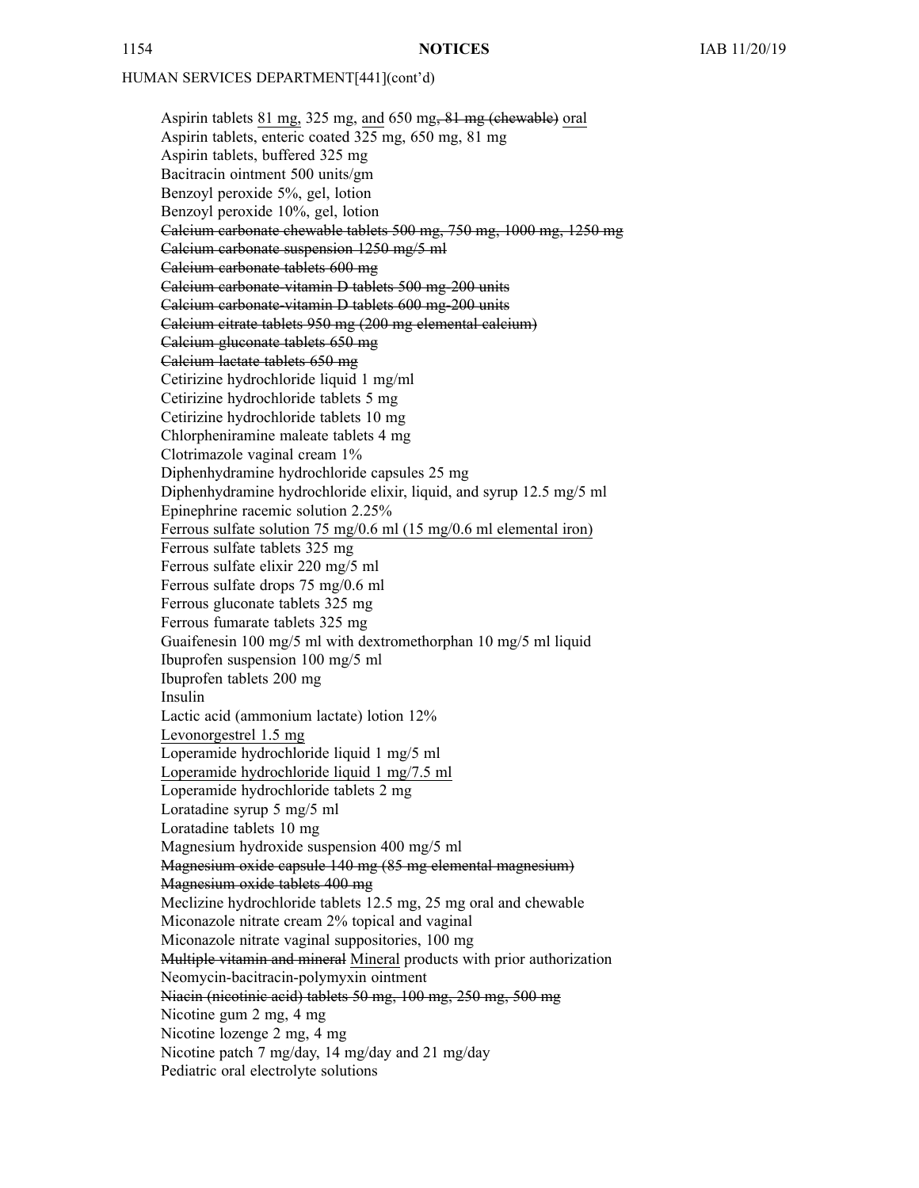Aspirin tablets <u>81 mg,</u> 325 mg, <u>and</u> 650 mg~~, 81 mg (chewable)~~ <u>oral</u>
Aspirin tablets, enteric coated 325 mg, 650 mg, 81 mg
Aspirin tablets, buffered 325 mg
Bacitracin ointment 500 units/gm
Benzoyl peroxide 5%, gel, lotion
Benzoyl peroxide 10%, gel, lotion
~~Calcium carbonate chewable tablets 500 mg, 750 mg, 1000 mg, 1250 mg~~
~~Calcium carbonate suspension 1250 mg/5 ml~~
~~Calcium carbonate tablets 600 mg~~
~~Calcium carbonate-vitamin D tablets 500 mg-200 units~~
~~Calcium carbonate-vitamin D tablets 600 mg-200 units~~
~~Calcium citrate tablets 950 mg (200 mg elemental calcium)~~
~~Calcium gluconate tablets 650 mg~~
~~Calcium lactate tablets 650 mg~~
Cetirizine hydrochloride liquid 1 mg/ml
Cetirizine hydrochloride tablets 5 mg
Cetirizine hydrochloride tablets 10 mg
Chlorpheniramine maleate tablets 4 mg
Clotrimazole vaginal cream 1%
Diphenhydramine hydrochloride capsules 25 mg
Diphenhydramine hydrochloride elixir, liquid, and syrup 12.5 mg/5 ml
Epinephrine racemic solution 2.25%
<u>Ferrous sulfate solution 75 mg/0.6 ml (15 mg/0.6 ml elemental iron)</u>
Ferrous sulfate tablets 325 mg
Ferrous sulfate elixir 220 mg/5 ml
Ferrous sulfate drops 75 mg/0.6 ml
Ferrous gluconate tablets 325 mg
Ferrous fumarate tablets 325 mg
Guaifenesin 100 mg/5 ml with dextromethorphan 10 mg/5 ml liquid
Ibuprofen suspension 100 mg/5 ml
Ibuprofen tablets 200 mg
Insulin
Lactic acid (ammonium lactate) lotion 12%
<u>Levonorgestrel 1.5 mg</u>
Loperamide hydrochloride liquid 1 mg/5 ml
<u>Loperamide hydrochloride liquid 1 mg/7.5 ml</u>
Loperamide hydrochloride tablets 2 mg
Loratadine syrup 5 mg/5 ml
Loratadine tablets 10 mg
Magnesium hydroxide suspension 400 mg/5 ml
~~Magnesium oxide capsule 140 mg (85 mg elemental magnesium)~~
~~Magnesium oxide tablets 400 mg~~
Meclizine hydrochloride tablets 12.5 mg, 25 mg oral and chewable
Miconazole nitrate cream 2% topical and vaginal
Miconazole nitrate vaginal suppositories, 100 mg
~~Multiple vitamin and mineral~~ <u>Mineral</u> products with prior authorization
Neomycin-bacitracin-polymyxin ointment
~~Niacin (nicotinic acid) tablets 50 mg, 100 mg, 250 mg, 500 mg~~
Nicotine gum 2 mg, 4 mg
Nicotine lozenge 2 mg, 4 mg
Nicotine patch 7 mg/day, 14 mg/day and 21 mg/day
Pediatric oral electrolyte solutions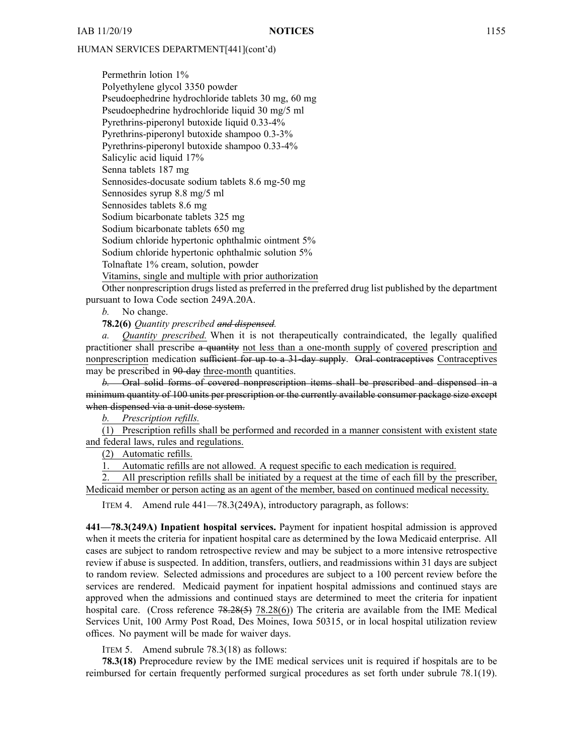HUMAN SERVICES DEPARTMENT[441](cont'd)

Permethrin lotion 1%
Polyethylene glycol 3350 powder
Pseudoephedrine hydrochloride tablets 30 mg, 60 mg
Pseudoephedrine hydrochloride liquid 30 mg/5 ml
Pyrethrins-piperonyl butoxide liquid 0.33-4%
Pyrethrins-piperonyl butoxide shampoo 0.3-3%
Pyrethrins-piperonyl butoxide shampoo 0.33-4%
Salicylic acid liquid 17%
Senna tablets 187 mg
Sennosides-docusate sodium tablets 8.6 mg-50 mg
Sennosides syrup 8.8 mg/5 ml
Sennosides tablets 8.6 mg
Sodium bicarbonate tablets 325 mg
Sodium bicarbonate tablets 650 mg
Sodium chloride hypertonic ophthalmic ointment 5%
Sodium chloride hypertonic ophthalmic solution 5%
Tolnaftate 1% cream, solution, powder
<u>Vitamins, single and multiple with prior authorization</u>

Other nonprescription drugs listed as preferred in the preferred drug list published by the department pursuant to Iowa Code section 249A.20A.

*b.* No change.

**78.2(6)** *Quantity prescribed ~~and dispensed~~.*

*a.* *Quantity prescribed.* When it is not therapeutically contraindicated, the legally qualified practitioner shall prescribe ~~a quantity~~ <u>not less than a one-month supply</u> of <u>covered</u> prescription <u>and nonprescription</u> medication ~~sufficient for up to a 31-day supply~~. ~~Oral contraceptives~~ <u>Contraceptives</u> may be prescribed in ~~90-day~~ <u>three-month</u> quantities.

~~*b.* Oral solid forms of covered nonprescription items shall be prescribed and dispensed in a minimum quantity of 100 units per prescription or the currently available consumer package size except when dispensed via a unit-dose system.~~

<u>*b.* Prescription refills.</u>

<u>(1) Prescription refills shall be performed and recorded in a manner consistent with existent state and federal laws, rules and regulations.</u>

<u>(2) Automatic refills.</u>

<u>1. Automatic refills are not allowed. A request specific to each medication is required.</u>

<u>2. All prescription refills shall be initiated by a request at the time of each fill by the prescriber, Medicaid member or person acting as an agent of the member, based on continued medical necessity.</u>

ITEM 4. Amend rule 441—78.3(249A), introductory paragraph, as follows:

**441—78.3(249A) Inpatient hospital services.** Payment for inpatient hospital admission is approved when it meets the criteria for inpatient hospital care as determined by the Iowa Medicaid enterprise. All cases are subject to random retrospective review and may be subject to a more intensive retrospective review if abuse is suspected. In addition, transfers, outliers, and readmissions within 31 days are subject to random review. Selected admissions and procedures are subject to a 100 percent review before the services are rendered. Medicaid payment for inpatient hospital admissions and continued stays are approved when the admissions and continued stays are determined to meet the criteria for inpatient hospital care. (Cross reference ~~78.28(5)~~ <u>78.28(6)</u>) The criteria are available from the IME Medical Services Unit, 100 Army Post Road, Des Moines, Iowa 50315, or in local hospital utilization review offices. No payment will be made for waiver days.

ITEM 5. Amend subrule 78.3(18) as follows:

**78.3(18)** Preprocedure review by the IME medical services unit is required if hospitals are to be reimbursed for certain frequently performed surgical procedures as set forth under subrule 78.1(19).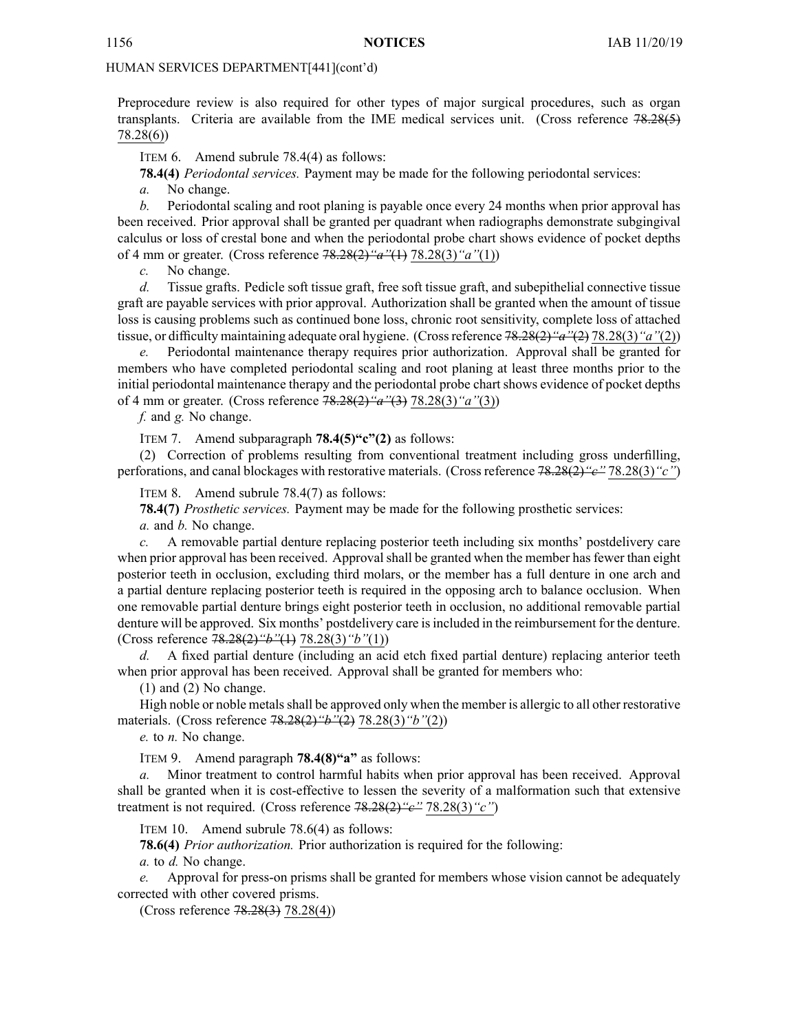Preprocedure review is also required for other types of major surgical procedures, such as organ transplants. Criteria are available from the IME medical services unit. (Cross reference ~~78.28(5)~~ <u>78.28(6)</u>)

ITEM 6. Amend subrule 78.4(4) as follows:

**78.4(4)** *Periodontal services.* Payment may be made for the following periodontal services:

*a.* No change.

*b.* Periodontal scaling and root planing is payable once every 24 months when prior approval has been received. Prior approval shall be granted per quadrant when radiographs demonstrate subgingival calculus or loss of crestal bone and when the periodontal probe chart shows evidence of pocket depths of 4 mm or greater. (Cross reference ~~78.28(2)*"a"*(1)~~ <u>78.28(3)*"a"*(1)</u>)

*c.* No change.

*d.* Tissue grafts. Pedicle soft tissue graft, free soft tissue graft, and subepithelial connective tissue graft are payable services with prior approval. Authorization shall be granted when the amount of tissue loss is causing problems such as continued bone loss, chronic root sensitivity, complete loss of attached tissue, or difficulty maintaining adequate oral hygiene. (Cross reference ~~78.28(2)*"a"*(2)~~ <u>78.28(3)*"a"*(2)</u>)

*e.* Periodontal maintenance therapy requires prior authorization. Approval shall be granted for members who have completed periodontal scaling and root planing at least three months prior to the initial periodontal maintenance therapy and the periodontal probe chart shows evidence of pocket depths of 4 mm or greater. (Cross reference ~~78.28(2)*"a"*(3)~~ <u>78.28(3)*"a"*(3)</u>)

*f.* and *g.* No change.

ITEM 7. Amend subparagraph **78.4(5)"c"(2)** as follows:

(2) Correction of problems resulting from conventional treatment including gross underfilling, perforations, and canal blockages with restorative materials. (Cross reference ~~78.28(2)*"c"*~~ <u>78.28(3)*"c"*</u>)

ITEM 8. Amend subrule 78.4(7) as follows:

**78.4(7)** *Prosthetic services.* Payment may be made for the following prosthetic services:

*a.* and *b.* No change.

*c.* A removable partial denture replacing posterior teeth including six months' postdelivery care when prior approval has been received. Approval shall be granted when the member has fewer than eight posterior teeth in occlusion, excluding third molars, or the member has a full denture in one arch and a partial denture replacing posterior teeth is required in the opposing arch to balance occlusion. When one removable partial denture brings eight posterior teeth in occlusion, no additional removable partial denture will be approved. Six months' postdelivery care is included in the reimbursement for the denture. (Cross reference ~~78.28(2)*"b"*(1)~~ <u>78.28(3)*"b"*(1)</u>)

*d.* A fixed partial denture (including an acid etch fixed partial denture) replacing anterior teeth when prior approval has been received. Approval shall be granted for members who:

(1) and (2) No change.

High noble or noble metals shall be approved only when the member is allergic to all other restorative materials. (Cross reference ~~78.28(2)*"b"*(2)~~ <u>78.28(3)*"b"*(2)</u>)

*e.* to *n.* No change.

ITEM 9. Amend paragraph **78.4(8)"a"** as follows:

*a.* Minor treatment to control harmful habits when prior approval has been received. Approval shall be granted when it is cost-effective to lessen the severity of a malformation such that extensive treatment is not required. (Cross reference ~~78.28(2)*"c"*~~ <u>78.28(3)*"c"*</u>)

ITEM 10. Amend subrule 78.6(4) as follows:

**78.6(4)** *Prior authorization.* Prior authorization is required for the following:

*a.* to *d.* No change.

*e.* Approval for press-on prisms shall be granted for members whose vision cannot be adequately corrected with other covered prisms.

(Cross reference ~~78.28(3)~~ <u>78.28(4)</u>)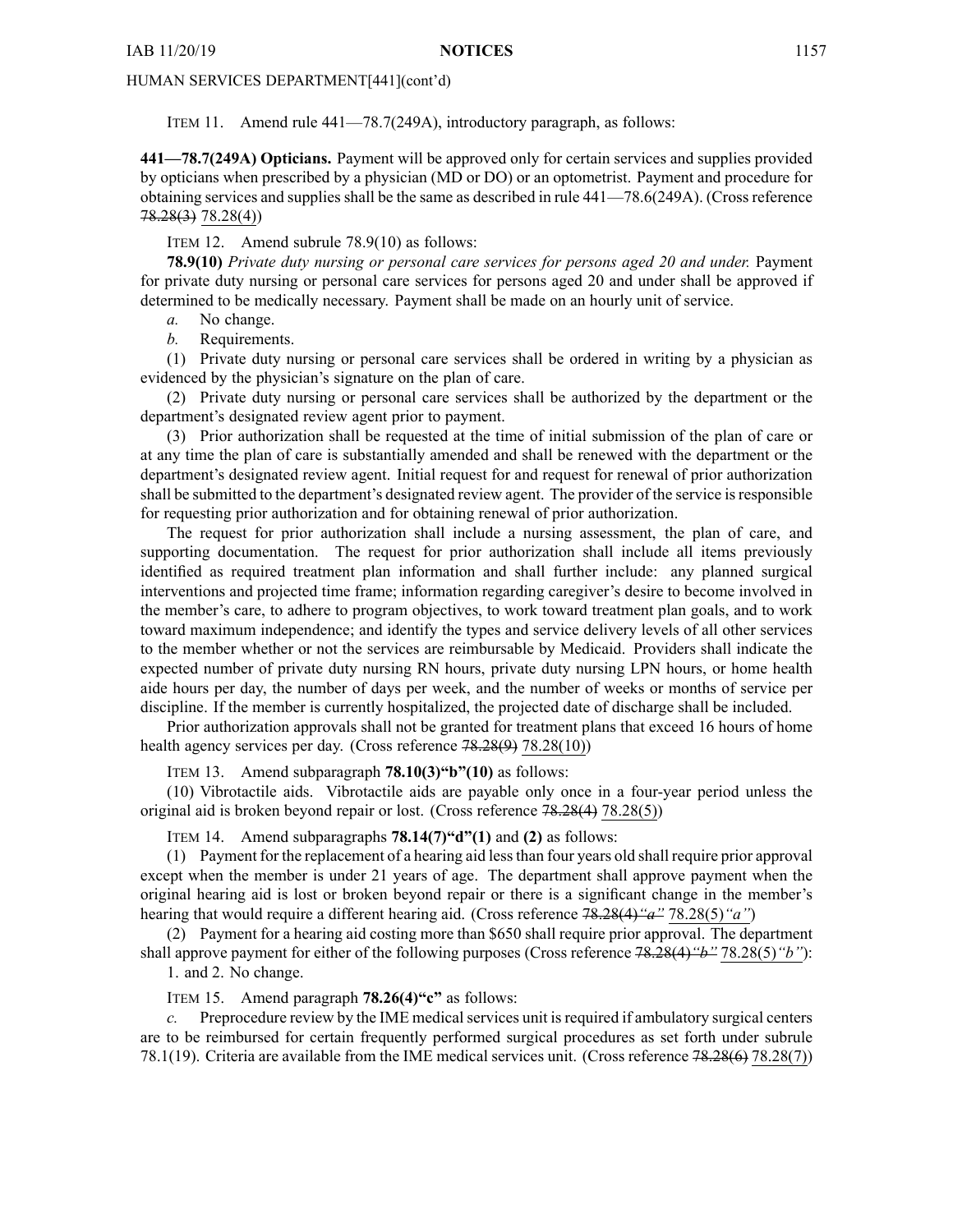HUMAN SERVICES DEPARTMENT[441](cont'd)

ITEM 11. Amend rule 441—78.7(249A), introductory paragraph, as follows:

**441—78.7(249A) Opticians.** Payment will be approved only for certain services and supplies provided by opticians when prescribed by a physician (MD or DO) or an optometrist. Payment and procedure for obtaining services and supplies shall be the same as described in rule 441—78.6(249A). (Cross reference ~~78.28(3)~~ 78.28(4))

ITEM 12. Amend subrule 78.9(10) as follows:

**78.9(10)** *Private duty nursing or personal care services for persons aged 20 and under.* Payment for private duty nursing or personal care services for persons aged 20 and under shall be approved if determined to be medically necessary. Payment shall be made on an hourly unit of service.

*a.* No change.

*b.* Requirements.

(1) Private duty nursing or personal care services shall be ordered in writing by a physician as evidenced by the physician's signature on the plan of care.

(2) Private duty nursing or personal care services shall be authorized by the department or the department's designated review agent prior to payment.

(3) Prior authorization shall be requested at the time of initial submission of the plan of care or at any time the plan of care is substantially amended and shall be renewed with the department or the department's designated review agent. Initial request for and request for renewal of prior authorization shall be submitted to the department's designated review agent. The provider of the service is responsible for requesting prior authorization and for obtaining renewal of prior authorization.

The request for prior authorization shall include a nursing assessment, the plan of care, and supporting documentation. The request for prior authorization shall include all items previously identified as required treatment plan information and shall further include: any planned surgical interventions and projected time frame; information regarding caregiver's desire to become involved in the member's care, to adhere to program objectives, to work toward treatment plan goals, and to work toward maximum independence; and identify the types and service delivery levels of all other services to the member whether or not the services are reimbursable by Medicaid. Providers shall indicate the expected number of private duty nursing RN hours, private duty nursing LPN hours, or home health aide hours per day, the number of days per week, and the number of weeks or months of service per discipline. If the member is currently hospitalized, the projected date of discharge shall be included.

Prior authorization approvals shall not be granted for treatment plans that exceed 16 hours of home health agency services per day. (Cross reference ~~78.28(9)~~ 78.28(10))

ITEM 13. Amend subparagraph **78.10(3)"b"(10)** as follows:

(10) Vibrotactile aids. Vibrotactile aids are payable only once in a four-year period unless the original aid is broken beyond repair or lost. (Cross reference ~~78.28(4)~~ 78.28(5))

ITEM 14. Amend subparagraphs **78.14(7)"d"(1)** and **(2)** as follows:

(1) Payment for the replacement of a hearing aid less than four years old shall require prior approval except when the member is under 21 years of age. The department shall approve payment when the original hearing aid is lost or broken beyond repair or there is a significant change in the member's hearing that would require a different hearing aid. (Cross reference ~~78.28(4)"a"~~ 78.28(5)*"a"*)

(2) Payment for a hearing aid costing more than $650 shall require prior approval. The department shall approve payment for either of the following purposes (Cross reference ~~78.28(4)"b"~~ 78.28(5)*"b"*):

1. and 2. No change.

ITEM 15. Amend paragraph **78.26(4)"c"** as follows:

*c.* Preprocedure review by the IME medical services unit is required if ambulatory surgical centers are to be reimbursed for certain frequently performed surgical procedures as set forth under subrule 78.1(19). Criteria are available from the IME medical services unit. (Cross reference ~~78.28(6)~~ 78.28(7))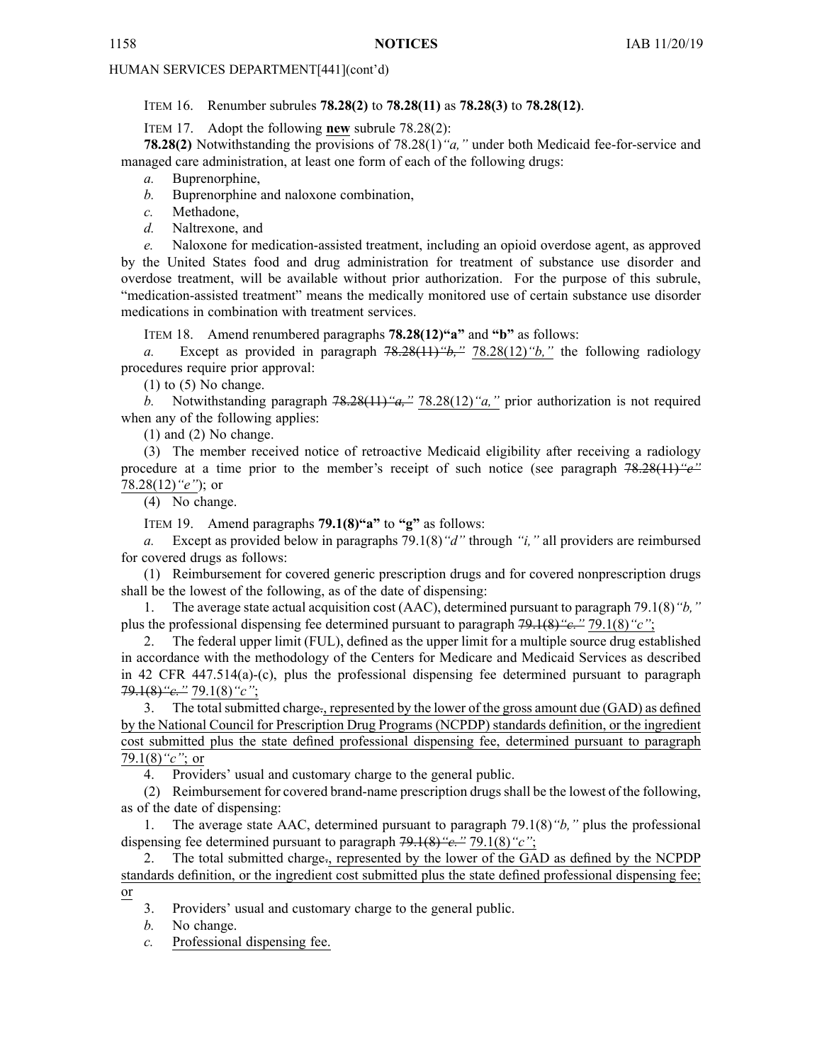HUMAN SERVICES DEPARTMENT[441](cont'd)

ITEM 16. Renumber subrules **78.28(2)** to **78.28(11)** as **78.28(3)** to **78.28(12)**.

ITEM 17. Adopt the following **new** subrule 78.28(2):

**78.28(2)** Notwithstanding the provisions of 78.28(1)*"a,"* under both Medicaid fee-for-service and managed care administration, at least one form of each of the following drugs:

*a.* Buprenorphine,

*b.* Buprenorphine and naloxone combination,

*c.* Methadone,

*d.* Naltrexone, and

*e.* Naloxone for medication-assisted treatment, including an opioid overdose agent, as approved by the United States food and drug administration for treatment of substance use disorder and overdose treatment, will be available without prior authorization. For the purpose of this subrule, "medication-assisted treatment" means the medically monitored use of certain substance use disorder medications in combination with treatment services.

ITEM 18. Amend renumbered paragraphs **78.28(12)"a"** and **"b"** as follows:

*a.* Except as provided in paragraph ~~78.28(11)*"b,"*~~ 78.28(12)*"b,"* the following radiology procedures require prior approval:

(1) to (5) No change.

*b.* Notwithstanding paragraph ~~78.28(11)*"a,"*~~ 78.28(12)*"a,"* prior authorization is not required when any of the following applies:

(1) and (2) No change.

(3) The member received notice of retroactive Medicaid eligibility after receiving a radiology procedure at a time prior to the member's receipt of such notice (see paragraph ~~78.28(11)*"e"*~~ 78.28(12)*"e"*); or

(4) No change.

ITEM 19. Amend paragraphs **79.1(8)"a"** to **"g"** as follows:

*a.* Except as provided below in paragraphs 79.1(8)*"d"* through *"i,"* all providers are reimbursed for covered drugs as follows:

(1) Reimbursement for covered generic prescription drugs and for covered nonprescription drugs shall be the lowest of the following, as of the date of dispensing:

1. The average state actual acquisition cost (AAC), determined pursuant to paragraph 79.1(8)*"b,"* plus the professional dispensing fee determined pursuant to paragraph ~~79.1(8)*"c."*~~ 79.1(8)*"c"*;

2. The federal upper limit (FUL), defined as the upper limit for a multiple source drug established in accordance with the methodology of the Centers for Medicare and Medicaid Services as described in 42 CFR 447.514(a)-(c), plus the professional dispensing fee determined pursuant to paragraph ~~79.1(8)*"c."*~~ 79.1(8)*"c"*;

3. The total submitted charge~~.~~, represented by the lower of the gross amount due (GAD) as defined by the National Council for Prescription Drug Programs (NCPDP) standards definition, or the ingredient cost submitted plus the state defined professional dispensing fee, determined pursuant to paragraph 79.1(8)*"c"*; or

4. Providers' usual and customary charge to the general public.

(2) Reimbursement for covered brand-name prescription drugs shall be the lowest of the following, as of the date of dispensing:

1. The average state AAC, determined pursuant to paragraph 79.1(8)*"b,"* plus the professional dispensing fee determined pursuant to paragraph ~~79.1(8)*"c."*~~ 79.1(8)*"c"*;

2. The total submitted charge~~.~~, represented by the lower of the GAD as defined by the NCPDP standards definition, or the ingredient cost submitted plus the state defined professional dispensing fee; or

3. Providers' usual and customary charge to the general public.

*b.* No change.

*c.* Professional dispensing fee.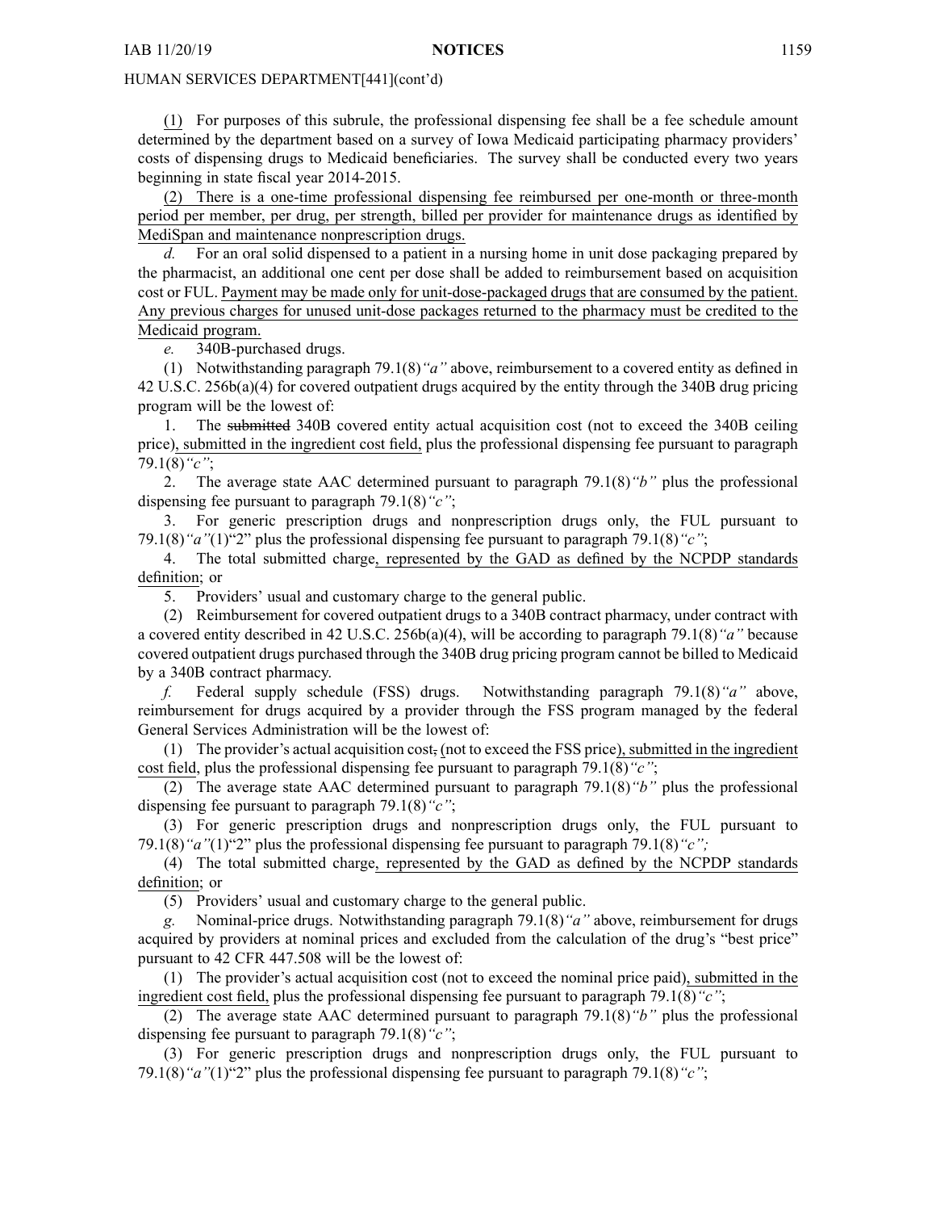HUMAN SERVICES DEPARTMENT[441](cont'd)

(1) For purposes of this subrule, the professional dispensing fee shall be a fee schedule amount determined by the department based on a survey of Iowa Medicaid participating pharmacy providers' costs of dispensing drugs to Medicaid beneficiaries. The survey shall be conducted every two years beginning in state fiscal year 2014-2015.

(2) There is a one-time professional dispensing fee reimbursed per one-month or three-month period per member, per drug, per strength, billed per provider for maintenance drugs as identified by MediSpan and maintenance nonprescription drugs.

*d.* For an oral solid dispensed to a patient in a nursing home in unit dose packaging prepared by the pharmacist, an additional one cent per dose shall be added to reimbursement based on acquisition cost or FUL. Payment may be made only for unit-dose-packaged drugs that are consumed by the patient. Any previous charges for unused unit-dose packages returned to the pharmacy must be credited to the Medicaid program.

*e.* 340B-purchased drugs.

(1) Notwithstanding paragraph 79.1(8)*"a"* above, reimbursement to a covered entity as defined in 42 U.S.C. 256b(a)(4) for covered outpatient drugs acquired by the entity through the 340B drug pricing program will be the lowest of:

1. The ~~submitted~~ 340B covered entity actual acquisition cost (not to exceed the 340B ceiling price), submitted in the ingredient cost field, plus the professional dispensing fee pursuant to paragraph 79.1(8)*"c"*;

2. The average state AAC determined pursuant to paragraph 79.1(8)*"b"* plus the professional dispensing fee pursuant to paragraph 79.1(8)*"c"*;

3. For generic prescription drugs and nonprescription drugs only, the FUL pursuant to 79.1(8)*"a"*(1)"2" plus the professional dispensing fee pursuant to paragraph 79.1(8)*"c"*;

4. The total submitted charge, represented by the GAD as defined by the NCPDP standards definition; or

5. Providers' usual and customary charge to the general public.

(2) Reimbursement for covered outpatient drugs to a 340B contract pharmacy, under contract with a covered entity described in 42 U.S.C. 256b(a)(4), will be according to paragraph 79.1(8)*"a"* because covered outpatient drugs purchased through the 340B drug pricing program cannot be billed to Medicaid by a 340B contract pharmacy.

*f.* Federal supply schedule (FSS) drugs. Notwithstanding paragraph 79.1(8)*"a"* above, reimbursement for drugs acquired by a provider through the FSS program managed by the federal General Services Administration will be the lowest of:

(1) The provider's actual acquisition cost~~,~~ (not to exceed the FSS price), submitted in the ingredient cost field, plus the professional dispensing fee pursuant to paragraph 79.1(8)*"c"*;

(2) The average state AAC determined pursuant to paragraph 79.1(8)*"b"* plus the professional dispensing fee pursuant to paragraph 79.1(8)*"c"*;

(3) For generic prescription drugs and nonprescription drugs only, the FUL pursuant to 79.1(8)*"a"*(1)"2" plus the professional dispensing fee pursuant to paragraph 79.1(8)*"c";*

(4) The total submitted charge, represented by the GAD as defined by the NCPDP standards definition; or

(5) Providers' usual and customary charge to the general public.

*g.* Nominal-price drugs. Notwithstanding paragraph 79.1(8)*"a"* above, reimbursement for drugs acquired by providers at nominal prices and excluded from the calculation of the drug's "best price" pursuant to 42 CFR 447.508 will be the lowest of:

(1) The provider's actual acquisition cost (not to exceed the nominal price paid), submitted in the ingredient cost field, plus the professional dispensing fee pursuant to paragraph 79.1(8)*"c"*;

(2) The average state AAC determined pursuant to paragraph 79.1(8)*"b"* plus the professional dispensing fee pursuant to paragraph 79.1(8)*"c"*;

(3) For generic prescription drugs and nonprescription drugs only, the FUL pursuant to 79.1(8)*"a"*(1)"2" plus the professional dispensing fee pursuant to paragraph 79.1(8)*"c"*;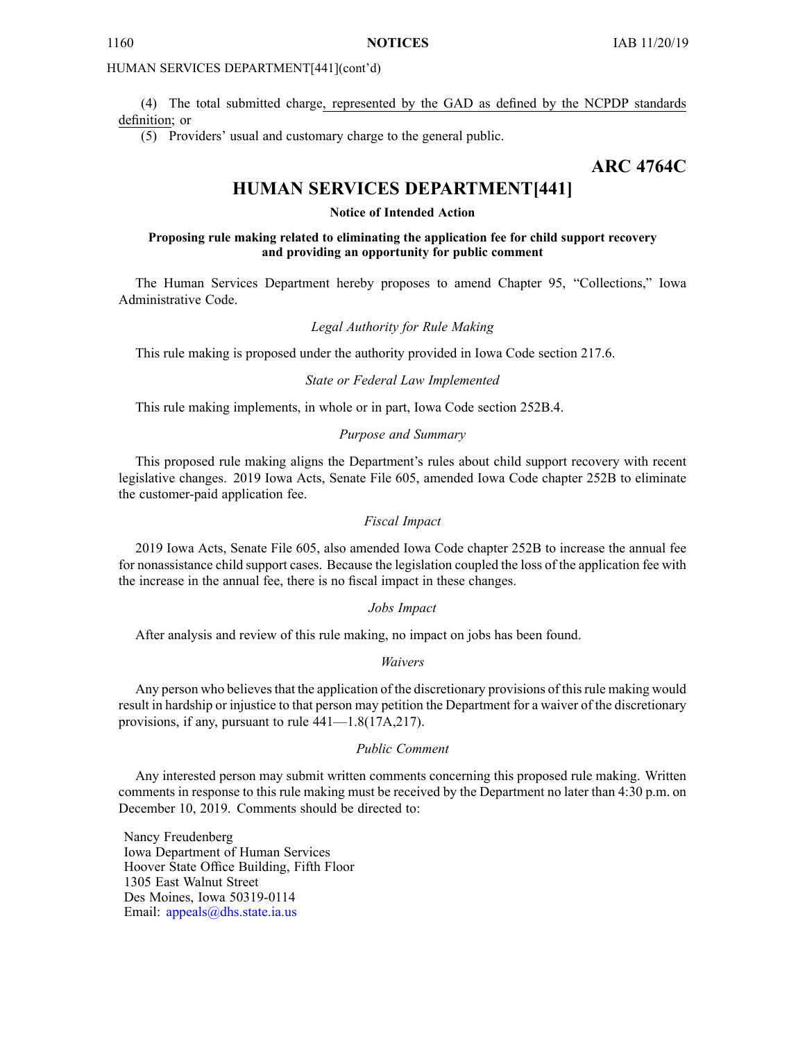HUMAN SERVICES DEPARTMENT[441](cont'd)

(4) The total submitted charge, represented by the GAD as defined by the NCPDP standards definition; or

(5) Providers' usual and customary charge to the general public.

**ARC 4764C**

# HUMAN SERVICES DEPARTMENT[441]

**Notice of Intended Action**

**Proposing rule making related to eliminating the application fee for child support recovery and providing an opportunity for public comment**

The Human Services Department hereby proposes to amend Chapter 95, "Collections," Iowa Administrative Code.

*Legal Authority for Rule Making*

This rule making is proposed under the authority provided in Iowa Code section 217.6.

*State or Federal Law Implemented*

This rule making implements, in whole or in part, Iowa Code section 252B.4.

*Purpose and Summary*

This proposed rule making aligns the Department's rules about child support recovery with recent legislative changes. 2019 Iowa Acts, Senate File 605, amended Iowa Code chapter 252B to eliminate the customer-paid application fee.

*Fiscal Impact*

2019 Iowa Acts, Senate File 605, also amended Iowa Code chapter 252B to increase the annual fee for nonassistance child support cases. Because the legislation coupled the loss of the application fee with the increase in the annual fee, there is no fiscal impact in these changes.

*Jobs Impact*

After analysis and review of this rule making, no impact on jobs has been found.

*Waivers*

Any person who believes that the application of the discretionary provisions of this rule making would result in hardship or injustice to that person may petition the Department for a waiver of the discretionary provisions, if any, pursuant to rule 441—1.8(17A,217).

*Public Comment*

Any interested person may submit written comments concerning this proposed rule making. Written comments in response to this rule making must be received by the Department no later than 4:30 p.m. on December 10, 2019. Comments should be directed to:

Nancy Freudenberg
Iowa Department of Human Services
Hoover State Office Building, Fifth Floor
1305 East Walnut Street
Des Moines, Iowa 50319-0114
Email: appeals@dhs.state.ia.us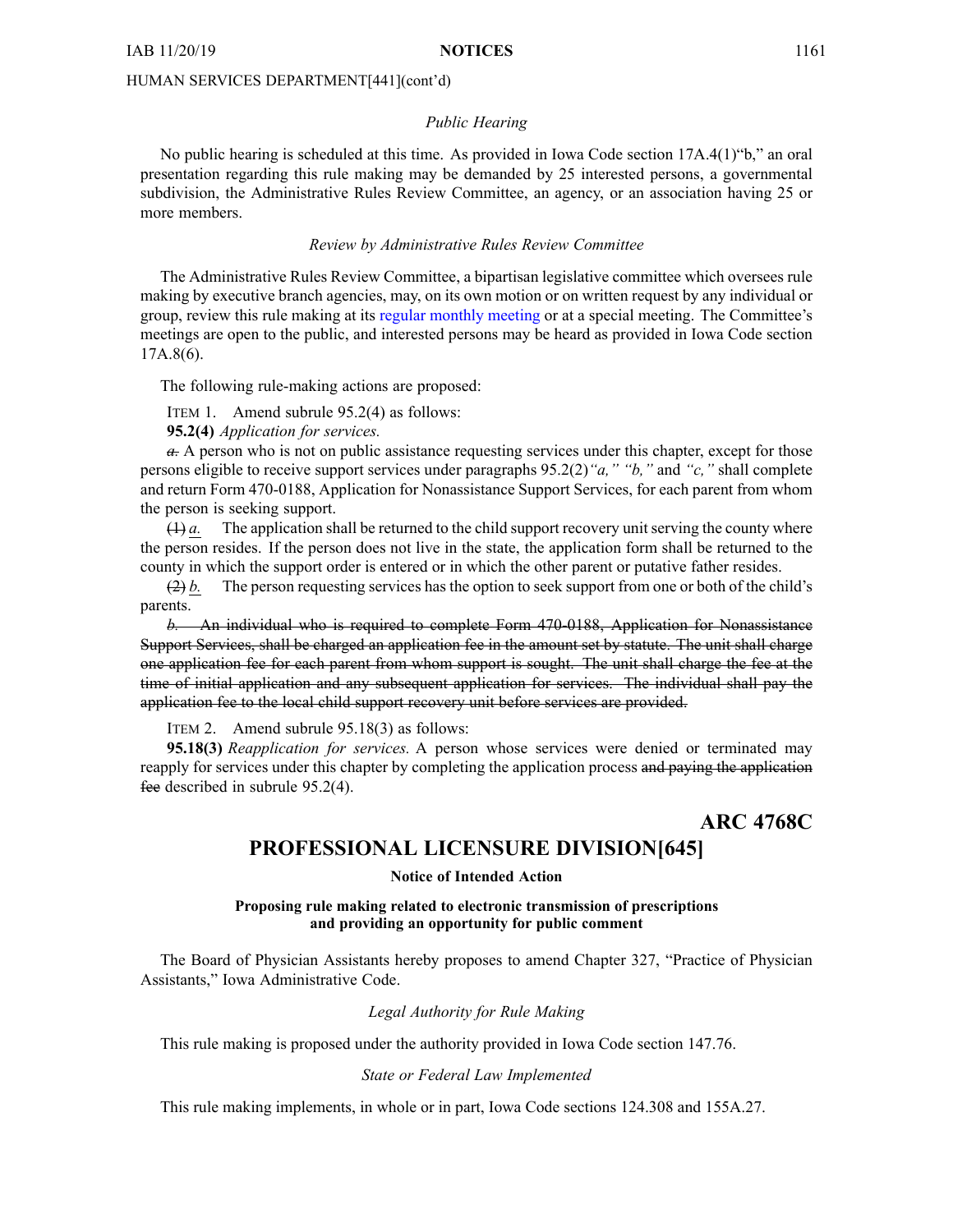HUMAN SERVICES DEPARTMENT[441](cont'd)

*Public Hearing*

No public hearing is scheduled at this time. As provided in Iowa Code section 17A.4(1)"b," an oral presentation regarding this rule making may be demanded by 25 interested persons, a governmental subdivision, the Administrative Rules Review Committee, an agency, or an association having 25 or more members.

*Review by Administrative Rules Review Committee*

The Administrative Rules Review Committee, a bipartisan legislative committee which oversees rule making by executive branch agencies, may, on its own motion or on written request by any individual or group, review this rule making at its regular monthly meeting or at a special meeting. The Committee's meetings are open to the public, and interested persons may be heard as provided in Iowa Code section 17A.8(6).

The following rule-making actions are proposed:

ITEM 1. Amend subrule 95.2(4) as follows:

**95.2(4)** *Application for services.*

~~*a.*~~ A person who is not on public assistance requesting services under this chapter, except for those persons eligible to receive support services under paragraphs 95.2(2)*"a," "b,"* and *"c,"* shall complete and return Form 470-0188, Application for Nonassistance Support Services, for each parent from whom the person is seeking support.

~~(1)~~ *a.* The application shall be returned to the child support recovery unit serving the county where the person resides. If the person does not live in the state, the application form shall be returned to the county in which the support order is entered or in which the other parent or putative father resides.

~~(2)~~ *b.* The person requesting services has the option to seek support from one or both of the child's parents.

~~*b.* An individual who is required to complete Form 470-0188, Application for Nonassistance Support Services, shall be charged an application fee in the amount set by statute. The unit shall charge one application fee for each parent from whom support is sought. The unit shall charge the fee at the time of initial application and any subsequent application for services. The individual shall pay the application fee to the local child support recovery unit before services are provided.~~

ITEM 2. Amend subrule 95.18(3) as follows:

**95.18(3)** *Reapplication for services.* A person whose services were denied or terminated may reapply for services under this chapter by completing the application process ~~and paying the application fee~~ described in subrule 95.2(4).

## ARC 4768C

# PROFESSIONAL LICENSURE DIVISION[645]

**Notice of Intended Action**

**Proposing rule making related to electronic transmission of prescriptions and providing an opportunity for public comment**

The Board of Physician Assistants hereby proposes to amend Chapter 327, "Practice of Physician Assistants," Iowa Administrative Code.

*Legal Authority for Rule Making*

This rule making is proposed under the authority provided in Iowa Code section 147.76.

*State or Federal Law Implemented*

This rule making implements, in whole or in part, Iowa Code sections 124.308 and 155A.27.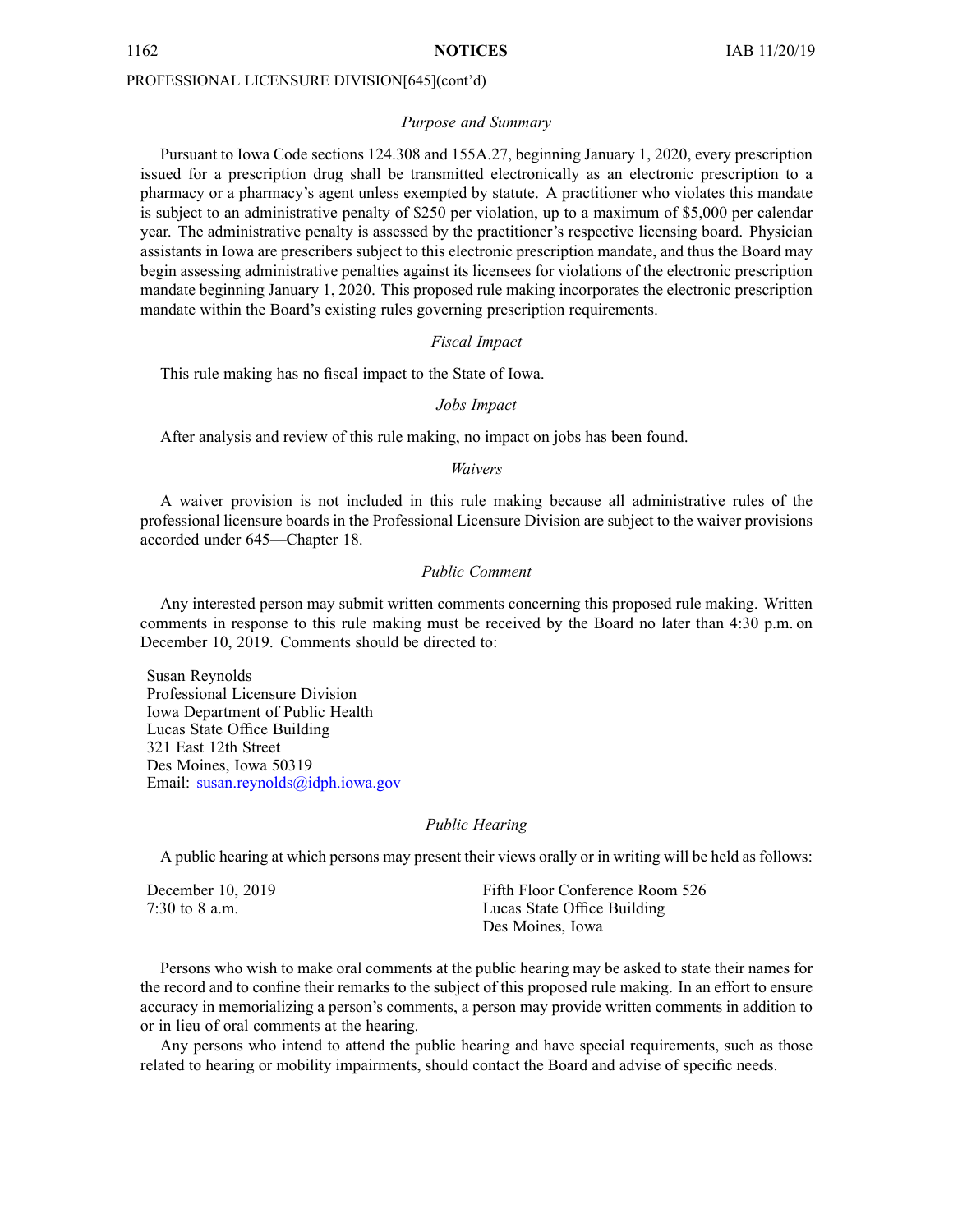PROFESSIONAL LICENSURE DIVISION[645](cont'd)

*Purpose and Summary*

Pursuant to Iowa Code sections 124.308 and 155A.27, beginning January 1, 2020, every prescription issued for a prescription drug shall be transmitted electronically as an electronic prescription to a pharmacy or a pharmacy's agent unless exempted by statute. A practitioner who violates this mandate is subject to an administrative penalty of $250 per violation, up to a maximum of $5,000 per calendar year. The administrative penalty is assessed by the practitioner's respective licensing board. Physician assistants in Iowa are prescribers subject to this electronic prescription mandate, and thus the Board may begin assessing administrative penalties against its licensees for violations of the electronic prescription mandate beginning January 1, 2020. This proposed rule making incorporates the electronic prescription mandate within the Board's existing rules governing prescription requirements.

*Fiscal Impact*

This rule making has no fiscal impact to the State of Iowa.

*Jobs Impact*

After analysis and review of this rule making, no impact on jobs has been found.

*Waivers*

A waiver provision is not included in this rule making because all administrative rules of the professional licensure boards in the Professional Licensure Division are subject to the waiver provisions accorded under 645—Chapter 18.

*Public Comment*

Any interested person may submit written comments concerning this proposed rule making. Written comments in response to this rule making must be received by the Board no later than 4:30 p.m. on December 10, 2019. Comments should be directed to:

Susan Reynolds
Professional Licensure Division
Iowa Department of Public Health
Lucas State Office Building
321 East 12th Street
Des Moines, Iowa 50319
Email: susan.reynolds@idph.iowa.gov

*Public Hearing*

A public hearing at which persons may present their views orally or in writing will be held as follows:

December 10, 2019
7:30 to 8 a.m.

Fifth Floor Conference Room 526
Lucas State Office Building
Des Moines, Iowa

Persons who wish to make oral comments at the public hearing may be asked to state their names for the record and to confine their remarks to the subject of this proposed rule making. In an effort to ensure accuracy in memorializing a person's comments, a person may provide written comments in addition to or in lieu of oral comments at the hearing.

Any persons who intend to attend the public hearing and have special requirements, such as those related to hearing or mobility impairments, should contact the Board and advise of specific needs.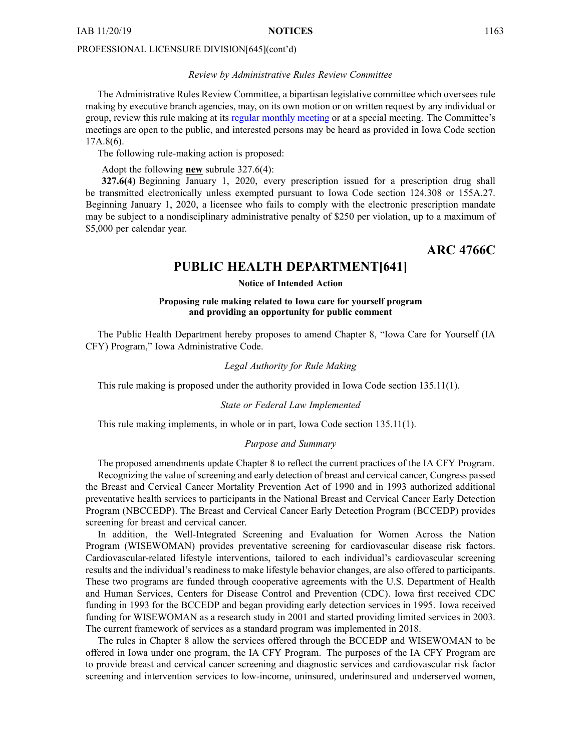PROFESSIONAL LICENSURE DIVISION[645](cont'd)

*Review by Administrative Rules Review Committee*

The Administrative Rules Review Committee, a bipartisan legislative committee which oversees rule making by executive branch agencies, may, on its own motion or on written request by any individual or group, review this rule making at its regular monthly meeting or at a special meeting. The Committee's meetings are open to the public, and interested persons may be heard as provided in Iowa Code section 17A.8(6).

The following rule-making action is proposed:

Adopt the following **new** subrule 327.6(4):

**327.6(4)** Beginning January 1, 2020, every prescription issued for a prescription drug shall be transmitted electronically unless exempted pursuant to Iowa Code section 124.308 or 155A.27. Beginning January 1, 2020, a licensee who fails to comply with the electronic prescription mandate may be subject to a nondisciplinary administrative penalty of $250 per violation, up to a maximum of $5,000 per calendar year.

**ARC 4766C**

# PUBLIC HEALTH DEPARTMENT[641]

**Notice of Intended Action**

**Proposing rule making related to Iowa care for yourself program and providing an opportunity for public comment**

The Public Health Department hereby proposes to amend Chapter 8, "Iowa Care for Yourself (IA CFY) Program," Iowa Administrative Code.

*Legal Authority for Rule Making*

This rule making is proposed under the authority provided in Iowa Code section 135.11(1).

*State or Federal Law Implemented*

This rule making implements, in whole or in part, Iowa Code section 135.11(1).

*Purpose and Summary*

The proposed amendments update Chapter 8 to reflect the current practices of the IA CFY Program.

Recognizing the value of screening and early detection of breast and cervical cancer, Congress passed the Breast and Cervical Cancer Mortality Prevention Act of 1990 and in 1993 authorized additional preventative health services to participants in the National Breast and Cervical Cancer Early Detection Program (NBCCEDP). The Breast and Cervical Cancer Early Detection Program (BCCEDP) provides screening for breast and cervical cancer.

In addition, the Well-Integrated Screening and Evaluation for Women Across the Nation Program (WISEWOMAN) provides preventative screening for cardiovascular disease risk factors. Cardiovascular-related lifestyle interventions, tailored to each individual's cardiovascular screening results and the individual's readiness to make lifestyle behavior changes, are also offered to participants. These two programs are funded through cooperative agreements with the U.S. Department of Health and Human Services, Centers for Disease Control and Prevention (CDC). Iowa first received CDC funding in 1993 for the BCCEDP and began providing early detection services in 1995. Iowa received funding for WISEWOMAN as a research study in 2001 and started providing limited services in 2003. The current framework of services as a standard program was implemented in 2018.

The rules in Chapter 8 allow the services offered through the BCCEDP and WISEWOMAN to be offered in Iowa under one program, the IA CFY Program. The purposes of the IA CFY Program are to provide breast and cervical cancer screening and diagnostic services and cardiovascular risk factor screening and intervention services to low-income, uninsured, underinsured and underserved women,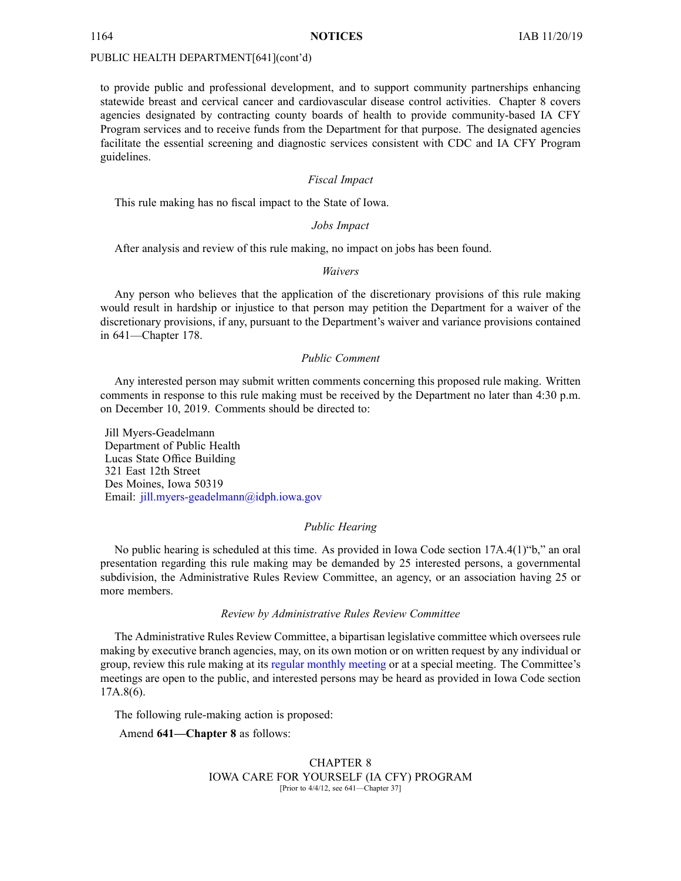PUBLIC HEALTH DEPARTMENT[641](cont'd)

to provide public and professional development, and to support community partnerships enhancing statewide breast and cervical cancer and cardiovascular disease control activities. Chapter 8 covers agencies designated by contracting county boards of health to provide community-based IA CFY Program services and to receive funds from the Department for that purpose. The designated agencies facilitate the essential screening and diagnostic services consistent with CDC and IA CFY Program guidelines.

*Fiscal Impact*

This rule making has no fiscal impact to the State of Iowa.

*Jobs Impact*

After analysis and review of this rule making, no impact on jobs has been found.

*Waivers*

Any person who believes that the application of the discretionary provisions of this rule making would result in hardship or injustice to that person may petition the Department for a waiver of the discretionary provisions, if any, pursuant to the Department's waiver and variance provisions contained in 641—Chapter 178.

*Public Comment*

Any interested person may submit written comments concerning this proposed rule making. Written comments in response to this rule making must be received by the Department no later than 4:30 p.m. on December 10, 2019. Comments should be directed to:

Jill Myers-Geadelmann
Department of Public Health
Lucas State Office Building
321 East 12th Street
Des Moines, Iowa 50319
Email: jill.myers-geadelmann@idph.iowa.gov

*Public Hearing*

No public hearing is scheduled at this time. As provided in Iowa Code section 17A.4(1)"b," an oral presentation regarding this rule making may be demanded by 25 interested persons, a governmental subdivision, the Administrative Rules Review Committee, an agency, or an association having 25 or more members.

*Review by Administrative Rules Review Committee*

The Administrative Rules Review Committee, a bipartisan legislative committee which oversees rule making by executive branch agencies, may, on its own motion or on written request by any individual or group, review this rule making at its regular monthly meeting or at a special meeting. The Committee's meetings are open to the public, and interested persons may be heard as provided in Iowa Code section 17A.8(6).

The following rule-making action is proposed:

Amend **641—Chapter 8** as follows:

CHAPTER 8
IOWA CARE FOR YOURSELF (IA CFY) PROGRAM
[Prior to 4/4/12, see 641—Chapter 37]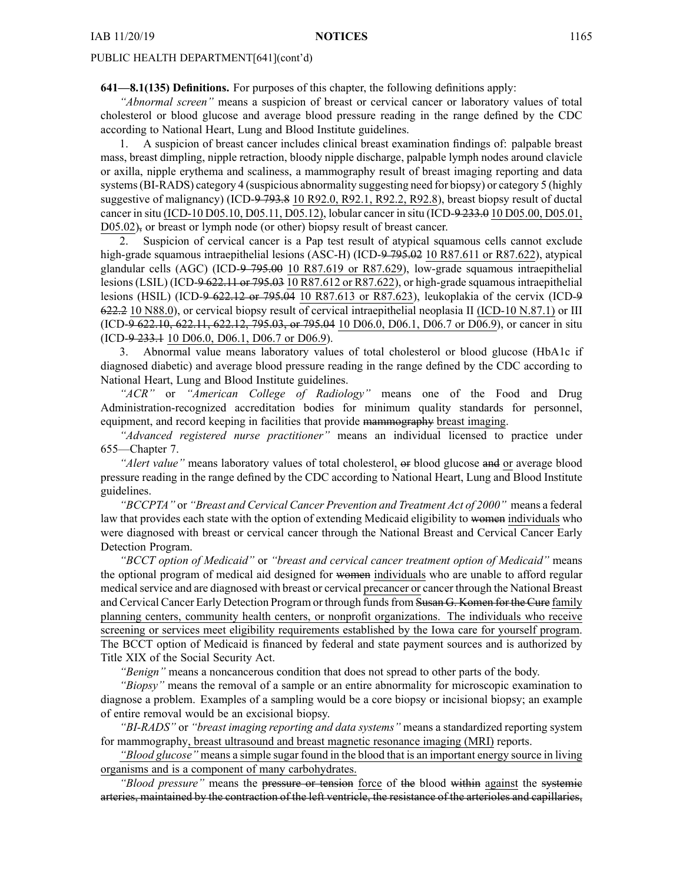**641—8.1(135) Definitions.** For purposes of this chapter, the following definitions apply:

*"Abnormal screen"* means a suspicion of breast or cervical cancer or laboratory values of total cholesterol or blood glucose and average blood pressure reading in the range defined by the CDC according to National Heart, Lung and Blood Institute guidelines.

1. A suspicion of breast cancer includes clinical breast examination findings of: palpable breast mass, breast dimpling, nipple retraction, bloody nipple discharge, palpable lymph nodes around clavicle or axilla, nipple erythema and scaliness, a mammography result of breast imaging reporting and data systems (BI-RADS) category 4 (suspicious abnormality suggesting need for biopsy) or category 5 (highly suggestive of malignancy) (ICD-~~9 793.8~~ <u>10 R92.0, R92.1, R92.2, R92.8</u>), breast biopsy result of ductal cancer in situ <u>(ICD-10 D05.10, D05.11, D05.12)</u>, lobular cancer in situ (ICD-~~9 233.0~~ <u>10 D05.00, D05.01, D05.02</u>)~~,~~ or breast or lymph node (or other) biopsy result of breast cancer.

2. Suspicion of cervical cancer is a Pap test result of atypical squamous cells cannot exclude high-grade squamous intraepithelial lesions (ASC-H) (ICD-~~9 795.02~~ <u>10 R87.611 or R87.622</u>), atypical glandular cells (AGC) (ICD-~~9 795.00~~ <u>10 R87.619 or R87.629</u>), low-grade squamous intraepithelial lesions (LSIL) (ICD-~~9 622.11 or 795.03~~ <u>10 R87.612 or R87.622</u>), or high-grade squamous intraepithelial lesions (HSIL) (ICD-~~9 622.12 or 795.04~~ <u>10 R87.613 or R87.623</u>), leukoplakia of the cervix (ICD-~~9 622.2~~ <u>10 N88.0</u>), or cervical biopsy result of cervical intraepithelial neoplasia II <u>(ICD-10 N.87.1)</u> or III (ICD-~~9 622.10, 622.11, 622.12, 795.03, or 795.04~~ <u>10 D06.0, D06.1, D06.7 or D06.9</u>), or cancer in situ (ICD-~~9 233.1~~ <u>10 D06.0, D06.1, D06.7 or D06.9</u>).

3. Abnormal value means laboratory values of total cholesterol or blood glucose (HbA1c if diagnosed diabetic) and average blood pressure reading in the range defined by the CDC according to National Heart, Lung and Blood Institute guidelines.

*"ACR"* or *"American College of Radiology"* means one of the Food and Drug Administration-recognized accreditation bodies for minimum quality standards for personnel, equipment, and record keeping in facilities that provide ~~mammography~~ <u>breast imaging</u>.

*"Advanced registered nurse practitioner"* means an individual licensed to practice under 655—Chapter 7.

*"Alert value"* means laboratory values of total cholesterol, ~~or~~ blood glucose ~~and~~ <u>or</u> average blood pressure reading in the range defined by the CDC according to National Heart, Lung and Blood Institute guidelines.

*"BCCPTA"* or *"Breast and Cervical Cancer Prevention and Treatment Act of 2000"* means a federal law that provides each state with the option of extending Medicaid eligibility to ~~women~~ <u>individuals</u> who were diagnosed with breast or cervical cancer through the National Breast and Cervical Cancer Early Detection Program.

*"BCCT option of Medicaid"* or *"breast and cervical cancer treatment option of Medicaid"* means the optional program of medical aid designed for ~~women~~ <u>individuals</u> who are unable to afford regular medical service and are diagnosed with breast or cervical <u>precancer or</u> cancer through the National Breast and Cervical Cancer Early Detection Program or through funds from ~~Susan G. Komen for the Cure~~ <u>family planning centers, community health centers, or nonprofit organizations. The individuals who receive screening or services meet eligibility requirements established by the Iowa care for yourself program</u>. The BCCT option of Medicaid is financed by federal and state payment sources and is authorized by Title XIX of the Social Security Act.

*"Benign"* means a noncancerous condition that does not spread to other parts of the body.

*"Biopsy"* means the removal of a sample or an entire abnormality for microscopic examination to diagnose a problem. Examples of a sampling would be a core biopsy or incisional biopsy; an example of entire removal would be an excisional biopsy.

*"BI-RADS"* or *"breast imaging reporting and data systems"* means a standardized reporting system for mammography<u>, breast ultrasound and breast magnetic resonance imaging (MRI)</u> reports.

<u>*"Blood glucose"* means a simple sugar found in the blood that is an important energy source in living organisms and is a component of many carbohydrates.</u>

*"Blood pressure"* means the ~~pressure or tension~~ <u>force</u> of ~~the~~ blood ~~within~~ <u>against</u> the ~~systemic arteries, maintained by the contraction of the left ventricle, the resistance of the arterioles and capillaries,~~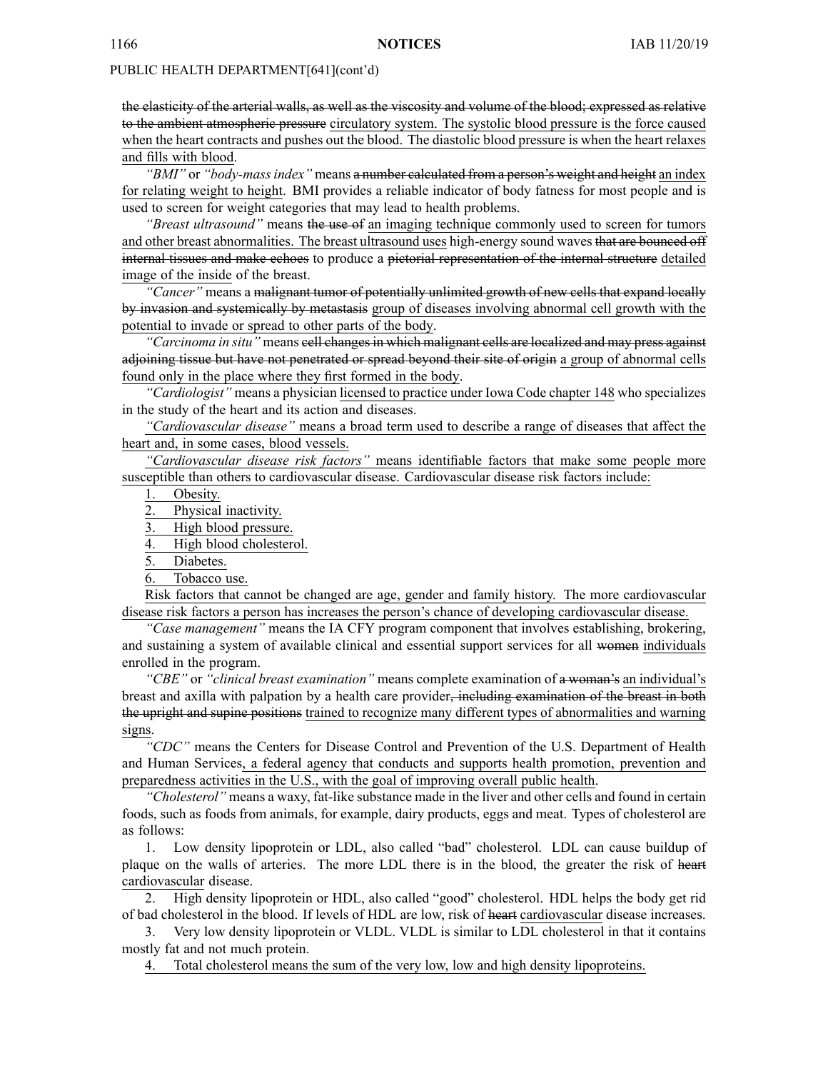~~the elasticity of the arterial walls, as well as the viscosity and volume of the blood; expressed as relative to the ambient atmospheric pressure~~ <u>circulatory system. The systolic blood pressure is the force caused when the heart contracts and pushes out the blood. The diastolic blood pressure is when the heart relaxes and fills with blood</u>.

*"BMI"* or *"body-mass index"* means ~~a number calculated from a person's weight and height~~ <u>an index for relating weight to height</u>. BMI provides a reliable indicator of body fatness for most people and is used to screen for weight categories that may lead to health problems.

*"Breast ultrasound"* means ~~the use of~~ <u>an imaging technique commonly used to screen for tumors and other breast abnormalities. The breast ultrasound uses</u> high-energy sound waves ~~that are bounced off internal tissues and make echoes~~ to produce a ~~pictorial representation of the internal structure~~ <u>detailed image of the inside</u> of the breast.

*"Cancer"* means a ~~malignant tumor of potentially unlimited growth of new cells that expand locally by invasion and systemically by metastasis~~ <u>group of diseases involving abnormal cell growth with the potential to invade or spread to other parts of the body</u>.

*"Carcinoma in situ"* means ~~cell changes in which malignant cells are localized and may press against adjoining tissue but have not penetrated or spread beyond their site of origin~~ <u>a group of abnormal cells found only in the place where they first formed in the body</u>.

*"Cardiologist"* means a physician <u>licensed to practice under Iowa Code chapter 148</u> who specializes in the study of the heart and its action and diseases.

<u>*"Cardiovascular disease"* means a broad term used to describe a range of diseases that affect the heart and, in some cases, blood vessels.</u>

<u>*"Cardiovascular disease risk factors"* means identifiable factors that make some people more susceptible than others to cardiovascular disease. Cardiovascular disease risk factors include:</u>

<u>1. Obesity.</u>

<u>2. Physical inactivity.</u>

<u>3. High blood pressure.</u>

<u>4. High blood cholesterol.</u>

<u>5. Diabetes.</u>

<u>6. Tobacco use.</u>

<u>Risk factors that cannot be changed are age, gender and family history. The more cardiovascular disease risk factors a person has increases the person's chance of developing cardiovascular disease.</u>

*"Case management"* means the IA CFY program component that involves establishing, brokering, and sustaining a system of available clinical and essential support services for all ~~women~~ <u>individuals</u> enrolled in the program.

*"CBE"* or *"clinical breast examination"* means complete examination of ~~a woman's~~ <u>an individual's</u> breast and axilla with palpation by a health care provider~~, including examination of the breast in both the upright and supine positions~~ <u>trained to recognize many different types of abnormalities and warning signs</u>.

*"CDC"* means the Centers for Disease Control and Prevention of the U.S. Department of Health and Human Services<u>, a federal agency that conducts and supports health promotion, prevention and preparedness activities in the U.S., with the goal of improving overall public health</u>.

*"Cholesterol"* means a waxy, fat-like substance made in the liver and other cells and found in certain foods, such as foods from animals, for example, dairy products, eggs and meat. Types of cholesterol are as follows:

1. Low density lipoprotein or LDL, also called "bad" cholesterol. LDL can cause buildup of plaque on the walls of arteries. The more LDL there is in the blood, the greater the risk of ~~heart~~ <u>cardiovascular</u> disease.

2. High density lipoprotein or HDL, also called "good" cholesterol. HDL helps the body get rid of bad cholesterol in the blood. If levels of HDL are low, risk of ~~heart~~ <u>cardiovascular</u> disease increases.

3. Very low density lipoprotein or VLDL. VLDL is similar to LDL cholesterol in that it contains mostly fat and not much protein.

<u>4. Total cholesterol means the sum of the very low, low and high density lipoproteins.</u>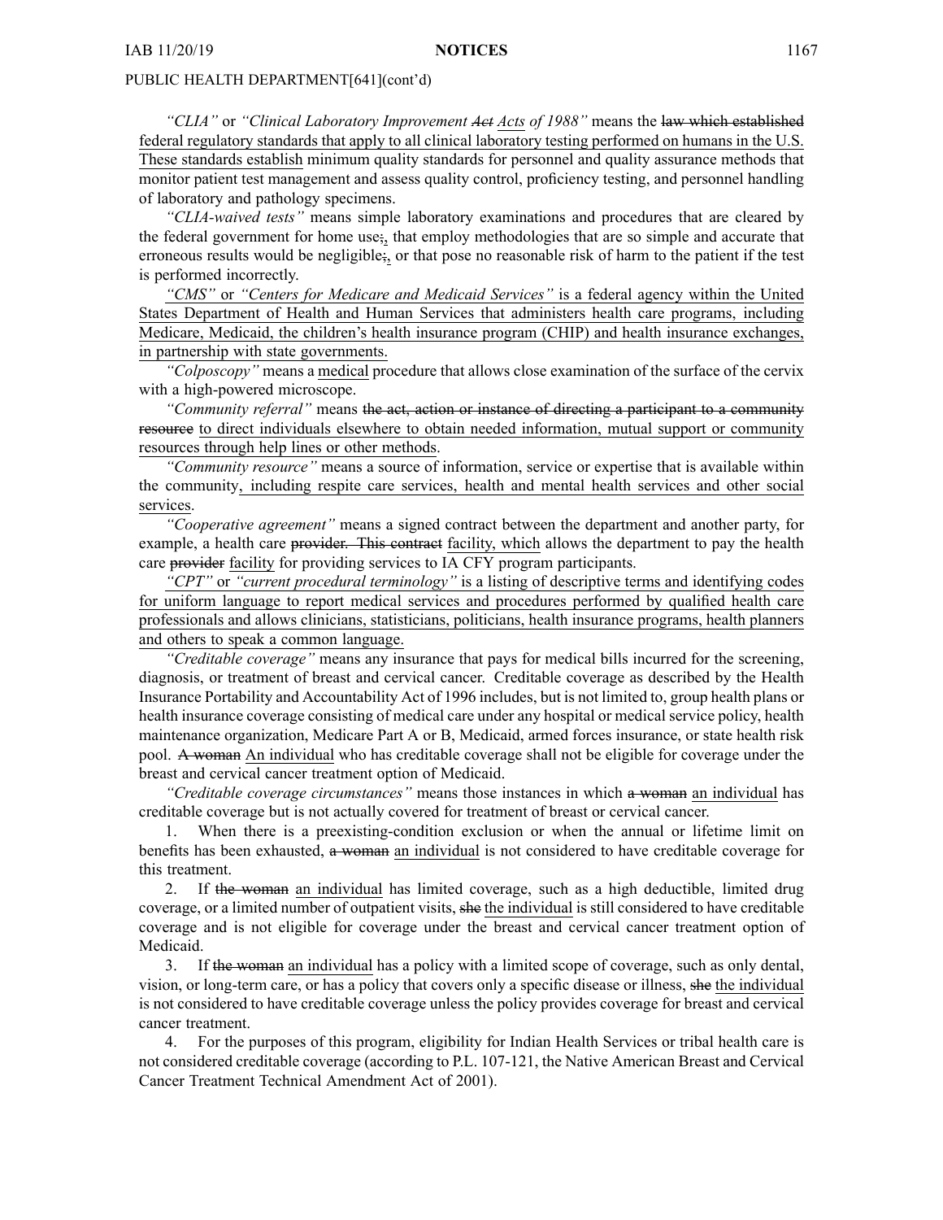PUBLIC HEALTH DEPARTMENT[641](cont'd)

*"CLIA"* or *"Clinical Laboratory Improvement ~~Act~~ Acts of 1988"* means the ~~law which established~~ federal regulatory standards that apply to all clinical laboratory testing performed on humans in the U.S. These standards establish minimum quality standards for personnel and quality assurance methods that monitor patient test management and assess quality control, proficiency testing, and personnel handling of laboratory and pathology specimens.

*"CLIA-waived tests"* means simple laboratory examinations and procedures that are cleared by the federal government for home use~~;~~, that employ methodologies that are so simple and accurate that erroneous results would be negligible~~;~~, or that pose no reasonable risk of harm to the patient if the test is performed incorrectly.

*"CMS"* or *"Centers for Medicare and Medicaid Services"* is a federal agency within the United States Department of Health and Human Services that administers health care programs, including Medicare, Medicaid, the children's health insurance program (CHIP) and health insurance exchanges, in partnership with state governments.

*"Colposcopy"* means a medical procedure that allows close examination of the surface of the cervix with a high-powered microscope.

*"Community referral"* means ~~the act, action or instance of directing a participant to a community resource~~ to direct individuals elsewhere to obtain needed information, mutual support or community resources through help lines or other methods.

*"Community resource"* means a source of information, service or expertise that is available within the community, including respite care services, health and mental health services and other social services.

*"Cooperative agreement"* means a signed contract between the department and another party, for example, a health care ~~provider. This contract~~ facility, which allows the department to pay the health care ~~provider~~ facility for providing services to IA CFY program participants.

*"CPT"* or *"current procedural terminology"* is a listing of descriptive terms and identifying codes for uniform language to report medical services and procedures performed by qualified health care professionals and allows clinicians, statisticians, politicians, health insurance programs, health planners and others to speak a common language.

*"Creditable coverage"* means any insurance that pays for medical bills incurred for the screening, diagnosis, or treatment of breast and cervical cancer. Creditable coverage as described by the Health Insurance Portability and Accountability Act of 1996 includes, but is not limited to, group health plans or health insurance coverage consisting of medical care under any hospital or medical service policy, health maintenance organization, Medicare Part A or B, Medicaid, armed forces insurance, or state health risk pool. ~~A woman~~ An individual who has creditable coverage shall not be eligible for coverage under the breast and cervical cancer treatment option of Medicaid.

*"Creditable coverage circumstances"* means those instances in which ~~a woman~~ an individual has creditable coverage but is not actually covered for treatment of breast or cervical cancer.

1. When there is a preexisting-condition exclusion or when the annual or lifetime limit on benefits has been exhausted, ~~a woman~~ an individual is not considered to have creditable coverage for this treatment.

2. If ~~the woman~~ an individual has limited coverage, such as a high deductible, limited drug coverage, or a limited number of outpatient visits, ~~she~~ the individual is still considered to have creditable coverage and is not eligible for coverage under the breast and cervical cancer treatment option of Medicaid.

3. If ~~the woman~~ an individual has a policy with a limited scope of coverage, such as only dental, vision, or long-term care, or has a policy that covers only a specific disease or illness, ~~she~~ the individual is not considered to have creditable coverage unless the policy provides coverage for breast and cervical cancer treatment.

4. For the purposes of this program, eligibility for Indian Health Services or tribal health care is not considered creditable coverage (according to P.L. 107-121, the Native American Breast and Cervical Cancer Treatment Technical Amendment Act of 2001).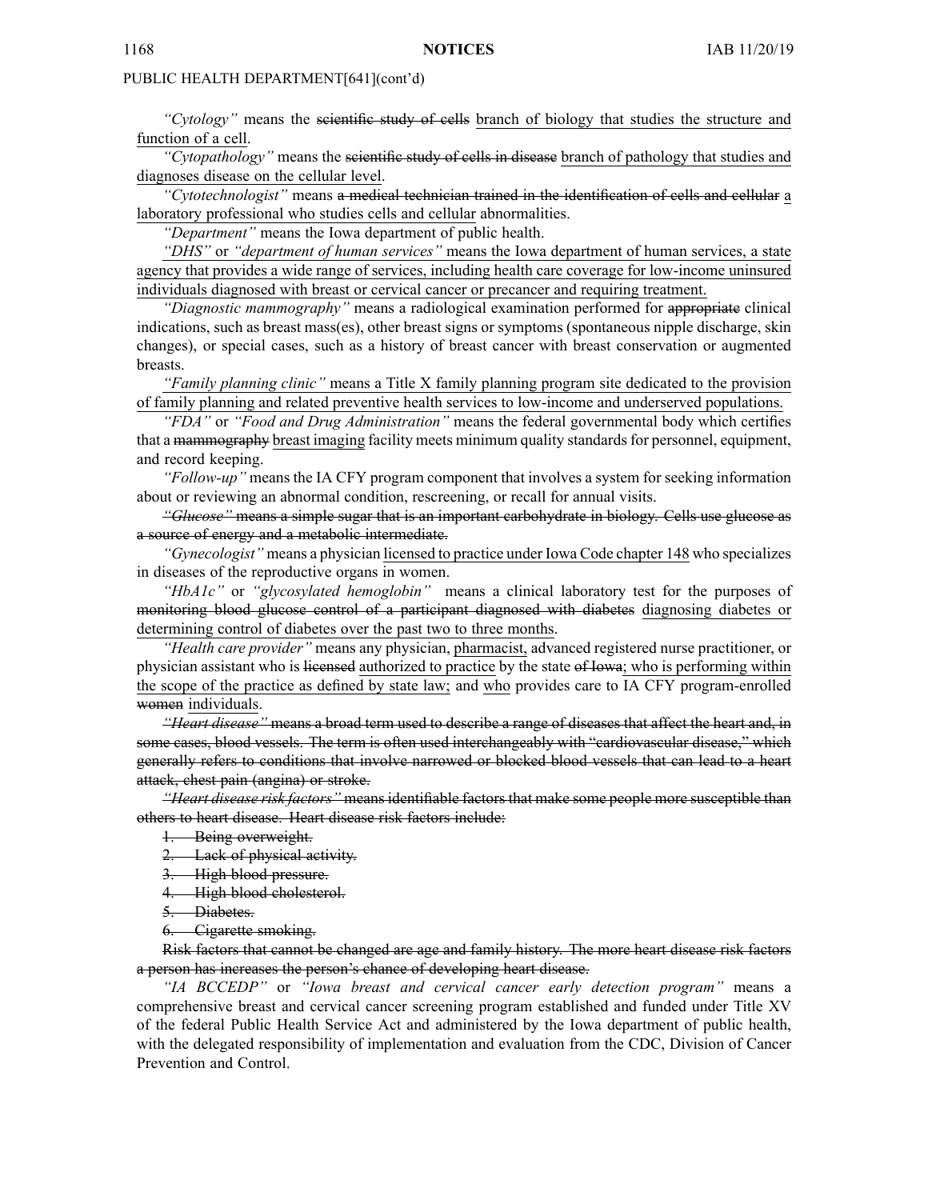PUBLIC HEALTH DEPARTMENT[641](cont'd)

*"Cytology"* means the ~~scientific study of cells~~ branch of biology that studies the structure and function of a cell.

*"Cytopathology"* means the ~~scientific study of cells in disease~~ branch of pathology that studies and diagnoses disease on the cellular level.

*"Cytotechnologist"* means ~~a medical technician trained in the identification of cells and cellular~~ a laboratory professional who studies cells and cellular abnormalities.

*"Department"* means the Iowa department of public health.

*"DHS"* or *"department of human services"* means the Iowa department of human services, a state agency that provides a wide range of services, including health care coverage for low-income uninsured individuals diagnosed with breast or cervical cancer or precancer and requiring treatment.

*"Diagnostic mammography"* means a radiological examination performed for ~~appropriate~~ clinical indications, such as breast mass(es), other breast signs or symptoms (spontaneous nipple discharge, skin changes), or special cases, such as a history of breast cancer with breast conservation or augmented breasts.

*"Family planning clinic"* means a Title X family planning program site dedicated to the provision of family planning and related preventive health services to low-income and underserved populations.

*"FDA"* or *"Food and Drug Administration"* means the federal governmental body which certifies that a ~~mammography~~ breast imaging facility meets minimum quality standards for personnel, equipment, and record keeping.

*"Follow-up"* means the IA CFY program component that involves a system for seeking information about or reviewing an abnormal condition, rescreening, or recall for annual visits.

~~*"Glucose"* means a simple sugar that is an important carbohydrate in biology. Cells use glucose as a source of energy and a metabolic intermediate.~~

*"Gynecologist"* means a physician licensed to practice under Iowa Code chapter 148 who specializes in diseases of the reproductive organs in women.

*"HbA1c"* or *"glycosylated hemoglobin"* means a clinical laboratory test for the purposes of ~~monitoring blood glucose control of a participant diagnosed with diabetes~~ diagnosing diabetes or determining control of diabetes over the past two to three months.

*"Health care provider"* means any physician, pharmacist, advanced registered nurse practitioner, or physician assistant who is ~~licensed~~ authorized to practice by the state ~~of Iowa~~; who is performing within the scope of the practice as defined by state law; and who provides care to IA CFY program-enrolled ~~women~~ individuals.

~~*"Heart disease"* means a broad term used to describe a range of diseases that affect the heart and, in some cases, blood vessels. The term is often used interchangeably with "cardiovascular disease," which generally refers to conditions that involve narrowed or blocked blood vessels that can lead to a heart attack, chest pain (angina) or stroke.~~

~~*"Heart disease risk factors"* means identifiable factors that make some people more susceptible than others to heart disease. Heart disease risk factors include:~~

~~1. Being overweight.~~

~~2. Lack of physical activity.~~

~~3. High blood pressure.~~

~~4. High blood cholesterol.~~

~~5. Diabetes.~~

~~6. Cigarette smoking.~~

~~Risk factors that cannot be changed are age and family history. The more heart disease risk factors a person has increases the person's chance of developing heart disease.~~

*"IA BCCEDP"* or *"Iowa breast and cervical cancer early detection program"* means a comprehensive breast and cervical cancer screening program established and funded under Title XV of the federal Public Health Service Act and administered by the Iowa department of public health, with the delegated responsibility of implementation and evaluation from the CDC, Division of Cancer Prevention and Control.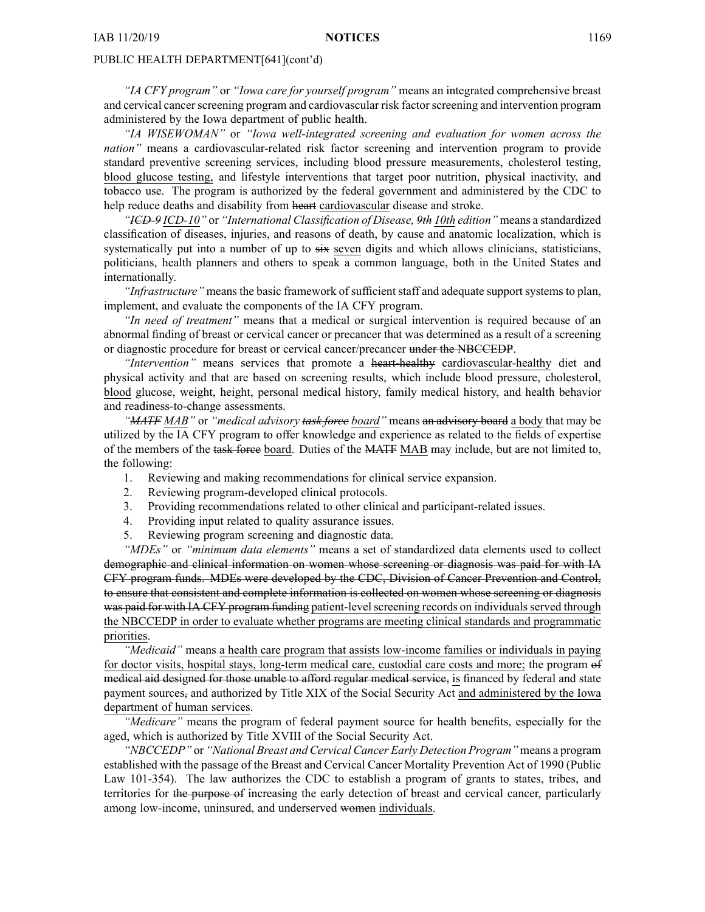PUBLIC HEALTH DEPARTMENT[641](cont'd)

*"IA CFY program"* or *"Iowa care for yourself program"* means an integrated comprehensive breast and cervical cancer screening program and cardiovascular risk factor screening and intervention program administered by the Iowa department of public health.

*"IA WISEWOMAN"* or *"Iowa well-integrated screening and evaluation for women across the nation"* means a cardiovascular-related risk factor screening and intervention program to provide standard preventive screening services, including blood pressure measurements, cholesterol testing, <u>blood glucose testing,</u> and lifestyle interventions that target poor nutrition, physical inactivity, and tobacco use. The program is authorized by the federal government and administered by the CDC to help reduce deaths and disability from ~~heart~~ <u>cardiovascular</u> disease and stroke.

*"~~ICD-9~~ <u>ICD-10</u>"* or *"International Classification of Disease, ~~9th~~ <u>10th</u> edition"* means a standardized classification of diseases, injuries, and reasons of death, by cause and anatomic localization, which is systematically put into a number of up to ~~six~~ <u>seven</u> digits and which allows clinicians, statisticians, politicians, health planners and others to speak a common language, both in the United States and internationally.

*"Infrastructure"* means the basic framework of sufficient staff and adequate support systems to plan, implement, and evaluate the components of the IA CFY program.

*"In need of treatment"* means that a medical or surgical intervention is required because of an abnormal finding of breast or cervical cancer or precancer that was determined as a result of a screening or diagnostic procedure for breast or cervical cancer/precancer ~~under the NBCCEDP~~.

*"Intervention"* means services that promote a ~~heart-healthy~~ <u>cardiovascular-healthy</u> diet and physical activity and that are based on screening results, which include blood pressure, cholesterol, <u>blood</u> glucose, weight, height, personal medical history, family medical history, and health behavior and readiness-to-change assessments.

*"~~MATF~~ <u>MAB</u>"* or *"medical advisory ~~task force~~ <u>board</u>"* means ~~an advisory board~~ <u>a body</u> that may be utilized by the IA CFY program to offer knowledge and experience as related to the fields of expertise of the members of the ~~task force~~ <u>board</u>. Duties of the ~~MATF~~ <u>MAB</u> may include, but are not limited to, the following:

1. Reviewing and making recommendations for clinical service expansion.
2. Reviewing program-developed clinical protocols.
3. Providing recommendations related to other clinical and participant-related issues.
4. Providing input related to quality assurance issues.
5. Reviewing program screening and diagnostic data.

*"MDEs"* or *"minimum data elements"* means a set of standardized data elements used to collect ~~demographic and clinical information on women whose screening or diagnosis was paid for with IA CFY program funds. MDEs were developed by the CDC, Division of Cancer Prevention and Control, to ensure that consistent and complete information is collected on women whose screening or diagnosis was paid for with IA CFY program funding~~ <u>patient-level screening records on individuals served through the NBCCEDP in order to evaluate whether programs are meeting clinical standards and programmatic priorities</u>.

*"Medicaid"* means <u>a health care program that assists low-income families or individuals in paying for doctor visits, hospital stays, long-term medical care, custodial care costs and more;</u> the program ~~of medical aid designed for those unable to afford regular medical service,~~ <u>is</u> financed by federal and state payment sources~~,~~ and authorized by Title XIX of the Social Security Act <u>and administered by the Iowa department of human services</u>.

*"Medicare"* means the program of federal payment source for health benefits, especially for the aged, which is authorized by Title XVIII of the Social Security Act.

*"NBCCEDP"* or *"National Breast and Cervical Cancer Early Detection Program"* means a program established with the passage of the Breast and Cervical Cancer Mortality Prevention Act of 1990 (Public Law 101-354). The law authorizes the CDC to establish a program of grants to states, tribes, and territories for ~~the purpose of~~ increasing the early detection of breast and cervical cancer, particularly among low-income, uninsured, and underserved ~~women~~ <u>individuals</u>.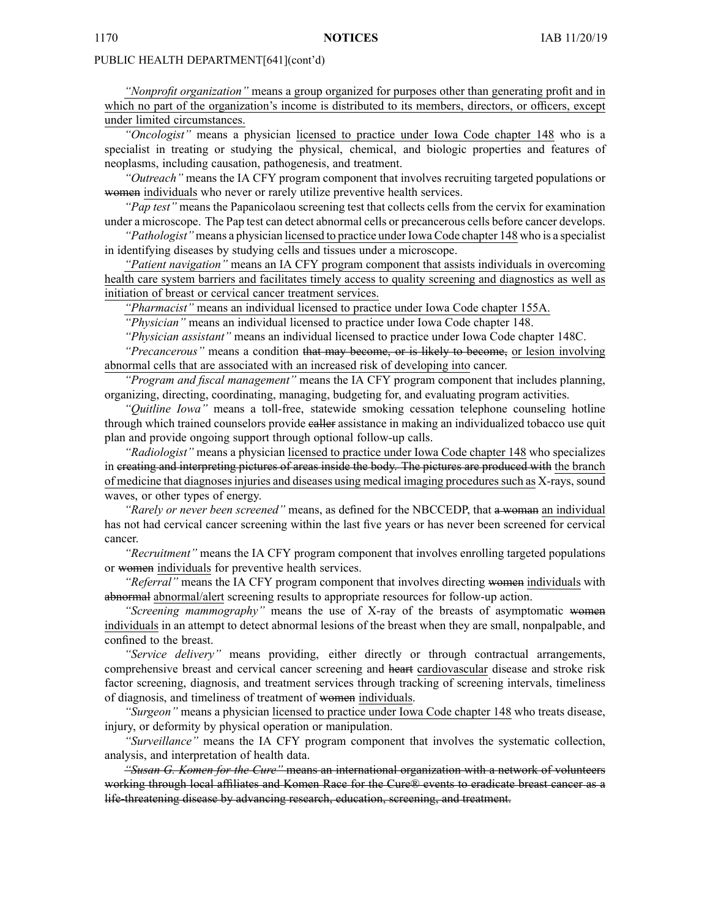<u>*"Nonprofit organization"* means a group organized for purposes other than generating profit and in which no part of the organization's income is distributed to its members, directors, or officers, except under limited circumstances.</u>

*"Oncologist"* means a physician <u>licensed to practice under Iowa Code chapter 148</u> who is a specialist in treating or studying the physical, chemical, and biologic properties and features of neoplasms, including causation, pathogenesis, and treatment.

*"Outreach"* means the IA CFY program component that involves recruiting targeted populations or ~~women~~ <u>individuals</u> who never or rarely utilize preventive health services.

*"Pap test"* means the Papanicolaou screening test that collects cells from the cervix for examination under a microscope. The Pap test can detect abnormal cells or precancerous cells before cancer develops.

*"Pathologist"* means a physician <u>licensed to practice under Iowa Code chapter 148</u> who is a specialist in identifying diseases by studying cells and tissues under a microscope.

<u>*"Patient navigation"* means an IA CFY program component that assists individuals in overcoming health care system barriers and facilitates timely access to quality screening and diagnostics as well as initiation of breast or cervical cancer treatment services.</u>

<u>*"Pharmacist"* means an individual licensed to practice under Iowa Code chapter 155A.</u>

*"Physician"* means an individual licensed to practice under Iowa Code chapter 148.

*"Physician assistant"* means an individual licensed to practice under Iowa Code chapter 148C.

*"Precancerous"* means a condition ~~that may become, or is likely to become,~~ <u>or lesion involving abnormal cells that are associated with an increased risk of developing into</u> cancer.

*"Program and fiscal management"* means the IA CFY program component that includes planning, organizing, directing, coordinating, managing, budgeting for, and evaluating program activities.

*"Quitline Iowa"* means a toll-free, statewide smoking cessation telephone counseling hotline through which trained counselors provide ~~caller~~ assistance in making an individualized tobacco use quit plan and provide ongoing support through optional follow-up calls.

*"Radiologist"* means a physician <u>licensed to practice under Iowa Code chapter 148</u> who specializes in ~~creating and interpreting pictures of areas inside the body. The pictures are produced with~~ <u>the branch of medicine that diagnoses injuries and diseases using medical imaging procedures such as</u> X-rays, sound waves, or other types of energy.

*"Rarely or never been screened"* means, as defined for the NBCCEDP, that ~~a woman~~ <u>an individual</u> has not had cervical cancer screening within the last five years or has never been screened for cervical cancer.

*"Recruitment"* means the IA CFY program component that involves enrolling targeted populations or ~~women~~ <u>individuals</u> for preventive health services.

*"Referral"* means the IA CFY program component that involves directing ~~women~~ <u>individuals</u> with ~~abnormal~~ <u>abnormal/alert</u> screening results to appropriate resources for follow-up action.

*"Screening mammography"* means the use of X-ray of the breasts of asymptomatic ~~women~~ <u>individuals</u> in an attempt to detect abnormal lesions of the breast when they are small, nonpalpable, and confined to the breast.

*"Service delivery"* means providing, either directly or through contractual arrangements, comprehensive breast and cervical cancer screening and ~~heart~~ <u>cardiovascular</u> disease and stroke risk factor screening, diagnosis, and treatment services through tracking of screening intervals, timeliness of diagnosis, and timeliness of treatment of ~~women~~ <u>individuals</u>.

*"Surgeon"* means a physician <u>licensed to practice under Iowa Code chapter 148</u> who treats disease, injury, or deformity by physical operation or manipulation.

*"Surveillance"* means the IA CFY program component that involves the systematic collection, analysis, and interpretation of health data.

~~*"Susan G. Komen for the Cure"* means an international organization with a network of volunteers working through local affiliates and Komen Race for the Cure® events to eradicate breast cancer as a life-threatening disease by advancing research, education, screening, and treatment.~~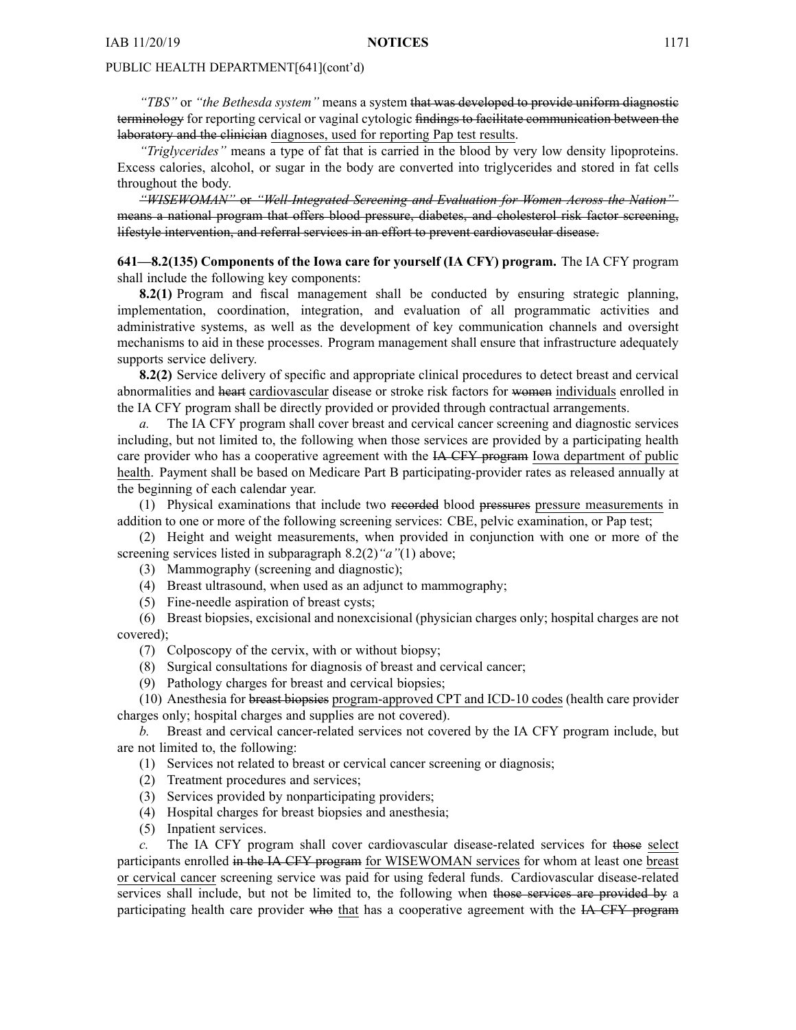*"TBS"* or *"the Bethesda system"* means a system ~~that was developed to provide uniform diagnostic terminology~~ for reporting cervical or vaginal cytologic ~~findings to facilitate communication between the laboratory and the clinician~~ <u>diagnoses, used for reporting Pap test results</u>.

*"Triglycerides"* means a type of fat that is carried in the blood by very low density lipoproteins. Excess calories, alcohol, or sugar in the body are converted into triglycerides and stored in fat cells throughout the body.

~~*"WISEWOMAN"* or *"Well-Integrated Screening and Evaluation for Women Across the Nation"* means a national program that offers blood pressure, diabetes, and cholesterol risk factor screening, lifestyle intervention, and referral services in an effort to prevent cardiovascular disease.~~

**641—8.2(135) Components of the Iowa care for yourself (IA CFY) program.** The IA CFY program shall include the following key components:

**8.2(1)** Program and fiscal management shall be conducted by ensuring strategic planning, implementation, coordination, integration, and evaluation of all programmatic activities and administrative systems, as well as the development of key communication channels and oversight mechanisms to aid in these processes. Program management shall ensure that infrastructure adequately supports service delivery.

**8.2(2)** Service delivery of specific and appropriate clinical procedures to detect breast and cervical abnormalities and ~~heart~~ <u>cardiovascular</u> disease or stroke risk factors for ~~women~~ <u>individuals</u> enrolled in the IA CFY program shall be directly provided or provided through contractual arrangements.

*a.* The IA CFY program shall cover breast and cervical cancer screening and diagnostic services including, but not limited to, the following when those services are provided by a participating health care provider who has a cooperative agreement with the ~~IA CFY program~~ <u>Iowa department of public health</u>. Payment shall be based on Medicare Part B participating-provider rates as released annually at the beginning of each calendar year.

(1) Physical examinations that include two ~~recorded~~ blood ~~pressures~~ <u>pressure measurements</u> in addition to one or more of the following screening services: CBE, pelvic examination, or Pap test;

(2) Height and weight measurements, when provided in conjunction with one or more of the screening services listed in subparagraph 8.2(2)*"a"*(1) above;

(3) Mammography (screening and diagnostic);

(4) Breast ultrasound, when used as an adjunct to mammography;

(5) Fine-needle aspiration of breast cysts;

(6) Breast biopsies, excisional and nonexcisional (physician charges only; hospital charges are not covered);

(7) Colposcopy of the cervix, with or without biopsy;

(8) Surgical consultations for diagnosis of breast and cervical cancer;

(9) Pathology charges for breast and cervical biopsies;

(10) Anesthesia for ~~breast biopsies~~ <u>program-approved CPT and ICD-10 codes</u> (health care provider charges only; hospital charges and supplies are not covered).

*b.* Breast and cervical cancer-related services not covered by the IA CFY program include, but are not limited to, the following:

(1) Services not related to breast or cervical cancer screening or diagnosis;

(2) Treatment procedures and services;

(3) Services provided by nonparticipating providers;

(4) Hospital charges for breast biopsies and anesthesia;

(5) Inpatient services.

*c.* The IA CFY program shall cover cardiovascular disease-related services for ~~those~~ <u>select</u> participants enrolled ~~in the IA CFY program~~ <u>for WISEWOMAN services</u> for whom at least one <u>breast or cervical cancer</u> screening service was paid for using federal funds. Cardiovascular disease-related services shall include, but not be limited to, the following when ~~those services are provided by~~ a participating health care provider ~~who~~ <u>that</u> has a cooperative agreement with the ~~IA CFY program~~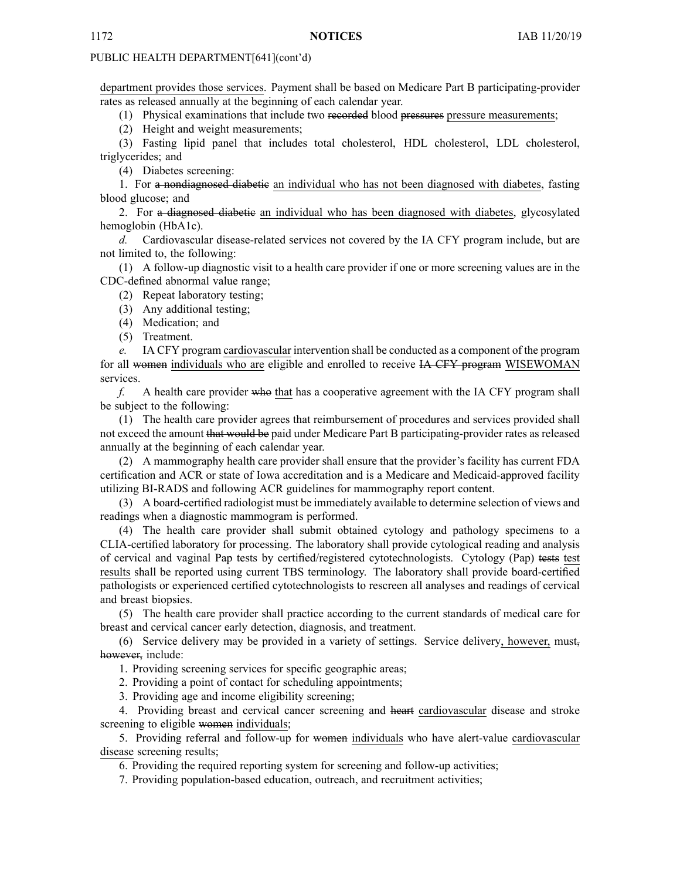PUBLIC HEALTH DEPARTMENT[641](cont'd)

department provides those services. Payment shall be based on Medicare Part B participating-provider rates as released annually at the beginning of each calendar year.

(1) Physical examinations that include two ~~recorded~~ blood ~~pressures~~ pressure measurements;

(2) Height and weight measurements;

(3) Fasting lipid panel that includes total cholesterol, HDL cholesterol, LDL cholesterol, triglycerides; and

(4) Diabetes screening:

1. For ~~a nondiagnosed diabetic~~ an individual who has not been diagnosed with diabetes, fasting blood glucose; and

2. For ~~a diagnosed diabetic~~ an individual who has been diagnosed with diabetes, glycosylated hemoglobin (HbA1c).

*d.* Cardiovascular disease-related services not covered by the IA CFY program include, but are not limited to, the following:

(1) A follow-up diagnostic visit to a health care provider if one or more screening values are in the CDC-defined abnormal value range;

(2) Repeat laboratory testing;

(3) Any additional testing;

(4) Medication; and

(5) Treatment.

*e.* IA CFY program cardiovascular intervention shall be conducted as a component of the program for all ~~women~~ individuals who are eligible and enrolled to receive ~~IA CFY program~~ WISEWOMAN services.

*f.* A health care provider ~~who~~ that has a cooperative agreement with the IA CFY program shall be subject to the following:

(1) The health care provider agrees that reimbursement of procedures and services provided shall not exceed the amount ~~that would be~~ paid under Medicare Part B participating-provider rates as released annually at the beginning of each calendar year.

(2) A mammography health care provider shall ensure that the provider's facility has current FDA certification and ACR or state of Iowa accreditation and is a Medicare and Medicaid-approved facility utilizing BI-RADS and following ACR guidelines for mammography report content.

(3) A board-certified radiologist must be immediately available to determine selection of views and readings when a diagnostic mammogram is performed.

(4) The health care provider shall submit obtained cytology and pathology specimens to a CLIA-certified laboratory for processing. The laboratory shall provide cytological reading and analysis of cervical and vaginal Pap tests by certified/registered cytotechnologists. Cytology (Pap) ~~tests~~ test results shall be reported using current TBS terminology. The laboratory shall provide board-certified pathologists or experienced certified cytotechnologists to rescreen all analyses and readings of cervical and breast biopsies.

(5) The health care provider shall practice according to the current standards of medical care for breast and cervical cancer early detection, diagnosis, and treatment.

(6) Service delivery may be provided in a variety of settings. Service delivery, however, must~~, however,~~ include:

1. Providing screening services for specific geographic areas;

2. Providing a point of contact for scheduling appointments;

3. Providing age and income eligibility screening;

4. Providing breast and cervical cancer screening and ~~heart~~ cardiovascular disease and stroke screening to eligible ~~women~~ individuals;

5. Providing referral and follow-up for ~~women~~ individuals who have alert-value cardiovascular disease screening results;

6. Providing the required reporting system for screening and follow-up activities;

7. Providing population-based education, outreach, and recruitment activities;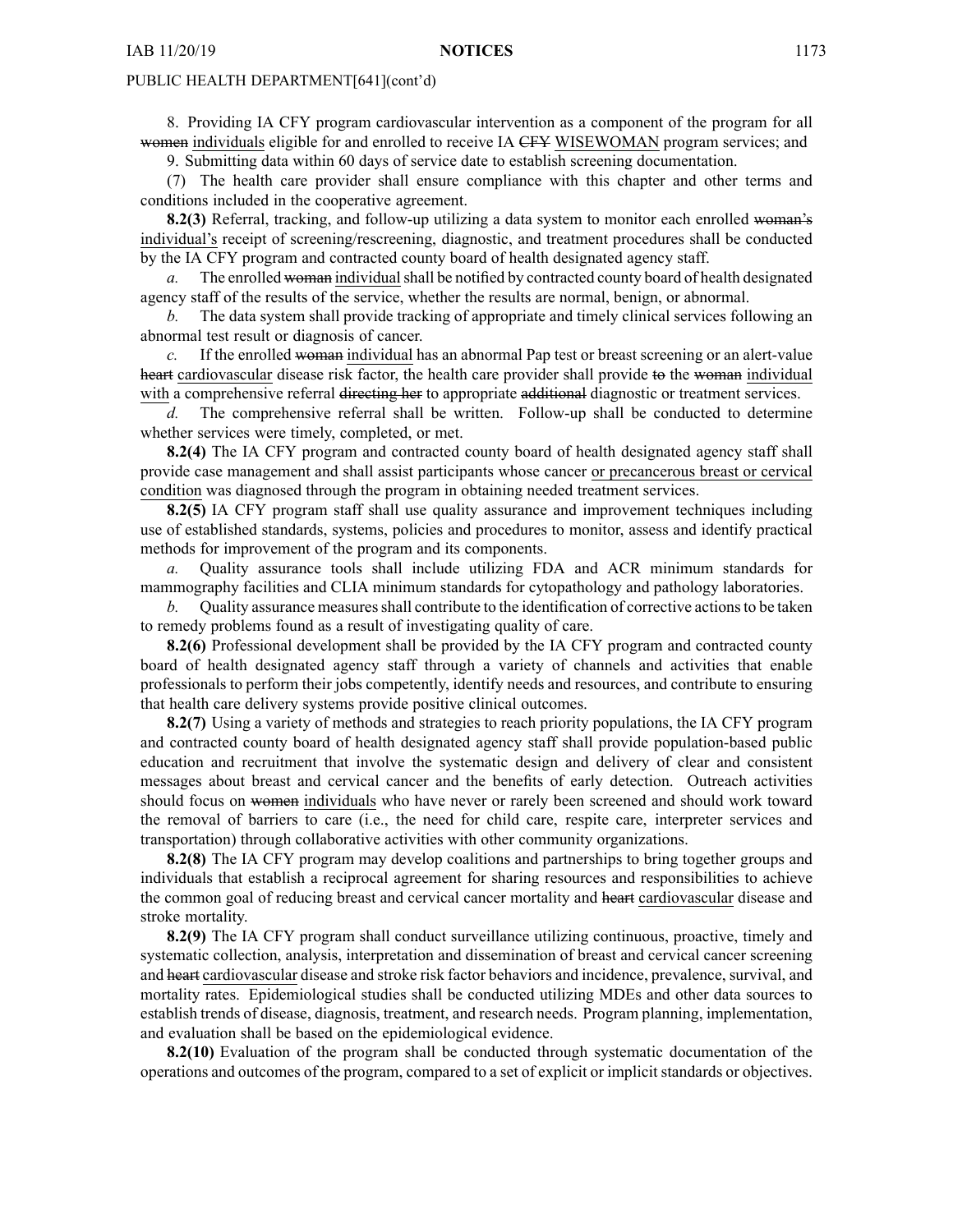PUBLIC HEALTH DEPARTMENT[641](cont'd)

8. Providing IA CFY program cardiovascular intervention as a component of the program for all ~~women~~ individuals eligible for and enrolled to receive IA ~~CFY~~ WISEWOMAN program services; and

9. Submitting data within 60 days of service date to establish screening documentation.

(7) The health care provider shall ensure compliance with this chapter and other terms and conditions included in the cooperative agreement.

**8.2(3)** Referral, tracking, and follow-up utilizing a data system to monitor each enrolled ~~woman's~~ individual's receipt of screening/rescreening, diagnostic, and treatment procedures shall be conducted by the IA CFY program and contracted county board of health designated agency staff.

*a.* The enrolled ~~woman~~ individual shall be notified by contracted county board of health designated agency staff of the results of the service, whether the results are normal, benign, or abnormal.

*b.* The data system shall provide tracking of appropriate and timely clinical services following an abnormal test result or diagnosis of cancer.

*c.* If the enrolled ~~woman~~ individual has an abnormal Pap test or breast screening or an alert-value ~~heart~~ cardiovascular disease risk factor, the health care provider shall provide ~~to~~ the ~~woman~~ individual with a comprehensive referral ~~directing her~~ to appropriate ~~additional~~ diagnostic or treatment services.

*d.* The comprehensive referral shall be written. Follow-up shall be conducted to determine whether services were timely, completed, or met.

**8.2(4)** The IA CFY program and contracted county board of health designated agency staff shall provide case management and shall assist participants whose cancer or precancerous breast or cervical condition was diagnosed through the program in obtaining needed treatment services.

**8.2(5)** IA CFY program staff shall use quality assurance and improvement techniques including use of established standards, systems, policies and procedures to monitor, assess and identify practical methods for improvement of the program and its components.

*a.* Quality assurance tools shall include utilizing FDA and ACR minimum standards for mammography facilities and CLIA minimum standards for cytopathology and pathology laboratories.

*b.* Quality assurance measures shall contribute to the identification of corrective actions to be taken to remedy problems found as a result of investigating quality of care.

**8.2(6)** Professional development shall be provided by the IA CFY program and contracted county board of health designated agency staff through a variety of channels and activities that enable professionals to perform their jobs competently, identify needs and resources, and contribute to ensuring that health care delivery systems provide positive clinical outcomes.

**8.2(7)** Using a variety of methods and strategies to reach priority populations, the IA CFY program and contracted county board of health designated agency staff shall provide population-based public education and recruitment that involve the systematic design and delivery of clear and consistent messages about breast and cervical cancer and the benefits of early detection. Outreach activities should focus on ~~women~~ individuals who have never or rarely been screened and should work toward the removal of barriers to care (i.e., the need for child care, respite care, interpreter services and transportation) through collaborative activities with other community organizations.

**8.2(8)** The IA CFY program may develop coalitions and partnerships to bring together groups and individuals that establish a reciprocal agreement for sharing resources and responsibilities to achieve the common goal of reducing breast and cervical cancer mortality and ~~heart~~ cardiovascular disease and stroke mortality.

**8.2(9)** The IA CFY program shall conduct surveillance utilizing continuous, proactive, timely and systematic collection, analysis, interpretation and dissemination of breast and cervical cancer screening and ~~heart~~ cardiovascular disease and stroke risk factor behaviors and incidence, prevalence, survival, and mortality rates. Epidemiological studies shall be conducted utilizing MDEs and other data sources to establish trends of disease, diagnosis, treatment, and research needs. Program planning, implementation, and evaluation shall be based on the epidemiological evidence.

**8.2(10)** Evaluation of the program shall be conducted through systematic documentation of the operations and outcomes of the program, compared to a set of explicit or implicit standards or objectives.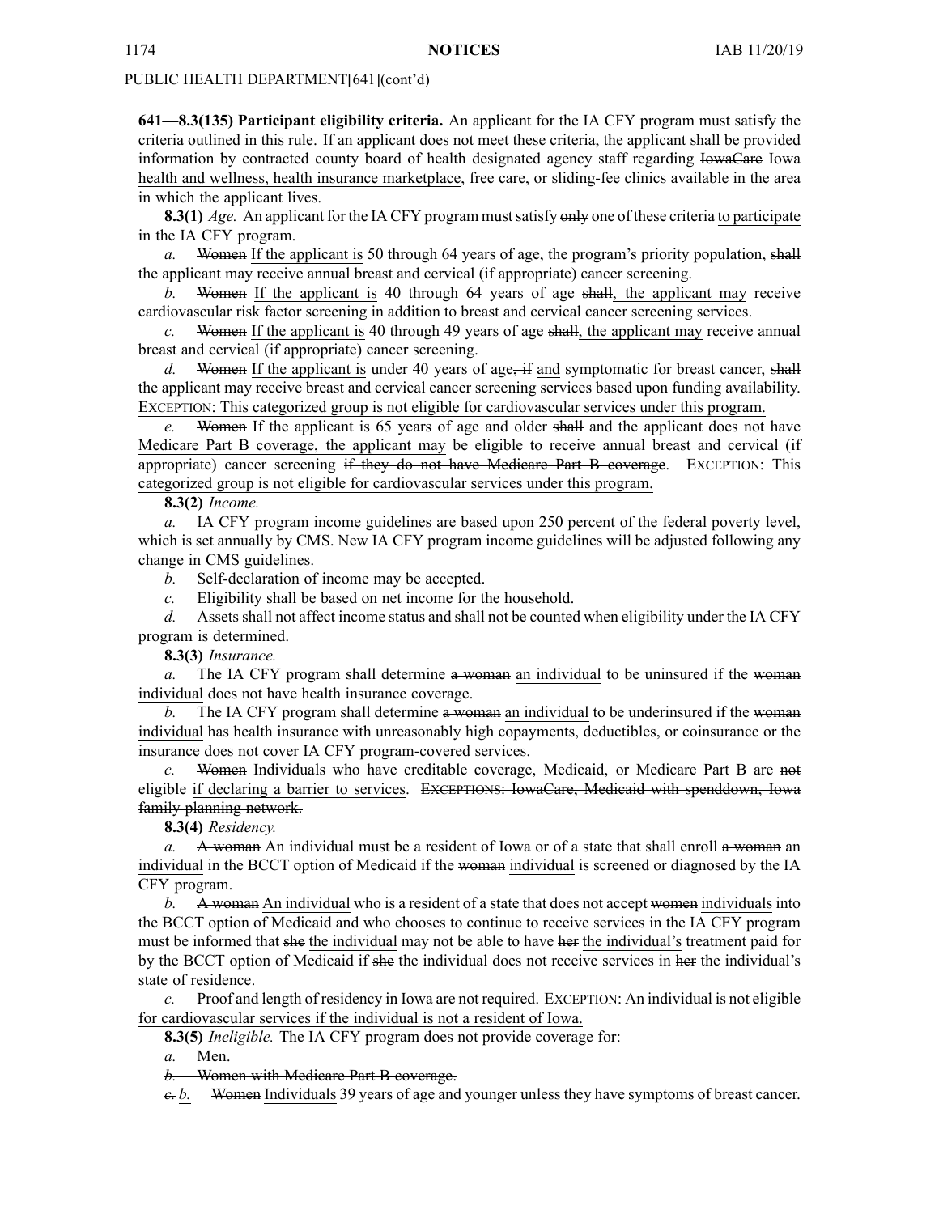**641—8.3(135) Participant eligibility criteria.** An applicant for the IA CFY program must satisfy the criteria outlined in this rule. If an applicant does not meet these criteria, the applicant shall be provided information by contracted county board of health designated agency staff regarding ~~IowaCare~~ <u>Iowa health and wellness, health insurance marketplace</u>, free care, or sliding-fee clinics available in the area in which the applicant lives.

**8.3(1)** *Age.* An applicant for the IA CFY program must satisfy ~~only~~ one of these criteria <u>to participate in the IA CFY program</u>.

*a.* ~~Women~~ <u>If the applicant is</u> 50 through 64 years of age, the program's priority population, ~~shall~~ <u>the applicant may</u> receive annual breast and cervical (if appropriate) cancer screening.

*b.* ~~Women~~ <u>If the applicant is</u> 40 through 64 years of age ~~shall~~<u>, the applicant may</u> receive cardiovascular risk factor screening in addition to breast and cervical cancer screening services.

*c.* ~~Women~~ <u>If the applicant is</u> 40 through 49 years of age ~~shall~~<u>, the applicant may</u> receive annual breast and cervical (if appropriate) cancer screening.

*d.* ~~Women~~ <u>If the applicant is</u> under 40 years of age~~, if~~ <u>and</u> symptomatic for breast cancer, ~~shall~~ <u>the applicant may</u> receive breast and cervical cancer screening services based upon funding availability. <u>EXCEPTION: This categorized group is not eligible for cardiovascular services under this program.</u>

*e.* ~~Women~~ <u>If the applicant is</u> 65 years of age and older ~~shall~~ <u>and the applicant does not have Medicare Part B coverage, the applicant may</u> be eligible to receive annual breast and cervical (if appropriate) cancer screening ~~if they do not have Medicare Part B coverage~~. <u>EXCEPTION: This categorized group is not eligible for cardiovascular services under this program.</u>

**8.3(2)** *Income.*

*a.* IA CFY program income guidelines are based upon 250 percent of the federal poverty level, which is set annually by CMS. New IA CFY program income guidelines will be adjusted following any change in CMS guidelines.

*b.* Self-declaration of income may be accepted.

*c.* Eligibility shall be based on net income for the household.

*d.* Assets shall not affect income status and shall not be counted when eligibility under the IA CFY program is determined.

**8.3(3)** *Insurance.*

*a.* The IA CFY program shall determine ~~a woman~~ <u>an individual</u> to be uninsured if the ~~woman~~ <u>individual</u> does not have health insurance coverage.

*b.* The IA CFY program shall determine ~~a woman~~ <u>an individual</u> to be underinsured if the ~~woman~~ <u>individual</u> has health insurance with unreasonably high copayments, deductibles, or coinsurance or the insurance does not cover IA CFY program-covered services.

*c.* ~~Women~~ <u>Individuals</u> who have <u>creditable coverage,</u> Medicaid<u>,</u> or Medicare Part B are ~~not~~ eligible <u>if declaring a barrier to services</u>. ~~EXCEPTIONS: IowaCare, Medicaid with spenddown, Iowa family planning network.~~

**8.3(4)** *Residency.*

*a.* ~~A woman~~ <u>An individual</u> must be a resident of Iowa or of a state that shall enroll ~~a woman~~ <u>an individual</u> in the BCCT option of Medicaid if the ~~woman~~ <u>individual</u> is screened or diagnosed by the IA CFY program.

*b.* ~~A woman~~ <u>An individual</u> who is a resident of a state that does not accept ~~women~~ <u>individuals</u> into the BCCT option of Medicaid and who chooses to continue to receive services in the IA CFY program must be informed that ~~she~~ <u>the individual</u> may not be able to have ~~her~~ <u>the individual's</u> treatment paid for by the BCCT option of Medicaid if ~~she~~ <u>the individual</u> does not receive services in ~~her~~ <u>the individual's</u> state of residence.

*c.* Proof and length of residency in Iowa are not required. <u>EXCEPTION: An individual is not eligible for cardiovascular services if the individual is not a resident of Iowa.</u>

**8.3(5)** *Ineligible.* The IA CFY program does not provide coverage for:

*a.* Men.

~~*b.* Women with Medicare Part B coverage.~~

~~*c.*~~ <u>*b.*</u> ~~Women~~ <u>Individuals</u> 39 years of age and younger unless they have symptoms of breast cancer.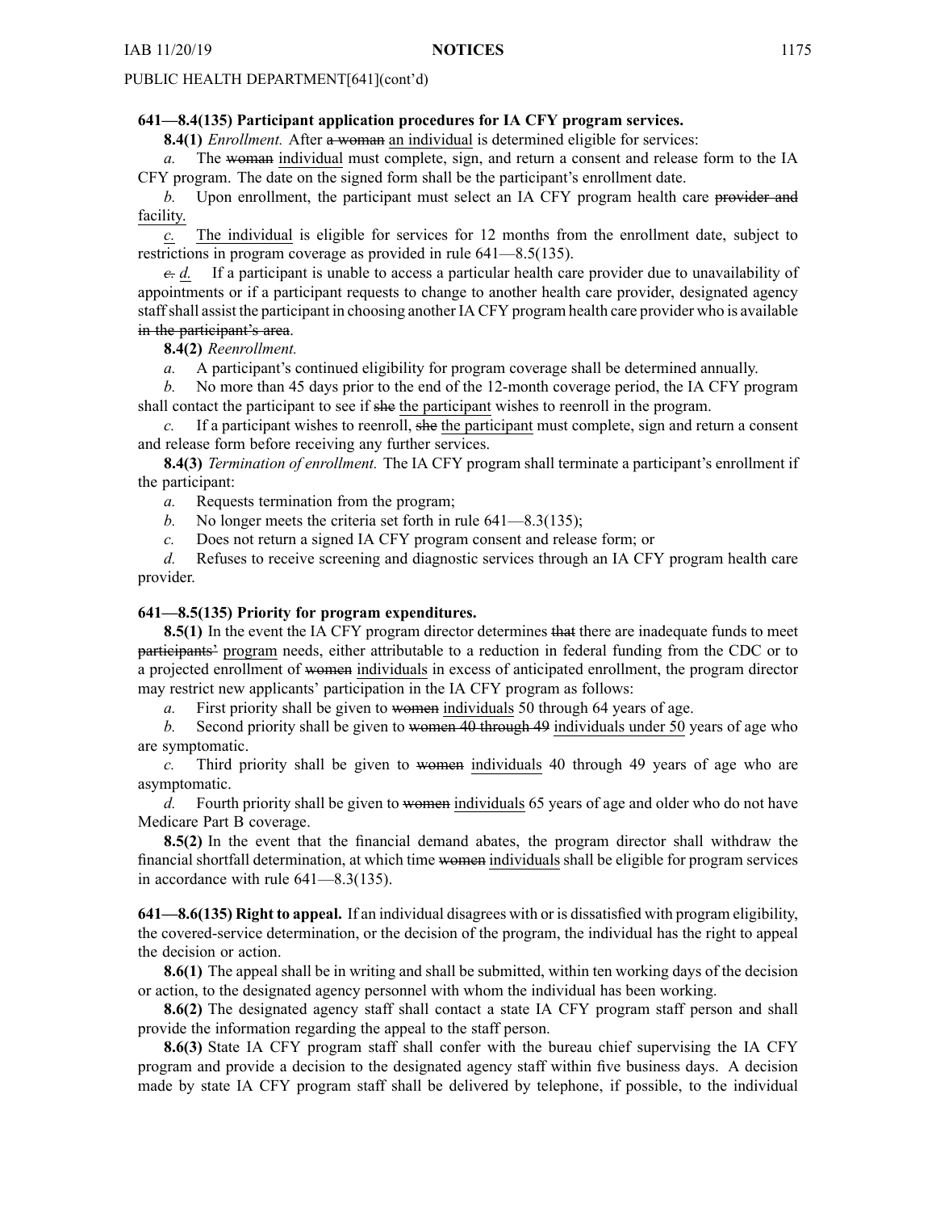**641—8.4(135) Participant application procedures for IA CFY program services.**

**8.4(1)** *Enrollment.* After ~~a woman~~ <u>an individual</u> is determined eligible for services:

*a.* The ~~woman~~ <u>individual</u> must complete, sign, and return a consent and release form to the IA CFY program. The date on the signed form shall be the participant's enrollment date.

*b.* Upon enrollment, the participant must select an IA CFY program health care ~~provider and~~ <u>facility.</u>

<u>*c.*</u> <u>The individual</u> is eligible for services for 12 months from the enrollment date, subject to restrictions in program coverage as provided in rule 641—8.5(135).

~~*c.*~~ <u>*d.*</u> If a participant is unable to access a particular health care provider due to unavailability of appointments or if a participant requests to change to another health care provider, designated agency staff shall assist the participant in choosing another IA CFY program health care provider who is available ~~in the participant's area~~.

**8.4(2)** *Reenrollment.*

*a.* A participant's continued eligibility for program coverage shall be determined annually.

*b.* No more than 45 days prior to the end of the 12-month coverage period, the IA CFY program shall contact the participant to see if ~~she~~ <u>the participant</u> wishes to reenroll in the program.

*c.* If a participant wishes to reenroll, ~~she~~ <u>the participant</u> must complete, sign and return a consent and release form before receiving any further services.

**8.4(3)** *Termination of enrollment.* The IA CFY program shall terminate a participant's enrollment if the participant:

*a.* Requests termination from the program;

*b.* No longer meets the criteria set forth in rule 641—8.3(135);

*c.* Does not return a signed IA CFY program consent and release form; or

*d.* Refuses to receive screening and diagnostic services through an IA CFY program health care provider.

**641—8.5(135) Priority for program expenditures.**

**8.5(1)** In the event the IA CFY program director determines ~~that~~ there are inadequate funds to meet ~~participants'~~ <u>program</u> needs, either attributable to a reduction in federal funding from the CDC or to a projected enrollment of ~~women~~ <u>individuals</u> in excess of anticipated enrollment, the program director may restrict new applicants' participation in the IA CFY program as follows:

*a.* First priority shall be given to ~~women~~ <u>individuals</u> 50 through 64 years of age.

*b.* Second priority shall be given to ~~women 40 through 49~~ <u>individuals under 50</u> years of age who are symptomatic.

*c.* Third priority shall be given to ~~women~~ <u>individuals</u> 40 through 49 years of age who are asymptomatic.

*d.* Fourth priority shall be given to ~~women~~ <u>individuals</u> 65 years of age and older who do not have Medicare Part B coverage.

**8.5(2)** In the event that the financial demand abates, the program director shall withdraw the financial shortfall determination, at which time ~~women~~ <u>individuals</u> shall be eligible for program services in accordance with rule 641—8.3(135).

**641—8.6(135) Right to appeal.** If an individual disagrees with or is dissatisfied with program eligibility, the covered-service determination, or the decision of the program, the individual has the right to appeal the decision or action.

**8.6(1)** The appeal shall be in writing and shall be submitted, within ten working days of the decision or action, to the designated agency personnel with whom the individual has been working.

**8.6(2)** The designated agency staff shall contact a state IA CFY program staff person and shall provide the information regarding the appeal to the staff person.

**8.6(3)** State IA CFY program staff shall confer with the bureau chief supervising the IA CFY program and provide a decision to the designated agency staff within five business days. A decision made by state IA CFY program staff shall be delivered by telephone, if possible, to the individual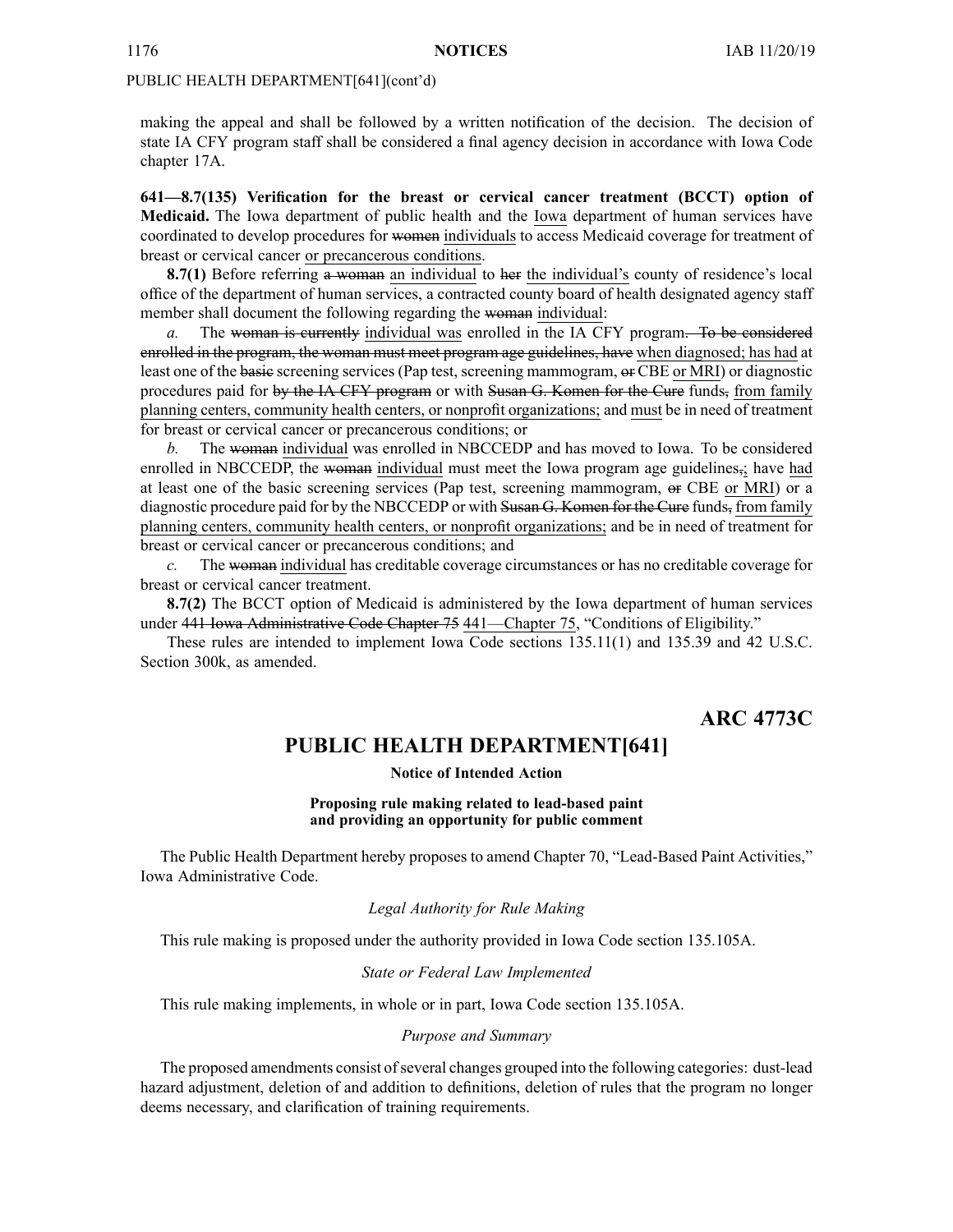making the appeal and shall be followed by a written notification of the decision. The decision of state IA CFY program staff shall be considered a final agency decision in accordance with Iowa Code chapter 17A.

**641—8.7(135) Verification for the breast or cervical cancer treatment (BCCT) option of Medicaid.** The Iowa department of public health and the <u>Iowa</u> department of human services have coordinated to develop procedures for ~~women~~ <u>individuals</u> to access Medicaid coverage for treatment of breast or cervical cancer <u>or precancerous conditions</u>.

**8.7(1)** Before referring ~~a woman~~ <u>an individual</u> to ~~her~~ <u>the individual's</u> county of residence's local office of the department of human services, a contracted county board of health designated agency staff member shall document the following regarding the ~~woman~~ <u>individual</u>:

*a.* The ~~woman is currently~~ <u>individual was</u> enrolled in the IA CFY program~~. To be considered enrolled in the program, the woman must meet program age guidelines, have~~ <u>when diagnosed; has had</u> at least one of the ~~basic~~ screening services (Pap test, screening mammogram, ~~or~~ CBE <u>or MRI</u>) or diagnostic procedures paid for ~~by the IA CFY program~~ or with ~~Susan G. Komen for the Cure~~ funds~~,~~ <u>from family planning centers, community health centers, or nonprofit organizations;</u> and <u>must</u> be in need of treatment for breast or cervical cancer or precancerous conditions; or

*b.* The ~~woman~~ <u>individual</u> was enrolled in NBCCEDP and has moved to Iowa. To be considered enrolled in NBCCEDP, the ~~woman~~ <u>individual</u> must meet the Iowa program age guidelines~~,~~<u>;</u> have <u>had</u> at least one of the basic screening services (Pap test, screening mammogram, ~~or~~ CBE <u>or MRI</u>) or a diagnostic procedure paid for by the NBCCEDP or with ~~Susan G. Komen for the Cure~~ funds~~,~~ <u>from family planning centers, community health centers, or nonprofit organizations;</u> and be in need of treatment for breast or cervical cancer or precancerous conditions; and

*c.* The ~~woman~~ <u>individual</u> has creditable coverage circumstances or has no creditable coverage for breast or cervical cancer treatment.

**8.7(2)** The BCCT option of Medicaid is administered by the Iowa department of human services under ~~441 Iowa Administrative Code Chapter 75~~ <u>441—Chapter 75</u>, "Conditions of Eligibility."

These rules are intended to implement Iowa Code sections 135.11(1) and 135.39 and 42 U.S.C. Section 300k, as amended.

# ARC 4773C

## PUBLIC HEALTH DEPARTMENT[641]

**Notice of Intended Action**

**Proposing rule making related to lead-based paint and providing an opportunity for public comment**

The Public Health Department hereby proposes to amend Chapter 70, "Lead-Based Paint Activities," Iowa Administrative Code.

*Legal Authority for Rule Making*

This rule making is proposed under the authority provided in Iowa Code section 135.105A.

*State or Federal Law Implemented*

This rule making implements, in whole or in part, Iowa Code section 135.105A.

*Purpose and Summary*

The proposed amendments consist of several changes grouped into the following categories: dust-lead hazard adjustment, deletion of and addition to definitions, deletion of rules that the program no longer deems necessary, and clarification of training requirements.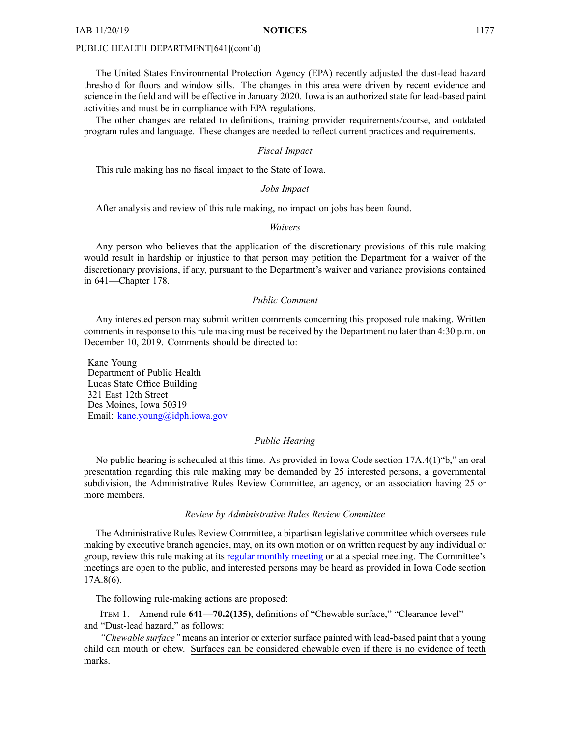PUBLIC HEALTH DEPARTMENT[641](cont'd)

The United States Environmental Protection Agency (EPA) recently adjusted the dust-lead hazard threshold for floors and window sills. The changes in this area were driven by recent evidence and science in the field and will be effective in January 2020. Iowa is an authorized state for lead-based paint activities and must be in compliance with EPA regulations.

The other changes are related to definitions, training provider requirements/course, and outdated program rules and language. These changes are needed to reflect current practices and requirements.

*Fiscal Impact*

This rule making has no fiscal impact to the State of Iowa.

*Jobs Impact*

After analysis and review of this rule making, no impact on jobs has been found.

*Waivers*

Any person who believes that the application of the discretionary provisions of this rule making would result in hardship or injustice to that person may petition the Department for a waiver of the discretionary provisions, if any, pursuant to the Department's waiver and variance provisions contained in 641—Chapter 178.

*Public Comment*

Any interested person may submit written comments concerning this proposed rule making. Written comments in response to this rule making must be received by the Department no later than 4:30 p.m. on December 10, 2019. Comments should be directed to:

Kane Young
Department of Public Health
Lucas State Office Building
321 East 12th Street
Des Moines, Iowa 50319
Email: kane.young@idph.iowa.gov

*Public Hearing*

No public hearing is scheduled at this time. As provided in Iowa Code section 17A.4(1)"b," an oral presentation regarding this rule making may be demanded by 25 interested persons, a governmental subdivision, the Administrative Rules Review Committee, an agency, or an association having 25 or more members.

*Review by Administrative Rules Review Committee*

The Administrative Rules Review Committee, a bipartisan legislative committee which oversees rule making by executive branch agencies, may, on its own motion or on written request by any individual or group, review this rule making at its regular monthly meeting or at a special meeting. The Committee's meetings are open to the public, and interested persons may be heard as provided in Iowa Code section 17A.8(6).

The following rule-making actions are proposed:

ITEM 1. Amend rule **641—70.2(135)**, definitions of "Chewable surface," "Clearance level" and "Dust-lead hazard," as follows:

*"Chewable surface"* means an interior or exterior surface painted with lead-based paint that a young child can mouth or chew. Surfaces can be considered chewable even if there is no evidence of teeth marks.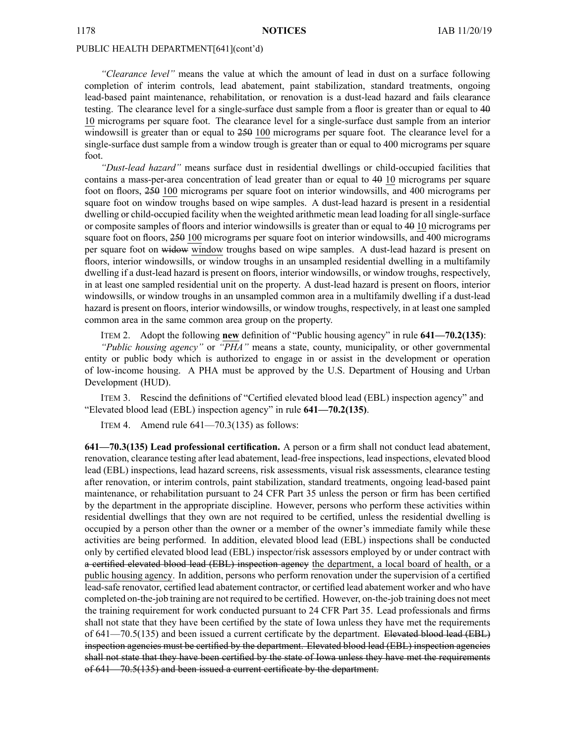*"Clearance level"* means the value at which the amount of lead in dust on a surface following completion of interim controls, lead abatement, paint stabilization, standard treatments, ongoing lead-based paint maintenance, rehabilitation, or renovation is a dust-lead hazard and fails clearance testing. The clearance level for a single-surface dust sample from a floor is greater than or equal to ~~40~~ <u>10</u> micrograms per square foot. The clearance level for a single-surface dust sample from an interior windowsill is greater than or equal to ~~250~~ <u>100</u> micrograms per square foot. The clearance level for a single-surface dust sample from a window trough is greater than or equal to 400 micrograms per square foot.

*"Dust-lead hazard"* means surface dust in residential dwellings or child-occupied facilities that contains a mass-per-area concentration of lead greater than or equal to ~~40~~ <u>10</u> micrograms per square foot on floors, ~~250~~ <u>100</u> micrograms per square foot on interior windowsills, and 400 micrograms per square foot on window troughs based on wipe samples. A dust-lead hazard is present in a residential dwelling or child-occupied facility when the weighted arithmetic mean lead loading for all single-surface or composite samples of floors and interior windowsills is greater than or equal to ~~40~~ <u>10</u> micrograms per square foot on floors, ~~250~~ <u>100</u> micrograms per square foot on interior windowsills, and 400 micrograms per square foot on ~~widow~~ <u>window</u> troughs based on wipe samples. A dust-lead hazard is present on floors, interior windowsills, or window troughs in an unsampled residential dwelling in a multifamily dwelling if a dust-lead hazard is present on floors, interior windowsills, or window troughs, respectively, in at least one sampled residential unit on the property. A dust-lead hazard is present on floors, interior windowsills, or window troughs in an unsampled common area in a multifamily dwelling if a dust-lead hazard is present on floors, interior windowsills, or window troughs, respectively, in at least one sampled common area in the same common area group on the property.

ITEM 2. Adopt the following **<u>new</u>** definition of "Public housing agency" in rule **641—70.2(135)**:

*"Public housing agency"* or *"PHA"* means a state, county, municipality, or other governmental entity or public body which is authorized to engage in or assist in the development or operation of low-income housing. A PHA must be approved by the U.S. Department of Housing and Urban Development (HUD).

ITEM 3. Rescind the definitions of "Certified elevated blood lead (EBL) inspection agency" and "Elevated blood lead (EBL) inspection agency" in rule **641—70.2(135)**.

ITEM 4. Amend rule 641—70.3(135) as follows:

**641—70.3(135) Lead professional certification.** A person or a firm shall not conduct lead abatement, renovation, clearance testing after lead abatement, lead-free inspections, lead inspections, elevated blood lead (EBL) inspections, lead hazard screens, risk assessments, visual risk assessments, clearance testing after renovation, or interim controls, paint stabilization, standard treatments, ongoing lead-based paint maintenance, or rehabilitation pursuant to 24 CFR Part 35 unless the person or firm has been certified by the department in the appropriate discipline. However, persons who perform these activities within residential dwellings that they own are not required to be certified, unless the residential dwelling is occupied by a person other than the owner or a member of the owner's immediate family while these activities are being performed. In addition, elevated blood lead (EBL) inspections shall be conducted only by certified elevated blood lead (EBL) inspector/risk assessors employed by or under contract with ~~a certified elevated blood lead (EBL) inspection agency~~ <u>the department, a local board of health, or a public housing agency</u>. In addition, persons who perform renovation under the supervision of a certified lead-safe renovator, certified lead abatement contractor, or certified lead abatement worker and who have completed on-the-job training are not required to be certified. However, on-the-job training does not meet the training requirement for work conducted pursuant to 24 CFR Part 35. Lead professionals and firms shall not state that they have been certified by the state of Iowa unless they have met the requirements of 641—70.5(135) and been issued a current certificate by the department. ~~Elevated blood lead (EBL) inspection agencies must be certified by the department. Elevated blood lead (EBL) inspection agencies shall not state that they have been certified by the state of Iowa unless they have met the requirements of 641—70.5(135) and been issued a current certificate by the department.~~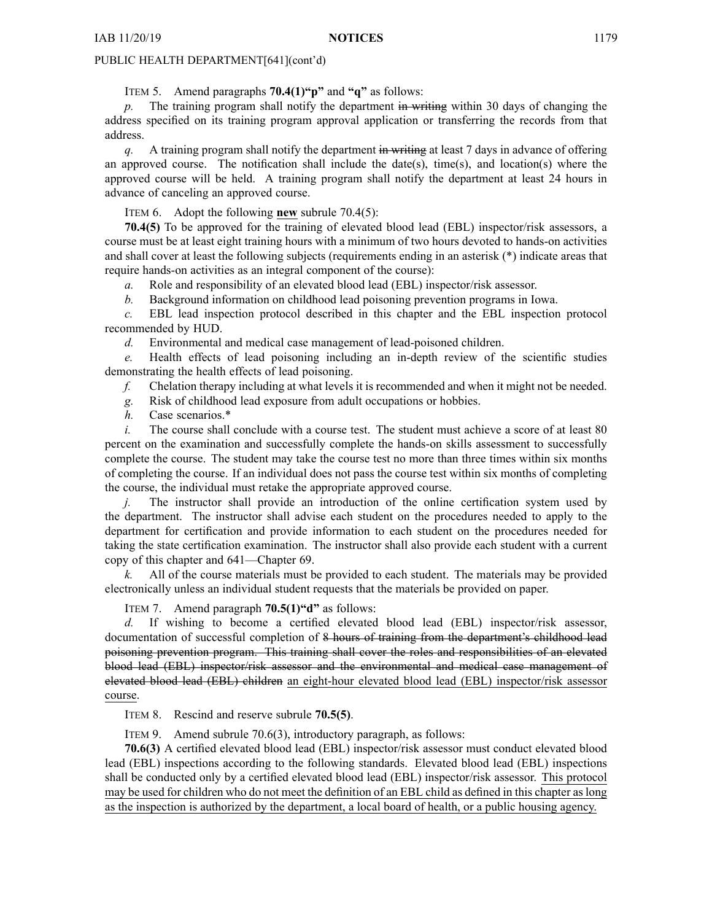PUBLIC HEALTH DEPARTMENT[641](cont'd)

ITEM 5. Amend paragraphs **70.4(1)"p"** and **"q"** as follows:

*p.* The training program shall notify the department ~~in writing~~ within 30 days of changing the address specified on its training program approval application or transferring the records from that address.

*q.* A training program shall notify the department ~~in writing~~ at least 7 days in advance of offering an approved course. The notification shall include the date(s), time(s), and location(s) where the approved course will be held. A training program shall notify the department at least 24 hours in advance of canceling an approved course.

ITEM 6. Adopt the following **new** subrule 70.4(5):

**70.4(5)** To be approved for the training of elevated blood lead (EBL) inspector/risk assessors, a course must be at least eight training hours with a minimum of two hours devoted to hands-on activities and shall cover at least the following subjects (requirements ending in an asterisk (*) indicate areas that require hands-on activities as an integral component of the course):

*a.* Role and responsibility of an elevated blood lead (EBL) inspector/risk assessor.

*b.* Background information on childhood lead poisoning prevention programs in Iowa.

*c.* EBL lead inspection protocol described in this chapter and the EBL inspection protocol recommended by HUD.

*d.* Environmental and medical case management of lead-poisoned children.

*e.* Health effects of lead poisoning including an in-depth review of the scientific studies demonstrating the health effects of lead poisoning.

*f.* Chelation therapy including at what levels it is recommended and when it might not be needed.

*g.* Risk of childhood lead exposure from adult occupations or hobbies.

*h.* Case scenarios.*

*i.* The course shall conclude with a course test. The student must achieve a score of at least 80 percent on the examination and successfully complete the hands-on skills assessment to successfully complete the course. The student may take the course test no more than three times within six months of completing the course. If an individual does not pass the course test within six months of completing the course, the individual must retake the appropriate approved course.

*j.* The instructor shall provide an introduction of the online certification system used by the department. The instructor shall advise each student on the procedures needed to apply to the department for certification and provide information to each student on the procedures needed for taking the state certification examination. The instructor shall also provide each student with a current copy of this chapter and 641—Chapter 69.

*k.* All of the course materials must be provided to each student. The materials may be provided electronically unless an individual student requests that the materials be provided on paper.

ITEM 7. Amend paragraph **70.5(1)"d"** as follows:

*d.* If wishing to become a certified elevated blood lead (EBL) inspector/risk assessor, documentation of successful completion of ~~8 hours of training from the department's childhood lead poisoning prevention program. This training shall cover the roles and responsibilities of an elevated blood lead (EBL) inspector/risk assessor and the environmental and medical case management of elevated blood lead (EBL) children~~ <u>an eight-hour elevated blood lead (EBL) inspector/risk assessor course</u>.

ITEM 8. Rescind and reserve subrule **70.5(5)**.

ITEM 9. Amend subrule 70.6(3), introductory paragraph, as follows:

**70.6(3)** A certified elevated blood lead (EBL) inspector/risk assessor must conduct elevated blood lead (EBL) inspections according to the following standards. Elevated blood lead (EBL) inspections shall be conducted only by a certified elevated blood lead (EBL) inspector/risk assessor. <u>This protocol may be used for children who do not meet the definition of an EBL child as defined in this chapter as long as the inspection is authorized by the department, a local board of health, or a public housing agency.</u>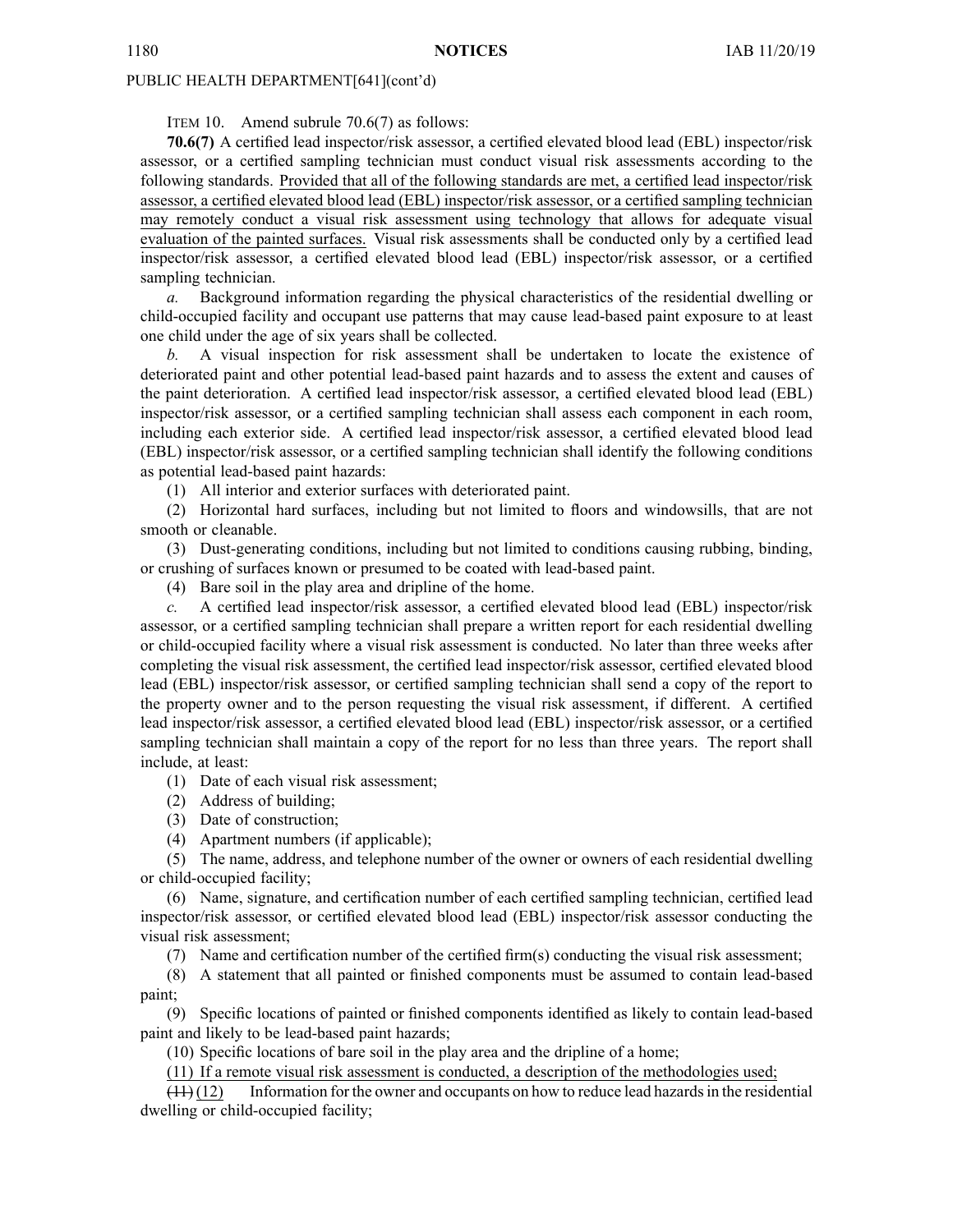PUBLIC HEALTH DEPARTMENT[641](cont'd)

ITEM 10. Amend subrule 70.6(7) as follows:

**70.6(7)** A certified lead inspector/risk assessor, a certified elevated blood lead (EBL) inspector/risk assessor, or a certified sampling technician must conduct visual risk assessments according to the following standards. Provided that all of the following standards are met, a certified lead inspector/risk assessor, a certified elevated blood lead (EBL) inspector/risk assessor, or a certified sampling technician may remotely conduct a visual risk assessment using technology that allows for adequate visual evaluation of the painted surfaces. Visual risk assessments shall be conducted only by a certified lead inspector/risk assessor, a certified elevated blood lead (EBL) inspector/risk assessor, or a certified sampling technician.

*a.* Background information regarding the physical characteristics of the residential dwelling or child-occupied facility and occupant use patterns that may cause lead-based paint exposure to at least one child under the age of six years shall be collected.

*b.* A visual inspection for risk assessment shall be undertaken to locate the existence of deteriorated paint and other potential lead-based paint hazards and to assess the extent and causes of the paint deterioration. A certified lead inspector/risk assessor, a certified elevated blood lead (EBL) inspector/risk assessor, or a certified sampling technician shall assess each component in each room, including each exterior side. A certified lead inspector/risk assessor, a certified elevated blood lead (EBL) inspector/risk assessor, or a certified sampling technician shall identify the following conditions as potential lead-based paint hazards:

(1) All interior and exterior surfaces with deteriorated paint.

(2) Horizontal hard surfaces, including but not limited to floors and windowsills, that are not smooth or cleanable.

(3) Dust-generating conditions, including but not limited to conditions causing rubbing, binding, or crushing of surfaces known or presumed to be coated with lead-based paint.

(4) Bare soil in the play area and dripline of the home.

*c.* A certified lead inspector/risk assessor, a certified elevated blood lead (EBL) inspector/risk assessor, or a certified sampling technician shall prepare a written report for each residential dwelling or child-occupied facility where a visual risk assessment is conducted. No later than three weeks after completing the visual risk assessment, the certified lead inspector/risk assessor, certified elevated blood lead (EBL) inspector/risk assessor, or certified sampling technician shall send a copy of the report to the property owner and to the person requesting the visual risk assessment, if different. A certified lead inspector/risk assessor, a certified elevated blood lead (EBL) inspector/risk assessor, or a certified sampling technician shall maintain a copy of the report for no less than three years. The report shall include, at least:

(1) Date of each visual risk assessment;

(2) Address of building;

(3) Date of construction;

(4) Apartment numbers (if applicable);

(5) The name, address, and telephone number of the owner or owners of each residential dwelling or child-occupied facility;

(6) Name, signature, and certification number of each certified sampling technician, certified lead inspector/risk assessor, or certified elevated blood lead (EBL) inspector/risk assessor conducting the visual risk assessment;

(7) Name and certification number of the certified firm(s) conducting the visual risk assessment;

(8) A statement that all painted or finished components must be assumed to contain lead-based paint;

(9) Specific locations of painted or finished components identified as likely to contain lead-based paint and likely to be lead-based paint hazards;

(10) Specific locations of bare soil in the play area and the dripline of a home;

(11) If a remote visual risk assessment is conducted, a description of the methodologies used;

~~(11)~~ (12) Information for the owner and occupants on how to reduce lead hazards in the residential dwelling or child-occupied facility;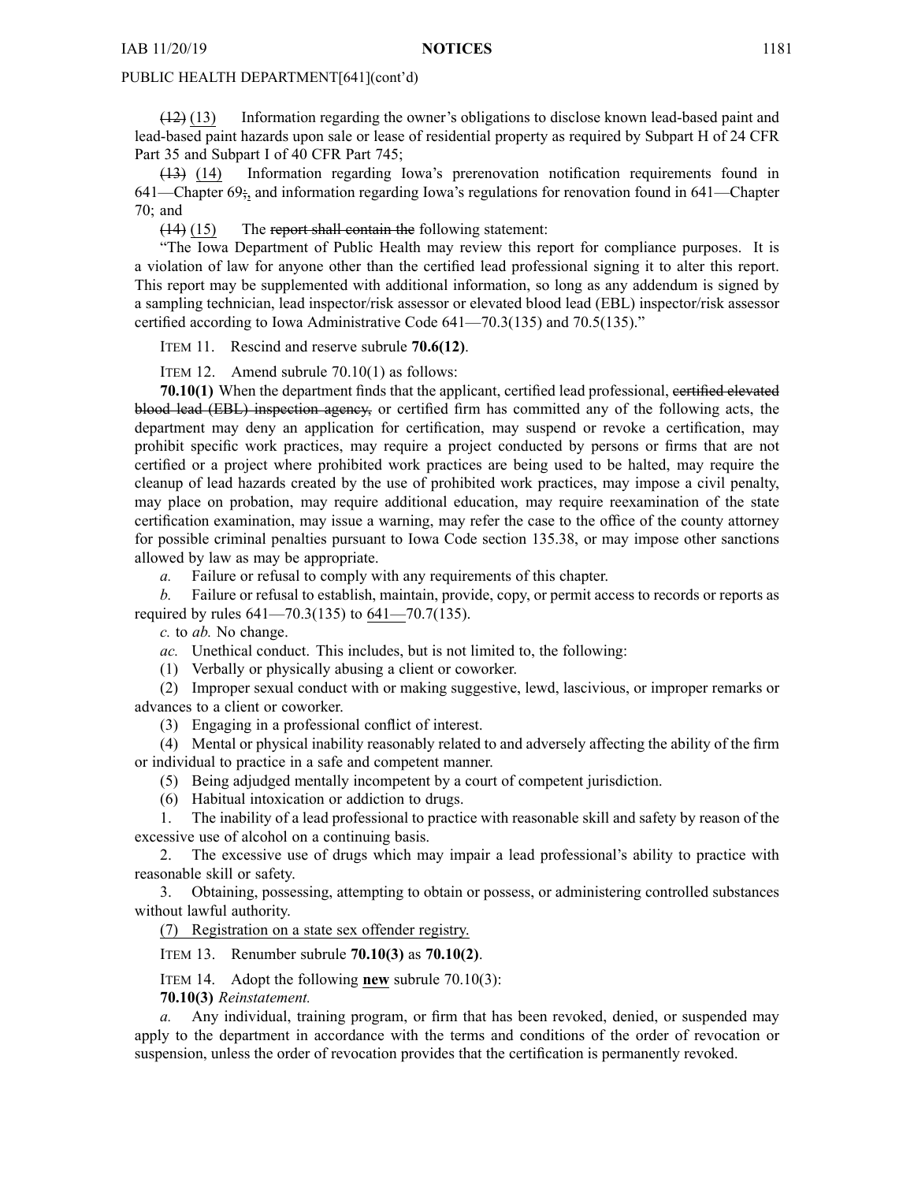PUBLIC HEALTH DEPARTMENT[641](cont'd)

~~(12)~~ (13) Information regarding the owner's obligations to disclose known lead-based paint and lead-based paint hazards upon sale or lease of residential property as required by Subpart H of 24 CFR Part 35 and Subpart I of 40 CFR Part 745;

~~(13)~~ (14) Information regarding Iowa's prerenovation notification requirements found in 641—Chapter 69~~;~~, and information regarding Iowa's regulations for renovation found in 641—Chapter 70; and

~~(14)~~ (15) The ~~report shall contain the~~ following statement:

"The Iowa Department of Public Health may review this report for compliance purposes. It is a violation of law for anyone other than the certified lead professional signing it to alter this report. This report may be supplemented with additional information, so long as any addendum is signed by a sampling technician, lead inspector/risk assessor or elevated blood lead (EBL) inspector/risk assessor certified according to Iowa Administrative Code 641—70.3(135) and 70.5(135)."

ITEM 11. Rescind and reserve subrule **70.6(12)**.

ITEM 12. Amend subrule 70.10(1) as follows:

**70.10(1)** When the department finds that the applicant, certified lead professional, ~~certified elevated blood lead (EBL) inspection agency,~~ or certified firm has committed any of the following acts, the department may deny an application for certification, may suspend or revoke a certification, may prohibit specific work practices, may require a project conducted by persons or firms that are not certified or a project where prohibited work practices are being used to be halted, may require the cleanup of lead hazards created by the use of prohibited work practices, may impose a civil penalty, may place on probation, may require additional education, may require reexamination of the state certification examination, may issue a warning, may refer the case to the office of the county attorney for possible criminal penalties pursuant to Iowa Code section 135.38, or may impose other sanctions allowed by law as may be appropriate.

*a.* Failure or refusal to comply with any requirements of this chapter.

*b.* Failure or refusal to establish, maintain, provide, copy, or permit access to records or reports as required by rules 641—70.3(135) to 641—70.7(135).

*c.* to *ab.* No change.

*ac.* Unethical conduct. This includes, but is not limited to, the following:

(1) Verbally or physically abusing a client or coworker.

(2) Improper sexual conduct with or making suggestive, lewd, lascivious, or improper remarks or advances to a client or coworker.

(3) Engaging in a professional conflict of interest.

(4) Mental or physical inability reasonably related to and adversely affecting the ability of the firm or individual to practice in a safe and competent manner.

(5) Being adjudged mentally incompetent by a court of competent jurisdiction.

(6) Habitual intoxication or addiction to drugs.

1. The inability of a lead professional to practice with reasonable skill and safety by reason of the excessive use of alcohol on a continuing basis.

2. The excessive use of drugs which may impair a lead professional's ability to practice with reasonable skill or safety.

3. Obtaining, possessing, attempting to obtain or possess, or administering controlled substances without lawful authority.

(7) Registration on a state sex offender registry.

ITEM 13. Renumber subrule **70.10(3)** as **70.10(2)**.

ITEM 14. Adopt the following **new** subrule 70.10(3):

**70.10(3)** *Reinstatement.*

*a.* Any individual, training program, or firm that has been revoked, denied, or suspended may apply to the department in accordance with the terms and conditions of the order of revocation or suspension, unless the order of revocation provides that the certification is permanently revoked.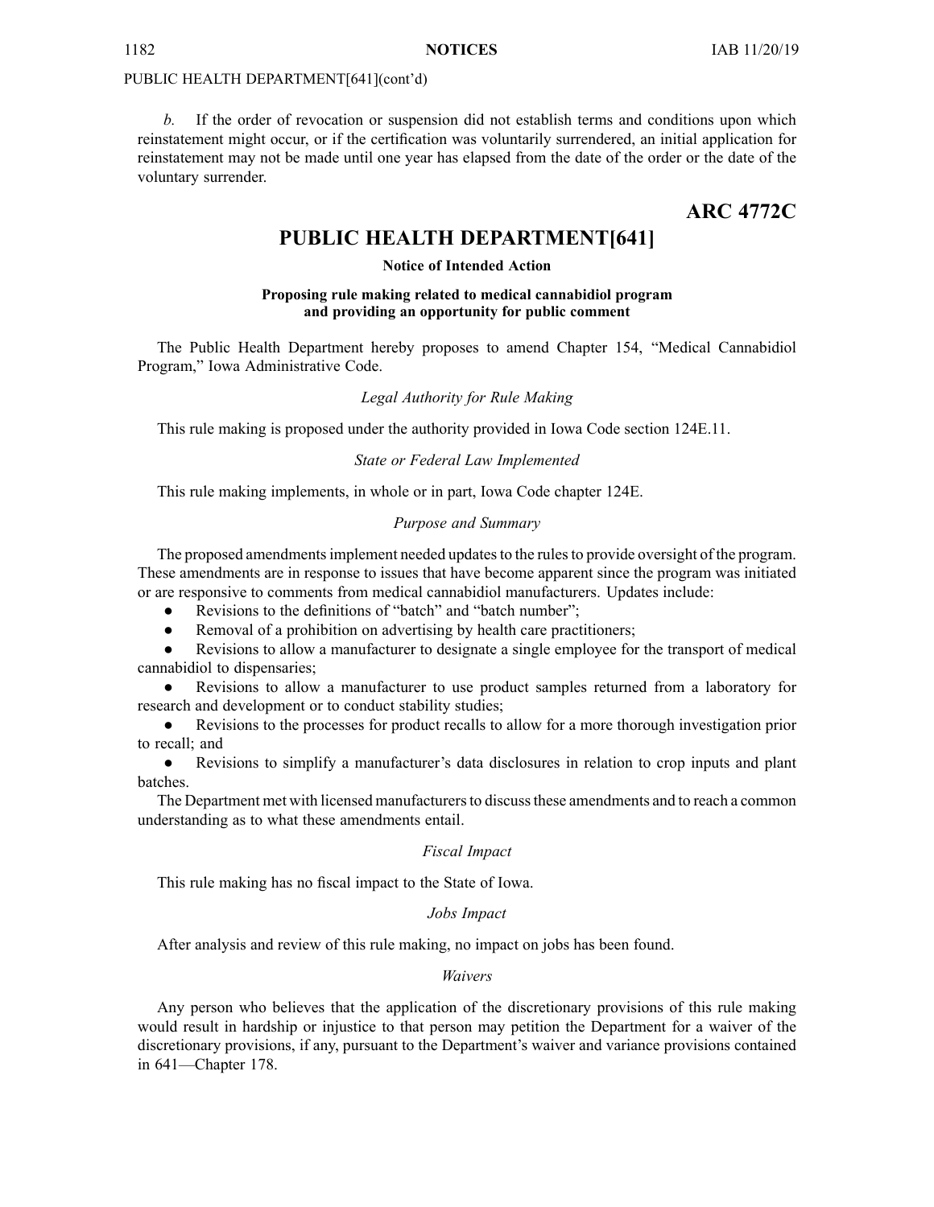PUBLIC HEALTH DEPARTMENT[641](cont'd)

*b.* If the order of revocation or suspension did not establish terms and conditions upon which reinstatement might occur, or if the certification was voluntarily surrendered, an initial application for reinstatement may not be made until one year has elapsed from the date of the order or the date of the voluntary surrender.

**ARC 4772C**

# PUBLIC HEALTH DEPARTMENT[641]

**Notice of Intended Action**

**Proposing rule making related to medical cannabidiol program and providing an opportunity for public comment**

The Public Health Department hereby proposes to amend Chapter 154, "Medical Cannabidiol Program," Iowa Administrative Code.

*Legal Authority for Rule Making*

This rule making is proposed under the authority provided in Iowa Code section 124E.11.

*State or Federal Law Implemented*

This rule making implements, in whole or in part, Iowa Code chapter 124E.

*Purpose and Summary*

The proposed amendments implement needed updates to the rules to provide oversight of the program. These amendments are in response to issues that have become apparent since the program was initiated or are responsive to comments from medical cannabidiol manufacturers. Updates include:

- Revisions to the definitions of "batch" and "batch number";
- Removal of a prohibition on advertising by health care practitioners;
- Revisions to allow a manufacturer to designate a single employee for the transport of medical cannabidiol to dispensaries;
- Revisions to allow a manufacturer to use product samples returned from a laboratory for research and development or to conduct stability studies;
- Revisions to the processes for product recalls to allow for a more thorough investigation prior to recall; and
- Revisions to simplify a manufacturer's data disclosures in relation to crop inputs and plant batches.

The Department met with licensed manufacturers to discuss these amendments and to reach a common understanding as to what these amendments entail.

*Fiscal Impact*

This rule making has no fiscal impact to the State of Iowa.

*Jobs Impact*

After analysis and review of this rule making, no impact on jobs has been found.

*Waivers*

Any person who believes that the application of the discretionary provisions of this rule making would result in hardship or injustice to that person may petition the Department for a waiver of the discretionary provisions, if any, pursuant to the Department's waiver and variance provisions contained in 641—Chapter 178.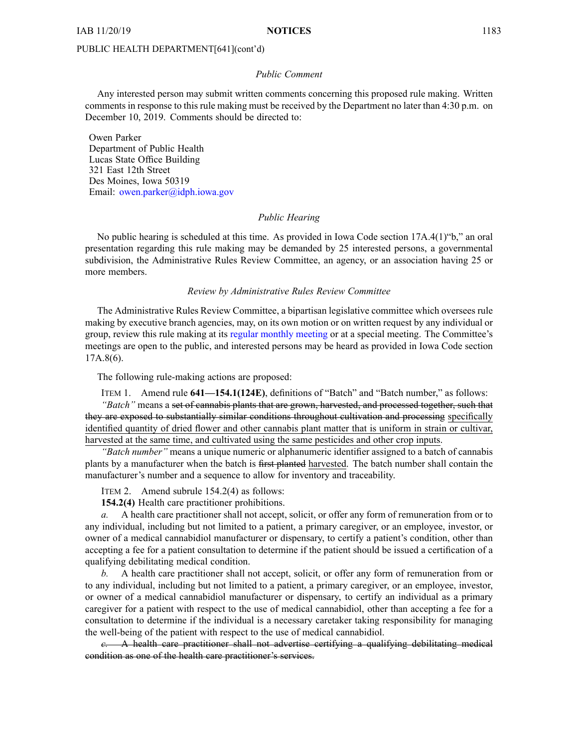*Public Comment*

Any interested person may submit written comments concerning this proposed rule making. Written comments in response to this rule making must be received by the Department no later than 4:30 p.m. on December 10, 2019. Comments should be directed to:

Owen Parker
Department of Public Health
Lucas State Office Building
321 East 12th Street
Des Moines, Iowa 50319
Email: owen.parker@idph.iowa.gov

*Public Hearing*

No public hearing is scheduled at this time. As provided in Iowa Code section 17A.4(1)"b," an oral presentation regarding this rule making may be demanded by 25 interested persons, a governmental subdivision, the Administrative Rules Review Committee, an agency, or an association having 25 or more members.

*Review by Administrative Rules Review Committee*

The Administrative Rules Review Committee, a bipartisan legislative committee which oversees rule making by executive branch agencies, may, on its own motion or on written request by any individual or group, review this rule making at its regular monthly meeting or at a special meeting. The Committee's meetings are open to the public, and interested persons may be heard as provided in Iowa Code section 17A.8(6).

The following rule-making actions are proposed:

ITEM 1. Amend rule **641—154.1(124E)**, definitions of "Batch" and "Batch number," as follows:

*"Batch"* means a ~~set of cannabis plants that are grown, harvested, and processed together, such that they are exposed to substantially similar conditions throughout cultivation and processing~~ <u>specifically identified quantity of dried flower and other cannabis plant matter that is uniform in strain or cultivar, harvested at the same time, and cultivated using the same pesticides and other crop inputs</u>.

*"Batch number"* means a unique numeric or alphanumeric identifier assigned to a batch of cannabis plants by a manufacturer when the batch is ~~first planted~~ <u>harvested</u>. The batch number shall contain the manufacturer's number and a sequence to allow for inventory and traceability.

ITEM 2. Amend subrule 154.2(4) as follows:

**154.2(4)** Health care practitioner prohibitions.

*a.* A health care practitioner shall not accept, solicit, or offer any form of remuneration from or to any individual, including but not limited to a patient, a primary caregiver, or an employee, investor, or owner of a medical cannabidiol manufacturer or dispensary, to certify a patient's condition, other than accepting a fee for a patient consultation to determine if the patient should be issued a certification of a qualifying debilitating medical condition.

*b.* A health care practitioner shall not accept, solicit, or offer any form of remuneration from or to any individual, including but not limited to a patient, a primary caregiver, or an employee, investor, or owner of a medical cannabidiol manufacturer or dispensary, to certify an individual as a primary caregiver for a patient with respect to the use of medical cannabidiol, other than accepting a fee for a consultation to determine if the individual is a necessary caretaker taking responsibility for managing the well-being of the patient with respect to the use of medical cannabidiol.

~~*c.* A health care practitioner shall not advertise certifying a qualifying debilitating medical condition as one of the health care practitioner's services.~~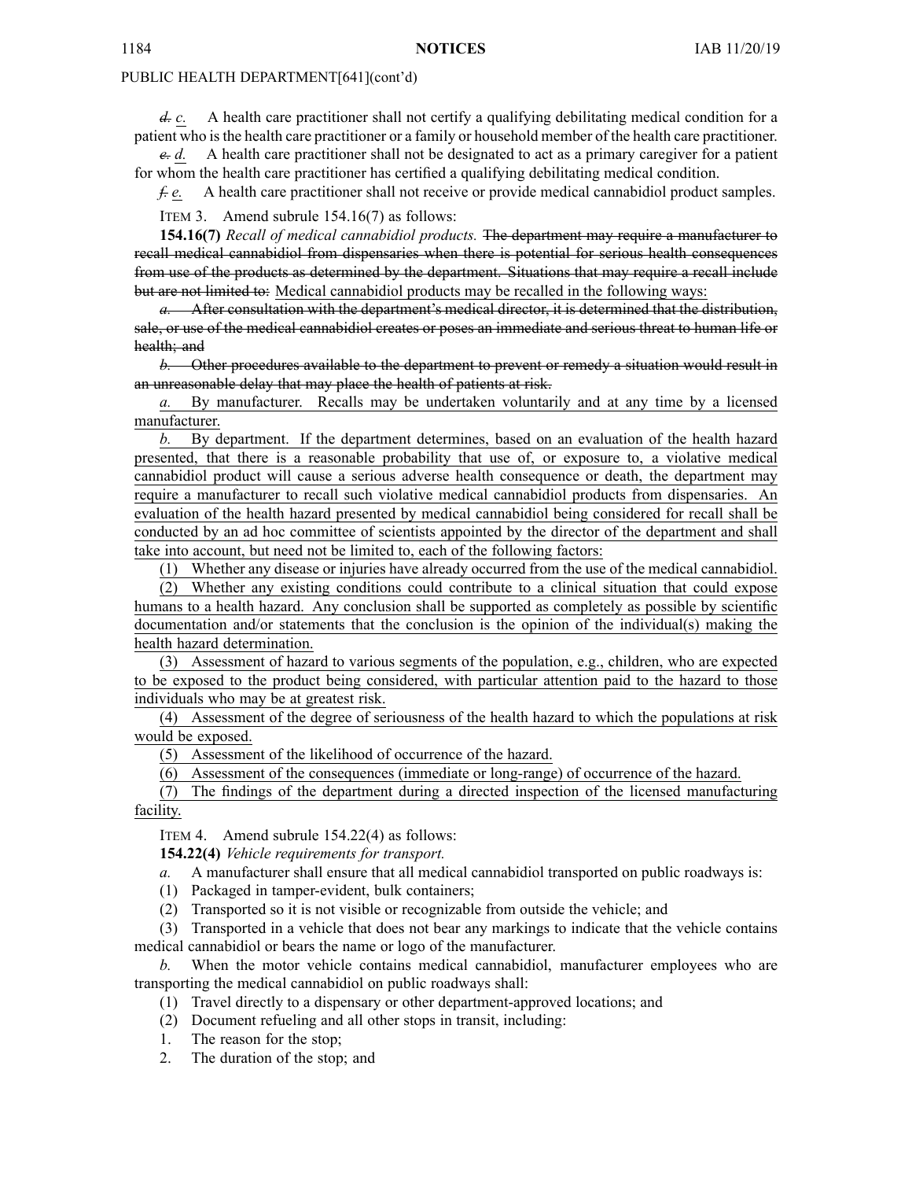PUBLIC HEALTH DEPARTMENT[641](cont'd)

~~*d.*~~ *c.* A health care practitioner shall not certify a qualifying debilitating medical condition for a patient who is the health care practitioner or a family or household member of the health care practitioner.

~~*e.*~~ *d.* A health care practitioner shall not be designated to act as a primary caregiver for a patient for whom the health care practitioner has certified a qualifying debilitating medical condition.

~~*f.*~~ *e.* A health care practitioner shall not receive or provide medical cannabidiol product samples.

ITEM 3. Amend subrule 154.16(7) as follows:

**154.16(7)** *Recall of medical cannabidiol products.* ~~The department may require a manufacturer to recall medical cannabidiol from dispensaries when there is potential for serious health consequences from use of the products as determined by the department. Situations that may require a recall include but are not limited to:~~ <u>Medical cannabidiol products may be recalled in the following ways:</u>

~~*a.* After consultation with the department's medical director, it is determined that the distribution, sale, or use of the medical cannabidiol creates or poses an immediate and serious threat to human life or health; and~~

~~*b.* Other procedures available to the department to prevent or remedy a situation would result in an unreasonable delay that may place the health of patients at risk.~~

<u>*a.* By manufacturer. Recalls may be undertaken voluntarily and at any time by a licensed manufacturer.</u>

<u>*b.* By department. If the department determines, based on an evaluation of the health hazard presented, that there is a reasonable probability that use of, or exposure to, a violative medical cannabidiol product will cause a serious adverse health consequence or death, the department may require a manufacturer to recall such violative medical cannabidiol products from dispensaries. An evaluation of the health hazard presented by medical cannabidiol being considered for recall shall be conducted by an ad hoc committee of scientists appointed by the director of the department and shall take into account, but need not be limited to, each of the following factors:</u>

<u>(1) Whether any disease or injuries have already occurred from the use of the medical cannabidiol.</u>

<u>(2) Whether any existing conditions could contribute to a clinical situation that could expose humans to a health hazard. Any conclusion shall be supported as completely as possible by scientific documentation and/or statements that the conclusion is the opinion of the individual(s) making the health hazard determination.</u>

<u>(3) Assessment of hazard to various segments of the population, e.g., children, who are expected to be exposed to the product being considered, with particular attention paid to the hazard to those individuals who may be at greatest risk.</u>

<u>(4) Assessment of the degree of seriousness of the health hazard to which the populations at risk would be exposed.</u>

<u>(5) Assessment of the likelihood of occurrence of the hazard.</u>

<u>(6) Assessment of the consequences (immediate or long-range) of occurrence of the hazard.</u>

<u>(7) The findings of the department during a directed inspection of the licensed manufacturing facility.</u>

ITEM 4. Amend subrule 154.22(4) as follows:

**154.22(4)** *Vehicle requirements for transport.*

*a.* A manufacturer shall ensure that all medical cannabidiol transported on public roadways is:

(1) Packaged in tamper-evident, bulk containers;

(2) Transported so it is not visible or recognizable from outside the vehicle; and

(3) Transported in a vehicle that does not bear any markings to indicate that the vehicle contains medical cannabidiol or bears the name or logo of the manufacturer.

*b.* When the motor vehicle contains medical cannabidiol, manufacturer employees who are transporting the medical cannabidiol on public roadways shall:

(1) Travel directly to a dispensary or other department-approved locations; and

(2) Document refueling and all other stops in transit, including:

1. The reason for the stop;

2. The duration of the stop; and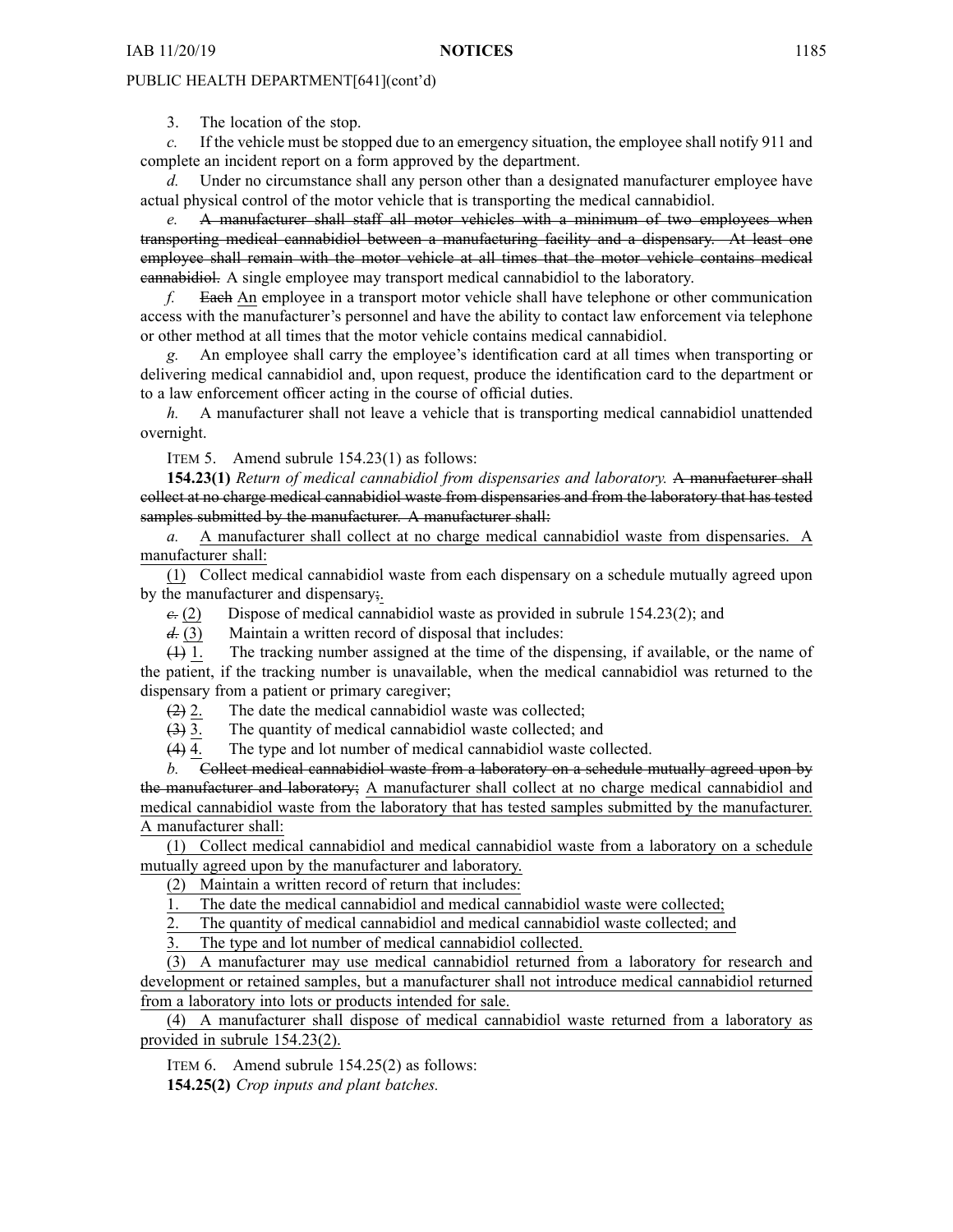3. The location of the stop.

*c.* If the vehicle must be stopped due to an emergency situation, the employee shall notify 911 and complete an incident report on a form approved by the department.

*d.* Under no circumstance shall any person other than a designated manufacturer employee have actual physical control of the motor vehicle that is transporting the medical cannabidiol.

*e.* ~~A manufacturer shall staff all motor vehicles with a minimum of two employees when transporting medical cannabidiol between a manufacturing facility and a dispensary. At least one employee shall remain with the motor vehicle at all times that the motor vehicle contains medical cannabidiol.~~ A single employee may transport medical cannabidiol to the laboratory.

*f.* ~~Each~~ <u>An</u> employee in a transport motor vehicle shall have telephone or other communication access with the manufacturer's personnel and have the ability to contact law enforcement via telephone or other method at all times that the motor vehicle contains medical cannabidiol.

*g.* An employee shall carry the employee's identification card at all times when transporting or delivering medical cannabidiol and, upon request, produce the identification card to the department or to a law enforcement officer acting in the course of official duties.

*h.* A manufacturer shall not leave a vehicle that is transporting medical cannabidiol unattended overnight.

ITEM 5. Amend subrule 154.23(1) as follows:

**154.23(1)** *Return of medical cannabidiol from dispensaries and laboratory.* ~~A manufacturer shall collect at no charge medical cannabidiol waste from dispensaries and from the laboratory that has tested samples submitted by the manufacturer. A manufacturer shall:~~

*a.* <u>A manufacturer shall collect at no charge medical cannabidiol waste from dispensaries. A manufacturer shall:</u>

<u>(1)</u> Collect medical cannabidiol waste from each dispensary on a schedule mutually agreed upon by the manufacturer and dispensary~~;~~<u>.</u>

~~*c.*~~ <u>(2)</u> Dispose of medical cannabidiol waste as provided in subrule 154.23(2); and

~~*d.*~~ <u>(3)</u> Maintain a written record of disposal that includes:

~~(1)~~ <u>1.</u> The tracking number assigned at the time of the dispensing, if available, or the name of the patient, if the tracking number is unavailable, when the medical cannabidiol was returned to the dispensary from a patient or primary caregiver;

~~(2)~~ <u>2.</u> The date the medical cannabidiol waste was collected;

~~(3)~~ <u>3.</u> The quantity of medical cannabidiol waste collected; and

~~(4)~~ <u>4.</u> The type and lot number of medical cannabidiol waste collected.

*b.* ~~Collect medical cannabidiol waste from a laboratory on a schedule mutually agreed upon by the manufacturer and laboratory;~~ <u>A manufacturer shall collect at no charge medical cannabidiol and medical cannabidiol waste from the laboratory that has tested samples submitted by the manufacturer. A manufacturer shall:</u>

<u>(1) Collect medical cannabidiol and medical cannabidiol waste from a laboratory on a schedule mutually agreed upon by the manufacturer and laboratory.</u>

<u>(2) Maintain a written record of return that includes:</u>

<u>1. The date the medical cannabidiol and medical cannabidiol waste were collected;</u>

<u>2. The quantity of medical cannabidiol and medical cannabidiol waste collected; and</u>

<u>3. The type and lot number of medical cannabidiol collected.</u>

<u>(3) A manufacturer may use medical cannabidiol returned from a laboratory for research and development or retained samples, but a manufacturer shall not introduce medical cannabidiol returned from a laboratory into lots or products intended for sale.</u>

<u>(4) A manufacturer shall dispose of medical cannabidiol waste returned from a laboratory as provided in subrule 154.23(2).</u>

ITEM 6. Amend subrule 154.25(2) as follows:

**154.25(2)** *Crop inputs and plant batches.*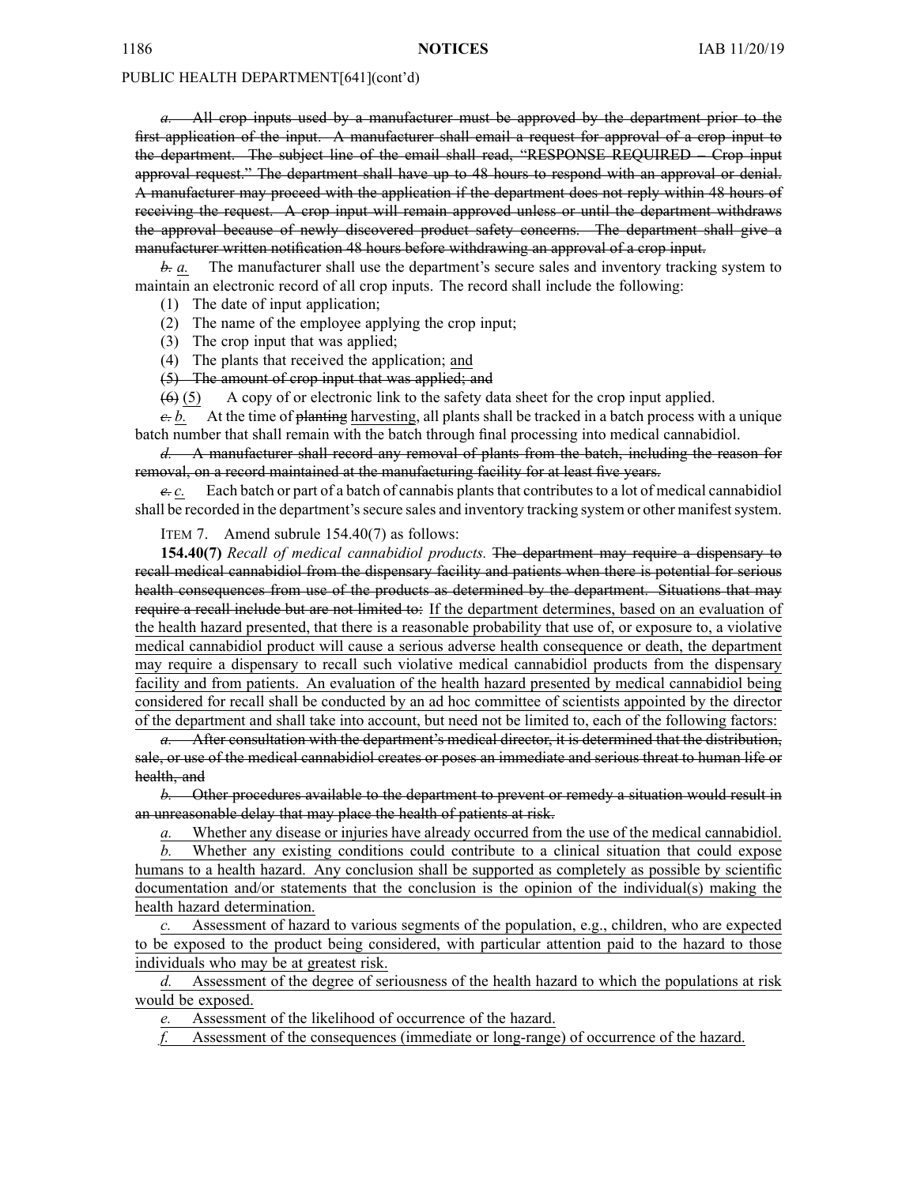PUBLIC HEALTH DEPARTMENT[641](cont'd)

~~*a.* All crop inputs used by a manufacturer must be approved by the department prior to the first application of the input. A manufacturer shall email a request for approval of a crop input to the department. The subject line of the email shall read, "RESPONSE REQUIRED – Crop input approval request." The department shall have up to 48 hours to respond with an approval or denial. A manufacturer may proceed with the application if the department does not reply within 48 hours of receiving the request. A crop input will remain approved unless or until the department withdraws the approval because of newly discovered product safety concerns. The department shall give a manufacturer written notification 48 hours before withdrawing an approval of a crop input.~~

~~*b.*~~ <u>*a.*</u> The manufacturer shall use the department's secure sales and inventory tracking system to maintain an electronic record of all crop inputs. The record shall include the following:

(1) The date of input application;

(2) The name of the employee applying the crop input;

(3) The crop input that was applied;

(4) The plants that received the application; <u>and</u>

~~(5) The amount of crop input that was applied; and~~

~~(6)~~ <u>(5)</u> A copy of or electronic link to the safety data sheet for the crop input applied.

~~*c.*~~ <u>*b.*</u> At the time of ~~planting~~ <u>harvesting</u>, all plants shall be tracked in a batch process with a unique batch number that shall remain with the batch through final processing into medical cannabidiol.

~~*d.* A manufacturer shall record any removal of plants from the batch, including the reason for removal, on a record maintained at the manufacturing facility for at least five years.~~

~~*e.*~~ <u>*c.*</u> Each batch or part of a batch of cannabis plants that contributes to a lot of medical cannabidiol shall be recorded in the department's secure sales and inventory tracking system or other manifest system.

ITEM 7. Amend subrule 154.40(7) as follows:

**154.40(7)** *Recall of medical cannabidiol products.* ~~The department may require a dispensary to recall medical cannabidiol from the dispensary facility and patients when there is potential for serious health consequences from use of the products as determined by the department. Situations that may require a recall include but are not limited to:~~ <u>If the department determines, based on an evaluation of the health hazard presented, that there is a reasonable probability that use of, or exposure to, a violative medical cannabidiol product will cause a serious adverse health consequence or death, the department may require a dispensary to recall such violative medical cannabidiol products from the dispensary facility and from patients. An evaluation of the health hazard presented by medical cannabidiol being considered for recall shall be conducted by an ad hoc committee of scientists appointed by the director of the department and shall take into account, but need not be limited to, each of the following factors:</u>

~~*a.* After consultation with the department's medical director, it is determined that the distribution, sale, or use of the medical cannabidiol creates or poses an immediate and serious threat to human life or health, and~~

~~*b.* Other procedures available to the department to prevent or remedy a situation would result in an unreasonable delay that may place the health of patients at risk.~~

<u>*a.* Whether any disease or injuries have already occurred from the use of the medical cannabidiol.</u>

<u>*b.* Whether any existing conditions could contribute to a clinical situation that could expose humans to a health hazard. Any conclusion shall be supported as completely as possible by scientific documentation and/or statements that the conclusion is the opinion of the individual(s) making the health hazard determination.</u>

<u>*c.* Assessment of hazard to various segments of the population, e.g., children, who are expected to be exposed to the product being considered, with particular attention paid to the hazard to those individuals who may be at greatest risk.</u>

<u>*d.* Assessment of the degree of seriousness of the health hazard to which the populations at risk would be exposed.</u>

<u>*e.* Assessment of the likelihood of occurrence of the hazard.</u>

<u>*f.* Assessment of the consequences (immediate or long-range) of occurrence of the hazard.</u>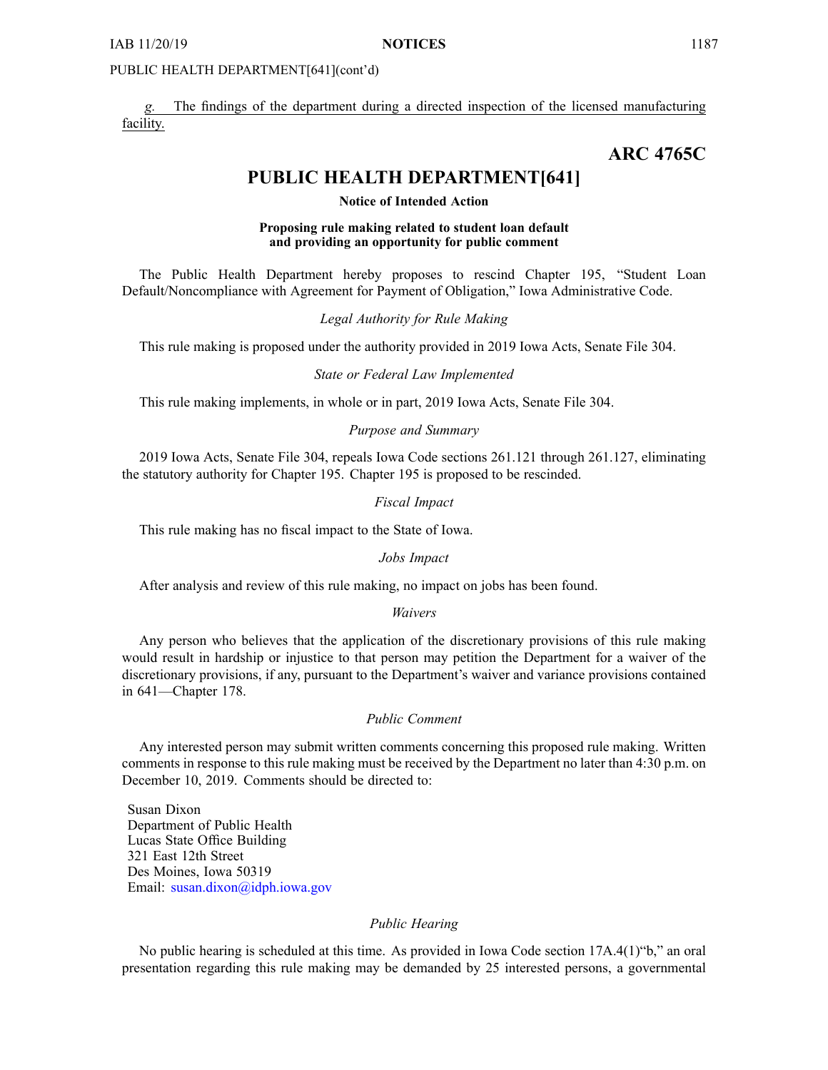PUBLIC HEALTH DEPARTMENT[641](cont'd)

*g.* The findings of the department during a directed inspection of the licensed manufacturing facility.

**ARC 4765C**

# PUBLIC HEALTH DEPARTMENT[641]

**Notice of Intended Action**

**Proposing rule making related to student loan default and providing an opportunity for public comment**

The Public Health Department hereby proposes to rescind Chapter 195, "Student Loan Default/Noncompliance with Agreement for Payment of Obligation," Iowa Administrative Code.

*Legal Authority for Rule Making*

This rule making is proposed under the authority provided in 2019 Iowa Acts, Senate File 304.

*State or Federal Law Implemented*

This rule making implements, in whole or in part, 2019 Iowa Acts, Senate File 304.

*Purpose and Summary*

2019 Iowa Acts, Senate File 304, repeals Iowa Code sections 261.121 through 261.127, eliminating the statutory authority for Chapter 195. Chapter 195 is proposed to be rescinded.

*Fiscal Impact*

This rule making has no fiscal impact to the State of Iowa.

*Jobs Impact*

After analysis and review of this rule making, no impact on jobs has been found.

*Waivers*

Any person who believes that the application of the discretionary provisions of this rule making would result in hardship or injustice to that person may petition the Department for a waiver of the discretionary provisions, if any, pursuant to the Department's waiver and variance provisions contained in 641—Chapter 178.

*Public Comment*

Any interested person may submit written comments concerning this proposed rule making. Written comments in response to this rule making must be received by the Department no later than 4:30 p.m. on December 10, 2019. Comments should be directed to:

Susan Dixon
Department of Public Health
Lucas State Office Building
321 East 12th Street
Des Moines, Iowa 50319
Email: susan.dixon@idph.iowa.gov

*Public Hearing*

No public hearing is scheduled at this time. As provided in Iowa Code section 17A.4(1)"b," an oral presentation regarding this rule making may be demanded by 25 interested persons, a governmental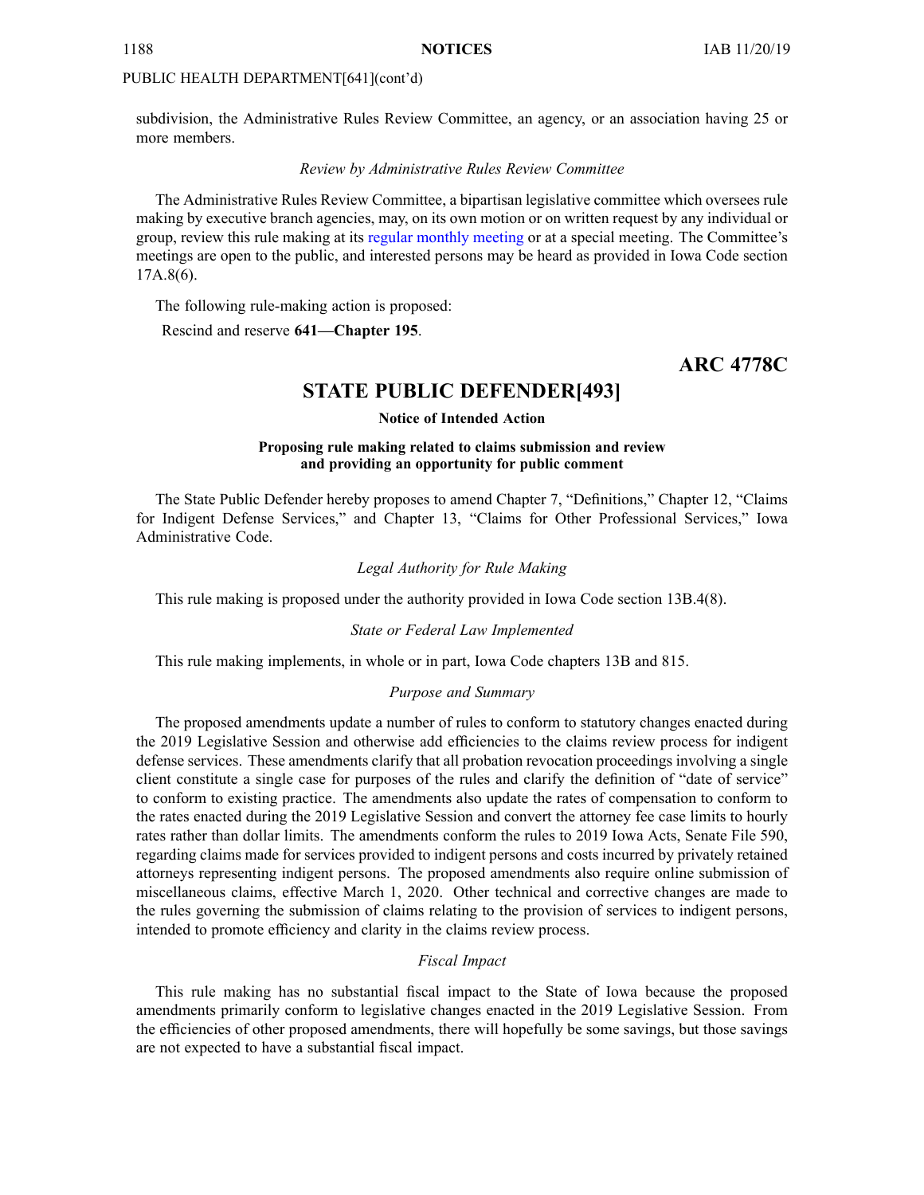PUBLIC HEALTH DEPARTMENT[641](cont'd)

subdivision, the Administrative Rules Review Committee, an agency, or an association having 25 or more members.

*Review by Administrative Rules Review Committee*

The Administrative Rules Review Committee, a bipartisan legislative committee which oversees rule making by executive branch agencies, may, on its own motion or on written request by any individual or group, review this rule making at its regular monthly meeting or at a special meeting. The Committee's meetings are open to the public, and interested persons may be heard as provided in Iowa Code section 17A.8(6).

The following rule-making action is proposed:

Rescind and reserve **641—Chapter 195**.

**ARC 4778C**

## STATE PUBLIC DEFENDER[493]

**Notice of Intended Action**

**Proposing rule making related to claims submission and review and providing an opportunity for public comment**

The State Public Defender hereby proposes to amend Chapter 7, "Definitions," Chapter 12, "Claims for Indigent Defense Services," and Chapter 13, "Claims for Other Professional Services," Iowa Administrative Code.

*Legal Authority for Rule Making*

This rule making is proposed under the authority provided in Iowa Code section 13B.4(8).

*State or Federal Law Implemented*

This rule making implements, in whole or in part, Iowa Code chapters 13B and 815.

*Purpose and Summary*

The proposed amendments update a number of rules to conform to statutory changes enacted during the 2019 Legislative Session and otherwise add efficiencies to the claims review process for indigent defense services. These amendments clarify that all probation revocation proceedings involving a single client constitute a single case for purposes of the rules and clarify the definition of "date of service" to conform to existing practice. The amendments also update the rates of compensation to conform to the rates enacted during the 2019 Legislative Session and convert the attorney fee case limits to hourly rates rather than dollar limits. The amendments conform the rules to 2019 Iowa Acts, Senate File 590, regarding claims made for services provided to indigent persons and costs incurred by privately retained attorneys representing indigent persons. The proposed amendments also require online submission of miscellaneous claims, effective March 1, 2020. Other technical and corrective changes are made to the rules governing the submission of claims relating to the provision of services to indigent persons, intended to promote efficiency and clarity in the claims review process.

*Fiscal Impact*

This rule making has no substantial fiscal impact to the State of Iowa because the proposed amendments primarily conform to legislative changes enacted in the 2019 Legislative Session. From the efficiencies of other proposed amendments, there will hopefully be some savings, but those savings are not expected to have a substantial fiscal impact.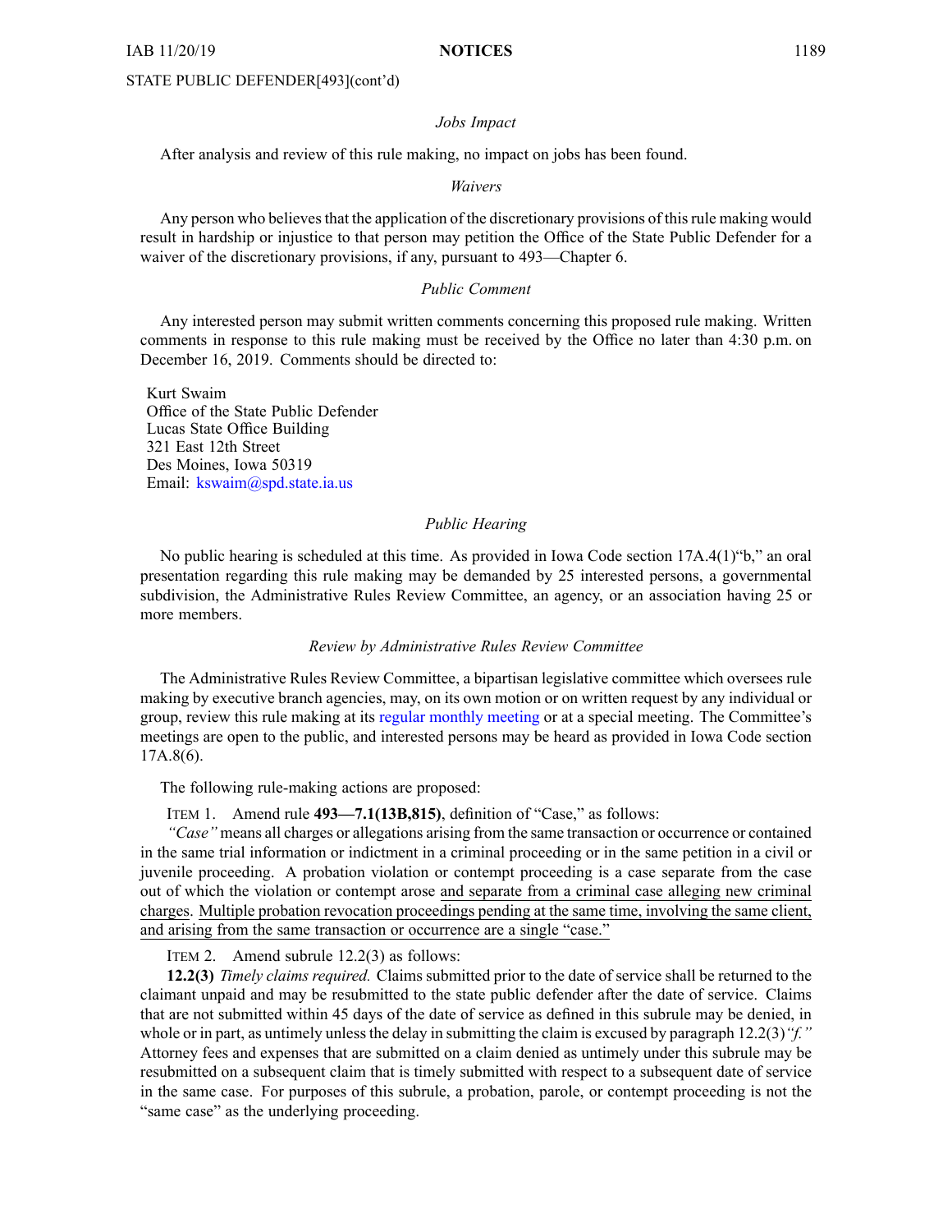STATE PUBLIC DEFENDER[493](cont'd)

*Jobs Impact*

After analysis and review of this rule making, no impact on jobs has been found.

*Waivers*

Any person who believes that the application of the discretionary provisions of this rule making would result in hardship or injustice to that person may petition the Office of the State Public Defender for a waiver of the discretionary provisions, if any, pursuant to 493—Chapter 6.

*Public Comment*

Any interested person may submit written comments concerning this proposed rule making. Written comments in response to this rule making must be received by the Office no later than 4:30 p.m. on December 16, 2019. Comments should be directed to:

Kurt Swaim
Office of the State Public Defender
Lucas State Office Building
321 East 12th Street
Des Moines, Iowa 50319
Email: kswaim@spd.state.ia.us

*Public Hearing*

No public hearing is scheduled at this time. As provided in Iowa Code section 17A.4(1)"b," an oral presentation regarding this rule making may be demanded by 25 interested persons, a governmental subdivision, the Administrative Rules Review Committee, an agency, or an association having 25 or more members.

*Review by Administrative Rules Review Committee*

The Administrative Rules Review Committee, a bipartisan legislative committee which oversees rule making by executive branch agencies, may, on its own motion or on written request by any individual or group, review this rule making at its regular monthly meeting or at a special meeting. The Committee's meetings are open to the public, and interested persons may be heard as provided in Iowa Code section 17A.8(6).

The following rule-making actions are proposed:

ITEM 1. Amend rule **493—7.1(13B,815)**, definition of "Case," as follows:

*"Case"* means all charges or allegations arising from the same transaction or occurrence or contained in the same trial information or indictment in a criminal proceeding or in the same petition in a civil or juvenile proceeding. A probation violation or contempt proceeding is a case separate from the case out of which the violation or contempt arose <u>and separate from a criminal case alleging new criminal charges</u>. <u>Multiple probation revocation proceedings pending at the same time, involving the same client, and arising from the same transaction or occurrence are a single "case."</u>

ITEM 2. Amend subrule 12.2(3) as follows:

**12.2(3)** *Timely claims required.* Claims submitted prior to the date of service shall be returned to the claimant unpaid and may be resubmitted to the state public defender after the date of service. Claims that are not submitted within 45 days of the date of service as defined in this subrule may be denied, in whole or in part, as untimely unless the delay in submitting the claim is excused by paragraph 12.2(3)*"f."* Attorney fees and expenses that are submitted on a claim denied as untimely under this subrule may be resubmitted on a subsequent claim that is timely submitted with respect to a subsequent date of service in the same case. For purposes of this subrule, a probation, parole, or contempt proceeding is not the "same case" as the underlying proceeding.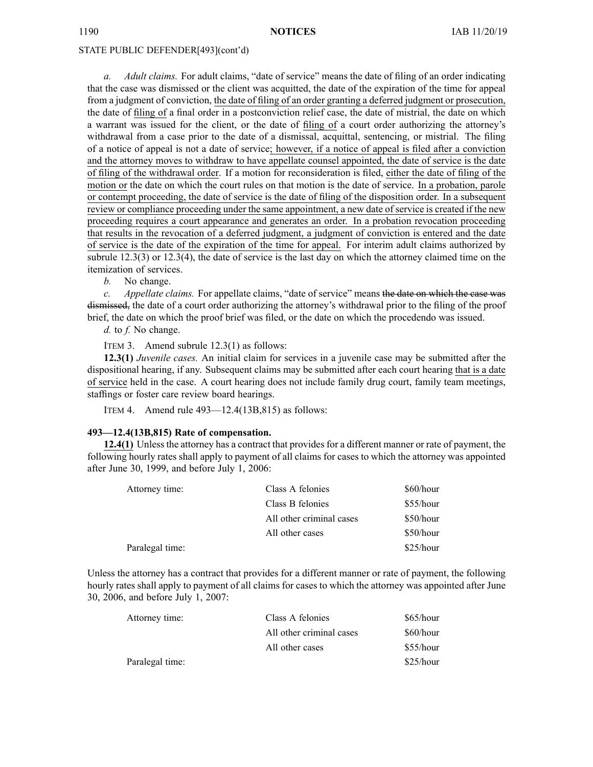STATE PUBLIC DEFENDER[493](cont'd)

*a. Adult claims.* For adult claims, "date of service" means the date of filing of an order indicating that the case was dismissed or the client was acquitted, the date of the expiration of the time for appeal from a judgment of conviction, the date of filing of an order granting a deferred judgment or prosecution, the date of filing of a final order in a postconviction relief case, the date of mistrial, the date on which a warrant was issued for the client, or the date of filing of a court order authorizing the attorney's withdrawal from a case prior to the date of a dismissal, acquittal, sentencing, or mistrial. The filing of a notice of appeal is not a date of service; however, if a notice of appeal is filed after a conviction and the attorney moves to withdraw to have appellate counsel appointed, the date of service is the date of filing of the withdrawal order. If a motion for reconsideration is filed, either the date of filing of the motion or the date on which the court rules on that motion is the date of service. In a probation, parole or contempt proceeding, the date of service is the date of filing of the disposition order. In a subsequent review or compliance proceeding under the same appointment, a new date of service is created if the new proceeding requires a court appearance and generates an order. In a probation revocation proceeding that results in the revocation of a deferred judgment, a judgment of conviction is entered and the date of service is the date of the expiration of the time for appeal. For interim adult claims authorized by subrule 12.3(3) or 12.3(4), the date of service is the last day on which the attorney claimed time on the itemization of services.

*b.* No change.

*c. Appellate claims.* For appellate claims, "date of service" means ~~the date on which the case was dismissed,~~ the date of a court order authorizing the attorney's withdrawal prior to the filing of the proof brief, the date on which the proof brief was filed, or the date on which the procedendo was issued.

*d.* to *f.* No change.

ITEM 3. Amend subrule 12.3(1) as follows:

**12.3(1)** *Juvenile cases.* An initial claim for services in a juvenile case may be submitted after the dispositional hearing, if any. Subsequent claims may be submitted after each court hearing that is a date of service held in the case. A court hearing does not include family drug court, family team meetings, staffings or foster care review board hearings.

ITEM 4. Amend rule 493—12.4(13B,815) as follows:

**493—12.4(13B,815) Rate of compensation.**

**12.4(1)** Unless the attorney has a contract that provides for a different manner or rate of payment, the following hourly rates shall apply to payment of all claims for cases to which the attorney was appointed after June 30, 1999, and before July 1, 2006:

| | | |
|---|---|---|
| Attorney time: | Class A felonies | $60/hour |
| | Class B felonies | $55/hour |
| | All other criminal cases | $50/hour |
| | All other cases | $50/hour |
| Paralegal time: | | $25/hour |

Unless the attorney has a contract that provides for a different manner or rate of payment, the following hourly rates shall apply to payment of all claims for cases to which the attorney was appointed after June 30, 2006, and before July 1, 2007:

| | | |
|---|---|---|
| Attorney time: | Class A felonies | $65/hour |
| | All other criminal cases | $60/hour |
| | All other cases | $55/hour |
| Paralegal time: | | $25/hour |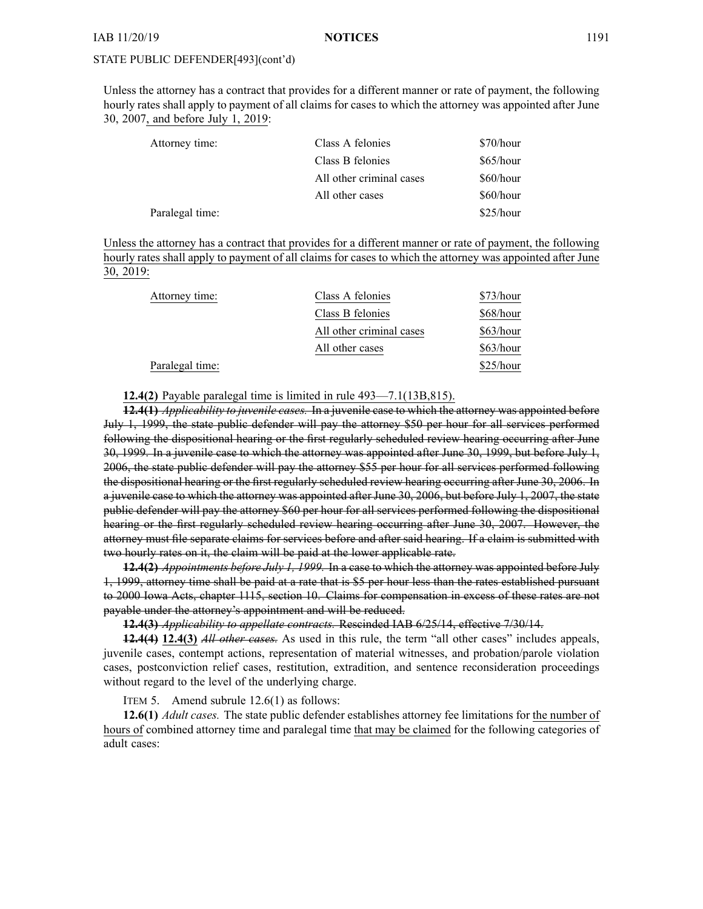Unless the attorney has a contract that provides for a different manner or rate of payment, the following hourly rates shall apply to payment of all claims for cases to which the attorney was appointed after June 30, 2007<u>, and before July 1, 2019</u>:

| | | |
|---|---|---|
| Attorney time: | Class A felonies | $70/hour |
| | Class B felonies | $65/hour |
| | All other criminal cases | $60/hour |
| | All other cases | $60/hour |
| Paralegal time: | | $25/hour |

<u>Unless the attorney has a contract that provides for a different manner or rate of payment, the following hourly rates shall apply to payment of all claims for cases to which the attorney was appointed after June 30, 2019:</u>

| | | |
|---|---|---|
| <u>Attorney time:</u> | <u>Class A felonies</u> | <u>$73/hour</u> |
| | <u>Class B felonies</u> | <u>$68/hour</u> |
| | <u>All other criminal cases</u> | <u>$63/hour</u> |
| | <u>All other cases</u> | <u>$63/hour</u> |
| <u>Paralegal time:</u> | | <u>$25/hour</u> |

<u>**12.4(2)** Payable paralegal time is limited in rule 493—7.1(13B,815).</u>

~~**12.4(1)** *Applicability to juvenile cases.* In a juvenile case to which the attorney was appointed before July 1, 1999, the state public defender will pay the attorney $50 per hour for all services performed following the dispositional hearing or the first regularly scheduled review hearing occurring after June 30, 1999. In a juvenile case to which the attorney was appointed after June 30, 1999, but before July 1, 2006, the state public defender will pay the attorney $55 per hour for all services performed following the dispositional hearing or the first regularly scheduled review hearing occurring after June 30, 2006. In a juvenile case to which the attorney was appointed after June 30, 2006, but before July 1, 2007, the state public defender will pay the attorney $60 per hour for all services performed following the dispositional hearing or the first regularly scheduled review hearing occurring after June 30, 2007. However, the attorney must file separate claims for services before and after said hearing. If a claim is submitted with two hourly rates on it, the claim will be paid at the lower applicable rate.~~

~~**12.4(2)** *Appointments before July 1, 1999.* In a case to which the attorney was appointed before July 1, 1999, attorney time shall be paid at a rate that is $5 per hour less than the rates established pursuant to 2000 Iowa Acts, chapter 1115, section 10. Claims for compensation in excess of these rates are not payable under the attorney's appointment and will be reduced.~~

~~**12.4(3)** *Applicability to appellate contracts.* Rescinded IAB 6/25/14, effective 7/30/14.~~

~~**12.4(4)**~~ <u>**12.4(3)**</u> ~~*All other cases.*~~ As used in this rule, the term "all other cases" includes appeals, juvenile cases, contempt actions, representation of material witnesses, and probation/parole violation cases, postconviction relief cases, restitution, extradition, and sentence reconsideration proceedings without regard to the level of the underlying charge.

ITEM 5. Amend subrule 12.6(1) as follows:

**12.6(1)** *Adult cases.* The state public defender establishes attorney fee limitations for <u>the number of hours of</u> combined attorney time and paralegal time <u>that may be claimed</u> for the following categories of adult cases: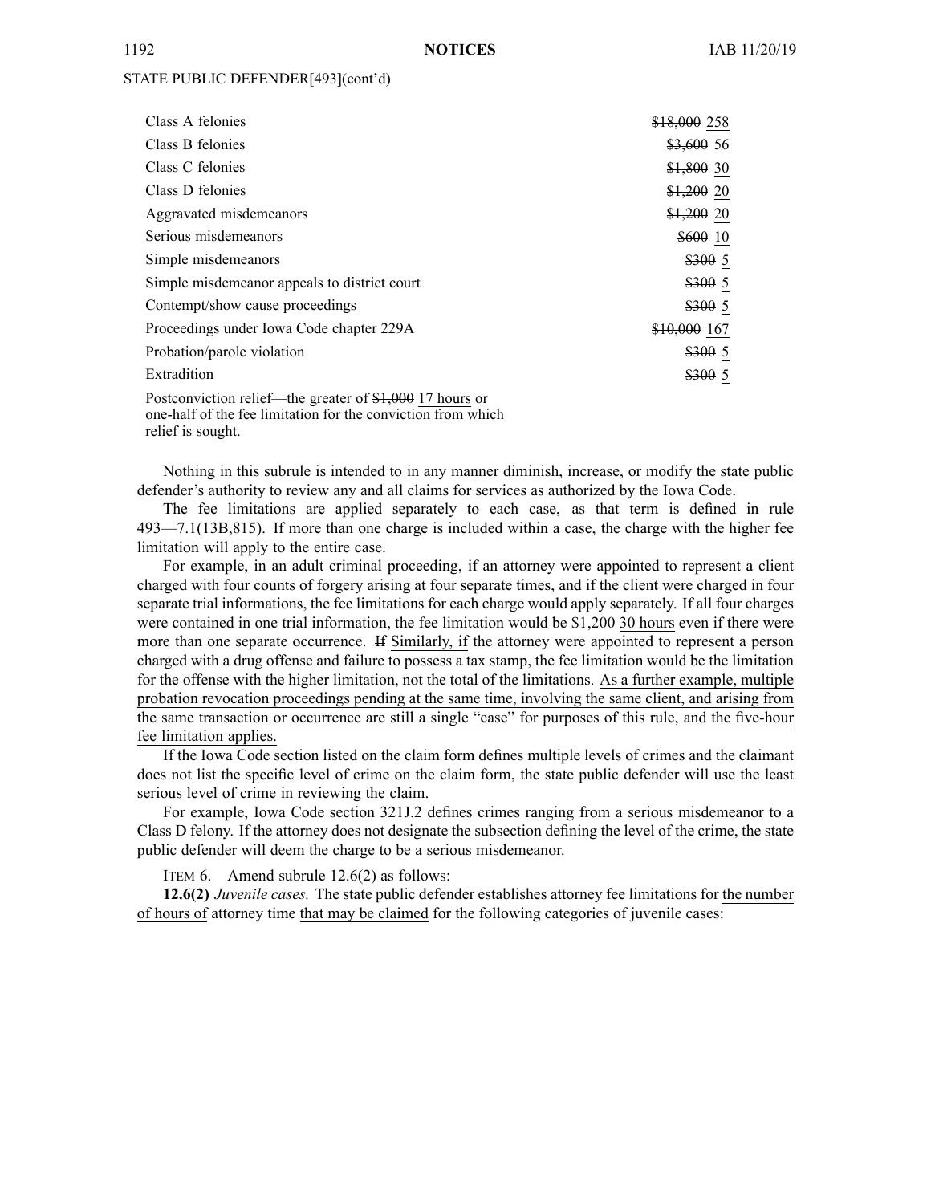STATE PUBLIC DEFENDER[493](cont'd)

| | |
|---|---|
| Class A felonies | ~~$18,000~~ 258 |
| Class B felonies | ~~$3,600~~ 56 |
| Class C felonies | ~~$1,800~~ 30 |
| Class D felonies | ~~$1,200~~ 20 |
| Aggravated misdemeanors | ~~$1,200~~ 20 |
| Serious misdemeanors | ~~$600~~ 10 |
| Simple misdemeanors | ~~$300~~ 5 |
| Simple misdemeanor appeals to district court | ~~$300~~ 5 |
| Contempt/show cause proceedings | ~~$300~~ 5 |
| Proceedings under Iowa Code chapter 229A | ~~$10,000~~ 167 |
| Probation/parole violation | ~~$300~~ 5 |
| Extradition | ~~$300~~ 5 |
| Postconviction relief—the greater of ~~$1,000~~ 17 hours or one-half of the fee limitation for the conviction from which relief is sought. | |

Nothing in this subrule is intended to in any manner diminish, increase, or modify the state public defender's authority to review any and all claims for services as authorized by the Iowa Code.

The fee limitations are applied separately to each case, as that term is defined in rule 493—7.1(13B,815). If more than one charge is included within a case, the charge with the higher fee limitation will apply to the entire case.

For example, in an adult criminal proceeding, if an attorney were appointed to represent a client charged with four counts of forgery arising at four separate times, and if the client were charged in four separate trial informations, the fee limitations for each charge would apply separately. If all four charges were contained in one trial information, the fee limitation would be ~~$1,200~~ 30 hours even if there were more than one separate occurrence. ~~If~~ Similarly, if the attorney were appointed to represent a person charged with a drug offense and failure to possess a tax stamp, the fee limitation would be the limitation for the offense with the higher limitation, not the total of the limitations. As a further example, multiple probation revocation proceedings pending at the same time, involving the same client, and arising from the same transaction or occurrence are still a single "case" for purposes of this rule, and the five-hour fee limitation applies.

If the Iowa Code section listed on the claim form defines multiple levels of crimes and the claimant does not list the specific level of crime on the claim form, the state public defender will use the least serious level of crime in reviewing the claim.

For example, Iowa Code section 321J.2 defines crimes ranging from a serious misdemeanor to a Class D felony. If the attorney does not designate the subsection defining the level of the crime, the state public defender will deem the charge to be a serious misdemeanor.

ITEM 6. Amend subrule 12.6(2) as follows:

**12.6(2)** *Juvenile cases.* The state public defender establishes attorney fee limitations for the number of hours of attorney time that may be claimed for the following categories of juvenile cases: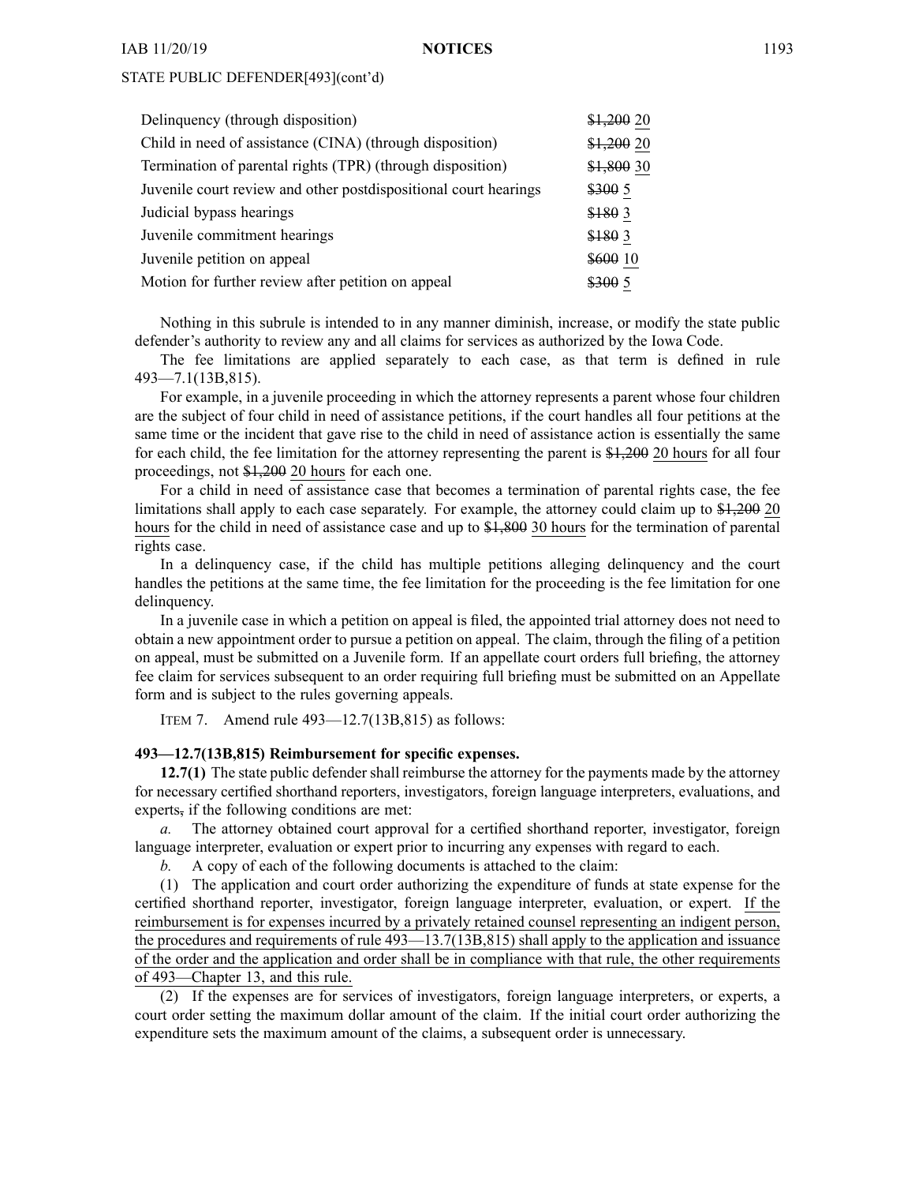| | |
|---|---|
| Delinquency (through disposition) | ~~$1,200~~ 20 |
| Child in need of assistance (CINA) (through disposition) | ~~$1,200~~ 20 |
| Termination of parental rights (TPR) (through disposition) | ~~$1,800~~ 30 |
| Juvenile court review and other postdispositional court hearings | ~~$300~~ 5 |
| Judicial bypass hearings | ~~$180~~ 3 |
| Juvenile commitment hearings | ~~$180~~ 3 |
| Juvenile petition on appeal | ~~$600~~ 10 |
| Motion for further review after petition on appeal | ~~$300~~ 5 |

Nothing in this subrule is intended to in any manner diminish, increase, or modify the state public defender's authority to review any and all claims for services as authorized by the Iowa Code.

The fee limitations are applied separately to each case, as that term is defined in rule 493—7.1(13B,815).

For example, in a juvenile proceeding in which the attorney represents a parent whose four children are the subject of four child in need of assistance petitions, if the court handles all four petitions at the same time or the incident that gave rise to the child in need of assistance action is essentially the same for each child, the fee limitation for the attorney representing the parent is ~~$1,200~~ 20 hours for all four proceedings, not ~~$1,200~~ 20 hours for each one.

For a child in need of assistance case that becomes a termination of parental rights case, the fee limitations shall apply to each case separately. For example, the attorney could claim up to ~~$1,200~~ 20 hours for the child in need of assistance case and up to ~~$1,800~~ 30 hours for the termination of parental rights case.

In a delinquency case, if the child has multiple petitions alleging delinquency and the court handles the petitions at the same time, the fee limitation for the proceeding is the fee limitation for one delinquency.

In a juvenile case in which a petition on appeal is filed, the appointed trial attorney does not need to obtain a new appointment order to pursue a petition on appeal. The claim, through the filing of a petition on appeal, must be submitted on a Juvenile form. If an appellate court orders full briefing, the attorney fee claim for services subsequent to an order requiring full briefing must be submitted on an Appellate form and is subject to the rules governing appeals.

ITEM 7. Amend rule 493—12.7(13B,815) as follows:

**493—12.7(13B,815) Reimbursement for specific expenses.**

**12.7(1)** The state public defender shall reimburse the attorney for the payments made by the attorney for necessary certified shorthand reporters, investigators, foreign language interpreters, evaluations, and experts~~,~~ if the following conditions are met:

*a.* The attorney obtained court approval for a certified shorthand reporter, investigator, foreign language interpreter, evaluation or expert prior to incurring any expenses with regard to each.

*b.* A copy of each of the following documents is attached to the claim:

(1) The application and court order authorizing the expenditure of funds at state expense for the certified shorthand reporter, investigator, foreign language interpreter, evaluation, or expert. <u>If the reimbursement is for expenses incurred by a privately retained counsel representing an indigent person, the procedures and requirements of rule 493—13.7(13B,815) shall apply to the application and issuance of the order and the application and order shall be in compliance with that rule, the other requirements of 493—Chapter 13, and this rule.</u>

(2) If the expenses are for services of investigators, foreign language interpreters, or experts, a court order setting the maximum dollar amount of the claim. If the initial court order authorizing the expenditure sets the maximum amount of the claims, a subsequent order is unnecessary.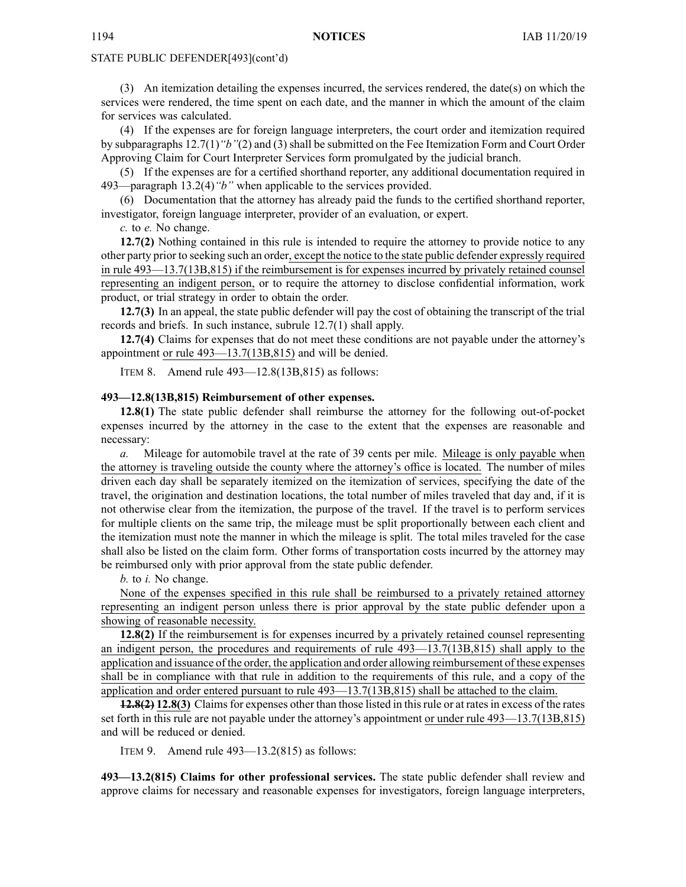STATE PUBLIC DEFENDER[493](cont'd)

(3) An itemization detailing the expenses incurred, the services rendered, the date(s) on which the services were rendered, the time spent on each date, and the manner in which the amount of the claim for services was calculated.

(4) If the expenses are for foreign language interpreters, the court order and itemization required by subparagraphs 12.7(1)*"b"*(2) and (3) shall be submitted on the Fee Itemization Form and Court Order Approving Claim for Court Interpreter Services form promulgated by the judicial branch.

(5) If the expenses are for a certified shorthand reporter, any additional documentation required in 493—paragraph 13.2(4)*"b"* when applicable to the services provided.

(6) Documentation that the attorney has already paid the funds to the certified shorthand reporter, investigator, foreign language interpreter, provider of an evaluation, or expert.

*c.* to *e.* No change.

**12.7(2)** Nothing contained in this rule is intended to require the attorney to provide notice to any other party prior to seeking such an order, except the notice to the state public defender expressly required in rule 493—13.7(13B,815) if the reimbursement is for expenses incurred by privately retained counsel representing an indigent person, or to require the attorney to disclose confidential information, work product, or trial strategy in order to obtain the order.

**12.7(3)** In an appeal, the state public defender will pay the cost of obtaining the transcript of the trial records and briefs. In such instance, subrule 12.7(1) shall apply.

**12.7(4)** Claims for expenses that do not meet these conditions are not payable under the attorney's appointment or rule 493—13.7(13B,815) and will be denied.

ITEM 8. Amend rule 493—12.8(13B,815) as follows:

**493—12.8(13B,815) Reimbursement of other expenses.**

**12.8(1)** The state public defender shall reimburse the attorney for the following out-of-pocket expenses incurred by the attorney in the case to the extent that the expenses are reasonable and necessary:

*a.* Mileage for automobile travel at the rate of 39 cents per mile. Mileage is only payable when the attorney is traveling outside the county where the attorney's office is located. The number of miles driven each day shall be separately itemized on the itemization of services, specifying the date of the travel, the origination and destination locations, the total number of miles traveled that day and, if it is not otherwise clear from the itemization, the purpose of the travel. If the travel is to perform services for multiple clients on the same trip, the mileage must be split proportionally between each client and the itemization must note the manner in which the mileage is split. The total miles traveled for the case shall also be listed on the claim form. Other forms of transportation costs incurred by the attorney may be reimbursed only with prior approval from the state public defender.

*b.* to *i.* No change.

None of the expenses specified in this rule shall be reimbursed to a privately retained attorney representing an indigent person unless there is prior approval by the state public defender upon a showing of reasonable necessity.

**12.8(2)** If the reimbursement is for expenses incurred by a privately retained counsel representing an indigent person, the procedures and requirements of rule 493—13.7(13B,815) shall apply to the application and issuance of the order, the application and order allowing reimbursement of these expenses shall be in compliance with that rule in addition to the requirements of this rule, and a copy of the application and order entered pursuant to rule 493—13.7(13B,815) shall be attached to the claim.

~~**12.8(2)**~~ **12.8(3)** Claims for expenses other than those listed in this rule or at rates in excess of the rates set forth in this rule are not payable under the attorney's appointment or under rule 493—13.7(13B,815) and will be reduced or denied.

ITEM 9. Amend rule 493—13.2(815) as follows:

**493—13.2(815) Claims for other professional services.** The state public defender shall review and approve claims for necessary and reasonable expenses for investigators, foreign language interpreters,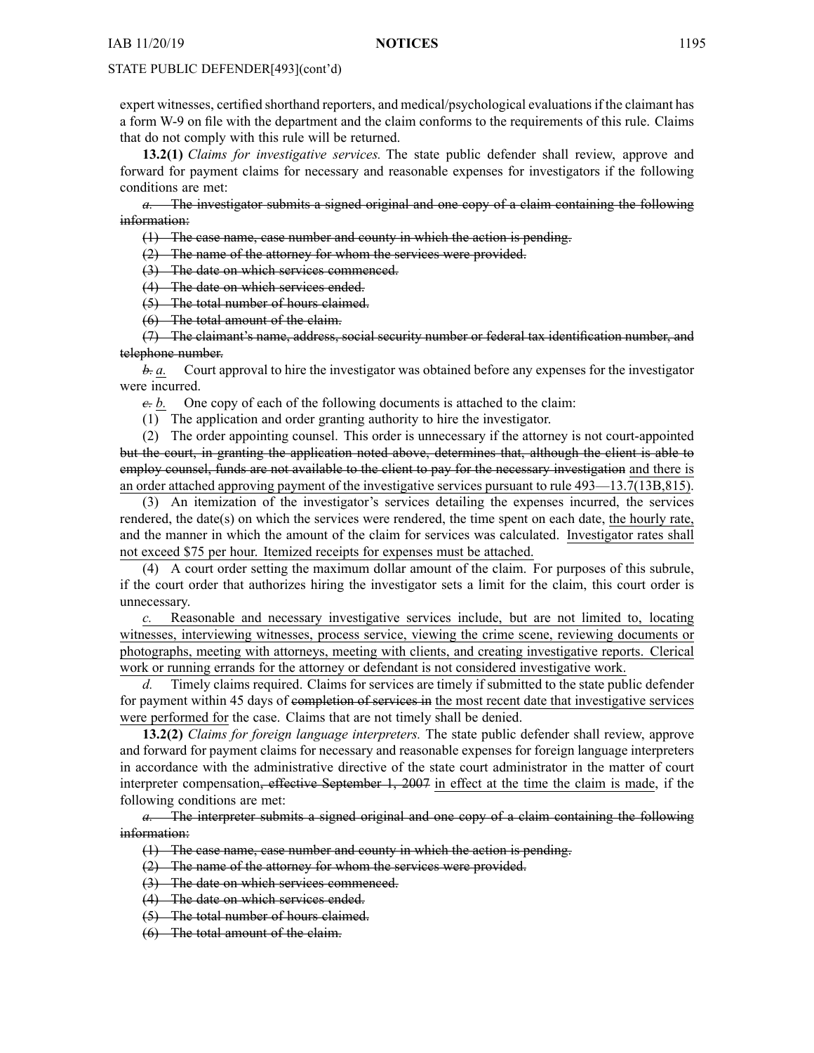STATE PUBLIC DEFENDER[493](cont'd)

expert witnesses, certified shorthand reporters, and medical/psychological evaluations if the claimant has a form W-9 on file with the department and the claim conforms to the requirements of this rule. Claims that do not comply with this rule will be returned.

**13.2(1)** *Claims for investigative services.* The state public defender shall review, approve and forward for payment claims for necessary and reasonable expenses for investigators if the following conditions are met:

~~*a.* The investigator submits a signed original and one copy of a claim containing the following information:~~

~~(1) The case name, case number and county in which the action is pending.~~

~~(2) The name of the attorney for whom the services were provided.~~

~~(3) The date on which services commenced.~~

~~(4) The date on which services ended.~~

~~(5) The total number of hours claimed.~~

~~(6) The total amount of the claim.~~

~~(7) The claimant's name, address, social security number or federal tax identification number, and telephone number.~~

~~*b.*~~ <u>*a.*</u> Court approval to hire the investigator was obtained before any expenses for the investigator were incurred.

~~*c.*~~ <u>*b.*</u> One copy of each of the following documents is attached to the claim:

(1) The application and order granting authority to hire the investigator.

(2) The order appointing counsel. This order is unnecessary if the attorney is not court-appointed ~~but the court, in granting the application noted above, determines that, although the client is able to employ counsel, funds are not available to the client to pay for the necessary investigation~~ <u>and there is an order attached approving payment of the investigative services pursuant to rule 493—13.7(13B,815)</u>.

(3) An itemization of the investigator's services detailing the expenses incurred, the services rendered, the date(s) on which the services were rendered, the time spent on each date, <u>the hourly rate,</u> and the manner in which the amount of the claim for services was calculated. <u>Investigator rates shall not exceed $75 per hour. Itemized receipts for expenses must be attached.</u>

(4) A court order setting the maximum dollar amount of the claim. For purposes of this subrule, if the court order that authorizes hiring the investigator sets a limit for the claim, this court order is unnecessary.

<u>*c.* Reasonable and necessary investigative services include, but are not limited to, locating witnesses, interviewing witnesses, process service, viewing the crime scene, reviewing documents or photographs, meeting with attorneys, meeting with clients, and creating investigative reports. Clerical work or running errands for the attorney or defendant is not considered investigative work.</u>

*d.* Timely claims required. Claims for services are timely if submitted to the state public defender for payment within 45 days of ~~completion of services in~~ <u>the most recent date that investigative services were performed for</u> the case. Claims that are not timely shall be denied.

**13.2(2)** *Claims for foreign language interpreters.* The state public defender shall review, approve and forward for payment claims for necessary and reasonable expenses for foreign language interpreters in accordance with the administrative directive of the state court administrator in the matter of court interpreter compensation~~, effective September 1, 2007~~ <u>in effect at the time the claim is made</u>, if the following conditions are met:

~~*a.* The interpreter submits a signed original and one copy of a claim containing the following information:~~

~~(1) The case name, case number and county in which the action is pending.~~

~~(2) The name of the attorney for whom the services were provided.~~

~~(3) The date on which services commenced.~~

~~(4) The date on which services ended.~~

~~(5) The total number of hours claimed.~~

~~(6) The total amount of the claim.~~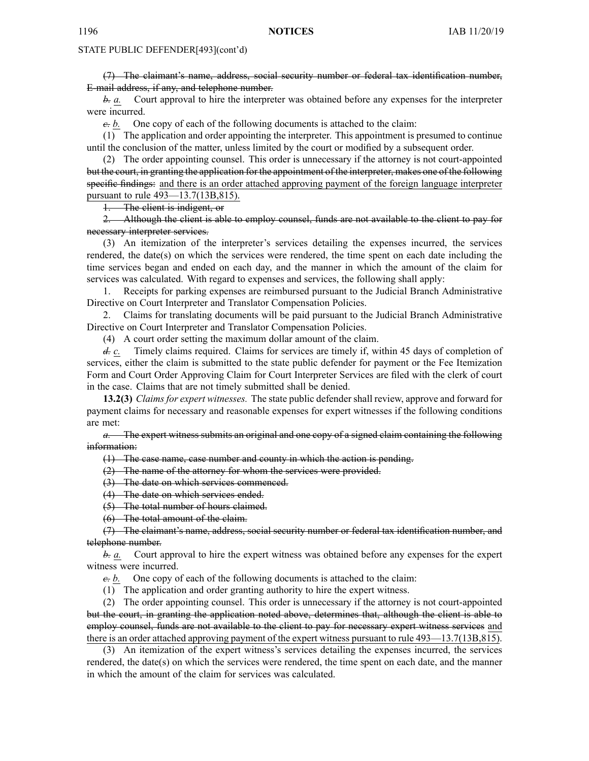STATE PUBLIC DEFENDER[493](cont'd)

~~(7) The claimant's name, address, social security number or federal tax identification number, E-mail address, if any, and telephone number.~~

~~*b.*~~ <u>*a.*</u> Court approval to hire the interpreter was obtained before any expenses for the interpreter were incurred.

~~*c.*~~ <u>*b.*</u> One copy of each of the following documents is attached to the claim:

(1) The application and order appointing the interpreter. This appointment is presumed to continue until the conclusion of the matter, unless limited by the court or modified by a subsequent order.

(2) The order appointing counsel. This order is unnecessary if the attorney is not court-appointed ~~but the court, in granting the application for the appointment of the interpreter, makes one of the following specific findings:~~ <u>and there is an order attached approving payment of the foreign language interpreter pursuant to rule 493—13.7(13B,815).</u>

~~1. The client is indigent, or~~

~~2. Although the client is able to employ counsel, funds are not available to the client to pay for necessary interpreter services.~~

(3) An itemization of the interpreter's services detailing the expenses incurred, the services rendered, the date(s) on which the services were rendered, the time spent on each date including the time services began and ended on each day, and the manner in which the amount of the claim for services was calculated. With regard to expenses and services, the following shall apply:

1. Receipts for parking expenses are reimbursed pursuant to the Judicial Branch Administrative Directive on Court Interpreter and Translator Compensation Policies.

2. Claims for translating documents will be paid pursuant to the Judicial Branch Administrative Directive on Court Interpreter and Translator Compensation Policies.

(4) A court order setting the maximum dollar amount of the claim.

~~*d.*~~ <u>*c.*</u> Timely claims required. Claims for services are timely if, within 45 days of completion of services, either the claim is submitted to the state public defender for payment or the Fee Itemization Form and Court Order Approving Claim for Court Interpreter Services are filed with the clerk of court in the case. Claims that are not timely submitted shall be denied.

**13.2(3)** *Claims for expert witnesses.* The state public defender shall review, approve and forward for payment claims for necessary and reasonable expenses for expert witnesses if the following conditions are met:

~~*a.* The expert witness submits an original and one copy of a signed claim containing the following information:~~

~~(1) The case name, case number and county in which the action is pending.~~

~~(2) The name of the attorney for whom the services were provided.~~

~~(3) The date on which services commenced.~~

~~(4) The date on which services ended.~~

~~(5) The total number of hours claimed.~~

~~(6) The total amount of the claim.~~

~~(7) The claimant's name, address, social security number or federal tax identification number, and telephone number.~~

~~*b.*~~ <u>*a.*</u> Court approval to hire the expert witness was obtained before any expenses for the expert witness were incurred.

~~*c.*~~ <u>*b.*</u> One copy of each of the following documents is attached to the claim:

(1) The application and order granting authority to hire the expert witness.

(2) The order appointing counsel. This order is unnecessary if the attorney is not court-appointed ~~but the court, in granting the application noted above, determines that, although the client is able to employ counsel, funds are not available to the client to pay for necessary expert witness services~~ <u>and there is an order attached approving payment of the expert witness pursuant to rule 493—13.7(13B,815).</u>

(3) An itemization of the expert witness's services detailing the expenses incurred, the services rendered, the date(s) on which the services were rendered, the time spent on each date, and the manner in which the amount of the claim for services was calculated.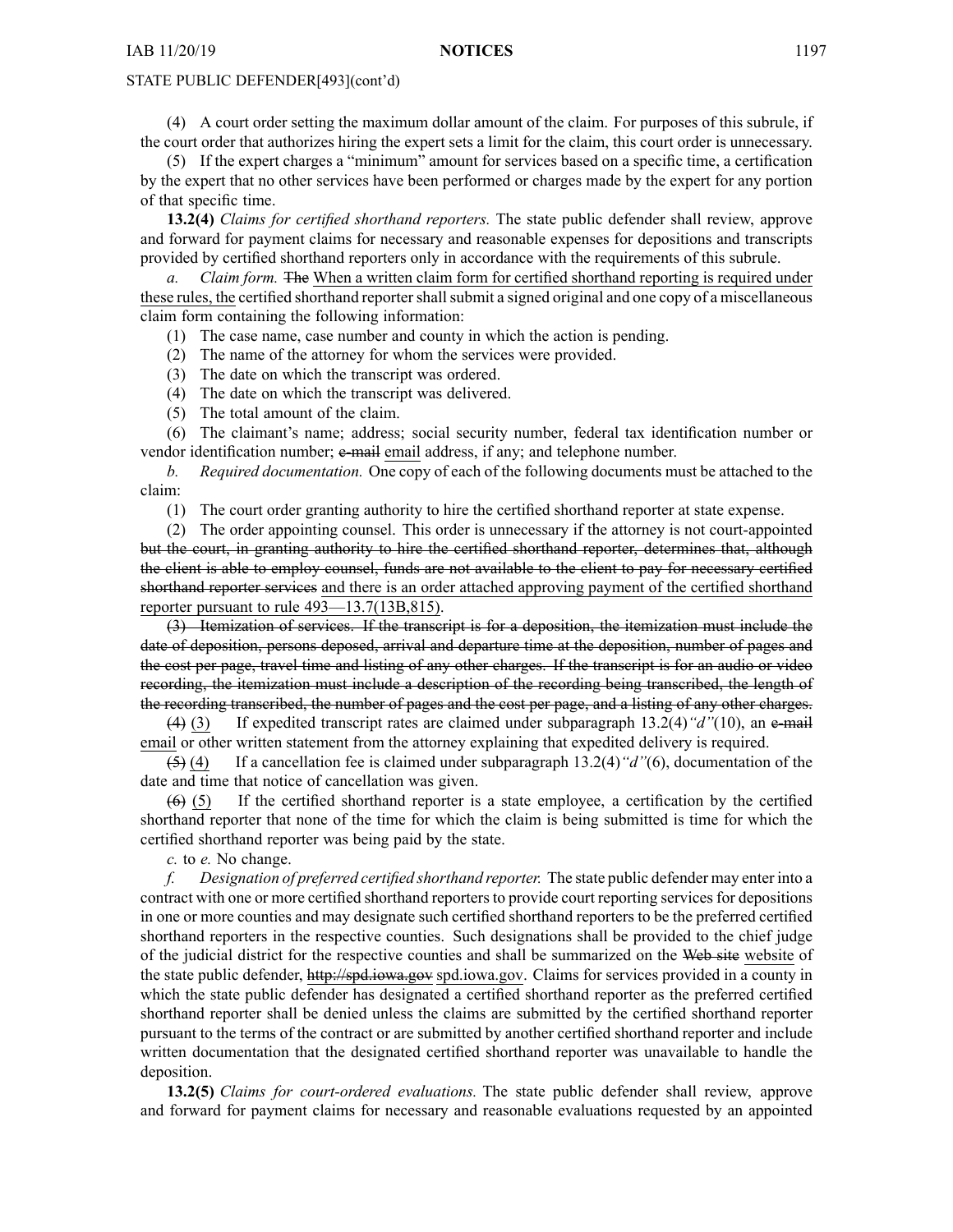(4) A court order setting the maximum dollar amount of the claim. For purposes of this subrule, if the court order that authorizes hiring the expert sets a limit for the claim, this court order is unnecessary.

(5) If the expert charges a "minimum" amount for services based on a specific time, a certification by the expert that no other services have been performed or charges made by the expert for any portion of that specific time.

**13.2(4)** *Claims for certified shorthand reporters.* The state public defender shall review, approve and forward for payment claims for necessary and reasonable expenses for depositions and transcripts provided by certified shorthand reporters only in accordance with the requirements of this subrule.

*a. Claim form.* ~~The~~ When a written claim form for certified shorthand reporting is required under these rules, the certified shorthand reporter shall submit a signed original and one copy of a miscellaneous claim form containing the following information:

(1) The case name, case number and county in which the action is pending.

(2) The name of the attorney for whom the services were provided.

(3) The date on which the transcript was ordered.

(4) The date on which the transcript was delivered.

(5) The total amount of the claim.

(6) The claimant's name; address; social security number, federal tax identification number or vendor identification number; ~~e-mail~~ email address, if any; and telephone number.

*b. Required documentation.* One copy of each of the following documents must be attached to the claim:

(1) The court order granting authority to hire the certified shorthand reporter at state expense.

(2) The order appointing counsel. This order is unnecessary if the attorney is not court-appointed ~~but the court, in granting authority to hire the certified shorthand reporter, determines that, although the client is able to employ counsel, funds are not available to the client to pay for necessary certified shorthand reporter services~~ and there is an order attached approving payment of the certified shorthand reporter pursuant to rule 493—13.7(13B,815).

~~(3) Itemization of services. If the transcript is for a deposition, the itemization must include the date of deposition, persons deposed, arrival and departure time at the deposition, number of pages and the cost per page, travel time and listing of any other charges. If the transcript is for an audio or video recording, the itemization must include a description of the recording being transcribed, the length of the recording transcribed, the number of pages and the cost per page, and a listing of any other charges.~~

~~(4)~~ (3) If expedited transcript rates are claimed under subparagraph 13.2(4)*"d"*(10), an ~~e-mail~~ email or other written statement from the attorney explaining that expedited delivery is required.

~~(5)~~ (4) If a cancellation fee is claimed under subparagraph 13.2(4)*"d"*(6), documentation of the date and time that notice of cancellation was given.

~~(6)~~ (5) If the certified shorthand reporter is a state employee, a certification by the certified shorthand reporter that none of the time for which the claim is being submitted is time for which the certified shorthand reporter was being paid by the state.

*c.* to *e.* No change.

*f. Designation of preferred certified shorthand reporter.* The state public defender may enter into a contract with one or more certified shorthand reporters to provide court reporting services for depositions in one or more counties and may designate such certified shorthand reporters to be the preferred certified shorthand reporters in the respective counties. Such designations shall be provided to the chief judge of the judicial district for the respective counties and shall be summarized on the ~~Web site~~ website of the state public defender, ~~http://spd.iowa.gov~~ spd.iowa.gov. Claims for services provided in a county in which the state public defender has designated a certified shorthand reporter as the preferred certified shorthand reporter shall be denied unless the claims are submitted by the certified shorthand reporter pursuant to the terms of the contract or are submitted by another certified shorthand reporter and include written documentation that the designated certified shorthand reporter was unavailable to handle the deposition.

**13.2(5)** *Claims for court-ordered evaluations.* The state public defender shall review, approve and forward for payment claims for necessary and reasonable evaluations requested by an appointed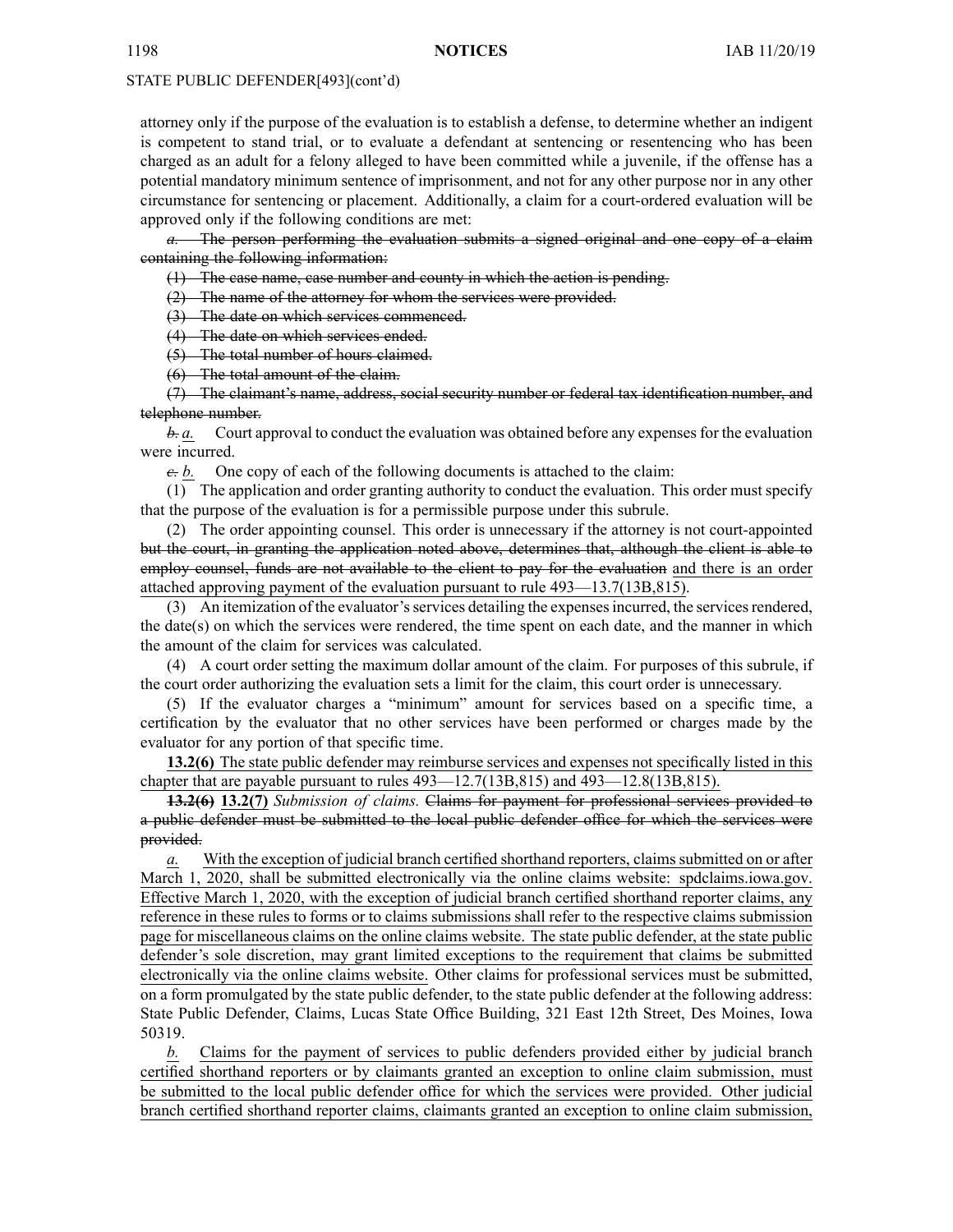STATE PUBLIC DEFENDER[493](cont'd)

attorney only if the purpose of the evaluation is to establish a defense, to determine whether an indigent is competent to stand trial, or to evaluate a defendant at sentencing or resentencing who has been charged as an adult for a felony alleged to have been committed while a juvenile, if the offense has a potential mandatory minimum sentence of imprisonment, and not for any other purpose nor in any other circumstance for sentencing or placement. Additionally, a claim for a court-ordered evaluation will be approved only if the following conditions are met:

~~*a.* The person performing the evaluation submits a signed original and one copy of a claim containing the following information:~~

~~(1) The case name, case number and county in which the action is pending.~~

~~(2) The name of the attorney for whom the services were provided.~~

~~(3) The date on which services commenced.~~

~~(4) The date on which services ended.~~

~~(5) The total number of hours claimed.~~

~~(6) The total amount of the claim.~~

~~(7) The claimant's name, address, social security number or federal tax identification number, and telephone number.~~

~~*b.*~~ <u>*a.*</u> Court approval to conduct the evaluation was obtained before any expenses for the evaluation were incurred.

~~*c.*~~ <u>*b.*</u> One copy of each of the following documents is attached to the claim:

(1) The application and order granting authority to conduct the evaluation. This order must specify that the purpose of the evaluation is for a permissible purpose under this subrule.

(2) The order appointing counsel. This order is unnecessary if the attorney is not court-appointed ~~but the court, in granting the application noted above, determines that, although the client is able to employ counsel, funds are not available to the client to pay for the evaluation~~ <u>and there is an order attached approving payment of the evaluation pursuant to rule 493—13.7(13B,815)</u>.

(3) An itemization of the evaluator's services detailing the expenses incurred, the services rendered, the date(s) on which the services were rendered, the time spent on each date, and the manner in which the amount of the claim for services was calculated.

(4) A court order setting the maximum dollar amount of the claim. For purposes of this subrule, if the court order authorizing the evaluation sets a limit for the claim, this court order is unnecessary.

(5) If the evaluator charges a "minimum" amount for services based on a specific time, a certification by the evaluator that no other services have been performed or charges made by the evaluator for any portion of that specific time.

<u>**13.2(6)** The state public defender may reimburse services and expenses not specifically listed in this chapter that are payable pursuant to rules 493—12.7(13B,815) and 493—12.8(13B,815).</u>

~~**13.2(6)**~~ <u>**13.2(7)**</u> *Submission of claims.* ~~Claims for payment for professional services provided to a public defender must be submitted to the local public defender office for which the services were provided.~~

<u>*a.* With the exception of judicial branch certified shorthand reporters, claims submitted on or after March 1, 2020, shall be submitted electronically via the online claims website: spdclaims.iowa.gov. Effective March 1, 2020, with the exception of judicial branch certified shorthand reporter claims, any reference in these rules to forms or to claims submissions shall refer to the respective claims submission page for miscellaneous claims on the online claims website. The state public defender, at the state public defender's sole discretion, may grant limited exceptions to the requirement that claims be submitted electronically via the online claims website.</u> Other claims for professional services must be submitted, on a form promulgated by the state public defender, to the state public defender at the following address: State Public Defender, Claims, Lucas State Office Building, 321 East 12th Street, Des Moines, Iowa 50319.

<u>*b.* Claims for the payment of services to public defenders provided either by judicial branch certified shorthand reporters or by claimants granted an exception to online claim submission, must be submitted to the local public defender office for which the services were provided. Other judicial branch certified shorthand reporter claims, claimants granted an exception to online claim submission,</u>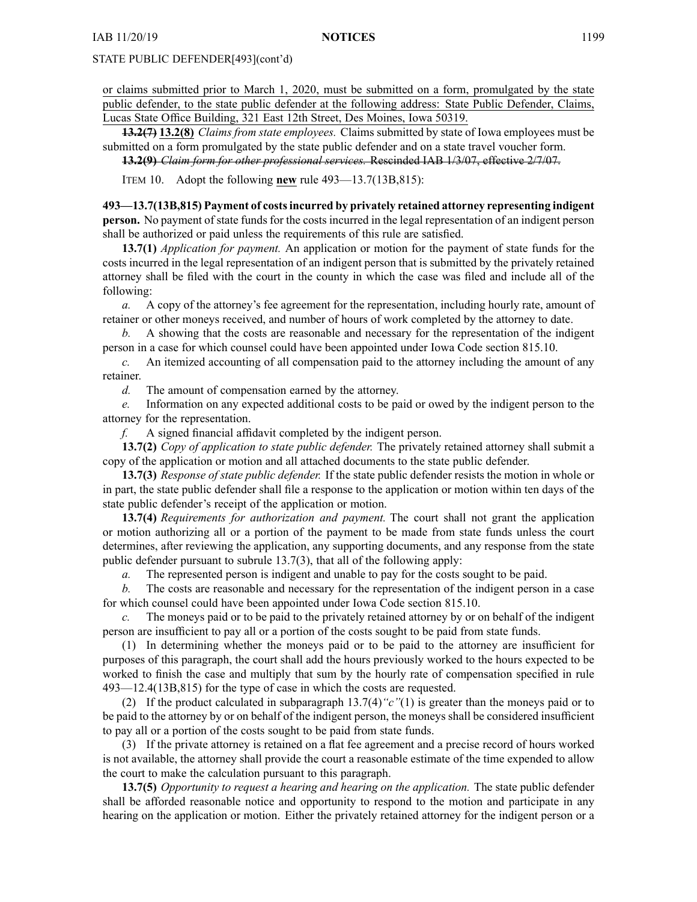or claims submitted prior to March 1, 2020, must be submitted on a form, promulgated by the state public defender, to the state public defender at the following address: State Public Defender, Claims, Lucas State Office Building, 321 East 12th Street, Des Moines, Iowa 50319.

~~**13.2(7)**~~ **13.2(8)** *Claims from state employees.* Claims submitted by state of Iowa employees must be submitted on a form promulgated by the state public defender and on a state travel voucher form.

~~**13.2(9)** *Claim form for other professional services.* Rescinded IAB 1/3/07, effective 2/7/07.~~

ITEM 10. Adopt the following **new** rule 493—13.7(13B,815):

**493—13.7(13B,815) Payment of costs incurred by privately retained attorney representing indigent person.** No payment of state funds for the costs incurred in the legal representation of an indigent person shall be authorized or paid unless the requirements of this rule are satisfied.

**13.7(1)** *Application for payment.* An application or motion for the payment of state funds for the costs incurred in the legal representation of an indigent person that is submitted by the privately retained attorney shall be filed with the court in the county in which the case was filed and include all of the following:

*a.* A copy of the attorney's fee agreement for the representation, including hourly rate, amount of retainer or other moneys received, and number of hours of work completed by the attorney to date.

*b.* A showing that the costs are reasonable and necessary for the representation of the indigent person in a case for which counsel could have been appointed under Iowa Code section 815.10.

*c.* An itemized accounting of all compensation paid to the attorney including the amount of any retainer.

*d.* The amount of compensation earned by the attorney.

*e.* Information on any expected additional costs to be paid or owed by the indigent person to the attorney for the representation.

*f.* A signed financial affidavit completed by the indigent person.

**13.7(2)** *Copy of application to state public defender.* The privately retained attorney shall submit a copy of the application or motion and all attached documents to the state public defender.

**13.7(3)** *Response of state public defender.* If the state public defender resists the motion in whole or in part, the state public defender shall file a response to the application or motion within ten days of the state public defender's receipt of the application or motion.

**13.7(4)** *Requirements for authorization and payment.* The court shall not grant the application or motion authorizing all or a portion of the payment to be made from state funds unless the court determines, after reviewing the application, any supporting documents, and any response from the state public defender pursuant to subrule 13.7(3), that all of the following apply:

*a.* The represented person is indigent and unable to pay for the costs sought to be paid.

*b.* The costs are reasonable and necessary for the representation of the indigent person in a case for which counsel could have been appointed under Iowa Code section 815.10.

*c.* The moneys paid or to be paid to the privately retained attorney by or on behalf of the indigent person are insufficient to pay all or a portion of the costs sought to be paid from state funds.

(1) In determining whether the moneys paid or to be paid to the attorney are insufficient for purposes of this paragraph, the court shall add the hours previously worked to the hours expected to be worked to finish the case and multiply that sum by the hourly rate of compensation specified in rule 493—12.4(13B,815) for the type of case in which the costs are requested.

(2) If the product calculated in subparagraph 13.7(4)*"c"*(1) is greater than the moneys paid or to be paid to the attorney by or on behalf of the indigent person, the moneys shall be considered insufficient to pay all or a portion of the costs sought to be paid from state funds.

(3) If the private attorney is retained on a flat fee agreement and a precise record of hours worked is not available, the attorney shall provide the court a reasonable estimate of the time expended to allow the court to make the calculation pursuant to this paragraph.

**13.7(5)** *Opportunity to request a hearing and hearing on the application.* The state public defender shall be afforded reasonable notice and opportunity to respond to the motion and participate in any hearing on the application or motion. Either the privately retained attorney for the indigent person or a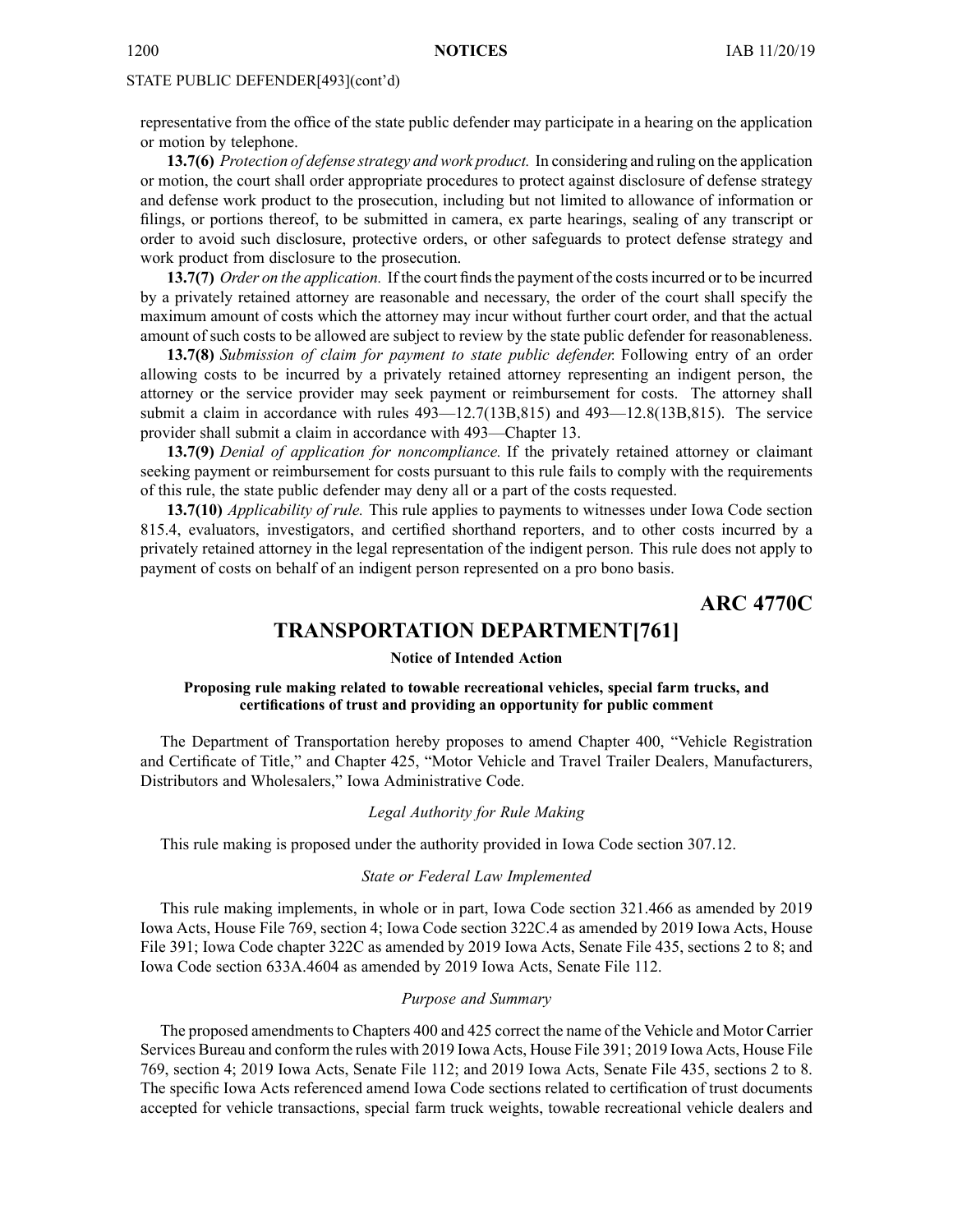representative from the office of the state public defender may participate in a hearing on the application or motion by telephone.

**13.7(6)** *Protection of defense strategy and work product.* In considering and ruling on the application or motion, the court shall order appropriate procedures to protect against disclosure of defense strategy and defense work product to the prosecution, including but not limited to allowance of information or filings, or portions thereof, to be submitted in camera, ex parte hearings, sealing of any transcript or order to avoid such disclosure, protective orders, or other safeguards to protect defense strategy and work product from disclosure to the prosecution.

**13.7(7)** *Order on the application.* If the court finds the payment of the costs incurred or to be incurred by a privately retained attorney are reasonable and necessary, the order of the court shall specify the maximum amount of costs which the attorney may incur without further court order, and that the actual amount of such costs to be allowed are subject to review by the state public defender for reasonableness.

**13.7(8)** *Submission of claim for payment to state public defender.* Following entry of an order allowing costs to be incurred by a privately retained attorney representing an indigent person, the attorney or the service provider may seek payment or reimbursement for costs. The attorney shall submit a claim in accordance with rules 493—12.7(13B,815) and 493—12.8(13B,815). The service provider shall submit a claim in accordance with 493—Chapter 13.

**13.7(9)** *Denial of application for noncompliance.* If the privately retained attorney or claimant seeking payment or reimbursement for costs pursuant to this rule fails to comply with the requirements of this rule, the state public defender may deny all or a part of the costs requested.

**13.7(10)** *Applicability of rule.* This rule applies to payments to witnesses under Iowa Code section 815.4, evaluators, investigators, and certified shorthand reporters, and to other costs incurred by a privately retained attorney in the legal representation of the indigent person. This rule does not apply to payment of costs on behalf of an indigent person represented on a pro bono basis.

# ARC 4770C

# TRANSPORTATION DEPARTMENT[761]

**Notice of Intended Action**

**Proposing rule making related to towable recreational vehicles, special farm trucks, and certifications of trust and providing an opportunity for public comment**

The Department of Transportation hereby proposes to amend Chapter 400, "Vehicle Registration and Certificate of Title," and Chapter 425, "Motor Vehicle and Travel Trailer Dealers, Manufacturers, Distributors and Wholesalers," Iowa Administrative Code.

*Legal Authority for Rule Making*

This rule making is proposed under the authority provided in Iowa Code section 307.12.

*State or Federal Law Implemented*

This rule making implements, in whole or in part, Iowa Code section 321.466 as amended by 2019 Iowa Acts, House File 769, section 4; Iowa Code section 322C.4 as amended by 2019 Iowa Acts, House File 391; Iowa Code chapter 322C as amended by 2019 Iowa Acts, Senate File 435, sections 2 to 8; and Iowa Code section 633A.4604 as amended by 2019 Iowa Acts, Senate File 112.

*Purpose and Summary*

The proposed amendments to Chapters 400 and 425 correct the name of the Vehicle and Motor Carrier Services Bureau and conform the rules with 2019 Iowa Acts, House File 391; 2019 Iowa Acts, House File 769, section 4; 2019 Iowa Acts, Senate File 112; and 2019 Iowa Acts, Senate File 435, sections 2 to 8. The specific Iowa Acts referenced amend Iowa Code sections related to certification of trust documents accepted for vehicle transactions, special farm truck weights, towable recreational vehicle dealers and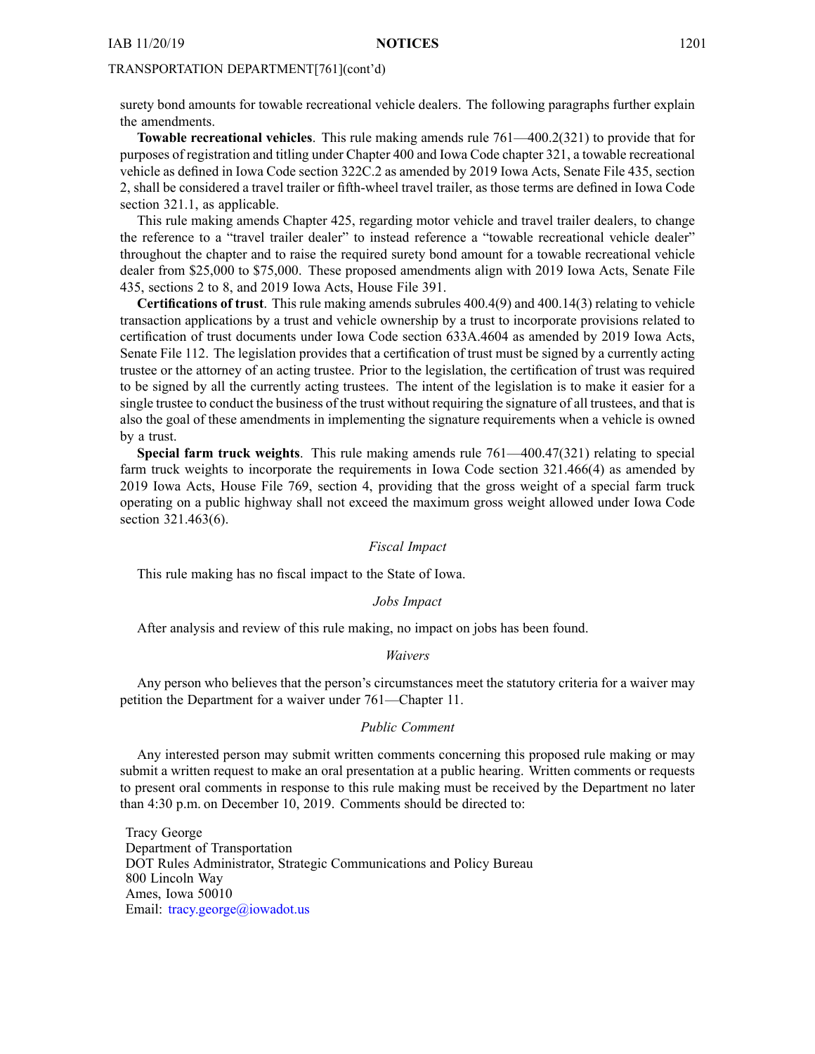surety bond amounts for towable recreational vehicle dealers. The following paragraphs further explain the amendments.

**Towable recreational vehicles**. This rule making amends rule 761—400.2(321) to provide that for purposes of registration and titling under Chapter 400 and Iowa Code chapter 321, a towable recreational vehicle as defined in Iowa Code section 322C.2 as amended by 2019 Iowa Acts, Senate File 435, section 2, shall be considered a travel trailer or fifth-wheel travel trailer, as those terms are defined in Iowa Code section 321.1, as applicable.

This rule making amends Chapter 425, regarding motor vehicle and travel trailer dealers, to change the reference to a "travel trailer dealer" to instead reference a "towable recreational vehicle dealer" throughout the chapter and to raise the required surety bond amount for a towable recreational vehicle dealer from $25,000 to $75,000. These proposed amendments align with 2019 Iowa Acts, Senate File 435, sections 2 to 8, and 2019 Iowa Acts, House File 391.

**Certifications of trust**. This rule making amends subrules 400.4(9) and 400.14(3) relating to vehicle transaction applications by a trust and vehicle ownership by a trust to incorporate provisions related to certification of trust documents under Iowa Code section 633A.4604 as amended by 2019 Iowa Acts, Senate File 112. The legislation provides that a certification of trust must be signed by a currently acting trustee or the attorney of an acting trustee. Prior to the legislation, the certification of trust was required to be signed by all the currently acting trustees. The intent of the legislation is to make it easier for a single trustee to conduct the business of the trust without requiring the signature of all trustees, and that is also the goal of these amendments in implementing the signature requirements when a vehicle is owned by a trust.

**Special farm truck weights**. This rule making amends rule 761—400.47(321) relating to special farm truck weights to incorporate the requirements in Iowa Code section 321.466(4) as amended by 2019 Iowa Acts, House File 769, section 4, providing that the gross weight of a special farm truck operating on a public highway shall not exceed the maximum gross weight allowed under Iowa Code section 321.463(6).

*Fiscal Impact*

This rule making has no fiscal impact to the State of Iowa.

*Jobs Impact*

After analysis and review of this rule making, no impact on jobs has been found.

*Waivers*

Any person who believes that the person's circumstances meet the statutory criteria for a waiver may petition the Department for a waiver under 761—Chapter 11.

*Public Comment*

Any interested person may submit written comments concerning this proposed rule making or may submit a written request to make an oral presentation at a public hearing. Written comments or requests to present oral comments in response to this rule making must be received by the Department no later than 4:30 p.m. on December 10, 2019. Comments should be directed to:

Tracy George
Department of Transportation
DOT Rules Administrator, Strategic Communications and Policy Bureau
800 Lincoln Way
Ames, Iowa 50010
Email: tracy.george@iowadot.us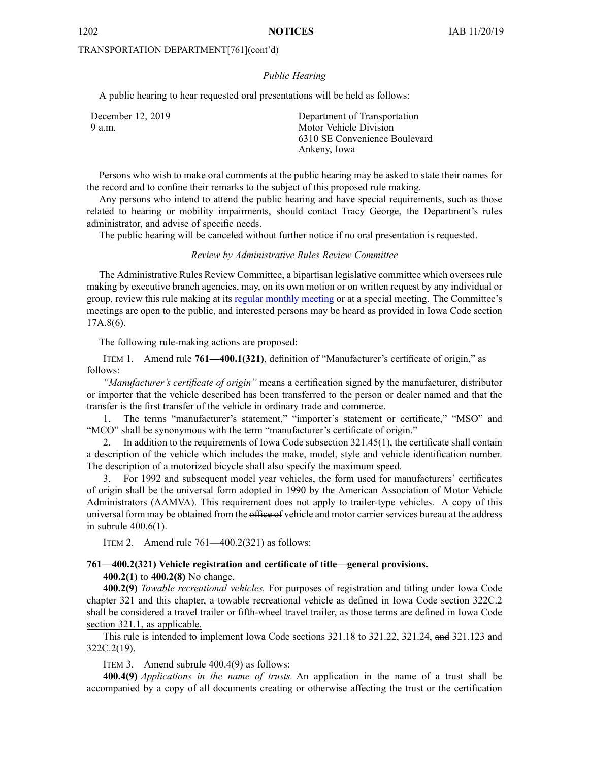TRANSPORTATION DEPARTMENT[761](cont'd)

*Public Hearing*

A public hearing to hear requested oral presentations will be held as follows:

| | |
|---|---|
| December 12, 2019<br>9 a.m. | Department of Transportation<br>Motor Vehicle Division<br>6310 SE Convenience Boulevard<br>Ankeny, Iowa |

Persons who wish to make oral comments at the public hearing may be asked to state their names for the record and to confine their remarks to the subject of this proposed rule making.

Any persons who intend to attend the public hearing and have special requirements, such as those related to hearing or mobility impairments, should contact Tracy George, the Department's rules administrator, and advise of specific needs.

The public hearing will be canceled without further notice if no oral presentation is requested.

*Review by Administrative Rules Review Committee*

The Administrative Rules Review Committee, a bipartisan legislative committee which oversees rule making by executive branch agencies, may, on its own motion or on written request by any individual or group, review this rule making at its regular monthly meeting or at a special meeting. The Committee's meetings are open to the public, and interested persons may be heard as provided in Iowa Code section 17A.8(6).

The following rule-making actions are proposed:

ITEM 1. Amend rule **761—400.1(321)**, definition of "Manufacturer's certificate of origin," as follows:

*"Manufacturer's certificate of origin"* means a certification signed by the manufacturer, distributor or importer that the vehicle described has been transferred to the person or dealer named and that the transfer is the first transfer of the vehicle in ordinary trade and commerce.

1. The terms "manufacturer's statement," "importer's statement or certificate," "MSO" and "MCO" shall be synonymous with the term "manufacturer's certificate of origin."

2. In addition to the requirements of Iowa Code subsection 321.45(1), the certificate shall contain a description of the vehicle which includes the make, model, style and vehicle identification number. The description of a motorized bicycle shall also specify the maximum speed.

3. For 1992 and subsequent model year vehicles, the form used for manufacturers' certificates of origin shall be the universal form adopted in 1990 by the American Association of Motor Vehicle Administrators (AAMVA). This requirement does not apply to trailer-type vehicles. A copy of this universal form may be obtained from the ~~office of~~ vehicle and motor carrier services <u>bureau</u> at the address in subrule 400.6(1).

ITEM 2. Amend rule 761—400.2(321) as follows:

**761—400.2(321) Vehicle registration and certificate of title—general provisions.**

**400.2(1)** to **400.2(8)** No change.

<u>**400.2(9)** *Towable recreational vehicles.* For purposes of registration and titling under Iowa Code chapter 321 and this chapter, a towable recreational vehicle as defined in Iowa Code section 322C.2 shall be considered a travel trailer or fifth-wheel travel trailer, as those terms are defined in Iowa Code section 321.1, as applicable.</u>

This rule is intended to implement Iowa Code sections 321.18 to 321.22, 321.24<u>,</u> ~~and~~ 321.123 <u>and 322C.2(19)</u>.

ITEM 3. Amend subrule 400.4(9) as follows:

**400.4(9)** *Applications in the name of trusts.* An application in the name of a trust shall be accompanied by a copy of all documents creating or otherwise affecting the trust or the certification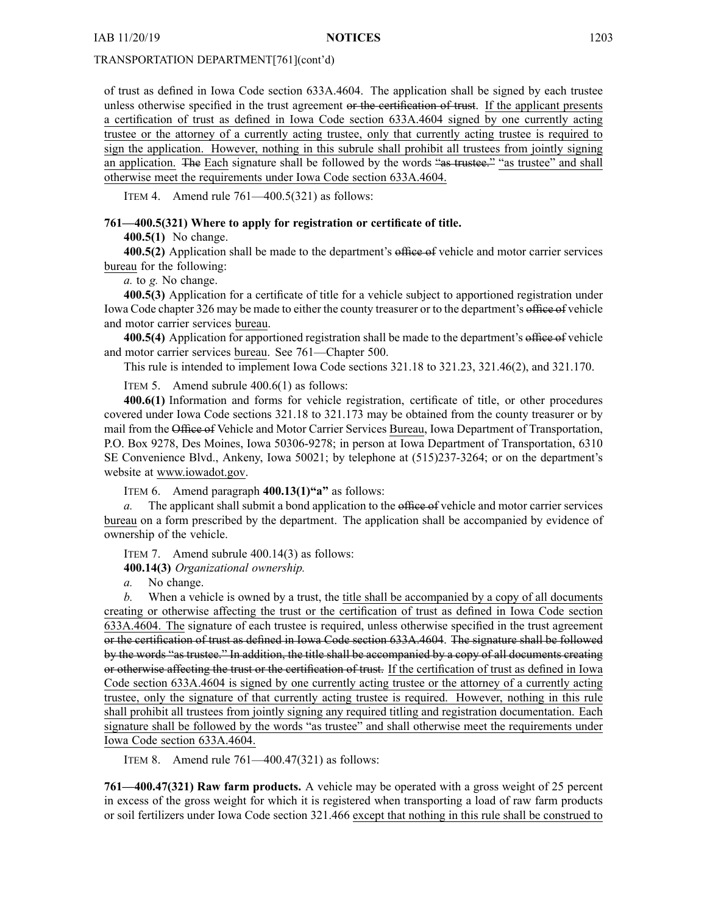of trust as defined in Iowa Code section 633A.4604. The application shall be signed by each trustee unless otherwise specified in the trust agreement ~~or the certification of trust~~. If the applicant presents a certification of trust as defined in Iowa Code section 633A.4604 signed by one currently acting trustee or the attorney of a currently acting trustee, only that currently acting trustee is required to sign the application. However, nothing in this subrule shall prohibit all trustees from jointly signing an application. ~~The~~ Each signature shall be followed by the words ~~"as trustee."~~ "as trustee" and shall otherwise meet the requirements under Iowa Code section 633A.4604.

ITEM 4. Amend rule 761—400.5(321) as follows:

**761—400.5(321) Where to apply for registration or certificate of title.**

**400.5(1)** No change.

**400.5(2)** Application shall be made to the department's ~~office of~~ vehicle and motor carrier services bureau for the following:

*a.* to *g.* No change.

**400.5(3)** Application for a certificate of title for a vehicle subject to apportioned registration under Iowa Code chapter 326 may be made to either the county treasurer or to the department's ~~office of~~ vehicle and motor carrier services bureau.

**400.5(4)** Application for apportioned registration shall be made to the department's ~~office of~~ vehicle and motor carrier services bureau. See 761—Chapter 500.

This rule is intended to implement Iowa Code sections 321.18 to 321.23, 321.46(2), and 321.170.

ITEM 5. Amend subrule 400.6(1) as follows:

**400.6(1)** Information and forms for vehicle registration, certificate of title, or other procedures covered under Iowa Code sections 321.18 to 321.173 may be obtained from the county treasurer or by mail from the ~~Office of~~ Vehicle and Motor Carrier Services Bureau, Iowa Department of Transportation, P.O. Box 9278, Des Moines, Iowa 50306-9278; in person at Iowa Department of Transportation, 6310 SE Convenience Blvd., Ankeny, Iowa 50021; by telephone at (515)237-3264; or on the department's website at www.iowadot.gov.

ITEM 6. Amend paragraph **400.13(1)"a"** as follows:

*a.* The applicant shall submit a bond application to the ~~office of~~ vehicle and motor carrier services bureau on a form prescribed by the department. The application shall be accompanied by evidence of ownership of the vehicle.

ITEM 7. Amend subrule 400.14(3) as follows:

**400.14(3)** *Organizational ownership.*

*a.* No change.

*b.* When a vehicle is owned by a trust, the title shall be accompanied by a copy of all documents creating or otherwise affecting the trust or the certification of trust as defined in Iowa Code section 633A.4604. The signature of each trustee is required, unless otherwise specified in the trust agreement ~~or the certification of trust as defined in Iowa Code section 633A.4604~~. ~~The signature shall be followed by the words "as trustee." In addition, the title shall be accompanied by a copy of all documents creating or otherwise affecting the trust or the certification of trust.~~ If the certification of trust as defined in Iowa Code section 633A.4604 is signed by one currently acting trustee or the attorney of a currently acting trustee, only the signature of that currently acting trustee is required. However, nothing in this rule shall prohibit all trustees from jointly signing any required titling and registration documentation. Each signature shall be followed by the words "as trustee" and shall otherwise meet the requirements under Iowa Code section 633A.4604.

ITEM 8. Amend rule 761—400.47(321) as follows:

**761—400.47(321) Raw farm products.** A vehicle may be operated with a gross weight of 25 percent in excess of the gross weight for which it is registered when transporting a load of raw farm products or soil fertilizers under Iowa Code section 321.466 except that nothing in this rule shall be construed to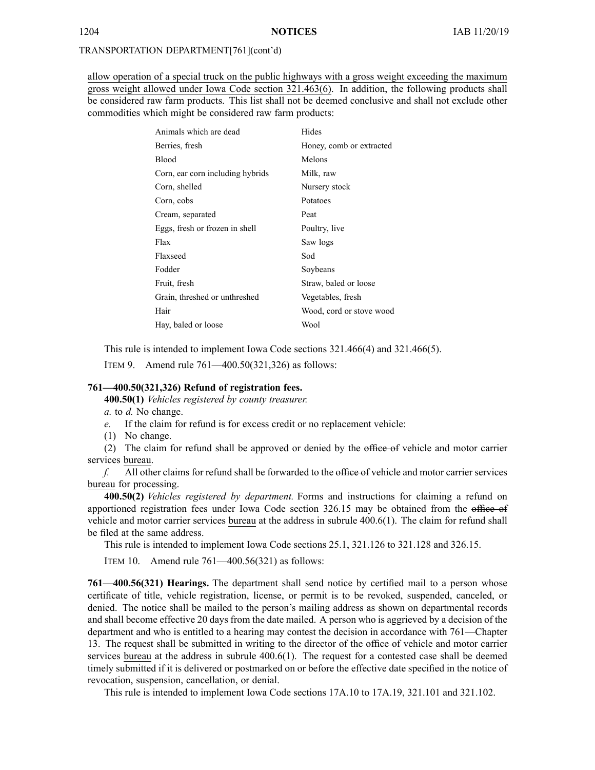TRANSPORTATION DEPARTMENT[761](cont'd)

allow operation of a special truck on the public highways with a gross weight exceeding the maximum gross weight allowed under Iowa Code section 321.463(6). In addition, the following products shall be considered raw farm products. This list shall not be deemed conclusive and shall not exclude other commodities which might be considered raw farm products:

| | |
|---|---|
| Animals which are dead | Hides |
| Berries, fresh | Honey, comb or extracted |
| Blood | Melons |
| Corn, ear corn including hybrids | Milk, raw |
| Corn, shelled | Nursery stock |
| Corn, cobs | Potatoes |
| Cream, separated | Peat |
| Eggs, fresh or frozen in shell | Poultry, live |
| Flax | Saw logs |
| Flaxseed | Sod |
| Fodder | Soybeans |
| Fruit, fresh | Straw, baled or loose |
| Grain, threshed or unthreshed | Vegetables, fresh |
| Hair | Wood, cord or stove wood |
| Hay, baled or loose | Wool |

This rule is intended to implement Iowa Code sections 321.466(4) and 321.466(5).

ITEM 9. Amend rule 761—400.50(321,326) as follows:

**761—400.50(321,326) Refund of registration fees.**

**400.50(1)** *Vehicles registered by county treasurer.*

*a.* to *d.* No change.

*e.* If the claim for refund is for excess credit or no replacement vehicle:

(1) No change.

(2) The claim for refund shall be approved or denied by the ~~office of~~ vehicle and motor carrier services bureau.

*f.* All other claims for refund shall be forwarded to the ~~office of~~ vehicle and motor carrier services bureau for processing.

**400.50(2)** *Vehicles registered by department.* Forms and instructions for claiming a refund on apportioned registration fees under Iowa Code section 326.15 may be obtained from the ~~office of~~ vehicle and motor carrier services bureau at the address in subrule 400.6(1). The claim for refund shall be filed at the same address.

This rule is intended to implement Iowa Code sections 25.1, 321.126 to 321.128 and 326.15.

ITEM 10. Amend rule 761—400.56(321) as follows:

**761—400.56(321) Hearings.** The department shall send notice by certified mail to a person whose certificate of title, vehicle registration, license, or permit is to be revoked, suspended, canceled, or denied. The notice shall be mailed to the person's mailing address as shown on departmental records and shall become effective 20 days from the date mailed. A person who is aggrieved by a decision of the department and who is entitled to a hearing may contest the decision in accordance with 761—Chapter 13. The request shall be submitted in writing to the director of the ~~office of~~ vehicle and motor carrier services bureau at the address in subrule 400.6(1). The request for a contested case shall be deemed timely submitted if it is delivered or postmarked on or before the effective date specified in the notice of revocation, suspension, cancellation, or denial.

This rule is intended to implement Iowa Code sections 17A.10 to 17A.19, 321.101 and 321.102.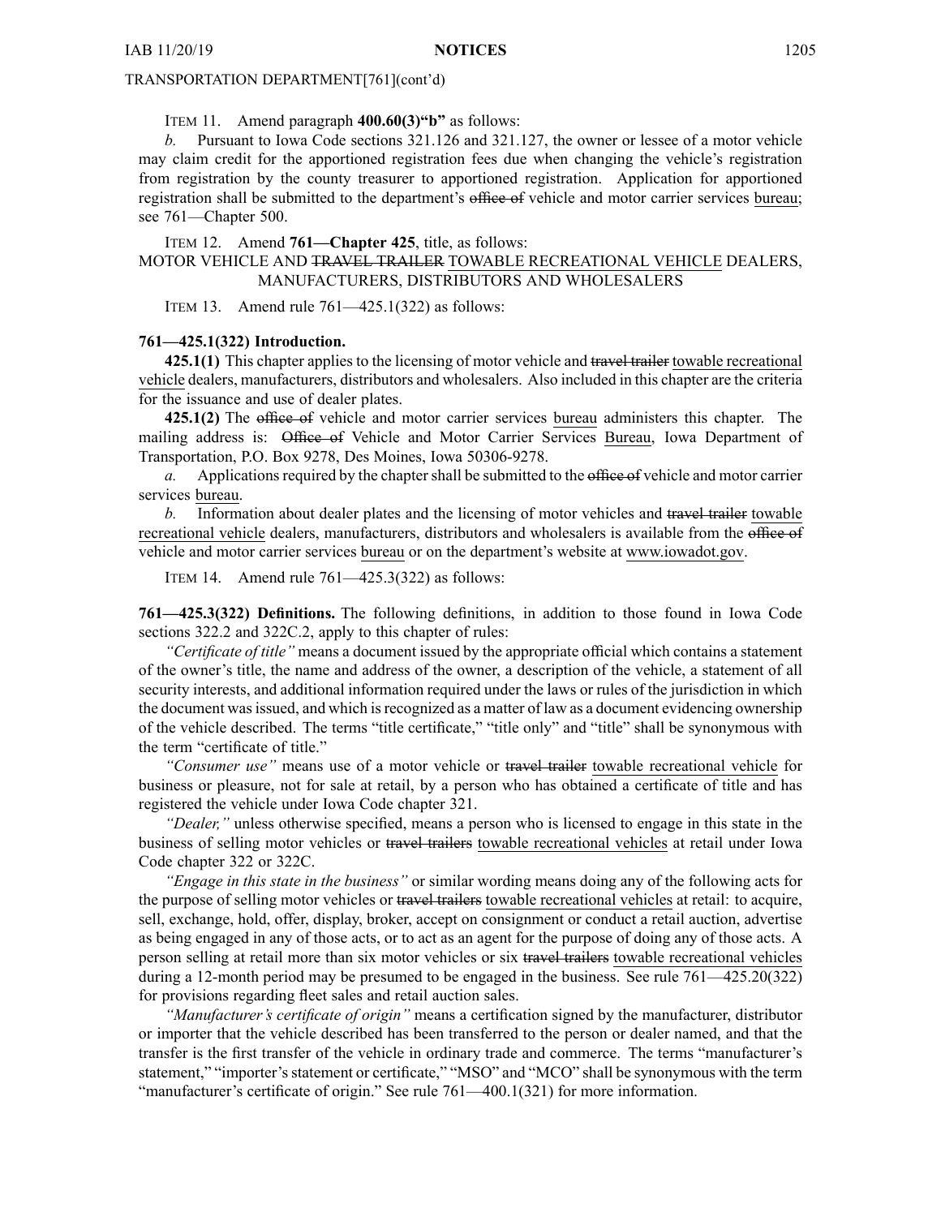ITEM 11. Amend paragraph **400.60(3)"b"** as follows:

*b.* Pursuant to Iowa Code sections 321.126 and 321.127, the owner or lessee of a motor vehicle may claim credit for the apportioned registration fees due when changing the vehicle's registration from registration by the county treasurer to apportioned registration. Application for apportioned registration shall be submitted to the department's ~~office of~~ vehicle and motor carrier services <u>bureau</u>; see 761—Chapter 500.

ITEM 12. Amend **761—Chapter 425**, title, as follows:

MOTOR VEHICLE AND ~~TRAVEL TRAILER~~ <u>TOWABLE RECREATIONAL VEHICLE</u> DEALERS, MANUFACTURERS, DISTRIBUTORS AND WHOLESALERS

ITEM 13. Amend rule 761—425.1(322) as follows:

**761—425.1(322) Introduction.**

**425.1(1)** This chapter applies to the licensing of motor vehicle and ~~travel trailer~~ <u>towable recreational vehicle</u> dealers, manufacturers, distributors and wholesalers. Also included in this chapter are the criteria for the issuance and use of dealer plates.

**425.1(2)** The ~~office of~~ vehicle and motor carrier services <u>bureau</u> administers this chapter. The mailing address is: ~~Office of~~ Vehicle and Motor Carrier Services <u>Bureau</u>, Iowa Department of Transportation, P.O. Box 9278, Des Moines, Iowa 50306-9278.

*a.* Applications required by the chapter shall be submitted to the ~~office of~~ vehicle and motor carrier services <u>bureau</u>.

*b.* Information about dealer plates and the licensing of motor vehicles and ~~travel trailer~~ <u>towable recreational vehicle</u> dealers, manufacturers, distributors and wholesalers is available from the ~~office of~~ vehicle and motor carrier services <u>bureau</u> or on the department's website at www.iowadot.gov.

ITEM 14. Amend rule 761—425.3(322) as follows:

**761—425.3(322) Definitions.** The following definitions, in addition to those found in Iowa Code sections 322.2 and 322C.2, apply to this chapter of rules:

*"Certificate of title"* means a document issued by the appropriate official which contains a statement of the owner's title, the name and address of the owner, a description of the vehicle, a statement of all security interests, and additional information required under the laws or rules of the jurisdiction in which the document was issued, and which is recognized as a matter of law as a document evidencing ownership of the vehicle described. The terms "title certificate," "title only" and "title" shall be synonymous with the term "certificate of title."

*"Consumer use"* means use of a motor vehicle or ~~travel trailer~~ <u>towable recreational vehicle</u> for business or pleasure, not for sale at retail, by a person who has obtained a certificate of title and has registered the vehicle under Iowa Code chapter 321.

*"Dealer,"* unless otherwise specified, means a person who is licensed to engage in this state in the business of selling motor vehicles or ~~travel trailers~~ <u>towable recreational vehicles</u> at retail under Iowa Code chapter 322 or 322C.

*"Engage in this state in the business"* or similar wording means doing any of the following acts for the purpose of selling motor vehicles or ~~travel trailers~~ <u>towable recreational vehicles</u> at retail: to acquire, sell, exchange, hold, offer, display, broker, accept on consignment or conduct a retail auction, advertise as being engaged in any of those acts, or to act as an agent for the purpose of doing any of those acts. A person selling at retail more than six motor vehicles or six ~~travel trailers~~ <u>towable recreational vehicles</u> during a 12-month period may be presumed to be engaged in the business. See rule 761—425.20(322) for provisions regarding fleet sales and retail auction sales.

*"Manufacturer's certificate of origin"* means a certification signed by the manufacturer, distributor or importer that the vehicle described has been transferred to the person or dealer named, and that the transfer is the first transfer of the vehicle in ordinary trade and commerce. The terms "manufacturer's statement," "importer's statement or certificate," "MSO" and "MCO" shall be synonymous with the term "manufacturer's certificate of origin." See rule 761—400.1(321) for more information.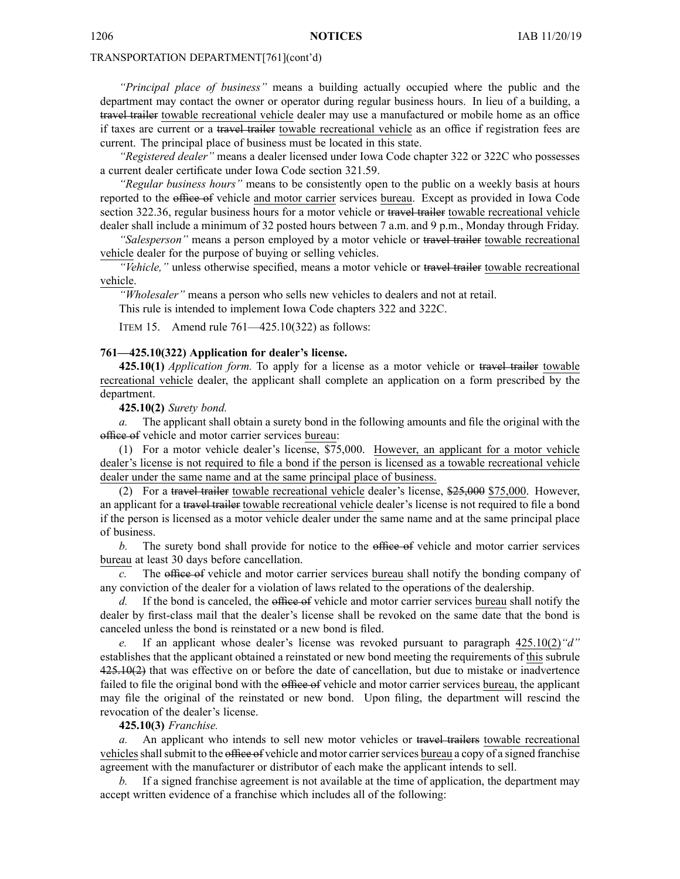*"Principal place of business"* means a building actually occupied where the public and the department may contact the owner or operator during regular business hours. In lieu of a building, a ~~travel trailer~~ towable recreational vehicle dealer may use a manufactured or mobile home as an office if taxes are current or a ~~travel trailer~~ towable recreational vehicle as an office if registration fees are current. The principal place of business must be located in this state.

*"Registered dealer"* means a dealer licensed under Iowa Code chapter 322 or 322C who possesses a current dealer certificate under Iowa Code section 321.59.

*"Regular business hours"* means to be consistently open to the public on a weekly basis at hours reported to the ~~office of~~ vehicle and motor carrier services bureau. Except as provided in Iowa Code section 322.36, regular business hours for a motor vehicle or ~~travel trailer~~ towable recreational vehicle dealer shall include a minimum of 32 posted hours between 7 a.m. and 9 p.m., Monday through Friday.

*"Salesperson"* means a person employed by a motor vehicle or ~~travel trailer~~ towable recreational vehicle dealer for the purpose of buying or selling vehicles.

*"Vehicle,"* unless otherwise specified, means a motor vehicle or ~~travel trailer~~ towable recreational vehicle.

*"Wholesaler"* means a person who sells new vehicles to dealers and not at retail.

This rule is intended to implement Iowa Code chapters 322 and 322C.

ITEM 15. Amend rule 761—425.10(322) as follows:

**761—425.10(322) Application for dealer's license.**

**425.10(1)** *Application form.* To apply for a license as a motor vehicle or ~~travel trailer~~ towable recreational vehicle dealer, the applicant shall complete an application on a form prescribed by the department.

**425.10(2)** *Surety bond.*

*a.* The applicant shall obtain a surety bond in the following amounts and file the original with the ~~office of~~ vehicle and motor carrier services bureau:

(1) For a motor vehicle dealer's license, $75,000. However, an applicant for a motor vehicle dealer's license is not required to file a bond if the person is licensed as a towable recreational vehicle dealer under the same name and at the same principal place of business.

(2) For a ~~travel trailer~~ towable recreational vehicle dealer's license, ~~$25,000~~ $75,000. However, an applicant for a ~~travel trailer~~ towable recreational vehicle dealer's license is not required to file a bond if the person is licensed as a motor vehicle dealer under the same name and at the same principal place of business.

*b.* The surety bond shall provide for notice to the ~~office of~~ vehicle and motor carrier services bureau at least 30 days before cancellation.

*c.* The ~~office of~~ vehicle and motor carrier services bureau shall notify the bonding company of any conviction of the dealer for a violation of laws related to the operations of the dealership.

*d.* If the bond is canceled, the ~~office of~~ vehicle and motor carrier services bureau shall notify the dealer by first-class mail that the dealer's license shall be revoked on the same date that the bond is canceled unless the bond is reinstated or a new bond is filed.

*e.* If an applicant whose dealer's license was revoked pursuant to paragraph 425.10(2)*"d"* establishes that the applicant obtained a reinstated or new bond meeting the requirements of this subrule ~~425.10(2)~~ that was effective on or before the date of cancellation, but due to mistake or inadvertence failed to file the original bond with the ~~office of~~ vehicle and motor carrier services bureau, the applicant may file the original of the reinstated or new bond. Upon filing, the department will rescind the revocation of the dealer's license.

**425.10(3)** *Franchise.*

*a.* An applicant who intends to sell new motor vehicles or ~~travel trailers~~ towable recreational vehicles shall submit to the ~~office of~~ vehicle and motor carrier services bureau a copy of a signed franchise agreement with the manufacturer or distributor of each make the applicant intends to sell.

*b.* If a signed franchise agreement is not available at the time of application, the department may accept written evidence of a franchise which includes all of the following: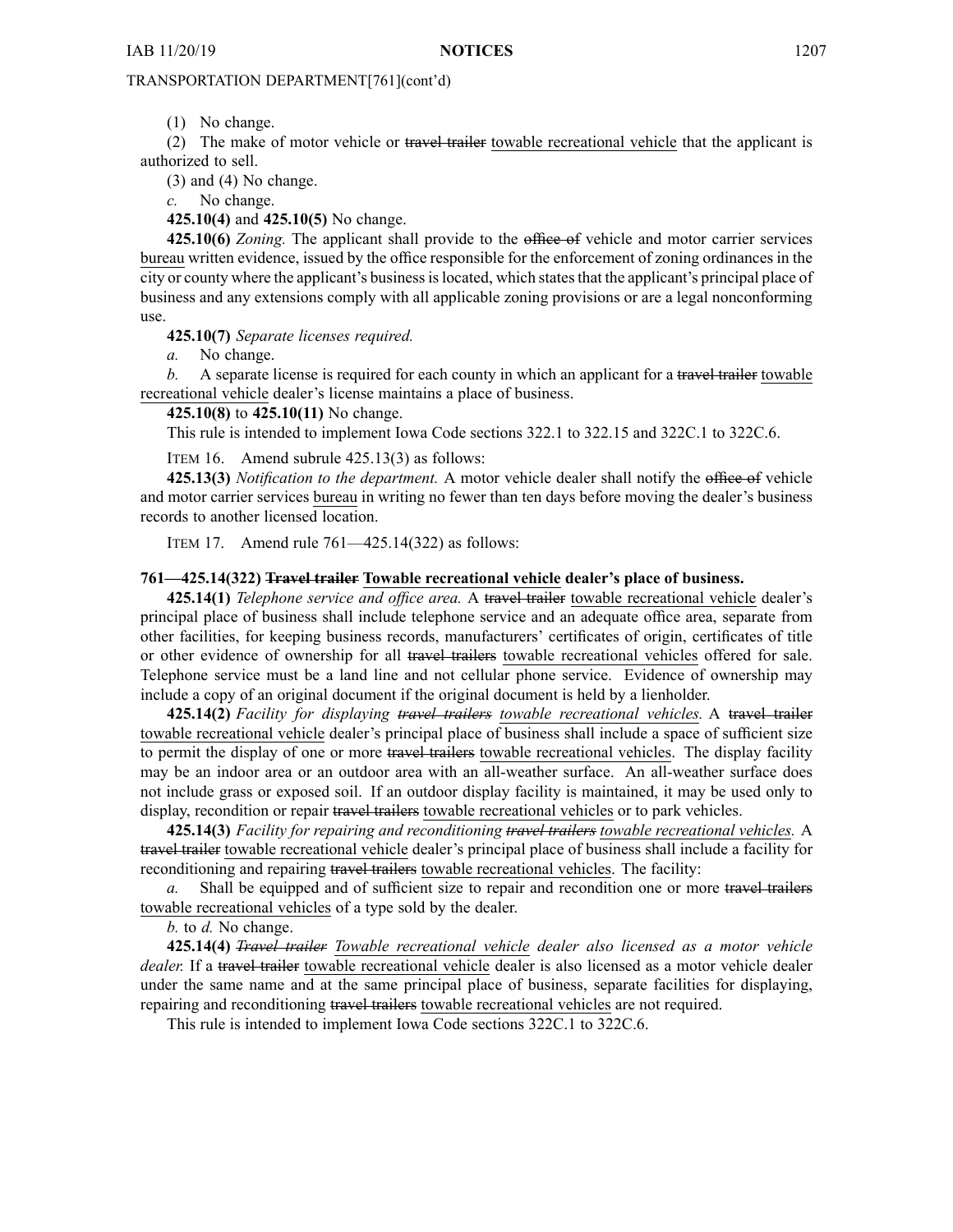TRANSPORTATION DEPARTMENT[761](cont'd)

(1) No change.

(2) The make of motor vehicle or ~~travel trailer~~ towable recreational vehicle that the applicant is authorized to sell.

(3) and (4) No change.

*c.* No change.

**425.10(4)** and **425.10(5)** No change.

**425.10(6)** *Zoning.* The applicant shall provide to the ~~office of~~ vehicle and motor carrier services bureau written evidence, issued by the office responsible for the enforcement of zoning ordinances in the city or county where the applicant's business is located, which states that the applicant's principal place of business and any extensions comply with all applicable zoning provisions or are a legal nonconforming use.

**425.10(7)** *Separate licenses required.*

*a.* No change.

*b.* A separate license is required for each county in which an applicant for a ~~travel trailer~~ towable recreational vehicle dealer's license maintains a place of business.

**425.10(8)** to **425.10(11)** No change.

This rule is intended to implement Iowa Code sections 322.1 to 322.15 and 322C.1 to 322C.6.

ITEM 16. Amend subrule 425.13(3) as follows:

**425.13(3)** *Notification to the department.* A motor vehicle dealer shall notify the ~~office of~~ vehicle and motor carrier services bureau in writing no fewer than ten days before moving the dealer's business records to another licensed location.

ITEM 17. Amend rule 761—425.14(322) as follows:

**761—425.14(322) ~~Travel trailer~~ Towable recreational vehicle dealer's place of business.**

**425.14(1)** *Telephone service and office area.* A ~~travel trailer~~ towable recreational vehicle dealer's principal place of business shall include telephone service and an adequate office area, separate from other facilities, for keeping business records, manufacturers' certificates of origin, certificates of title or other evidence of ownership for all ~~travel trailers~~ towable recreational vehicles offered for sale. Telephone service must be a land line and not cellular phone service. Evidence of ownership may include a copy of an original document if the original document is held by a lienholder.

**425.14(2)** *Facility for displaying ~~travel trailers~~ towable recreational vehicles.* A ~~travel trailer~~ towable recreational vehicle dealer's principal place of business shall include a space of sufficient size to permit the display of one or more ~~travel trailers~~ towable recreational vehicles. The display facility may be an indoor area or an outdoor area with an all-weather surface. An all-weather surface does not include grass or exposed soil. If an outdoor display facility is maintained, it may be used only to display, recondition or repair ~~travel trailers~~ towable recreational vehicles or to park vehicles.

**425.14(3)** *Facility for repairing and reconditioning ~~travel trailers~~ towable recreational vehicles.* A ~~travel trailer~~ towable recreational vehicle dealer's principal place of business shall include a facility for reconditioning and repairing ~~travel trailers~~ towable recreational vehicles. The facility:

*a.* Shall be equipped and of sufficient size to repair and recondition one or more ~~travel trailers~~ towable recreational vehicles of a type sold by the dealer.

*b.* to *d.* No change.

**425.14(4)** *~~Travel trailer~~ Towable recreational vehicle dealer also licensed as a motor vehicle dealer.* If a ~~travel trailer~~ towable recreational vehicle dealer is also licensed as a motor vehicle dealer under the same name and at the same principal place of business, separate facilities for displaying, repairing and reconditioning ~~travel trailers~~ towable recreational vehicles are not required.

This rule is intended to implement Iowa Code sections 322C.1 to 322C.6.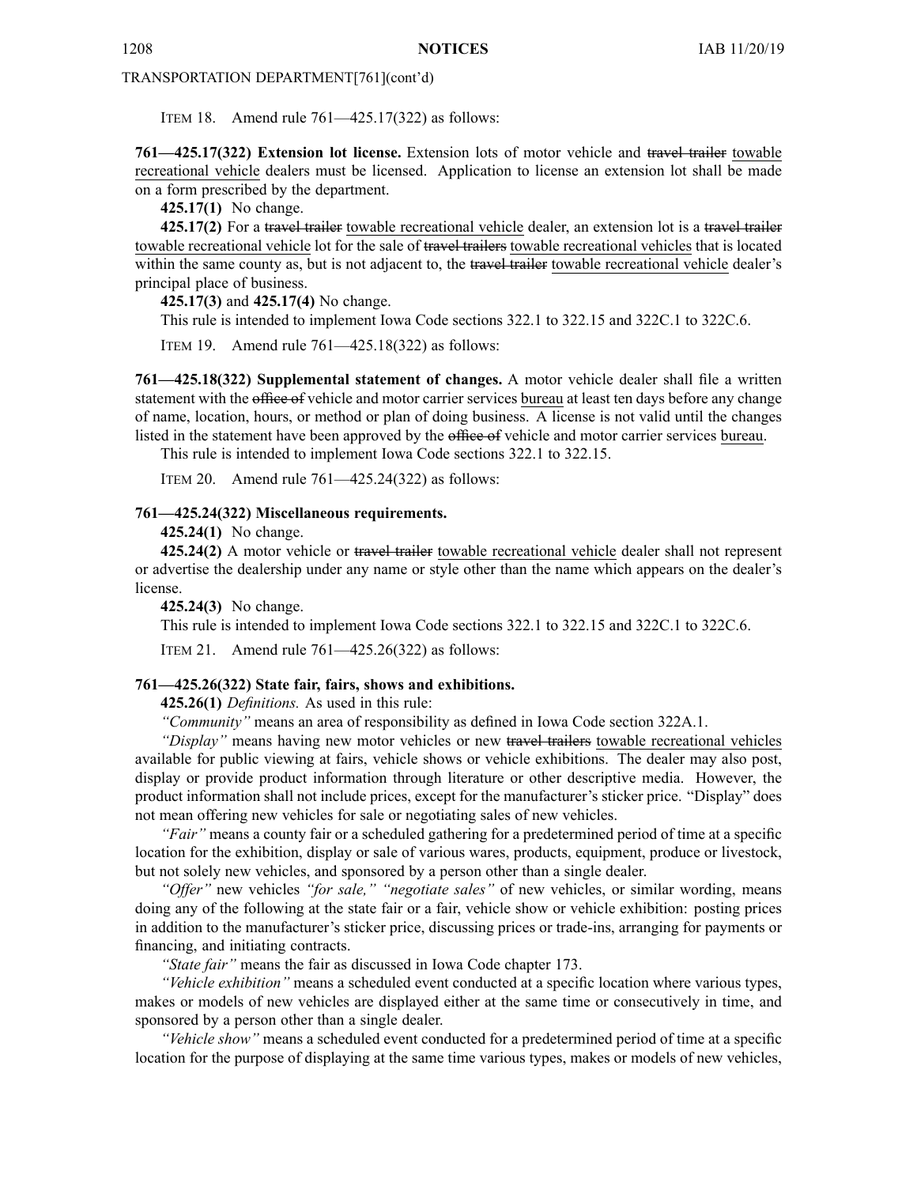TRANSPORTATION DEPARTMENT[761](cont'd)

ITEM 18. Amend rule 761—425.17(322) as follows:

**761—425.17(322) Extension lot license.** Extension lots of motor vehicle and ~~travel trailer~~ towable recreational vehicle dealers must be licensed. Application to license an extension lot shall be made on a form prescribed by the department.

**425.17(1)** No change.

**425.17(2)** For a ~~travel trailer~~ towable recreational vehicle dealer, an extension lot is a ~~travel trailer~~ towable recreational vehicle lot for the sale of ~~travel trailers~~ towable recreational vehicles that is located within the same county as, but is not adjacent to, the ~~travel trailer~~ towable recreational vehicle dealer's principal place of business.

**425.17(3)** and **425.17(4)** No change.

This rule is intended to implement Iowa Code sections 322.1 to 322.15 and 322C.1 to 322C.6.

ITEM 19. Amend rule 761—425.18(322) as follows:

**761—425.18(322) Supplemental statement of changes.** A motor vehicle dealer shall file a written statement with the ~~office of~~ vehicle and motor carrier services bureau at least ten days before any change of name, location, hours, or method or plan of doing business. A license is not valid until the changes listed in the statement have been approved by the ~~office of~~ vehicle and motor carrier services bureau.

This rule is intended to implement Iowa Code sections 322.1 to 322.15.

ITEM 20. Amend rule 761—425.24(322) as follows:

**761—425.24(322) Miscellaneous requirements.**

**425.24(1)** No change.

**425.24(2)** A motor vehicle or ~~travel trailer~~ towable recreational vehicle dealer shall not represent or advertise the dealership under any name or style other than the name which appears on the dealer's license.

**425.24(3)** No change.

This rule is intended to implement Iowa Code sections 322.1 to 322.15 and 322C.1 to 322C.6.

ITEM 21. Amend rule 761—425.26(322) as follows:

**761—425.26(322) State fair, fairs, shows and exhibitions.**

**425.26(1)** *Definitions.* As used in this rule:

*"Community"* means an area of responsibility as defined in Iowa Code section 322A.1.

*"Display"* means having new motor vehicles or new ~~travel trailers~~ towable recreational vehicles available for public viewing at fairs, vehicle shows or vehicle exhibitions. The dealer may also post, display or provide product information through literature or other descriptive media. However, the product information shall not include prices, except for the manufacturer's sticker price. "Display" does not mean offering new vehicles for sale or negotiating sales of new vehicles.

*"Fair"* means a county fair or a scheduled gathering for a predetermined period of time at a specific location for the exhibition, display or sale of various wares, products, equipment, produce or livestock, but not solely new vehicles, and sponsored by a person other than a single dealer.

*"Offer"* new vehicles *"for sale," "negotiate sales"* of new vehicles, or similar wording, means doing any of the following at the state fair or a fair, vehicle show or vehicle exhibition: posting prices in addition to the manufacturer's sticker price, discussing prices or trade-ins, arranging for payments or financing, and initiating contracts.

*"State fair"* means the fair as discussed in Iowa Code chapter 173.

*"Vehicle exhibition"* means a scheduled event conducted at a specific location where various types, makes or models of new vehicles are displayed either at the same time or consecutively in time, and sponsored by a person other than a single dealer.

*"Vehicle show"* means a scheduled event conducted for a predetermined period of time at a specific location for the purpose of displaying at the same time various types, makes or models of new vehicles,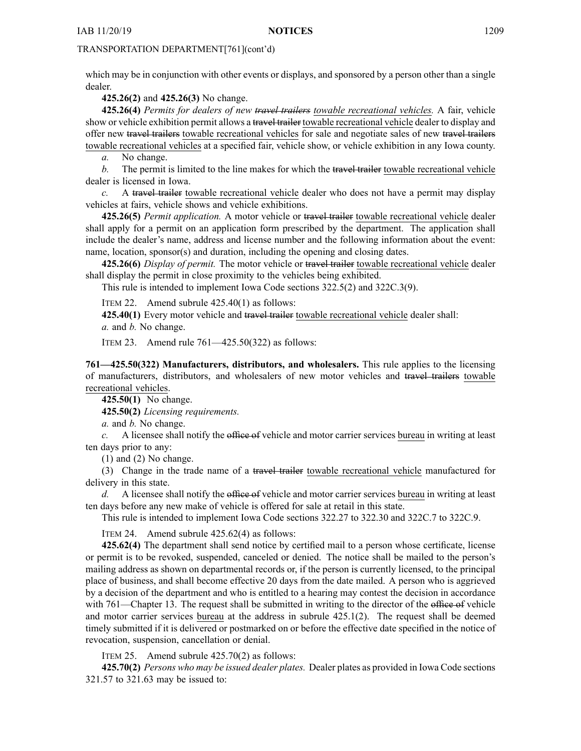which may be in conjunction with other events or displays, and sponsored by a person other than a single dealer.

**425.26(2)** and **425.26(3)** No change.

**425.26(4)** *Permits for dealers of new ~~travel trailers~~ towable recreational vehicles.* A fair, vehicle show or vehicle exhibition permit allows a ~~travel trailer~~ towable recreational vehicle dealer to display and offer new ~~travel trailers~~ towable recreational vehicles for sale and negotiate sales of new ~~travel trailers~~ towable recreational vehicles at a specified fair, vehicle show, or vehicle exhibition in any Iowa county.

*a.* No change.

*b.* The permit is limited to the line makes for which the ~~travel trailer~~ towable recreational vehicle dealer is licensed in Iowa.

*c.* A ~~travel trailer~~ towable recreational vehicle dealer who does not have a permit may display vehicles at fairs, vehicle shows and vehicle exhibitions.

**425.26(5)** *Permit application.* A motor vehicle or ~~travel trailer~~ towable recreational vehicle dealer shall apply for a permit on an application form prescribed by the department. The application shall include the dealer's name, address and license number and the following information about the event: name, location, sponsor(s) and duration, including the opening and closing dates.

**425.26(6)** *Display of permit.* The motor vehicle or ~~travel trailer~~ towable recreational vehicle dealer shall display the permit in close proximity to the vehicles being exhibited.

This rule is intended to implement Iowa Code sections 322.5(2) and 322C.3(9).

ITEM 22. Amend subrule 425.40(1) as follows:

**425.40(1)** Every motor vehicle and ~~travel trailer~~ towable recreational vehicle dealer shall:

*a.* and *b.* No change.

ITEM 23. Amend rule 761—425.50(322) as follows:

**761—425.50(322) Manufacturers, distributors, and wholesalers.** This rule applies to the licensing of manufacturers, distributors, and wholesalers of new motor vehicles and ~~travel trailers~~ towable recreational vehicles.

**425.50(1)** No change.

**425.50(2)** *Licensing requirements.*

*a.* and *b.* No change.

*c.* A licensee shall notify the ~~office of~~ vehicle and motor carrier services bureau in writing at least ten days prior to any:

(1) and (2) No change.

(3) Change in the trade name of a ~~travel trailer~~ towable recreational vehicle manufactured for delivery in this state.

*d.* A licensee shall notify the ~~office of~~ vehicle and motor carrier services bureau in writing at least ten days before any new make of vehicle is offered for sale at retail in this state.

This rule is intended to implement Iowa Code sections 322.27 to 322.30 and 322C.7 to 322C.9.

ITEM 24. Amend subrule 425.62(4) as follows:

**425.62(4)** The department shall send notice by certified mail to a person whose certificate, license or permit is to be revoked, suspended, canceled or denied. The notice shall be mailed to the person's mailing address as shown on departmental records or, if the person is currently licensed, to the principal place of business, and shall become effective 20 days from the date mailed. A person who is aggrieved by a decision of the department and who is entitled to a hearing may contest the decision in accordance with 761—Chapter 13. The request shall be submitted in writing to the director of the ~~office of~~ vehicle and motor carrier services bureau at the address in subrule 425.1(2). The request shall be deemed timely submitted if it is delivered or postmarked on or before the effective date specified in the notice of revocation, suspension, cancellation or denial.

ITEM 25. Amend subrule 425.70(2) as follows:

**425.70(2)** *Persons who may be issued dealer plates.* Dealer plates as provided in Iowa Code sections 321.57 to 321.63 may be issued to: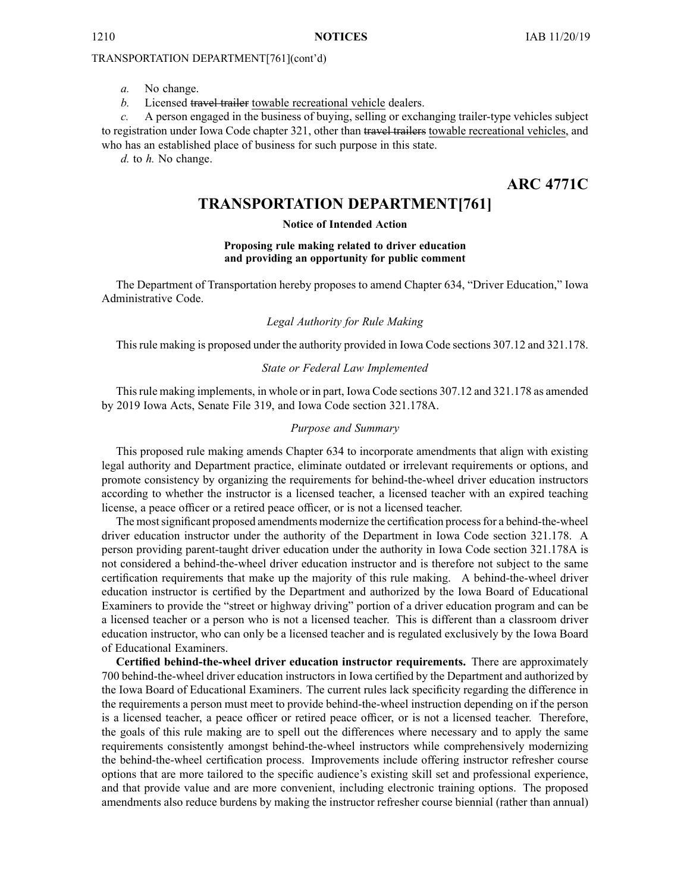TRANSPORTATION DEPARTMENT[761](cont'd)

*a.* No change.

*b.* Licensed ~~travel trailer~~ towable recreational vehicle dealers.

*c.* A person engaged in the business of buying, selling or exchanging trailer-type vehicles subject to registration under Iowa Code chapter 321, other than ~~travel trailers~~ towable recreational vehicles, and who has an established place of business for such purpose in this state.

*d.* to *h.* No change.

**ARC 4771C**

# TRANSPORTATION DEPARTMENT[761]

**Notice of Intended Action**

**Proposing rule making related to driver education and providing an opportunity for public comment**

The Department of Transportation hereby proposes to amend Chapter 634, "Driver Education," Iowa Administrative Code.

*Legal Authority for Rule Making*

This rule making is proposed under the authority provided in Iowa Code sections 307.12 and 321.178.

*State or Federal Law Implemented*

This rule making implements, in whole or in part, Iowa Code sections 307.12 and 321.178 as amended by 2019 Iowa Acts, Senate File 319, and Iowa Code section 321.178A.

*Purpose and Summary*

This proposed rule making amends Chapter 634 to incorporate amendments that align with existing legal authority and Department practice, eliminate outdated or irrelevant requirements or options, and promote consistency by organizing the requirements for behind-the-wheel driver education instructors according to whether the instructor is a licensed teacher, a licensed teacher with an expired teaching license, a peace officer or a retired peace officer, or is not a licensed teacher.

The most significant proposed amendments modernize the certification process for a behind-the-wheel driver education instructor under the authority of the Department in Iowa Code section 321.178. A person providing parent-taught driver education under the authority in Iowa Code section 321.178A is not considered a behind-the-wheel driver education instructor and is therefore not subject to the same certification requirements that make up the majority of this rule making. A behind-the-wheel driver education instructor is certified by the Department and authorized by the Iowa Board of Educational Examiners to provide the "street or highway driving" portion of a driver education program and can be a licensed teacher or a person who is not a licensed teacher. This is different than a classroom driver education instructor, who can only be a licensed teacher and is regulated exclusively by the Iowa Board of Educational Examiners.

**Certified behind-the-wheel driver education instructor requirements.** There are approximately 700 behind-the-wheel driver education instructors in Iowa certified by the Department and authorized by the Iowa Board of Educational Examiners. The current rules lack specificity regarding the difference in the requirements a person must meet to provide behind-the-wheel instruction depending on if the person is a licensed teacher, a peace officer or retired peace officer, or is not a licensed teacher. Therefore, the goals of this rule making are to spell out the differences where necessary and to apply the same requirements consistently amongst behind-the-wheel instructors while comprehensively modernizing the behind-the-wheel certification process. Improvements include offering instructor refresher course options that are more tailored to the specific audience's existing skill set and professional experience, and that provide value and are more convenient, including electronic training options. The proposed amendments also reduce burdens by making the instructor refresher course biennial (rather than annual)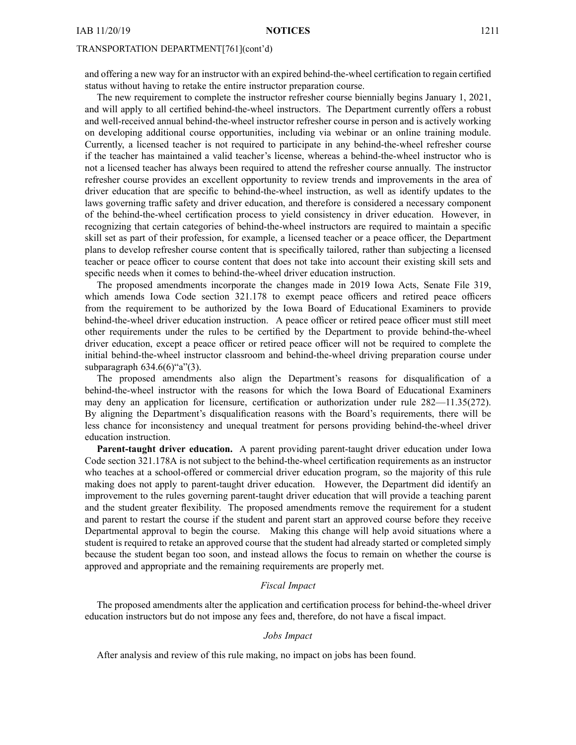and offering a new way for an instructor with an expired behind-the-wheel certification to regain certified status without having to retake the entire instructor preparation course.

The new requirement to complete the instructor refresher course biennially begins January 1, 2021, and will apply to all certified behind-the-wheel instructors. The Department currently offers a robust and well-received annual behind-the-wheel instructor refresher course in person and is actively working on developing additional course opportunities, including via webinar or an online training module. Currently, a licensed teacher is not required to participate in any behind-the-wheel refresher course if the teacher has maintained a valid teacher's license, whereas a behind-the-wheel instructor who is not a licensed teacher has always been required to attend the refresher course annually. The instructor refresher course provides an excellent opportunity to review trends and improvements in the area of driver education that are specific to behind-the-wheel instruction, as well as identify updates to the laws governing traffic safety and driver education, and therefore is considered a necessary component of the behind-the-wheel certification process to yield consistency in driver education. However, in recognizing that certain categories of behind-the-wheel instructors are required to maintain a specific skill set as part of their profession, for example, a licensed teacher or a peace officer, the Department plans to develop refresher course content that is specifically tailored, rather than subjecting a licensed teacher or peace officer to course content that does not take into account their existing skill sets and specific needs when it comes to behind-the-wheel driver education instruction.

The proposed amendments incorporate the changes made in 2019 Iowa Acts, Senate File 319, which amends Iowa Code section 321.178 to exempt peace officers and retired peace officers from the requirement to be authorized by the Iowa Board of Educational Examiners to provide behind-the-wheel driver education instruction. A peace officer or retired peace officer must still meet other requirements under the rules to be certified by the Department to provide behind-the-wheel driver education, except a peace officer or retired peace officer will not be required to complete the initial behind-the-wheel instructor classroom and behind-the-wheel driving preparation course under subparagraph 634.6(6)"a"(3).

The proposed amendments also align the Department's reasons for disqualification of a behind-the-wheel instructor with the reasons for which the Iowa Board of Educational Examiners may deny an application for licensure, certification or authorization under rule 282—11.35(272). By aligning the Department's disqualification reasons with the Board's requirements, there will be less chance for inconsistency and unequal treatment for persons providing behind-the-wheel driver education instruction.

**Parent-taught driver education.** A parent providing parent-taught driver education under Iowa Code section 321.178A is not subject to the behind-the-wheel certification requirements as an instructor who teaches at a school-offered or commercial driver education program, so the majority of this rule making does not apply to parent-taught driver education. However, the Department did identify an improvement to the rules governing parent-taught driver education that will provide a teaching parent and the student greater flexibility. The proposed amendments remove the requirement for a student and parent to restart the course if the student and parent start an approved course before they receive Departmental approval to begin the course. Making this change will help avoid situations where a student is required to retake an approved course that the student had already started or completed simply because the student began too soon, and instead allows the focus to remain on whether the course is approved and appropriate and the remaining requirements are properly met.

*Fiscal Impact*

The proposed amendments alter the application and certification process for behind-the-wheel driver education instructors but do not impose any fees and, therefore, do not have a fiscal impact.

*Jobs Impact*

After analysis and review of this rule making, no impact on jobs has been found.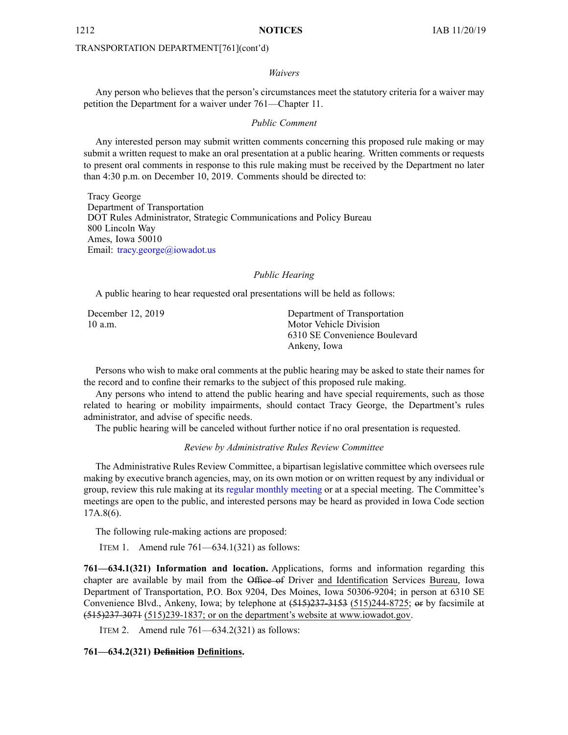TRANSPORTATION DEPARTMENT[761](cont'd)

*Waivers*

Any person who believes that the person's circumstances meet the statutory criteria for a waiver may petition the Department for a waiver under 761—Chapter 11.

*Public Comment*

Any interested person may submit written comments concerning this proposed rule making or may submit a written request to make an oral presentation at a public hearing. Written comments or requests to present oral comments in response to this rule making must be received by the Department no later than 4:30 p.m. on December 10, 2019. Comments should be directed to:

Tracy George
Department of Transportation
DOT Rules Administrator, Strategic Communications and Policy Bureau
800 Lincoln Way
Ames, Iowa 50010
Email: tracy.george@iowadot.us

*Public Hearing*

A public hearing to hear requested oral presentations will be held as follows:

| | |
|---|---|
| December 12, 2019<br>10 a.m. | Department of Transportation<br>Motor Vehicle Division<br>6310 SE Convenience Boulevard<br>Ankeny, Iowa |

Persons who wish to make oral comments at the public hearing may be asked to state their names for the record and to confine their remarks to the subject of this proposed rule making.

Any persons who intend to attend the public hearing and have special requirements, such as those related to hearing or mobility impairments, should contact Tracy George, the Department's rules administrator, and advise of specific needs.

The public hearing will be canceled without further notice if no oral presentation is requested.

*Review by Administrative Rules Review Committee*

The Administrative Rules Review Committee, a bipartisan legislative committee which oversees rule making by executive branch agencies, may, on its own motion or on written request by any individual or group, review this rule making at its regular monthly meeting or at a special meeting. The Committee's meetings are open to the public, and interested persons may be heard as provided in Iowa Code section 17A.8(6).

The following rule-making actions are proposed:

ITEM 1. Amend rule 761—634.1(321) as follows:

**761—634.1(321) Information and location.** Applications, forms and information regarding this chapter are available by mail from the ~~Office of~~ Driver and Identification Services Bureau, Iowa Department of Transportation, P.O. Box 9204, Des Moines, Iowa 50306-9204; in person at 6310 SE Convenience Blvd., Ankeny, Iowa; by telephone at ~~(515)237-3153~~ (515)244-8725; ~~or~~ by facsimile at ~~(515)237-3071~~ (515)239-1837; or on the department's website at www.iowadot.gov.

ITEM 2. Amend rule 761—634.2(321) as follows:

**761—634.2(321) ~~Definition~~ Definitions.**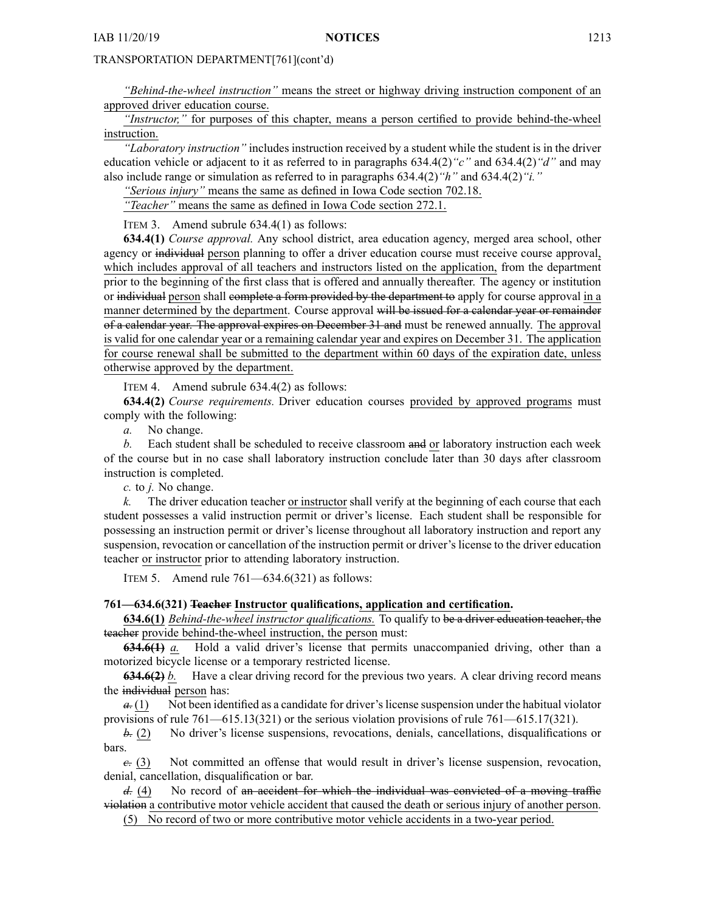*"Behind-the-wheel instruction"* means the street or highway driving instruction component of an approved driver education course.

*"Instructor,"* for purposes of this chapter, means a person certified to provide behind-the-wheel instruction.

*"Laboratory instruction"* includes instruction received by a student while the student is in the driver education vehicle or adjacent to it as referred to in paragraphs 634.4(2)*"c"* and 634.4(2)*"d"* and may also include range or simulation as referred to in paragraphs 634.4(2)*"h"* and 634.4(2)*"i."*

*"Serious injury"* means the same as defined in Iowa Code section 702.18.

*"Teacher"* means the same as defined in Iowa Code section 272.1.

ITEM 3. Amend subrule 634.4(1) as follows:

**634.4(1)** *Course approval.* Any school district, area education agency, merged area school, other agency or ~~individual~~ person planning to offer a driver education course must receive course approval, which includes approval of all teachers and instructors listed on the application, from the department prior to the beginning of the first class that is offered and annually thereafter. The agency or institution or ~~individual~~ person shall ~~complete a form provided by the department to~~ apply for course approval in a manner determined by the department. Course approval ~~will be issued for a calendar year or remainder of a calendar year. The approval expires on December 31 and~~ must be renewed annually. The approval is valid for one calendar year or a remaining calendar year and expires on December 31. The application for course renewal shall be submitted to the department within 60 days of the expiration date, unless otherwise approved by the department.

ITEM 4. Amend subrule 634.4(2) as follows:

**634.4(2)** *Course requirements.* Driver education courses provided by approved programs must comply with the following:

*a.* No change.

*b.* Each student shall be scheduled to receive classroom ~~and~~ or laboratory instruction each week of the course but in no case shall laboratory instruction conclude later than 30 days after classroom instruction is completed.

*c.* to *j.* No change.

*k.* The driver education teacher or instructor shall verify at the beginning of each course that each student possesses a valid instruction permit or driver's license. Each student shall be responsible for possessing an instruction permit or driver's license throughout all laboratory instruction and report any suspension, revocation or cancellation of the instruction permit or driver's license to the driver education teacher or instructor prior to attending laboratory instruction.

ITEM 5. Amend rule 761—634.6(321) as follows:

**761—634.6(321) ~~Teacher~~ Instructor qualifications, application and certification.**

**634.6(1)** *Behind-the-wheel instructor qualifications.* To qualify to ~~be a driver education teacher, the teacher~~ provide behind-the-wheel instruction, the person must:

~~**634.6(1)**~~ *a.* Hold a valid driver's license that permits unaccompanied driving, other than a motorized bicycle license or a temporary restricted license.

~~**634.6(2)**~~ *b.* Have a clear driving record for the previous two years. A clear driving record means the ~~individual~~ person has:

~~*a.*~~ (1) Not been identified as a candidate for driver's license suspension under the habitual violator provisions of rule 761—615.13(321) or the serious violation provisions of rule 761—615.17(321).

~~*b.*~~ (2) No driver's license suspensions, revocations, denials, cancellations, disqualifications or bars.

~~*c.*~~ (3) Not committed an offense that would result in driver's license suspension, revocation, denial, cancellation, disqualification or bar.

~~*d.*~~ (4) No record of ~~an accident for which the individual was convicted of a moving traffic violation~~ a contributive motor vehicle accident that caused the death or serious injury of another person.

(5) No record of two or more contributive motor vehicle accidents in a two-year period.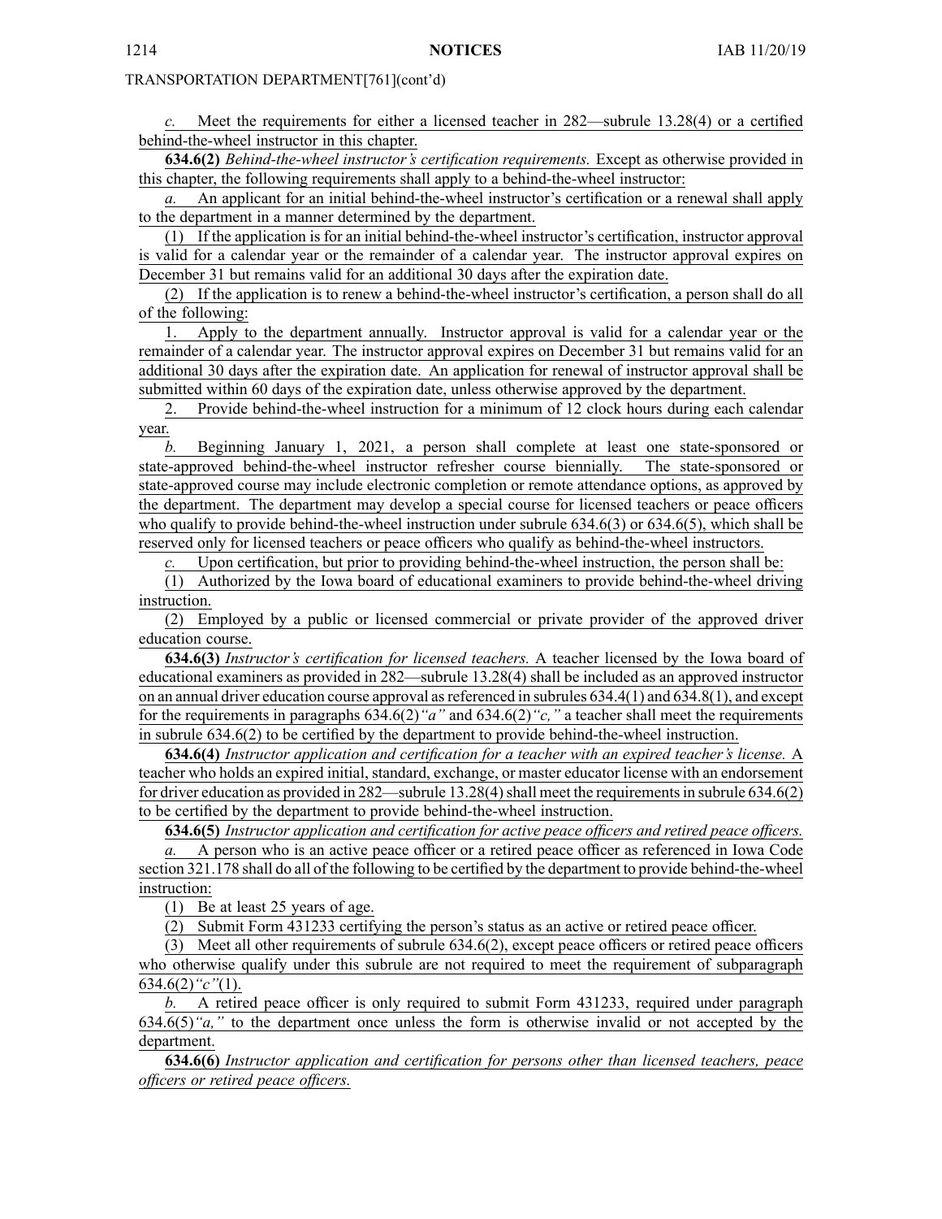TRANSPORTATION DEPARTMENT[761](cont'd)

*c.* Meet the requirements for either a licensed teacher in 282—subrule 13.28(4) or a certified behind-the-wheel instructor in this chapter.

**634.6(2)** *Behind-the-wheel instructor's certification requirements.* Except as otherwise provided in this chapter, the following requirements shall apply to a behind-the-wheel instructor:

*a.* An applicant for an initial behind-the-wheel instructor's certification or a renewal shall apply to the department in a manner determined by the department.

(1) If the application is for an initial behind-the-wheel instructor's certification, instructor approval is valid for a calendar year or the remainder of a calendar year. The instructor approval expires on December 31 but remains valid for an additional 30 days after the expiration date.

(2) If the application is to renew a behind-the-wheel instructor's certification, a person shall do all of the following:

1. Apply to the department annually. Instructor approval is valid for a calendar year or the remainder of a calendar year. The instructor approval expires on December 31 but remains valid for an additional 30 days after the expiration date. An application for renewal of instructor approval shall be submitted within 60 days of the expiration date, unless otherwise approved by the department.

2. Provide behind-the-wheel instruction for a minimum of 12 clock hours during each calendar year.

*b.* Beginning January 1, 2021, a person shall complete at least one state-sponsored or state-approved behind-the-wheel instructor refresher course biennially. The state-sponsored or state-approved course may include electronic completion or remote attendance options, as approved by the department. The department may develop a special course for licensed teachers or peace officers who qualify to provide behind-the-wheel instruction under subrule 634.6(3) or 634.6(5), which shall be reserved only for licensed teachers or peace officers who qualify as behind-the-wheel instructors.

*c.* Upon certification, but prior to providing behind-the-wheel instruction, the person shall be:

(1) Authorized by the Iowa board of educational examiners to provide behind-the-wheel driving instruction.

(2) Employed by a public or licensed commercial or private provider of the approved driver education course.

**634.6(3)** *Instructor's certification for licensed teachers.* A teacher licensed by the Iowa board of educational examiners as provided in 282—subrule 13.28(4) shall be included as an approved instructor on an annual driver education course approval as referenced in subrules 634.4(1) and 634.8(1), and except for the requirements in paragraphs 634.6(2)*"a"* and 634.6(2)*"c,"* a teacher shall meet the requirements in subrule 634.6(2) to be certified by the department to provide behind-the-wheel instruction.

**634.6(4)** *Instructor application and certification for a teacher with an expired teacher's license.* A teacher who holds an expired initial, standard, exchange, or master educator license with an endorsement for driver education as provided in 282—subrule 13.28(4) shall meet the requirements in subrule 634.6(2) to be certified by the department to provide behind-the-wheel instruction.

**634.6(5)** *Instructor application and certification for active peace officers and retired peace officers.*

*a.* A person who is an active peace officer or a retired peace officer as referenced in Iowa Code section 321.178 shall do all of the following to be certified by the department to provide behind-the-wheel instruction:

(1) Be at least 25 years of age.

(2) Submit Form 431233 certifying the person's status as an active or retired peace officer.

(3) Meet all other requirements of subrule 634.6(2), except peace officers or retired peace officers who otherwise qualify under this subrule are not required to meet the requirement of subparagraph 634.6(2)*"c"*(1).

*b.* A retired peace officer is only required to submit Form 431233, required under paragraph 634.6(5)*"a,"* to the department once unless the form is otherwise invalid or not accepted by the department.

**634.6(6)** *Instructor application and certification for persons other than licensed teachers, peace officers or retired peace officers.*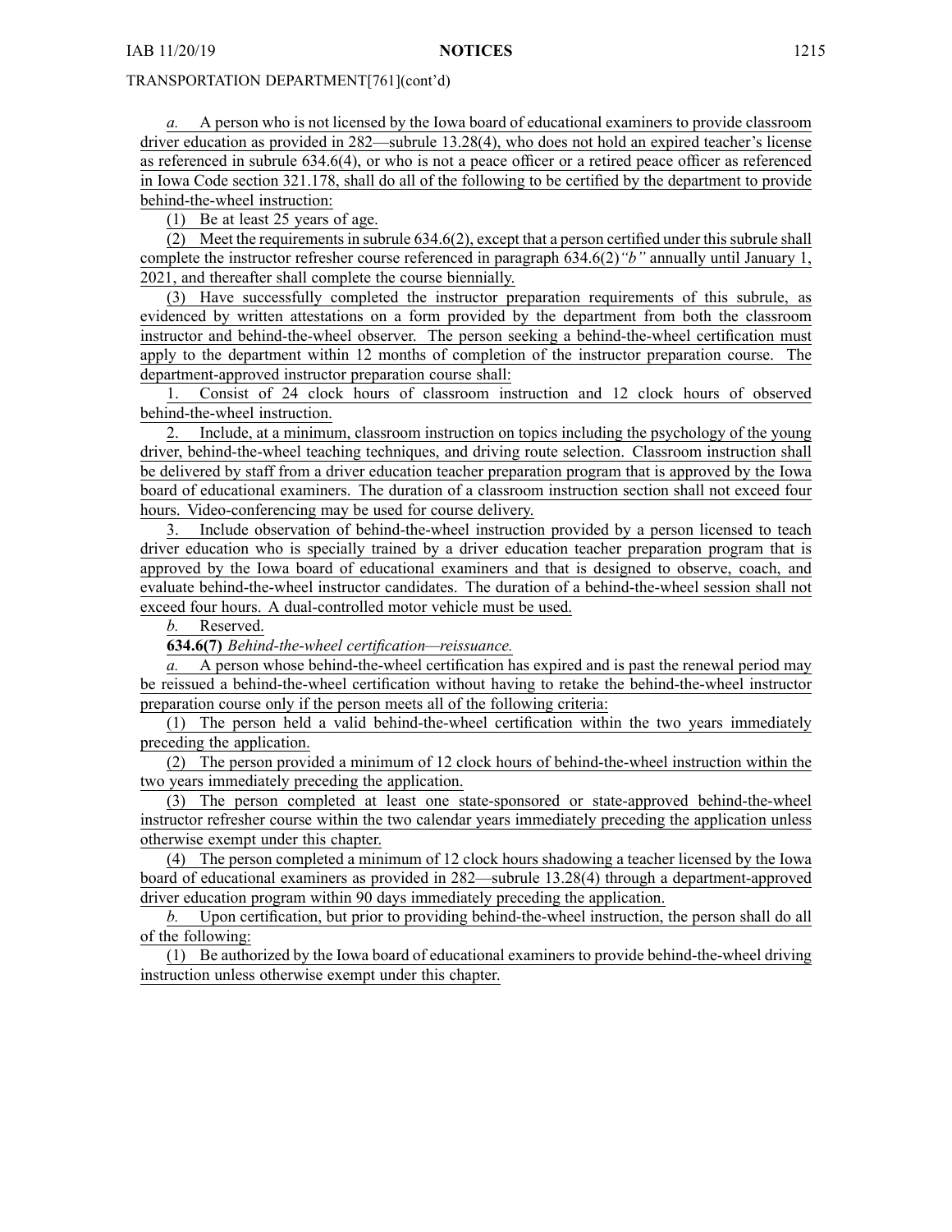TRANSPORTATION DEPARTMENT[761](cont'd)

*a.* A person who is not licensed by the Iowa board of educational examiners to provide classroom driver education as provided in 282—subrule 13.28(4), who does not hold an expired teacher's license as referenced in subrule 634.6(4), or who is not a peace officer or a retired peace officer as referenced in Iowa Code section 321.178, shall do all of the following to be certified by the department to provide behind-the-wheel instruction:

(1) Be at least 25 years of age.

(2) Meet the requirements in subrule 634.6(2), except that a person certified under this subrule shall complete the instructor refresher course referenced in paragraph 634.6(2)*"b"* annually until January 1, 2021, and thereafter shall complete the course biennially.

(3) Have successfully completed the instructor preparation requirements of this subrule, as evidenced by written attestations on a form provided by the department from both the classroom instructor and behind-the-wheel observer. The person seeking a behind-the-wheel certification must apply to the department within 12 months of completion of the instructor preparation course. The department-approved instructor preparation course shall:

1. Consist of 24 clock hours of classroom instruction and 12 clock hours of observed behind-the-wheel instruction.

2. Include, at a minimum, classroom instruction on topics including the psychology of the young driver, behind-the-wheel teaching techniques, and driving route selection. Classroom instruction shall be delivered by staff from a driver education teacher preparation program that is approved by the Iowa board of educational examiners. The duration of a classroom instruction section shall not exceed four hours. Video-conferencing may be used for course delivery.

3. Include observation of behind-the-wheel instruction provided by a person licensed to teach driver education who is specially trained by a driver education teacher preparation program that is approved by the Iowa board of educational examiners and that is designed to observe, coach, and evaluate behind-the-wheel instructor candidates. The duration of a behind-the-wheel session shall not exceed four hours. A dual-controlled motor vehicle must be used.

*b.* Reserved.

**634.6(7)** *Behind-the-wheel certification—reissuance.*

*a.* A person whose behind-the-wheel certification has expired and is past the renewal period may be reissued a behind-the-wheel certification without having to retake the behind-the-wheel instructor preparation course only if the person meets all of the following criteria:

(1) The person held a valid behind-the-wheel certification within the two years immediately preceding the application.

(2) The person provided a minimum of 12 clock hours of behind-the-wheel instruction within the two years immediately preceding the application.

(3) The person completed at least one state-sponsored or state-approved behind-the-wheel instructor refresher course within the two calendar years immediately preceding the application unless otherwise exempt under this chapter.

(4) The person completed a minimum of 12 clock hours shadowing a teacher licensed by the Iowa board of educational examiners as provided in 282—subrule 13.28(4) through a department-approved driver education program within 90 days immediately preceding the application.

*b.* Upon certification, but prior to providing behind-the-wheel instruction, the person shall do all of the following:

(1) Be authorized by the Iowa board of educational examiners to provide behind-the-wheel driving instruction unless otherwise exempt under this chapter.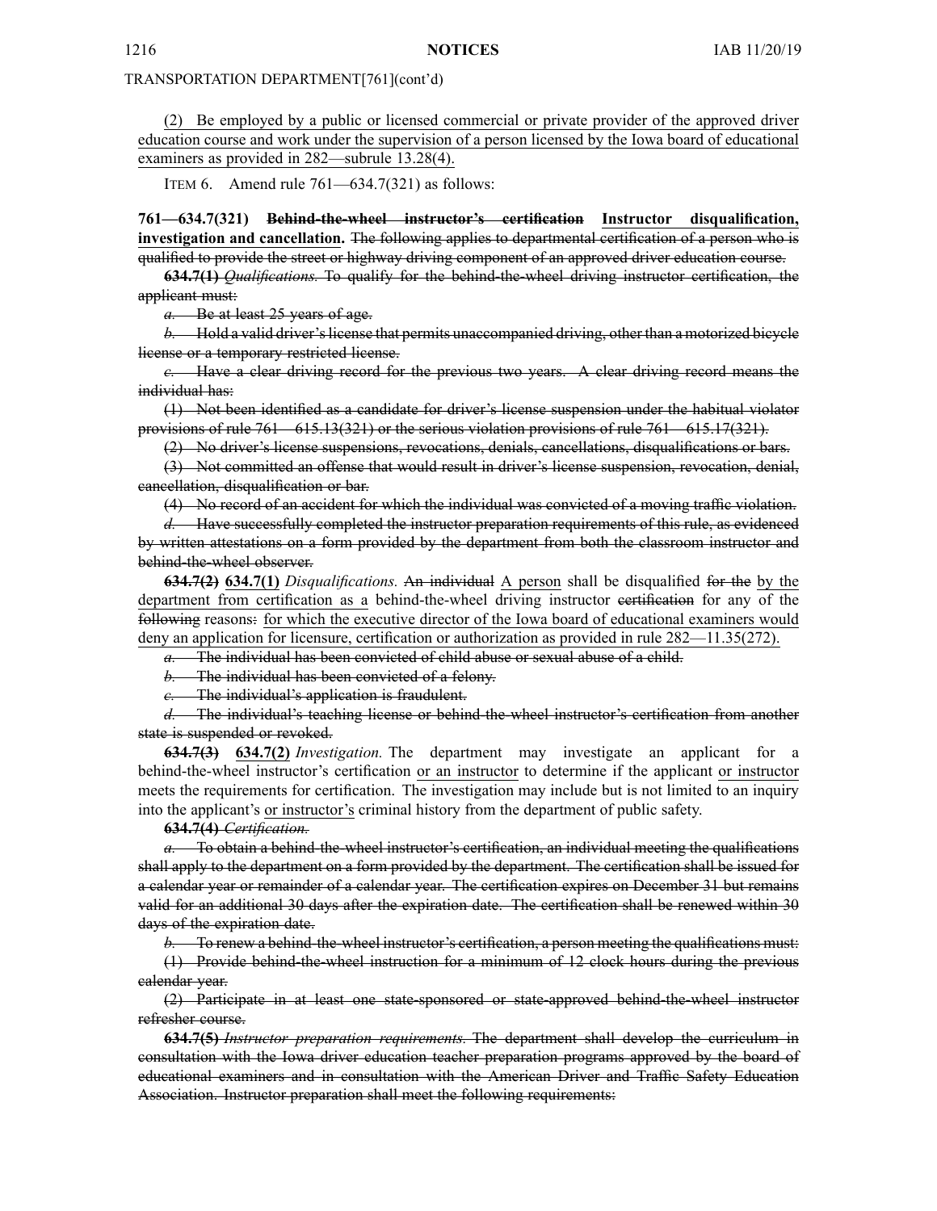TRANSPORTATION DEPARTMENT[761](cont'd)

(2) Be employed by a public or licensed commercial or private provider of the approved driver education course and work under the supervision of a person licensed by the Iowa board of educational examiners as provided in 282—subrule 13.28(4).

ITEM 6. Amend rule 761—634.7(321) as follows:

**761—634.7(321) ~~Behind-the-wheel instructor's certification~~ Instructor disqualification, investigation and cancellation.** ~~The following applies to departmental certification of a person who is qualified to provide the street or highway driving component of an approved driver education course.~~

~~**634.7(1)** *Qualifications.* To qualify for the behind-the-wheel driving instructor certification, the applicant must:~~

~~*a.* Be at least 25 years of age.~~

~~*b.* Hold a valid driver's license that permits unaccompanied driving, other than a motorized bicycle license or a temporary restricted license.~~

~~*c.* Have a clear driving record for the previous two years. A clear driving record means the individual has:~~

~~(1) Not been identified as a candidate for driver's license suspension under the habitual violator provisions of rule 761—615.13(321) or the serious violation provisions of rule 761—615.17(321).~~

~~(2) No driver's license suspensions, revocations, denials, cancellations, disqualifications or bars.~~

~~(3) Not committed an offense that would result in driver's license suspension, revocation, denial, cancellation, disqualification or bar.~~

~~(4) No record of an accident for which the individual was convicted of a moving traffic violation.~~

~~*d.* Have successfully completed the instructor preparation requirements of this rule, as evidenced by written attestations on a form provided by the department from both the classroom instructor and behind-the-wheel observer.~~

**~~634.7(2)~~ 634.7(1)** *Disqualifications.* ~~An individual~~ A person shall be disqualified ~~for the~~ by the department from certification as a behind-the-wheel driving instructor ~~certification~~ for any of the ~~following~~ reasons~~:~~ for which the executive director of the Iowa board of educational examiners would deny an application for licensure, certification or authorization as provided in rule 282—11.35(272).

~~*a.* The individual has been convicted of child abuse or sexual abuse of a child.~~

~~*b.* The individual has been convicted of a felony.~~

~~*c.* The individual's application is fraudulent.~~

~~*d.* The individual's teaching license or behind-the-wheel instructor's certification from another state is suspended or revoked.~~

**~~634.7(3)~~ 634.7(2)** *Investigation.* The department may investigate an applicant for a behind-the-wheel instructor's certification or an instructor to determine if the applicant or instructor meets the requirements for certification. The investigation may include but is not limited to an inquiry into the applicant's or instructor's criminal history from the department of public safety.

~~**634.7(4)** *Certification.*~~

~~*a.* To obtain a behind-the-wheel instructor's certification, an individual meeting the qualifications shall apply to the department on a form provided by the department. The certification shall be issued for a calendar year or remainder of a calendar year. The certification expires on December 31 but remains valid for an additional 30 days after the expiration date. The certification shall be renewed within 30 days of the expiration date.~~

~~*b.* To renew a behind-the-wheel instructor's certification, a person meeting the qualifications must:~~

~~(1) Provide behind-the-wheel instruction for a minimum of 12 clock hours during the previous calendar year.~~

~~(2) Participate in at least one state-sponsored or state-approved behind-the-wheel instructor refresher course.~~

~~**634.7(5)** *Instructor preparation requirements.* The department shall develop the curriculum in consultation with the Iowa driver education teacher preparation programs approved by the board of educational examiners and in consultation with the American Driver and Traffic Safety Education Association. Instructor preparation shall meet the following requirements:~~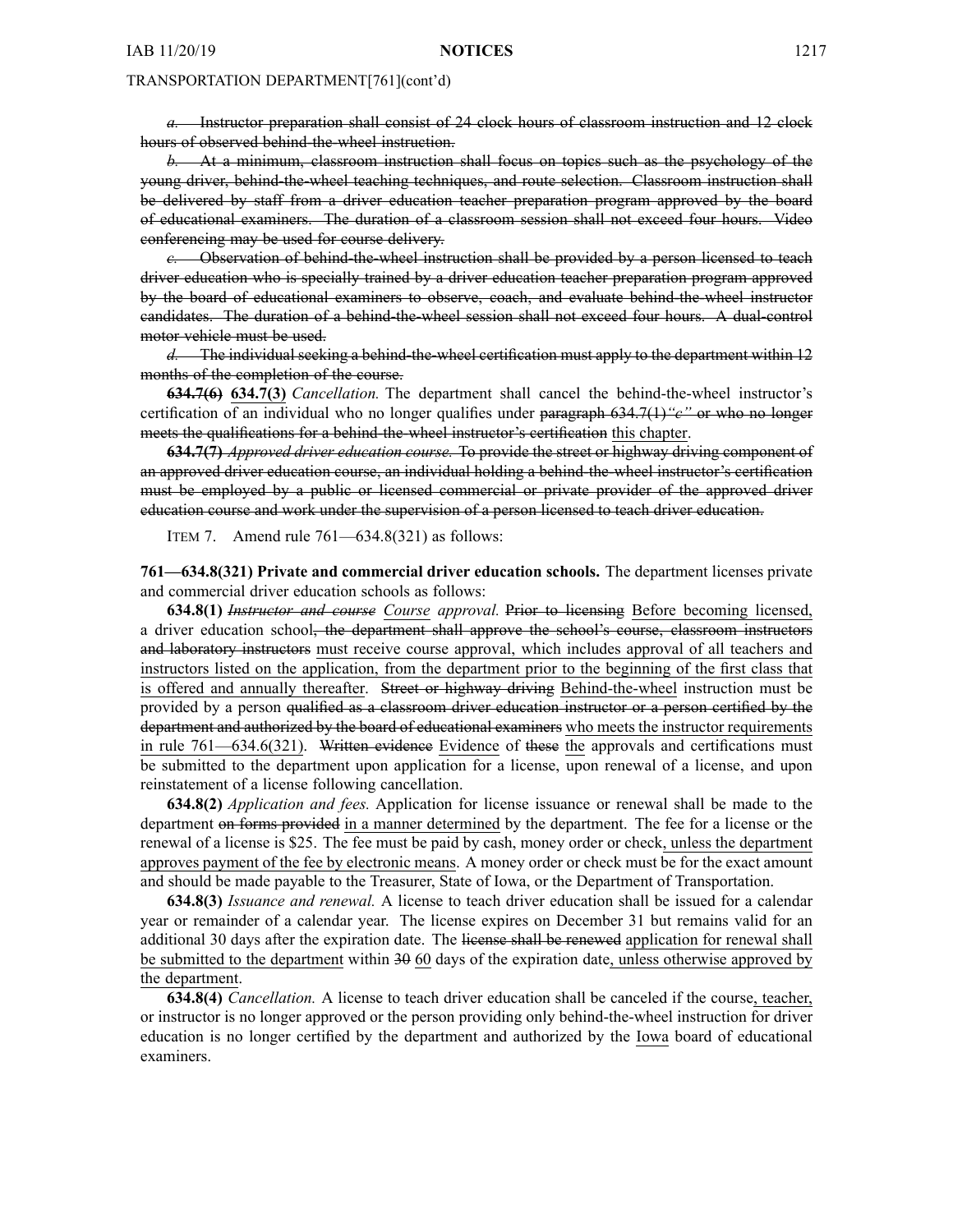TRANSPORTATION DEPARTMENT[761](cont'd)

~~*a.* Instructor preparation shall consist of 24 clock hours of classroom instruction and 12 clock hours of observed behind-the-wheel instruction.~~

~~*b.* At a minimum, classroom instruction shall focus on topics such as the psychology of the young driver, behind-the-wheel teaching techniques, and route selection. Classroom instruction shall be delivered by staff from a driver education teacher preparation program approved by the board of educational examiners. The duration of a classroom session shall not exceed four hours. Video conferencing may be used for course delivery.~~

~~*c.* Observation of behind-the-wheel instruction shall be provided by a person licensed to teach driver education who is specially trained by a driver education teacher preparation program approved by the board of educational examiners to observe, coach, and evaluate behind-the-wheel instructor candidates. The duration of a behind-the-wheel session shall not exceed four hours. A dual-control motor vehicle must be used.~~

~~*d.* The individual seeking a behind-the-wheel certification must apply to the department within 12 months of the completion of the course.~~

~~**634.7(6)**~~ <u>**634.7(3)**</u> *Cancellation.* The department shall cancel the behind-the-wheel instructor's certification of an individual who no longer qualifies under ~~paragraph 634.7(1)*"c"* or who no longer meets the qualifications for a behind-the-wheel instructor's certification~~ <u>this chapter</u>.

~~**634.7(7)** *Approved driver education course.* To provide the street or highway driving component of an approved driver education course, an individual holding a behind-the-wheel instructor's certification must be employed by a public or licensed commercial or private provider of the approved driver education course and work under the supervision of a person licensed to teach driver education.~~

ITEM 7. Amend rule 761—634.8(321) as follows:

**761—634.8(321) Private and commercial driver education schools.** The department licenses private and commercial driver education schools as follows:

**634.8(1)** ~~*Instructor and course*~~ <u>*Course*</u> *approval.* ~~Prior to licensing~~ <u>Before becoming licensed,</u> a driver education school~~, the department shall approve the school's course, classroom instructors and laboratory instructors~~ <u>must receive course approval, which includes approval of all teachers and instructors listed on the application, from the department prior to the beginning of the first class that is offered and annually thereafter</u>. ~~Street or highway driving~~ <u>Behind-the-wheel</u> instruction must be provided by a person ~~qualified as a classroom driver education instructor or a person certified by the department and authorized by the board of educational examiners~~ <u>who meets the instructor requirements in rule 761—634.6(321)</u>. ~~Written evidence~~ <u>Evidence</u> of ~~these~~ <u>the</u> approvals and certifications must be submitted to the department upon application for a license, upon renewal of a license, and upon reinstatement of a license following cancellation.

**634.8(2)** *Application and fees.* Application for license issuance or renewal shall be made to the department ~~on forms provided~~ <u>in a manner determined</u> by the department. The fee for a license or the renewal of a license is $25. The fee must be paid by cash, money order or check<u>, unless the department approves payment of the fee by electronic means</u>. A money order or check must be for the exact amount and should be made payable to the Treasurer, State of Iowa, or the Department of Transportation.

**634.8(3)** *Issuance and renewal.* A license to teach driver education shall be issued for a calendar year or remainder of a calendar year. The license expires on December 31 but remains valid for an additional 30 days after the expiration date. The ~~license shall be renewed~~ <u>application for renewal shall be submitted to the department</u> within ~~30~~ <u>60</u> days of the expiration date<u>, unless otherwise approved by the department</u>.

**634.8(4)** *Cancellation.* A license to teach driver education shall be canceled if the course<u>, teacher,</u> or instructor is no longer approved or the person providing only behind-the-wheel instruction for driver education is no longer certified by the department and authorized by the <u>Iowa</u> board of educational examiners.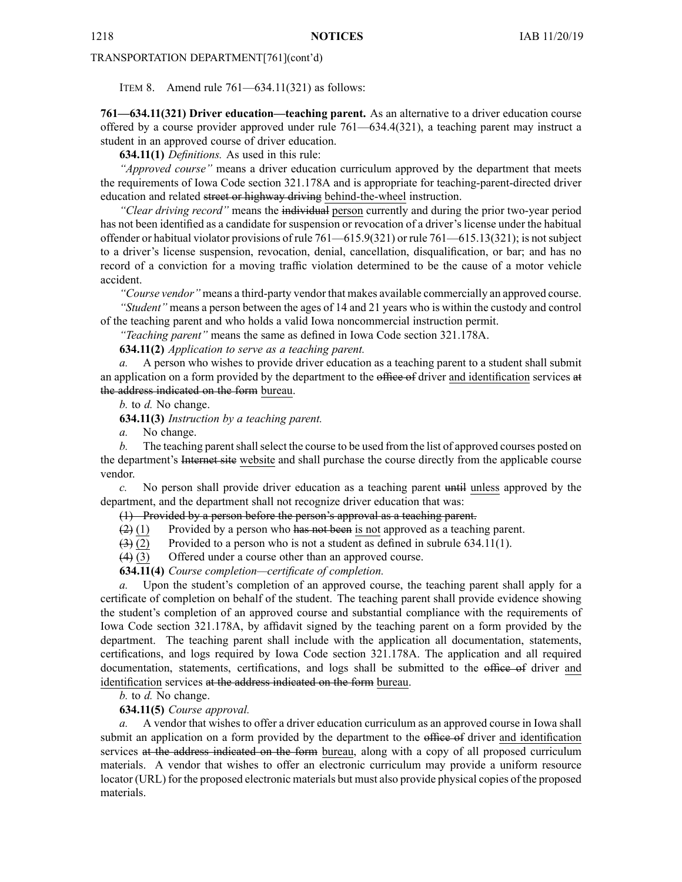TRANSPORTATION DEPARTMENT[761](cont'd)

ITEM 8. Amend rule 761—634.11(321) as follows:

**761—634.11(321) Driver education—teaching parent.** As an alternative to a driver education course offered by a course provider approved under rule 761—634.4(321), a teaching parent may instruct a student in an approved course of driver education.

**634.11(1)** *Definitions.* As used in this rule:

*"Approved course"* means a driver education curriculum approved by the department that meets the requirements of Iowa Code section 321.178A and is appropriate for teaching-parent-directed driver education and related ~~street or highway driving~~ behind-the-wheel instruction.

*"Clear driving record"* means the ~~individual~~ person currently and during the prior two-year period has not been identified as a candidate for suspension or revocation of a driver's license under the habitual offender or habitual violator provisions of rule 761—615.9(321) or rule 761—615.13(321); is not subject to a driver's license suspension, revocation, denial, cancellation, disqualification, or bar; and has no record of a conviction for a moving traffic violation determined to be the cause of a motor vehicle accident.

*"Course vendor"* means a third-party vendor that makes available commercially an approved course.

*"Student"* means a person between the ages of 14 and 21 years who is within the custody and control of the teaching parent and who holds a valid Iowa noncommercial instruction permit.

*"Teaching parent"* means the same as defined in Iowa Code section 321.178A.

**634.11(2)** *Application to serve as a teaching parent.*

*a.* A person who wishes to provide driver education as a teaching parent to a student shall submit an application on a form provided by the department to the ~~office of~~ driver and identification services ~~at the address indicated on the form~~ bureau.

*b.* to *d.* No change.

**634.11(3)** *Instruction by a teaching parent.*

*a.* No change.

*b.* The teaching parent shall select the course to be used from the list of approved courses posted on the department's ~~Internet site~~ website and shall purchase the course directly from the applicable course vendor.

*c.* No person shall provide driver education as a teaching parent ~~until~~ unless approved by the department, and the department shall not recognize driver education that was:

~~(1) Provided by a person before the person's approval as a teaching parent.~~

~~(2)~~ (1) Provided by a person who ~~has not been~~ is not approved as a teaching parent.

~~(3)~~ (2) Provided to a person who is not a student as defined in subrule 634.11(1).

~~(4)~~ (3) Offered under a course other than an approved course.

**634.11(4)** *Course completion—certificate of completion.*

*a.* Upon the student's completion of an approved course, the teaching parent shall apply for a certificate of completion on behalf of the student. The teaching parent shall provide evidence showing the student's completion of an approved course and substantial compliance with the requirements of Iowa Code section 321.178A, by affidavit signed by the teaching parent on a form provided by the department. The teaching parent shall include with the application all documentation, statements, certifications, and logs required by Iowa Code section 321.178A. The application and all required documentation, statements, certifications, and logs shall be submitted to the ~~office of~~ driver and identification services ~~at the address indicated on the form~~ bureau.

*b.* to *d.* No change.

**634.11(5)** *Course approval.*

*a.* A vendor that wishes to offer a driver education curriculum as an approved course in Iowa shall submit an application on a form provided by the department to the ~~office of~~ driver and identification services ~~at the address indicated on the form~~ bureau, along with a copy of all proposed curriculum materials. A vendor that wishes to offer an electronic curriculum may provide a uniform resource locator (URL) for the proposed electronic materials but must also provide physical copies of the proposed materials.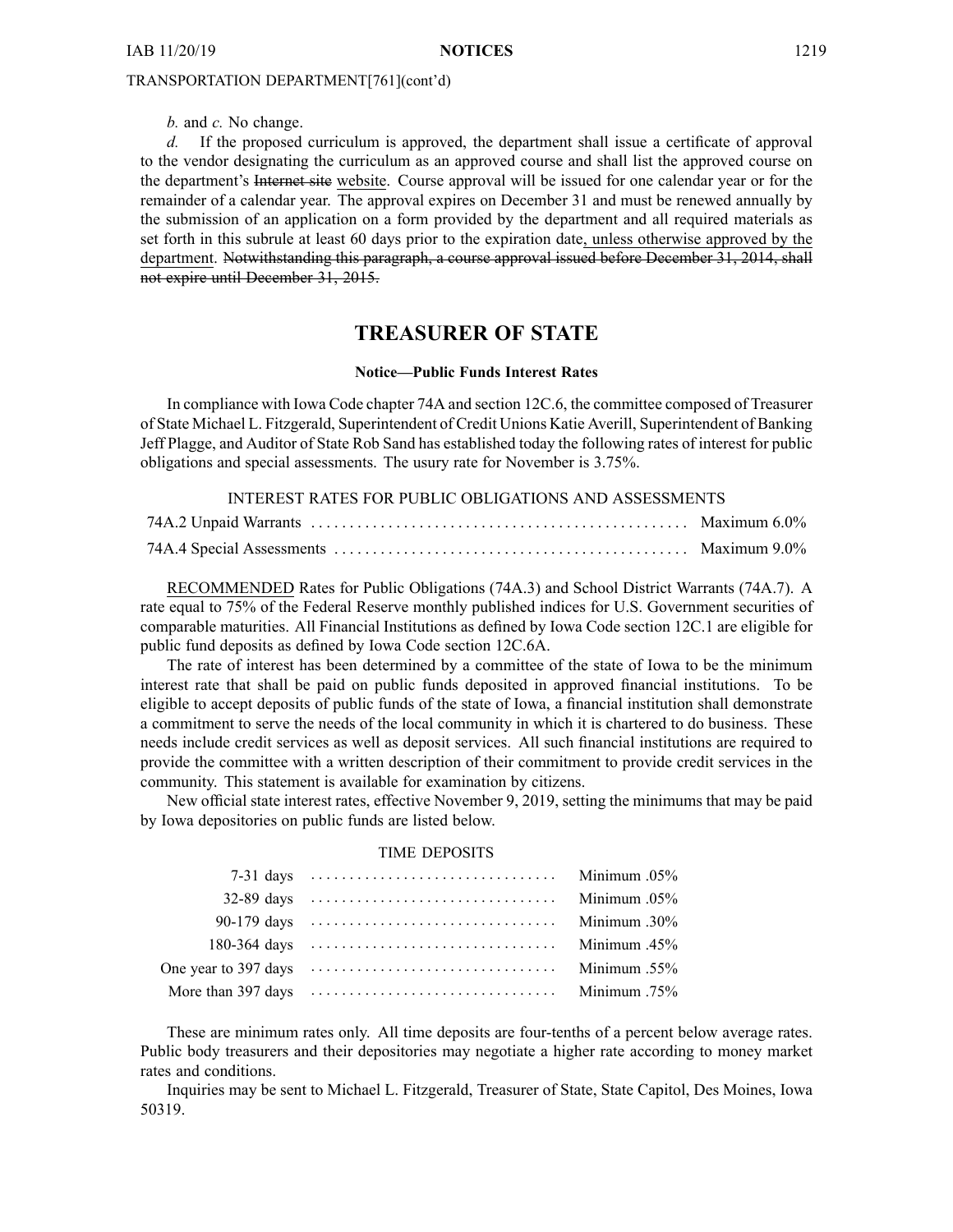TRANSPORTATION DEPARTMENT[761](cont'd)

*b.* and *c.* No change.

*d.* If the proposed curriculum is approved, the department shall issue a certificate of approval to the vendor designating the curriculum as an approved course and shall list the approved course on the department's ~~Internet site~~ <u>website</u>. Course approval will be issued for one calendar year or for the remainder of a calendar year. The approval expires on December 31 and must be renewed annually by the submission of an application on a form provided by the department and all required materials as set forth in this subrule at least 60 days prior to the expiration date<u>, unless otherwise approved by the department</u>. ~~Notwithstanding this paragraph, a course approval issued before December 31, 2014, shall not expire until December 31, 2015.~~

# TREASURER OF STATE

**Notice—Public Funds Interest Rates**

In compliance with Iowa Code chapter 74A and section 12C.6, the committee composed of Treasurer of State Michael L. Fitzgerald, Superintendent of Credit Unions Katie Averill, Superintendent of Banking Jeff Plagge, and Auditor of State Rob Sand has established today the following rates of interest for public obligations and special assessments. The usury rate for November is 3.75%.

INTEREST RATES FOR PUBLIC OBLIGATIONS AND ASSESSMENTS

| | |
|---|---|
| 74A.2 Unpaid Warrants | Maximum 6.0% |
| 74A.4 Special Assessments | Maximum 9.0% |

<u>RECOMMENDED</u> Rates for Public Obligations (74A.3) and School District Warrants (74A.7). A rate equal to 75% of the Federal Reserve monthly published indices for U.S. Government securities of comparable maturities. All Financial Institutions as defined by Iowa Code section 12C.1 are eligible for public fund deposits as defined by Iowa Code section 12C.6A.

The rate of interest has been determined by a committee of the state of Iowa to be the minimum interest rate that shall be paid on public funds deposited in approved financial institutions. To be eligible to accept deposits of public funds of the state of Iowa, a financial institution shall demonstrate a commitment to serve the needs of the local community in which it is chartered to do business. These needs include credit services as well as deposit services. All such financial institutions are required to provide the committee with a written description of their commitment to provide credit services in the community. This statement is available for examination by citizens.

New official state interest rates, effective November 9, 2019, setting the minimums that may be paid by Iowa depositories on public funds are listed below.

TIME DEPOSITS

| | |
|---|---|
| 7-31 days | Minimum .05% |
| 32-89 days | Minimum .05% |
| 90-179 days | Minimum .30% |
| 180-364 days | Minimum .45% |
| One year to 397 days | Minimum .55% |
| More than 397 days | Minimum .75% |

These are minimum rates only. All time deposits are four-tenths of a percent below average rates. Public body treasurers and their depositories may negotiate a higher rate according to money market rates and conditions.

Inquiries may be sent to Michael L. Fitzgerald, Treasurer of State, State Capitol, Des Moines, Iowa 50319.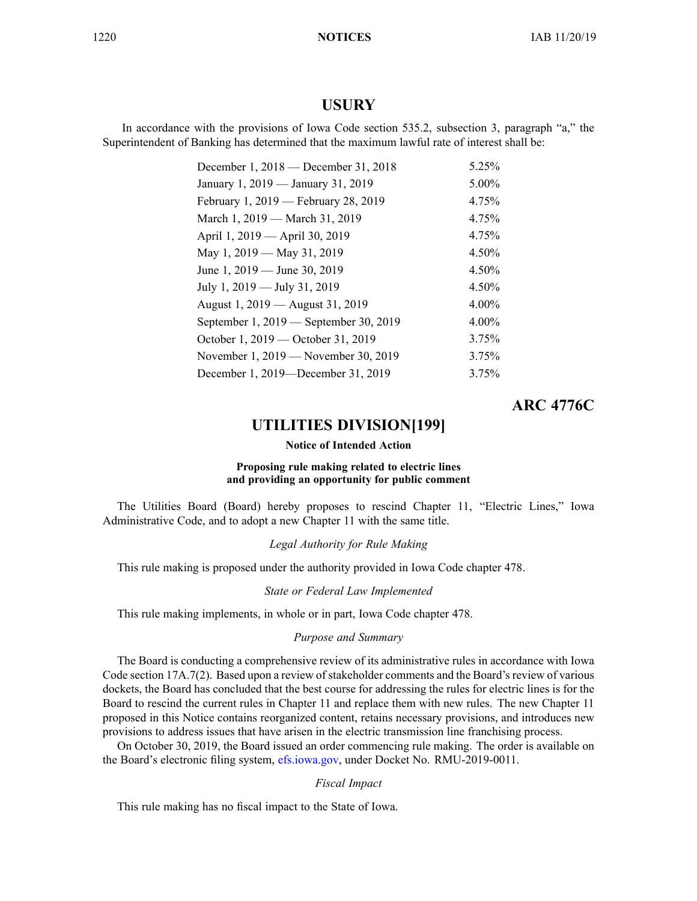## USURY

In accordance with the provisions of Iowa Code section 535.2, subsection 3, paragraph "a," the Superintendent of Banking has determined that the maximum lawful rate of interest shall be:

| | |
|---|---|
| December 1, 2018 — December 31, 2018 | 5.25% |
| January 1, 2019 — January 31, 2019 | 5.00% |
| February 1, 2019 — February 28, 2019 | 4.75% |
| March 1, 2019 — March 31, 2019 | 4.75% |
| April 1, 2019 — April 30, 2019 | 4.75% |
| May 1, 2019 — May 31, 2019 | 4.50% |
| June 1, 2019 — June 30, 2019 | 4.50% |
| July 1, 2019 — July 31, 2019 | 4.50% |
| August 1, 2019 — August 31, 2019 | 4.00% |
| September 1, 2019 — September 30, 2019 | 4.00% |
| October 1, 2019 — October 31, 2019 | 3.75% |
| November 1, 2019 — November 30, 2019 | 3.75% |
| December 1, 2019—December 31, 2019 | 3.75% |

**ARC 4776C**

## UTILITIES DIVISION[199]

**Notice of Intended Action**

**Proposing rule making related to electric lines and providing an opportunity for public comment**

The Utilities Board (Board) hereby proposes to rescind Chapter 11, "Electric Lines," Iowa Administrative Code, and to adopt a new Chapter 11 with the same title.

*Legal Authority for Rule Making*

This rule making is proposed under the authority provided in Iowa Code chapter 478.

*State or Federal Law Implemented*

This rule making implements, in whole or in part, Iowa Code chapter 478.

*Purpose and Summary*

The Board is conducting a comprehensive review of its administrative rules in accordance with Iowa Code section 17A.7(2). Based upon a review of stakeholder comments and the Board's review of various dockets, the Board has concluded that the best course for addressing the rules for electric lines is for the Board to rescind the current rules in Chapter 11 and replace them with new rules. The new Chapter 11 proposed in this Notice contains reorganized content, retains necessary provisions, and introduces new provisions to address issues that have arisen in the electric transmission line franchising process.

On October 30, 2019, the Board issued an order commencing rule making. The order is available on the Board's electronic filing system, efs.iowa.gov, under Docket No. RMU-2019-0011.

*Fiscal Impact*

This rule making has no fiscal impact to the State of Iowa.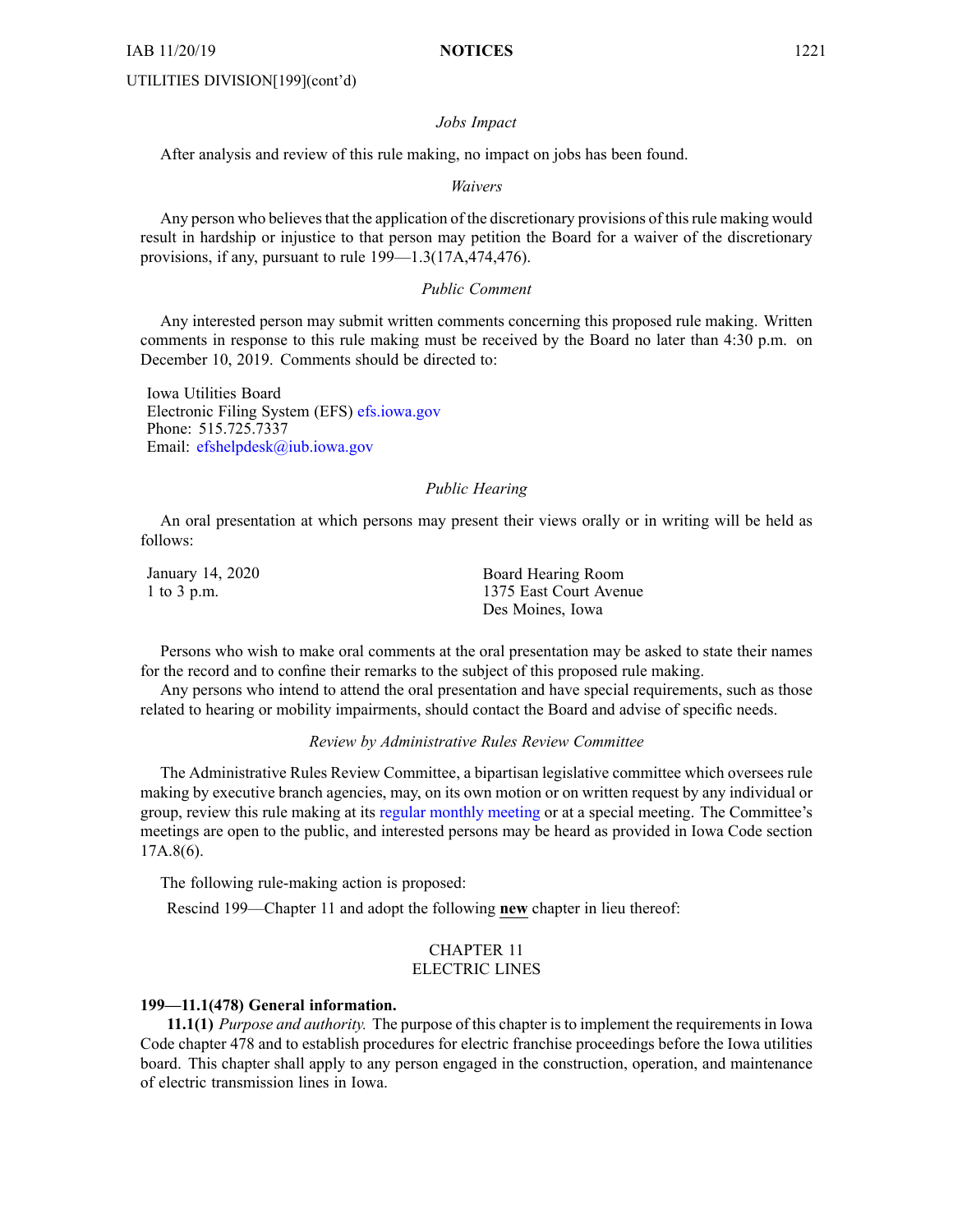UTILITIES DIVISION[199](cont'd)

*Jobs Impact*

After analysis and review of this rule making, no impact on jobs has been found.

*Waivers*

Any person who believes that the application of the discretionary provisions of this rule making would result in hardship or injustice to that person may petition the Board for a waiver of the discretionary provisions, if any, pursuant to rule 199—1.3(17A,474,476).

*Public Comment*

Any interested person may submit written comments concerning this proposed rule making. Written comments in response to this rule making must be received by the Board no later than 4:30 p.m. on December 10, 2019. Comments should be directed to:

Iowa Utilities Board
Electronic Filing System (EFS) efs.iowa.gov
Phone: 515.725.7337
Email: efshelpdesk@iub.iowa.gov

*Public Hearing*

An oral presentation at which persons may present their views orally or in writing will be held as follows:

| | |
|---|---|
| January 14, 2020<br>1 to 3 p.m. | Board Hearing Room<br>1375 East Court Avenue<br>Des Moines, Iowa |

Persons who wish to make oral comments at the oral presentation may be asked to state their names for the record and to confine their remarks to the subject of this proposed rule making.

Any persons who intend to attend the oral presentation and have special requirements, such as those related to hearing or mobility impairments, should contact the Board and advise of specific needs.

*Review by Administrative Rules Review Committee*

The Administrative Rules Review Committee, a bipartisan legislative committee which oversees rule making by executive branch agencies, may, on its own motion or on written request by any individual or group, review this rule making at its regular monthly meeting or at a special meeting. The Committee's meetings are open to the public, and interested persons may be heard as provided in Iowa Code section 17A.8(6).

The following rule-making action is proposed:

Rescind 199—Chapter 11 and adopt the following **new** chapter in lieu thereof:

CHAPTER 11
ELECTRIC LINES

**199—11.1(478) General information.**

**11.1(1)** *Purpose and authority.* The purpose of this chapter is to implement the requirements in Iowa Code chapter 478 and to establish procedures for electric franchise proceedings before the Iowa utilities board. This chapter shall apply to any person engaged in the construction, operation, and maintenance of electric transmission lines in Iowa.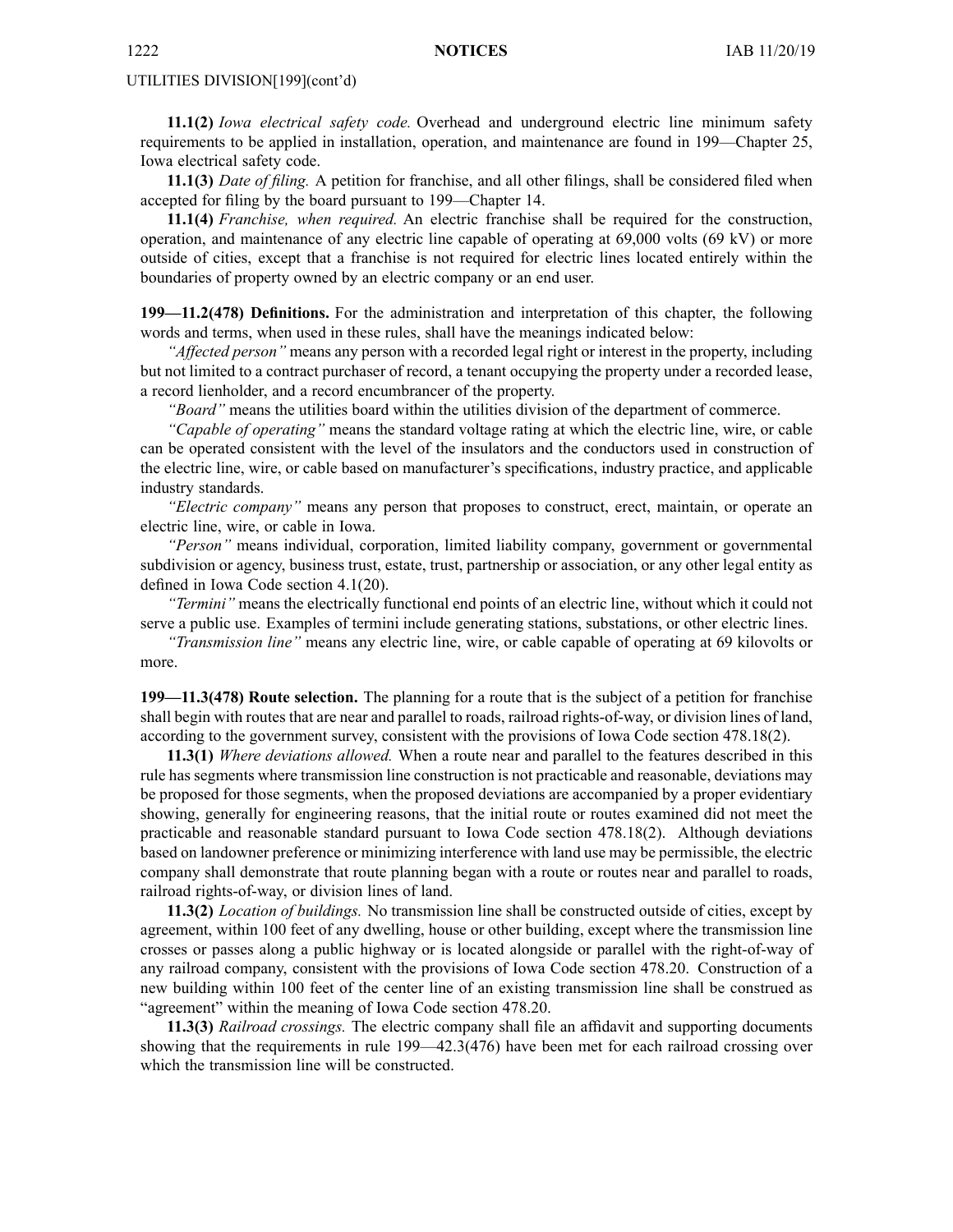UTILITIES DIVISION[199](cont'd)

**11.1(2)** *Iowa electrical safety code.* Overhead and underground electric line minimum safety requirements to be applied in installation, operation, and maintenance are found in 199—Chapter 25, Iowa electrical safety code.

**11.1(3)** *Date of filing.* A petition for franchise, and all other filings, shall be considered filed when accepted for filing by the board pursuant to 199—Chapter 14.

**11.1(4)** *Franchise, when required.* An electric franchise shall be required for the construction, operation, and maintenance of any electric line capable of operating at 69,000 volts (69 kV) or more outside of cities, except that a franchise is not required for electric lines located entirely within the boundaries of property owned by an electric company or an end user.

**199—11.2(478) Definitions.** For the administration and interpretation of this chapter, the following words and terms, when used in these rules, shall have the meanings indicated below:

*"Affected person"* means any person with a recorded legal right or interest in the property, including but not limited to a contract purchaser of record, a tenant occupying the property under a recorded lease, a record lienholder, and a record encumbrancer of the property.

*"Board"* means the utilities board within the utilities division of the department of commerce.

*"Capable of operating"* means the standard voltage rating at which the electric line, wire, or cable can be operated consistent with the level of the insulators and the conductors used in construction of the electric line, wire, or cable based on manufacturer's specifications, industry practice, and applicable industry standards.

*"Electric company"* means any person that proposes to construct, erect, maintain, or operate an electric line, wire, or cable in Iowa.

*"Person"* means individual, corporation, limited liability company, government or governmental subdivision or agency, business trust, estate, trust, partnership or association, or any other legal entity as defined in Iowa Code section 4.1(20).

*"Termini"* means the electrically functional end points of an electric line, without which it could not serve a public use. Examples of termini include generating stations, substations, or other electric lines.

*"Transmission line"* means any electric line, wire, or cable capable of operating at 69 kilovolts or more.

**199—11.3(478) Route selection.** The planning for a route that is the subject of a petition for franchise shall begin with routes that are near and parallel to roads, railroad rights-of-way, or division lines of land, according to the government survey, consistent with the provisions of Iowa Code section 478.18(2).

**11.3(1)** *Where deviations allowed.* When a route near and parallel to the features described in this rule has segments where transmission line construction is not practicable and reasonable, deviations may be proposed for those segments, when the proposed deviations are accompanied by a proper evidentiary showing, generally for engineering reasons, that the initial route or routes examined did not meet the practicable and reasonable standard pursuant to Iowa Code section 478.18(2). Although deviations based on landowner preference or minimizing interference with land use may be permissible, the electric company shall demonstrate that route planning began with a route or routes near and parallel to roads, railroad rights-of-way, or division lines of land.

**11.3(2)** *Location of buildings.* No transmission line shall be constructed outside of cities, except by agreement, within 100 feet of any dwelling, house or other building, except where the transmission line crosses or passes along a public highway or is located alongside or parallel with the right-of-way of any railroad company, consistent with the provisions of Iowa Code section 478.20. Construction of a new building within 100 feet of the center line of an existing transmission line shall be construed as "agreement" within the meaning of Iowa Code section 478.20.

**11.3(3)** *Railroad crossings.* The electric company shall file an affidavit and supporting documents showing that the requirements in rule 199—42.3(476) have been met for each railroad crossing over which the transmission line will be constructed.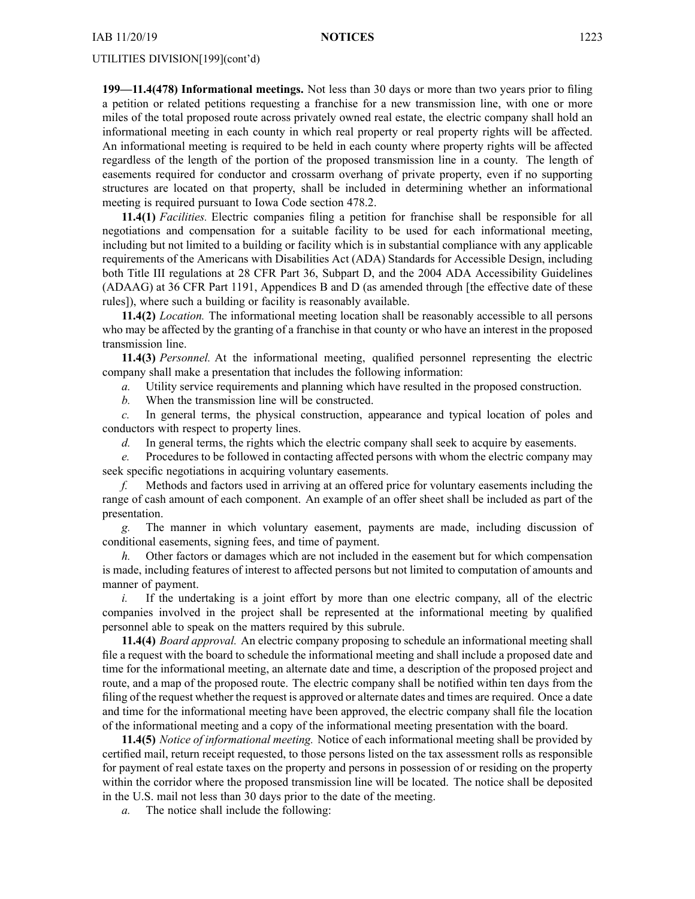UTILITIES DIVISION[199](cont'd)

**199—11.4(478) Informational meetings.** Not less than 30 days or more than two years prior to filing a petition or related petitions requesting a franchise for a new transmission line, with one or more miles of the total proposed route across privately owned real estate, the electric company shall hold an informational meeting in each county in which real property or real property rights will be affected. An informational meeting is required to be held in each county where property rights will be affected regardless of the length of the portion of the proposed transmission line in a county. The length of easements required for conductor and crossarm overhang of private property, even if no supporting structures are located on that property, shall be included in determining whether an informational meeting is required pursuant to Iowa Code section 478.2.

**11.4(1)** *Facilities.* Electric companies filing a petition for franchise shall be responsible for all negotiations and compensation for a suitable facility to be used for each informational meeting, including but not limited to a building or facility which is in substantial compliance with any applicable requirements of the Americans with Disabilities Act (ADA) Standards for Accessible Design, including both Title III regulations at 28 CFR Part 36, Subpart D, and the 2004 ADA Accessibility Guidelines (ADAAG) at 36 CFR Part 1191, Appendices B and D (as amended through [the effective date of these rules]), where such a building or facility is reasonably available.

**11.4(2)** *Location.* The informational meeting location shall be reasonably accessible to all persons who may be affected by the granting of a franchise in that county or who have an interest in the proposed transmission line.

**11.4(3)** *Personnel.* At the informational meeting, qualified personnel representing the electric company shall make a presentation that includes the following information:

*a.* Utility service requirements and planning which have resulted in the proposed construction.

*b.* When the transmission line will be constructed.

*c.* In general terms, the physical construction, appearance and typical location of poles and conductors with respect to property lines.

*d.* In general terms, the rights which the electric company shall seek to acquire by easements.

*e.* Procedures to be followed in contacting affected persons with whom the electric company may seek specific negotiations in acquiring voluntary easements.

*f.* Methods and factors used in arriving at an offered price for voluntary easements including the range of cash amount of each component. An example of an offer sheet shall be included as part of the presentation.

*g.* The manner in which voluntary easement, payments are made, including discussion of conditional easements, signing fees, and time of payment.

*h.* Other factors or damages which are not included in the easement but for which compensation is made, including features of interest to affected persons but not limited to computation of amounts and manner of payment.

*i.* If the undertaking is a joint effort by more than one electric company, all of the electric companies involved in the project shall be represented at the informational meeting by qualified personnel able to speak on the matters required by this subrule.

**11.4(4)** *Board approval.* An electric company proposing to schedule an informational meeting shall file a request with the board to schedule the informational meeting and shall include a proposed date and time for the informational meeting, an alternate date and time, a description of the proposed project and route, and a map of the proposed route. The electric company shall be notified within ten days from the filing of the request whether the request is approved or alternate dates and times are required. Once a date and time for the informational meeting have been approved, the electric company shall file the location of the informational meeting and a copy of the informational meeting presentation with the board.

**11.4(5)** *Notice of informational meeting.* Notice of each informational meeting shall be provided by certified mail, return receipt requested, to those persons listed on the tax assessment rolls as responsible for payment of real estate taxes on the property and persons in possession of or residing on the property within the corridor where the proposed transmission line will be located. The notice shall be deposited in the U.S. mail not less than 30 days prior to the date of the meeting.

*a.* The notice shall include the following: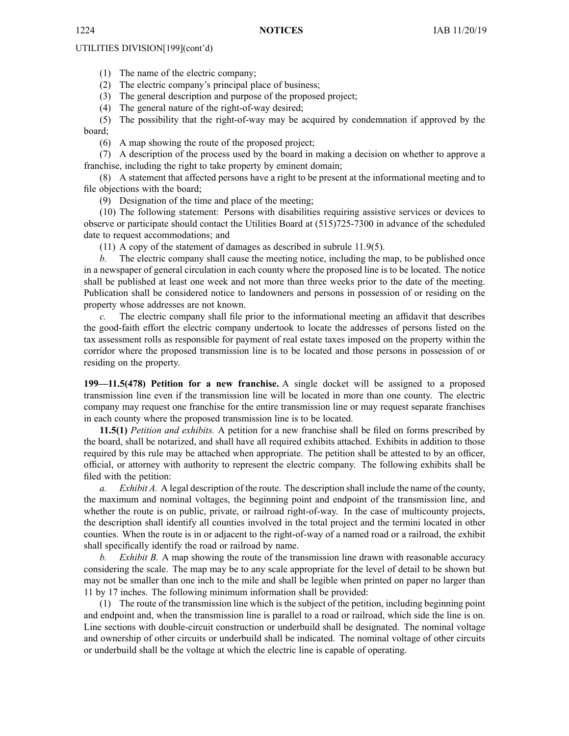UTILITIES DIVISION[199](cont'd)

(1) The name of the electric company;

(2) The electric company's principal place of business;

(3) The general description and purpose of the proposed project;

(4) The general nature of the right-of-way desired;

(5) The possibility that the right-of-way may be acquired by condemnation if approved by the board;

(6) A map showing the route of the proposed project;

(7) A description of the process used by the board in making a decision on whether to approve a franchise, including the right to take property by eminent domain;

(8) A statement that affected persons have a right to be present at the informational meeting and to file objections with the board;

(9) Designation of the time and place of the meeting;

(10) The following statement: Persons with disabilities requiring assistive services or devices to observe or participate should contact the Utilities Board at (515)725-7300 in advance of the scheduled date to request accommodations; and

(11) A copy of the statement of damages as described in subrule 11.9(5).

*b.* The electric company shall cause the meeting notice, including the map, to be published once in a newspaper of general circulation in each county where the proposed line is to be located. The notice shall be published at least one week and not more than three weeks prior to the date of the meeting. Publication shall be considered notice to landowners and persons in possession of or residing on the property whose addresses are not known.

*c.* The electric company shall file prior to the informational meeting an affidavit that describes the good-faith effort the electric company undertook to locate the addresses of persons listed on the tax assessment rolls as responsible for payment of real estate taxes imposed on the property within the corridor where the proposed transmission line is to be located and those persons in possession of or residing on the property.

**199—11.5(478) Petition for a new franchise.** A single docket will be assigned to a proposed transmission line even if the transmission line will be located in more than one county. The electric company may request one franchise for the entire transmission line or may request separate franchises in each county where the proposed transmission line is to be located.

**11.5(1)** *Petition and exhibits.* A petition for a new franchise shall be filed on forms prescribed by the board, shall be notarized, and shall have all required exhibits attached. Exhibits in addition to those required by this rule may be attached when appropriate. The petition shall be attested to by an officer, official, or attorney with authority to represent the electric company. The following exhibits shall be filed with the petition:

*a.* *Exhibit A.* A legal description of the route. The description shall include the name of the county, the maximum and nominal voltages, the beginning point and endpoint of the transmission line, and whether the route is on public, private, or railroad right-of-way. In the case of multicounty projects, the description shall identify all counties involved in the total project and the termini located in other counties. When the route is in or adjacent to the right-of-way of a named road or a railroad, the exhibit shall specifically identify the road or railroad by name.

*b.* *Exhibit B.* A map showing the route of the transmission line drawn with reasonable accuracy considering the scale. The map may be to any scale appropriate for the level of detail to be shown but may not be smaller than one inch to the mile and shall be legible when printed on paper no larger than 11 by 17 inches. The following minimum information shall be provided:

(1) The route of the transmission line which is the subject of the petition, including beginning point and endpoint and, when the transmission line is parallel to a road or railroad, which side the line is on. Line sections with double-circuit construction or underbuild shall be designated. The nominal voltage and ownership of other circuits or underbuild shall be indicated. The nominal voltage of other circuits or underbuild shall be the voltage at which the electric line is capable of operating.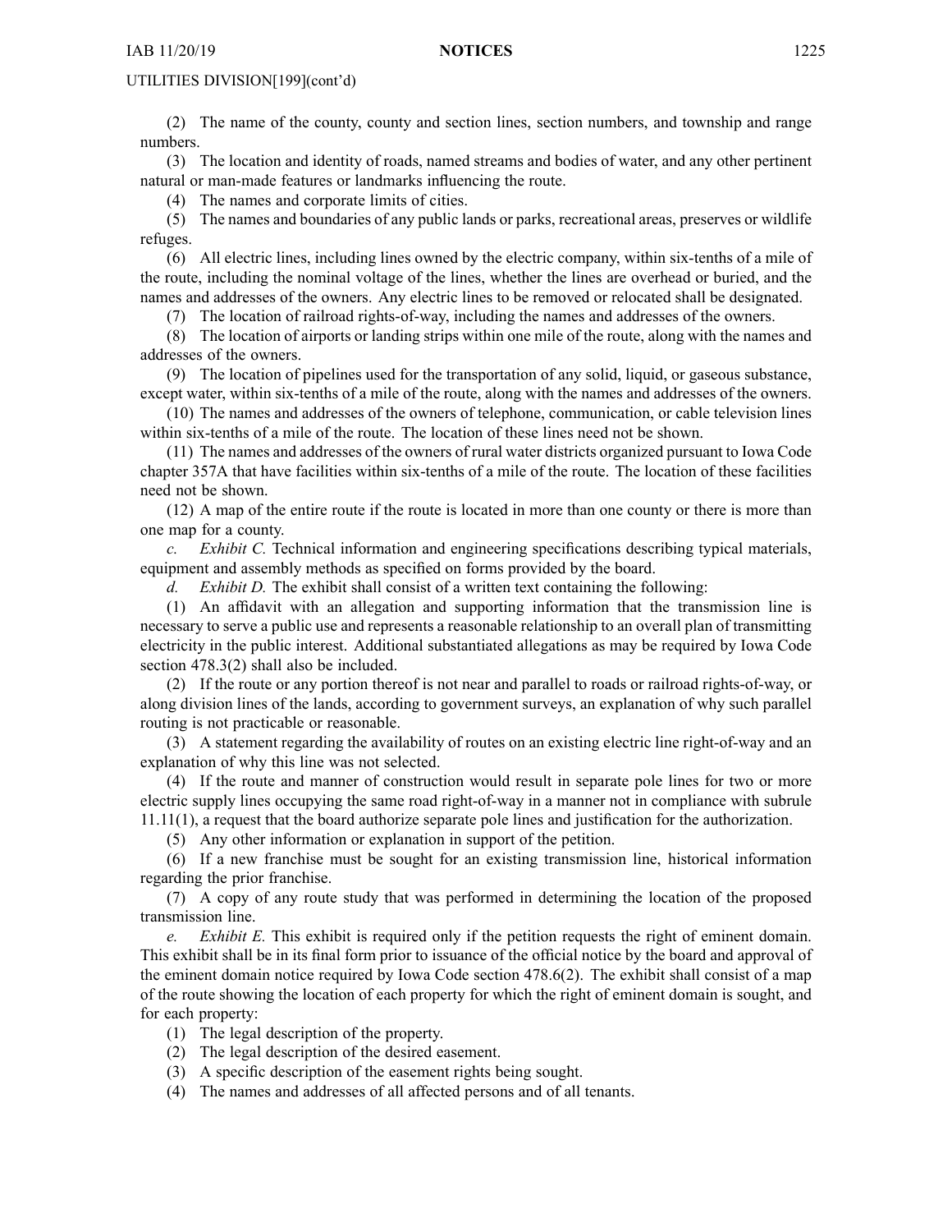UTILITIES DIVISION[199](cont'd)

(2) The name of the county, county and section lines, section numbers, and township and range numbers.

(3) The location and identity of roads, named streams and bodies of water, and any other pertinent natural or man-made features or landmarks influencing the route.

(4) The names and corporate limits of cities.

(5) The names and boundaries of any public lands or parks, recreational areas, preserves or wildlife refuges.

(6) All electric lines, including lines owned by the electric company, within six-tenths of a mile of the route, including the nominal voltage of the lines, whether the lines are overhead or buried, and the names and addresses of the owners. Any electric lines to be removed or relocated shall be designated.

(7) The location of railroad rights-of-way, including the names and addresses of the owners.

(8) The location of airports or landing strips within one mile of the route, along with the names and addresses of the owners.

(9) The location of pipelines used for the transportation of any solid, liquid, or gaseous substance, except water, within six-tenths of a mile of the route, along with the names and addresses of the owners.

(10) The names and addresses of the owners of telephone, communication, or cable television lines within six-tenths of a mile of the route. The location of these lines need not be shown.

(11) The names and addresses of the owners of rural water districts organized pursuant to Iowa Code chapter 357A that have facilities within six-tenths of a mile of the route. The location of these facilities need not be shown.

(12) A map of the entire route if the route is located in more than one county or there is more than one map for a county.

*c. Exhibit C.* Technical information and engineering specifications describing typical materials, equipment and assembly methods as specified on forms provided by the board.

*d. Exhibit D.* The exhibit shall consist of a written text containing the following:

(1) An affidavit with an allegation and supporting information that the transmission line is necessary to serve a public use and represents a reasonable relationship to an overall plan of transmitting electricity in the public interest. Additional substantiated allegations as may be required by Iowa Code section 478.3(2) shall also be included.

(2) If the route or any portion thereof is not near and parallel to roads or railroad rights-of-way, or along division lines of the lands, according to government surveys, an explanation of why such parallel routing is not practicable or reasonable.

(3) A statement regarding the availability of routes on an existing electric line right-of-way and an explanation of why this line was not selected.

(4) If the route and manner of construction would result in separate pole lines for two or more electric supply lines occupying the same road right-of-way in a manner not in compliance with subrule 11.11(1), a request that the board authorize separate pole lines and justification for the authorization.

(5) Any other information or explanation in support of the petition.

(6) If a new franchise must be sought for an existing transmission line, historical information regarding the prior franchise.

(7) A copy of any route study that was performed in determining the location of the proposed transmission line.

*e. Exhibit E.* This exhibit is required only if the petition requests the right of eminent domain. This exhibit shall be in its final form prior to issuance of the official notice by the board and approval of the eminent domain notice required by Iowa Code section 478.6(2). The exhibit shall consist of a map of the route showing the location of each property for which the right of eminent domain is sought, and for each property:

(1) The legal description of the property.

(2) The legal description of the desired easement.

(3) A specific description of the easement rights being sought.

(4) The names and addresses of all affected persons and of all tenants.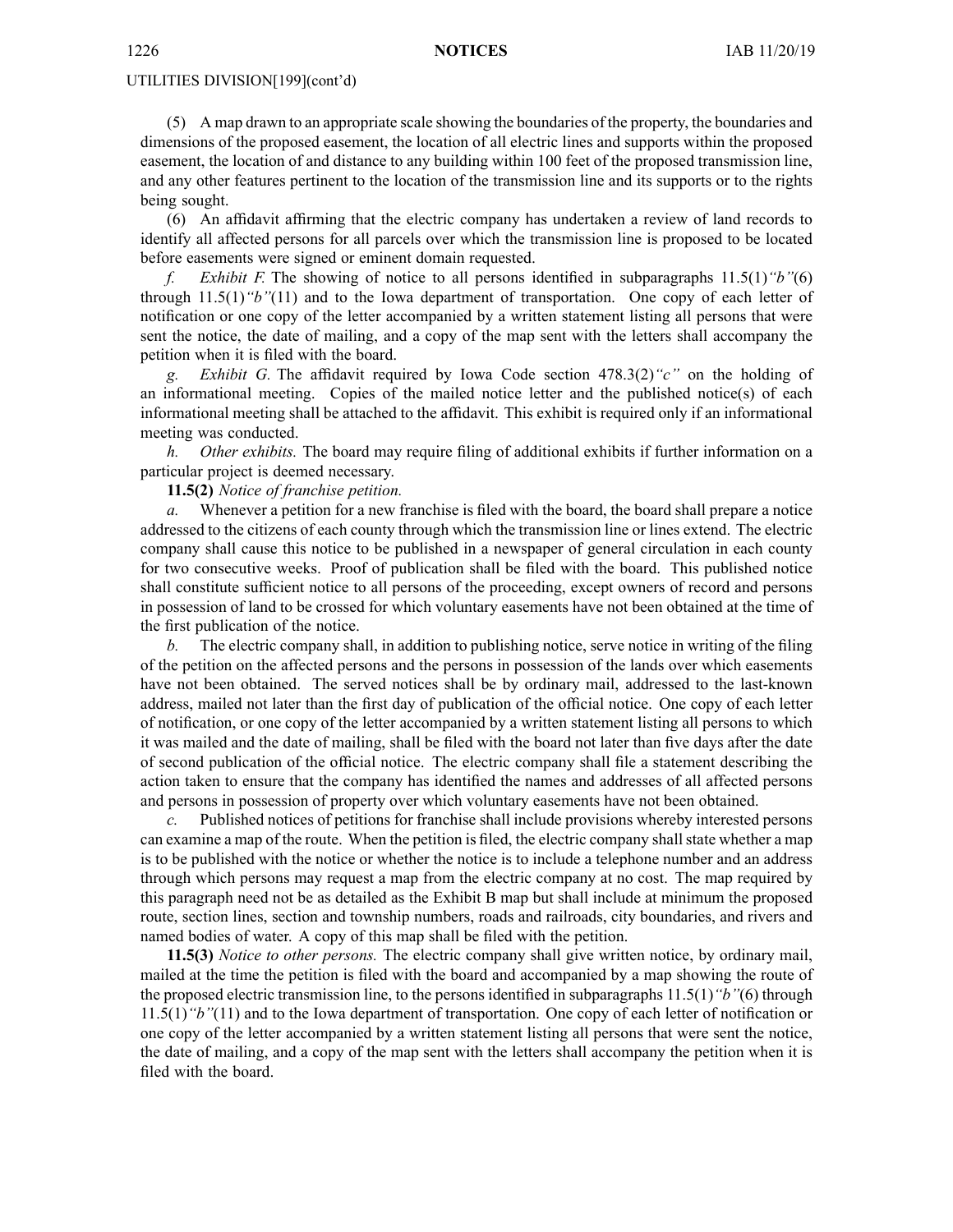UTILITIES DIVISION[199](cont'd)

(5) A map drawn to an appropriate scale showing the boundaries of the property, the boundaries and dimensions of the proposed easement, the location of all electric lines and supports within the proposed easement, the location of and distance to any building within 100 feet of the proposed transmission line, and any other features pertinent to the location of the transmission line and its supports or to the rights being sought.

(6) An affidavit affirming that the electric company has undertaken a review of land records to identify all affected persons for all parcels over which the transmission line is proposed to be located before easements were signed or eminent domain requested.

*f. Exhibit F.* The showing of notice to all persons identified in subparagraphs 11.5(1)*"b"*(6) through 11.5(1)*"b"*(11) and to the Iowa department of transportation. One copy of each letter of notification or one copy of the letter accompanied by a written statement listing all persons that were sent the notice, the date of mailing, and a copy of the map sent with the letters shall accompany the petition when it is filed with the board.

*g. Exhibit G.* The affidavit required by Iowa Code section 478.3(2)*"c"* on the holding of an informational meeting. Copies of the mailed notice letter and the published notice(s) of each informational meeting shall be attached to the affidavit. This exhibit is required only if an informational meeting was conducted.

*h. Other exhibits.* The board may require filing of additional exhibits if further information on a particular project is deemed necessary.

**11.5(2)** *Notice of franchise petition.*

*a.* Whenever a petition for a new franchise is filed with the board, the board shall prepare a notice addressed to the citizens of each county through which the transmission line or lines extend. The electric company shall cause this notice to be published in a newspaper of general circulation in each county for two consecutive weeks. Proof of publication shall be filed with the board. This published notice shall constitute sufficient notice to all persons of the proceeding, except owners of record and persons in possession of land to be crossed for which voluntary easements have not been obtained at the time of the first publication of the notice.

*b.* The electric company shall, in addition to publishing notice, serve notice in writing of the filing of the petition on the affected persons and the persons in possession of the lands over which easements have not been obtained. The served notices shall be by ordinary mail, addressed to the last-known address, mailed not later than the first day of publication of the official notice. One copy of each letter of notification, or one copy of the letter accompanied by a written statement listing all persons to which it was mailed and the date of mailing, shall be filed with the board not later than five days after the date of second publication of the official notice. The electric company shall file a statement describing the action taken to ensure that the company has identified the names and addresses of all affected persons and persons in possession of property over which voluntary easements have not been obtained.

*c.* Published notices of petitions for franchise shall include provisions whereby interested persons can examine a map of the route. When the petition is filed, the electric company shall state whether a map is to be published with the notice or whether the notice is to include a telephone number and an address through which persons may request a map from the electric company at no cost. The map required by this paragraph need not be as detailed as the Exhibit B map but shall include at minimum the proposed route, section lines, section and township numbers, roads and railroads, city boundaries, and rivers and named bodies of water. A copy of this map shall be filed with the petition.

**11.5(3)** *Notice to other persons.* The electric company shall give written notice, by ordinary mail, mailed at the time the petition is filed with the board and accompanied by a map showing the route of the proposed electric transmission line, to the persons identified in subparagraphs 11.5(1)*"b"*(6) through 11.5(1)*"b"*(11) and to the Iowa department of transportation. One copy of each letter of notification or one copy of the letter accompanied by a written statement listing all persons that were sent the notice, the date of mailing, and a copy of the map sent with the letters shall accompany the petition when it is filed with the board.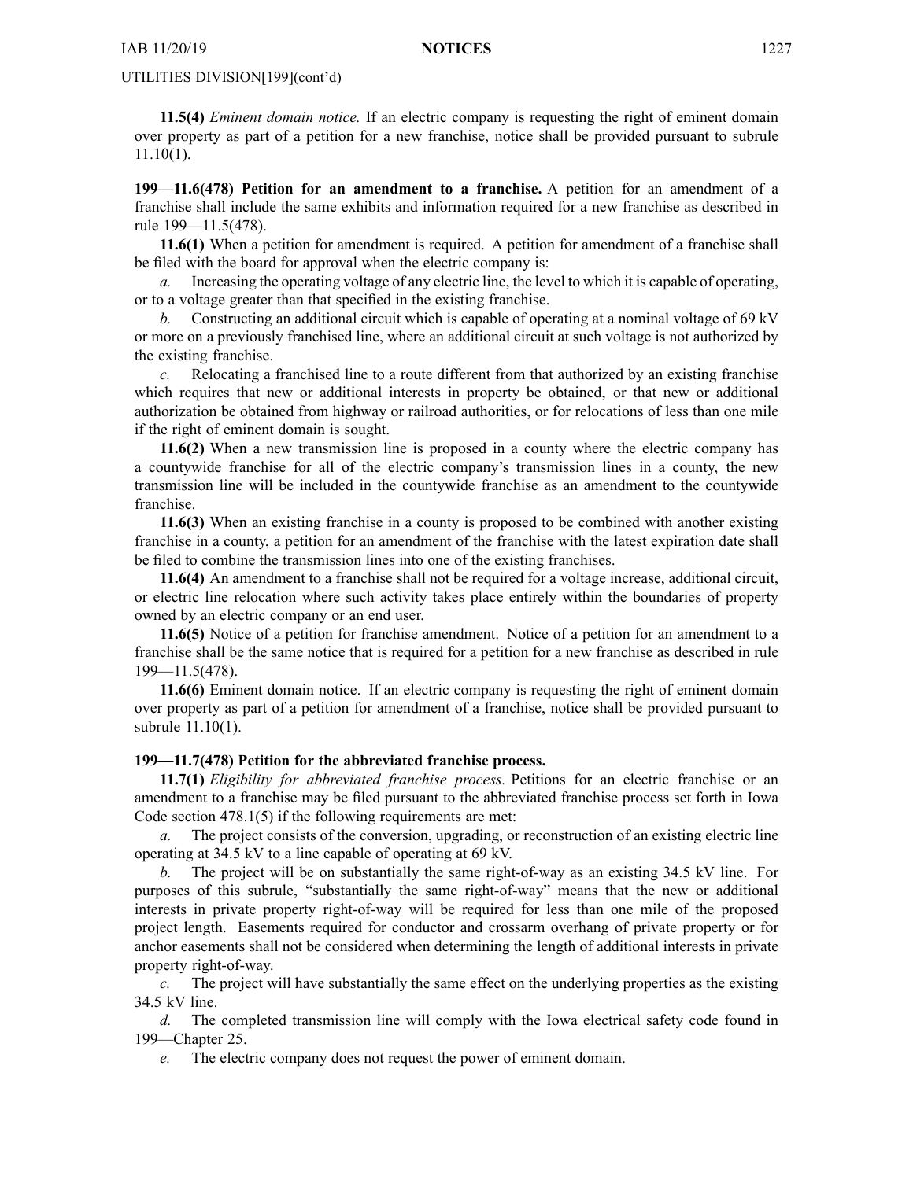UTILITIES DIVISION[199](cont'd)

**11.5(4)** *Eminent domain notice.* If an electric company is requesting the right of eminent domain over property as part of a petition for a new franchise, notice shall be provided pursuant to subrule 11.10(1).

**199—11.6(478) Petition for an amendment to a franchise.** A petition for an amendment of a franchise shall include the same exhibits and information required for a new franchise as described in rule 199—11.5(478).

**11.6(1)** When a petition for amendment is required. A petition for amendment of a franchise shall be filed with the board for approval when the electric company is:

*a.* Increasing the operating voltage of any electric line, the level to which it is capable of operating, or to a voltage greater than that specified in the existing franchise.

*b.* Constructing an additional circuit which is capable of operating at a nominal voltage of 69 kV or more on a previously franchised line, where an additional circuit at such voltage is not authorized by the existing franchise.

*c.* Relocating a franchised line to a route different from that authorized by an existing franchise which requires that new or additional interests in property be obtained, or that new or additional authorization be obtained from highway or railroad authorities, or for relocations of less than one mile if the right of eminent domain is sought.

**11.6(2)** When a new transmission line is proposed in a county where the electric company has a countywide franchise for all of the electric company's transmission lines in a county, the new transmission line will be included in the countywide franchise as an amendment to the countywide franchise.

**11.6(3)** When an existing franchise in a county is proposed to be combined with another existing franchise in a county, a petition for an amendment of the franchise with the latest expiration date shall be filed to combine the transmission lines into one of the existing franchises.

**11.6(4)** An amendment to a franchise shall not be required for a voltage increase, additional circuit, or electric line relocation where such activity takes place entirely within the boundaries of property owned by an electric company or an end user.

**11.6(5)** Notice of a petition for franchise amendment. Notice of a petition for an amendment to a franchise shall be the same notice that is required for a petition for a new franchise as described in rule 199—11.5(478).

**11.6(6)** Eminent domain notice. If an electric company is requesting the right of eminent domain over property as part of a petition for amendment of a franchise, notice shall be provided pursuant to subrule 11.10(1).

**199—11.7(478) Petition for the abbreviated franchise process.**

**11.7(1)** *Eligibility for abbreviated franchise process.* Petitions for an electric franchise or an amendment to a franchise may be filed pursuant to the abbreviated franchise process set forth in Iowa Code section 478.1(5) if the following requirements are met:

*a.* The project consists of the conversion, upgrading, or reconstruction of an existing electric line operating at 34.5 kV to a line capable of operating at 69 kV.

*b.* The project will be on substantially the same right-of-way as an existing 34.5 kV line. For purposes of this subrule, "substantially the same right-of-way" means that the new or additional interests in private property right-of-way will be required for less than one mile of the proposed project length. Easements required for conductor and crossarm overhang of private property or for anchor easements shall not be considered when determining the length of additional interests in private property right-of-way.

*c.* The project will have substantially the same effect on the underlying properties as the existing 34.5 kV line.

*d.* The completed transmission line will comply with the Iowa electrical safety code found in 199—Chapter 25.

*e.* The electric company does not request the power of eminent domain.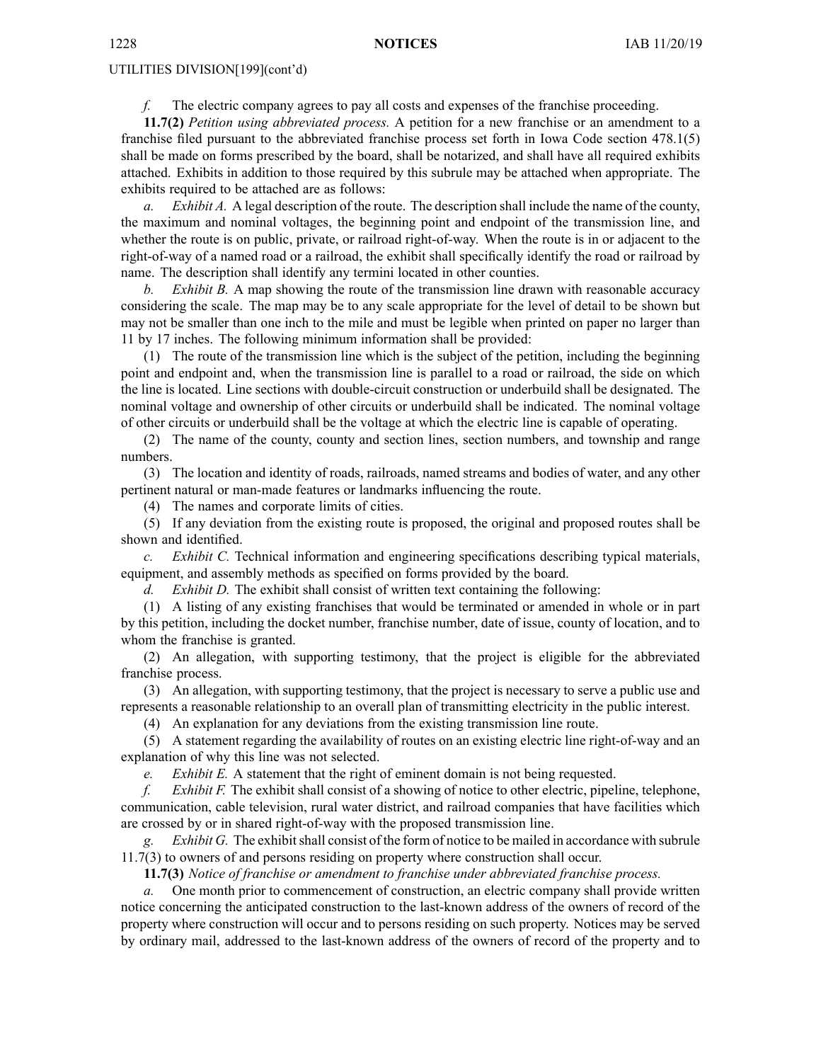UTILITIES DIVISION[199](cont'd)

*f.* The electric company agrees to pay all costs and expenses of the franchise proceeding.

**11.7(2)** *Petition using abbreviated process.* A petition for a new franchise or an amendment to a franchise filed pursuant to the abbreviated franchise process set forth in Iowa Code section 478.1(5) shall be made on forms prescribed by the board, shall be notarized, and shall have all required exhibits attached. Exhibits in addition to those required by this subrule may be attached when appropriate. The exhibits required to be attached are as follows:

*a.* *Exhibit A.* A legal description of the route. The description shall include the name of the county, the maximum and nominal voltages, the beginning point and endpoint of the transmission line, and whether the route is on public, private, or railroad right-of-way. When the route is in or adjacent to the right-of-way of a named road or a railroad, the exhibit shall specifically identify the road or railroad by name. The description shall identify any termini located in other counties.

*b.* *Exhibit B.* A map showing the route of the transmission line drawn with reasonable accuracy considering the scale. The map may be to any scale appropriate for the level of detail to be shown but may not be smaller than one inch to the mile and must be legible when printed on paper no larger than 11 by 17 inches. The following minimum information shall be provided:

(1) The route of the transmission line which is the subject of the petition, including the beginning point and endpoint and, when the transmission line is parallel to a road or railroad, the side on which the line is located. Line sections with double-circuit construction or underbuild shall be designated. The nominal voltage and ownership of other circuits or underbuild shall be indicated. The nominal voltage of other circuits or underbuild shall be the voltage at which the electric line is capable of operating.

(2) The name of the county, county and section lines, section numbers, and township and range numbers.

(3) The location and identity of roads, railroads, named streams and bodies of water, and any other pertinent natural or man-made features or landmarks influencing the route.

(4) The names and corporate limits of cities.

(5) If any deviation from the existing route is proposed, the original and proposed routes shall be shown and identified.

*c.* *Exhibit C.* Technical information and engineering specifications describing typical materials, equipment, and assembly methods as specified on forms provided by the board.

*d.* *Exhibit D.* The exhibit shall consist of written text containing the following:

(1) A listing of any existing franchises that would be terminated or amended in whole or in part by this petition, including the docket number, franchise number, date of issue, county of location, and to whom the franchise is granted.

(2) An allegation, with supporting testimony, that the project is eligible for the abbreviated franchise process.

(3) An allegation, with supporting testimony, that the project is necessary to serve a public use and represents a reasonable relationship to an overall plan of transmitting electricity in the public interest.

(4) An explanation for any deviations from the existing transmission line route.

(5) A statement regarding the availability of routes on an existing electric line right-of-way and an explanation of why this line was not selected.

*e.* *Exhibit E.* A statement that the right of eminent domain is not being requested.

*f.* *Exhibit F.* The exhibit shall consist of a showing of notice to other electric, pipeline, telephone, communication, cable television, rural water district, and railroad companies that have facilities which are crossed by or in shared right-of-way with the proposed transmission line.

*g.* *Exhibit G.* The exhibit shall consist of the form of notice to be mailed in accordance with subrule 11.7(3) to owners of and persons residing on property where construction shall occur.

**11.7(3)** *Notice of franchise or amendment to franchise under abbreviated franchise process.*

*a.* One month prior to commencement of construction, an electric company shall provide written notice concerning the anticipated construction to the last-known address of the owners of record of the property where construction will occur and to persons residing on such property. Notices may be served by ordinary mail, addressed to the last-known address of the owners of record of the property and to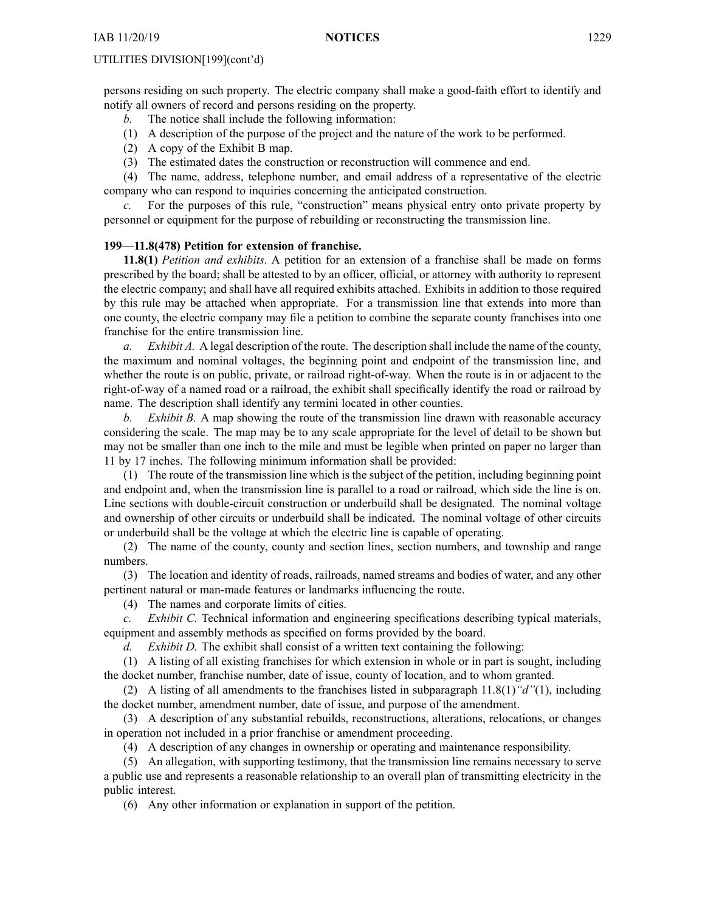persons residing on such property. The electric company shall make a good-faith effort to identify and notify all owners of record and persons residing on the property.

*b.* The notice shall include the following information:

(1) A description of the purpose of the project and the nature of the work to be performed.

(2) A copy of the Exhibit B map.

(3) The estimated dates the construction or reconstruction will commence and end.

(4) The name, address, telephone number, and email address of a representative of the electric company who can respond to inquiries concerning the anticipated construction.

*c.* For the purposes of this rule, "construction" means physical entry onto private property by personnel or equipment for the purpose of rebuilding or reconstructing the transmission line.

**199—11.8(478) Petition for extension of franchise.**

**11.8(1)** *Petition and exhibits.* A petition for an extension of a franchise shall be made on forms prescribed by the board; shall be attested to by an officer, official, or attorney with authority to represent the electric company; and shall have all required exhibits attached. Exhibits in addition to those required by this rule may be attached when appropriate. For a transmission line that extends into more than one county, the electric company may file a petition to combine the separate county franchises into one franchise for the entire transmission line.

*a.* *Exhibit A.* A legal description of the route. The description shall include the name of the county, the maximum and nominal voltages, the beginning point and endpoint of the transmission line, and whether the route is on public, private, or railroad right-of-way. When the route is in or adjacent to the right-of-way of a named road or a railroad, the exhibit shall specifically identify the road or railroad by name. The description shall identify any termini located in other counties.

*b.* *Exhibit B.* A map showing the route of the transmission line drawn with reasonable accuracy considering the scale. The map may be to any scale appropriate for the level of detail to be shown but may not be smaller than one inch to the mile and must be legible when printed on paper no larger than 11 by 17 inches. The following minimum information shall be provided:

(1) The route of the transmission line which is the subject of the petition, including beginning point and endpoint and, when the transmission line is parallel to a road or railroad, which side the line is on. Line sections with double-circuit construction or underbuild shall be designated. The nominal voltage and ownership of other circuits or underbuild shall be indicated. The nominal voltage of other circuits or underbuild shall be the voltage at which the electric line is capable of operating.

(2) The name of the county, county and section lines, section numbers, and township and range numbers.

(3) The location and identity of roads, railroads, named streams and bodies of water, and any other pertinent natural or man-made features or landmarks influencing the route.

(4) The names and corporate limits of cities.

*c.* *Exhibit C.* Technical information and engineering specifications describing typical materials, equipment and assembly methods as specified on forms provided by the board.

*d.* *Exhibit D.* The exhibit shall consist of a written text containing the following:

(1) A listing of all existing franchises for which extension in whole or in part is sought, including the docket number, franchise number, date of issue, county of location, and to whom granted.

(2) A listing of all amendments to the franchises listed in subparagraph 11.8(1)*"d"*(1), including the docket number, amendment number, date of issue, and purpose of the amendment.

(3) A description of any substantial rebuilds, reconstructions, alterations, relocations, or changes in operation not included in a prior franchise or amendment proceeding.

(4) A description of any changes in ownership or operating and maintenance responsibility.

(5) An allegation, with supporting testimony, that the transmission line remains necessary to serve a public use and represents a reasonable relationship to an overall plan of transmitting electricity in the public interest.

(6) Any other information or explanation in support of the petition.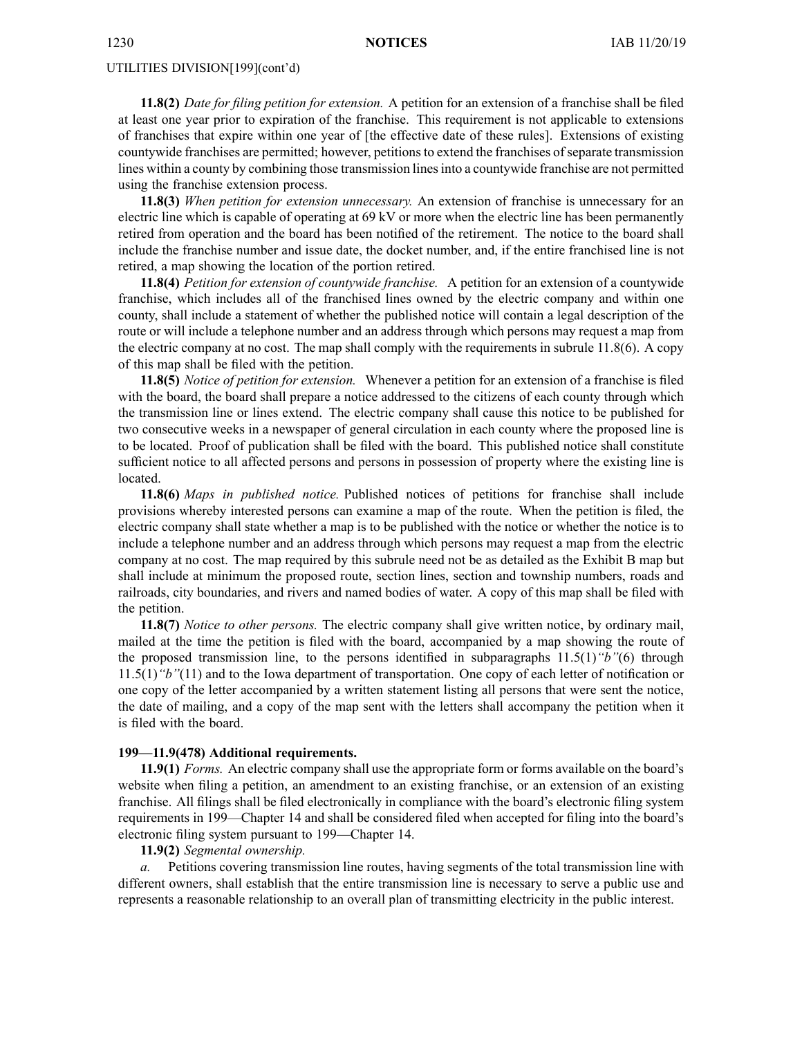UTILITIES DIVISION[199](cont'd)

**11.8(2)** *Date for filing petition for extension.* A petition for an extension of a franchise shall be filed at least one year prior to expiration of the franchise. This requirement is not applicable to extensions of franchises that expire within one year of [the effective date of these rules]. Extensions of existing countywide franchises are permitted; however, petitions to extend the franchises of separate transmission lines within a county by combining those transmission lines into a countywide franchise are not permitted using the franchise extension process.

**11.8(3)** *When petition for extension unnecessary.* An extension of franchise is unnecessary for an electric line which is capable of operating at 69 kV or more when the electric line has been permanently retired from operation and the board has been notified of the retirement. The notice to the board shall include the franchise number and issue date, the docket number, and, if the entire franchised line is not retired, a map showing the location of the portion retired.

**11.8(4)** *Petition for extension of countywide franchise.* A petition for an extension of a countywide franchise, which includes all of the franchised lines owned by the electric company and within one county, shall include a statement of whether the published notice will contain a legal description of the route or will include a telephone number and an address through which persons may request a map from the electric company at no cost. The map shall comply with the requirements in subrule 11.8(6). A copy of this map shall be filed with the petition.

**11.8(5)** *Notice of petition for extension.* Whenever a petition for an extension of a franchise is filed with the board, the board shall prepare a notice addressed to the citizens of each county through which the transmission line or lines extend. The electric company shall cause this notice to be published for two consecutive weeks in a newspaper of general circulation in each county where the proposed line is to be located. Proof of publication shall be filed with the board. This published notice shall constitute sufficient notice to all affected persons and persons in possession of property where the existing line is located.

**11.8(6)** *Maps in published notice.* Published notices of petitions for franchise shall include provisions whereby interested persons can examine a map of the route. When the petition is filed, the electric company shall state whether a map is to be published with the notice or whether the notice is to include a telephone number and an address through which persons may request a map from the electric company at no cost. The map required by this subrule need not be as detailed as the Exhibit B map but shall include at minimum the proposed route, section lines, section and township numbers, roads and railroads, city boundaries, and rivers and named bodies of water. A copy of this map shall be filed with the petition.

**11.8(7)** *Notice to other persons.* The electric company shall give written notice, by ordinary mail, mailed at the time the petition is filed with the board, accompanied by a map showing the route of the proposed transmission line, to the persons identified in subparagraphs 11.5(1)*"b"*(6) through 11.5(1)*"b"*(11) and to the Iowa department of transportation. One copy of each letter of notification or one copy of the letter accompanied by a written statement listing all persons that were sent the notice, the date of mailing, and a copy of the map sent with the letters shall accompany the petition when it is filed with the board.

**199—11.9(478) Additional requirements.**

**11.9(1)** *Forms.* An electric company shall use the appropriate form or forms available on the board's website when filing a petition, an amendment to an existing franchise, or an extension of an existing franchise. All filings shall be filed electronically in compliance with the board's electronic filing system requirements in 199—Chapter 14 and shall be considered filed when accepted for filing into the board's electronic filing system pursuant to 199—Chapter 14.

**11.9(2)** *Segmental ownership.*

*a.* Petitions covering transmission line routes, having segments of the total transmission line with different owners, shall establish that the entire transmission line is necessary to serve a public use and represents a reasonable relationship to an overall plan of transmitting electricity in the public interest.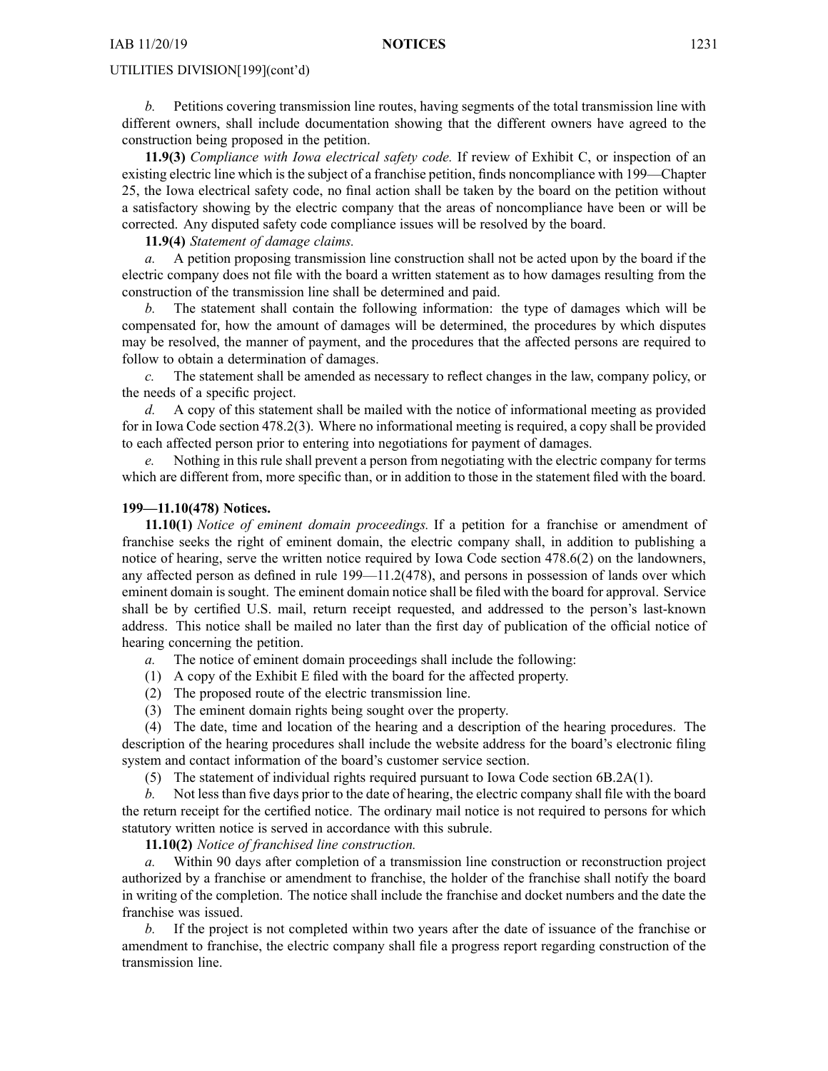UTILITIES DIVISION[199](cont'd)

*b.* Petitions covering transmission line routes, having segments of the total transmission line with different owners, shall include documentation showing that the different owners have agreed to the construction being proposed in the petition.

**11.9(3)** *Compliance with Iowa electrical safety code.* If review of Exhibit C, or inspection of an existing electric line which is the subject of a franchise petition, finds noncompliance with 199—Chapter 25, the Iowa electrical safety code, no final action shall be taken by the board on the petition without a satisfactory showing by the electric company that the areas of noncompliance have been or will be corrected. Any disputed safety code compliance issues will be resolved by the board.

**11.9(4)** *Statement of damage claims.*

*a.* A petition proposing transmission line construction shall not be acted upon by the board if the electric company does not file with the board a written statement as to how damages resulting from the construction of the transmission line shall be determined and paid.

*b.* The statement shall contain the following information: the type of damages which will be compensated for, how the amount of damages will be determined, the procedures by which disputes may be resolved, the manner of payment, and the procedures that the affected persons are required to follow to obtain a determination of damages.

*c.* The statement shall be amended as necessary to reflect changes in the law, company policy, or the needs of a specific project.

*d.* A copy of this statement shall be mailed with the notice of informational meeting as provided for in Iowa Code section 478.2(3). Where no informational meeting is required, a copy shall be provided to each affected person prior to entering into negotiations for payment of damages.

*e.* Nothing in this rule shall prevent a person from negotiating with the electric company for terms which are different from, more specific than, or in addition to those in the statement filed with the board.

**199—11.10(478) Notices.**

**11.10(1)** *Notice of eminent domain proceedings.* If a petition for a franchise or amendment of franchise seeks the right of eminent domain, the electric company shall, in addition to publishing a notice of hearing, serve the written notice required by Iowa Code section 478.6(2) on the landowners, any affected person as defined in rule 199—11.2(478), and persons in possession of lands over which eminent domain is sought. The eminent domain notice shall be filed with the board for approval. Service shall be by certified U.S. mail, return receipt requested, and addressed to the person's last-known address. This notice shall be mailed no later than the first day of publication of the official notice of hearing concerning the petition.

*a.* The notice of eminent domain proceedings shall include the following:

(1) A copy of the Exhibit E filed with the board for the affected property.

(2) The proposed route of the electric transmission line.

(3) The eminent domain rights being sought over the property.

(4) The date, time and location of the hearing and a description of the hearing procedures. The description of the hearing procedures shall include the website address for the board's electronic filing system and contact information of the board's customer service section.

(5) The statement of individual rights required pursuant to Iowa Code section 6B.2A(1).

*b.* Not less than five days prior to the date of hearing, the electric company shall file with the board the return receipt for the certified notice. The ordinary mail notice is not required to persons for which statutory written notice is served in accordance with this subrule.

**11.10(2)** *Notice of franchised line construction.*

*a.* Within 90 days after completion of a transmission line construction or reconstruction project authorized by a franchise or amendment to franchise, the holder of the franchise shall notify the board in writing of the completion. The notice shall include the franchise and docket numbers and the date the franchise was issued.

*b.* If the project is not completed within two years after the date of issuance of the franchise or amendment to franchise, the electric company shall file a progress report regarding construction of the transmission line.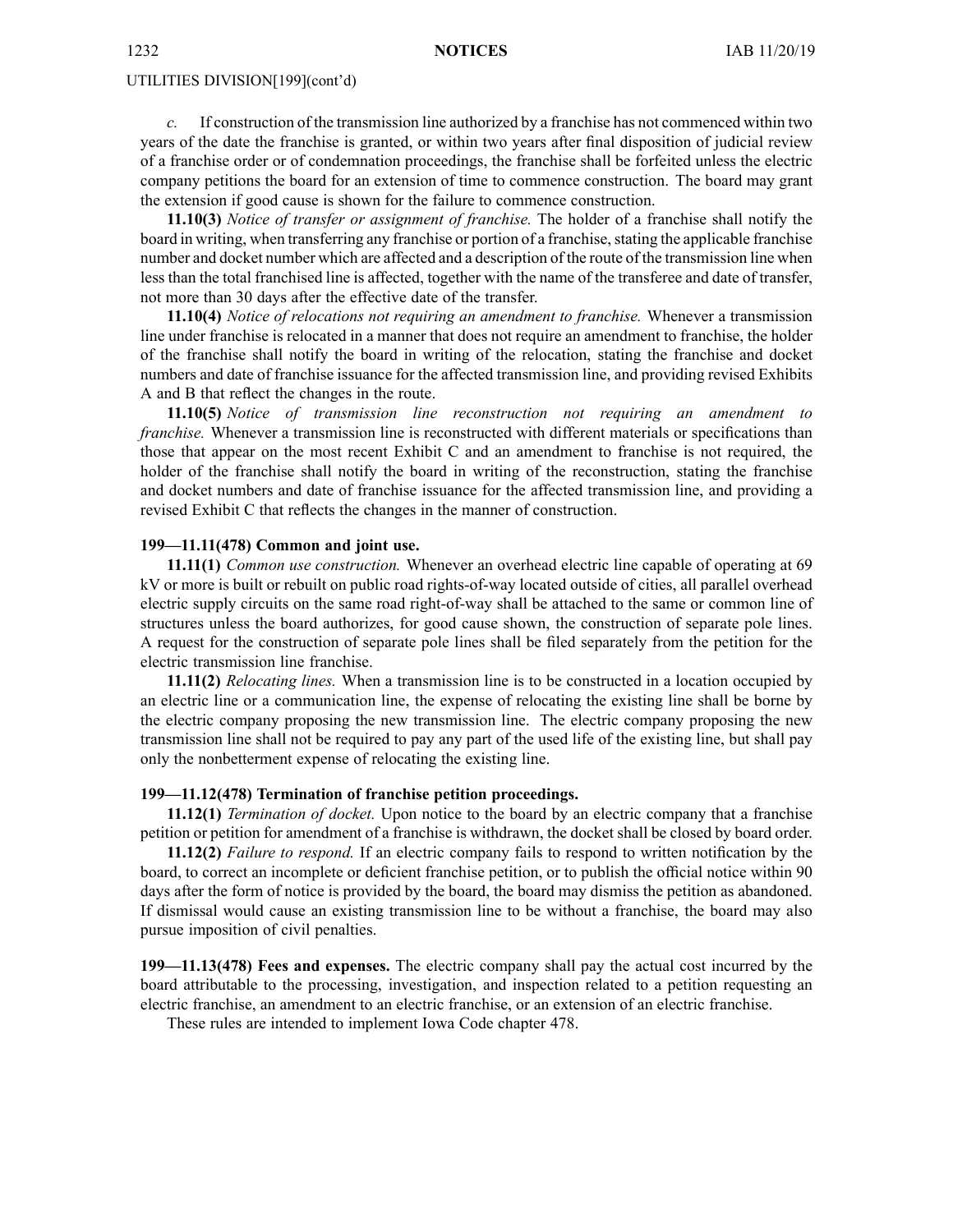UTILITIES DIVISION[199](cont'd)

*c.* If construction of the transmission line authorized by a franchise has not commenced within two years of the date the franchise is granted, or within two years after final disposition of judicial review of a franchise order or of condemnation proceedings, the franchise shall be forfeited unless the electric company petitions the board for an extension of time to commence construction. The board may grant the extension if good cause is shown for the failure to commence construction.

**11.10(3)** *Notice of transfer or assignment of franchise.* The holder of a franchise shall notify the board in writing, when transferring any franchise or portion of a franchise, stating the applicable franchise number and docket number which are affected and a description of the route of the transmission line when less than the total franchised line is affected, together with the name of the transferee and date of transfer, not more than 30 days after the effective date of the transfer.

**11.10(4)** *Notice of relocations not requiring an amendment to franchise.* Whenever a transmission line under franchise is relocated in a manner that does not require an amendment to franchise, the holder of the franchise shall notify the board in writing of the relocation, stating the franchise and docket numbers and date of franchise issuance for the affected transmission line, and providing revised Exhibits A and B that reflect the changes in the route.

**11.10(5)** *Notice of transmission line reconstruction not requiring an amendment to franchise.* Whenever a transmission line is reconstructed with different materials or specifications than those that appear on the most recent Exhibit C and an amendment to franchise is not required, the holder of the franchise shall notify the board in writing of the reconstruction, stating the franchise and docket numbers and date of franchise issuance for the affected transmission line, and providing a revised Exhibit C that reflects the changes in the manner of construction.

**199—11.11(478) Common and joint use.**

**11.11(1)** *Common use construction.* Whenever an overhead electric line capable of operating at 69 kV or more is built or rebuilt on public road rights-of-way located outside of cities, all parallel overhead electric supply circuits on the same road right-of-way shall be attached to the same or common line of structures unless the board authorizes, for good cause shown, the construction of separate pole lines. A request for the construction of separate pole lines shall be filed separately from the petition for the electric transmission line franchise.

**11.11(2)** *Relocating lines.* When a transmission line is to be constructed in a location occupied by an electric line or a communication line, the expense of relocating the existing line shall be borne by the electric company proposing the new transmission line. The electric company proposing the new transmission line shall not be required to pay any part of the used life of the existing line, but shall pay only the nonbetterment expense of relocating the existing line.

**199—11.12(478) Termination of franchise petition proceedings.**

**11.12(1)** *Termination of docket.* Upon notice to the board by an electric company that a franchise petition or petition for amendment of a franchise is withdrawn, the docket shall be closed by board order.

**11.12(2)** *Failure to respond.* If an electric company fails to respond to written notification by the board, to correct an incomplete or deficient franchise petition, or to publish the official notice within 90 days after the form of notice is provided by the board, the board may dismiss the petition as abandoned. If dismissal would cause an existing transmission line to be without a franchise, the board may also pursue imposition of civil penalties.

**199—11.13(478) Fees and expenses.** The electric company shall pay the actual cost incurred by the board attributable to the processing, investigation, and inspection related to a petition requesting an electric franchise, an amendment to an electric franchise, or an extension of an electric franchise.

These rules are intended to implement Iowa Code chapter 478.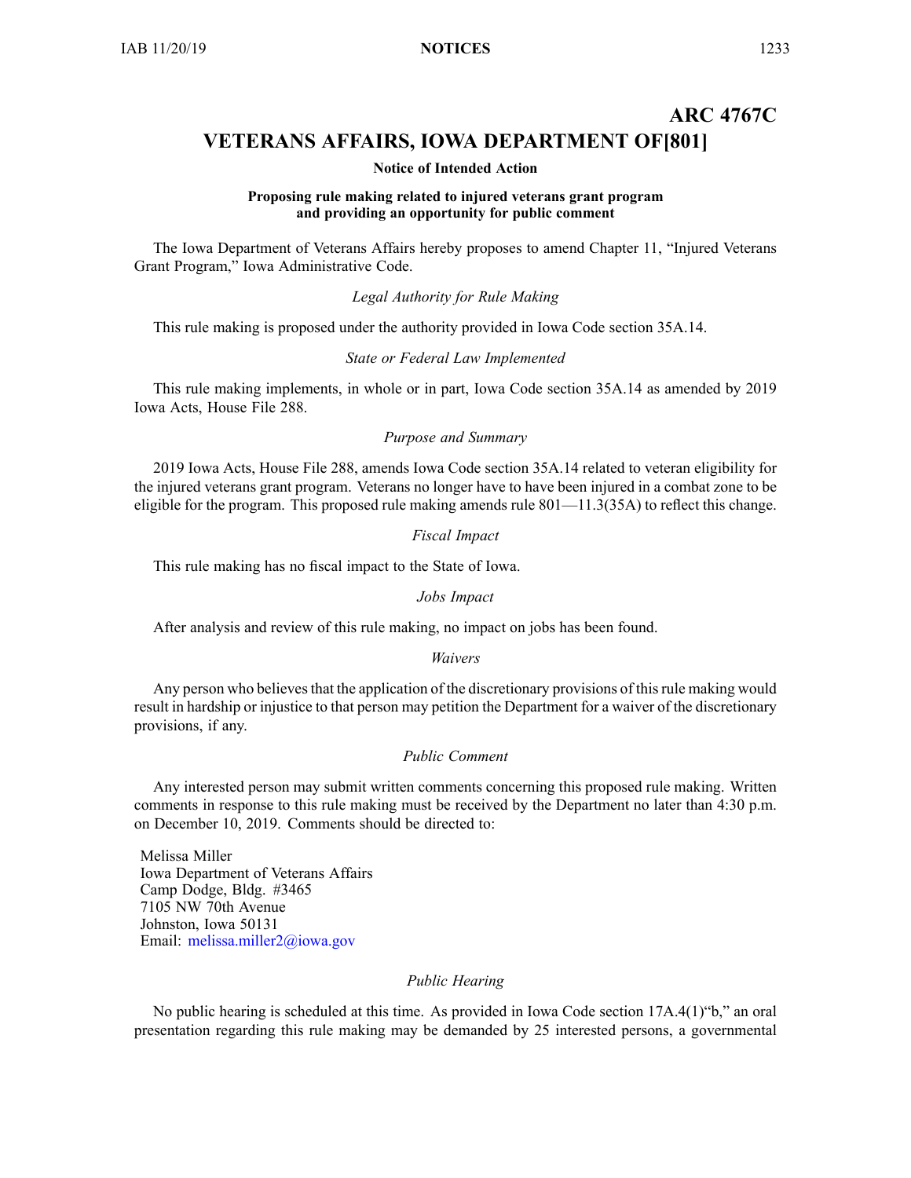# ARC 4767C

## VETERANS AFFAIRS, IOWA DEPARTMENT OF[801]

**Notice of Intended Action**

**Proposing rule making related to injured veterans grant program and providing an opportunity for public comment**

The Iowa Department of Veterans Affairs hereby proposes to amend Chapter 11, "Injured Veterans Grant Program," Iowa Administrative Code.

*Legal Authority for Rule Making*

This rule making is proposed under the authority provided in Iowa Code section 35A.14.

*State or Federal Law Implemented*

This rule making implements, in whole or in part, Iowa Code section 35A.14 as amended by 2019 Iowa Acts, House File 288.

*Purpose and Summary*

2019 Iowa Acts, House File 288, amends Iowa Code section 35A.14 related to veteran eligibility for the injured veterans grant program. Veterans no longer have to have been injured in a combat zone to be eligible for the program. This proposed rule making amends rule 801—11.3(35A) to reflect this change.

*Fiscal Impact*

This rule making has no fiscal impact to the State of Iowa.

*Jobs Impact*

After analysis and review of this rule making, no impact on jobs has been found.

*Waivers*

Any person who believes that the application of the discretionary provisions of this rule making would result in hardship or injustice to that person may petition the Department for a waiver of the discretionary provisions, if any.

*Public Comment*

Any interested person may submit written comments concerning this proposed rule making. Written comments in response to this rule making must be received by the Department no later than 4:30 p.m. on December 10, 2019. Comments should be directed to:

Melissa Miller
Iowa Department of Veterans Affairs
Camp Dodge, Bldg. #3465
7105 NW 70th Avenue
Johnston, Iowa 50131
Email: melissa.miller2@iowa.gov

*Public Hearing*

No public hearing is scheduled at this time. As provided in Iowa Code section 17A.4(1)"b," an oral presentation regarding this rule making may be demanded by 25 interested persons, a governmental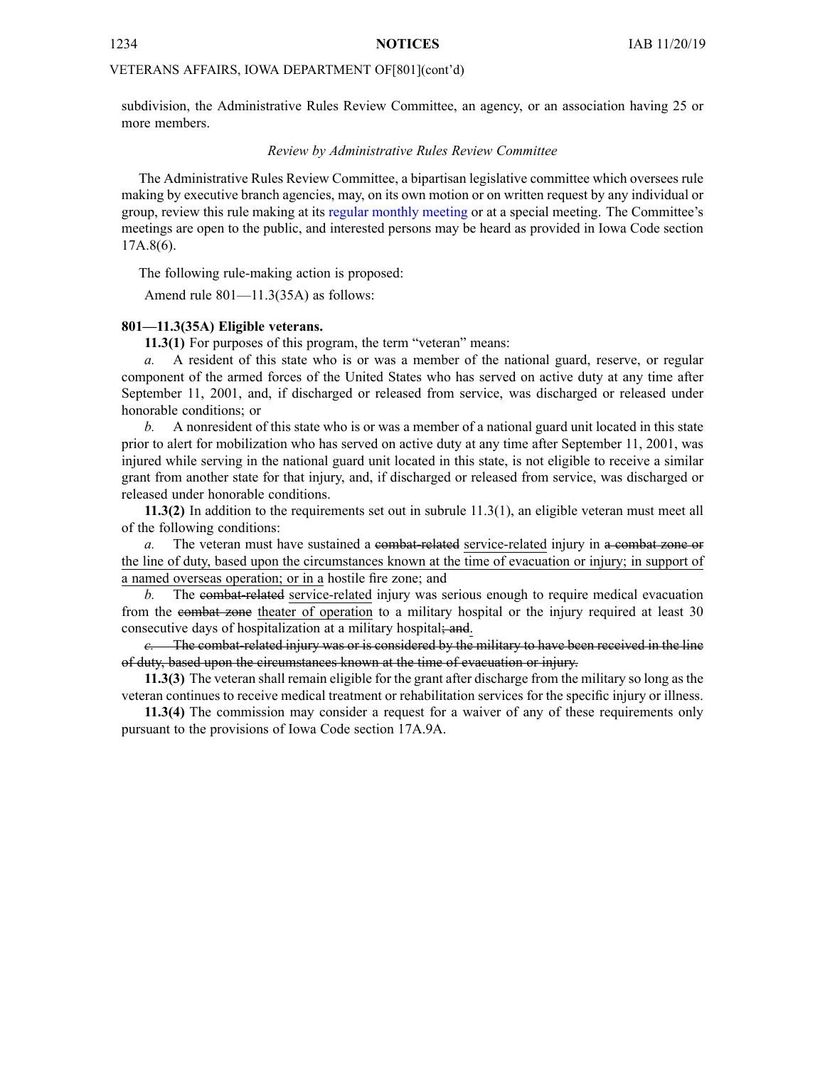subdivision, the Administrative Rules Review Committee, an agency, or an association having 25 or more members.

*Review by Administrative Rules Review Committee*

The Administrative Rules Review Committee, a bipartisan legislative committee which oversees rule making by executive branch agencies, may, on its own motion or on written request by any individual or group, review this rule making at its regular monthly meeting or at a special meeting. The Committee's meetings are open to the public, and interested persons may be heard as provided in Iowa Code section 17A.8(6).

The following rule-making action is proposed:

Amend rule 801—11.3(35A) as follows:

**801—11.3(35A) Eligible veterans.**

**11.3(1)** For purposes of this program, the term "veteran" means:

*a.* A resident of this state who is or was a member of the national guard, reserve, or regular component of the armed forces of the United States who has served on active duty at any time after September 11, 2001, and, if discharged or released from service, was discharged or released under honorable conditions; or

*b.* A nonresident of this state who is or was a member of a national guard unit located in this state prior to alert for mobilization who has served on active duty at any time after September 11, 2001, was injured while serving in the national guard unit located in this state, is not eligible to receive a similar grant from another state for that injury, and, if discharged or released from service, was discharged or released under honorable conditions.

**11.3(2)** In addition to the requirements set out in subrule 11.3(1), an eligible veteran must meet all of the following conditions:

*a.* The veteran must have sustained a ~~combat-related~~ <u>service-related</u> injury in ~~a combat zone or~~ <u>the line of duty, based upon the circumstances known at the time of evacuation or injury; in support of a named overseas operation; or in a</u> hostile fire zone; and

*b.* The ~~combat-related~~ <u>service-related</u> injury was serious enough to require medical evacuation from the ~~combat zone~~ <u>theater of operation</u> to a military hospital or the injury required at least 30 consecutive days of hospitalization at a military hospital~~; and~~<u>.</u>

~~*c.* The combat-related injury was or is considered by the military to have been received in the line of duty, based upon the circumstances known at the time of evacuation or injury.~~

**11.3(3)** The veteran shall remain eligible for the grant after discharge from the military so long as the veteran continues to receive medical treatment or rehabilitation services for the specific injury or illness.

**11.3(4)** The commission may consider a request for a waiver of any of these requirements only pursuant to the provisions of Iowa Code section 17A.9A.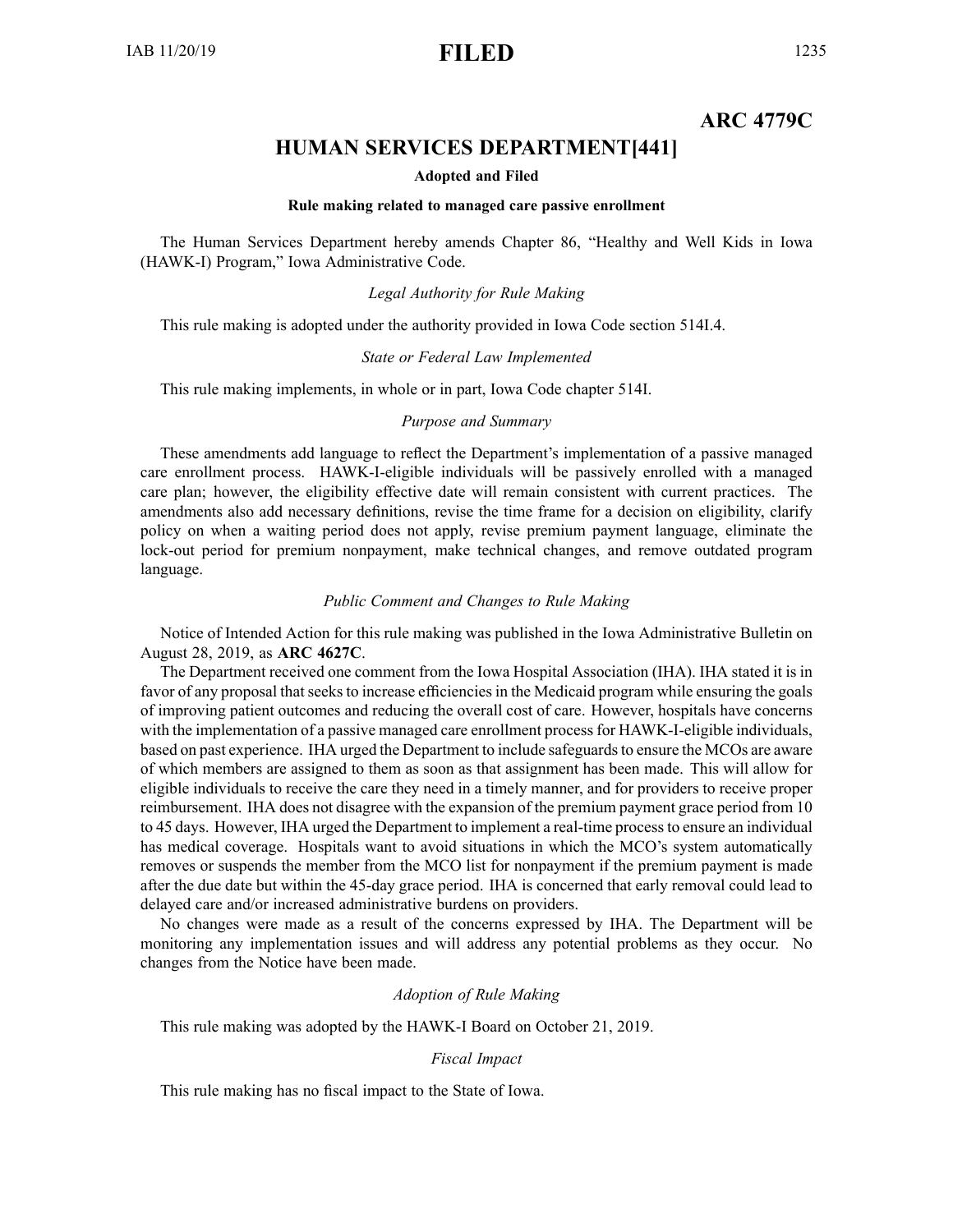**ARC 4779C**

## HUMAN SERVICES DEPARTMENT[441]

**Adopted and Filed**

**Rule making related to managed care passive enrollment**

The Human Services Department hereby amends Chapter 86, "Healthy and Well Kids in Iowa (HAWK-I) Program," Iowa Administrative Code.

*Legal Authority for Rule Making*

This rule making is adopted under the authority provided in Iowa Code section 514I.4.

*State or Federal Law Implemented*

This rule making implements, in whole or in part, Iowa Code chapter 514I.

*Purpose and Summary*

These amendments add language to reflect the Department's implementation of a passive managed care enrollment process. HAWK-I-eligible individuals will be passively enrolled with a managed care plan; however, the eligibility effective date will remain consistent with current practices. The amendments also add necessary definitions, revise the time frame for a decision on eligibility, clarify policy on when a waiting period does not apply, revise premium payment language, eliminate the lock-out period for premium nonpayment, make technical changes, and remove outdated program language.

*Public Comment and Changes to Rule Making*

Notice of Intended Action for this rule making was published in the Iowa Administrative Bulletin on August 28, 2019, as **ARC 4627C**.

The Department received one comment from the Iowa Hospital Association (IHA). IHA stated it is in favor of any proposal that seeks to increase efficiencies in the Medicaid program while ensuring the goals of improving patient outcomes and reducing the overall cost of care. However, hospitals have concerns with the implementation of a passive managed care enrollment process for HAWK-I-eligible individuals, based on past experience. IHA urged the Department to include safeguards to ensure the MCOs are aware of which members are assigned to them as soon as that assignment has been made. This will allow for eligible individuals to receive the care they need in a timely manner, and for providers to receive proper reimbursement. IHA does not disagree with the expansion of the premium payment grace period from 10 to 45 days. However, IHA urged the Department to implement a real-time process to ensure an individual has medical coverage. Hospitals want to avoid situations in which the MCO's system automatically removes or suspends the member from the MCO list for nonpayment if the premium payment is made after the due date but within the 45-day grace period. IHA is concerned that early removal could lead to delayed care and/or increased administrative burdens on providers.

No changes were made as a result of the concerns expressed by IHA. The Department will be monitoring any implementation issues and will address any potential problems as they occur. No changes from the Notice have been made.

*Adoption of Rule Making*

This rule making was adopted by the HAWK-I Board on October 21, 2019.

*Fiscal Impact*

This rule making has no fiscal impact to the State of Iowa.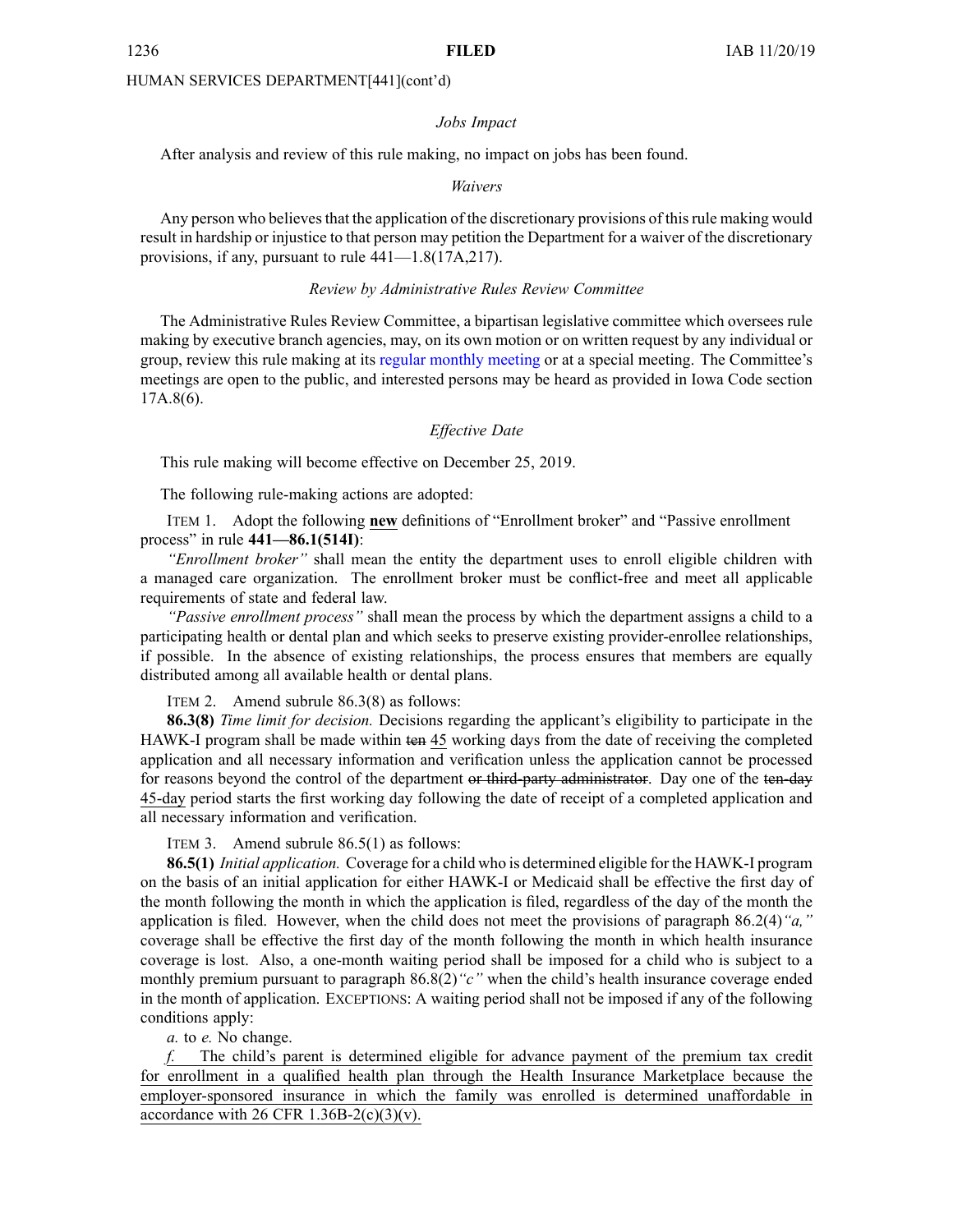HUMAN SERVICES DEPARTMENT[441](cont'd)

*Jobs Impact*

After analysis and review of this rule making, no impact on jobs has been found.

*Waivers*

Any person who believes that the application of the discretionary provisions of this rule making would result in hardship or injustice to that person may petition the Department for a waiver of the discretionary provisions, if any, pursuant to rule 441—1.8(17A,217).

*Review by Administrative Rules Review Committee*

The Administrative Rules Review Committee, a bipartisan legislative committee which oversees rule making by executive branch agencies, may, on its own motion or on written request by any individual or group, review this rule making at its regular monthly meeting or at a special meeting. The Committee's meetings are open to the public, and interested persons may be heard as provided in Iowa Code section 17A.8(6).

*Effective Date*

This rule making will become effective on December 25, 2019.

The following rule-making actions are adopted:

ITEM 1. Adopt the following **new** definitions of "Enrollment broker" and "Passive enrollment process" in rule **441—86.1(514I)**:

*"Enrollment broker"* shall mean the entity the department uses to enroll eligible children with a managed care organization. The enrollment broker must be conflict-free and meet all applicable requirements of state and federal law.

*"Passive enrollment process"* shall mean the process by which the department assigns a child to a participating health or dental plan and which seeks to preserve existing provider-enrollee relationships, if possible. In the absence of existing relationships, the process ensures that members are equally distributed among all available health or dental plans.

ITEM 2. Amend subrule 86.3(8) as follows:

**86.3(8)** *Time limit for decision.* Decisions regarding the applicant's eligibility to participate in the HAWK-I program shall be made within ~~ten~~ 45 working days from the date of receiving the completed application and all necessary information and verification unless the application cannot be processed for reasons beyond the control of the department ~~or third-party administrator~~. Day one of the ~~ten-day~~ 45-day period starts the first working day following the date of receipt of a completed application and all necessary information and verification.

ITEM 3. Amend subrule 86.5(1) as follows:

**86.5(1)** *Initial application.* Coverage for a child who is determined eligible for the HAWK-I program on the basis of an initial application for either HAWK-I or Medicaid shall be effective the first day of the month following the month in which the application is filed, regardless of the day of the month the application is filed. However, when the child does not meet the provisions of paragraph 86.2(4)*"a,"* coverage shall be effective the first day of the month following the month in which health insurance coverage is lost. Also, a one-month waiting period shall be imposed for a child who is subject to a monthly premium pursuant to paragraph 86.8(2)*"c"* when the child's health insurance coverage ended in the month of application. EXCEPTIONS: A waiting period shall not be imposed if any of the following conditions apply:

*a.* to *e.* No change.

<u>*f.* The child's parent is determined eligible for advance payment of the premium tax credit for enrollment in a qualified health plan through the Health Insurance Marketplace because the employer-sponsored insurance in which the family was enrolled is determined unaffordable in accordance with 26 CFR 1.36B-2(c)(3)(v).</u>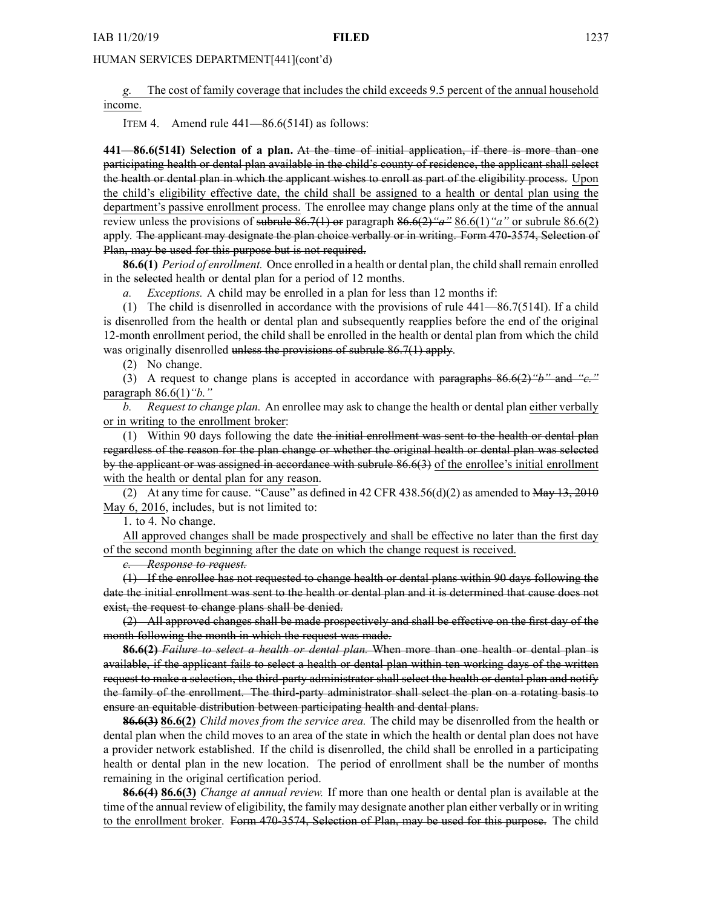*g.* The cost of family coverage that includes the child exceeds 9.5 percent of the annual household income.

ITEM 4. Amend rule 441—86.6(514I) as follows:

**441—86.6(514I) Selection of a plan.** ~~At the time of initial application, if there is more than one participating health or dental plan available in the child's county of residence, the applicant shall select the health or dental plan in which the applicant wishes to enroll as part of the eligibility process.~~ Upon the child's eligibility effective date, the child shall be assigned to a health or dental plan using the department's passive enrollment process. The enrollee may change plans only at the time of the annual review unless the provisions of ~~subrule 86.7(1) or~~ paragraph ~~86.6(2)"a"~~ 86.6(1)*"a"* or subrule 86.6(2) apply. ~~The applicant may designate the plan choice verbally or in writing. Form 470-3574, Selection of Plan, may be used for this purpose but is not required.~~

**86.6(1)** *Period of enrollment.* Once enrolled in a health or dental plan, the child shall remain enrolled in the ~~selected~~ health or dental plan for a period of 12 months.

*a.* *Exceptions.* A child may be enrolled in a plan for less than 12 months if:

(1) The child is disenrolled in accordance with the provisions of rule 441—86.7(514I). If a child is disenrolled from the health or dental plan and subsequently reapplies before the end of the original 12-month enrollment period, the child shall be enrolled in the health or dental plan from which the child was originally disenrolled ~~unless the provisions of subrule 86.7(1) apply~~.

(2) No change.

(3) A request to change plans is accepted in accordance with ~~paragraphs 86.6(2)"b" and "c."~~ paragraph 86.6(1)*"b."*

*b.* *Request to change plan.* An enrollee may ask to change the health or dental plan either verbally or in writing to the enrollment broker:

(1) Within 90 days following the date ~~the initial enrollment was sent to the health or dental plan regardless of the reason for the plan change or whether the original health or dental plan was selected by the applicant or was assigned in accordance with subrule 86.6(3)~~ of the enrollee's initial enrollment with the health or dental plan for any reason.

(2) At any time for cause. "Cause" as defined in 42 CFR 438.56(d)(2) as amended to ~~May 13, 2010~~ May 6, 2016, includes, but is not limited to:

1. to 4. No change.

All approved changes shall be made prospectively and shall be effective no later than the first day of the second month beginning after the date on which the change request is received.

~~*c.* *Response to request.*~~

~~(1) If the enrollee has not requested to change health or dental plans within 90 days following the date the initial enrollment was sent to the health or dental plan and it is determined that cause does not exist, the request to change plans shall be denied.~~

~~(2) All approved changes shall be made prospectively and shall be effective on the first day of the month following the month in which the request was made.~~

~~**86.6(2)** *Failure to select a health or dental plan.* When more than one health or dental plan is available, if the applicant fails to select a health or dental plan within ten working days of the written request to make a selection, the third-party administrator shall select the health or dental plan and notify the family of the enrollment. The third-party administrator shall select the plan on a rotating basis to ensure an equitable distribution between participating health and dental plans.~~

~~**86.6(3)**~~ **86.6(2)** *Child moves from the service area.* The child may be disenrolled from the health or dental plan when the child moves to an area of the state in which the health or dental plan does not have a provider network established. If the child is disenrolled, the child shall be enrolled in a participating health or dental plan in the new location. The period of enrollment shall be the number of months remaining in the original certification period.

~~**86.6(4)**~~ **86.6(3)** *Change at annual review.* If more than one health or dental plan is available at the time of the annual review of eligibility, the family may designate another plan either verbally or in writing to the enrollment broker. ~~Form 470-3574, Selection of Plan, may be used for this purpose.~~ The child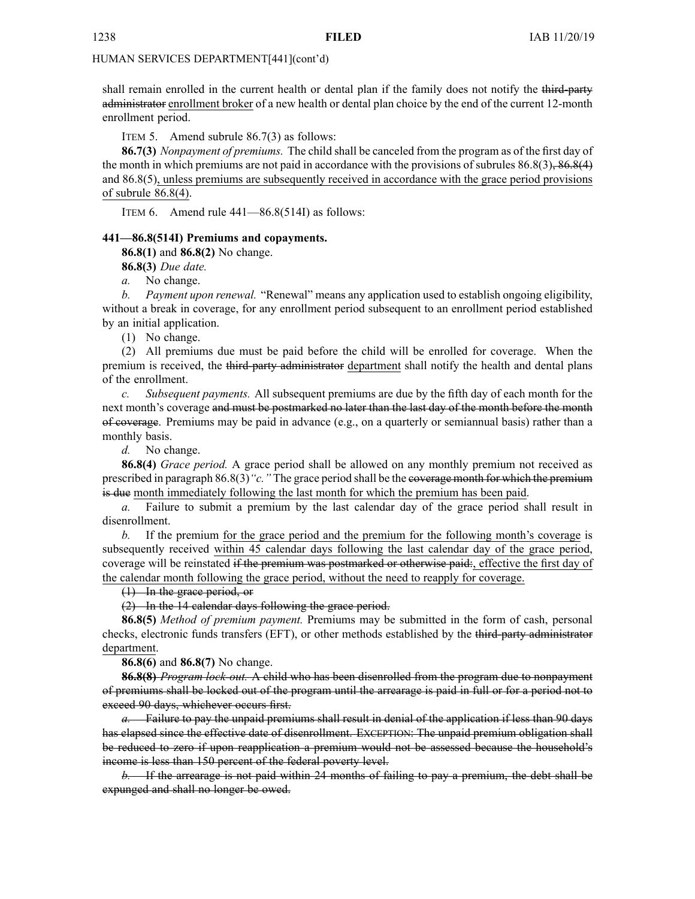HUMAN SERVICES DEPARTMENT[441](cont'd)

shall remain enrolled in the current health or dental plan if the family does not notify the ~~third-party administrator~~ enrollment broker of a new health or dental plan choice by the end of the current 12-month enrollment period.

ITEM 5. Amend subrule 86.7(3) as follows:

**86.7(3)** *Nonpayment of premiums.* The child shall be canceled from the program as of the first day of the month in which premiums are not paid in accordance with the provisions of subrules 86.8(3)~~, 86.8(4)~~ and 86.8(5), unless premiums are subsequently received in accordance with the grace period provisions of subrule 86.8(4).

ITEM 6. Amend rule 441—86.8(514I) as follows:

**441—86.8(514I) Premiums and copayments.**

**86.8(1)** and **86.8(2)** No change.

**86.8(3)** *Due date.*

*a.* No change.

*b.* *Payment upon renewal.* "Renewal" means any application used to establish ongoing eligibility, without a break in coverage, for any enrollment period subsequent to an enrollment period established by an initial application.

(1) No change.

(2) All premiums due must be paid before the child will be enrolled for coverage. When the premium is received, the ~~third-party administrator~~ department shall notify the health and dental plans of the enrollment.

*c.* *Subsequent payments.* All subsequent premiums are due by the fifth day of each month for the next month's coverage ~~and must be postmarked no later than the last day of the month before the month of coverage~~. Premiums may be paid in advance (e.g., on a quarterly or semiannual basis) rather than a monthly basis.

*d.* No change.

**86.8(4)** *Grace period.* A grace period shall be allowed on any monthly premium not received as prescribed in paragraph 86.8(3)*"c."* The grace period shall be the ~~coverage month for which the premium is due~~ month immediately following the last month for which the premium has been paid.

*a.* Failure to submit a premium by the last calendar day of the grace period shall result in disenrollment.

*b.* If the premium for the grace period and the premium for the following month's coverage is subsequently received within 45 calendar days following the last calendar day of the grace period, coverage will be reinstated ~~if the premium was postmarked or otherwise paid:~~, effective the first day of the calendar month following the grace period, without the need to reapply for coverage.

~~(1) In the grace period, or~~

~~(2) In the 14 calendar days following the grace period.~~

**86.8(5)** *Method of premium payment.* Premiums may be submitted in the form of cash, personal checks, electronic funds transfers (EFT), or other methods established by the ~~third-party administrator~~ department.

**86.8(6)** and **86.8(7)** No change.

~~**86.8(8)** *Program lock-out.* A child who has been disenrolled from the program due to nonpayment of premiums shall be locked out of the program until the arrearage is paid in full or for a period not to exceed 90 days, whichever occurs first.~~

~~*a.* Failure to pay the unpaid premiums shall result in denial of the application if less than 90 days has elapsed since the effective date of disenrollment. EXCEPTION: The unpaid premium obligation shall be reduced to zero if upon reapplication a premium would not be assessed because the household's income is less than 150 percent of the federal poverty level.~~

~~*b.* If the arrearage is not paid within 24 months of failing to pay a premium, the debt shall be expunged and shall no longer be owed.~~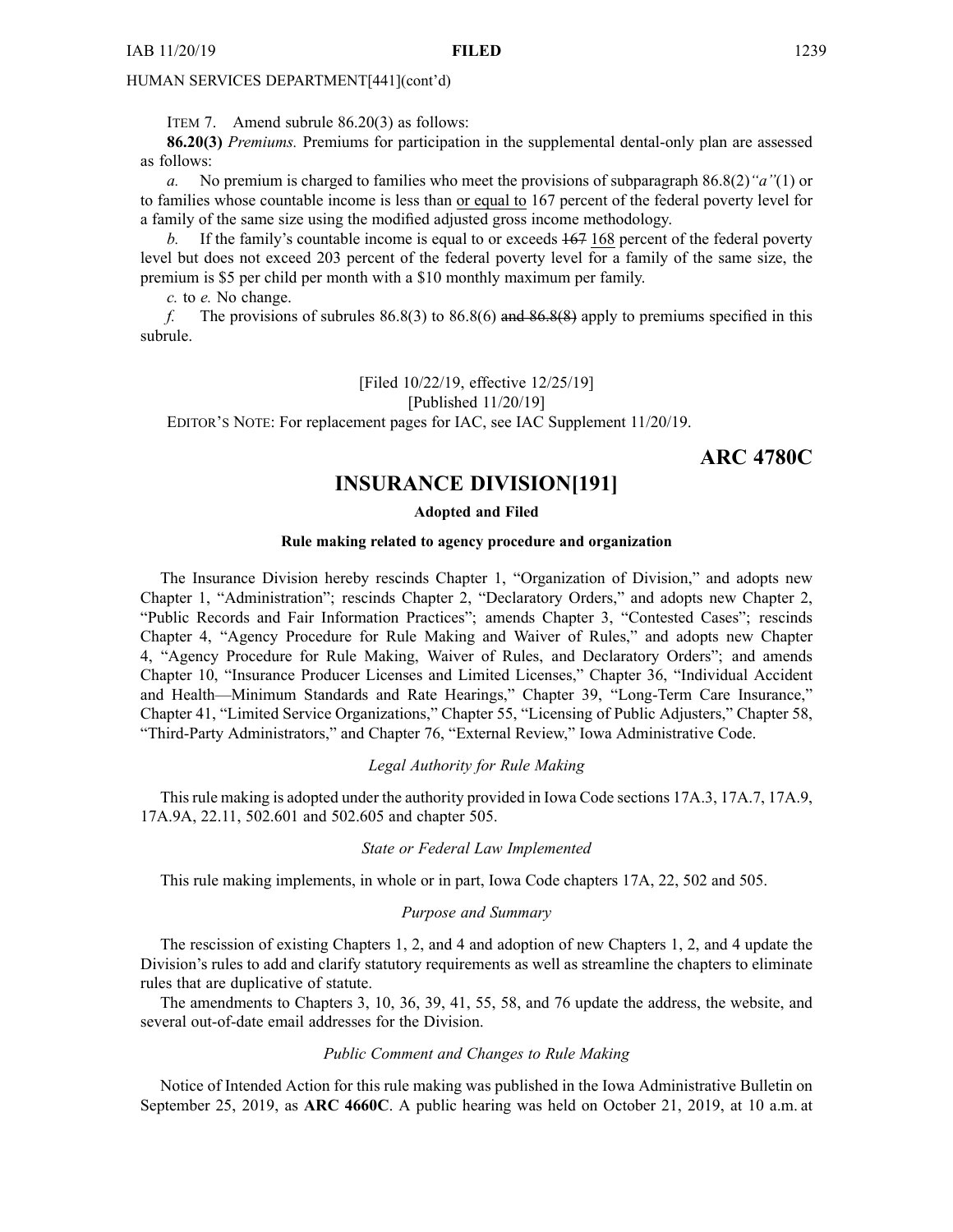HUMAN SERVICES DEPARTMENT[441](cont'd)

ITEM 7. Amend subrule 86.20(3) as follows:

**86.20(3)** *Premiums.* Premiums for participation in the supplemental dental-only plan are assessed as follows:

*a.* No premium is charged to families who meet the provisions of subparagraph 86.8(2)*"a"*(1) or to families whose countable income is less than <u>or equal to</u> 167 percent of the federal poverty level for a family of the same size using the modified adjusted gross income methodology.

*b.* If the family's countable income is equal to or exceeds ~~167~~ <u>168</u> percent of the federal poverty level but does not exceed 203 percent of the federal poverty level for a family of the same size, the premium is $5 per child per month with a $10 monthly maximum per family.

*c.* to *e.* No change.

*f.* The provisions of subrules 86.8(3) to 86.8(6) ~~and 86.8(8)~~ apply to premiums specified in this subrule.

[Filed 10/22/19, effective 12/25/19]
[Published 11/20/19]

EDITOR'S NOTE: For replacement pages for IAC, see IAC Supplement 11/20/19.

**ARC 4780C**

# INSURANCE DIVISION[191]

**Adopted and Filed**

**Rule making related to agency procedure and organization**

The Insurance Division hereby rescinds Chapter 1, "Organization of Division," and adopts new Chapter 1, "Administration"; rescinds Chapter 2, "Declaratory Orders," and adopts new Chapter 2, "Public Records and Fair Information Practices"; amends Chapter 3, "Contested Cases"; rescinds Chapter 4, "Agency Procedure for Rule Making and Waiver of Rules," and adopts new Chapter 4, "Agency Procedure for Rule Making, Waiver of Rules, and Declaratory Orders"; and amends Chapter 10, "Insurance Producer Licenses and Limited Licenses," Chapter 36, "Individual Accident and Health—Minimum Standards and Rate Hearings," Chapter 39, "Long-Term Care Insurance," Chapter 41, "Limited Service Organizations," Chapter 55, "Licensing of Public Adjusters," Chapter 58, "Third-Party Administrators," and Chapter 76, "External Review," Iowa Administrative Code.

*Legal Authority for Rule Making*

This rule making is adopted under the authority provided in Iowa Code sections 17A.3, 17A.7, 17A.9, 17A.9A, 22.11, 502.601 and 502.605 and chapter 505.

*State or Federal Law Implemented*

This rule making implements, in whole or in part, Iowa Code chapters 17A, 22, 502 and 505.

*Purpose and Summary*

The rescission of existing Chapters 1, 2, and 4 and adoption of new Chapters 1, 2, and 4 update the Division's rules to add and clarify statutory requirements as well as streamline the chapters to eliminate rules that are duplicative of statute.

The amendments to Chapters 3, 10, 36, 39, 41, 55, 58, and 76 update the address, the website, and several out-of-date email addresses for the Division.

*Public Comment and Changes to Rule Making*

Notice of Intended Action for this rule making was published in the Iowa Administrative Bulletin on September 25, 2019, as **ARC 4660C**. A public hearing was held on October 21, 2019, at 10 a.m. at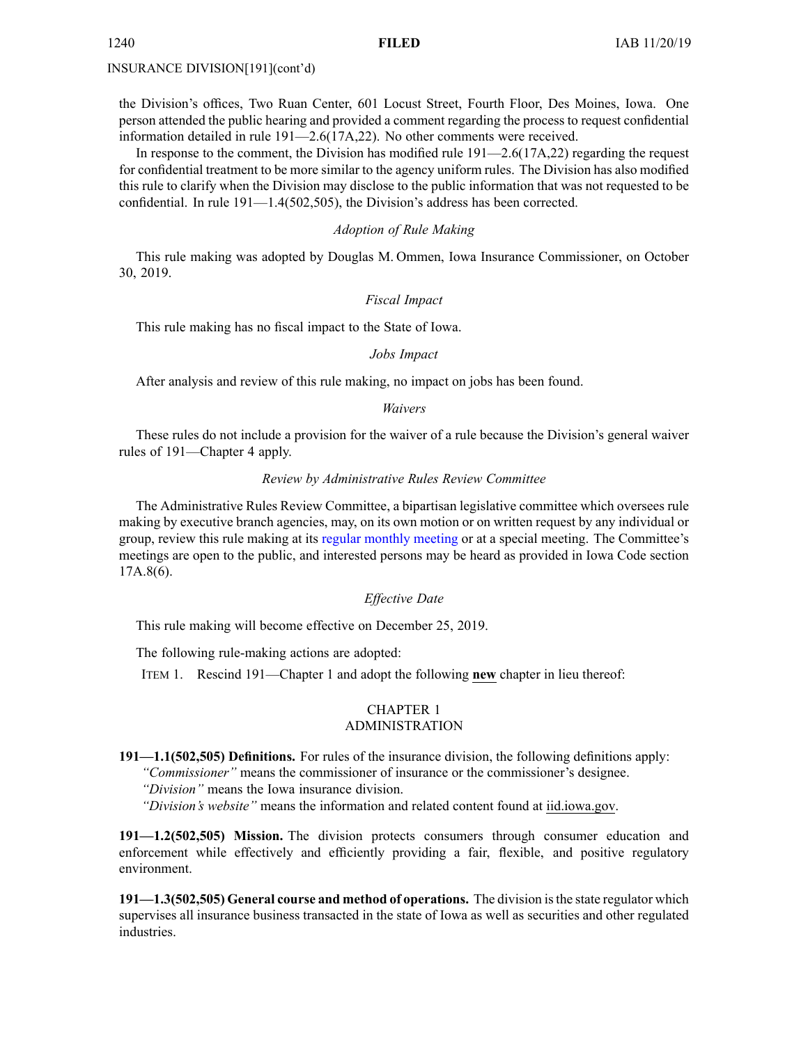INSURANCE DIVISION[191](cont'd)

the Division's offices, Two Ruan Center, 601 Locust Street, Fourth Floor, Des Moines, Iowa. One person attended the public hearing and provided a comment regarding the process to request confidential information detailed in rule 191—2.6(17A,22). No other comments were received.

In response to the comment, the Division has modified rule 191—2.6(17A,22) regarding the request for confidential treatment to be more similar to the agency uniform rules. The Division has also modified this rule to clarify when the Division may disclose to the public information that was not requested to be confidential. In rule 191—1.4(502,505), the Division's address has been corrected.

*Adoption of Rule Making*

This rule making was adopted by Douglas M. Ommen, Iowa Insurance Commissioner, on October 30, 2019.

*Fiscal Impact*

This rule making has no fiscal impact to the State of Iowa.

*Jobs Impact*

After analysis and review of this rule making, no impact on jobs has been found.

*Waivers*

These rules do not include a provision for the waiver of a rule because the Division's general waiver rules of 191—Chapter 4 apply.

*Review by Administrative Rules Review Committee*

The Administrative Rules Review Committee, a bipartisan legislative committee which oversees rule making by executive branch agencies, may, on its own motion or on written request by any individual or group, review this rule making at its regular monthly meeting or at a special meeting. The Committee's meetings are open to the public, and interested persons may be heard as provided in Iowa Code section 17A.8(6).

*Effective Date*

This rule making will become effective on December 25, 2019.

The following rule-making actions are adopted:

ITEM 1. Rescind 191—Chapter 1 and adopt the following **new** chapter in lieu thereof:

CHAPTER 1
ADMINISTRATION

**191—1.1(502,505) Definitions.** For rules of the insurance division, the following definitions apply:

*"Commissioner"* means the commissioner of insurance or the commissioner's designee.

*"Division"* means the Iowa insurance division.

*"Division's website"* means the information and related content found at iid.iowa.gov.

**191—1.2(502,505) Mission.** The division protects consumers through consumer education and enforcement while effectively and efficiently providing a fair, flexible, and positive regulatory environment.

**191—1.3(502,505) General course and method of operations.** The division is the state regulator which supervises all insurance business transacted in the state of Iowa as well as securities and other regulated industries.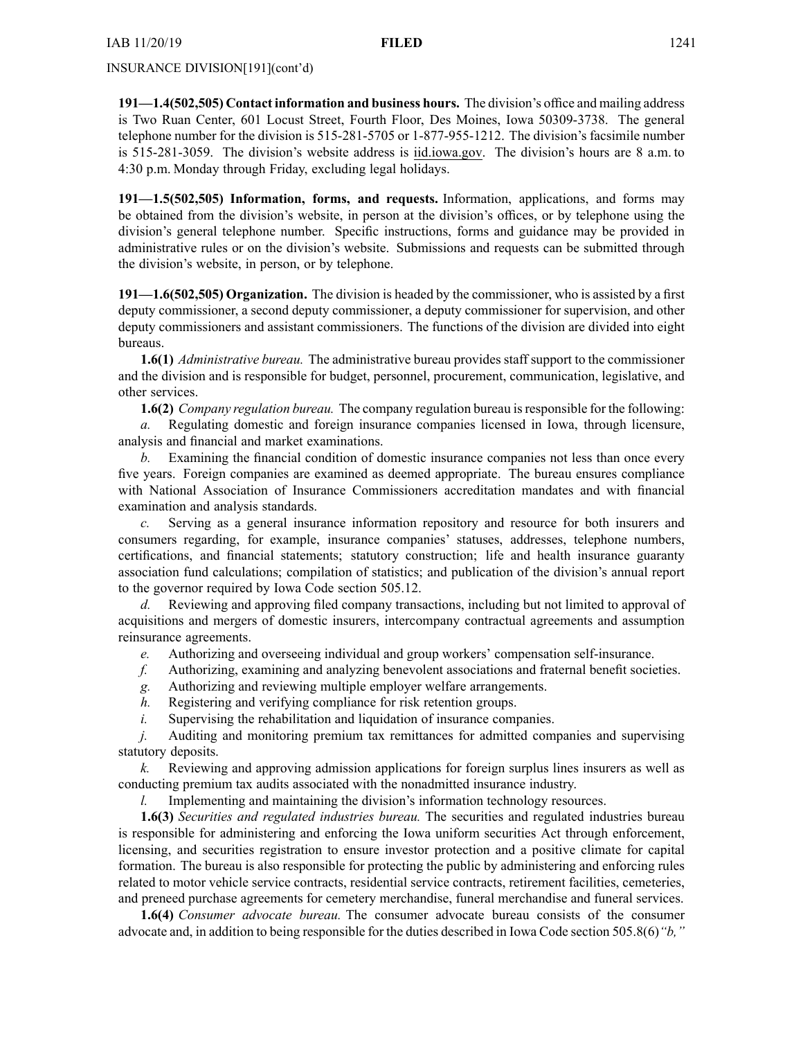INSURANCE DIVISION[191](cont'd)

**191—1.4(502,505) Contact information and business hours.** The division's office and mailing address is Two Ruan Center, 601 Locust Street, Fourth Floor, Des Moines, Iowa 50309-3738. The general telephone number for the division is 515-281-5705 or 1-877-955-1212. The division's facsimile number is 515-281-3059. The division's website address is iid.iowa.gov. The division's hours are 8 a.m. to 4:30 p.m. Monday through Friday, excluding legal holidays.

**191—1.5(502,505) Information, forms, and requests.** Information, applications, and forms may be obtained from the division's website, in person at the division's offices, or by telephone using the division's general telephone number. Specific instructions, forms and guidance may be provided in administrative rules or on the division's website. Submissions and requests can be submitted through the division's website, in person, or by telephone.

**191—1.6(502,505) Organization.** The division is headed by the commissioner, who is assisted by a first deputy commissioner, a second deputy commissioner, a deputy commissioner for supervision, and other deputy commissioners and assistant commissioners. The functions of the division are divided into eight bureaus.

**1.6(1)** *Administrative bureau.* The administrative bureau provides staff support to the commissioner and the division and is responsible for budget, personnel, procurement, communication, legislative, and other services.

**1.6(2)** *Company regulation bureau.* The company regulation bureau is responsible for the following:

*a.* Regulating domestic and foreign insurance companies licensed in Iowa, through licensure, analysis and financial and market examinations.

*b.* Examining the financial condition of domestic insurance companies not less than once every five years. Foreign companies are examined as deemed appropriate. The bureau ensures compliance with National Association of Insurance Commissioners accreditation mandates and with financial examination and analysis standards.

*c.* Serving as a general insurance information repository and resource for both insurers and consumers regarding, for example, insurance companies' statuses, addresses, telephone numbers, certifications, and financial statements; statutory construction; life and health insurance guaranty association fund calculations; compilation of statistics; and publication of the division's annual report to the governor required by Iowa Code section 505.12.

*d.* Reviewing and approving filed company transactions, including but not limited to approval of acquisitions and mergers of domestic insurers, intercompany contractual agreements and assumption reinsurance agreements.

*e.* Authorizing and overseeing individual and group workers' compensation self-insurance.

*f.* Authorizing, examining and analyzing benevolent associations and fraternal benefit societies.

*g.* Authorizing and reviewing multiple employer welfare arrangements.

*h.* Registering and verifying compliance for risk retention groups.

*i.* Supervising the rehabilitation and liquidation of insurance companies.

*j.* Auditing and monitoring premium tax remittances for admitted companies and supervising statutory deposits.

*k.* Reviewing and approving admission applications for foreign surplus lines insurers as well as conducting premium tax audits associated with the nonadmitted insurance industry.

*l.* Implementing and maintaining the division's information technology resources.

**1.6(3)** *Securities and regulated industries bureau.* The securities and regulated industries bureau is responsible for administering and enforcing the Iowa uniform securities Act through enforcement, licensing, and securities registration to ensure investor protection and a positive climate for capital formation. The bureau is also responsible for protecting the public by administering and enforcing rules related to motor vehicle service contracts, residential service contracts, retirement facilities, cemeteries, and preneed purchase agreements for cemetery merchandise, funeral merchandise and funeral services.

**1.6(4)** *Consumer advocate bureau.* The consumer advocate bureau consists of the consumer advocate and, in addition to being responsible for the duties described in Iowa Code section 505.8(6)*"b,"*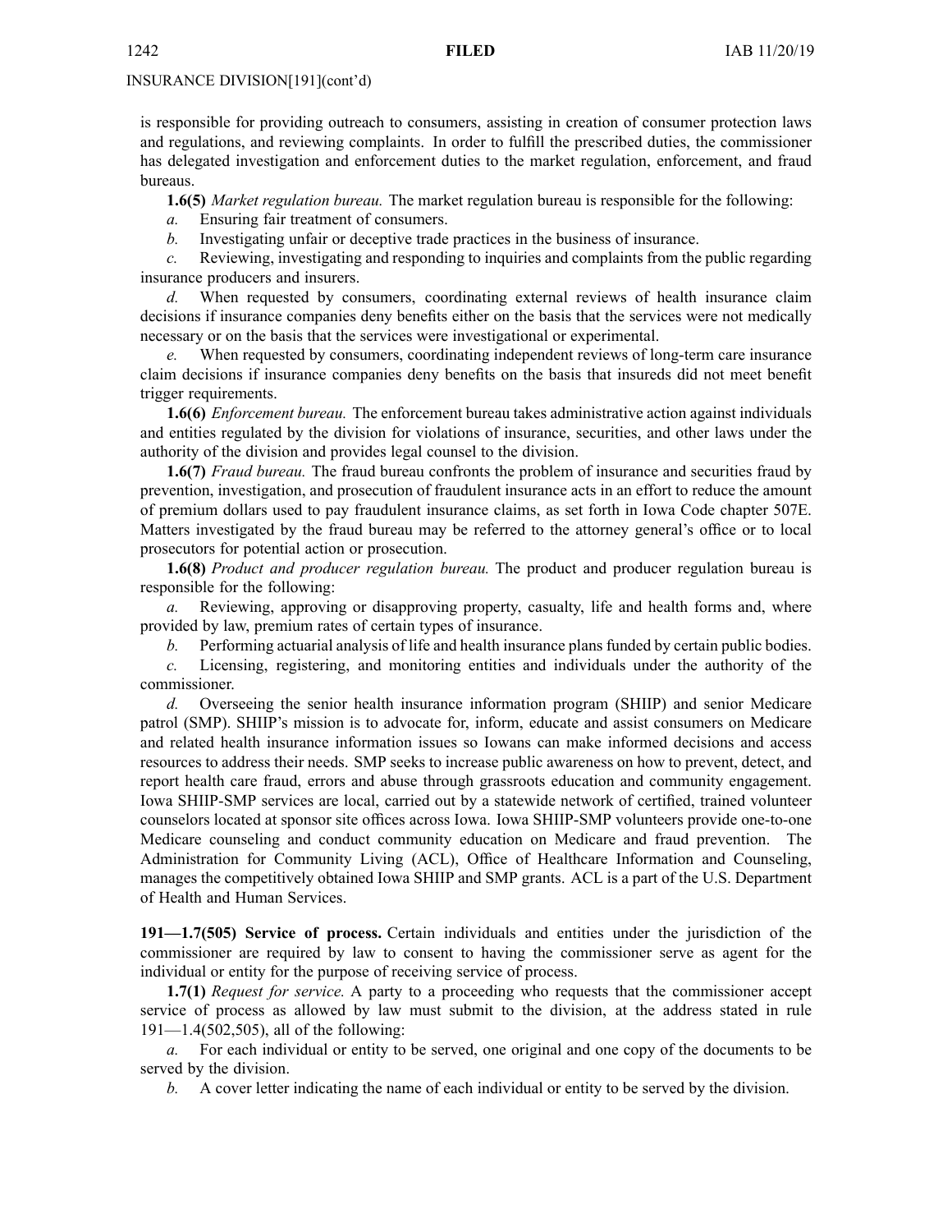INSURANCE DIVISION[191](cont'd)

is responsible for providing outreach to consumers, assisting in creation of consumer protection laws and regulations, and reviewing complaints. In order to fulfill the prescribed duties, the commissioner has delegated investigation and enforcement duties to the market regulation, enforcement, and fraud bureaus.

**1.6(5)** *Market regulation bureau.* The market regulation bureau is responsible for the following:

*a.* Ensuring fair treatment of consumers.

*b.* Investigating unfair or deceptive trade practices in the business of insurance.

*c.* Reviewing, investigating and responding to inquiries and complaints from the public regarding insurance producers and insurers.

*d.* When requested by consumers, coordinating external reviews of health insurance claim decisions if insurance companies deny benefits either on the basis that the services were not medically necessary or on the basis that the services were investigational or experimental.

*e.* When requested by consumers, coordinating independent reviews of long-term care insurance claim decisions if insurance companies deny benefits on the basis that insureds did not meet benefit trigger requirements.

**1.6(6)** *Enforcement bureau.* The enforcement bureau takes administrative action against individuals and entities regulated by the division for violations of insurance, securities, and other laws under the authority of the division and provides legal counsel to the division.

**1.6(7)** *Fraud bureau.* The fraud bureau confronts the problem of insurance and securities fraud by prevention, investigation, and prosecution of fraudulent insurance acts in an effort to reduce the amount of premium dollars used to pay fraudulent insurance claims, as set forth in Iowa Code chapter 507E. Matters investigated by the fraud bureau may be referred to the attorney general's office or to local prosecutors for potential action or prosecution.

**1.6(8)** *Product and producer regulation bureau.* The product and producer regulation bureau is responsible for the following:

*a.* Reviewing, approving or disapproving property, casualty, life and health forms and, where provided by law, premium rates of certain types of insurance.

*b.* Performing actuarial analysis of life and health insurance plans funded by certain public bodies.

*c.* Licensing, registering, and monitoring entities and individuals under the authority of the commissioner.

*d.* Overseeing the senior health insurance information program (SHIIP) and senior Medicare patrol (SMP). SHIIP's mission is to advocate for, inform, educate and assist consumers on Medicare and related health insurance information issues so Iowans can make informed decisions and access resources to address their needs. SMP seeks to increase public awareness on how to prevent, detect, and report health care fraud, errors and abuse through grassroots education and community engagement. Iowa SHIIP-SMP services are local, carried out by a statewide network of certified, trained volunteer counselors located at sponsor site offices across Iowa. Iowa SHIIP-SMP volunteers provide one-to-one Medicare counseling and conduct community education on Medicare and fraud prevention. The Administration for Community Living (ACL), Office of Healthcare Information and Counseling, manages the competitively obtained Iowa SHIIP and SMP grants. ACL is a part of the U.S. Department of Health and Human Services.

**191—1.7(505) Service of process.** Certain individuals and entities under the jurisdiction of the commissioner are required by law to consent to having the commissioner serve as agent for the individual or entity for the purpose of receiving service of process.

**1.7(1)** *Request for service.* A party to a proceeding who requests that the commissioner accept service of process as allowed by law must submit to the division, at the address stated in rule 191—1.4(502,505), all of the following:

*a.* For each individual or entity to be served, one original and one copy of the documents to be served by the division.

*b.* A cover letter indicating the name of each individual or entity to be served by the division.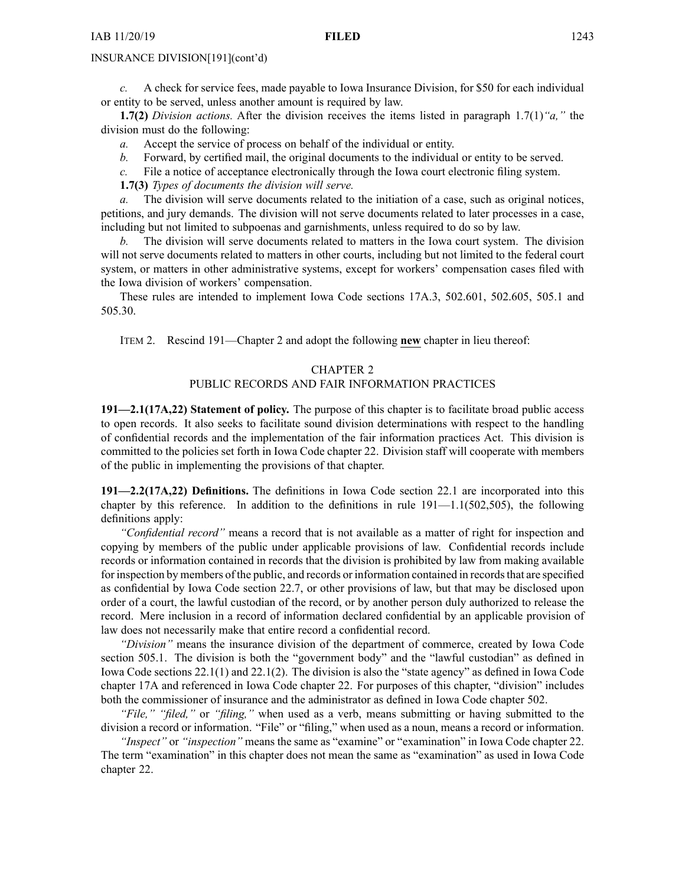*c.* A check for service fees, made payable to Iowa Insurance Division, for $50 for each individual or entity to be served, unless another amount is required by law.

**1.7(2)** *Division actions.* After the division receives the items listed in paragraph 1.7(1)*"a,"* the division must do the following:

*a.* Accept the service of process on behalf of the individual or entity.

*b.* Forward, by certified mail, the original documents to the individual or entity to be served.

*c.* File a notice of acceptance electronically through the Iowa court electronic filing system.

**1.7(3)** *Types of documents the division will serve.*

*a.* The division will serve documents related to the initiation of a case, such as original notices, petitions, and jury demands. The division will not serve documents related to later processes in a case, including but not limited to subpoenas and garnishments, unless required to do so by law.

*b.* The division will serve documents related to matters in the Iowa court system. The division will not serve documents related to matters in other courts, including but not limited to the federal court system, or matters in other administrative systems, except for workers' compensation cases filed with the Iowa division of workers' compensation.

These rules are intended to implement Iowa Code sections 17A.3, 502.601, 502.605, 505.1 and 505.30.

ITEM 2. Rescind 191—Chapter 2 and adopt the following **new** chapter in lieu thereof:

## CHAPTER 2
## PUBLIC RECORDS AND FAIR INFORMATION PRACTICES

**191—2.1(17A,22) Statement of policy.** The purpose of this chapter is to facilitate broad public access to open records. It also seeks to facilitate sound division determinations with respect to the handling of confidential records and the implementation of the fair information practices Act. This division is committed to the policies set forth in Iowa Code chapter 22. Division staff will cooperate with members of the public in implementing the provisions of that chapter.

**191—2.2(17A,22) Definitions.** The definitions in Iowa Code section 22.1 are incorporated into this chapter by this reference. In addition to the definitions in rule 191—1.1(502,505), the following definitions apply:

*"Confidential record"* means a record that is not available as a matter of right for inspection and copying by members of the public under applicable provisions of law. Confidential records include records or information contained in records that the division is prohibited by law from making available for inspection by members of the public, and records or information contained in records that are specified as confidential by Iowa Code section 22.7, or other provisions of law, but that may be disclosed upon order of a court, the lawful custodian of the record, or by another person duly authorized to release the record. Mere inclusion in a record of information declared confidential by an applicable provision of law does not necessarily make that entire record a confidential record.

*"Division"* means the insurance division of the department of commerce, created by Iowa Code section 505.1. The division is both the "government body" and the "lawful custodian" as defined in Iowa Code sections 22.1(1) and 22.1(2). The division is also the "state agency" as defined in Iowa Code chapter 17A and referenced in Iowa Code chapter 22. For purposes of this chapter, "division" includes both the commissioner of insurance and the administrator as defined in Iowa Code chapter 502.

*"File," "filed,"* or *"filing,"* when used as a verb, means submitting or having submitted to the division a record or information. "File" or "filing," when used as a noun, means a record or information.

*"Inspect"* or *"inspection"* means the same as "examine" or "examination" in Iowa Code chapter 22. The term "examination" in this chapter does not mean the same as "examination" as used in Iowa Code chapter 22.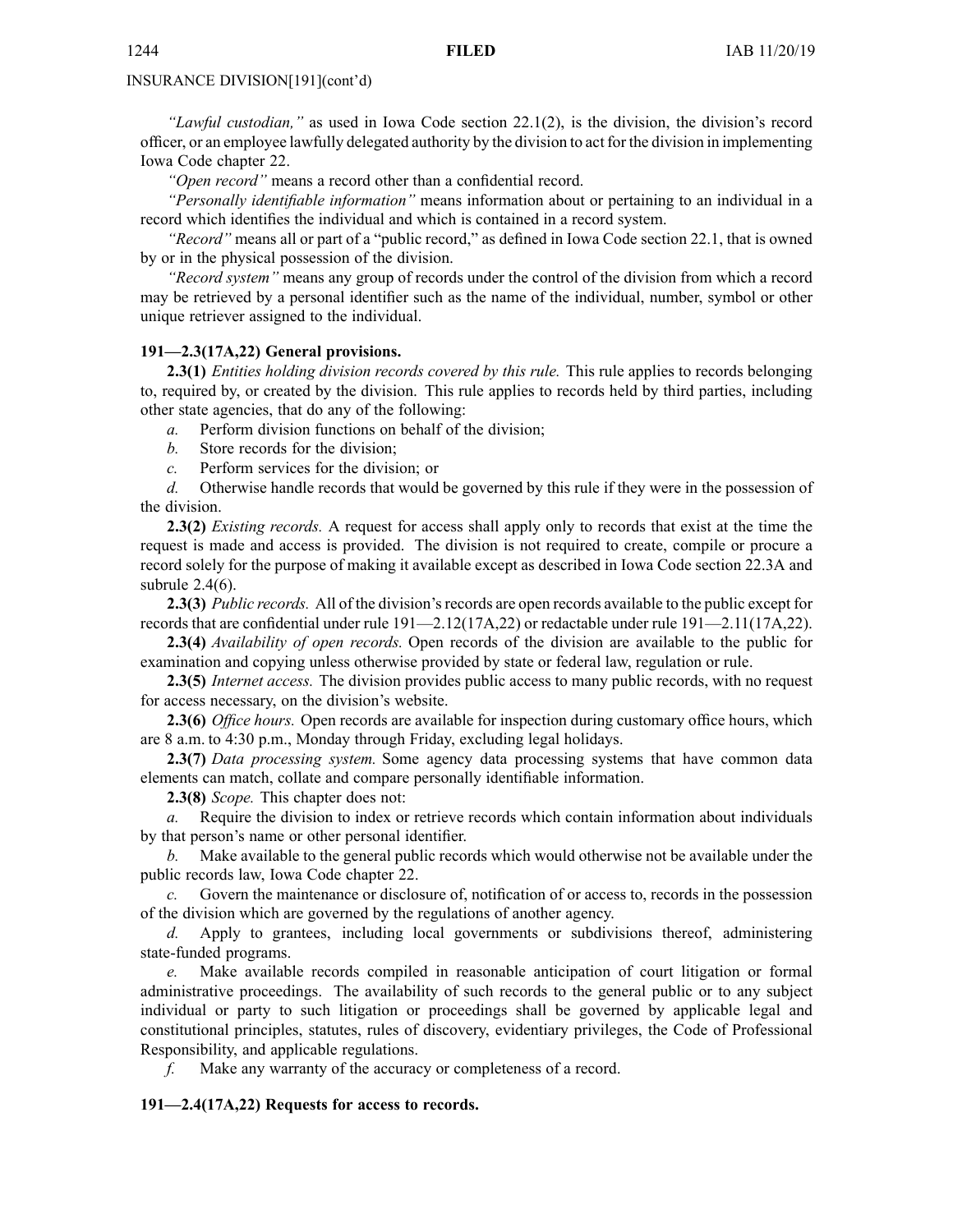INSURANCE DIVISION[191](cont'd)

*"Lawful custodian,"* as used in Iowa Code section 22.1(2), is the division, the division's record officer, or an employee lawfully delegated authority by the division to act for the division in implementing Iowa Code chapter 22.

*"Open record"* means a record other than a confidential record.

*"Personally identifiable information"* means information about or pertaining to an individual in a record which identifies the individual and which is contained in a record system.

*"Record"* means all or part of a "public record," as defined in Iowa Code section 22.1, that is owned by or in the physical possession of the division.

*"Record system"* means any group of records under the control of the division from which a record may be retrieved by a personal identifier such as the name of the individual, number, symbol or other unique retriever assigned to the individual.

**191—2.3(17A,22) General provisions.**

**2.3(1)** *Entities holding division records covered by this rule.* This rule applies to records belonging to, required by, or created by the division. This rule applies to records held by third parties, including other state agencies, that do any of the following:

*a.* Perform division functions on behalf of the division;

*b.* Store records for the division;

*c.* Perform services for the division; or

*d.* Otherwise handle records that would be governed by this rule if they were in the possession of the division.

**2.3(2)** *Existing records.* A request for access shall apply only to records that exist at the time the request is made and access is provided. The division is not required to create, compile or procure a record solely for the purpose of making it available except as described in Iowa Code section 22.3A and subrule 2.4(6).

**2.3(3)** *Public records.* All of the division's records are open records available to the public except for records that are confidential under rule 191—2.12(17A,22) or redactable under rule 191—2.11(17A,22).

**2.3(4)** *Availability of open records.* Open records of the division are available to the public for examination and copying unless otherwise provided by state or federal law, regulation or rule.

**2.3(5)** *Internet access.* The division provides public access to many public records, with no request for access necessary, on the division's website.

**2.3(6)** *Office hours.* Open records are available for inspection during customary office hours, which are 8 a.m. to 4:30 p.m., Monday through Friday, excluding legal holidays.

**2.3(7)** *Data processing system.* Some agency data processing systems that have common data elements can match, collate and compare personally identifiable information.

**2.3(8)** *Scope.* This chapter does not:

*a.* Require the division to index or retrieve records which contain information about individuals by that person's name or other personal identifier.

*b.* Make available to the general public records which would otherwise not be available under the public records law, Iowa Code chapter 22.

*c.* Govern the maintenance or disclosure of, notification of or access to, records in the possession of the division which are governed by the regulations of another agency.

*d.* Apply to grantees, including local governments or subdivisions thereof, administering state-funded programs.

*e.* Make available records compiled in reasonable anticipation of court litigation or formal administrative proceedings. The availability of such records to the general public or to any subject individual or party to such litigation or proceedings shall be governed by applicable legal and constitutional principles, statutes, rules of discovery, evidentiary privileges, the Code of Professional Responsibility, and applicable regulations.

*f.* Make any warranty of the accuracy or completeness of a record.

**191—2.4(17A,22) Requests for access to records.**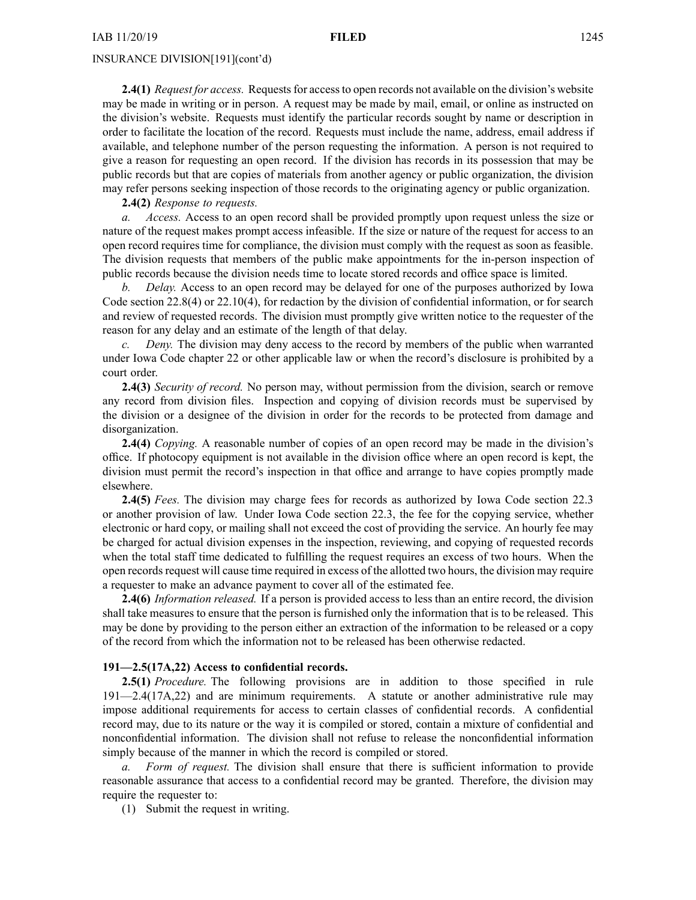**2.4(1)** *Request for access.* Requests for access to open records not available on the division's website may be made in writing or in person. A request may be made by mail, email, or online as instructed on the division's website. Requests must identify the particular records sought by name or description in order to facilitate the location of the record. Requests must include the name, address, email address if available, and telephone number of the person requesting the information. A person is not required to give a reason for requesting an open record. If the division has records in its possession that may be public records but that are copies of materials from another agency or public organization, the division may refer persons seeking inspection of those records to the originating agency or public organization.

**2.4(2)** *Response to requests.*

*a. Access.* Access to an open record shall be provided promptly upon request unless the size or nature of the request makes prompt access infeasible. If the size or nature of the request for access to an open record requires time for compliance, the division must comply with the request as soon as feasible. The division requests that members of the public make appointments for the in-person inspection of public records because the division needs time to locate stored records and office space is limited.

*b. Delay.* Access to an open record may be delayed for one of the purposes authorized by Iowa Code section 22.8(4) or 22.10(4), for redaction by the division of confidential information, or for search and review of requested records. The division must promptly give written notice to the requester of the reason for any delay and an estimate of the length of that delay.

*c. Deny.* The division may deny access to the record by members of the public when warranted under Iowa Code chapter 22 or other applicable law or when the record's disclosure is prohibited by a court order.

**2.4(3)** *Security of record.* No person may, without permission from the division, search or remove any record from division files. Inspection and copying of division records must be supervised by the division or a designee of the division in order for the records to be protected from damage and disorganization.

**2.4(4)** *Copying.* A reasonable number of copies of an open record may be made in the division's office. If photocopy equipment is not available in the division office where an open record is kept, the division must permit the record's inspection in that office and arrange to have copies promptly made elsewhere.

**2.4(5)** *Fees.* The division may charge fees for records as authorized by Iowa Code section 22.3 or another provision of law. Under Iowa Code section 22.3, the fee for the copying service, whether electronic or hard copy, or mailing shall not exceed the cost of providing the service. An hourly fee may be charged for actual division expenses in the inspection, reviewing, and copying of requested records when the total staff time dedicated to fulfilling the request requires an excess of two hours. When the open records request will cause time required in excess of the allotted two hours, the division may require a requester to make an advance payment to cover all of the estimated fee.

**2.4(6)** *Information released.* If a person is provided access to less than an entire record, the division shall take measures to ensure that the person is furnished only the information that is to be released. This may be done by providing to the person either an extraction of the information to be released or a copy of the record from which the information not to be released has been otherwise redacted.

**191—2.5(17A,22) Access to confidential records.**

**2.5(1)** *Procedure.* The following provisions are in addition to those specified in rule 191—2.4(17A,22) and are minimum requirements. A statute or another administrative rule may impose additional requirements for access to certain classes of confidential records. A confidential record may, due to its nature or the way it is compiled or stored, contain a mixture of confidential and nonconfidential information. The division shall not refuse to release the nonconfidential information simply because of the manner in which the record is compiled or stored.

*a. Form of request.* The division shall ensure that there is sufficient information to provide reasonable assurance that access to a confidential record may be granted. Therefore, the division may require the requester to:

(1) Submit the request in writing.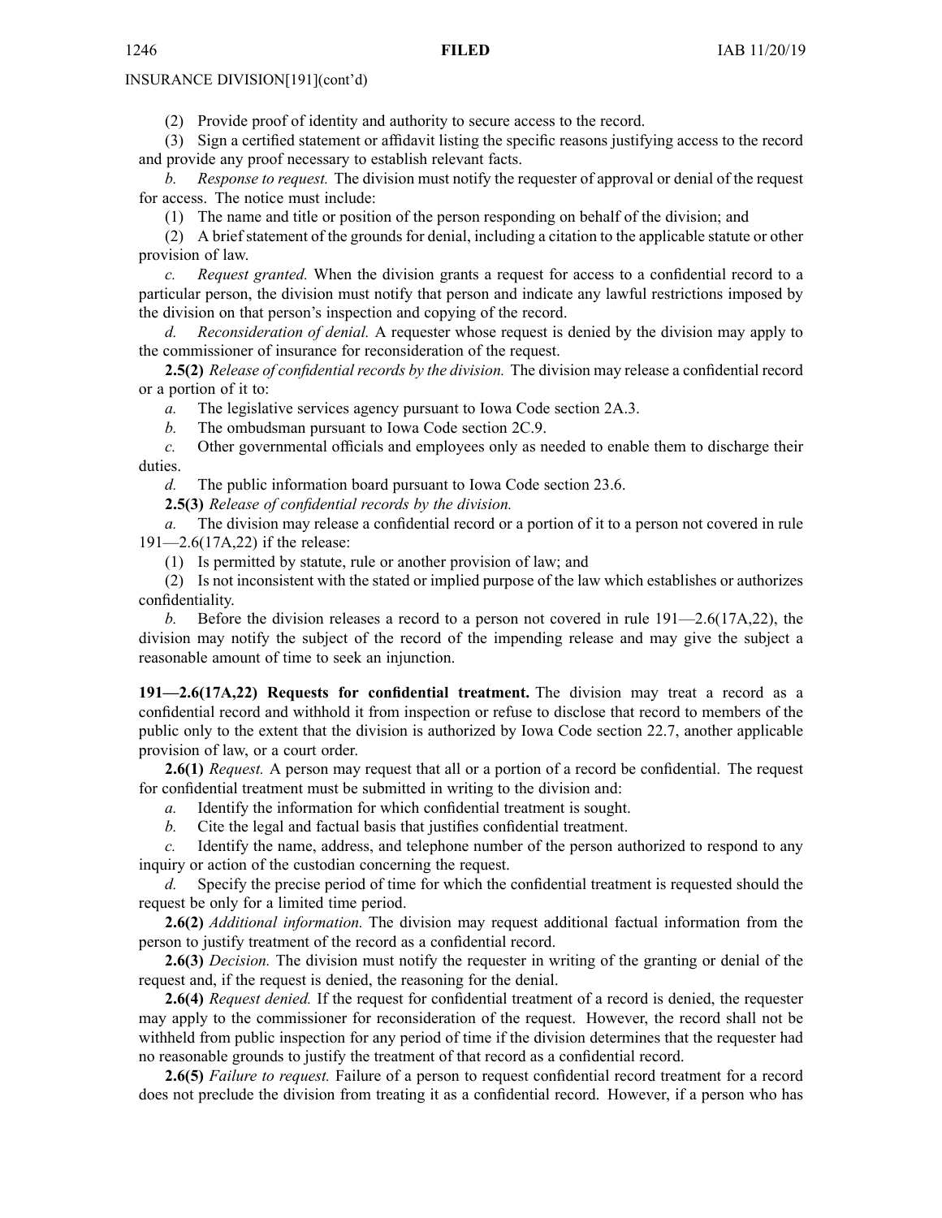INSURANCE DIVISION[191](cont'd)

(2) Provide proof of identity and authority to secure access to the record.

(3) Sign a certified statement or affidavit listing the specific reasons justifying access to the record and provide any proof necessary to establish relevant facts.

*b. Response to request.* The division must notify the requester of approval or denial of the request for access. The notice must include:

(1) The name and title or position of the person responding on behalf of the division; and

(2) A brief statement of the grounds for denial, including a citation to the applicable statute or other provision of law.

*c. Request granted.* When the division grants a request for access to a confidential record to a particular person, the division must notify that person and indicate any lawful restrictions imposed by the division on that person's inspection and copying of the record.

*d. Reconsideration of denial.* A requester whose request is denied by the division may apply to the commissioner of insurance for reconsideration of the request.

**2.5(2)** *Release of confidential records by the division.* The division may release a confidential record or a portion of it to:

*a.* The legislative services agency pursuant to Iowa Code section 2A.3.

*b.* The ombudsman pursuant to Iowa Code section 2C.9.

*c.* Other governmental officials and employees only as needed to enable them to discharge their duties.

*d.* The public information board pursuant to Iowa Code section 23.6.

**2.5(3)** *Release of confidential records by the division.*

*a.* The division may release a confidential record or a portion of it to a person not covered in rule 191—2.6(17A,22) if the release:

(1) Is permitted by statute, rule or another provision of law; and

(2) Is not inconsistent with the stated or implied purpose of the law which establishes or authorizes confidentiality.

*b.* Before the division releases a record to a person not covered in rule 191—2.6(17A,22), the division may notify the subject of the record of the impending release and may give the subject a reasonable amount of time to seek an injunction.

**191—2.6(17A,22) Requests for confidential treatment.** The division may treat a record as a confidential record and withhold it from inspection or refuse to disclose that record to members of the public only to the extent that the division is authorized by Iowa Code section 22.7, another applicable provision of law, or a court order.

**2.6(1)** *Request.* A person may request that all or a portion of a record be confidential. The request for confidential treatment must be submitted in writing to the division and:

*a.* Identify the information for which confidential treatment is sought.

*b.* Cite the legal and factual basis that justifies confidential treatment.

*c.* Identify the name, address, and telephone number of the person authorized to respond to any inquiry or action of the custodian concerning the request.

*d.* Specify the precise period of time for which the confidential treatment is requested should the request be only for a limited time period.

**2.6(2)** *Additional information.* The division may request additional factual information from the person to justify treatment of the record as a confidential record.

**2.6(3)** *Decision.* The division must notify the requester in writing of the granting or denial of the request and, if the request is denied, the reasoning for the denial.

**2.6(4)** *Request denied.* If the request for confidential treatment of a record is denied, the requester may apply to the commissioner for reconsideration of the request. However, the record shall not be withheld from public inspection for any period of time if the division determines that the requester had no reasonable grounds to justify the treatment of that record as a confidential record.

**2.6(5)** *Failure to request.* Failure of a person to request confidential record treatment for a record does not preclude the division from treating it as a confidential record. However, if a person who has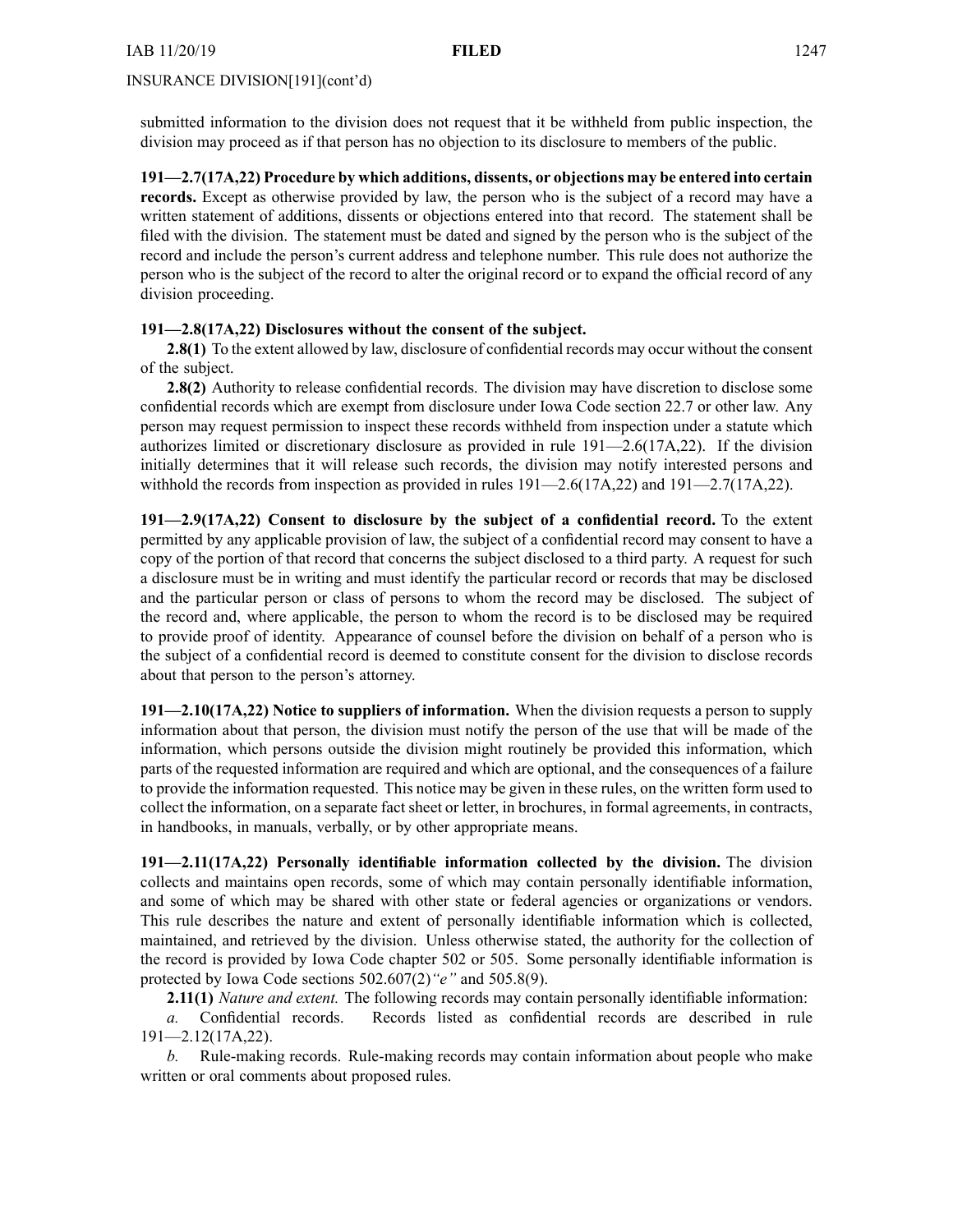submitted information to the division does not request that it be withheld from public inspection, the division may proceed as if that person has no objection to its disclosure to members of the public.

**191—2.7(17A,22) Procedure by which additions, dissents, or objections may be entered into certain records.** Except as otherwise provided by law, the person who is the subject of a record may have a written statement of additions, dissents or objections entered into that record. The statement shall be filed with the division. The statement must be dated and signed by the person who is the subject of the record and include the person's current address and telephone number. This rule does not authorize the person who is the subject of the record to alter the original record or to expand the official record of any division proceeding.

**191—2.8(17A,22) Disclosures without the consent of the subject.**

**2.8(1)** To the extent allowed by law, disclosure of confidential records may occur without the consent of the subject.

**2.8(2)** Authority to release confidential records. The division may have discretion to disclose some confidential records which are exempt from disclosure under Iowa Code section 22.7 or other law. Any person may request permission to inspect these records withheld from inspection under a statute which authorizes limited or discretionary disclosure as provided in rule 191—2.6(17A,22). If the division initially determines that it will release such records, the division may notify interested persons and withhold the records from inspection as provided in rules 191—2.6(17A,22) and 191—2.7(17A,22).

**191—2.9(17A,22) Consent to disclosure by the subject of a confidential record.** To the extent permitted by any applicable provision of law, the subject of a confidential record may consent to have a copy of the portion of that record that concerns the subject disclosed to a third party. A request for such a disclosure must be in writing and must identify the particular record or records that may be disclosed and the particular person or class of persons to whom the record may be disclosed. The subject of the record and, where applicable, the person to whom the record is to be disclosed may be required to provide proof of identity. Appearance of counsel before the division on behalf of a person who is the subject of a confidential record is deemed to constitute consent for the division to disclose records about that person to the person's attorney.

**191—2.10(17A,22) Notice to suppliers of information.** When the division requests a person to supply information about that person, the division must notify the person of the use that will be made of the information, which persons outside the division might routinely be provided this information, which parts of the requested information are required and which are optional, and the consequences of a failure to provide the information requested. This notice may be given in these rules, on the written form used to collect the information, on a separate fact sheet or letter, in brochures, in formal agreements, in contracts, in handbooks, in manuals, verbally, or by other appropriate means.

**191—2.11(17A,22) Personally identifiable information collected by the division.** The division collects and maintains open records, some of which may contain personally identifiable information, and some of which may be shared with other state or federal agencies or organizations or vendors. This rule describes the nature and extent of personally identifiable information which is collected, maintained, and retrieved by the division. Unless otherwise stated, the authority for the collection of the record is provided by Iowa Code chapter 502 or 505. Some personally identifiable information is protected by Iowa Code sections 502.607(2)*"e"* and 505.8(9).

**2.11(1)** *Nature and extent.* The following records may contain personally identifiable information:

*a.* Confidential records. Records listed as confidential records are described in rule 191—2.12(17A,22).

*b.* Rule-making records. Rule-making records may contain information about people who make written or oral comments about proposed rules.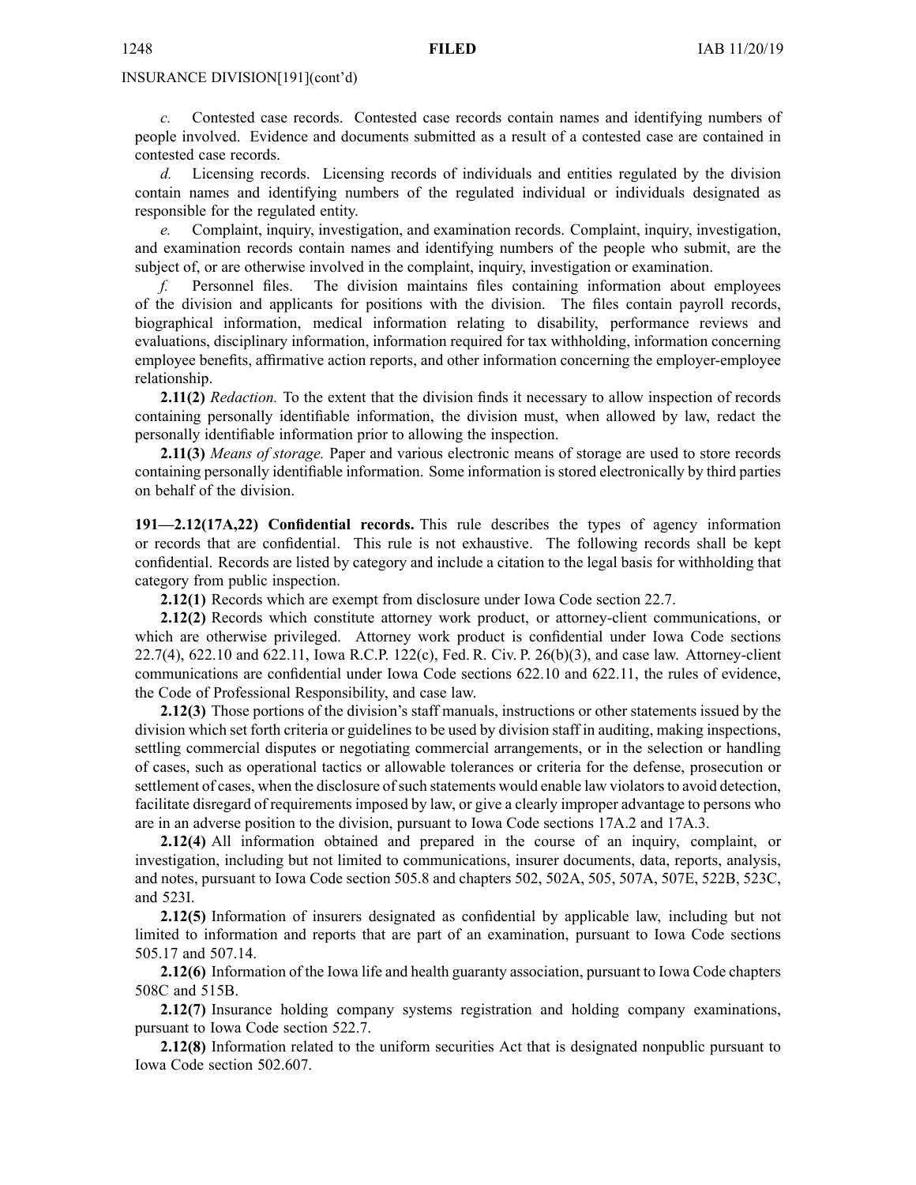INSURANCE DIVISION[191](cont'd)

*c.* Contested case records. Contested case records contain names and identifying numbers of people involved. Evidence and documents submitted as a result of a contested case are contained in contested case records.

*d.* Licensing records. Licensing records of individuals and entities regulated by the division contain names and identifying numbers of the regulated individual or individuals designated as responsible for the regulated entity.

*e.* Complaint, inquiry, investigation, and examination records. Complaint, inquiry, investigation, and examination records contain names and identifying numbers of the people who submit, are the subject of, or are otherwise involved in the complaint, inquiry, investigation or examination.

*f.* Personnel files. The division maintains files containing information about employees of the division and applicants for positions with the division. The files contain payroll records, biographical information, medical information relating to disability, performance reviews and evaluations, disciplinary information, information required for tax withholding, information concerning employee benefits, affirmative action reports, and other information concerning the employer-employee relationship.

**2.11(2)** *Redaction.* To the extent that the division finds it necessary to allow inspection of records containing personally identifiable information, the division must, when allowed by law, redact the personally identifiable information prior to allowing the inspection.

**2.11(3)** *Means of storage.* Paper and various electronic means of storage are used to store records containing personally identifiable information. Some information is stored electronically by third parties on behalf of the division.

**191—2.12(17A,22) Confidential records.** This rule describes the types of agency information or records that are confidential. This rule is not exhaustive. The following records shall be kept confidential. Records are listed by category and include a citation to the legal basis for withholding that category from public inspection.

**2.12(1)** Records which are exempt from disclosure under Iowa Code section 22.7.

**2.12(2)** Records which constitute attorney work product, or attorney-client communications, or which are otherwise privileged. Attorney work product is confidential under Iowa Code sections 22.7(4), 622.10 and 622.11, Iowa R.C.P. 122(c), Fed. R. Civ. P. 26(b)(3), and case law. Attorney-client communications are confidential under Iowa Code sections 622.10 and 622.11, the rules of evidence, the Code of Professional Responsibility, and case law.

**2.12(3)** Those portions of the division's staff manuals, instructions or other statements issued by the division which set forth criteria or guidelines to be used by division staff in auditing, making inspections, settling commercial disputes or negotiating commercial arrangements, or in the selection or handling of cases, such as operational tactics or allowable tolerances or criteria for the defense, prosecution or settlement of cases, when the disclosure of such statements would enable law violators to avoid detection, facilitate disregard of requirements imposed by law, or give a clearly improper advantage to persons who are in an adverse position to the division, pursuant to Iowa Code sections 17A.2 and 17A.3.

**2.12(4)** All information obtained and prepared in the course of an inquiry, complaint, or investigation, including but not limited to communications, insurer documents, data, reports, analysis, and notes, pursuant to Iowa Code section 505.8 and chapters 502, 502A, 505, 507A, 507E, 522B, 523C, and 523I.

**2.12(5)** Information of insurers designated as confidential by applicable law, including but not limited to information and reports that are part of an examination, pursuant to Iowa Code sections 505.17 and 507.14.

**2.12(6)** Information of the Iowa life and health guaranty association, pursuant to Iowa Code chapters 508C and 515B.

**2.12(7)** Insurance holding company systems registration and holding company examinations, pursuant to Iowa Code section 522.7.

**2.12(8)** Information related to the uniform securities Act that is designated nonpublic pursuant to Iowa Code section 502.607.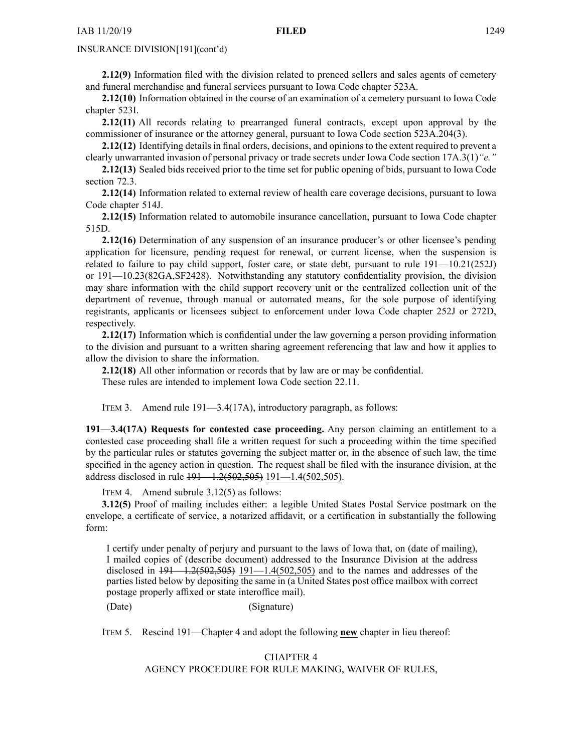INSURANCE DIVISION[191](cont'd)

**2.12(9)** Information filed with the division related to preneed sellers and sales agents of cemetery and funeral merchandise and funeral services pursuant to Iowa Code chapter 523A.

**2.12(10)** Information obtained in the course of an examination of a cemetery pursuant to Iowa Code chapter 523I.

**2.12(11)** All records relating to prearranged funeral contracts, except upon approval by the commissioner of insurance or the attorney general, pursuant to Iowa Code section 523A.204(3).

**2.12(12)** Identifying details in final orders, decisions, and opinions to the extent required to prevent a clearly unwarranted invasion of personal privacy or trade secrets under Iowa Code section 17A.3(1)*"e."*

**2.12(13)** Sealed bids received prior to the time set for public opening of bids, pursuant to Iowa Code section 72.3.

**2.12(14)** Information related to external review of health care coverage decisions, pursuant to Iowa Code chapter 514J.

**2.12(15)** Information related to automobile insurance cancellation, pursuant to Iowa Code chapter 515D.

**2.12(16)** Determination of any suspension of an insurance producer's or other licensee's pending application for licensure, pending request for renewal, or current license, when the suspension is related to failure to pay child support, foster care, or state debt, pursuant to rule 191—10.21(252J) or 191—10.23(82GA,SF2428). Notwithstanding any statutory confidentiality provision, the division may share information with the child support recovery unit or the centralized collection unit of the department of revenue, through manual or automated means, for the sole purpose of identifying registrants, applicants or licensees subject to enforcement under Iowa Code chapter 252J or 272D, respectively.

**2.12(17)** Information which is confidential under the law governing a person providing information to the division and pursuant to a written sharing agreement referencing that law and how it applies to allow the division to share the information.

**2.12(18)** All other information or records that by law are or may be confidential.

These rules are intended to implement Iowa Code section 22.11.

ITEM 3. Amend rule 191—3.4(17A), introductory paragraph, as follows:

**191—3.4(17A) Requests for contested case proceeding.** Any person claiming an entitlement to a contested case proceeding shall file a written request for such a proceeding within the time specified by the particular rules or statutes governing the subject matter or, in the absence of such law, the time specified in the agency action in question. The request shall be filed with the insurance division, at the address disclosed in rule ~~191—1.2(502,505)~~ 191—1.4(502,505).

ITEM 4. Amend subrule 3.12(5) as follows:

**3.12(5)** Proof of mailing includes either: a legible United States Postal Service postmark on the envelope, a certificate of service, a notarized affidavit, or a certification in substantially the following form:

> I certify under penalty of perjury and pursuant to the laws of Iowa that, on (date of mailing), I mailed copies of (describe document) addressed to the Insurance Division at the address disclosed in ~~191—1.2(502,505)~~ 191—1.4(502,505) and to the names and addresses of the parties listed below by depositing the same in (a United States post office mailbox with correct postage properly affixed or state interoffice mail).
>
> (Date) (Signature)

ITEM 5. Rescind 191—Chapter 4 and adopt the following **new** chapter in lieu thereof:

CHAPTER 4
AGENCY PROCEDURE FOR RULE MAKING, WAIVER OF RULES,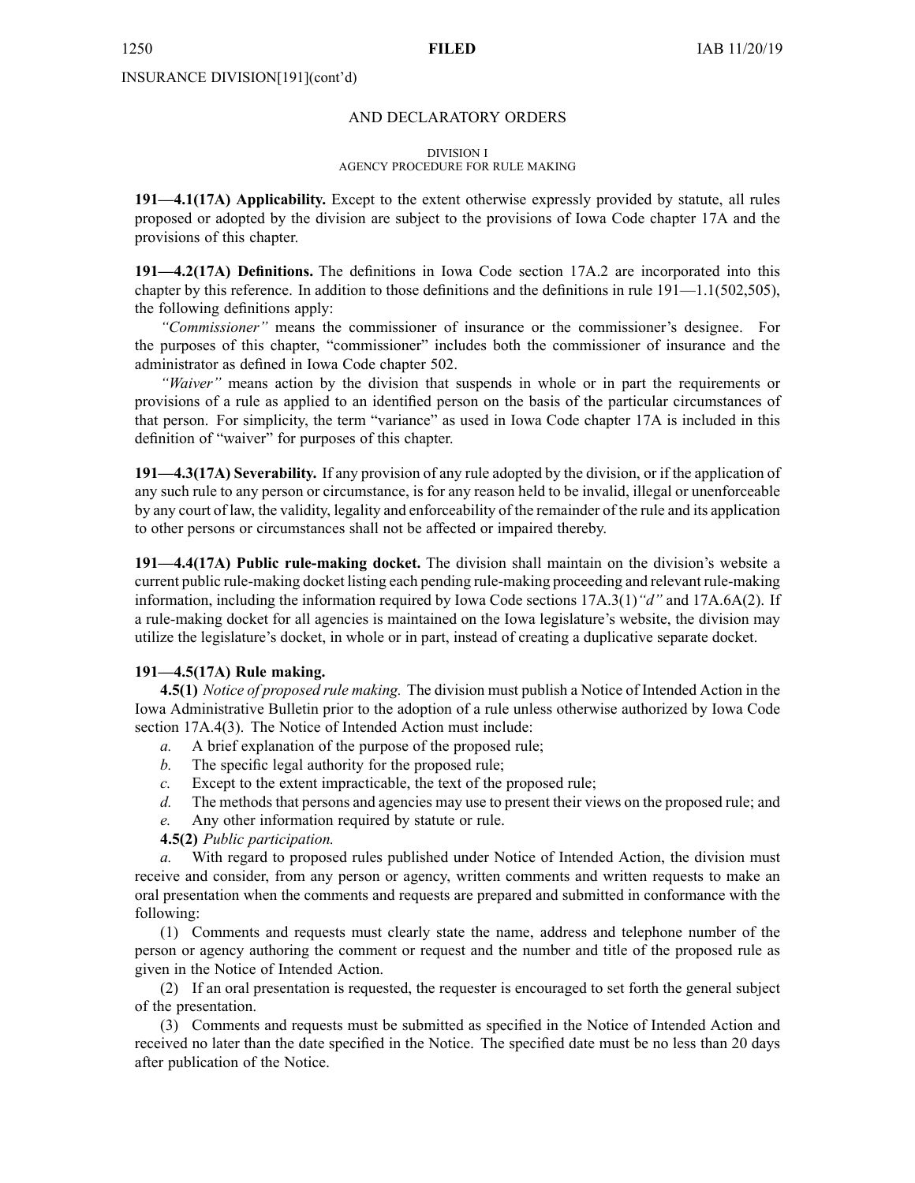INSURANCE DIVISION[191](cont'd)

AND DECLARATORY ORDERS

DIVISION I
AGENCY PROCEDURE FOR RULE MAKING

**191—4.1(17A) Applicability.** Except to the extent otherwise expressly provided by statute, all rules proposed or adopted by the division are subject to the provisions of Iowa Code chapter 17A and the provisions of this chapter.

**191—4.2(17A) Definitions.** The definitions in Iowa Code section 17A.2 are incorporated into this chapter by this reference. In addition to those definitions and the definitions in rule 191—1.1(502,505), the following definitions apply:

*"Commissioner"* means the commissioner of insurance or the commissioner's designee. For the purposes of this chapter, "commissioner" includes both the commissioner of insurance and the administrator as defined in Iowa Code chapter 502.

*"Waiver"* means action by the division that suspends in whole or in part the requirements or provisions of a rule as applied to an identified person on the basis of the particular circumstances of that person. For simplicity, the term "variance" as used in Iowa Code chapter 17A is included in this definition of "waiver" for purposes of this chapter.

**191—4.3(17A) Severability.** If any provision of any rule adopted by the division, or if the application of any such rule to any person or circumstance, is for any reason held to be invalid, illegal or unenforceable by any court of law, the validity, legality and enforceability of the remainder of the rule and its application to other persons or circumstances shall not be affected or impaired thereby.

**191—4.4(17A) Public rule-making docket.** The division shall maintain on the division's website a current public rule-making docket listing each pending rule-making proceeding and relevant rule-making information, including the information required by Iowa Code sections 17A.3(1)*"d"* and 17A.6A(2). If a rule-making docket for all agencies is maintained on the Iowa legislature's website, the division may utilize the legislature's docket, in whole or in part, instead of creating a duplicative separate docket.

**191—4.5(17A) Rule making.**

**4.5(1)** *Notice of proposed rule making.* The division must publish a Notice of Intended Action in the Iowa Administrative Bulletin prior to the adoption of a rule unless otherwise authorized by Iowa Code section 17A.4(3). The Notice of Intended Action must include:

*a.* A brief explanation of the purpose of the proposed rule;

*b.* The specific legal authority for the proposed rule;

*c.* Except to the extent impracticable, the text of the proposed rule;

*d.* The methods that persons and agencies may use to present their views on the proposed rule; and

*e.* Any other information required by statute or rule.

**4.5(2)** *Public participation.*

*a.* With regard to proposed rules published under Notice of Intended Action, the division must receive and consider, from any person or agency, written comments and written requests to make an oral presentation when the comments and requests are prepared and submitted in conformance with the following:

(1) Comments and requests must clearly state the name, address and telephone number of the person or agency authoring the comment or request and the number and title of the proposed rule as given in the Notice of Intended Action.

(2) If an oral presentation is requested, the requester is encouraged to set forth the general subject of the presentation.

(3) Comments and requests must be submitted as specified in the Notice of Intended Action and received no later than the date specified in the Notice. The specified date must be no less than 20 days after publication of the Notice.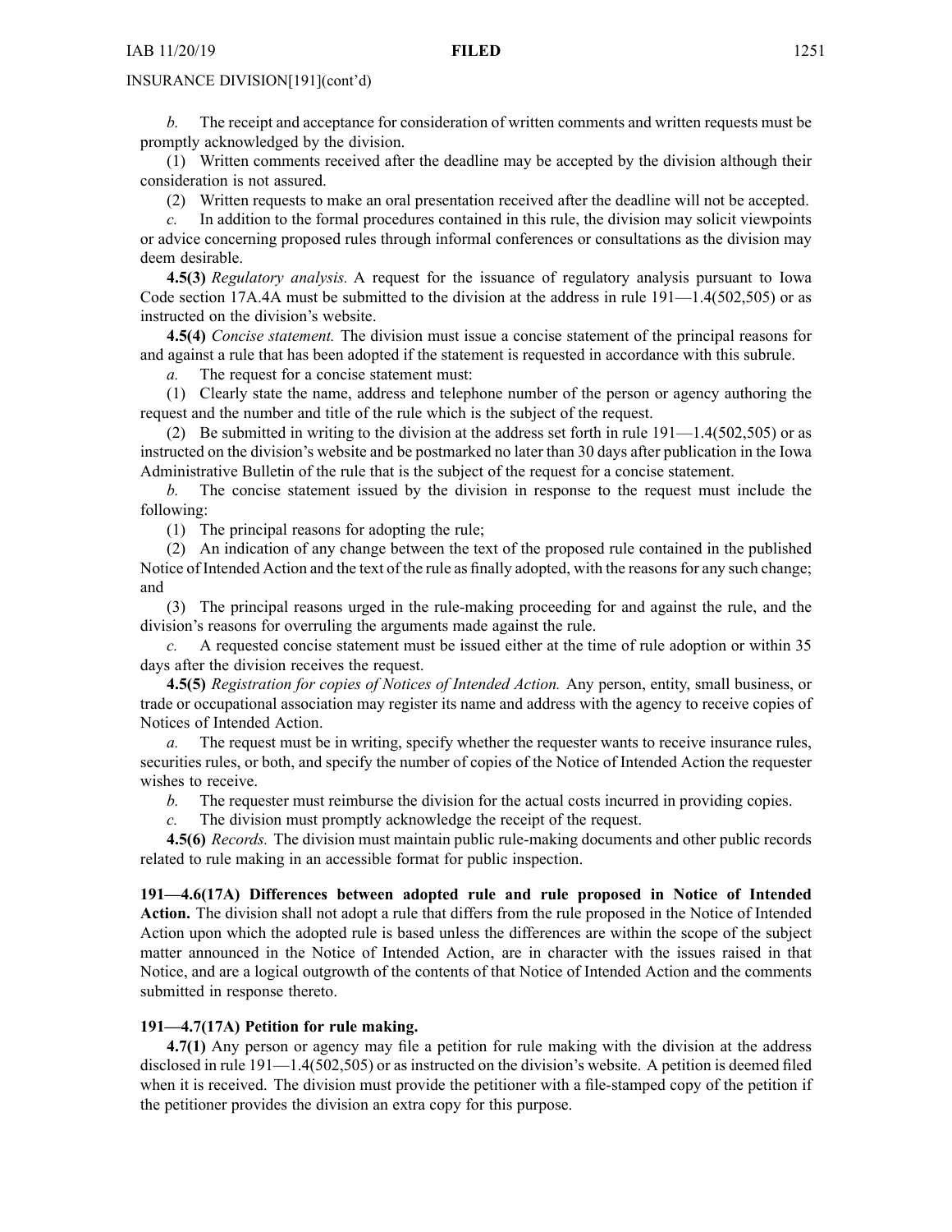*b.* The receipt and acceptance for consideration of written comments and written requests must be promptly acknowledged by the division.

(1) Written comments received after the deadline may be accepted by the division although their consideration is not assured.

(2) Written requests to make an oral presentation received after the deadline will not be accepted.

*c.* In addition to the formal procedures contained in this rule, the division may solicit viewpoints or advice concerning proposed rules through informal conferences or consultations as the division may deem desirable.

**4.5(3)** *Regulatory analysis.* A request for the issuance of regulatory analysis pursuant to Iowa Code section 17A.4A must be submitted to the division at the address in rule 191—1.4(502,505) or as instructed on the division's website.

**4.5(4)** *Concise statement.* The division must issue a concise statement of the principal reasons for and against a rule that has been adopted if the statement is requested in accordance with this subrule.

*a.* The request for a concise statement must:

(1) Clearly state the name, address and telephone number of the person or agency authoring the request and the number and title of the rule which is the subject of the request.

(2) Be submitted in writing to the division at the address set forth in rule 191—1.4(502,505) or as instructed on the division's website and be postmarked no later than 30 days after publication in the Iowa Administrative Bulletin of the rule that is the subject of the request for a concise statement.

*b.* The concise statement issued by the division in response to the request must include the following:

(1) The principal reasons for adopting the rule;

(2) An indication of any change between the text of the proposed rule contained in the published Notice of Intended Action and the text of the rule as finally adopted, with the reasons for any such change; and

(3) The principal reasons urged in the rule-making proceeding for and against the rule, and the division's reasons for overruling the arguments made against the rule.

*c.* A requested concise statement must be issued either at the time of rule adoption or within 35 days after the division receives the request.

**4.5(5)** *Registration for copies of Notices of Intended Action.* Any person, entity, small business, or trade or occupational association may register its name and address with the agency to receive copies of Notices of Intended Action.

*a.* The request must be in writing, specify whether the requester wants to receive insurance rules, securities rules, or both, and specify the number of copies of the Notice of Intended Action the requester wishes to receive.

*b.* The requester must reimburse the division for the actual costs incurred in providing copies.

*c.* The division must promptly acknowledge the receipt of the request.

**4.5(6)** *Records.* The division must maintain public rule-making documents and other public records related to rule making in an accessible format for public inspection.

**191—4.6(17A) Differences between adopted rule and rule proposed in Notice of Intended Action.** The division shall not adopt a rule that differs from the rule proposed in the Notice of Intended Action upon which the adopted rule is based unless the differences are within the scope of the subject matter announced in the Notice of Intended Action, are in character with the issues raised in that Notice, and are a logical outgrowth of the contents of that Notice of Intended Action and the comments submitted in response thereto.

**191—4.7(17A) Petition for rule making.**

**4.7(1)** Any person or agency may file a petition for rule making with the division at the address disclosed in rule 191—1.4(502,505) or as instructed on the division's website. A petition is deemed filed when it is received. The division must provide the petitioner with a file-stamped copy of the petition if the petitioner provides the division an extra copy for this purpose.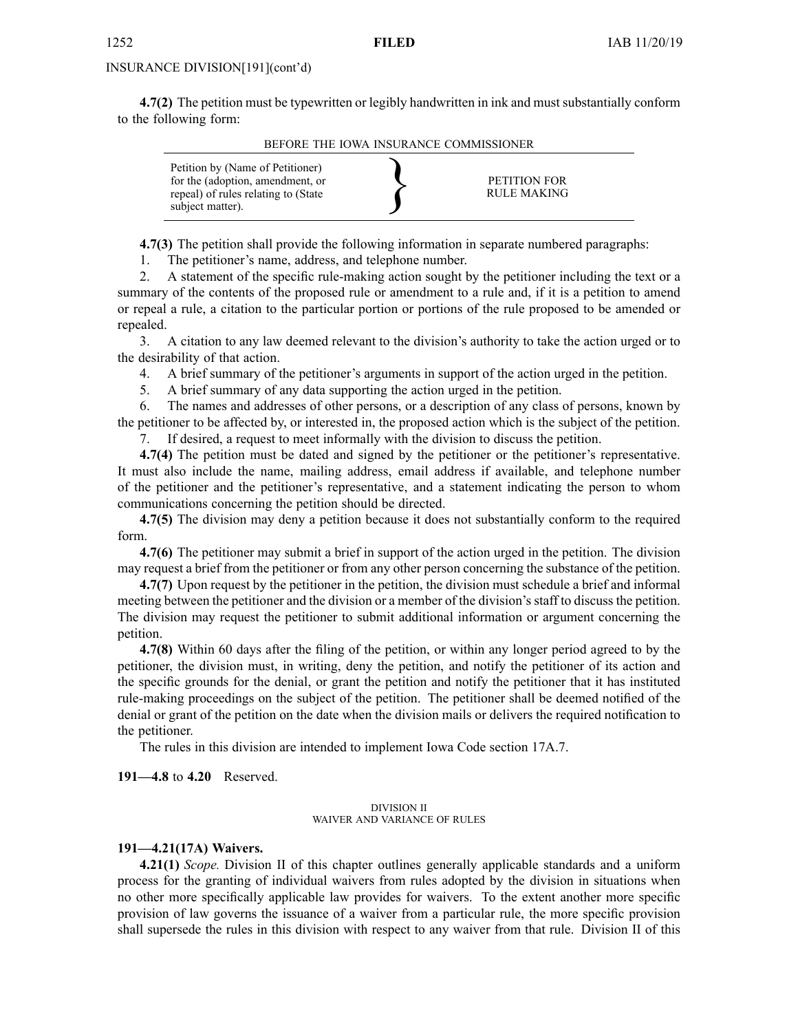INSURANCE DIVISION[191](cont'd)

**4.7(2)** The petition must be typewritten or legibly handwritten in ink and must substantially conform to the following form:

BEFORE THE IOWA INSURANCE COMMISSIONER

| Petition by (Name of Petitioner) for the (adoption, amendment, or repeal) of rules relating to (State subject matter). | } | PETITION FOR RULE MAKING |
|---|---|---|

**4.7(3)** The petition shall provide the following information in separate numbered paragraphs:

1. The petitioner's name, address, and telephone number.
2. A statement of the specific rule-making action sought by the petitioner including the text or a summary of the contents of the proposed rule or amendment to a rule and, if it is a petition to amend or repeal a rule, a citation to the particular portion or portions of the rule proposed to be amended or repealed.
3. A citation to any law deemed relevant to the division's authority to take the action urged or to the desirability of that action.
4. A brief summary of the petitioner's arguments in support of the action urged in the petition.
5. A brief summary of any data supporting the action urged in the petition.
6. The names and addresses of other persons, or a description of any class of persons, known by the petitioner to be affected by, or interested in, the proposed action which is the subject of the petition.
7. If desired, a request to meet informally with the division to discuss the petition.

**4.7(4)** The petition must be dated and signed by the petitioner or the petitioner's representative. It must also include the name, mailing address, email address if available, and telephone number of the petitioner and the petitioner's representative, and a statement indicating the person to whom communications concerning the petition should be directed.

**4.7(5)** The division may deny a petition because it does not substantially conform to the required form.

**4.7(6)** The petitioner may submit a brief in support of the action urged in the petition. The division may request a brief from the petitioner or from any other person concerning the substance of the petition.

**4.7(7)** Upon request by the petitioner in the petition, the division must schedule a brief and informal meeting between the petitioner and the division or a member of the division's staff to discuss the petition. The division may request the petitioner to submit additional information or argument concerning the petition.

**4.7(8)** Within 60 days after the filing of the petition, or within any longer period agreed to by the petitioner, the division must, in writing, deny the petition, and notify the petitioner of its action and the specific grounds for the denial, or grant the petition and notify the petitioner that it has instituted rule-making proceedings on the subject of the petition. The petitioner shall be deemed notified of the denial or grant of the petition on the date when the division mails or delivers the required notification to the petitioner.

The rules in this division are intended to implement Iowa Code section 17A.7.

**191—4.8** to **4.20** Reserved.

DIVISION II
WAIVER AND VARIANCE OF RULES

**191—4.21(17A) Waivers.**

**4.21(1)** *Scope.* Division II of this chapter outlines generally applicable standards and a uniform process for the granting of individual waivers from rules adopted by the division in situations when no other more specifically applicable law provides for waivers. To the extent another more specific provision of law governs the issuance of a waiver from a particular rule, the more specific provision shall supersede the rules in this division with respect to any waiver from that rule. Division II of this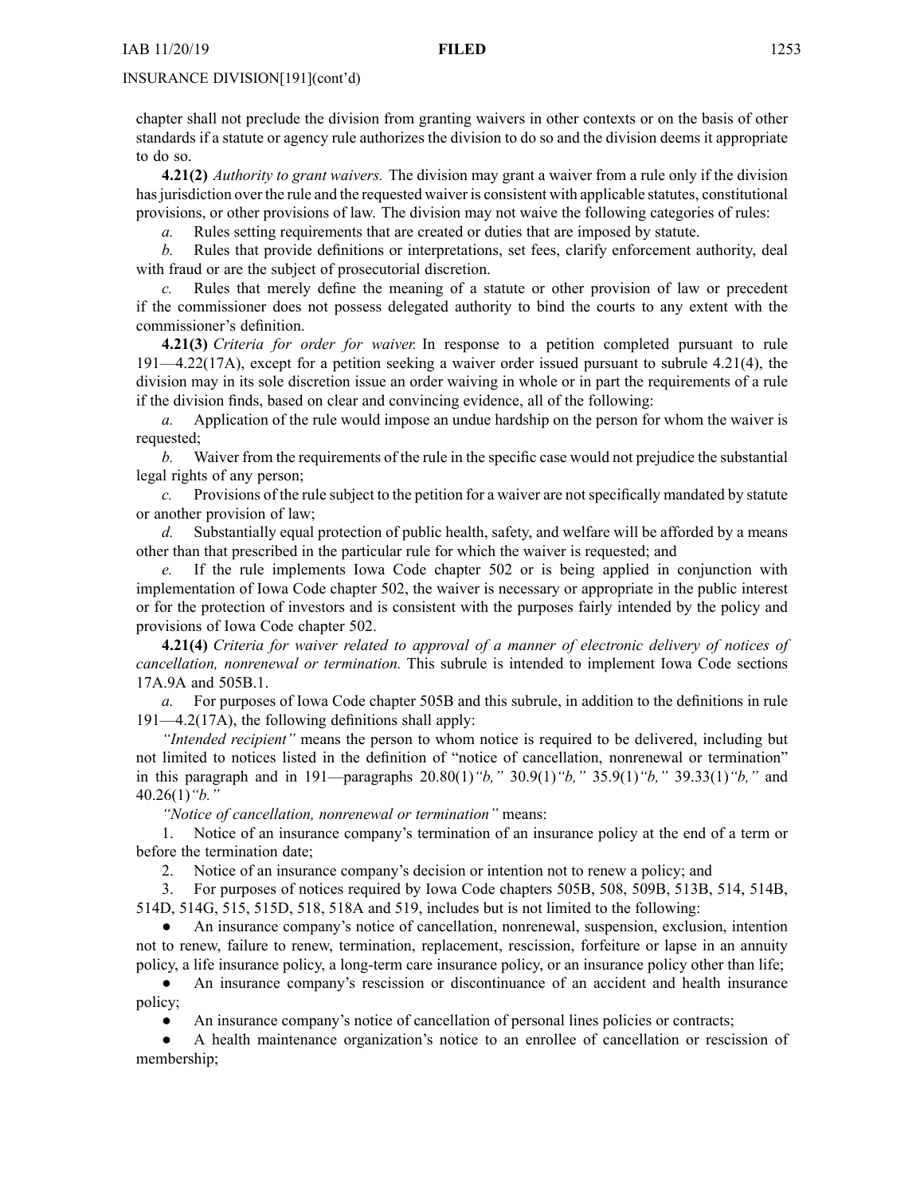chapter shall not preclude the division from granting waivers in other contexts or on the basis of other standards if a statute or agency rule authorizes the division to do so and the division deems it appropriate to do so.

**4.21(2)** *Authority to grant waivers.* The division may grant a waiver from a rule only if the division has jurisdiction over the rule and the requested waiver is consistent with applicable statutes, constitutional provisions, or other provisions of law. The division may not waive the following categories of rules:

*a.* Rules setting requirements that are created or duties that are imposed by statute.

*b.* Rules that provide definitions or interpretations, set fees, clarify enforcement authority, deal with fraud or are the subject of prosecutorial discretion.

*c.* Rules that merely define the meaning of a statute or other provision of law or precedent if the commissioner does not possess delegated authority to bind the courts to any extent with the commissioner's definition.

**4.21(3)** *Criteria for order for waiver.* In response to a petition completed pursuant to rule 191—4.22(17A), except for a petition seeking a waiver order issued pursuant to subrule 4.21(4), the division may in its sole discretion issue an order waiving in whole or in part the requirements of a rule if the division finds, based on clear and convincing evidence, all of the following:

*a.* Application of the rule would impose an undue hardship on the person for whom the waiver is requested;

*b.* Waiver from the requirements of the rule in the specific case would not prejudice the substantial legal rights of any person;

*c.* Provisions of the rule subject to the petition for a waiver are not specifically mandated by statute or another provision of law;

*d.* Substantially equal protection of public health, safety, and welfare will be afforded by a means other than that prescribed in the particular rule for which the waiver is requested; and

*e.* If the rule implements Iowa Code chapter 502 or is being applied in conjunction with implementation of Iowa Code chapter 502, the waiver is necessary or appropriate in the public interest or for the protection of investors and is consistent with the purposes fairly intended by the policy and provisions of Iowa Code chapter 502.

**4.21(4)** *Criteria for waiver related to approval of a manner of electronic delivery of notices of cancellation, nonrenewal or termination.* This subrule is intended to implement Iowa Code sections 17A.9A and 505B.1.

*a.* For purposes of Iowa Code chapter 505B and this subrule, in addition to the definitions in rule 191—4.2(17A), the following definitions shall apply:

*"Intended recipient"* means the person to whom notice is required to be delivered, including but not limited to notices listed in the definition of "notice of cancellation, nonrenewal or termination" in this paragraph and in 191—paragraphs 20.80(1)*"b,"* 30.9(1)*"b,"* 35.9(1)*"b,"* 39.33(1)*"b,"* and 40.26(1)*"b."*

*"Notice of cancellation, nonrenewal or termination"* means:

1. Notice of an insurance company's termination of an insurance policy at the end of a term or before the termination date;
2. Notice of an insurance company's decision or intention not to renew a policy; and
3. For purposes of notices required by Iowa Code chapters 505B, 508, 509B, 513B, 514, 514B, 514D, 514G, 515, 515D, 518, 518A and 519, includes but is not limited to the following:

- An insurance company's notice of cancellation, nonrenewal, suspension, exclusion, intention not to renew, failure to renew, termination, replacement, rescission, forfeiture or lapse in an annuity policy, a life insurance policy, a long-term care insurance policy, or an insurance policy other than life;
- An insurance company's rescission or discontinuance of an accident and health insurance policy;
- An insurance company's notice of cancellation of personal lines policies or contracts;
- A health maintenance organization's notice to an enrollee of cancellation or rescission of membership;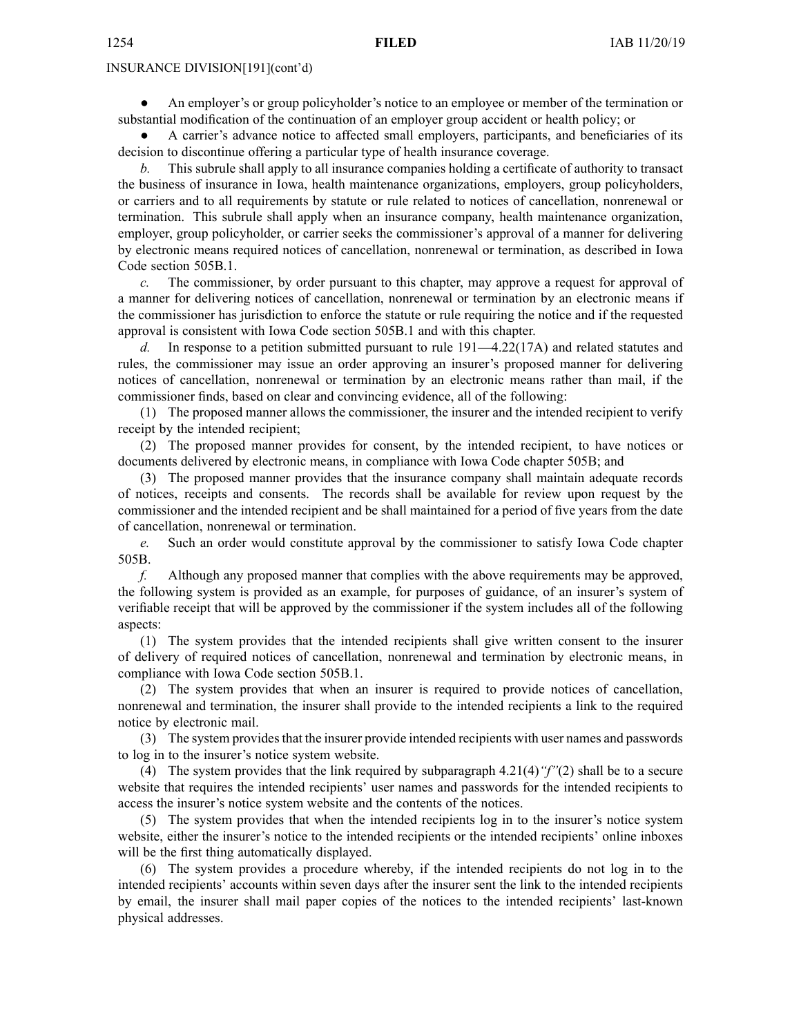INSURANCE DIVISION[191](cont'd)

- An employer's or group policyholder's notice to an employee or member of the termination or substantial modification of the continuation of an employer group accident or health policy; or
- A carrier's advance notice to affected small employers, participants, and beneficiaries of its decision to discontinue offering a particular type of health insurance coverage.

*b.* This subrule shall apply to all insurance companies holding a certificate of authority to transact the business of insurance in Iowa, health maintenance organizations, employers, group policyholders, or carriers and to all requirements by statute or rule related to notices of cancellation, nonrenewal or termination. This subrule shall apply when an insurance company, health maintenance organization, employer, group policyholder, or carrier seeks the commissioner's approval of a manner for delivering by electronic means required notices of cancellation, nonrenewal or termination, as described in Iowa Code section 505B.1.

*c.* The commissioner, by order pursuant to this chapter, may approve a request for approval of a manner for delivering notices of cancellation, nonrenewal or termination by an electronic means if the commissioner has jurisdiction to enforce the statute or rule requiring the notice and if the requested approval is consistent with Iowa Code section 505B.1 and with this chapter.

*d.* In response to a petition submitted pursuant to rule 191—4.22(17A) and related statutes and rules, the commissioner may issue an order approving an insurer's proposed manner for delivering notices of cancellation, nonrenewal or termination by an electronic means rather than mail, if the commissioner finds, based on clear and convincing evidence, all of the following:

(1) The proposed manner allows the commissioner, the insurer and the intended recipient to verify receipt by the intended recipient;

(2) The proposed manner provides for consent, by the intended recipient, to have notices or documents delivered by electronic means, in compliance with Iowa Code chapter 505B; and

(3) The proposed manner provides that the insurance company shall maintain adequate records of notices, receipts and consents. The records shall be available for review upon request by the commissioner and the intended recipient and be shall maintained for a period of five years from the date of cancellation, nonrenewal or termination.

*e.* Such an order would constitute approval by the commissioner to satisfy Iowa Code chapter 505B.

*f.* Although any proposed manner that complies with the above requirements may be approved, the following system is provided as an example, for purposes of guidance, of an insurer's system of verifiable receipt that will be approved by the commissioner if the system includes all of the following aspects:

(1) The system provides that the intended recipients shall give written consent to the insurer of delivery of required notices of cancellation, nonrenewal and termination by electronic means, in compliance with Iowa Code section 505B.1.

(2) The system provides that when an insurer is required to provide notices of cancellation, nonrenewal and termination, the insurer shall provide to the intended recipients a link to the required notice by electronic mail.

(3) The system provides that the insurer provide intended recipients with user names and passwords to log in to the insurer's notice system website.

(4) The system provides that the link required by subparagraph 4.21(4)*"f"*(2) shall be to a secure website that requires the intended recipients' user names and passwords for the intended recipients to access the insurer's notice system website and the contents of the notices.

(5) The system provides that when the intended recipients log in to the insurer's notice system website, either the insurer's notice to the intended recipients or the intended recipients' online inboxes will be the first thing automatically displayed.

(6) The system provides a procedure whereby, if the intended recipients do not log in to the intended recipients' accounts within seven days after the insurer sent the link to the intended recipients by email, the insurer shall mail paper copies of the notices to the intended recipients' last-known physical addresses.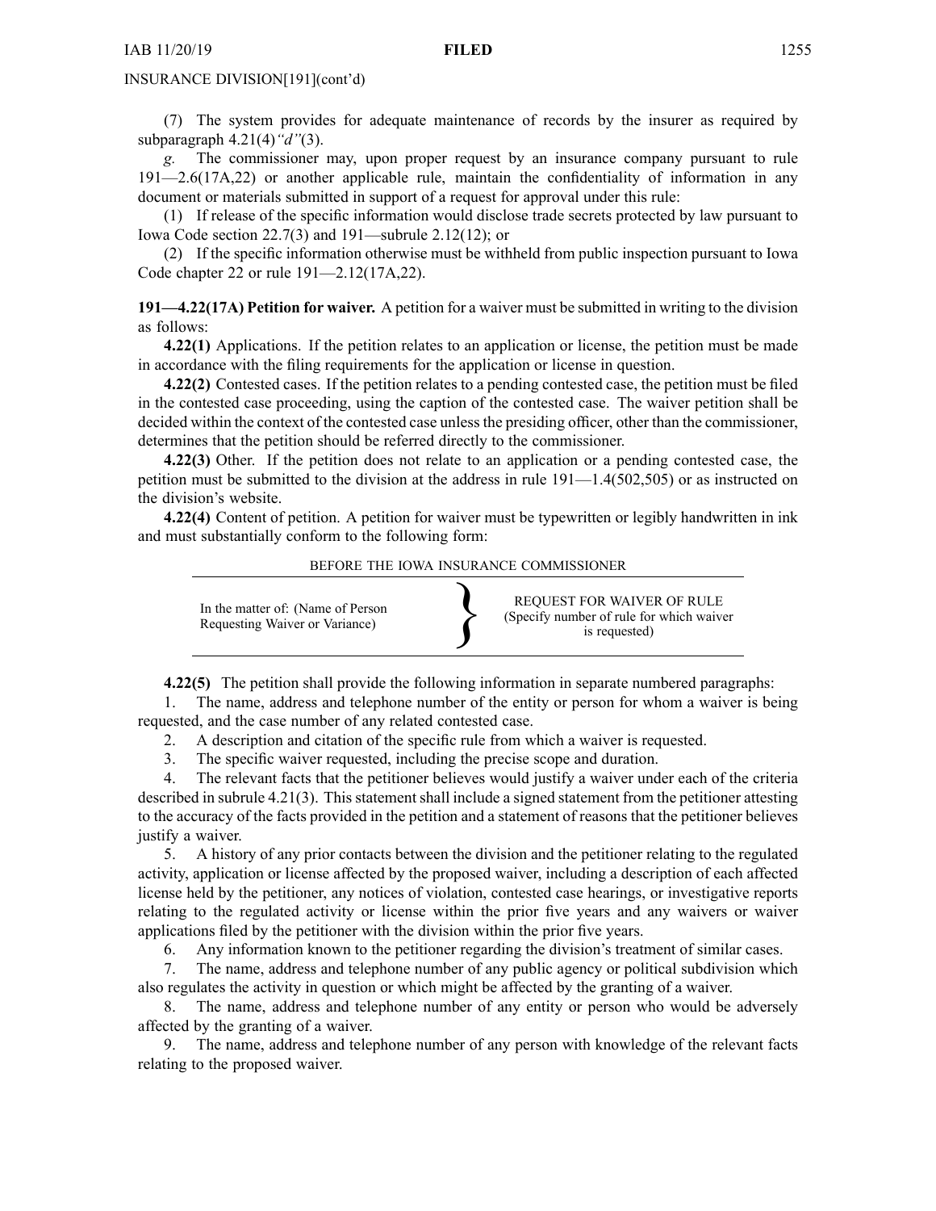INSURANCE DIVISION[191](cont'd)

(7) The system provides for adequate maintenance of records by the insurer as required by subparagraph 4.21(4)*"d"*(3).

*g.* The commissioner may, upon proper request by an insurance company pursuant to rule 191—2.6(17A,22) or another applicable rule, maintain the confidentiality of information in any document or materials submitted in support of a request for approval under this rule:

(1) If release of the specific information would disclose trade secrets protected by law pursuant to Iowa Code section 22.7(3) and 191—subrule 2.12(12); or

(2) If the specific information otherwise must be withheld from public inspection pursuant to Iowa Code chapter 22 or rule 191—2.12(17A,22).

**191—4.22(17A) Petition for waiver.** A petition for a waiver must be submitted in writing to the division as follows:

**4.22(1)** Applications. If the petition relates to an application or license, the petition must be made in accordance with the filing requirements for the application or license in question.

**4.22(2)** Contested cases. If the petition relates to a pending contested case, the petition must be filed in the contested case proceeding, using the caption of the contested case. The waiver petition shall be decided within the context of the contested case unless the presiding officer, other than the commissioner, determines that the petition should be referred directly to the commissioner.

**4.22(3)** Other. If the petition does not relate to an application or a pending contested case, the petition must be submitted to the division at the address in rule 191—1.4(502,505) or as instructed on the division's website.

**4.22(4)** Content of petition. A petition for waiver must be typewritten or legibly handwritten in ink and must substantially conform to the following form:

BEFORE THE IOWA INSURANCE COMMISSIONER

| In the matter of: (Name of Person Requesting Waiver or Variance) | } | REQUEST FOR WAIVER OF RULE (Specify number of rule for which waiver is requested) |
|---|---|---|

**4.22(5)** The petition shall provide the following information in separate numbered paragraphs:

1. The name, address and telephone number of the entity or person for whom a waiver is being requested, and the case number of any related contested case.
2. A description and citation of the specific rule from which a waiver is requested.
3. The specific waiver requested, including the precise scope and duration.
4. The relevant facts that the petitioner believes would justify a waiver under each of the criteria described in subrule 4.21(3). This statement shall include a signed statement from the petitioner attesting to the accuracy of the facts provided in the petition and a statement of reasons that the petitioner believes justify a waiver.
5. A history of any prior contacts between the division and the petitioner relating to the regulated activity, application or license affected by the proposed waiver, including a description of each affected license held by the petitioner, any notices of violation, contested case hearings, or investigative reports relating to the regulated activity or license within the prior five years and any waivers or waiver applications filed by the petitioner with the division within the prior five years.
6. Any information known to the petitioner regarding the division's treatment of similar cases.
7. The name, address and telephone number of any public agency or political subdivision which also regulates the activity in question or which might be affected by the granting of a waiver.
8. The name, address and telephone number of any entity or person who would be adversely affected by the granting of a waiver.
9. The name, address and telephone number of any person with knowledge of the relevant facts relating to the proposed waiver.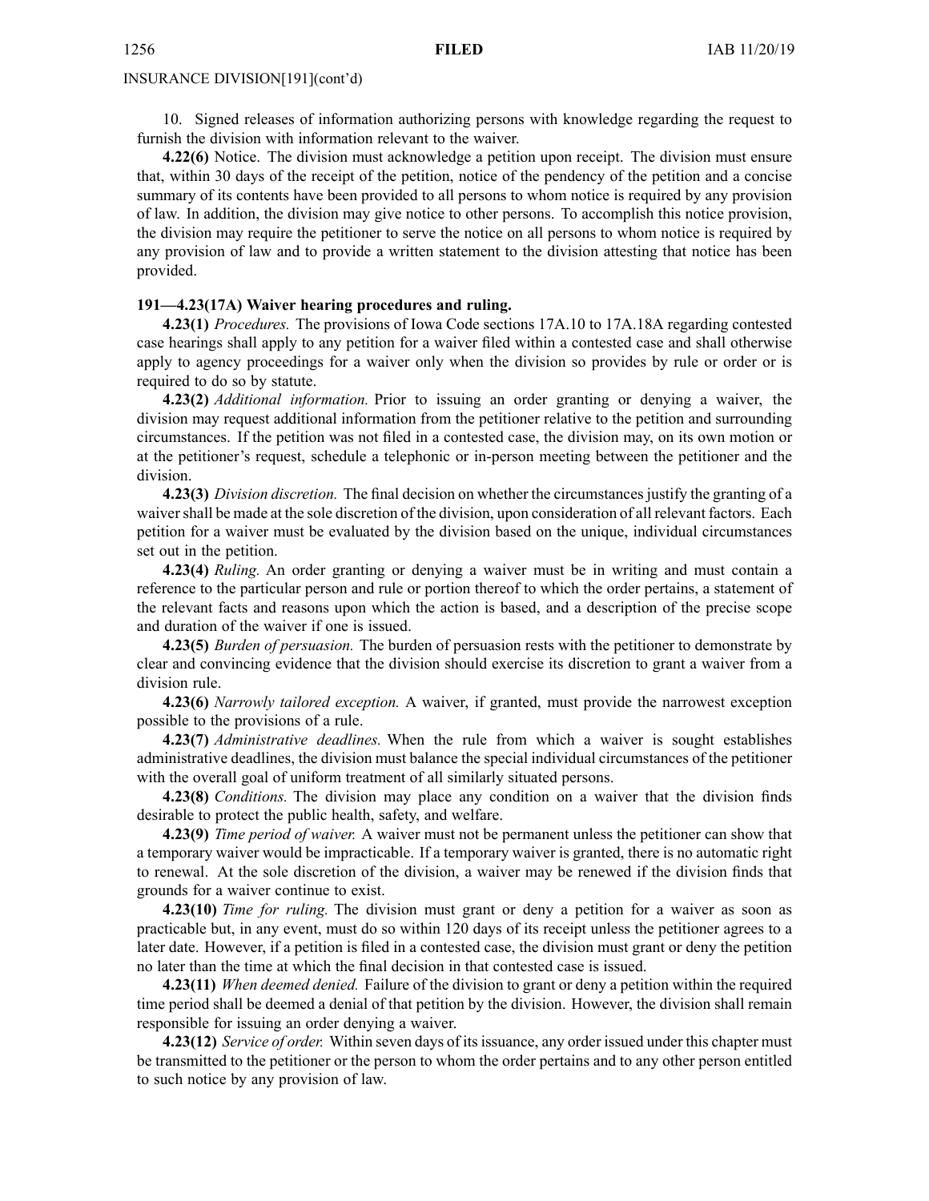INSURANCE DIVISION[191](cont'd)

10. Signed releases of information authorizing persons with knowledge regarding the request to furnish the division with information relevant to the waiver.

**4.22(6)** Notice. The division must acknowledge a petition upon receipt. The division must ensure that, within 30 days of the receipt of the petition, notice of the pendency of the petition and a concise summary of its contents have been provided to all persons to whom notice is required by any provision of law. In addition, the division may give notice to other persons. To accomplish this notice provision, the division may require the petitioner to serve the notice on all persons to whom notice is required by any provision of law and to provide a written statement to the division attesting that notice has been provided.

**191—4.23(17A) Waiver hearing procedures and ruling.**

**4.23(1)** *Procedures.* The provisions of Iowa Code sections 17A.10 to 17A.18A regarding contested case hearings shall apply to any petition for a waiver filed within a contested case and shall otherwise apply to agency proceedings for a waiver only when the division so provides by rule or order or is required to do so by statute.

**4.23(2)** *Additional information.* Prior to issuing an order granting or denying a waiver, the division may request additional information from the petitioner relative to the petition and surrounding circumstances. If the petition was not filed in a contested case, the division may, on its own motion or at the petitioner's request, schedule a telephonic or in-person meeting between the petitioner and the division.

**4.23(3)** *Division discretion.* The final decision on whether the circumstances justify the granting of a waiver shall be made at the sole discretion of the division, upon consideration of all relevant factors. Each petition for a waiver must be evaluated by the division based on the unique, individual circumstances set out in the petition.

**4.23(4)** *Ruling.* An order granting or denying a waiver must be in writing and must contain a reference to the particular person and rule or portion thereof to which the order pertains, a statement of the relevant facts and reasons upon which the action is based, and a description of the precise scope and duration of the waiver if one is issued.

**4.23(5)** *Burden of persuasion.* The burden of persuasion rests with the petitioner to demonstrate by clear and convincing evidence that the division should exercise its discretion to grant a waiver from a division rule.

**4.23(6)** *Narrowly tailored exception.* A waiver, if granted, must provide the narrowest exception possible to the provisions of a rule.

**4.23(7)** *Administrative deadlines.* When the rule from which a waiver is sought establishes administrative deadlines, the division must balance the special individual circumstances of the petitioner with the overall goal of uniform treatment of all similarly situated persons.

**4.23(8)** *Conditions.* The division may place any condition on a waiver that the division finds desirable to protect the public health, safety, and welfare.

**4.23(9)** *Time period of waiver.* A waiver must not be permanent unless the petitioner can show that a temporary waiver would be impracticable. If a temporary waiver is granted, there is no automatic right to renewal. At the sole discretion of the division, a waiver may be renewed if the division finds that grounds for a waiver continue to exist.

**4.23(10)** *Time for ruling.* The division must grant or deny a petition for a waiver as soon as practicable but, in any event, must do so within 120 days of its receipt unless the petitioner agrees to a later date. However, if a petition is filed in a contested case, the division must grant or deny the petition no later than the time at which the final decision in that contested case is issued.

**4.23(11)** *When deemed denied.* Failure of the division to grant or deny a petition within the required time period shall be deemed a denial of that petition by the division. However, the division shall remain responsible for issuing an order denying a waiver.

**4.23(12)** *Service of order.* Within seven days of its issuance, any order issued under this chapter must be transmitted to the petitioner or the person to whom the order pertains and to any other person entitled to such notice by any provision of law.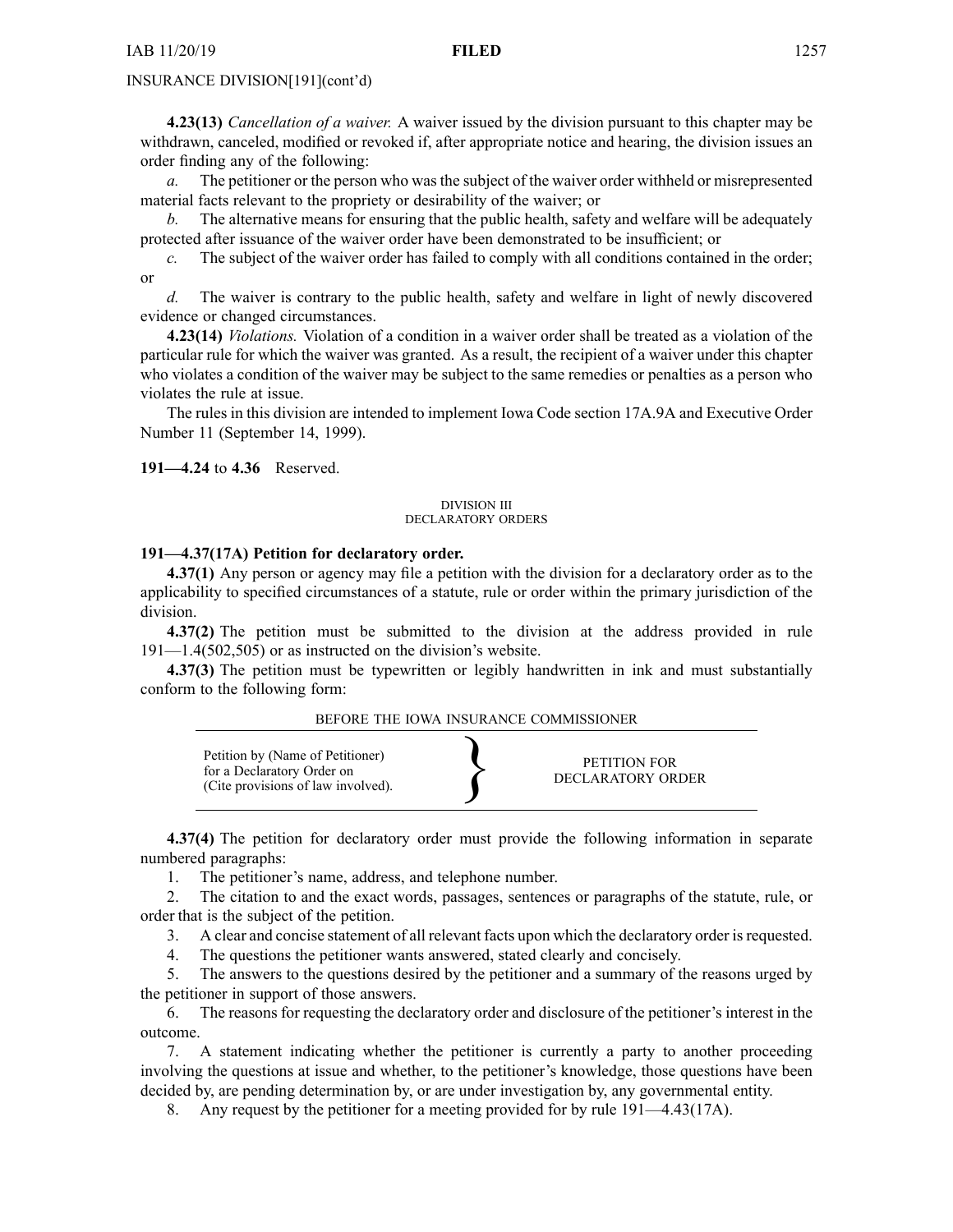**4.23(13)** *Cancellation of a waiver.* A waiver issued by the division pursuant to this chapter may be withdrawn, canceled, modified or revoked if, after appropriate notice and hearing, the division issues an order finding any of the following:

*a.* The petitioner or the person who was the subject of the waiver order withheld or misrepresented material facts relevant to the propriety or desirability of the waiver; or

*b.* The alternative means for ensuring that the public health, safety and welfare will be adequately protected after issuance of the waiver order have been demonstrated to be insufficient; or

*c.* The subject of the waiver order has failed to comply with all conditions contained in the order; or

*d.* The waiver is contrary to the public health, safety and welfare in light of newly discovered evidence or changed circumstances.

**4.23(14)** *Violations.* Violation of a condition in a waiver order shall be treated as a violation of the particular rule for which the waiver was granted. As a result, the recipient of a waiver under this chapter who violates a condition of the waiver may be subject to the same remedies or penalties as a person who violates the rule at issue.

The rules in this division are intended to implement Iowa Code section 17A.9A and Executive Order Number 11 (September 14, 1999).

**191—4.24** to **4.36** Reserved.

DIVISION III
DECLARATORY ORDERS

**191—4.37(17A) Petition for declaratory order.**

**4.37(1)** Any person or agency may file a petition with the division for a declaratory order as to the applicability to specified circumstances of a statute, rule or order within the primary jurisdiction of the division.

**4.37(2)** The petition must be submitted to the division at the address provided in rule 191—1.4(502,505) or as instructed on the division's website.

**4.37(3)** The petition must be typewritten or legibly handwritten in ink and must substantially conform to the following form:

BEFORE THE IOWA INSURANCE COMMISSIONER

| | | |
|---|---|---|
| Petition by (Name of Petitioner) for a Declaratory Order on (Cite provisions of law involved). | } | PETITION FOR DECLARATORY ORDER |

**4.37(4)** The petition for declaratory order must provide the following information in separate numbered paragraphs:

1. The petitioner's name, address, and telephone number.
2. The citation to and the exact words, passages, sentences or paragraphs of the statute, rule, or order that is the subject of the petition.
3. A clear and concise statement of all relevant facts upon which the declaratory order is requested.
4. The questions the petitioner wants answered, stated clearly and concisely.
5. The answers to the questions desired by the petitioner and a summary of the reasons urged by the petitioner in support of those answers.
6. The reasons for requesting the declaratory order and disclosure of the petitioner's interest in the outcome.
7. A statement indicating whether the petitioner is currently a party to another proceeding involving the questions at issue and whether, to the petitioner's knowledge, those questions have been decided by, are pending determination by, or are under investigation by, any governmental entity.
8. Any request by the petitioner for a meeting provided for by rule 191—4.43(17A).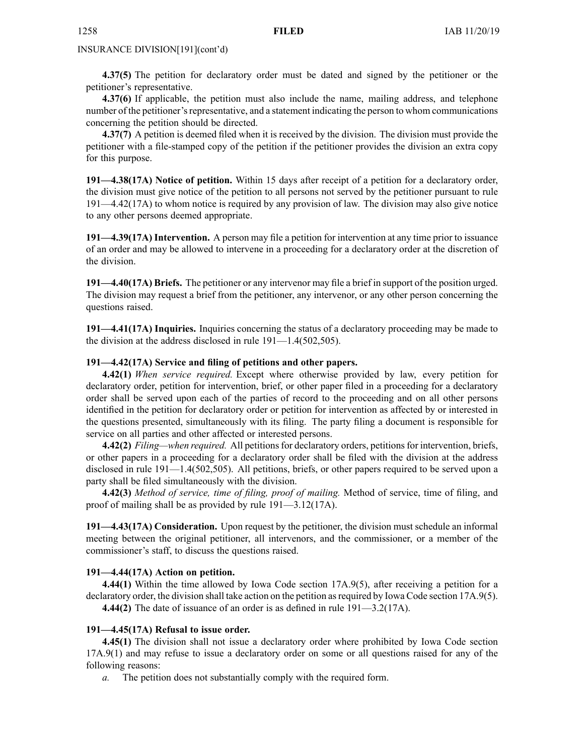INSURANCE DIVISION[191](cont'd)

**4.37(5)** The petition for declaratory order must be dated and signed by the petitioner or the petitioner's representative.

**4.37(6)** If applicable, the petition must also include the name, mailing address, and telephone number of the petitioner's representative, and a statement indicating the person to whom communications concerning the petition should be directed.

**4.37(7)** A petition is deemed filed when it is received by the division. The division must provide the petitioner with a file-stamped copy of the petition if the petitioner provides the division an extra copy for this purpose.

**191—4.38(17A) Notice of petition.** Within 15 days after receipt of a petition for a declaratory order, the division must give notice of the petition to all persons not served by the petitioner pursuant to rule 191—4.42(17A) to whom notice is required by any provision of law. The division may also give notice to any other persons deemed appropriate.

**191—4.39(17A) Intervention.** A person may file a petition for intervention at any time prior to issuance of an order and may be allowed to intervene in a proceeding for a declaratory order at the discretion of the division.

**191—4.40(17A) Briefs.** The petitioner or any intervenor may file a brief in support of the position urged. The division may request a brief from the petitioner, any intervenor, or any other person concerning the questions raised.

**191—4.41(17A) Inquiries.** Inquiries concerning the status of a declaratory proceeding may be made to the division at the address disclosed in rule 191—1.4(502,505).

**191—4.42(17A) Service and filing of petitions and other papers.**

**4.42(1)** *When service required.* Except where otherwise provided by law, every petition for declaratory order, petition for intervention, brief, or other paper filed in a proceeding for a declaratory order shall be served upon each of the parties of record to the proceeding and on all other persons identified in the petition for declaratory order or petition for intervention as affected by or interested in the questions presented, simultaneously with its filing. The party filing a document is responsible for service on all parties and other affected or interested persons.

**4.42(2)** *Filing—when required.* All petitions for declaratory orders, petitions for intervention, briefs, or other papers in a proceeding for a declaratory order shall be filed with the division at the address disclosed in rule 191—1.4(502,505). All petitions, briefs, or other papers required to be served upon a party shall be filed simultaneously with the division.

**4.42(3)** *Method of service, time of filing, proof of mailing.* Method of service, time of filing, and proof of mailing shall be as provided by rule 191—3.12(17A).

**191—4.43(17A) Consideration.** Upon request by the petitioner, the division must schedule an informal meeting between the original petitioner, all intervenors, and the commissioner, or a member of the commissioner's staff, to discuss the questions raised.

**191—4.44(17A) Action on petition.**

**4.44(1)** Within the time allowed by Iowa Code section 17A.9(5), after receiving a petition for a declaratory order, the division shall take action on the petition as required by Iowa Code section 17A.9(5).

**4.44(2)** The date of issuance of an order is as defined in rule 191—3.2(17A).

**191—4.45(17A) Refusal to issue order.**

**4.45(1)** The division shall not issue a declaratory order where prohibited by Iowa Code section 17A.9(1) and may refuse to issue a declaratory order on some or all questions raised for any of the following reasons:

*a.* The petition does not substantially comply with the required form.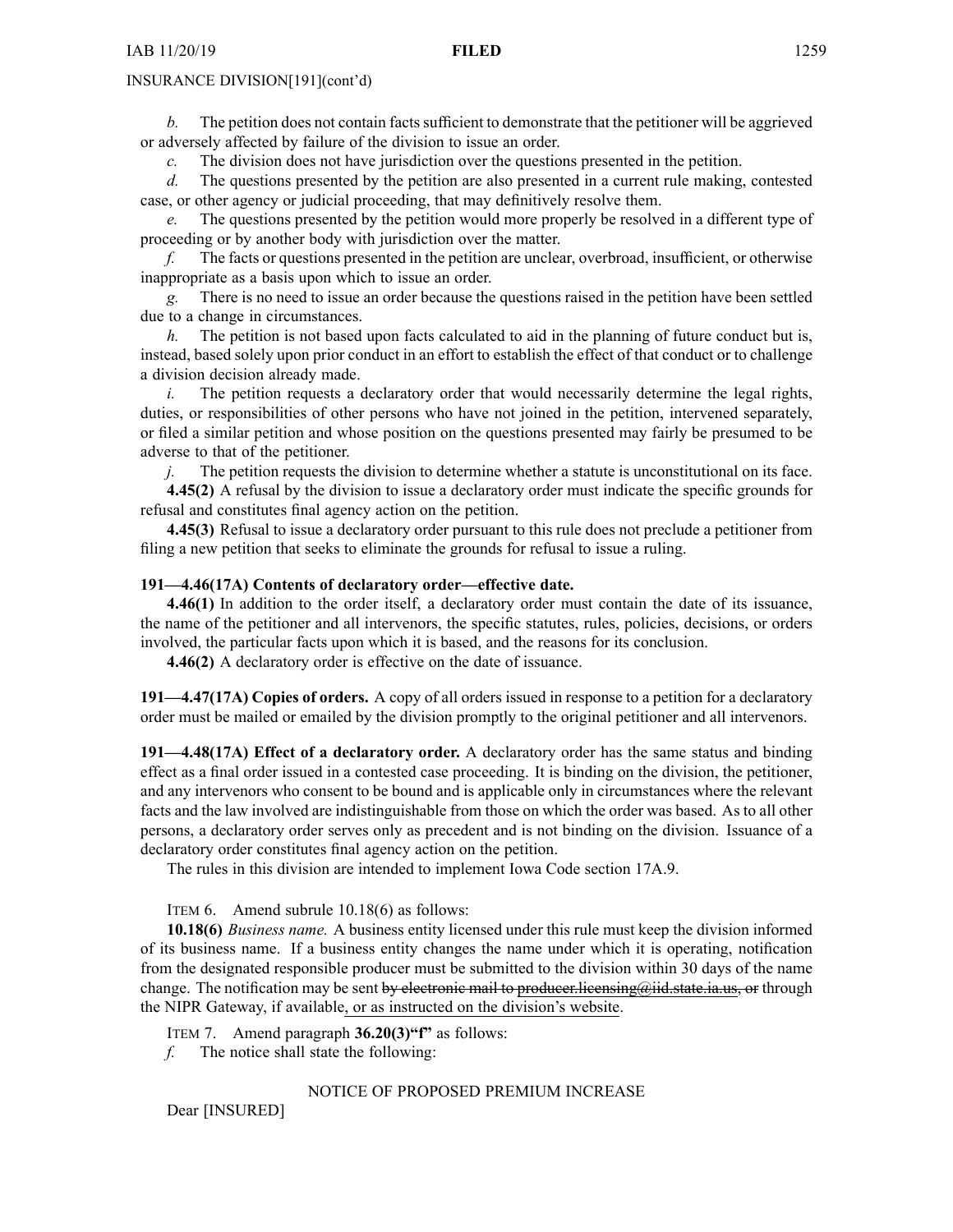*b.* The petition does not contain facts sufficient to demonstrate that the petitioner will be aggrieved or adversely affected by failure of the division to issue an order.

*c.* The division does not have jurisdiction over the questions presented in the petition.

*d.* The questions presented by the petition are also presented in a current rule making, contested case, or other agency or judicial proceeding, that may definitively resolve them.

*e.* The questions presented by the petition would more properly be resolved in a different type of proceeding or by another body with jurisdiction over the matter.

*f.* The facts or questions presented in the petition are unclear, overbroad, insufficient, or otherwise inappropriate as a basis upon which to issue an order.

*g.* There is no need to issue an order because the questions raised in the petition have been settled due to a change in circumstances.

*h.* The petition is not based upon facts calculated to aid in the planning of future conduct but is, instead, based solely upon prior conduct in an effort to establish the effect of that conduct or to challenge a division decision already made.

*i.* The petition requests a declaratory order that would necessarily determine the legal rights, duties, or responsibilities of other persons who have not joined in the petition, intervened separately, or filed a similar petition and whose position on the questions presented may fairly be presumed to be adverse to that of the petitioner.

*j.* The petition requests the division to determine whether a statute is unconstitutional on its face.

**4.45(2)** A refusal by the division to issue a declaratory order must indicate the specific grounds for refusal and constitutes final agency action on the petition.

**4.45(3)** Refusal to issue a declaratory order pursuant to this rule does not preclude a petitioner from filing a new petition that seeks to eliminate the grounds for refusal to issue a ruling.

**191—4.46(17A) Contents of declaratory order—effective date.**

**4.46(1)** In addition to the order itself, a declaratory order must contain the date of its issuance, the name of the petitioner and all intervenors, the specific statutes, rules, policies, decisions, or orders involved, the particular facts upon which it is based, and the reasons for its conclusion.

**4.46(2)** A declaratory order is effective on the date of issuance.

**191—4.47(17A) Copies of orders.** A copy of all orders issued in response to a petition for a declaratory order must be mailed or emailed by the division promptly to the original petitioner and all intervenors.

**191—4.48(17A) Effect of a declaratory order.** A declaratory order has the same status and binding effect as a final order issued in a contested case proceeding. It is binding on the division, the petitioner, and any intervenors who consent to be bound and is applicable only in circumstances where the relevant facts and the law involved are indistinguishable from those on which the order was based. As to all other persons, a declaratory order serves only as precedent and is not binding on the division. Issuance of a declaratory order constitutes final agency action on the petition.

The rules in this division are intended to implement Iowa Code section 17A.9.

ITEM 6. Amend subrule 10.18(6) as follows:

**10.18(6)** *Business name.* A business entity licensed under this rule must keep the division informed of its business name. If a business entity changes the name under which it is operating, notification from the designated responsible producer must be submitted to the division within 30 days of the name change. The notification may be sent ~~by electronic mail to producer.licensing@iid.state.ia.us, or~~ through the NIPR Gateway, if available, or as instructed on the division's website.

ITEM 7. Amend paragraph **36.20(3)"f"** as follows:

*f.* The notice shall state the following:

NOTICE OF PROPOSED PREMIUM INCREASE

Dear [INSURED]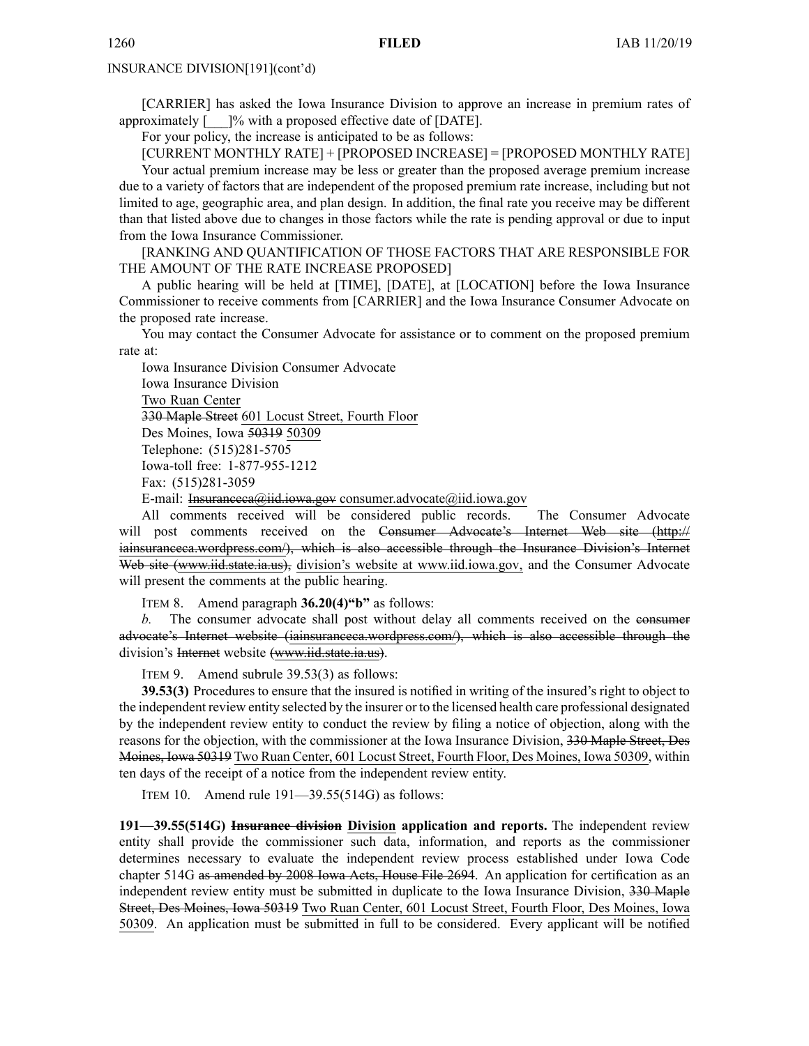INSURANCE DIVISION[191](cont'd)

[CARRIER] has asked the Iowa Insurance Division to approve an increase in premium rates of approximately [___]% with a proposed effective date of [DATE].

For your policy, the increase is anticipated to be as follows:

[CURRENT MONTHLY RATE] + [PROPOSED INCREASE] = [PROPOSED MONTHLY RATE]

Your actual premium increase may be less or greater than the proposed average premium increase due to a variety of factors that are independent of the proposed premium rate increase, including but not limited to age, geographic area, and plan design. In addition, the final rate you receive may be different than that listed above due to changes in those factors while the rate is pending approval or due to input from the Iowa Insurance Commissioner.

[RANKING AND QUANTIFICATION OF THOSE FACTORS THAT ARE RESPONSIBLE FOR THE AMOUNT OF THE RATE INCREASE PROPOSED]

A public hearing will be held at [TIME], [DATE], at [LOCATION] before the Iowa Insurance Commissioner to receive comments from [CARRIER] and the Iowa Insurance Consumer Advocate on the proposed rate increase.

You may contact the Consumer Advocate for assistance or to comment on the proposed premium rate at:

Iowa Insurance Division Consumer Advocate
Iowa Insurance Division
Two Ruan Center
~~330 Maple Street~~ 601 Locust Street, Fourth Floor
Des Moines, Iowa ~~50319~~ 50309
Telephone: (515)281-5705
Iowa-toll free: 1-877-955-1212
Fax: (515)281-3059
E-mail: ~~Insuranceca@iid.iowa.gov~~ consumer.advocate@iid.iowa.gov

All comments received will be considered public records. The Consumer Advocate will post comments received on the ~~Consumer Advocate's Internet Web site (http://iainsuranceca.wordpress.com/), which is also accessible through the Insurance Division's Internet Web site (www.iid.state.ia.us),~~ division's website at www.iid.iowa.gov, and the Consumer Advocate will present the comments at the public hearing.

ITEM 8. Amend paragraph **36.20(4)"b"** as follows:

*b.* The consumer advocate shall post without delay all comments received on the ~~consumer advocate's Internet website (iainsuranceca.wordpress.com/), which is also accessible through the~~ division's ~~Internet~~ website ~~(www.iid.state.ia.us)~~.

ITEM 9. Amend subrule 39.53(3) as follows:

**39.53(3)** Procedures to ensure that the insured is notified in writing of the insured's right to object to the independent review entity selected by the insurer or to the licensed health care professional designated by the independent review entity to conduct the review by filing a notice of objection, along with the reasons for the objection, with the commissioner at the Iowa Insurance Division, ~~330 Maple Street, Des Moines, Iowa 50319~~ Two Ruan Center, 601 Locust Street, Fourth Floor, Des Moines, Iowa 50309, within ten days of the receipt of a notice from the independent review entity.

ITEM 10. Amend rule 191—39.55(514G) as follows:

**191—39.55(514G) ~~Insurance division~~ Division application and reports.** The independent review entity shall provide the commissioner such data, information, and reports as the commissioner determines necessary to evaluate the independent review process established under Iowa Code chapter 514G ~~as amended by 2008 Iowa Acts, House File 2694~~. An application for certification as an independent review entity must be submitted in duplicate to the Iowa Insurance Division, ~~330 Maple Street, Des Moines, Iowa 50319~~ Two Ruan Center, 601 Locust Street, Fourth Floor, Des Moines, Iowa 50309. An application must be submitted in full to be considered. Every applicant will be notified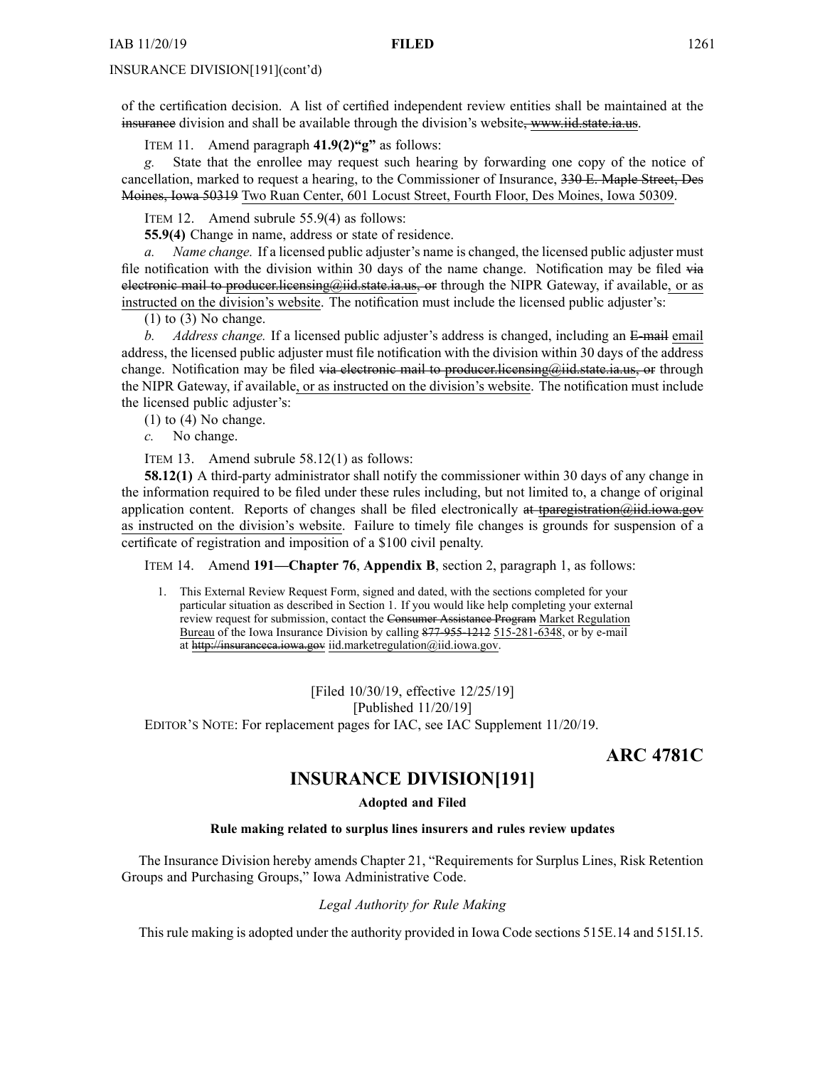of the certification decision. A list of certified independent review entities shall be maintained at the ~~insurance~~ division and shall be available through the division's website~~, www.iid.state.ia.us~~.

ITEM 11. Amend paragraph **41.9(2)"g"** as follows:

*g.* State that the enrollee may request such hearing by forwarding one copy of the notice of cancellation, marked to request a hearing, to the Commissioner of Insurance, ~~330 E. Maple Street, Des Moines, Iowa 50319~~ <u>Two Ruan Center, 601 Locust Street, Fourth Floor, Des Moines, Iowa 50309</u>.

ITEM 12. Amend subrule 55.9(4) as follows:

**55.9(4)** Change in name, address or state of residence.

*a. Name change.* If a licensed public adjuster's name is changed, the licensed public adjuster must file notification with the division within 30 days of the name change. Notification may be filed ~~via electronic mail to producer.licensing@iid.state.ia.us, or~~ through the NIPR Gateway, if available<u>, or as instructed on the division's website</u>. The notification must include the licensed public adjuster's:

(1) to (3) No change.

*b. Address change.* If a licensed public adjuster's address is changed, including an ~~E-mail~~ <u>email</u> address, the licensed public adjuster must file notification with the division within 30 days of the address change. Notification may be filed ~~via electronic mail to producer.licensing@iid.state.ia.us, or~~ through the NIPR Gateway, if available<u>, or as instructed on the division's website</u>. The notification must include the licensed public adjuster's:

(1) to (4) No change.

*c.* No change.

ITEM 13. Amend subrule 58.12(1) as follows:

**58.12(1)** A third-party administrator shall notify the commissioner within 30 days of any change in the information required to be filed under these rules including, but not limited to, a change of original application content. Reports of changes shall be filed electronically ~~at tparegistration@iid.iowa.gov~~ <u>as instructed on the division's website</u>. Failure to timely file changes is grounds for suspension of a certificate of registration and imposition of a $100 civil penalty.

ITEM 14. Amend **191—Chapter 76**, **Appendix B**, section 2, paragraph 1, as follows:

1. This External Review Request Form, signed and dated, with the sections completed for your particular situation as described in Section 1. If you would like help completing your external review request for submission, contact the ~~Consumer Assistance Program~~ <u>Market Regulation Bureau</u> of the Iowa Insurance Division by calling ~~877-955-1212~~ <u>515-281-6348</u>, or by e-mail at ~~http://insuranceca.iowa.gov~~ <u>iid.marketregulation@iid.iowa.gov</u>.

[Filed 10/30/19, effective 12/25/19]
[Published 11/20/19]

EDITOR'S NOTE: For replacement pages for IAC, see IAC Supplement 11/20/19.

**ARC 4781C**

## INSURANCE DIVISION[191]

**Adopted and Filed**

**Rule making related to surplus lines insurers and rules review updates**

The Insurance Division hereby amends Chapter 21, "Requirements for Surplus Lines, Risk Retention Groups and Purchasing Groups," Iowa Administrative Code.

*Legal Authority for Rule Making*

This rule making is adopted under the authority provided in Iowa Code sections 515E.14 and 515I.15.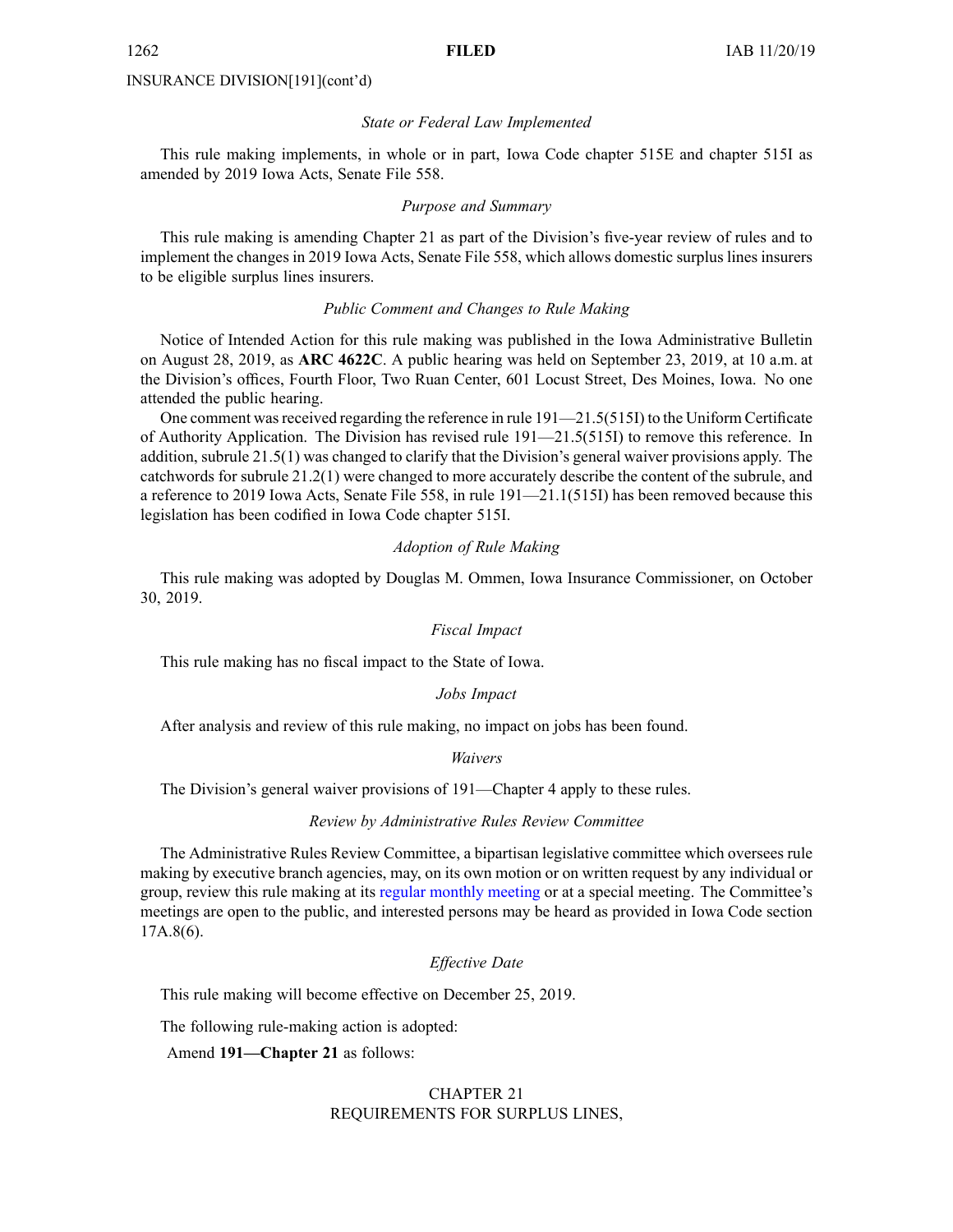INSURANCE DIVISION[191](cont'd)

*State or Federal Law Implemented*

This rule making implements, in whole or in part, Iowa Code chapter 515E and chapter 515I as amended by 2019 Iowa Acts, Senate File 558.

*Purpose and Summary*

This rule making is amending Chapter 21 as part of the Division's five-year review of rules and to implement the changes in 2019 Iowa Acts, Senate File 558, which allows domestic surplus lines insurers to be eligible surplus lines insurers.

*Public Comment and Changes to Rule Making*

Notice of Intended Action for this rule making was published in the Iowa Administrative Bulletin on August 28, 2019, as **ARC 4622C**. A public hearing was held on September 23, 2019, at 10 a.m. at the Division's offices, Fourth Floor, Two Ruan Center, 601 Locust Street, Des Moines, Iowa. No one attended the public hearing.

One comment was received regarding the reference in rule 191—21.5(515I) to the Uniform Certificate of Authority Application. The Division has revised rule 191—21.5(515I) to remove this reference. In addition, subrule 21.5(1) was changed to clarify that the Division's general waiver provisions apply. The catchwords for subrule 21.2(1) were changed to more accurately describe the content of the subrule, and a reference to 2019 Iowa Acts, Senate File 558, in rule 191—21.1(515I) has been removed because this legislation has been codified in Iowa Code chapter 515I.

*Adoption of Rule Making*

This rule making was adopted by Douglas M. Ommen, Iowa Insurance Commissioner, on October 30, 2019.

*Fiscal Impact*

This rule making has no fiscal impact to the State of Iowa.

*Jobs Impact*

After analysis and review of this rule making, no impact on jobs has been found.

*Waivers*

The Division's general waiver provisions of 191—Chapter 4 apply to these rules.

*Review by Administrative Rules Review Committee*

The Administrative Rules Review Committee, a bipartisan legislative committee which oversees rule making by executive branch agencies, may, on its own motion or on written request by any individual or group, review this rule making at its regular monthly meeting or at a special meeting. The Committee's meetings are open to the public, and interested persons may be heard as provided in Iowa Code section 17A.8(6).

*Effective Date*

This rule making will become effective on December 25, 2019.

The following rule-making action is adopted:

Amend **191—Chapter 21** as follows:

CHAPTER 21
REQUIREMENTS FOR SURPLUS LINES,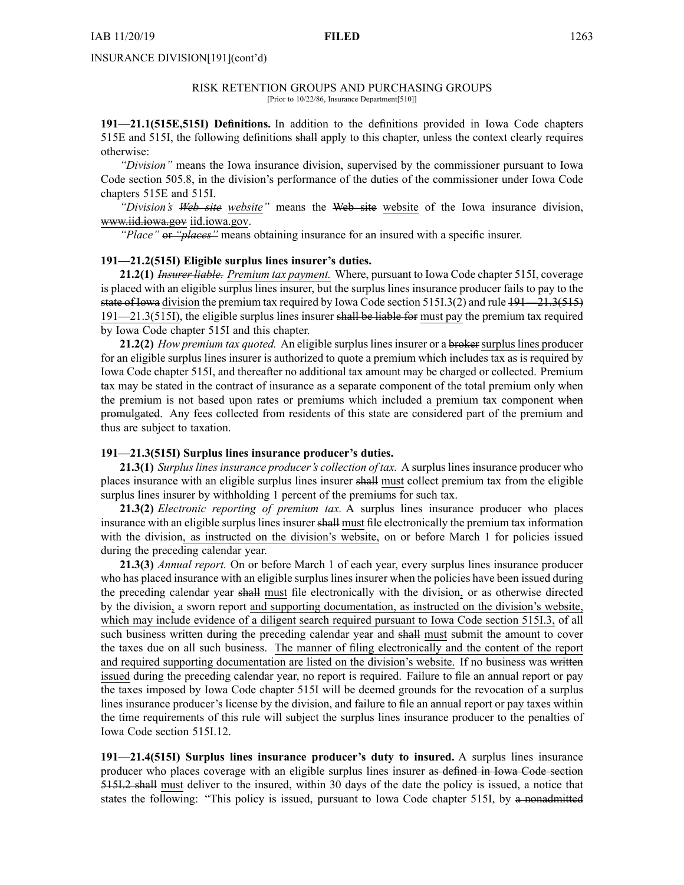INSURANCE DIVISION[191](cont'd)

RISK RETENTION GROUPS AND PURCHASING GROUPS
[Prior to 10/22/86, Insurance Department[510]]

**191—21.1(515E,515I) Definitions.** In addition to the definitions provided in Iowa Code chapters 515E and 515I, the following definitions shall apply to this chapter, unless the context clearly requires otherwise:

*"Division"* means the Iowa insurance division, supervised by the commissioner pursuant to Iowa Code section 505.8, in the division's performance of the duties of the commissioner under Iowa Code chapters 515E and 515I.

*"Division's Web site website"* means the Web site website of the Iowa insurance division, www.iid.iowa.gov iid.iowa.gov.

*"Place"* or *"places"* means obtaining insurance for an insured with a specific insurer.

**191—21.2(515I) Eligible surplus lines insurer's duties.**

**21.2(1)** *Insurer liable. Premium tax payment.* Where, pursuant to Iowa Code chapter 515I, coverage is placed with an eligible surplus lines insurer, but the surplus lines insurance producer fails to pay to the state of Iowa division the premium tax required by Iowa Code section 515I.3(2) and rule 191—21.3(515) 191—21.3(515I), the eligible surplus lines insurer shall be liable for must pay the premium tax required by Iowa Code chapter 515I and this chapter.

**21.2(2)** *How premium tax quoted.* An eligible surplus lines insurer or a broker surplus lines producer for an eligible surplus lines insurer is authorized to quote a premium which includes tax as is required by Iowa Code chapter 515I, and thereafter no additional tax amount may be charged or collected. Premium tax may be stated in the contract of insurance as a separate component of the total premium only when the premium is not based upon rates or premiums which included a premium tax component when promulgated. Any fees collected from residents of this state are considered part of the premium and thus are subject to taxation.

**191—21.3(515I) Surplus lines insurance producer's duties.**

**21.3(1)** *Surplus lines insurance producer's collection of tax.* A surplus lines insurance producer who places insurance with an eligible surplus lines insurer shall must collect premium tax from the eligible surplus lines insurer by withholding 1 percent of the premiums for such tax.

**21.3(2)** *Electronic reporting of premium tax.* A surplus lines insurance producer who places insurance with an eligible surplus lines insurer shall must file electronically the premium tax information with the division, as instructed on the division's website, on or before March 1 for policies issued during the preceding calendar year.

**21.3(3)** *Annual report.* On or before March 1 of each year, every surplus lines insurance producer who has placed insurance with an eligible surplus lines insurer when the policies have been issued during the preceding calendar year shall must file electronically with the division, or as otherwise directed by the division, a sworn report and supporting documentation, as instructed on the division's website, which may include evidence of a diligent search required pursuant to Iowa Code section 515I.3, of all such business written during the preceding calendar year and shall must submit the amount to cover the taxes due on all such business. The manner of filing electronically and the content of the report and required supporting documentation are listed on the division's website. If no business was written issued during the preceding calendar year, no report is required. Failure to file an annual report or pay the taxes imposed by Iowa Code chapter 515I will be deemed grounds for the revocation of a surplus lines insurance producer's license by the division, and failure to file an annual report or pay taxes within the time requirements of this rule will subject the surplus lines insurance producer to the penalties of Iowa Code section 515I.12.

**191—21.4(515I) Surplus lines insurance producer's duty to insured.** A surplus lines insurance producer who places coverage with an eligible surplus lines insurer as defined in Iowa Code section 515I.2 shall must deliver to the insured, within 30 days of the date the policy is issued, a notice that states the following: "This policy is issued, pursuant to Iowa Code chapter 515I, by a nonadmitted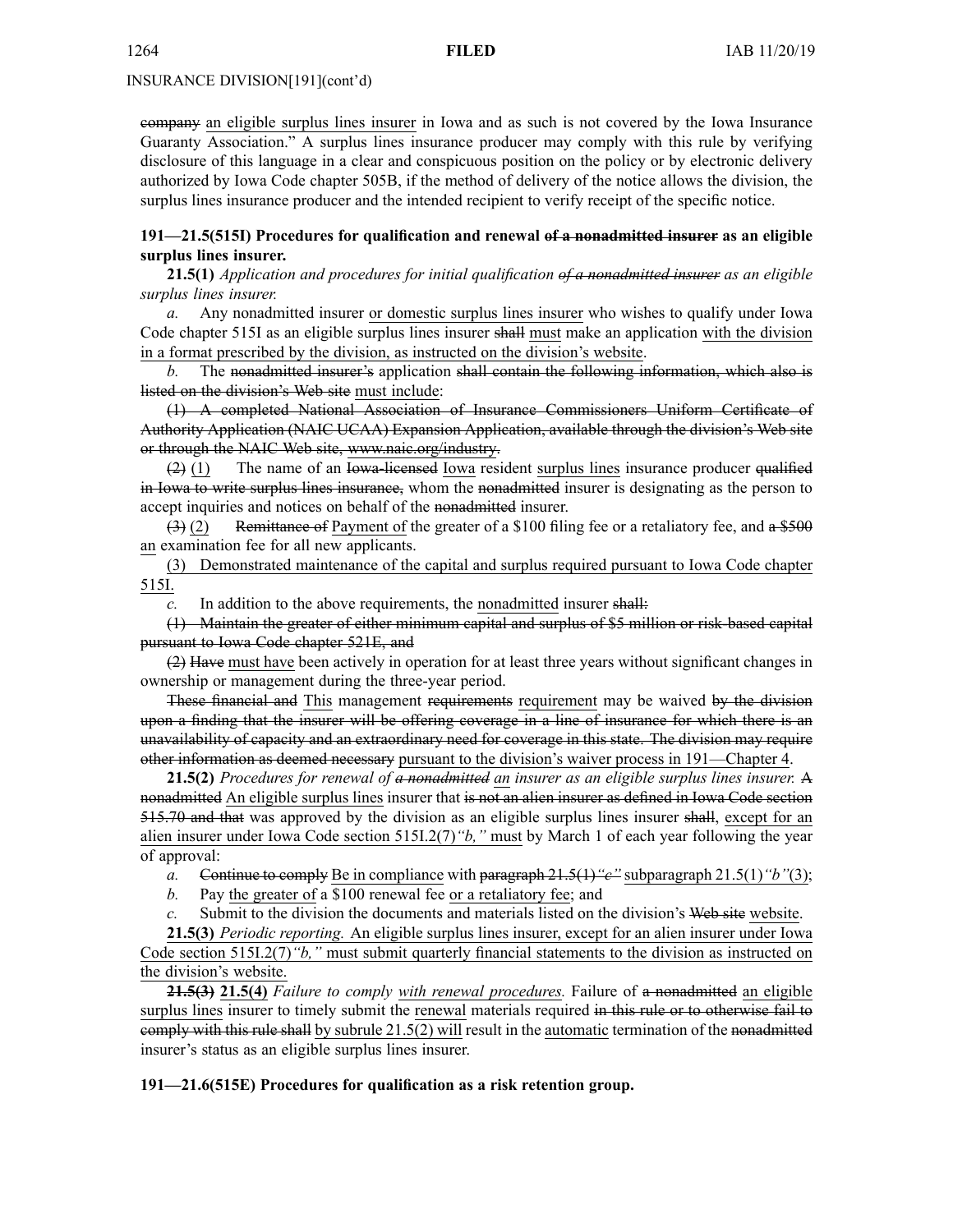INSURANCE DIVISION[191](cont'd)

~~company~~ an eligible surplus lines insurer in Iowa and as such is not covered by the Iowa Insurance Guaranty Association." A surplus lines insurance producer may comply with this rule by verifying disclosure of this language in a clear and conspicuous position on the policy or by electronic delivery authorized by Iowa Code chapter 505B, if the method of delivery of the notice allows the division, the surplus lines insurance producer and the intended recipient to verify receipt of the specific notice.

**191—21.5(515I) Procedures for qualification and renewal ~~of a nonadmitted insurer~~ as an eligible surplus lines insurer.**

**21.5(1)** *Application and procedures for initial qualification ~~of a nonadmitted insurer~~ as an eligible surplus lines insurer.*

*a.* Any nonadmitted insurer or domestic surplus lines insurer who wishes to qualify under Iowa Code chapter 515I as an eligible surplus lines insurer ~~shall~~ must make an application with the division in a format prescribed by the division, as instructed on the division's website.

*b.* The ~~nonadmitted insurer's~~ application ~~shall contain the following information, which also is listed on the division's Web site~~ must include:

~~(1) A completed National Association of Insurance Commissioners Uniform Certificate of Authority Application (NAIC UCAA) Expansion Application, available through the division's Web site or through the NAIC Web site, www.naic.org/industry.~~

~~(2)~~ (1) The name of an ~~Iowa-licensed~~ Iowa resident surplus lines insurance producer ~~qualified in Iowa to write surplus lines insurance,~~ whom the ~~nonadmitted~~ insurer is designating as the person to accept inquiries and notices on behalf of the ~~nonadmitted~~ insurer.

~~(3)~~ (2) ~~Remittance of~~ Payment of the greater of a \$100 filing fee or a retaliatory fee, and ~~a \$500~~ an examination fee for all new applicants.

(3) Demonstrated maintenance of the capital and surplus required pursuant to Iowa Code chapter 515I.

*c.* In addition to the above requirements, the nonadmitted insurer ~~shall:~~

~~(1) Maintain the greater of either minimum capital and surplus of \$5 million or risk-based capital pursuant to Iowa Code chapter 521E, and~~

~~(2) Have~~ must have been actively in operation for at least three years without significant changes in ownership or management during the three-year period.

~~These financial and~~ This management ~~requirements~~ requirement may be waived ~~by the division upon a finding that the insurer will be offering coverage in a line of insurance for which there is an unavailability of capacity and an extraordinary need for coverage in this state. The division may require other information as deemed necessary~~ pursuant to the division's waiver process in 191—Chapter 4.

**21.5(2)** *Procedures for renewal of ~~a nonadmitted~~ an insurer as an eligible surplus lines insurer.* ~~A nonadmitted~~ An eligible surplus lines insurer that ~~is not an alien insurer as defined in Iowa Code section 515.70 and that~~ was approved by the division as an eligible surplus lines insurer ~~shall~~, except for an alien insurer under Iowa Code section 515I.2(7)*"b,"* must by March 1 of each year following the year of approval:

*a.* ~~Continue to comply~~ Be in compliance with ~~paragraph 21.5(1)*"c"*~~ subparagraph 21.5(1)*"b"*(3);

*b.* Pay the greater of a \$100 renewal fee or a retaliatory fee; and

*c.* Submit to the division the documents and materials listed on the division's ~~Web site~~ website.

**21.5(3)** *Periodic reporting.* An eligible surplus lines insurer, except for an alien insurer under Iowa Code section 515I.2(7)*"b,"* must submit quarterly financial statements to the division as instructed on the division's website.

~~**21.5(3)**~~ **21.5(4)** *Failure to comply with renewal procedures.* Failure of ~~a nonadmitted~~ an eligible surplus lines insurer to timely submit the renewal materials required ~~in this rule or to otherwise fail to comply with this rule shall~~ by subrule 21.5(2) will result in the automatic termination of the ~~nonadmitted~~ insurer's status as an eligible surplus lines insurer.

**191—21.6(515E) Procedures for qualification as a risk retention group.**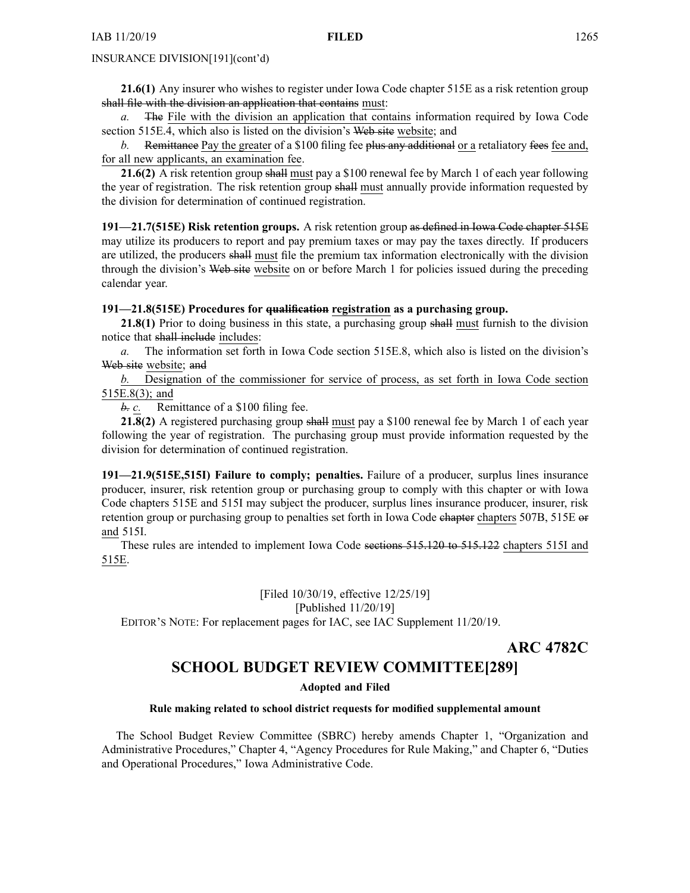INSURANCE DIVISION[191](cont'd)

**21.6(1)** Any insurer who wishes to register under Iowa Code chapter 515E as a risk retention group ~~shall file with the division an application that contains~~ must:

*a.* ~~The~~ File with the division an application that contains information required by Iowa Code section 515E.4, which also is listed on the division's ~~Web site~~ website; and

*b.* ~~Remittance~~ Pay the greater of a $100 filing fee ~~plus any additional~~ or a retaliatory ~~fees~~ fee and, for all new applicants, an examination fee.

**21.6(2)** A risk retention group ~~shall~~ must pay a $100 renewal fee by March 1 of each year following the year of registration. The risk retention group ~~shall~~ must annually provide information requested by the division for determination of continued registration.

**191—21.7(515E) Risk retention groups.** A risk retention group ~~as defined in Iowa Code chapter 515E~~ may utilize its producers to report and pay premium taxes or may pay the taxes directly. If producers are utilized, the producers ~~shall~~ must file the premium tax information electronically with the division through the division's ~~Web site~~ website on or before March 1 for policies issued during the preceding calendar year.

**191—21.8(515E) Procedures for ~~qualification~~ registration as a purchasing group.**

**21.8(1)** Prior to doing business in this state, a purchasing group ~~shall~~ must furnish to the division notice that ~~shall include~~ includes:

*a.* The information set forth in Iowa Code section 515E.8, which also is listed on the division's ~~Web site~~ website; ~~and~~

*b.* Designation of the commissioner for service of process, as set forth in Iowa Code section 515E.8(3); and

~~*b.*~~ *c.* Remittance of a $100 filing fee.

**21.8(2)** A registered purchasing group ~~shall~~ must pay a $100 renewal fee by March 1 of each year following the year of registration. The purchasing group must provide information requested by the division for determination of continued registration.

**191—21.9(515E,515I) Failure to comply; penalties.** Failure of a producer, surplus lines insurance producer, insurer, risk retention group or purchasing group to comply with this chapter or with Iowa Code chapters 515E and 515I may subject the producer, surplus lines insurance producer, insurer, risk retention group or purchasing group to penalties set forth in Iowa Code ~~chapter~~ chapters 507B, 515E ~~or~~ and 515I.

These rules are intended to implement Iowa Code ~~sections 515.120 to 515.122~~ chapters 515I and 515E.

[Filed 10/30/19, effective 12/25/19]
[Published 11/20/19]

EDITOR'S NOTE: For replacement pages for IAC, see IAC Supplement 11/20/19.

**ARC 4782C**

## SCHOOL BUDGET REVIEW COMMITTEE[289]

**Adopted and Filed**

**Rule making related to school district requests for modified supplemental amount**

The School Budget Review Committee (SBRC) hereby amends Chapter 1, "Organization and Administrative Procedures," Chapter 4, "Agency Procedures for Rule Making," and Chapter 6, "Duties and Operational Procedures," Iowa Administrative Code.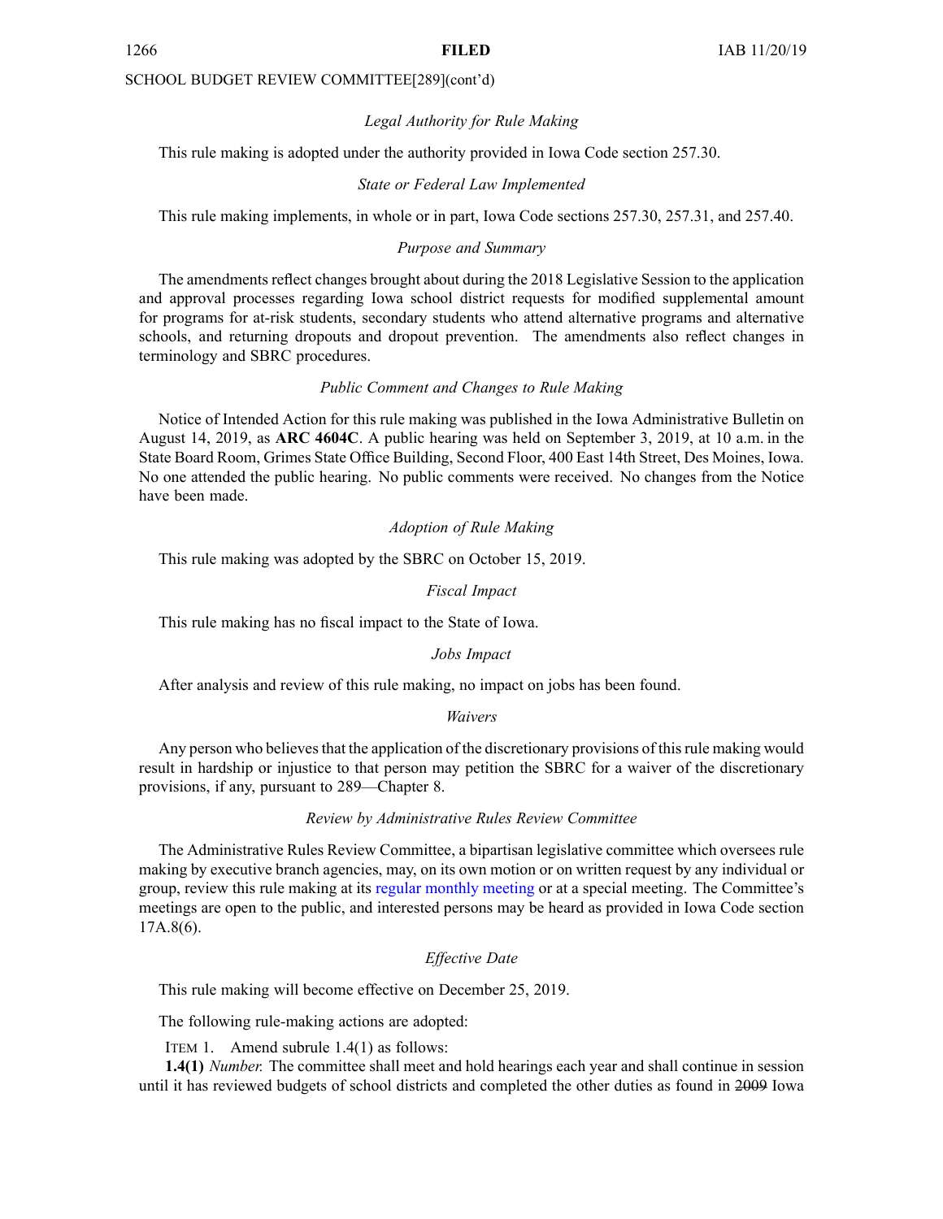SCHOOL BUDGET REVIEW COMMITTEE[289](cont'd)

*Legal Authority for Rule Making*

This rule making is adopted under the authority provided in Iowa Code section 257.30.

*State or Federal Law Implemented*

This rule making implements, in whole or in part, Iowa Code sections 257.30, 257.31, and 257.40.

*Purpose and Summary*

The amendments reflect changes brought about during the 2018 Legislative Session to the application and approval processes regarding Iowa school district requests for modified supplemental amount for programs for at-risk students, secondary students who attend alternative programs and alternative schools, and returning dropouts and dropout prevention. The amendments also reflect changes in terminology and SBRC procedures.

*Public Comment and Changes to Rule Making*

Notice of Intended Action for this rule making was published in the Iowa Administrative Bulletin on August 14, 2019, as **ARC 4604C**. A public hearing was held on September 3, 2019, at 10 a.m. in the State Board Room, Grimes State Office Building, Second Floor, 400 East 14th Street, Des Moines, Iowa. No one attended the public hearing. No public comments were received. No changes from the Notice have been made.

*Adoption of Rule Making*

This rule making was adopted by the SBRC on October 15, 2019.

*Fiscal Impact*

This rule making has no fiscal impact to the State of Iowa.

*Jobs Impact*

After analysis and review of this rule making, no impact on jobs has been found.

*Waivers*

Any person who believes that the application of the discretionary provisions of this rule making would result in hardship or injustice to that person may petition the SBRC for a waiver of the discretionary provisions, if any, pursuant to 289—Chapter 8.

*Review by Administrative Rules Review Committee*

The Administrative Rules Review Committee, a bipartisan legislative committee which oversees rule making by executive branch agencies, may, on its own motion or on written request by any individual or group, review this rule making at its regular monthly meeting or at a special meeting. The Committee's meetings are open to the public, and interested persons may be heard as provided in Iowa Code section 17A.8(6).

*Effective Date*

This rule making will become effective on December 25, 2019.

The following rule-making actions are adopted:

ITEM 1. Amend subrule 1.4(1) as follows:

**1.4(1)** *Number.* The committee shall meet and hold hearings each year and shall continue in session until it has reviewed budgets of school districts and completed the other duties as found in ~~2009~~ Iowa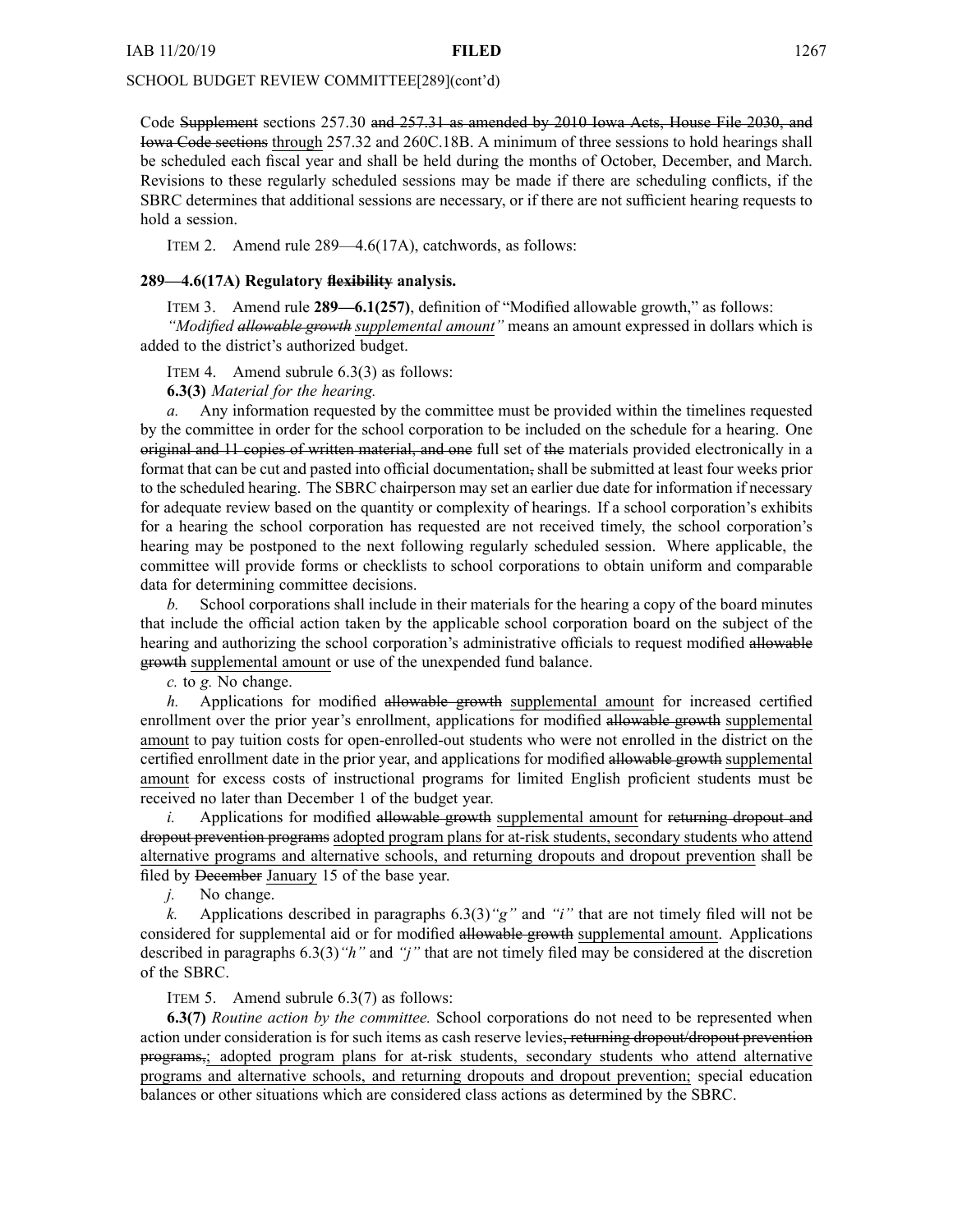Code ~~Supplement~~ sections 257.30 ~~and 257.31 as amended by 2010 Iowa Acts, House File 2030, and Iowa Code sections~~ through 257.32 and 260C.18B. A minimum of three sessions to hold hearings shall be scheduled each fiscal year and shall be held during the months of October, December, and March. Revisions to these regularly scheduled sessions may be made if there are scheduling conflicts, if the SBRC determines that additional sessions are necessary, or if there are not sufficient hearing requests to hold a session.

ITEM 2. Amend rule 289—4.6(17A), catchwords, as follows:

**289—4.6(17A) Regulatory ~~flexibility~~ analysis.**

ITEM 3. Amend rule **289—6.1(257)**, definition of "Modified allowable growth," as follows:

*"Modified ~~allowable growth~~ supplemental amount"* means an amount expressed in dollars which is added to the district's authorized budget.

ITEM 4. Amend subrule 6.3(3) as follows:

**6.3(3)** *Material for the hearing.*

*a.* Any information requested by the committee must be provided within the timelines requested by the committee in order for the school corporation to be included on the schedule for a hearing. One ~~original and 11 copies of written material, and one~~ full set of ~~the~~ materials provided electronically in a format that can be cut and pasted into official documentation~~,~~ shall be submitted at least four weeks prior to the scheduled hearing. The SBRC chairperson may set an earlier due date for information if necessary for adequate review based on the quantity or complexity of hearings. If a school corporation's exhibits for a hearing the school corporation has requested are not received timely, the school corporation's hearing may be postponed to the next following regularly scheduled session. Where applicable, the committee will provide forms or checklists to school corporations to obtain uniform and comparable data for determining committee decisions.

*b.* School corporations shall include in their materials for the hearing a copy of the board minutes that include the official action taken by the applicable school corporation board on the subject of the hearing and authorizing the school corporation's administrative officials to request modified ~~allowable growth~~ supplemental amount or use of the unexpended fund balance.

*c.* to *g.* No change.

*h.* Applications for modified ~~allowable growth~~ supplemental amount for increased certified enrollment over the prior year's enrollment, applications for modified ~~allowable growth~~ supplemental amount to pay tuition costs for open-enrolled-out students who were not enrolled in the district on the certified enrollment date in the prior year, and applications for modified ~~allowable growth~~ supplemental amount for excess costs of instructional programs for limited English proficient students must be received no later than December 1 of the budget year.

*i.* Applications for modified ~~allowable growth~~ supplemental amount for ~~returning dropout and dropout prevention programs~~ adopted program plans for at-risk students, secondary students who attend alternative programs and alternative schools, and returning dropouts and dropout prevention shall be filed by ~~December~~ January 15 of the base year.

*j.* No change.

*k.* Applications described in paragraphs 6.3(3)*"g"* and *"i"* that are not timely filed will not be considered for supplemental aid or for modified ~~allowable growth~~ supplemental amount. Applications described in paragraphs 6.3(3)*"h"* and *"j"* that are not timely filed may be considered at the discretion of the SBRC.

ITEM 5. Amend subrule 6.3(7) as follows:

**6.3(7)** *Routine action by the committee.* School corporations do not need to be represented when action under consideration is for such items as cash reserve levies~~, returning dropout/dropout prevention programs,~~; adopted program plans for at-risk students, secondary students who attend alternative programs and alternative schools, and returning dropouts and dropout prevention; special education balances or other situations which are considered class actions as determined by the SBRC.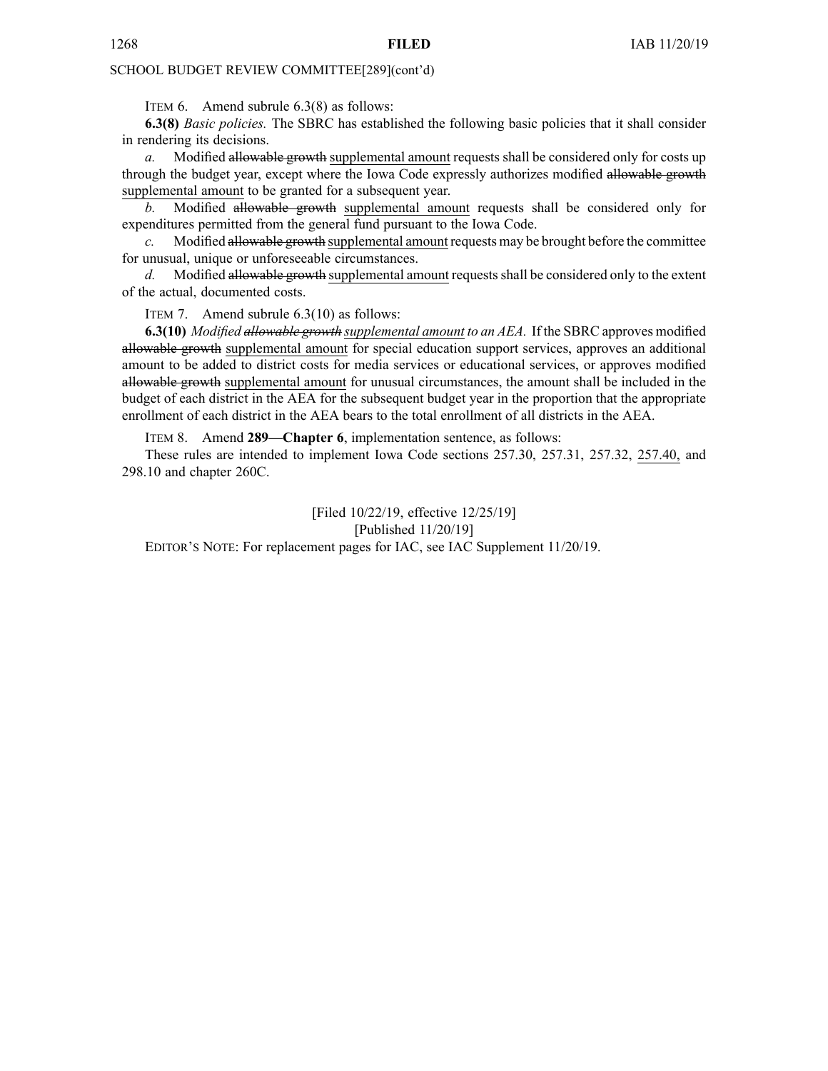SCHOOL BUDGET REVIEW COMMITTEE[289](cont'd)

ITEM 6. Amend subrule 6.3(8) as follows:

**6.3(8)** *Basic policies.* The SBRC has established the following basic policies that it shall consider in rendering its decisions.

*a.* Modified ~~allowable growth~~ <u>supplemental amount</u> requests shall be considered only for costs up through the budget year, except where the Iowa Code expressly authorizes modified ~~allowable growth~~ <u>supplemental amount</u> to be granted for a subsequent year.

*b.* Modified ~~allowable growth~~ <u>supplemental amount</u> requests shall be considered only for expenditures permitted from the general fund pursuant to the Iowa Code.

*c.* Modified ~~allowable growth~~ <u>supplemental amount</u> requests may be brought before the committee for unusual, unique or unforeseeable circumstances.

*d.* Modified ~~allowable growth~~ <u>supplemental amount</u> requests shall be considered only to the extent of the actual, documented costs.

ITEM 7. Amend subrule 6.3(10) as follows:

**6.3(10)** *Modified ~~allowable growth~~ <u>supplemental amount</u> to an AEA.* If the SBRC approves modified ~~allowable growth~~ <u>supplemental amount</u> for special education support services, approves an additional amount to be added to district costs for media services or educational services, or approves modified ~~allowable growth~~ <u>supplemental amount</u> for unusual circumstances, the amount shall be included in the budget of each district in the AEA for the subsequent budget year in the proportion that the appropriate enrollment of each district in the AEA bears to the total enrollment of all districts in the AEA.

ITEM 8. Amend **289—Chapter 6**, implementation sentence, as follows:

These rules are intended to implement Iowa Code sections 257.30, 257.31, 257.32, <u>257.40,</u> and 298.10 and chapter 260C.

[Filed 10/22/19, effective 12/25/19]
[Published 11/20/19]

EDITOR'S NOTE: For replacement pages for IAC, see IAC Supplement 11/20/19.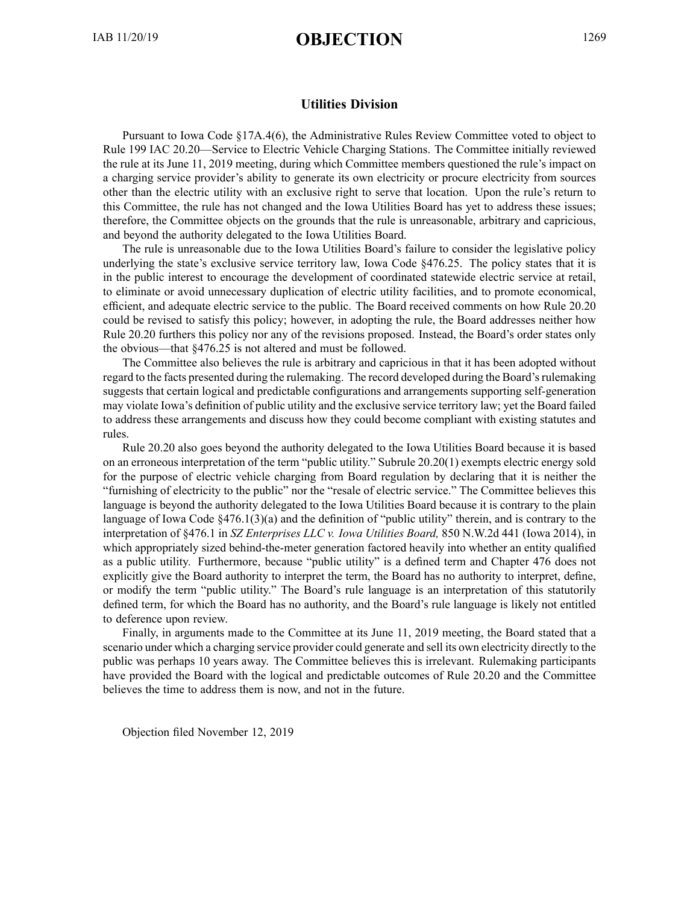## Utilities Division

Pursuant to Iowa Code §17A.4(6), the Administrative Rules Review Committee voted to object to Rule 199 IAC 20.20—Service to Electric Vehicle Charging Stations. The Committee initially reviewed the rule at its June 11, 2019 meeting, during which Committee members questioned the rule's impact on a charging service provider's ability to generate its own electricity or procure electricity from sources other than the electric utility with an exclusive right to serve that location. Upon the rule's return to this Committee, the rule has not changed and the Iowa Utilities Board has yet to address these issues; therefore, the Committee objects on the grounds that the rule is unreasonable, arbitrary and capricious, and beyond the authority delegated to the Iowa Utilities Board.

The rule is unreasonable due to the Iowa Utilities Board's failure to consider the legislative policy underlying the state's exclusive service territory law, Iowa Code §476.25. The policy states that it is in the public interest to encourage the development of coordinated statewide electric service at retail, to eliminate or avoid unnecessary duplication of electric utility facilities, and to promote economical, efficient, and adequate electric service to the public. The Board received comments on how Rule 20.20 could be revised to satisfy this policy; however, in adopting the rule, the Board addresses neither how Rule 20.20 furthers this policy nor any of the revisions proposed. Instead, the Board's order states only the obvious—that §476.25 is not altered and must be followed.

The Committee also believes the rule is arbitrary and capricious in that it has been adopted without regard to the facts presented during the rulemaking. The record developed during the Board's rulemaking suggests that certain logical and predictable configurations and arrangements supporting self-generation may violate Iowa's definition of public utility and the exclusive service territory law; yet the Board failed to address these arrangements and discuss how they could become compliant with existing statutes and rules.

Rule 20.20 also goes beyond the authority delegated to the Iowa Utilities Board because it is based on an erroneous interpretation of the term "public utility." Subrule 20.20(1) exempts electric energy sold for the purpose of electric vehicle charging from Board regulation by declaring that it is neither the "furnishing of electricity to the public" nor the "resale of electric service." The Committee believes this language is beyond the authority delegated to the Iowa Utilities Board because it is contrary to the plain language of Iowa Code §476.1(3)(a) and the definition of "public utility" therein, and is contrary to the interpretation of §476.1 in *SZ Enterprises LLC v. Iowa Utilities Board,* 850 N.W.2d 441 (Iowa 2014), in which appropriately sized behind-the-meter generation factored heavily into whether an entity qualified as a public utility. Furthermore, because "public utility" is a defined term and Chapter 476 does not explicitly give the Board authority to interpret the term, the Board has no authority to interpret, define, or modify the term "public utility." The Board's rule language is an interpretation of this statutorily defined term, for which the Board has no authority, and the Board's rule language is likely not entitled to deference upon review.

Finally, in arguments made to the Committee at its June 11, 2019 meeting, the Board stated that a scenario under which a charging service provider could generate and sell its own electricity directly to the public was perhaps 10 years away. The Committee believes this is irrelevant. Rulemaking participants have provided the Board with the logical and predictable outcomes of Rule 20.20 and the Committee believes the time to address them is now, and not in the future.

Objection filed November 12, 2019